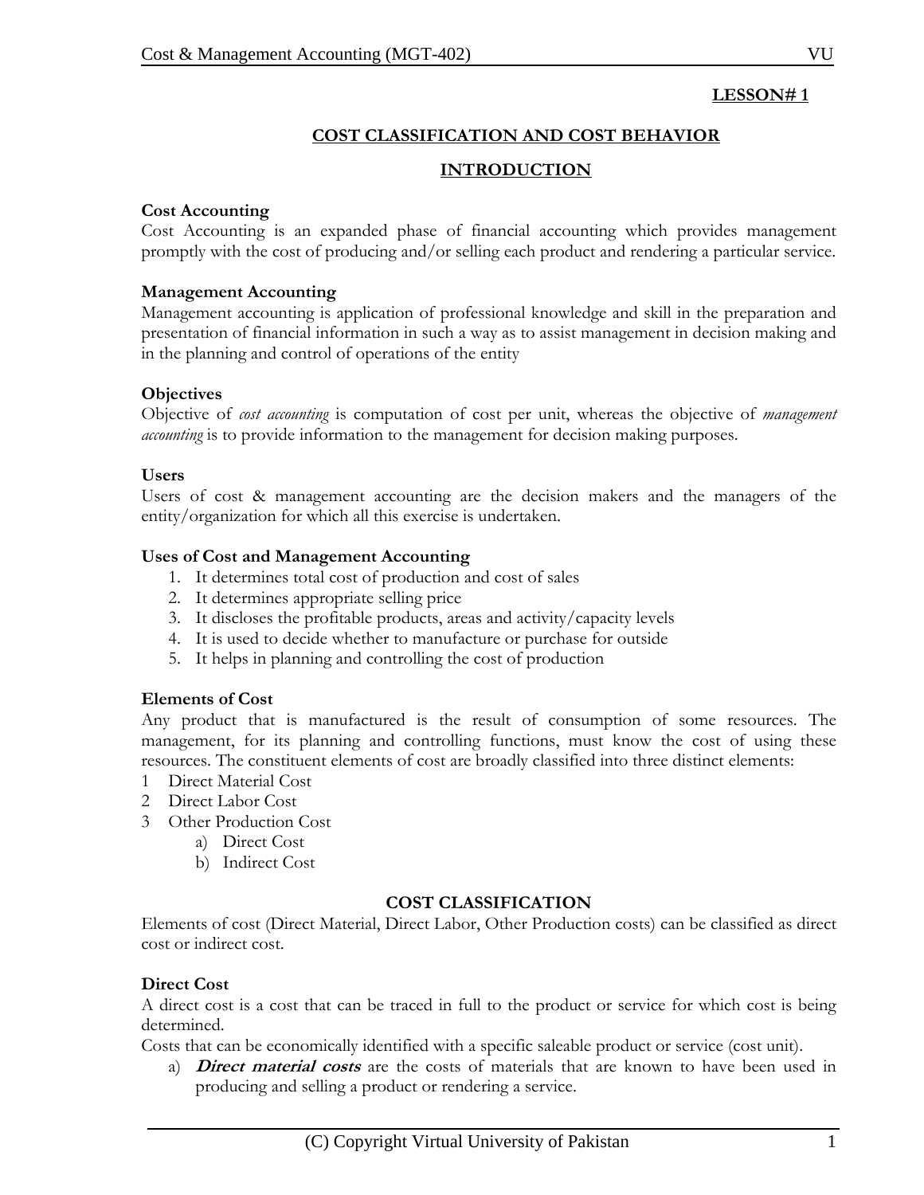**LESSON# 1**

# COST CLASSIFICATION AND COST BEHAVIOR

## INTRODUCTION

**Cost Accounting**

Cost Accounting is an expanded phase of financial accounting which provides management promptly with the cost of producing and/or selling each product and rendering a particular service.

**Management Accounting**

Management accounting is application of professional knowledge and skill in the preparation and presentation of financial information in such a way as to assist management in decision making and in the planning and control of operations of the entity

**Objectives**

Objective of *cost accounting* is computation of cost per unit, whereas the objective of *management accounting* is to provide information to the management for decision making purposes.

**Users**

Users of cost & management accounting are the decision makers and the managers of the entity/organization for which all this exercise is undertaken.

**Uses of Cost and Management Accounting**

1. It determines total cost of production and cost of sales
2. It determines appropriate selling price
3. It discloses the profitable products, areas and activity/capacity levels
4. It is used to decide whether to manufacture or purchase for outside
5. It helps in planning and controlling the cost of production

**Elements of Cost**

Any product that is manufactured is the result of consumption of some resources. The management, for its planning and controlling functions, must know the cost of using these resources. The constituent elements of cost are broadly classified into three distinct elements:

1 Direct Material Cost
2 Direct Labor Cost
3 Other Production Cost
   a) Direct Cost
   b) Indirect Cost

## COST CLASSIFICATION

Elements of cost (Direct Material, Direct Labor, Other Production costs) can be classified as direct cost or indirect cost.

**Direct Cost**

A direct cost is a cost that can be traced in full to the product or service for which cost is being determined.

Costs that can be economically identified with a specific saleable product or service (cost unit).

a) ***Direct material costs*** are the costs of materials that are known to have been used in producing and selling a product or rendering a service.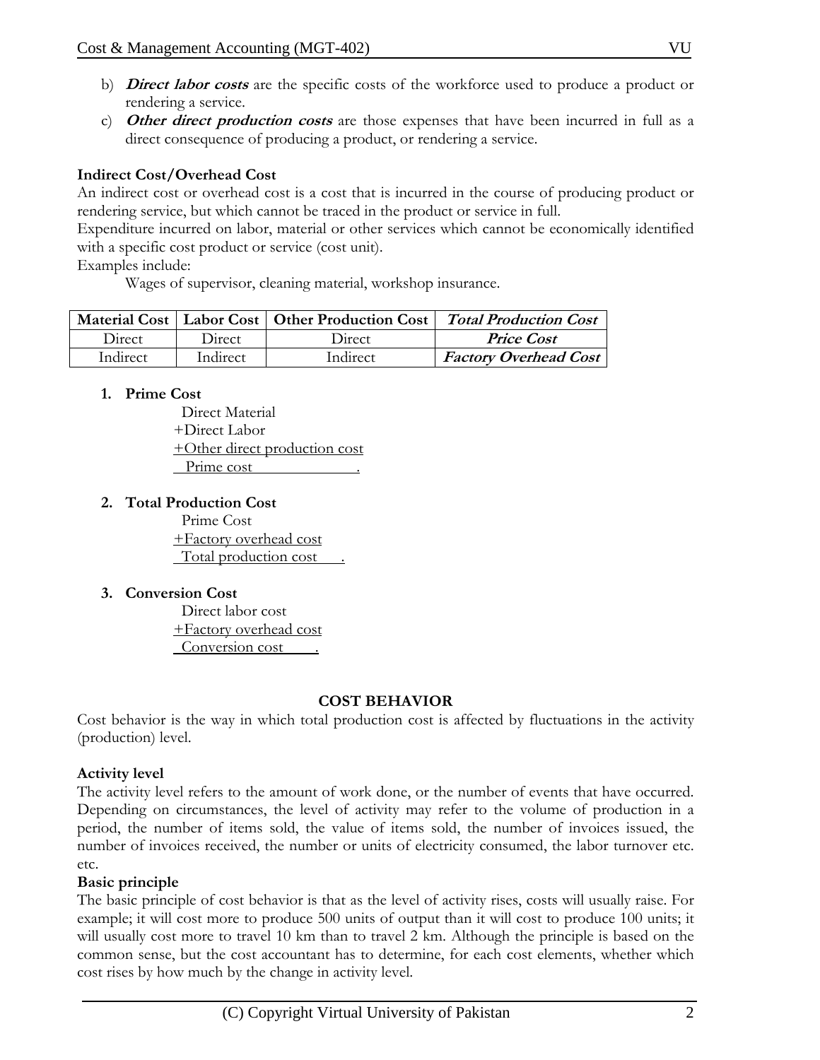b) ***Direct labor costs*** are the specific costs of the workforce used to produce a product or rendering a service.

c) ***Other direct production costs*** are those expenses that have been incurred in full as a direct consequence of producing a product, or rendering a service.

**Indirect Cost/Overhead Cost**

An indirect cost or overhead cost is a cost that is incurred in the course of producing product or rendering service, but which cannot be traced in the product or service in full.

Expenditure incurred on labor, material or other services which cannot be economically identified with a specific cost product or service (cost unit).

Examples include:

Wages of supervisor, cleaning material, workshop insurance.

| Material Cost | Labor Cost | Other Production Cost | ***Total Production Cost*** |
|---|---|---|---|
| Direct | Direct | Direct | ***Price Cost*** |
| Indirect | Indirect | Indirect | ***Factory Overhead Cost*** |

1. **Prime Cost**

   Direct Material
   +Direct Labor
   +Other direct production cost
   Prime cost

2. **Total Production Cost**

   Prime Cost
   +Factory overhead cost
   Total production cost

3. **Conversion Cost**

   Direct labor cost
   +Factory overhead cost
   Conversion cost

## COST BEHAVIOR

Cost behavior is the way in which total production cost is affected by fluctuations in the activity (production) level.

**Activity level**

The activity level refers to the amount of work done, or the number of events that have occurred. Depending on circumstances, the level of activity may refer to the volume of production in a period, the number of items sold, the value of items sold, the number of invoices issued, the number of invoices received, the number or units of electricity consumed, the labor turnover etc. etc.

**Basic principle**

The basic principle of cost behavior is that as the level of activity rises, costs will usually raise. For example; it will cost more to produce 500 units of output than it will cost to produce 100 units; it will usually cost more to travel 10 km than to travel 2 km. Although the principle is based on the common sense, but the cost accountant has to determine, for each cost elements, whether which cost rises by how much by the change in activity level.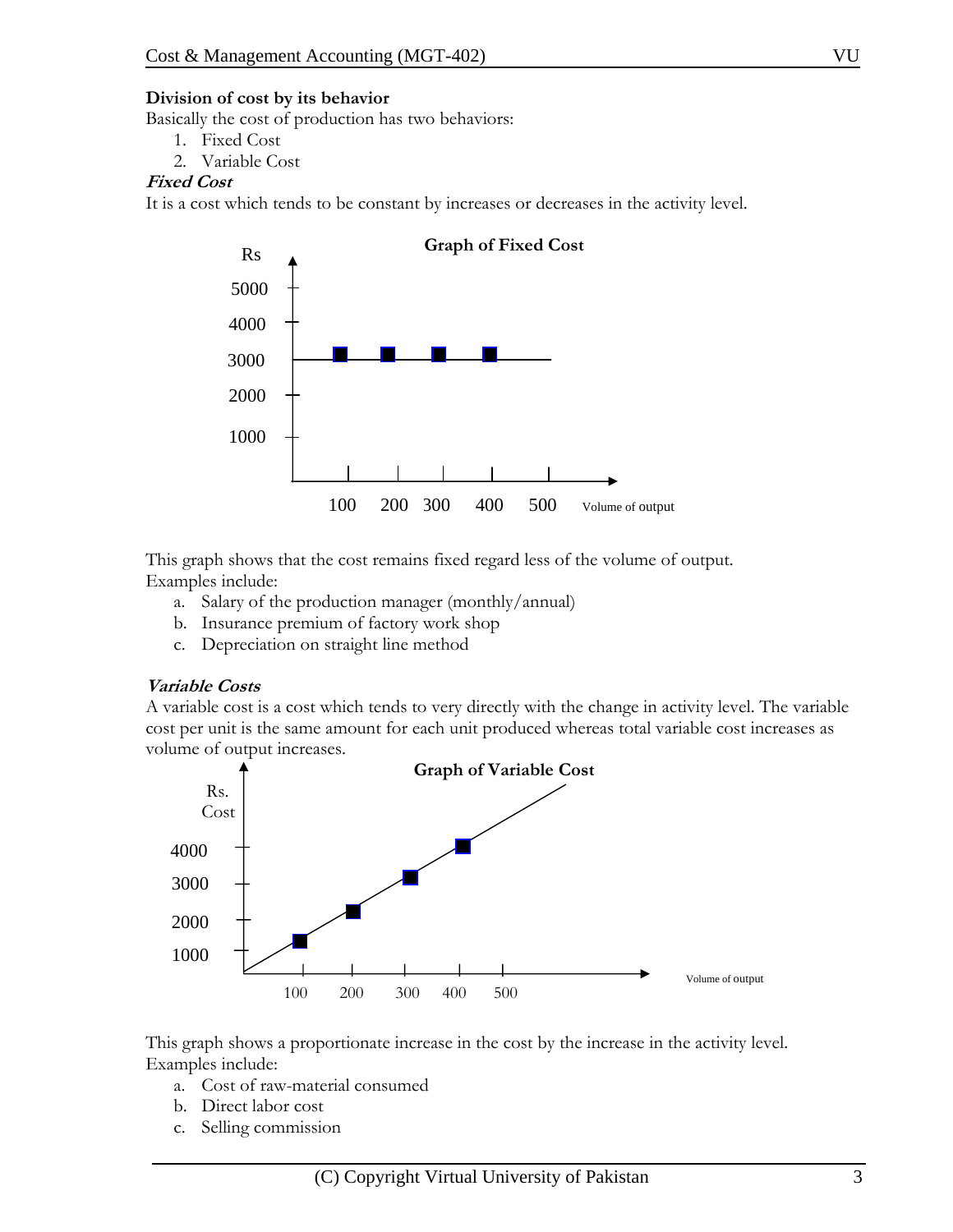**Division of cost by its behavior**

Basically the cost of production has two behaviors:

1. Fixed Cost
2. Variable Cost

***Fixed Cost***

It is a cost which tends to be constant by increases or decreases in the activity level.

**Graph of Fixed Cost**

This graph shows that the cost remains fixed regard less of the volume of output.

Examples include:

a. Salary of the production manager (monthly/annual)
b. Insurance premium of factory work shop
c. Depreciation on straight line method

***Variable Costs***

A variable cost is a cost which tends to very directly with the change in activity level. The variable cost per unit is the same amount for each unit produced whereas total variable cost increases as volume of output increases.

**Graph of Variable Cost**

This graph shows a proportionate increase in the cost by the increase in the activity level.

Examples include:

a. Cost of raw-material consumed
b. Direct labor cost
c. Selling commission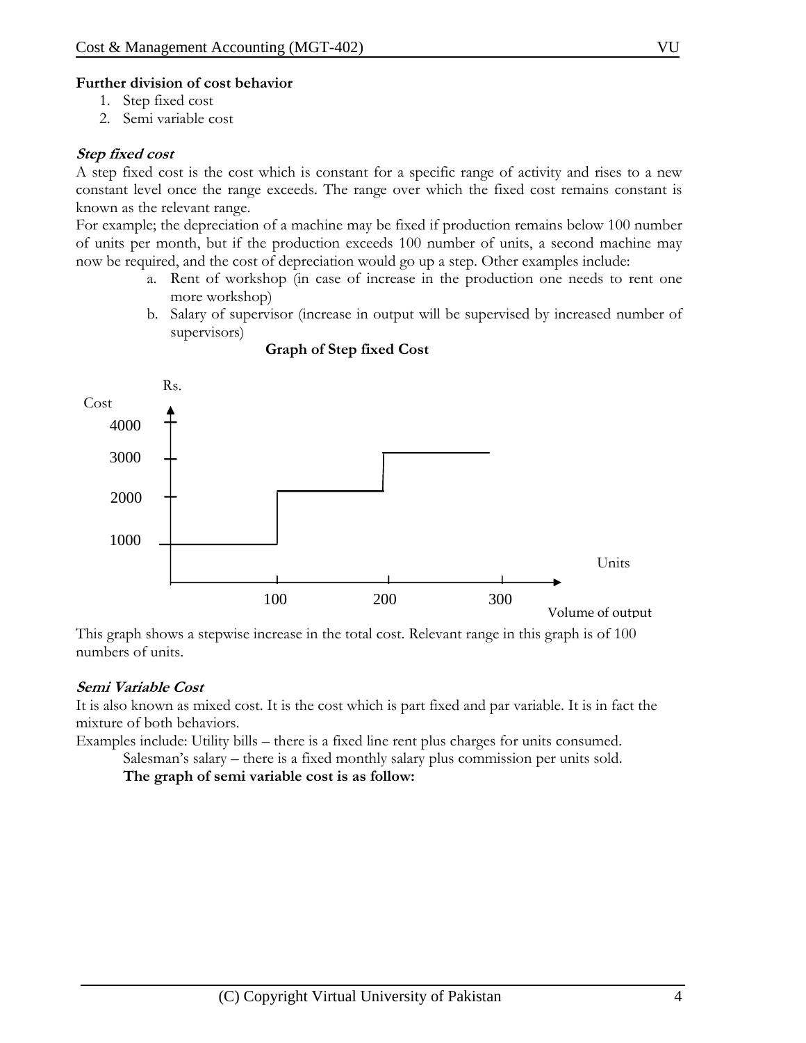**Further division of cost behavior**

1. Step fixed cost
2. Semi variable cost

***Step fixed cost***

A step fixed cost is the cost which is constant for a specific range of activity and rises to a new constant level once the range exceeds. The range over which the fixed cost remains constant is known as the relevant range.

For example; the depreciation of a machine may be fixed if production remains below 100 number of units per month, but if the production exceeds 100 number of units, a second machine may now be required, and the cost of depreciation would go up a step. Other examples include:

a. Rent of workshop (in case of increase in the production one needs to rent one more workshop)
b. Salary of supervisor (increase in output will be supervised by increased number of supervisors)

**Graph of Step fixed Cost**

Rs.
Cost
4000
3000
2000
1000

Units
100 200 300
Volume of output

This graph shows a stepwise increase in the total cost. Relevant range in this graph is of 100 numbers of units.

***Semi Variable Cost***

It is also known as mixed cost. It is the cost which is part fixed and par variable. It is in fact the mixture of both behaviors.

Examples include: Utility bills – there is a fixed line rent plus charges for units consumed.

Salesman's salary – there is a fixed monthly salary plus commission per units sold.

**The graph of semi variable cost is as follow:**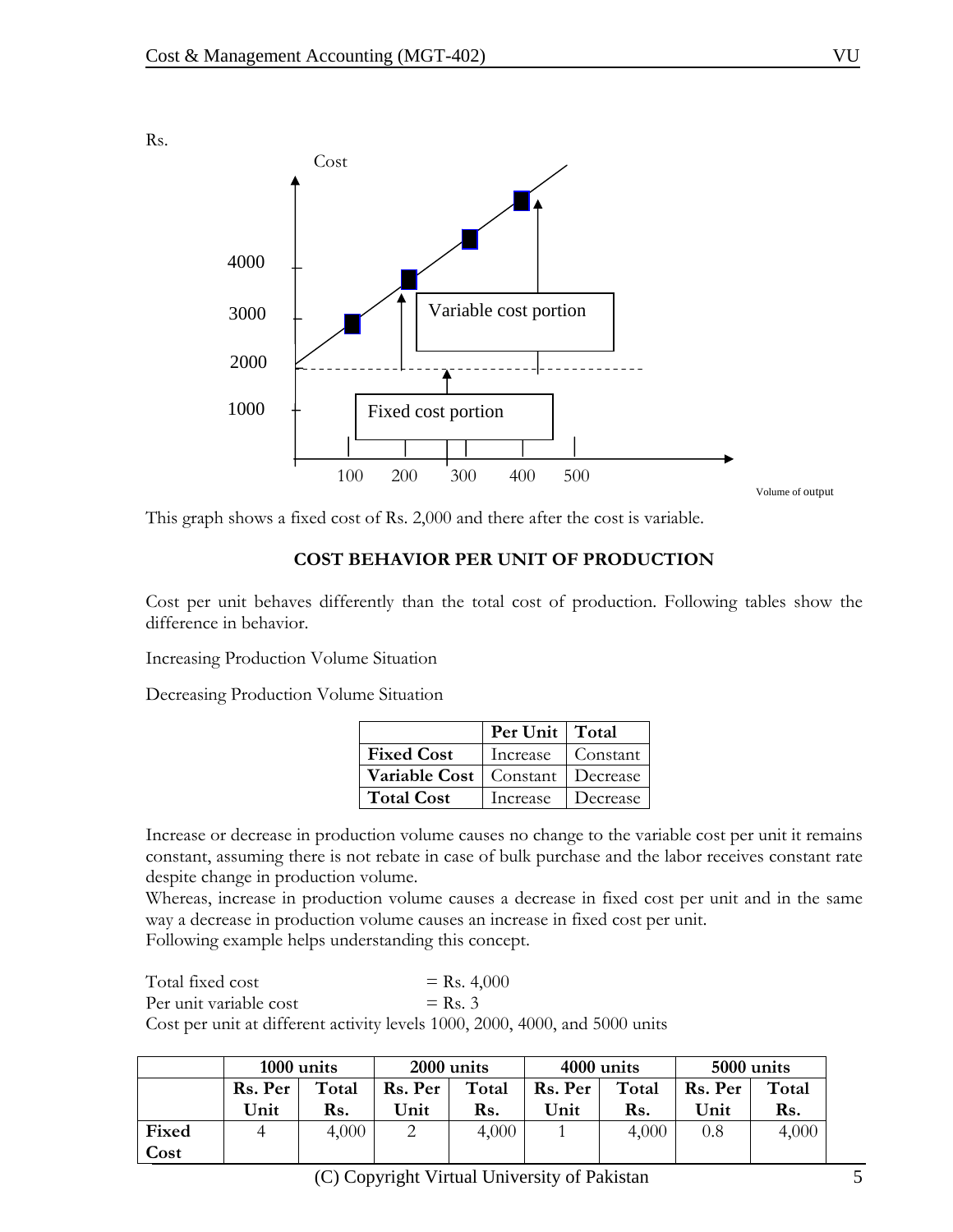Rs.

Cost

4000

3000

2000

1000

Variable cost portion

Fixed cost portion

100 200 300 400 500

Volume of output

This graph shows a fixed cost of Rs. 2,000 and there after the cost is variable.

## COST BEHAVIOR PER UNIT OF PRODUCTION

Cost per unit behaves differently than the total cost of production. Following tables show the difference in behavior.

Increasing Production Volume Situation

Decreasing Production Volume Situation

| | Per Unit | Total |
|---|---|---|
| **Fixed Cost** | Increase | Constant |
| **Variable Cost** | Constant | Decrease |
| **Total Cost** | Increase | Decrease |

Increase or decrease in production volume causes no change to the variable cost per unit it remains constant, assuming there is not rebate in case of bulk purchase and the labor receives constant rate despite change in production volume.
Whereas, increase in production volume causes a decrease in fixed cost per unit and in the same way a decrease in production volume causes an increase in fixed cost per unit.
Following example helps understanding this concept.

Total fixed cost = Rs. 4,000
Per unit variable cost = Rs. 3
Cost per unit at different activity levels 1000, 2000, 4000, and 5000 units

| | **1000 units** | | **2000 units** | | **4000 units** | | **5000 units** | |
|---|---|---|---|---|---|---|---|---|
| | **Rs. Per Unit** | **Total Rs.** | **Rs. Per Unit** | **Total Rs.** | **Rs. Per Unit** | **Total Rs.** | **Rs. Per Unit** | **Total Rs.** |
| **Fixed Cost** | 4 | 4,000 | 2 | 4,000 | 1 | 4,000 | 0.8 | 4,000 |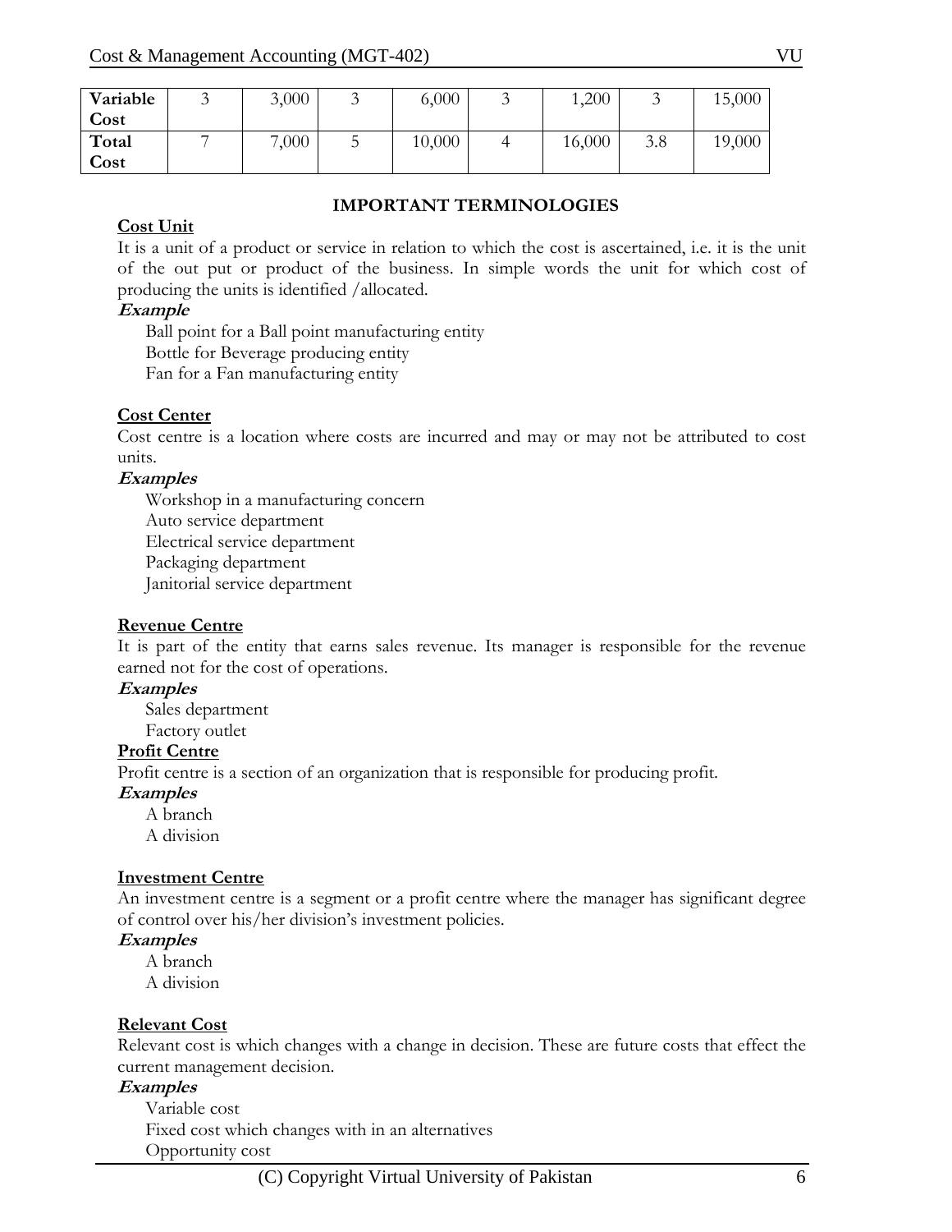| Variable Cost | 3 | 3,000 | 3 | 6,000 | 3 | 1,200 | 3 | 15,000 |
|---|---|---|---|---|---|---|---|---|
| Total Cost | 7 | 7,000 | 5 | 10,000 | 4 | 16,000 | 3.8 | 19,000 |

## IMPORTANT TERMINOLOGIES

### Cost Unit

It is a unit of a product or service in relation to which the cost is ascertained, i.e. it is the unit of the out put or product of the business. In simple words the unit for which cost of producing the units is identified /allocated.

***Example***

Ball point for a Ball point manufacturing entity
Bottle for Beverage producing entity
Fan for a Fan manufacturing entity

### Cost Center

Cost centre is a location where costs are incurred and may or may not be attributed to cost units.

***Examples***

Workshop in a manufacturing concern
Auto service department
Electrical service department
Packaging department
Janitorial service department

### Revenue Centre

It is part of the entity that earns sales revenue. Its manager is responsible for the revenue earned not for the cost of operations.

***Examples***

Sales department
Factory outlet

### Profit Centre

Profit centre is a section of an organization that is responsible for producing profit.

***Examples***

A branch
A division

### Investment Centre

An investment centre is a segment or a profit centre where the manager has significant degree of control over his/her division's investment policies.

***Examples***

A branch
A division

### Relevant Cost

Relevant cost is which changes with a change in decision. These are future costs that effect the current management decision.

***Examples***

Variable cost
Fixed cost which changes with in an alternatives
Opportunity cost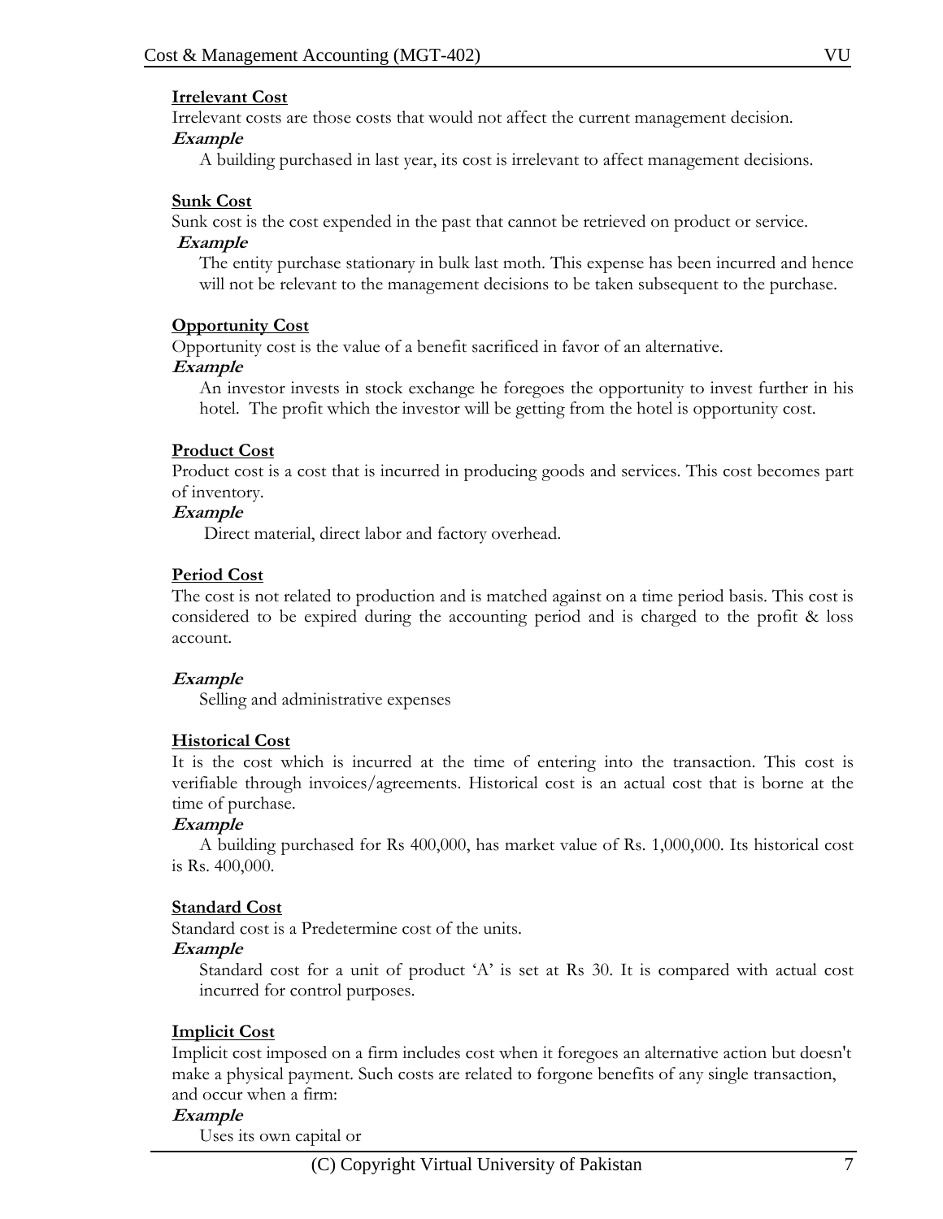**Irrelevant Cost**

Irrelevant costs are those costs that would not affect the current management decision.

***Example***

A building purchased in last year, its cost is irrelevant to affect management decisions.

**Sunk Cost**

Sunk cost is the cost expended in the past that cannot be retrieved on product or service.

***Example***

The entity purchase stationary in bulk last moth. This expense has been incurred and hence will not be relevant to the management decisions to be taken subsequent to the purchase.

**Opportunity Cost**

Opportunity cost is the value of a benefit sacrificed in favor of an alternative.

***Example***

An investor invests in stock exchange he foregoes the opportunity to invest further in his hotel. The profit which the investor will be getting from the hotel is opportunity cost.

**Product Cost**

Product cost is a cost that is incurred in producing goods and services. This cost becomes part of inventory.

***Example***

Direct material, direct labor and factory overhead.

**Period Cost**

The cost is not related to production and is matched against on a time period basis. This cost is considered to be expired during the accounting period and is charged to the profit & loss account.

***Example***

Selling and administrative expenses

**Historical Cost**

It is the cost which is incurred at the time of entering into the transaction. This cost is verifiable through invoices/agreements. Historical cost is an actual cost that is borne at the time of purchase.

***Example***

A building purchased for Rs 400,000, has market value of Rs. 1,000,000. Its historical cost is Rs. 400,000.

**Standard Cost**

Standard cost is a Predetermine cost of the units.

***Example***

Standard cost for a unit of product 'A' is set at Rs 30. It is compared with actual cost incurred for control purposes.

**Implicit Cost**

Implicit cost imposed on a firm includes cost when it foregoes an alternative action but doesn't make a physical payment. Such costs are related to forgone benefits of any single transaction, and occur when a firm:

***Example***

Uses its own capital or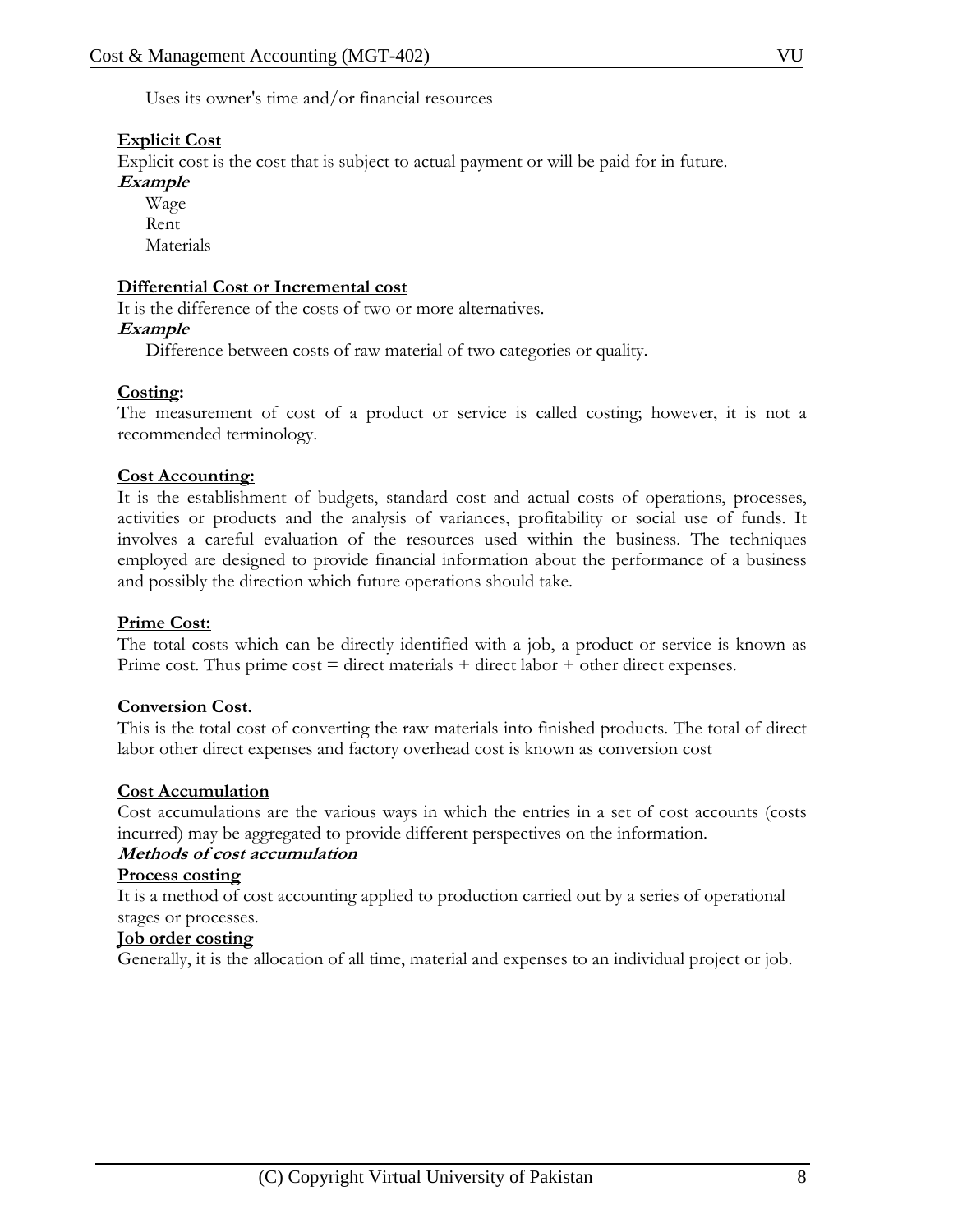Uses its owner's time and/or financial resources

**Explicit Cost**

Explicit cost is the cost that is subject to actual payment or will be paid for in future.

***Example***

Wage
Rent
Materials

**Differential Cost or Incremental cost**

It is the difference of the costs of two or more alternatives.

***Example***

Difference between costs of raw material of two categories or quality.

**Costing:**

The measurement of cost of a product or service is called costing; however, it is not a recommended terminology.

**Cost Accounting:**

It is the establishment of budgets, standard cost and actual costs of operations, processes, activities or products and the analysis of variances, profitability or social use of funds. It involves a careful evaluation of the resources used within the business. The techniques employed are designed to provide financial information about the performance of a business and possibly the direction which future operations should take.

**Prime Cost:**

The total costs which can be directly identified with a job, a product or service is known as Prime cost. Thus prime cost = direct materials + direct labor + other direct expenses.

**Conversion Cost.**

This is the total cost of converting the raw materials into finished products. The total of direct labor other direct expenses and factory overhead cost is known as conversion cost

**Cost Accumulation**

Cost accumulations are the various ways in which the entries in a set of cost accounts (costs incurred) may be aggregated to provide different perspectives on the information.

***Methods of cost accumulation***

**Process costing**

It is a method of cost accounting applied to production carried out by a series of operational stages or processes.

**Job order costing**

Generally, it is the allocation of all time, material and expenses to an individual project or job.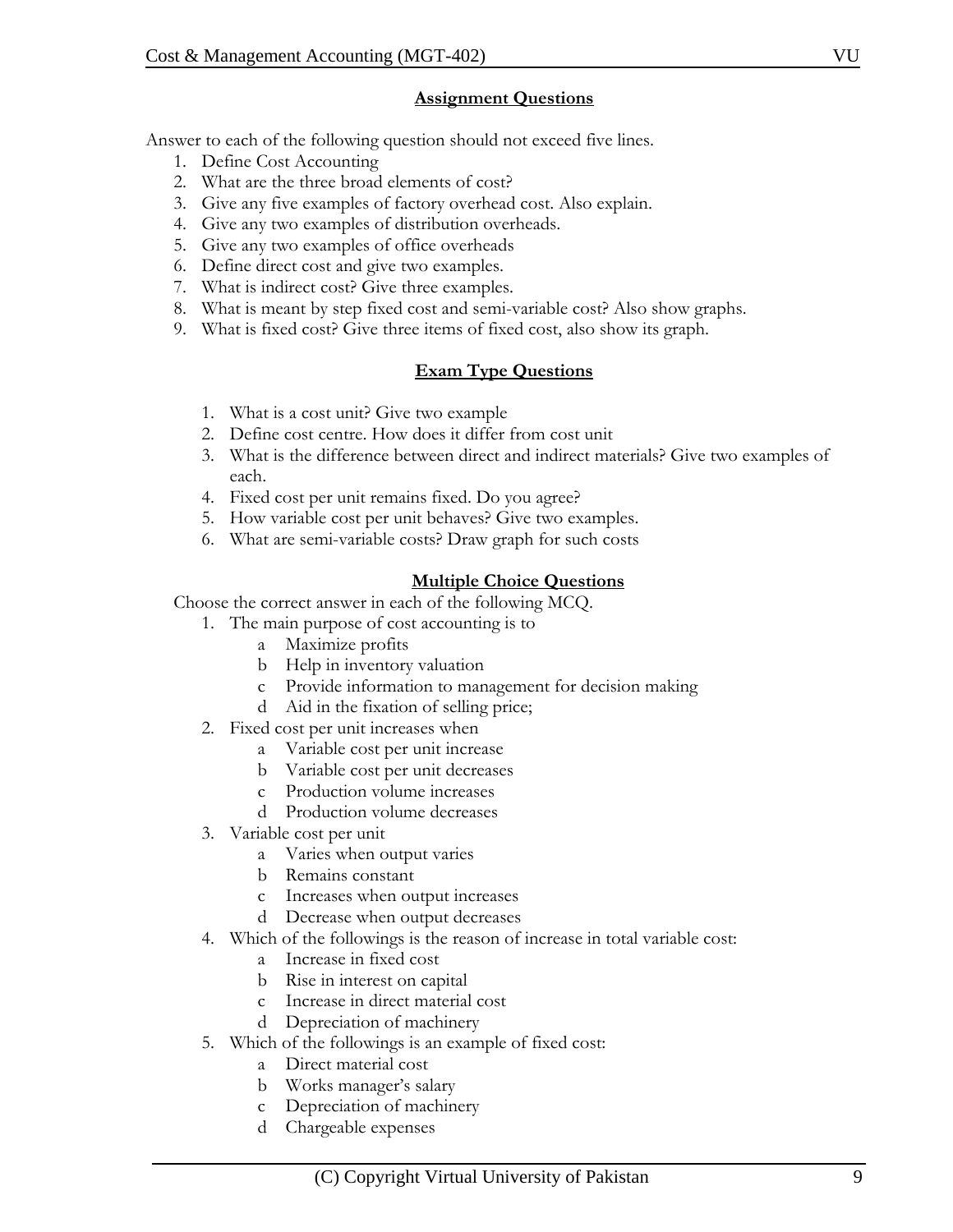## Assignment Questions

Answer to each of the following question should not exceed five lines.

1. Define Cost Accounting
2. What are the three broad elements of cost?
3. Give any five examples of factory overhead cost. Also explain.
4. Give any two examples of distribution overheads.
5. Give any two examples of office overheads
6. Define direct cost and give two examples.
7. What is indirect cost? Give three examples.
8. What is meant by step fixed cost and semi-variable cost? Also show graphs.
9. What is fixed cost? Give three items of fixed cost, also show its graph.

## Exam Type Questions

1. What is a cost unit? Give two example
2. Define cost centre. How does it differ from cost unit
3. What is the difference between direct and indirect materials? Give two examples of each.
4. Fixed cost per unit remains fixed. Do you agree?
5. How variable cost per unit behaves? Give two examples.
6. What are semi-variable costs? Draw graph for such costs

## Multiple Choice Questions

Choose the correct answer in each of the following MCQ.

1. The main purpose of cost accounting is to
   - a Maximize profits
   - b Help in inventory valuation
   - c Provide information to management for decision making
   - d Aid in the fixation of selling price;
2. Fixed cost per unit increases when
   - a Variable cost per unit increase
   - b Variable cost per unit decreases
   - c Production volume increases
   - d Production volume decreases
3. Variable cost per unit
   - a Varies when output varies
   - b Remains constant
   - c Increases when output increases
   - d Decrease when output decreases
4. Which of the followings is the reason of increase in total variable cost:
   - a Increase in fixed cost
   - b Rise in interest on capital
   - c Increase in direct material cost
   - d Depreciation of machinery
5. Which of the followings is an example of fixed cost:
   - a Direct material cost
   - b Works manager's salary
   - c Depreciation of machinery
   - d Chargeable expenses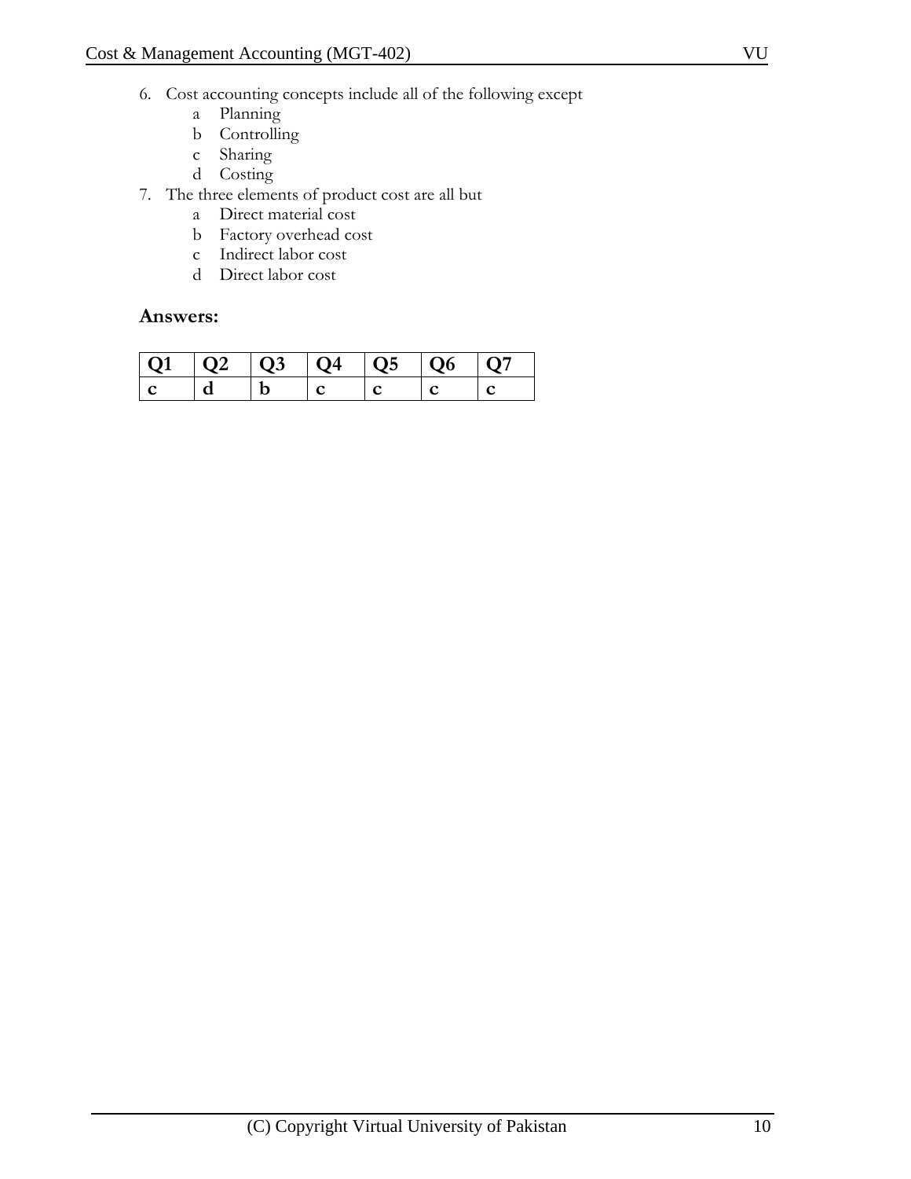6. Cost accounting concepts include all of the following except
   a Planning
   b Controlling
   c Sharing
   d Costing
7. The three elements of product cost are all but
   a Direct material cost
   b Factory overhead cost
   c Indirect labor cost
   d Direct labor cost

### Answers:

| Q1 | Q2 | Q3 | Q4 | Q5 | Q6 | Q7 |
|---|---|---|---|---|---|---|
| c | d | b | c | c | c | c |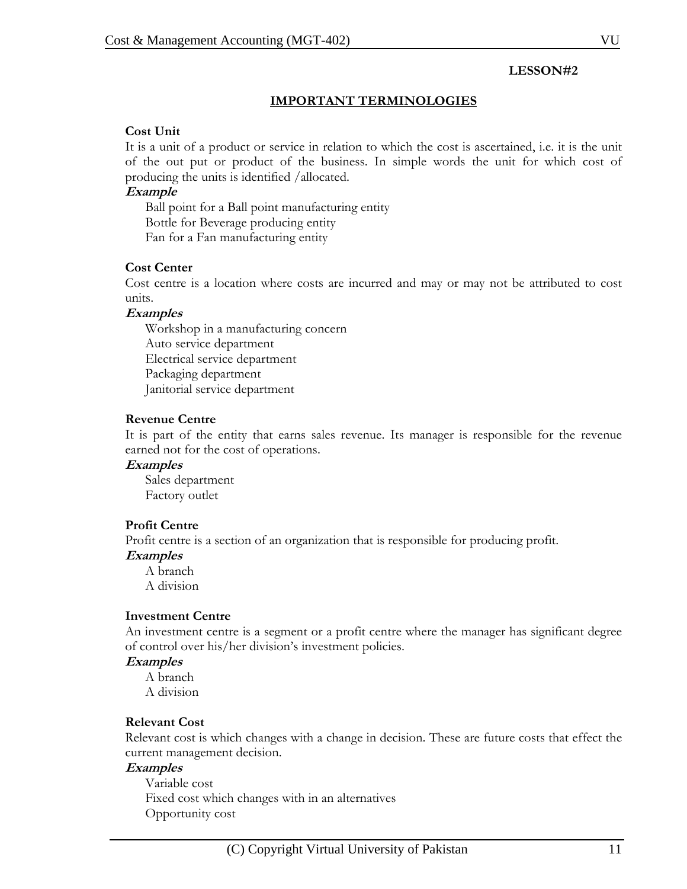**LESSON#2**

## IMPORTANT TERMINOLOGIES

**Cost Unit**

It is a unit of a product or service in relation to which the cost is ascertained, i.e. it is the unit of the out put or product of the business. In simple words the unit for which cost of producing the units is identified /allocated.

***Example***

Ball point for a Ball point manufacturing entity
Bottle for Beverage producing entity
Fan for a Fan manufacturing entity

**Cost Center**

Cost centre is a location where costs are incurred and may or may not be attributed to cost units.

***Examples***

Workshop in a manufacturing concern
Auto service department
Electrical service department
Packaging department
Janitorial service department

**Revenue Centre**

It is part of the entity that earns sales revenue. Its manager is responsible for the revenue earned not for the cost of operations.

***Examples***

Sales department
Factory outlet

**Profit Centre**

Profit centre is a section of an organization that is responsible for producing profit.

***Examples***

A branch
A division

**Investment Centre**

An investment centre is a segment or a profit centre where the manager has significant degree of control over his/her division's investment policies.

***Examples***

A branch
A division

**Relevant Cost**

Relevant cost is which changes with a change in decision. These are future costs that effect the current management decision.

***Examples***

Variable cost
Fixed cost which changes with in an alternatives
Opportunity cost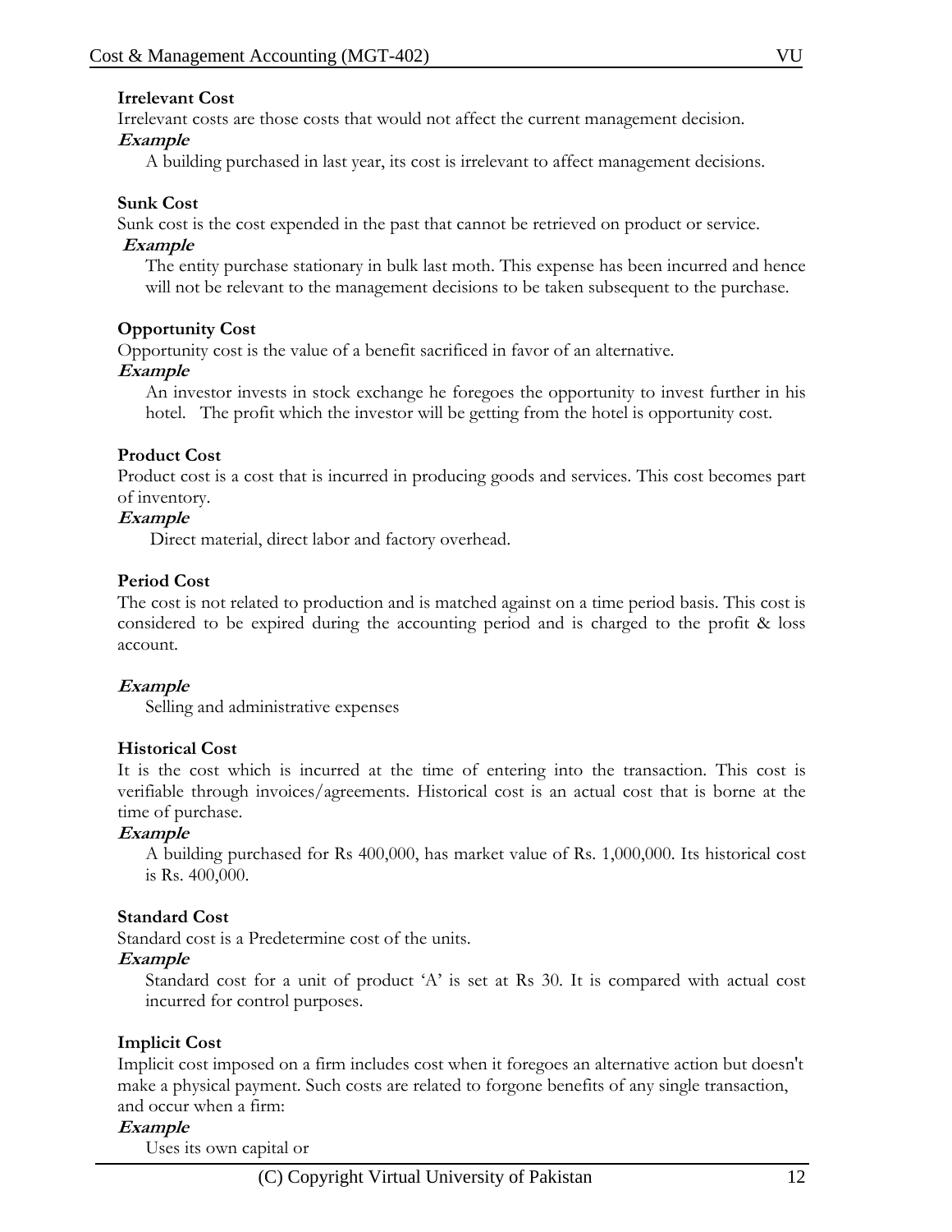**Irrelevant Cost**

Irrelevant costs are those costs that would not affect the current management decision.

***Example***

A building purchased in last year, its cost is irrelevant to affect management decisions.

**Sunk Cost**

Sunk cost is the cost expended in the past that cannot be retrieved on product or service.

***Example***

The entity purchase stationary in bulk last moth. This expense has been incurred and hence will not be relevant to the management decisions to be taken subsequent to the purchase.

**Opportunity Cost**

Opportunity cost is the value of a benefit sacrificed in favor of an alternative.

***Example***

An investor invests in stock exchange he foregoes the opportunity to invest further in his hotel. The profit which the investor will be getting from the hotel is opportunity cost.

**Product Cost**

Product cost is a cost that is incurred in producing goods and services. This cost becomes part of inventory.

***Example***

Direct material, direct labor and factory overhead.

**Period Cost**

The cost is not related to production and is matched against on a time period basis. This cost is considered to be expired during the accounting period and is charged to the profit & loss account.

***Example***

Selling and administrative expenses

**Historical Cost**

It is the cost which is incurred at the time of entering into the transaction. This cost is verifiable through invoices/agreements. Historical cost is an actual cost that is borne at the time of purchase.

***Example***

A building purchased for Rs 400,000, has market value of Rs. 1,000,000. Its historical cost is Rs. 400,000.

**Standard Cost**

Standard cost is a Predetermine cost of the units.

***Example***

Standard cost for a unit of product 'A' is set at Rs 30. It is compared with actual cost incurred for control purposes.

**Implicit Cost**

Implicit cost imposed on a firm includes cost when it foregoes an alternative action but doesn't make a physical payment. Such costs are related to forgone benefits of any single transaction, and occur when a firm:

***Example***

Uses its own capital or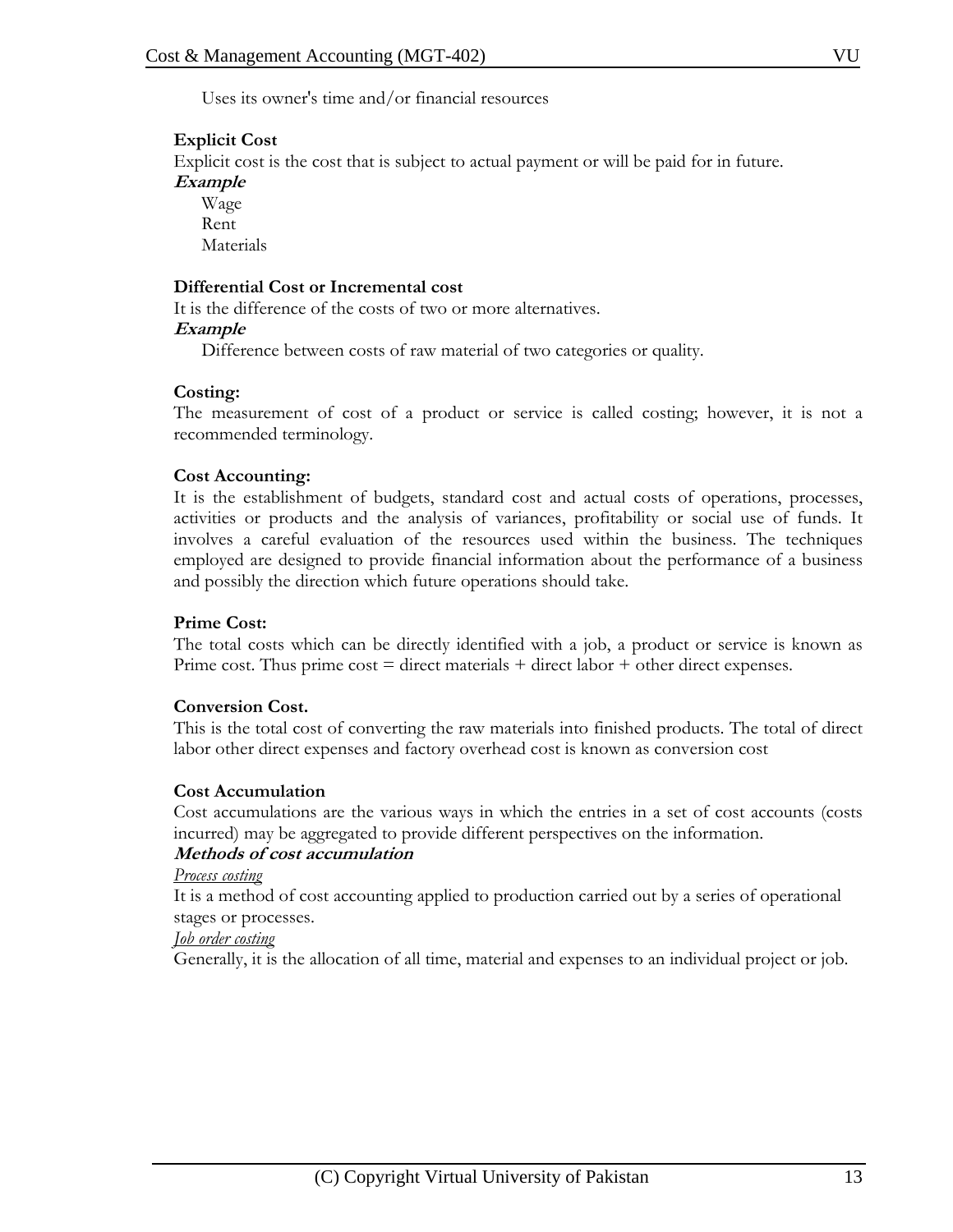Uses its owner's time and/or financial resources

**Explicit Cost**

Explicit cost is the cost that is subject to actual payment or will be paid for in future.

***Example***

Wage
Rent
Materials

**Differential Cost or Incremental cost**

It is the difference of the costs of two or more alternatives.

***Example***

Difference between costs of raw material of two categories or quality.

**Costing:**

The measurement of cost of a product or service is called costing; however, it is not a recommended terminology.

**Cost Accounting:**

It is the establishment of budgets, standard cost and actual costs of operations, processes, activities or products and the analysis of variances, profitability or social use of funds. It involves a careful evaluation of the resources used within the business. The techniques employed are designed to provide financial information about the performance of a business and possibly the direction which future operations should take.

**Prime Cost:**

The total costs which can be directly identified with a job, a product or service is known as Prime cost. Thus prime cost = direct materials + direct labor + other direct expenses.

**Conversion Cost.**

This is the total cost of converting the raw materials into finished products. The total of direct labor other direct expenses and factory overhead cost is known as conversion cost

**Cost Accumulation**

Cost accumulations are the various ways in which the entries in a set of cost accounts (costs incurred) may be aggregated to provide different perspectives on the information.

***Methods of cost accumulation***

*Process costing*

It is a method of cost accounting applied to production carried out by a series of operational stages or processes.

*Job order costing*

Generally, it is the allocation of all time, material and expenses to an individual project or job.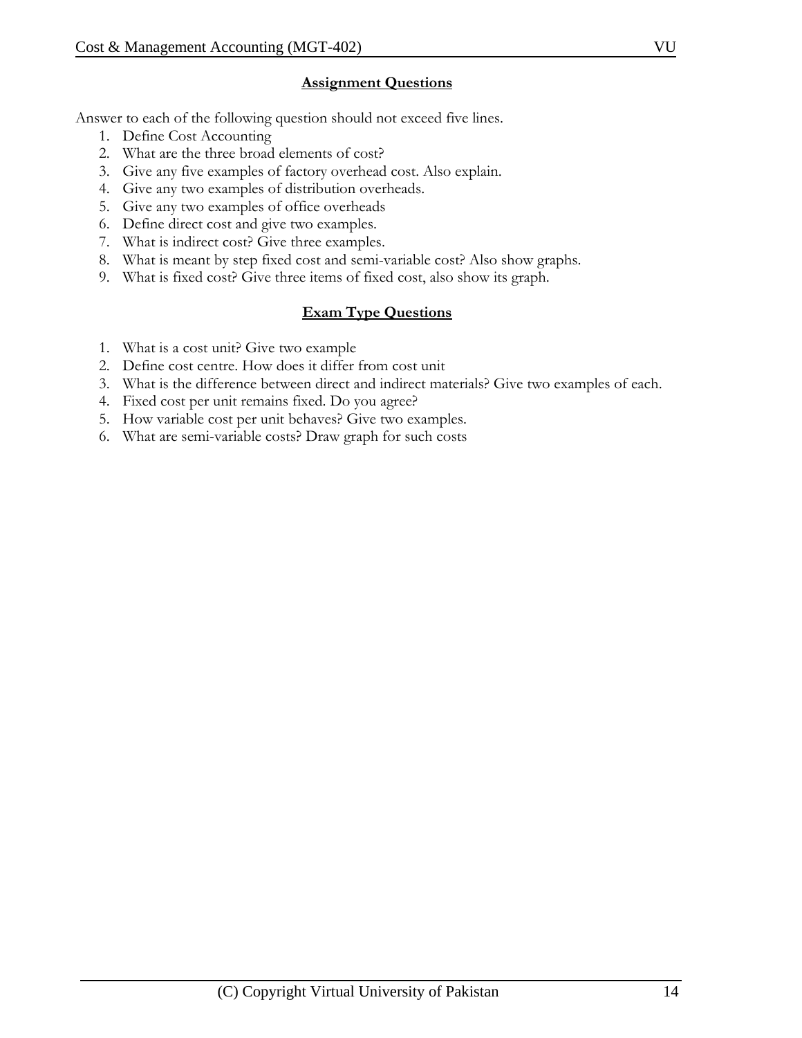## Assignment Questions

Answer to each of the following question should not exceed five lines.

1. Define Cost Accounting
2. What are the three broad elements of cost?
3. Give any five examples of factory overhead cost. Also explain.
4. Give any two examples of distribution overheads.
5. Give any two examples of office overheads
6. Define direct cost and give two examples.
7. What is indirect cost? Give three examples.
8. What is meant by step fixed cost and semi-variable cost? Also show graphs.
9. What is fixed cost? Give three items of fixed cost, also show its graph.

## Exam Type Questions

1. What is a cost unit? Give two example
2. Define cost centre. How does it differ from cost unit
3. What is the difference between direct and indirect materials? Give two examples of each.
4. Fixed cost per unit remains fixed. Do you agree?
5. How variable cost per unit behaves? Give two examples.
6. What are semi-variable costs? Draw graph for such costs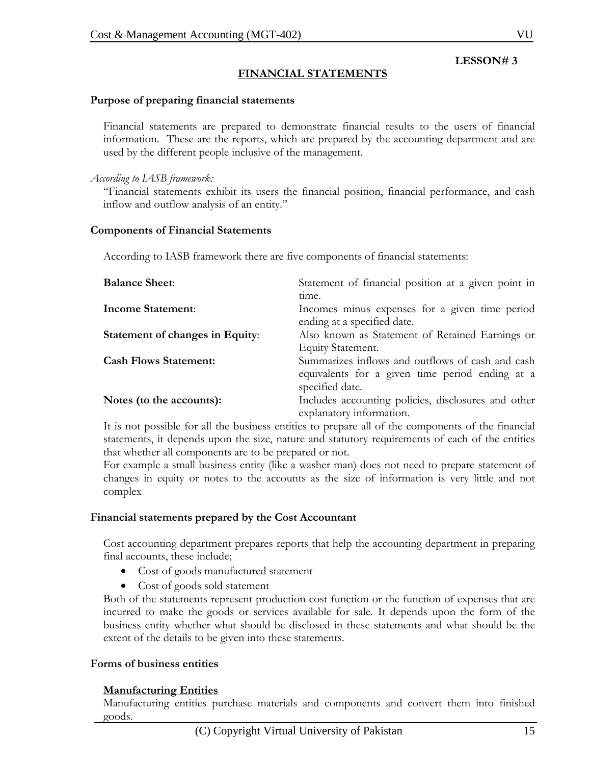**LESSON# 3**

# FINANCIAL STATEMENTS

## Purpose of preparing financial statements

Financial statements are prepared to demonstrate financial results to the users of financial information. These are the reports, which are prepared by the accounting department and are used by the different people inclusive of the management.

*According to IASB framework:*

"Financial statements exhibit its users the financial position, financial performance, and cash inflow and outflow analysis of an entity."

## Components of Financial Statements

According to IASB framework there are five components of financial statements:

| | |
|---|---|
| **Balance Sheet**: | Statement of financial position at a given point in time. |
| **Income Statement**: | Incomes minus expenses for a given time period ending at a specified date. |
| **Statement of changes in Equity**: | Also known as Statement of Retained Earnings or Equity Statement. |
| **Cash Flows Statement:** | Summarizes inflows and outflows of cash and cash equivalents for a given time period ending at a specified date. |
| **Notes (to the accounts):** | Includes accounting policies, disclosures and other explanatory information. |

It is not possible for all the business entities to prepare all of the components of the financial statements, it depends upon the size, nature and statutory requirements of each of the entities that whether all components are to be prepared or not.

For example a small business entity (like a washer man) does not need to prepare statement of changes in equity or notes to the accounts as the size of information is very little and not complex

## Financial statements prepared by the Cost Accountant

Cost accounting department prepares reports that help the accounting department in preparing final accounts, these include;

- Cost of goods manufactured statement
- Cost of goods sold statement

Both of the statements represent production cost function or the function of expenses that are incurred to make the goods or services available for sale. It depends upon the form of the business entity whether what should be disclosed in these statements and what should be the extent of the details to be given into these statements.

## Forms of business entities

### Manufacturing Entities

Manufacturing entities purchase materials and components and convert them into finished goods.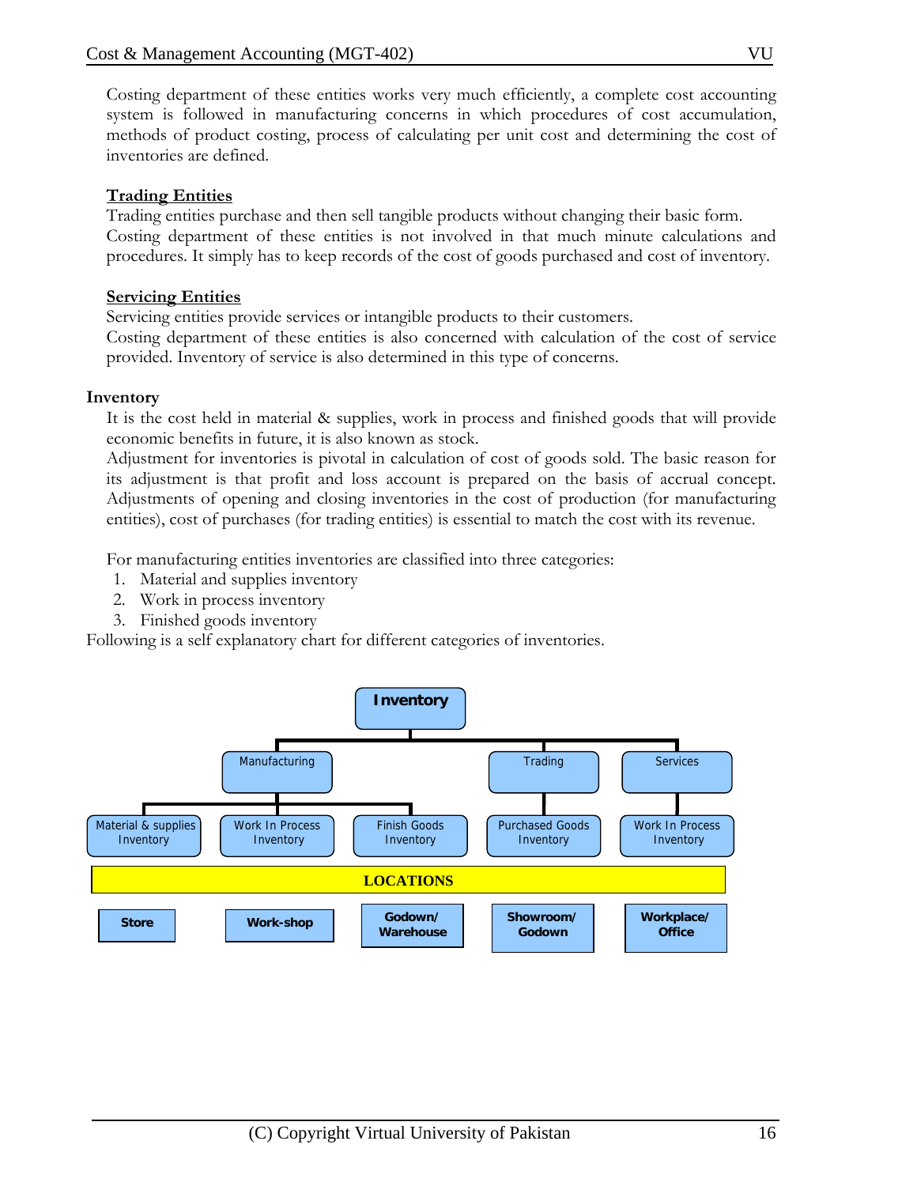Costing department of these entities works very much efficiently, a complete cost accounting system is followed in manufacturing concerns in which procedures of cost accumulation, methods of product costing, process of calculating per unit cost and determining the cost of inventories are defined.

### Trading Entities

Trading entities purchase and then sell tangible products without changing their basic form. Costing department of these entities is not involved in that much minute calculations and procedures. It simply has to keep records of the cost of goods purchased and cost of inventory.

### Servicing Entities

Servicing entities provide services or intangible products to their customers. Costing department of these entities is also concerned with calculation of the cost of service provided. Inventory of service is also determined in this type of concerns.

## Inventory

It is the cost held in material & supplies, work in process and finished goods that will provide economic benefits in future, it is also known as stock.

Adjustment for inventories is pivotal in calculation of cost of goods sold. The basic reason for its adjustment is that profit and loss account is prepared on the basis of accrual concept. Adjustments of opening and closing inventories in the cost of production (for manufacturing entities), cost of purchases (for trading entities) is essential to match the cost with its revenue.

For manufacturing entities inventories are classified into three categories:

1. Material and supplies inventory
2. Work in process inventory
3. Finished goods inventory

Following is a self explanatory chart for different categories of inventories.

**Inventory**

| | Manufacturing | | | Trading | Services |
|---|---|---|---|---|---|
| Inventory | Material & supplies Inventory | Work In Process Inventory | Finish Goods Inventory | Purchased Goods Inventory | Work In Process Inventory |
| **LOCATIONS** | Store | Work-shop | Godown/ Warehouse | Showroom/ Godown | Workplace/ Office |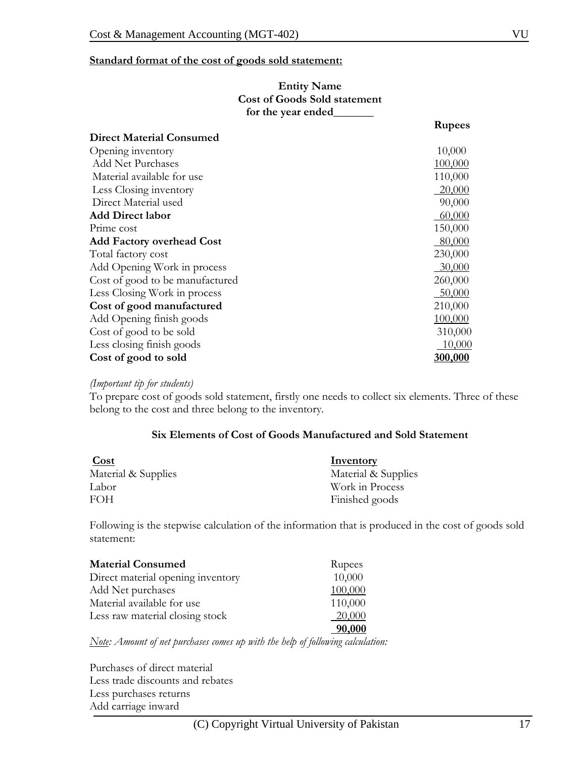**Standard format of the cost of goods sold statement:**

**Entity Name**
**Cost of Goods Sold statement**
**for the year ended_______**

| | Rupees |
|---|---|
| **Direct Material Consumed** | |
| Opening inventory | 10,000 |
| Add Net Purchases | 100,000 |
| Material available for use | 110,000 |
| Less Closing inventory | 20,000 |
| Direct Material used | 90,000 |
| **Add Direct labor** | 60,000 |
| Prime cost | 150,000 |
| **Add Factory overhead Cost** | 80,000 |
| Total factory cost | 230,000 |
| Add Opening Work in process | 30,000 |
| Cost of good to be manufactured | 260,000 |
| Less Closing Work in process | 50,000 |
| **Cost of good manufactured** | 210,000 |
| Add Opening finish goods | 100,000 |
| Cost of good to be sold | 310,000 |
| Less closing finish goods | 10,000 |
| **Cost of good to sold** | **300,000** |

*(Important tip for students)*

To prepare cost of goods sold statement, firstly one needs to collect six elements. Three of these belong to the cost and three belong to the inventory.

**Six Elements of Cost of Goods Manufactured and Sold Statement**

| **Cost** | **Inventory** |
|---|---|
| Material & Supplies | Material & Supplies |
| Labor | Work in Process |
| FOH | Finished goods |

Following is the stepwise calculation of the information that is produced in the cost of goods sold statement:

| **Material Consumed** | Rupees |
|---|---|
| Direct material opening inventory | 10,000 |
| Add Net purchases | 100,000 |
| Material available for use | 110,000 |
| Less raw material closing stock | 20,000 |
| | **90,000** |

*Note: Amount of net purchases comes up with the help of following calculation:*

Purchases of direct material
Less trade discounts and rebates
Less purchases returns
Add carriage inward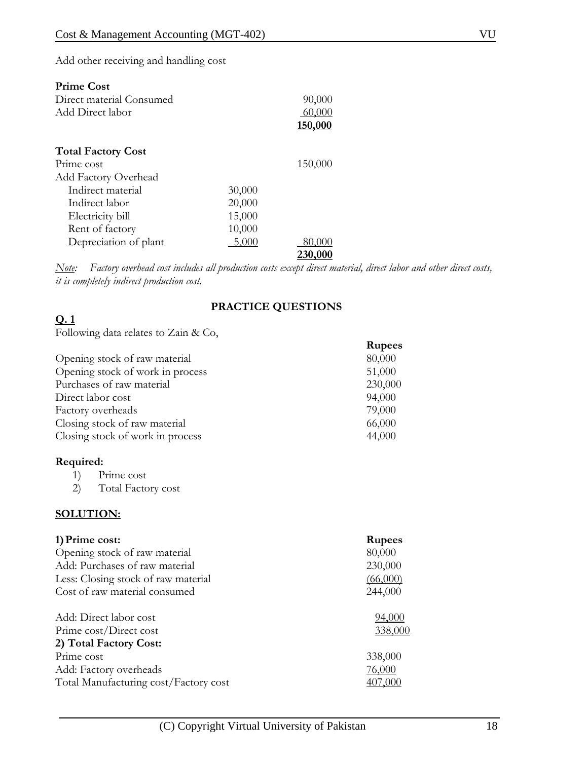Add other receiving and handling cost

**Prime Cost**

| | | |
|---|---|---|
| Direct material Consumed | | 90,000 |
| Add Direct labor | | 60,000 |
| | | **150,000** |

**Total Factory Cost**

| | | |
|---|---|---|
| Prime cost | | 150,000 |
| Add Factory Overhead | | |
| Indirect material | 30,000 | |
| Indirect labor | 20,000 | |
| Electricity bill | 15,000 | |
| Rent of factory | 10,000 | |
| Depreciation of plant | 5,000 | 80,000 |
| | | **230,000** |

*Note: Factory overhead cost includes all production costs except direct material, direct labor and other direct costs, it is completely indirect production cost.*

## PRACTICE QUESTIONS

**Q. 1**

Following data relates to Zain & Co,

| | **Rupees** |
|---|---|
| Opening stock of raw material | 80,000 |
| Opening stock of work in process | 51,000 |
| Purchases of raw material | 230,000 |
| Direct labor cost | 94,000 |
| Factory overheads | 79,000 |
| Closing stock of raw material | 66,000 |
| Closing stock of work in process | 44,000 |

**Required:**

1) Prime cost
2) Total Factory cost

**SOLUTION:**

| **1) Prime cost:** | **Rupees** |
|---|---|
| Opening stock of raw material | 80,000 |
| Add: Purchases of raw material | 230,000 |
| Less: Closing stock of raw material | (66,000) |
| Cost of raw material consumed | 244,000 |
| | |
| Add: Direct labor cost | 94,000 |
| Prime cost/Direct cost | 338,000 |
| **2) Total Factory Cost:** | |
| Prime cost | 338,000 |
| Add: Factory overheads | 76,000 |
| Total Manufacturing cost/Factory cost | 407,000 |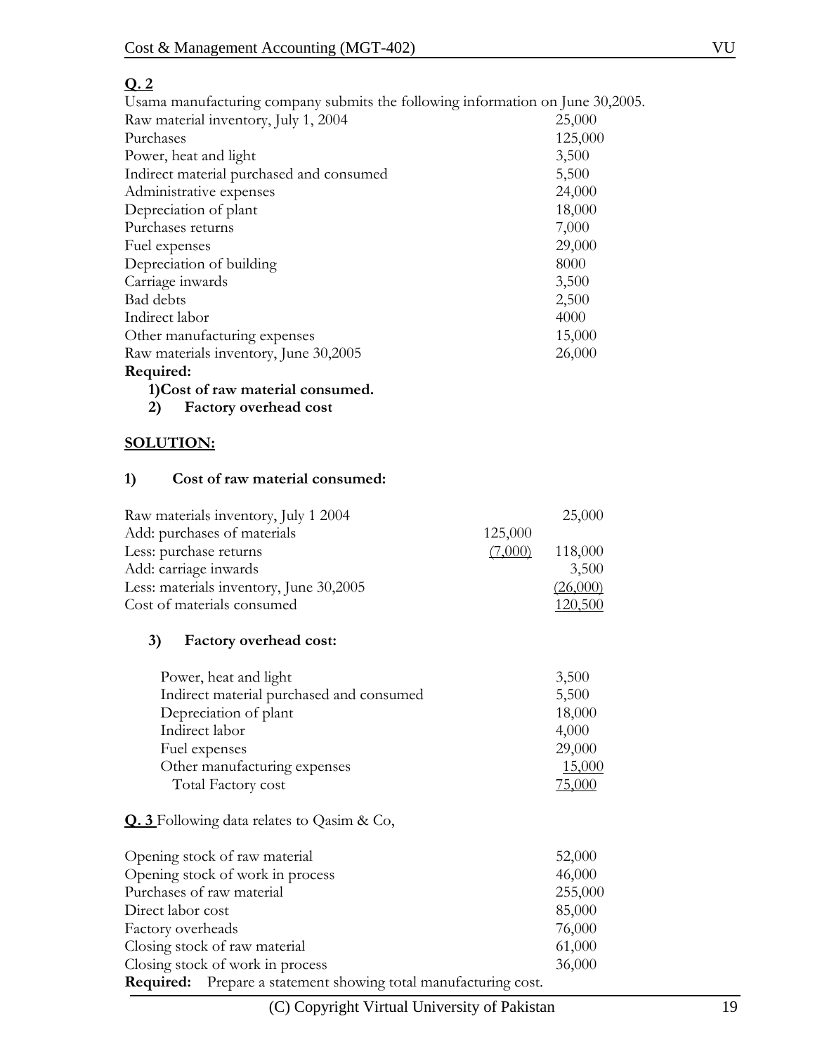**Q. 2**

Usama manufacturing company submits the following information on June 30,2005.

| | |
|---|---|
| Raw material inventory, July 1, 2004 | 25,000 |
| Purchases | 125,000 |
| Power, heat and light | 3,500 |
| Indirect material purchased and consumed | 5,500 |
| Administrative expenses | 24,000 |
| Depreciation of plant | 18,000 |
| Purchases returns | 7,000 |
| Fuel expenses | 29,000 |
| Depreciation of building | 8000 |
| Carriage inwards | 3,500 |
| Bad debts | 2,500 |
| Indirect labor | 4000 |
| Other manufacturing expenses | 15,000 |
| Raw materials inventory, June 30,2005 | 26,000 |

**Required:**

**1)Cost of raw material consumed.**

**2) Factory overhead cost**

**SOLUTION:**

**1) Cost of raw material consumed:**

| | | |
|---|---|---|
| Raw materials inventory, July 1 2004 | | 25,000 |
| Add: purchases of materials | 125,000 | |
| Less: purchase returns | (7,000) | 118,000 |
| Add: carriage inwards | | 3,500 |
| Less: materials inventory, June 30,2005 | | (26,000) |
| Cost of materials consumed | | 120,500 |

**3) Factory overhead cost:**

| | |
|---|---|
| Power, heat and light | 3,500 |
| Indirect material purchased and consumed | 5,500 |
| Depreciation of plant | 18,000 |
| Indirect labor | 4,000 |
| Fuel expenses | 29,000 |
| Other manufacturing expenses | 15,000 |
| Total Factory cost | 75,000 |

**Q. 3** Following data relates to Qasim & Co,

| | |
|---|---|
| Opening stock of raw material | 52,000 |
| Opening stock of work in process | 46,000 |
| Purchases of raw material | 255,000 |
| Direct labor cost | 85,000 |
| Factory overheads | 76,000 |
| Closing stock of raw material | 61,000 |
| Closing stock of work in process | 36,000 |

**Required:** Prepare a statement showing total manufacturing cost.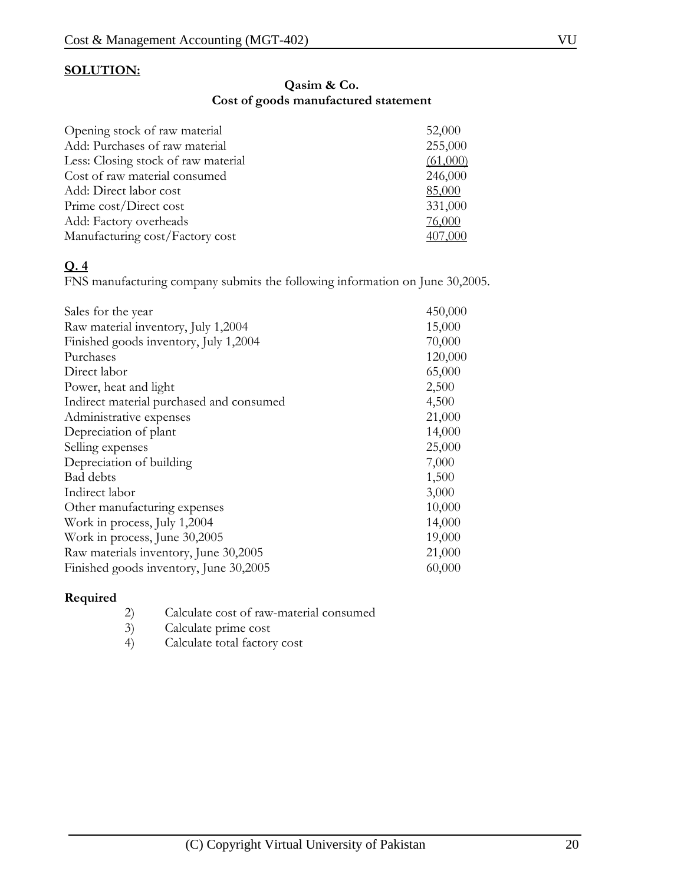**SOLUTION:**

**Qasim & Co.**
**Cost of goods manufactured statement**

| | |
|---|---|
| Opening stock of raw material | 52,000 |
| Add: Purchases of raw material | 255,000 |
| Less: Closing stock of raw material | (61,000) |
| Cost of raw material consumed | 246,000 |
| Add: Direct labor cost | 85,000 |
| Prime cost/Direct cost | 331,000 |
| Add: Factory overheads | 76,000 |
| Manufacturing cost/Factory cost | 407,000 |

**Q. 4**

FNS manufacturing company submits the following information on June 30,2005.

| | |
|---|---|
| Sales for the year | 450,000 |
| Raw material inventory, July 1,2004 | 15,000 |
| Finished goods inventory, July 1,2004 | 70,000 |
| Purchases | 120,000 |
| Direct labor | 65,000 |
| Power, heat and light | 2,500 |
| Indirect material purchased and consumed | 4,500 |
| Administrative expenses | 21,000 |
| Depreciation of plant | 14,000 |
| Selling expenses | 25,000 |
| Depreciation of building | 7,000 |
| Bad debts | 1,500 |
| Indirect labor | 3,000 |
| Other manufacturing expenses | 10,000 |
| Work in process, July 1,2004 | 14,000 |
| Work in process, June 30,2005 | 19,000 |
| Raw materials inventory, June 30,2005 | 21,000 |
| Finished goods inventory, June 30,2005 | 60,000 |

**Required**

2) Calculate cost of raw-material consumed
3) Calculate prime cost
4) Calculate total factory cost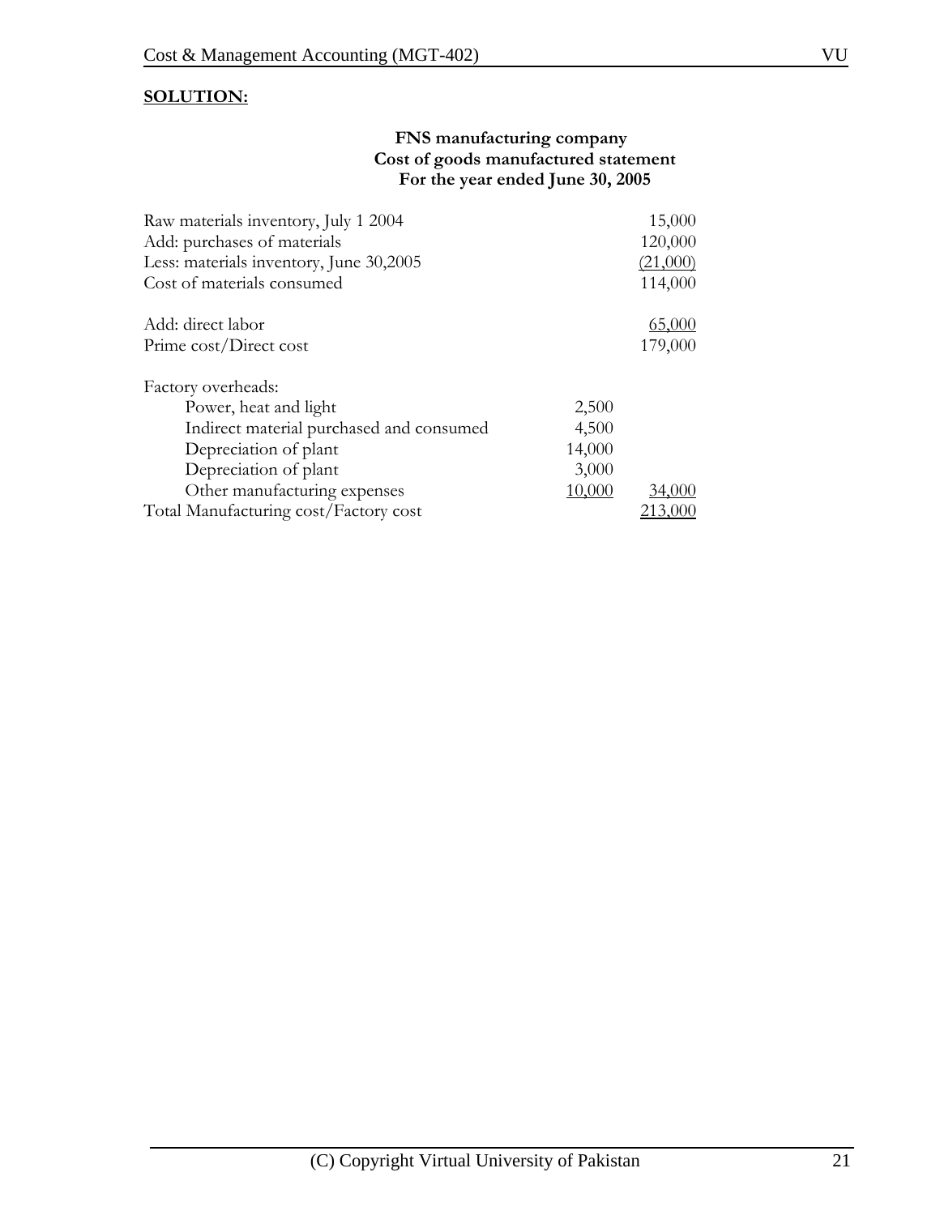**SOLUTION:**

**FNS manufacturing company**
**Cost of goods manufactured statement**
**For the year ended June 30, 2005**

| | | |
|---|---|---|
| Raw materials inventory, July 1 2004 | | 15,000 |
| Add: purchases of materials | | 120,000 |
| Less: materials inventory, June 30,2005 | | (21,000) |
| Cost of materials consumed | | 114,000 |
| | | |
| Add: direct labor | | 65,000 |
| Prime cost/Direct cost | | 179,000 |
| | | |
| Factory overheads: | | |
| Power, heat and light | 2,500 | |
| Indirect material purchased and consumed | 4,500 | |
| Depreciation of plant | 14,000 | |
| Depreciation of plant | 3,000 | |
| Other manufacturing expenses | 10,000 | 34,000 |
| Total Manufacturing cost/Factory cost | | 213,000 |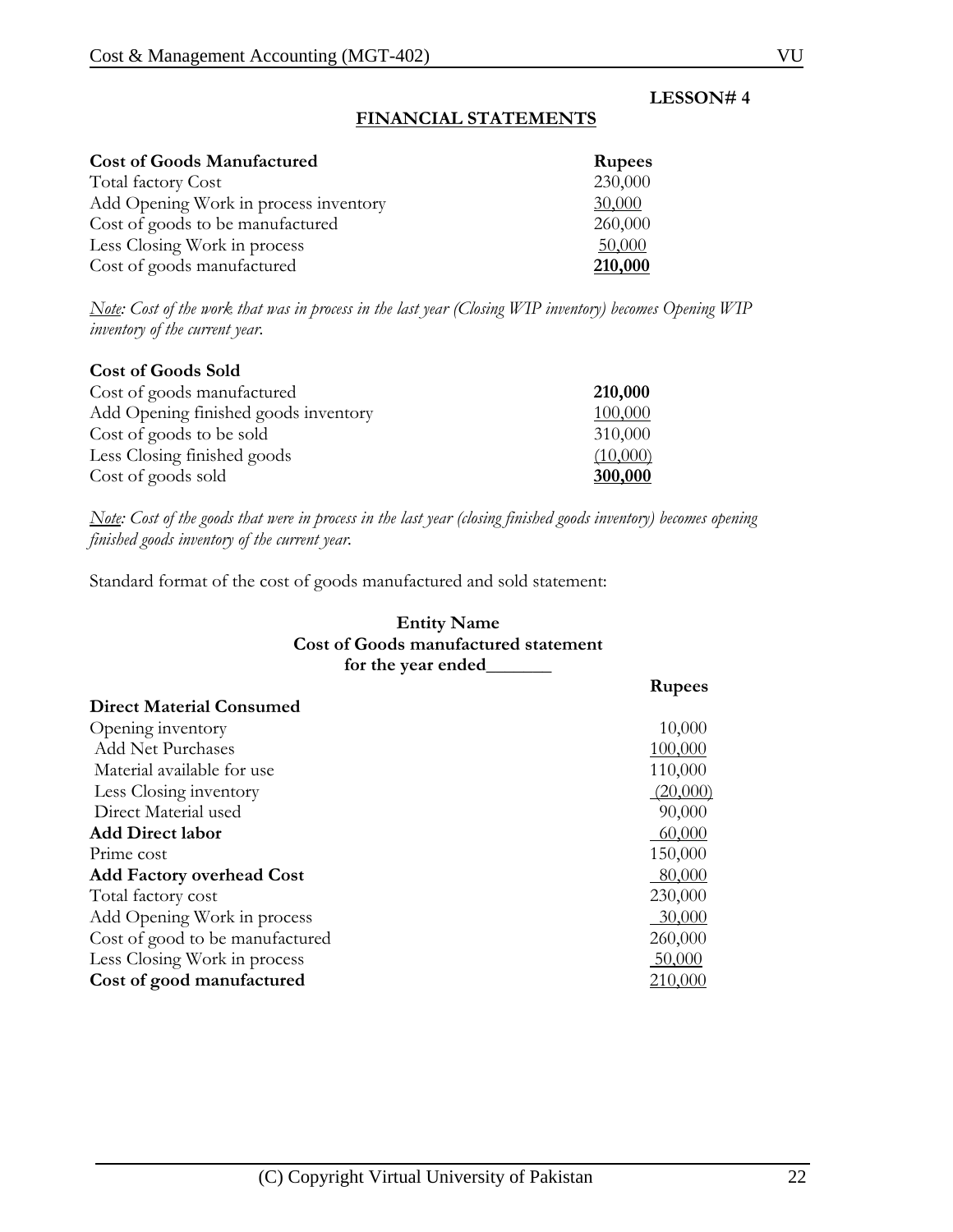**LESSON# 4**

## FINANCIAL STATEMENTS

| **Cost of Goods Manufactured** | **Rupees** |
|---|---|
| Total factory Cost | 230,000 |
| Add Opening Work in process inventory | 30,000 |
| Cost of goods to be manufactured | 260,000 |
| Less Closing Work in process | 50,000 |
| Cost of goods manufactured | **210,000** |

*Note: Cost of the work that was in process in the last year (Closing WIP inventory) becomes Opening WIP inventory of the current year.*

| **Cost of Goods Sold** | |
|---|---|
| Cost of goods manufactured | **210,000** |
| Add Opening finished goods inventory | 100,000 |
| Cost of goods to be sold | 310,000 |
| Less Closing finished goods | (10,000) |
| Cost of goods sold | **300,000** |

*Note: Cost of the goods that were in process in the last year (closing finished goods inventory) becomes opening finished goods inventory of the current year.*

Standard format of the cost of goods manufactured and sold statement:

**Entity Name**
**Cost of Goods manufactured statement**
**for the year ended_______**

| | **Rupees** |
|---|---|
| **Direct Material Consumed** | |
| Opening inventory | 10,000 |
| Add Net Purchases | 100,000 |
| Material available for use | 110,000 |
| Less Closing inventory | (20,000) |
| Direct Material used | 90,000 |
| **Add Direct labor** | 60,000 |
| Prime cost | 150,000 |
| **Add Factory overhead Cost** | 80,000 |
| Total factory cost | 230,000 |
| Add Opening Work in process | 30,000 |
| Cost of good to be manufactured | 260,000 |
| Less Closing Work in process | 50,000 |
| **Cost of good manufactured** | 210,000 |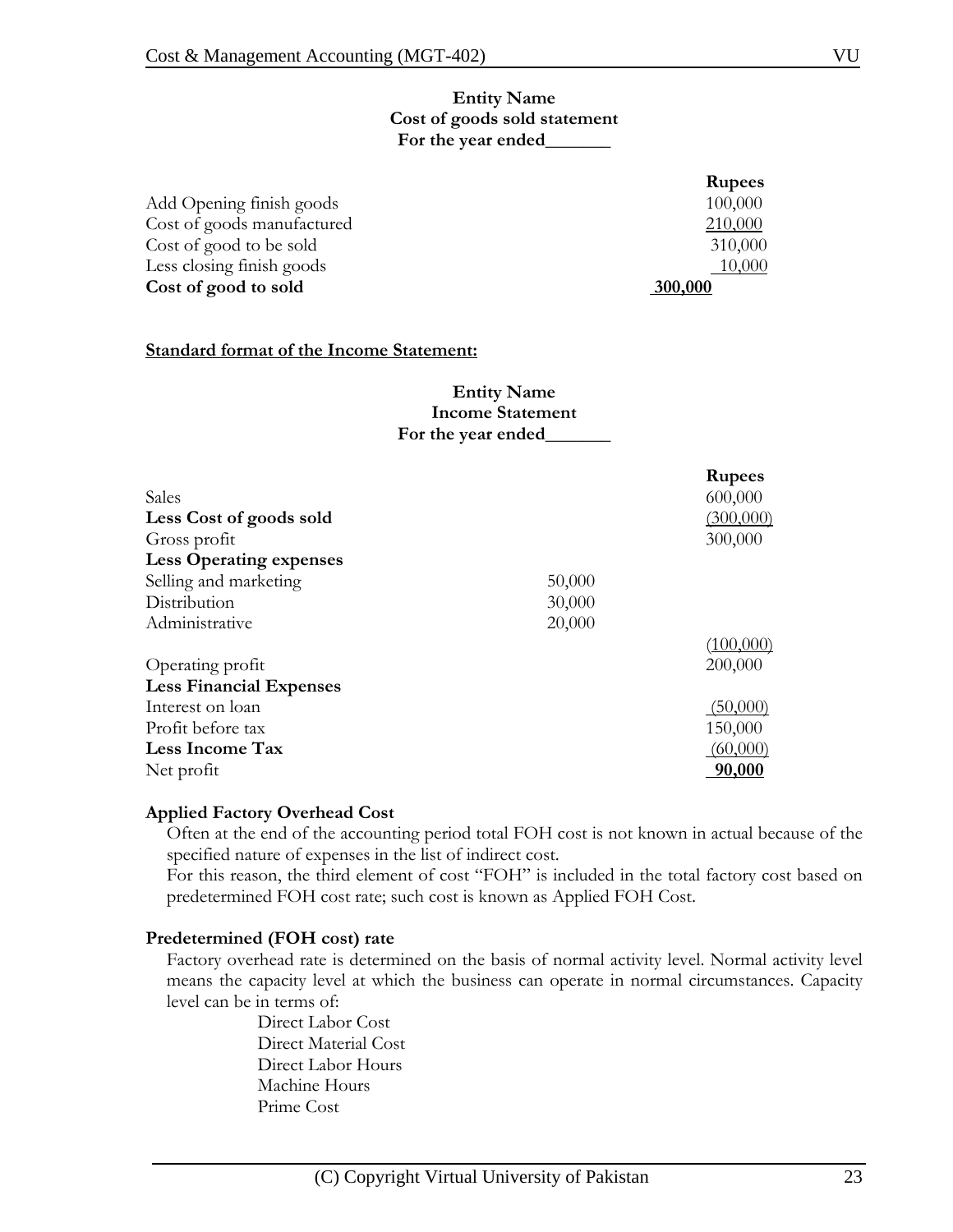**Entity Name**
**Cost of goods sold statement**
**For the year ended_______**

| | Rupees |
|---|---|
| Add Opening finish goods | 100,000 |
| Cost of goods manufactured | 210,000 |
| Cost of good to be sold | 310,000 |
| Less closing finish goods | 10,000 |
| **Cost of good to sold** | **300,000** |

**Standard format of the Income Statement:**

**Entity Name**
**Income Statement**
**For the year ended_______**

| | | Rupees |
|---|---|---|
| Sales | | 600,000 |
| **Less Cost of goods sold** | | (300,000) |
| Gross profit | | 300,000 |
| **Less Operating expenses** | | |
| Selling and marketing | 50,000 | |
| Distribution | 30,000 | |
| Administrative | 20,000 | |
| | | (100,000) |
| Operating profit | | 200,000 |
| **Less Financial Expenses** | | |
| Interest on loan | | (50,000) |
| Profit before tax | | 150,000 |
| **Less Income Tax** | | (60,000) |
| Net profit | | **90,000** |

**Applied Factory Overhead Cost**

Often at the end of the accounting period total FOH cost is not known in actual because of the specified nature of expenses in the list of indirect cost.

For this reason, the third element of cost "FOH" is included in the total factory cost based on predetermined FOH cost rate; such cost is known as Applied FOH Cost.

**Predetermined (FOH cost) rate**

Factory overhead rate is determined on the basis of normal activity level. Normal activity level means the capacity level at which the business can operate in normal circumstances. Capacity level can be in terms of:

- Direct Labor Cost
- Direct Material Cost
- Direct Labor Hours
- Machine Hours
- Prime Cost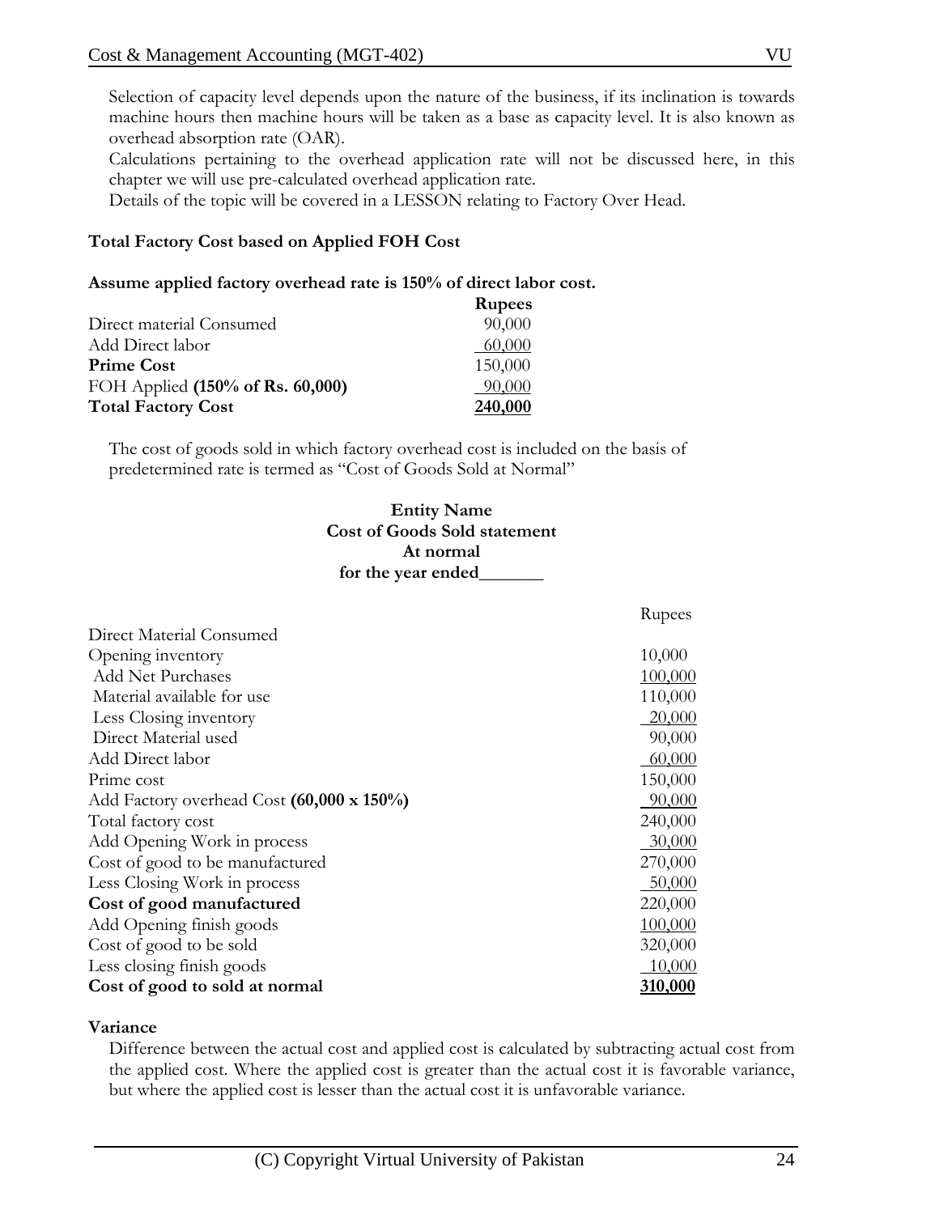Selection of capacity level depends upon the nature of the business, if its inclination is towards machine hours then machine hours will be taken as a base as capacity level. It is also known as overhead absorption rate (OAR).

Calculations pertaining to the overhead application rate will not be discussed here, in this chapter we will use pre-calculated overhead application rate.

Details of the topic will be covered in a LESSON relating to Factory Over Head.

**Total Factory Cost based on Applied FOH Cost**

**Assume applied factory overhead rate is 150% of direct labor cost.**

| | **Rupees** |
|---|---|
| Direct material Consumed | 90,000 |
| Add Direct labor | 60,000 |
| **Prime Cost** | 150,000 |
| FOH Applied **(150% of Rs. 60,000)** | 90,000 |
| **Total Factory Cost** | **240,000** |

The cost of goods sold in which factory overhead cost is included on the basis of predetermined rate is termed as "Cost of Goods Sold at Normal"

**Entity Name**
**Cost of Goods Sold statement**
**At normal**
**for the year ended_______**

| | Rupees |
|---|---|
| Direct Material Consumed | |
| Opening inventory | 10,000 |
| Add Net Purchases | 100,000 |
| Material available for use | 110,000 |
| Less Closing inventory | 20,000 |
| Direct Material used | 90,000 |
| Add Direct labor | 60,000 |
| Prime cost | 150,000 |
| Add Factory overhead Cost **(60,000 x 150%)** | 90,000 |
| Total factory cost | 240,000 |
| Add Opening Work in process | 30,000 |
| Cost of good to be manufactured | 270,000 |
| Less Closing Work in process | 50,000 |
| **Cost of good manufactured** | 220,000 |
| Add Opening finish goods | 100,000 |
| Cost of good to be sold | 320,000 |
| Less closing finish goods | 10,000 |
| **Cost of good to sold at normal** | **310,000** |

**Variance**

Difference between the actual cost and applied cost is calculated by subtracting actual cost from the applied cost. Where the applied cost is greater than the actual cost it is favorable variance, but where the applied cost is lesser than the actual cost it is unfavorable variance.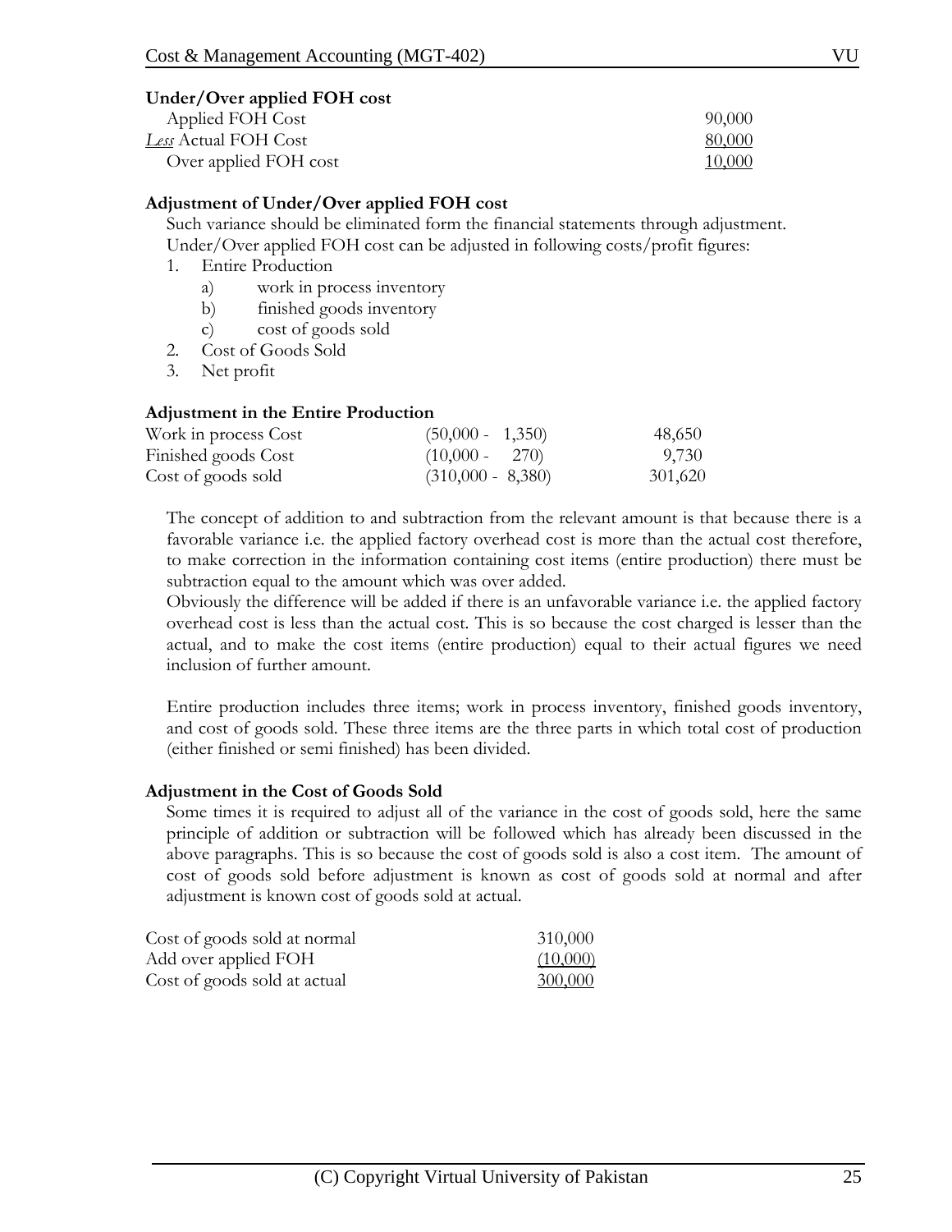**Under/Over applied FOH cost**

| | |
|---|---|
| Applied FOH Cost | 90,000 |
| *Less* Actual FOH Cost | 80,000 |
| Over applied FOH cost | 10,000 |

**Adjustment of Under/Over applied FOH cost**

Such variance should be eliminated form the financial statements through adjustment. Under/Over applied FOH cost can be adjusted in following costs/profit figures:

1. Entire Production
   a) work in process inventory
   b) finished goods inventory
   c) cost of goods sold
2. Cost of Goods Sold
3. Net profit

**Adjustment in the Entire Production**

| | | |
|---|---|---|
| Work in process Cost | (50,000 - 1,350) | 48,650 |
| Finished goods Cost | (10,000 - 270) | 9,730 |
| Cost of goods sold | (310,000 - 8,380) | 301,620 |

The concept of addition to and subtraction from the relevant amount is that because there is a favorable variance i.e. the applied factory overhead cost is more than the actual cost therefore, to make correction in the information containing cost items (entire production) there must be subtraction equal to the amount which was over added.

Obviously the difference will be added if there is an unfavorable variance i.e. the applied factory overhead cost is less than the actual cost. This is so because the cost charged is lesser than the actual, and to make the cost items (entire production) equal to their actual figures we need inclusion of further amount.

Entire production includes three items; work in process inventory, finished goods inventory, and cost of goods sold. These three items are the three parts in which total cost of production (either finished or semi finished) has been divided.

**Adjustment in the Cost of Goods Sold**

Some times it is required to adjust all of the variance in the cost of goods sold, here the same principle of addition or subtraction will be followed which has already been discussed in the above paragraphs. This is so because the cost of goods sold is also a cost item. The amount of cost of goods sold before adjustment is known as cost of goods sold at normal and after adjustment is known cost of goods sold at actual.

| | |
|---|---|
| Cost of goods sold at normal | 310,000 |
| Add over applied FOH | (10,000) |
| Cost of goods sold at actual | 300,000 |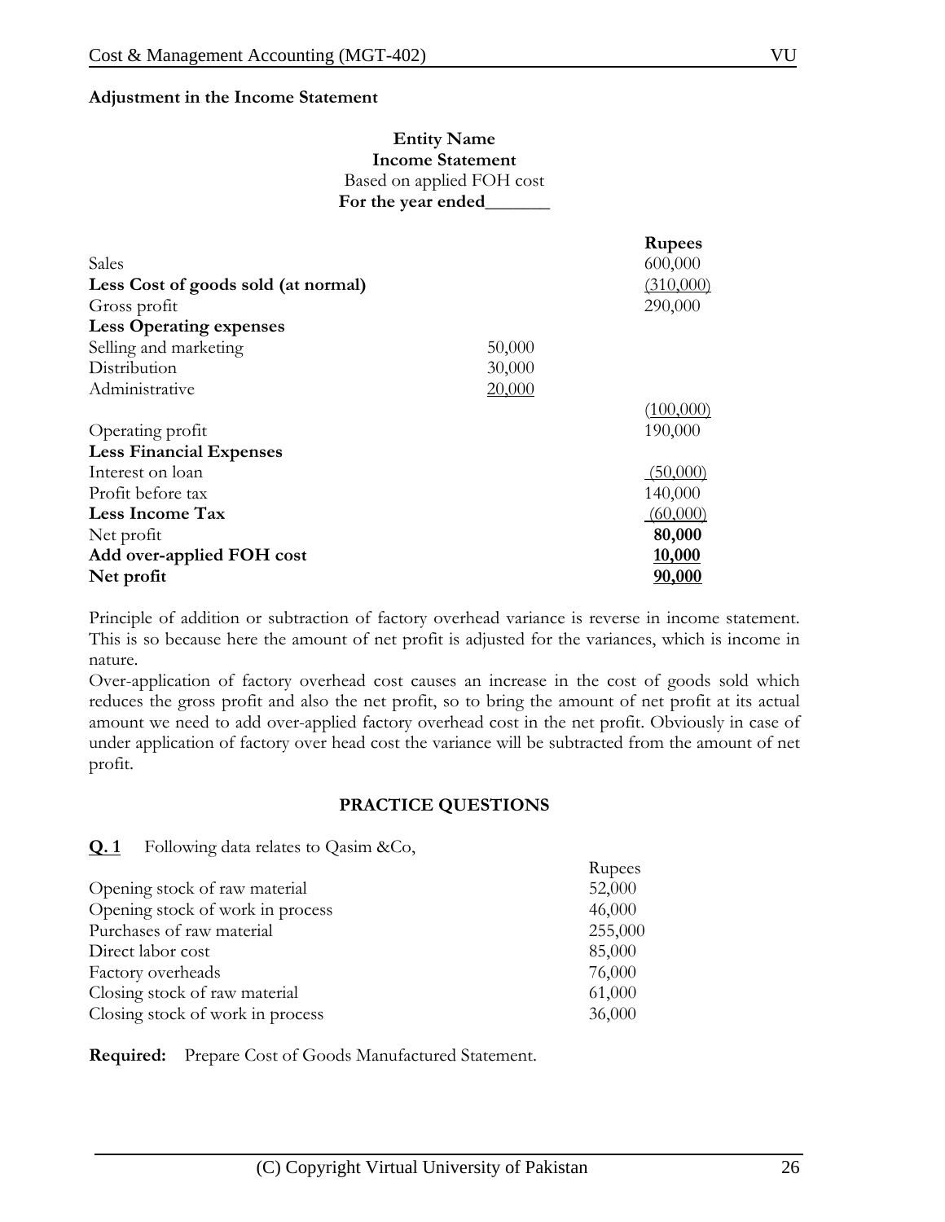**Adjustment in the Income Statement**

**Entity Name**
**Income Statement**
Based on applied FOH cost
**For the year ended_______**

| | | Rupees |
|---|---|---|
| Sales | | 600,000 |
| **Less Cost of goods sold (at normal)** | | (310,000) |
| Gross profit | | 290,000 |
| **Less Operating expenses** | | |
| Selling and marketing | 50,000 | |
| Distribution | 30,000 | |
| Administrative | 20,000 | |
| | | (100,000) |
| Operating profit | | 190,000 |
| **Less Financial Expenses** | | |
| Interest on loan | | (50,000) |
| Profit before tax | | 140,000 |
| **Less Income Tax** | | (60,000) |
| Net profit | | **80,000** |
| **Add over-applied FOH cost** | | **10,000** |
| **Net profit** | | **90,000** |

Principle of addition or subtraction of factory overhead variance is reverse in income statement. This is so because here the amount of net profit is adjusted for the variances, which is income in nature.

Over-application of factory overhead cost causes an increase in the cost of goods sold which reduces the gross profit and also the net profit, so to bring the amount of net profit at its actual amount we need to add over-applied factory overhead cost in the net profit. Obviously in case of under application of factory over head cost the variance will be subtracted from the amount of net profit.

## PRACTICE QUESTIONS

**Q. 1** Following data relates to Qasim &Co,

| | Rupees |
|---|---|
| Opening stock of raw material | 52,000 |
| Opening stock of work in process | 46,000 |
| Purchases of raw material | 255,000 |
| Direct labor cost | 85,000 |
| Factory overheads | 76,000 |
| Closing stock of raw material | 61,000 |
| Closing stock of work in process | 36,000 |

**Required:** Prepare Cost of Goods Manufactured Statement.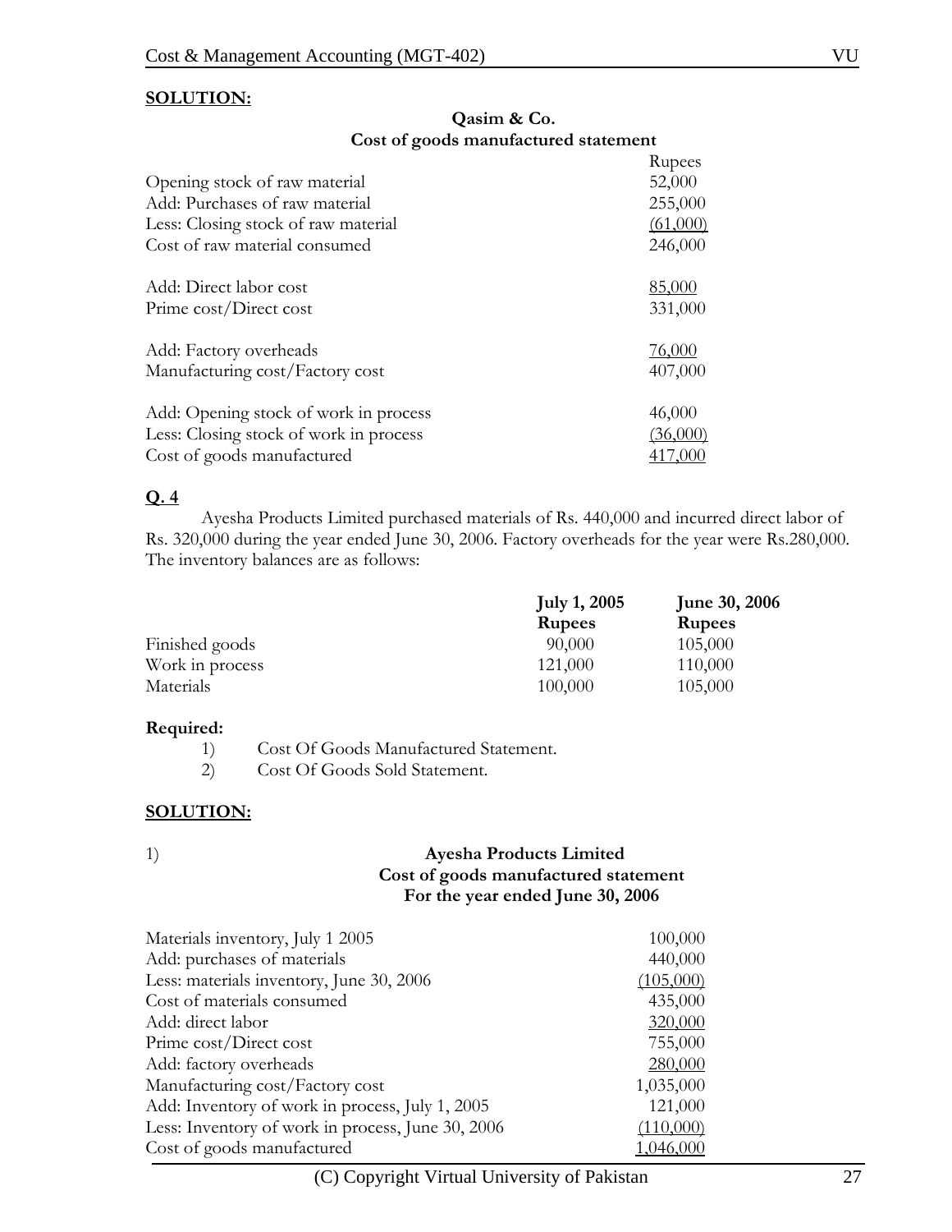**SOLUTION:**

**Qasim & Co.**
**Cost of goods manufactured statement**

| | Rupees |
|---|---|
| Opening stock of raw material | 52,000 |
| Add: Purchases of raw material | 255,000 |
| Less: Closing stock of raw material | (61,000) |
| Cost of raw material consumed | 246,000 |
| | |
| Add: Direct labor cost | 85,000 |
| Prime cost/Direct cost | 331,000 |
| | |
| Add: Factory overheads | 76,000 |
| Manufacturing cost/Factory cost | 407,000 |
| | |
| Add: Opening stock of work in process | 46,000 |
| Less: Closing stock of work in process | (36,000) |
| Cost of goods manufactured | 417,000 |

**Q. 4**

Ayesha Products Limited purchased materials of Rs. 440,000 and incurred direct labor of Rs. 320,000 during the year ended June 30, 2006. Factory overheads for the year were Rs.280,000. The inventory balances are as follows:

| | **July 1, 2005** | **June 30, 2006** |
|---|---|---|
| | **Rupees** | **Rupees** |
| Finished goods | 90,000 | 105,000 |
| Work in process | 121,000 | 110,000 |
| Materials | 100,000 | 105,000 |

**Required:**

1) Cost Of Goods Manufactured Statement.
2) Cost Of Goods Sold Statement.

**SOLUTION:**

1)

**Ayesha Products Limited**
**Cost of goods manufactured statement**
**For the year ended June 30, 2006**

| | |
|---|---|
| Materials inventory, July 1 2005 | 100,000 |
| Add: purchases of materials | 440,000 |
| Less: materials inventory, June 30, 2006 | (105,000) |
| Cost of materials consumed | 435,000 |
| Add: direct labor | 320,000 |
| Prime cost/Direct cost | 755,000 |
| Add: factory overheads | 280,000 |
| Manufacturing cost/Factory cost | 1,035,000 |
| Add: Inventory of work in process, July 1, 2005 | 121,000 |
| Less: Inventory of work in process, June 30, 2006 | (110,000) |
| Cost of goods manufactured | 1,046,000 |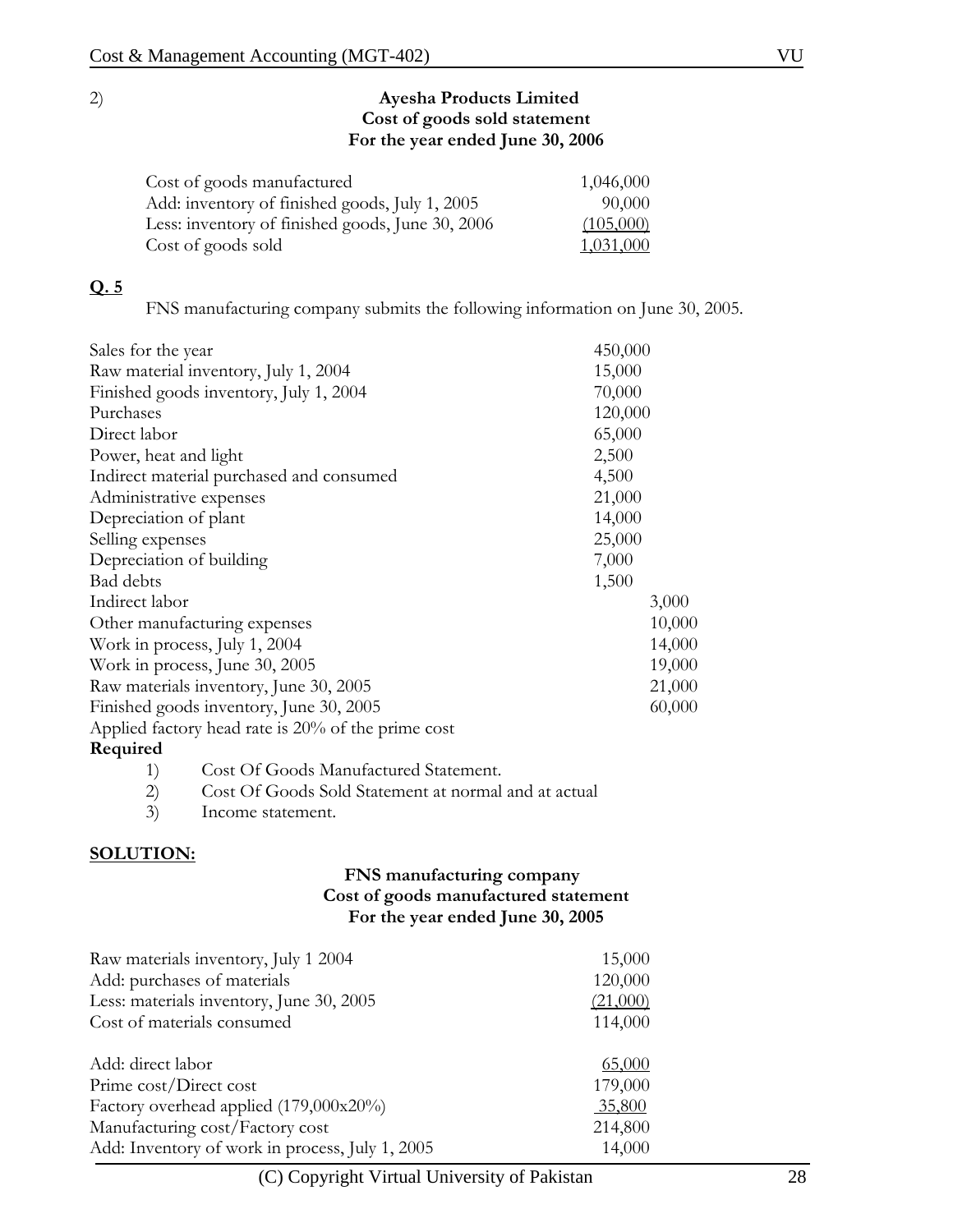2)

**Ayesha Products Limited**
**Cost of goods sold statement**
**For the year ended June 30, 2006**

| | |
|---|---|
| Cost of goods manufactured | 1,046,000 |
| Add: inventory of finished goods, July 1, 2005 | 90,000 |
| Less: inventory of finished goods, June 30, 2006 | (105,000) |
| Cost of goods sold | 1,031,000 |

## Q. 5

FNS manufacturing company submits the following information on June 30, 2005.

| | | |
|---|---|---|
| Sales for the year | 450,000 | |
| Raw material inventory, July 1, 2004 | 15,000 | |
| Finished goods inventory, July 1, 2004 | 70,000 | |
| Purchases | 120,000 | |
| Direct labor | 65,000 | |
| Power, heat and light | 2,500 | |
| Indirect material purchased and consumed | 4,500 | |
| Administrative expenses | 21,000 | |
| Depreciation of plant | 14,000 | |
| Selling expenses | 25,000 | |
| Depreciation of building | 7,000 | |
| Bad debts | 1,500 | |
| Indirect labor | | 3,000 |
| Other manufacturing expenses | | 10,000 |
| Work in process, July 1, 2004 | | 14,000 |
| Work in process, June 30, 2005 | | 19,000 |
| Raw materials inventory, June 30, 2005 | | 21,000 |
| Finished goods inventory, June 30, 2005 | | 60,000 |

Applied factory head rate is 20% of the prime cost

**Required**

1) Cost Of Goods Manufactured Statement.
2) Cost Of Goods Sold Statement at normal and at actual
3) Income statement.

## SOLUTION:

**FNS manufacturing company**
**Cost of goods manufactured statement**
**For the year ended June 30, 2005**

| | |
|---|---|
| Raw materials inventory, July 1 2004 | 15,000 |
| Add: purchases of materials | 120,000 |
| Less: materials inventory, June 30, 2005 | (21,000) |
| Cost of materials consumed | 114,000 |
| | |
| Add: direct labor | 65,000 |
| Prime cost/Direct cost | 179,000 |
| Factory overhead applied (179,000x20%) | 35,800 |
| Manufacturing cost/Factory cost | 214,800 |
| Add: Inventory of work in process, July 1, 2005 | 14,000 |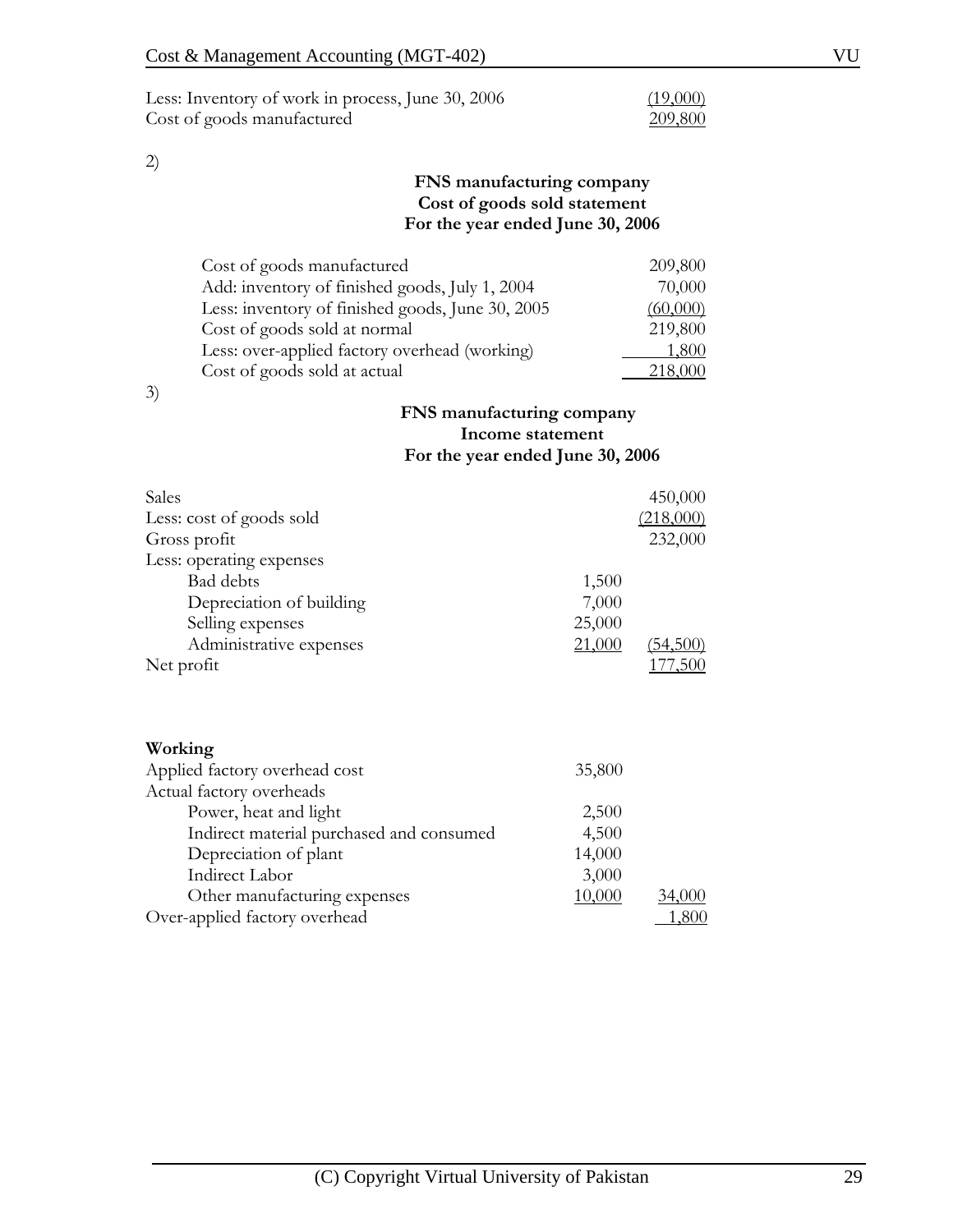| | |
|---|---|
| Less: Inventory of work in process, June 30, 2006 | (19,000) |
| Cost of goods manufactured | 209,800 |

2)

**FNS manufacturing company**
**Cost of goods sold statement**
**For the year ended June 30, 2006**

| | |
|---|---|
| Cost of goods manufactured | 209,800 |
| Add: inventory of finished goods, July 1, 2004 | 70,000 |
| Less: inventory of finished goods, June 30, 2005 | (60,000) |
| Cost of goods sold at normal | 219,800 |
| Less: over-applied factory overhead (working) | 1,800 |
| Cost of goods sold at actual | 218,000 |

3)

**FNS manufacturing company**
**Income statement**
**For the year ended June 30, 2006**

| | | |
|---|---|---|
| Sales | | 450,000 |
| Less: cost of goods sold | | (218,000) |
| Gross profit | | 232,000 |
| Less: operating expenses | | |
| Bad debts | 1,500 | |
| Depreciation of building | 7,000 | |
| Selling expenses | 25,000 | |
| Administrative expenses | 21,000 | (54,500) |
| Net profit | | 177,500 |

**Working**

| | | |
|---|---|---|
| Applied factory overhead cost | 35,800 | |
| Actual factory overheads | | |
| Power, heat and light | 2,500 | |
| Indirect material purchased and consumed | 4,500 | |
| Depreciation of plant | 14,000 | |
| Indirect Labor | 3,000 | |
| Other manufacturing expenses | 10,000 | 34,000 |
| Over-applied factory overhead | | 1,800 |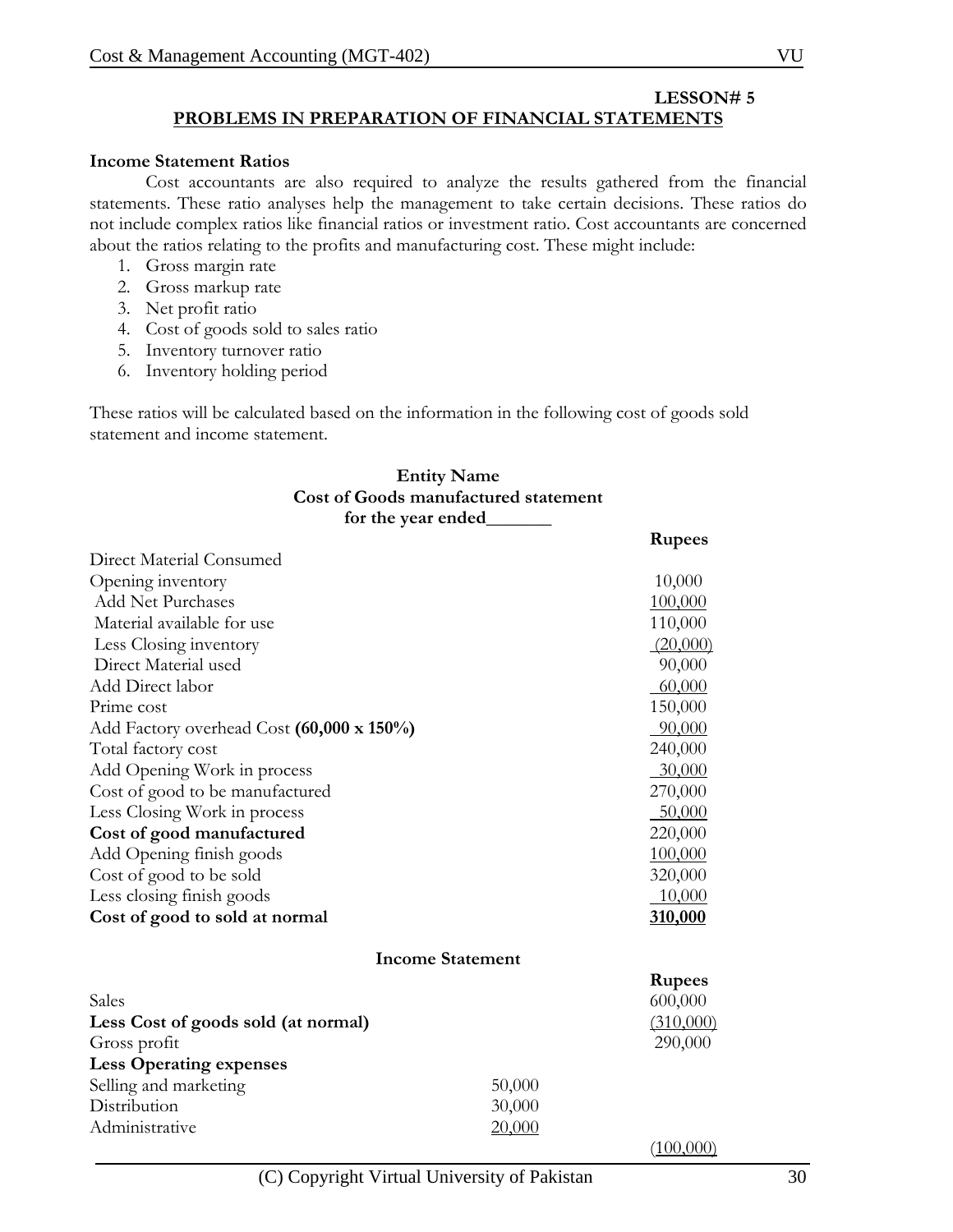**LESSON# 5**

## PROBLEMS IN PREPARATION OF FINANCIAL STATEMENTS

### Income Statement Ratios

Cost accountants are also required to analyze the results gathered from the financial statements. These ratio analyses help the management to take certain decisions. These ratios do not include complex ratios like financial ratios or investment ratio. Cost accountants are concerned about the ratios relating to the profits and manufacturing cost. These might include:

1. Gross margin rate
2. Gross markup rate
3. Net profit ratio
4. Cost of goods sold to sales ratio
5. Inventory turnover ratio
6. Inventory holding period

These ratios will be calculated based on the information in the following cost of goods sold statement and income statement.

**Entity Name**
**Cost of Goods manufactured statement**
**for the year ended_______**

| | **Rupees** |
|---|---|
| Direct Material Consumed | |
| Opening inventory | 10,000 |
| Add Net Purchases | 100,000 |
| Material available for use | 110,000 |
| Less Closing inventory | (20,000) |
| Direct Material used | 90,000 |
| Add Direct labor | 60,000 |
| Prime cost | 150,000 |
| Add Factory overhead Cost **(60,000 x 150%)** | 90,000 |
| Total factory cost | 240,000 |
| Add Opening Work in process | 30,000 |
| Cost of good to be manufactured | 270,000 |
| Less Closing Work in process | 50,000 |
| **Cost of good manufactured** | 220,000 |
| Add Opening finish goods | 100,000 |
| Cost of good to be sold | 320,000 |
| Less closing finish goods | 10,000 |
| **Cost of good to sold at normal** | **310,000** |

**Income Statement**

| | | **Rupees** |
|---|---|---|
| Sales | | 600,000 |
| **Less Cost of goods sold (at normal)** | | (310,000) |
| Gross profit | | 290,000 |
| **Less Operating expenses** | | |
| Selling and marketing | 50,000 | |
| Distribution | 30,000 | |
| Administrative | 20,000 | |
| | | (100,000) |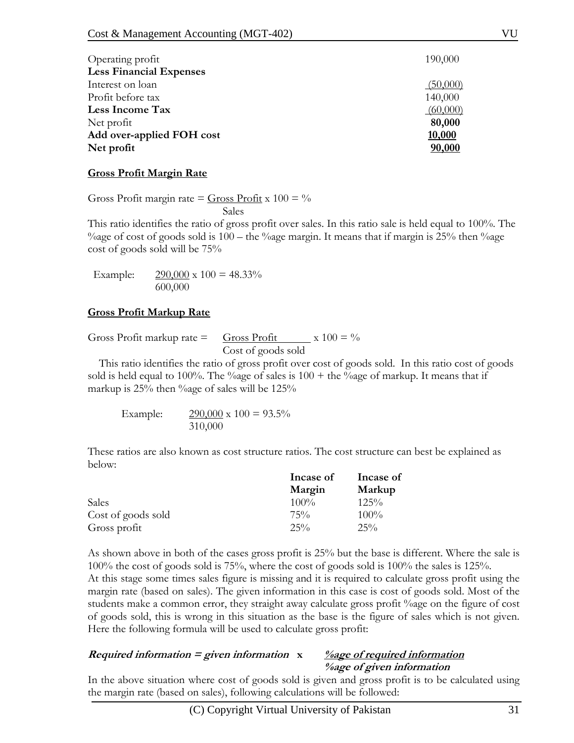| | |
|---|---|
| Operating profit | 190,000 |
| **Less Financial Expenses** | |
| Interest on loan | (50,000) |
| Profit before tax | 140,000 |
| **Less Income Tax** | (60,000) |
| Net profit | **80,000** |
| **Add over-applied FOH cost** | **10,000** |
| **Net profit** | **90,000** |

**Gross Profit Margin Rate**

$$\text{Gross Profit margin rate} = \frac{\text{Gross Profit}}{\text{Sales}} \times 100 = \%$$

This ratio identifies the ratio of gross profit over sales. In this ratio sale is held equal to 100%. The %age of cost of goods sold is 100 – the %age margin. It means that if margin is 25% then %age cost of goods sold will be 75%

Example: $\frac{290,000}{600,000} \times 100 = 48.33\%$

**Gross Profit Markup Rate**

$$\text{Gross Profit markup rate} = \frac{\text{Gross Profit}}{\text{Cost of goods sold}} \times 100 = \%$$

This ratio identifies the ratio of gross profit over cost of goods sold. In this ratio cost of goods sold is held equal to 100%. The %age of sales is 100 + the %age of markup. It means that if markup is 25% then %age of sales will be 125%

Example: $\frac{290,000}{310,000} \times 100 = 93.5\%$

These ratios are also known as cost structure ratios. The cost structure can best be explained as below:

| | **Incase of Margin** | **Incase of Markup** |
|---|---|---|
| Sales | 100% | 125% |
| Cost of goods sold | 75% | 100% |
| Gross profit | 25% | 25% |

As shown above in both of the cases gross profit is 25% but the base is different. Where the sale is 100% the cost of goods sold is 75%, where the cost of goods sold is 100% the sales is 125%.
At this stage some times sales figure is missing and it is required to calculate gross profit using the margin rate (based on sales). The given information in this case is cost of goods sold. Most of the students make a common error, they straight away calculate gross profit %age on the figure of cost of goods sold, this is wrong in this situation as the base is the figure of sales which is not given. Here the following formula will be used to calculate gross profit:

***Required information = given information x $\frac{\text{\%age of required information}}{\text{\%age of given information}}$***

In the above situation where cost of goods sold is given and gross profit is to be calculated using the margin rate (based on sales), following calculations will be followed: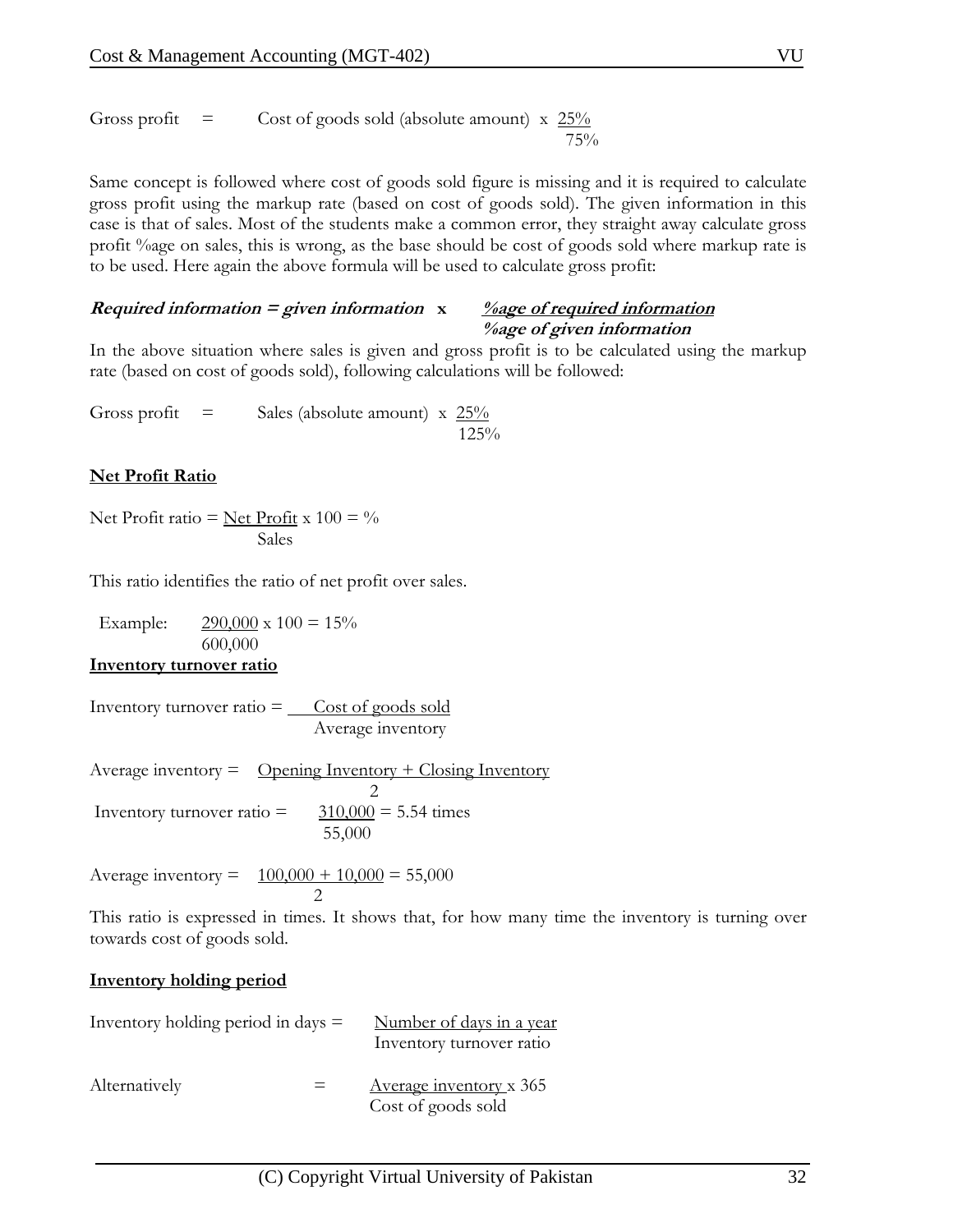$$\text{Gross profit} = \text{Cost of goods sold (absolute amount)} \times \frac{25\%}{75\%}$$

Same concept is followed where cost of goods sold figure is missing and it is required to calculate gross profit using the markup rate (based on cost of goods sold). The given information in this case is that of sales. Most of the students make a common error, they straight away calculate gross profit %age on sales, this is wrong, as the base should be cost of goods sold where markup rate is to be used. Here again the above formula will be used to calculate gross profit:

$$\textbf{Required information} = \textbf{given information} \times \frac{\textbf{\%age of required information}}{\textbf{\%age of given information}}$$

In the above situation where sales is given and gross profit is to be calculated using the markup rate (based on cost of goods sold), following calculations will be followed:

$$\text{Gross profit} = \text{Sales (absolute amount)} \times \frac{25\%}{125\%}$$

**Net Profit Ratio**

$$\text{Net Profit ratio} = \frac{\text{Net Profit}}{\text{Sales}} \times 100 = \%$$

This ratio identifies the ratio of net profit over sales.

Example: $\frac{290{,}000}{600{,}000} \times 100 = 15\%$

**Inventory turnover ratio**

$$\text{Inventory turnover ratio} = \frac{\text{Cost of goods sold}}{\text{Average inventory}}$$

$$\text{Average inventory} = \frac{\text{Opening Inventory} + \text{Closing Inventory}}{2}$$

$$\text{Inventory turnover ratio} = \frac{310{,}000}{55{,}000} = 5.54 \text{ times}$$

$$\text{Average inventory} = \frac{100{,}000 + 10{,}000}{2} = 55{,}000$$

This ratio is expressed in times. It shows that, for how many time the inventory is turning over towards cost of goods sold.

**Inventory holding period**

$$\text{Inventory holding period in days} = \frac{\text{Number of days in a year}}{\text{Inventory turnover ratio}}$$

$$\text{Alternatively} = \frac{\text{Average inventory} \times 365}{\text{Cost of goods sold}}$$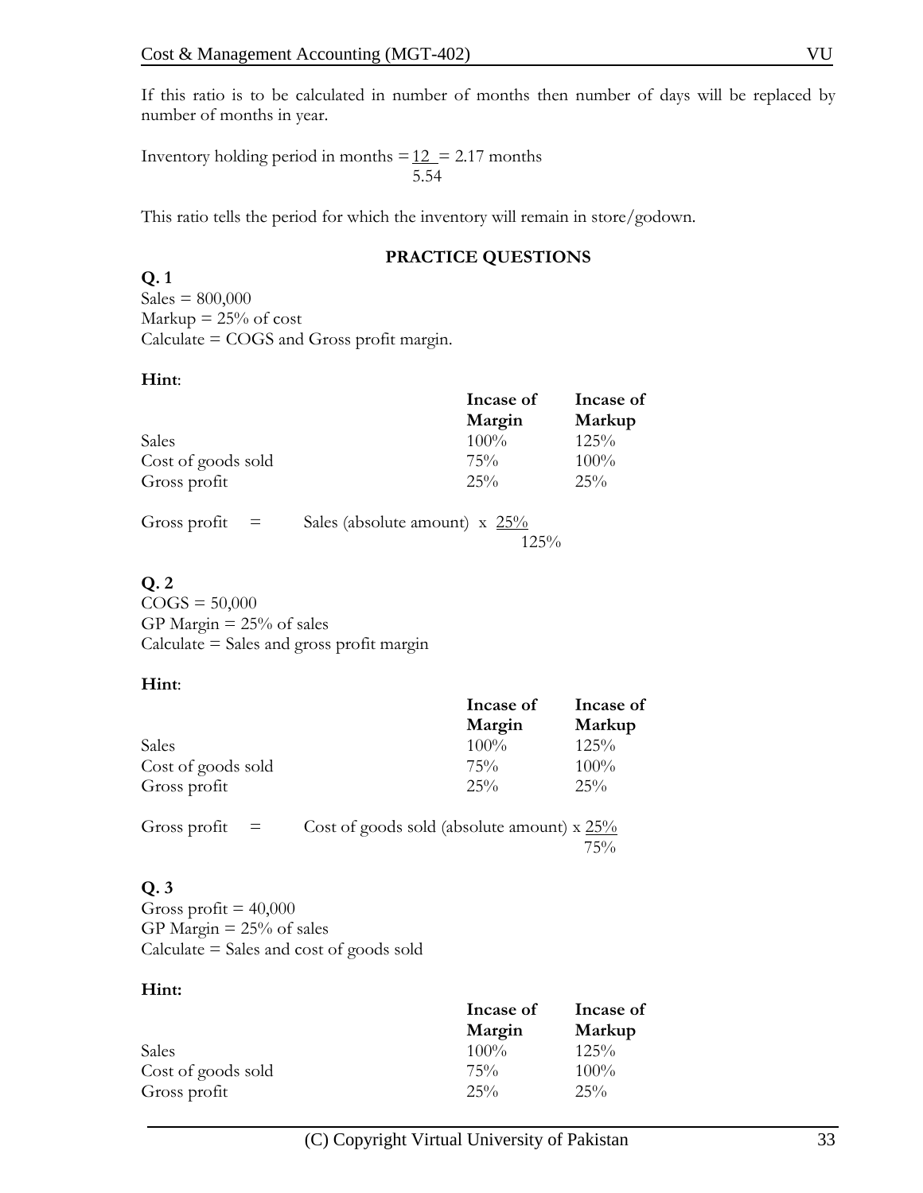If this ratio is to be calculated in number of months then number of days will be replaced by number of months in year.

Inventory holding period in months $= \frac{12}{5.54} = 2.17$ months

This ratio tells the period for which the inventory will remain in store/godown.

### PRACTICE QUESTIONS

**Q. 1**

Sales = 800,000
Markup = 25% of cost
Calculate = COGS and Gross profit margin.

**Hint**:

| | **Incase of Margin** | **Incase of Markup** |
|---|---|---|
| Sales | 100% | 125% |
| Cost of goods sold | 75% | 100% |
| Gross profit | 25% | 25% |

Gross profit = Sales (absolute amount) x $\frac{25\%}{125\%}$

**Q. 2**

COGS = 50,000
GP Margin = 25% of sales
Calculate = Sales and gross profit margin

**Hint**:

| | **Incase of Margin** | **Incase of Markup** |
|---|---|---|
| Sales | 100% | 125% |
| Cost of goods sold | 75% | 100% |
| Gross profit | 25% | 25% |

Gross profit = Cost of goods sold (absolute amount) x $\frac{25\%}{75\%}$

**Q. 3**

Gross profit = 40,000
GP Margin = 25% of sales
Calculate = Sales and cost of goods sold

**Hint:**

| | **Incase of Margin** | **Incase of Markup** |
|---|---|---|
| Sales | 100% | 125% |
| Cost of goods sold | 75% | 100% |
| Gross profit | 25% | 25% |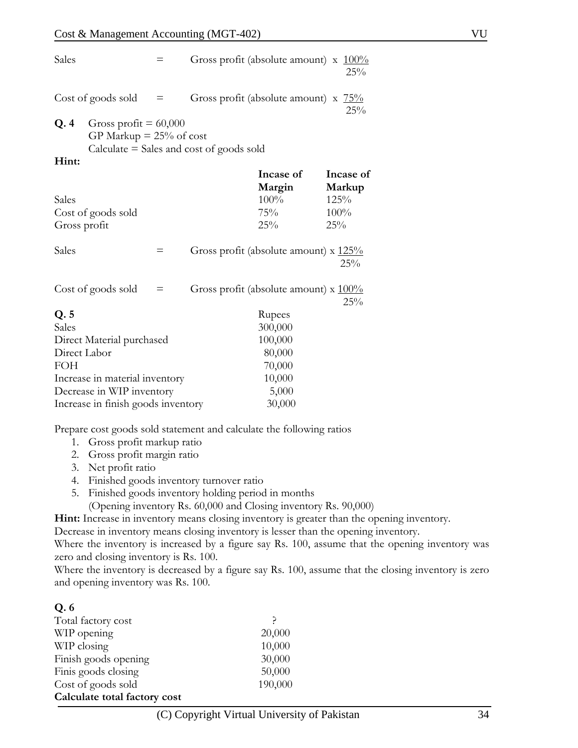Sales = Gross profit (absolute amount) x $\frac{100\%}{25\%}$

Cost of goods sold = Gross profit (absolute amount) x $\frac{75\%}{25\%}$

**Q. 4** Gross profit = 60,000
GP Markup = 25% of cost
Calculate = Sales and cost of goods sold

**Hint:**

| | **Incase of Margin** | **Incase of Markup** |
|---|---|---|
| Sales | 100% | 125% |
| Cost of goods sold | 75% | 100% |
| Gross profit | 25% | 25% |

Sales = Gross profit (absolute amount) x $\frac{125\%}{25\%}$

Cost of goods sold = Gross profit (absolute amount) x $\frac{100\%}{25\%}$

**Q. 5**

| | Rupees |
|---|---|
| Sales | 300,000 |
| Direct Material purchased | 100,000 |
| Direct Labor | 80,000 |
| FOH | 70,000 |
| Increase in material inventory | 10,000 |
| Decrease in WIP inventory | 5,000 |
| Increase in finish goods inventory | 30,000 |

Prepare cost goods sold statement and calculate the following ratios

1. Gross profit markup ratio
2. Gross profit margin ratio
3. Net profit ratio
4. Finished goods inventory turnover ratio
5. Finished goods inventory holding period in months
   (Opening inventory Rs. 60,000 and Closing inventory Rs. 90,000)

**Hint:** Increase in inventory means closing inventory is greater than the opening inventory.
Decrease in inventory means closing inventory is lesser than the opening inventory.
Where the inventory is increased by a figure say Rs. 100, assume that the opening inventory was zero and closing inventory is Rs. 100.
Where the inventory is decreased by a figure say Rs. 100, assume that the closing inventory is zero and opening inventory was Rs. 100.

**Q. 6**

| | |
|---|---|
| Total factory cost | ? |
| WIP opening | 20,000 |
| WIP closing | 10,000 |
| Finish goods opening | 30,000 |
| Finis goods closing | 50,000 |
| Cost of goods sold | 190,000 |

**Calculate total factory cost**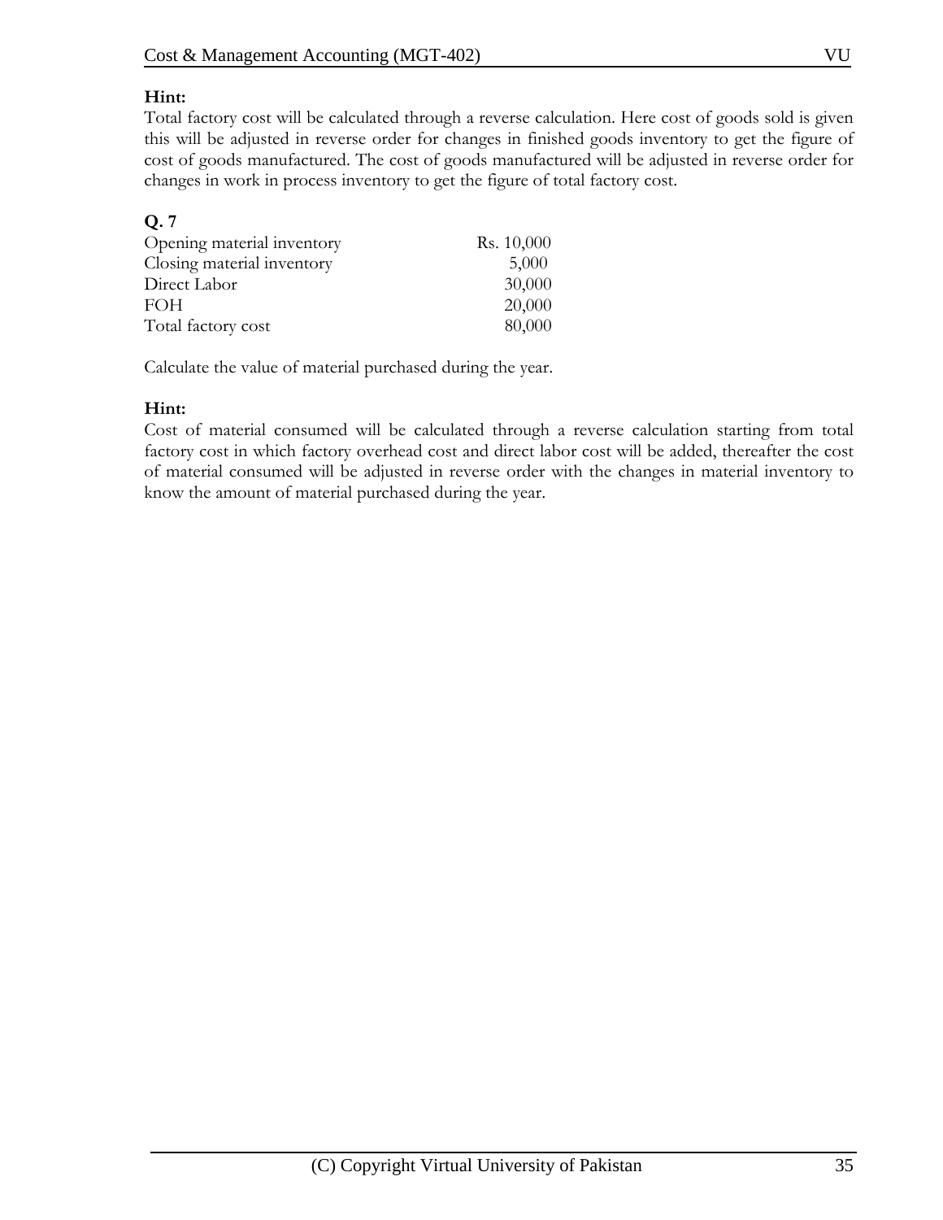**Hint:**
Total factory cost will be calculated through a reverse calculation. Here cost of goods sold is given this will be adjusted in reverse order for changes in finished goods inventory to get the figure of cost of goods manufactured. The cost of goods manufactured will be adjusted in reverse order for changes in work in process inventory to get the figure of total factory cost.

**Q. 7**

| | |
|---|---|
| Opening material inventory | Rs. 10,000 |
| Closing material inventory | 5,000 |
| Direct Labor | 30,000 |
| FOH | 20,000 |
| Total factory cost | 80,000 |

Calculate the value of material purchased during the year.

**Hint:**
Cost of material consumed will be calculated through a reverse calculation starting from total factory cost in which factory overhead cost and direct labor cost will be added, thereafter the cost of material consumed will be adjusted in reverse order with the changes in material inventory to know the amount of material purchased during the year.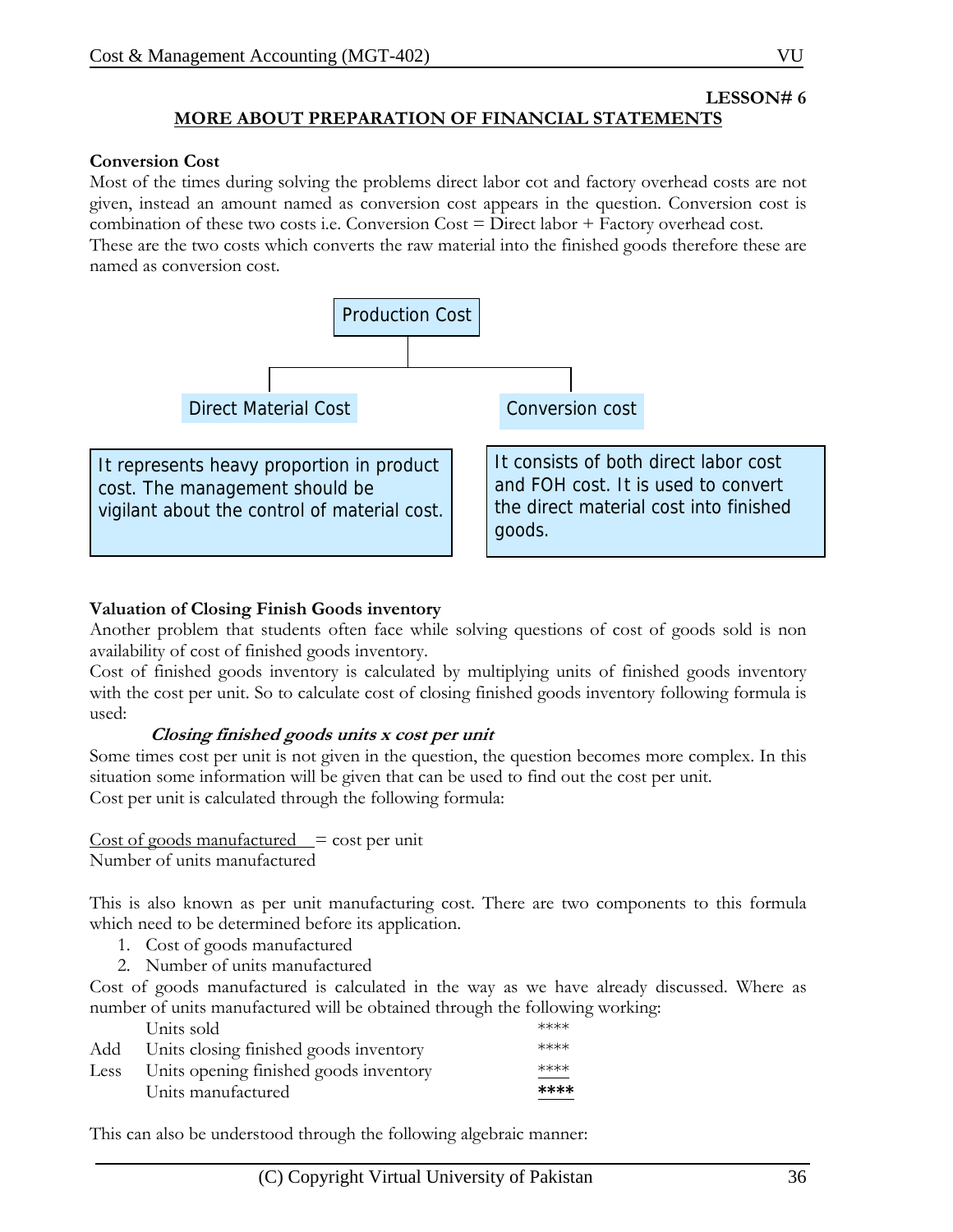**LESSON# 6**

## MORE ABOUT PREPARATION OF FINANCIAL STATEMENTS

### Conversion Cost

Most of the times during solving the problems direct labor cot and factory overhead costs are not given, instead an amount named as conversion cost appears in the question. Conversion cost is combination of these two costs i.e. Conversion Cost = Direct labor + Factory overhead cost.
These are the two costs which converts the raw material into the finished goods therefore these are named as conversion cost.

Production Cost

- Direct Material Cost
  - It represents heavy proportion in product cost. The management should be vigilant about the control of material cost.
- Conversion cost
  - It consists of both direct labor cost and FOH cost. It is used to convert the direct material cost into finished goods.

### Valuation of Closing Finish Goods inventory

Another problem that students often face while solving questions of cost of goods sold is non availability of cost of finished goods inventory.
Cost of finished goods inventory is calculated by multiplying units of finished goods inventory with the cost per unit. So to calculate cost of closing finished goods inventory following formula is used:

***Closing finished goods units x cost per unit***

Some times cost per unit is not given in the question, the question becomes more complex. In this situation some information will be given that can be used to find out the cost per unit.
Cost per unit is calculated through the following formula:

$$\frac{\text{Cost of goods manufactured}}{\text{Number of units manufactured}} = \text{cost per unit}$$

This is also known as per unit manufacturing cost. There are two components to this formula which need to be determined before its application.

1. Cost of goods manufactured
2. Number of units manufactured

Cost of goods manufactured is calculated in the way as we have already discussed. Where as number of units manufactured will be obtained through the following working:

| | | |
|---|---|---|
| | Units sold | **** |
| Add | Units closing finished goods inventory | **** |
| Less | Units opening finished goods inventory | **** |
| | Units manufactured | **\*\*\*\*** |

This can also be understood through the following algebraic manner: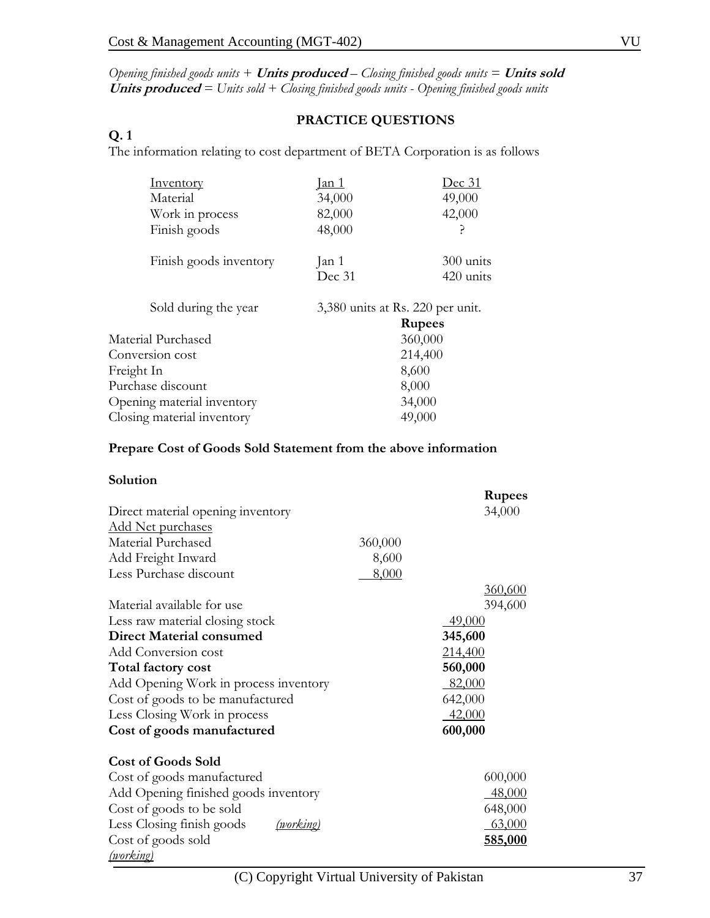*Opening finished goods units +* ***Units produced*** *– Closing finished goods units =* ***Units sold***
***Units produced*** *= Units sold + Closing finished goods units - Opening finished goods units*

## PRACTICE QUESTIONS

**Q. 1**

The information relating to cost department of BETA Corporation is as follows

| Inventory | Jan 1 | Dec 31 |
|---|---|---|
| Material | 34,000 | 49,000 |
| Work in process | 82,000 | 42,000 |
| Finish goods | 48,000 | ? |

| Finish goods inventory | Jan 1 | 300 units |
|---|---|---|
| | Dec 31 | 420 units |

Sold during the year: 3,380 units at Rs. 220 per unit.

| | Rupees |
|---|---|
| Material Purchased | 360,000 |
| Conversion cost | 214,400 |
| Freight In | 8,600 |
| Purchase discount | 8,000 |
| Opening material inventory | 34,000 |
| Closing material inventory | 49,000 |

**Prepare Cost of Goods Sold Statement from the above information**

**Solution**

| | | | Rupees |
|---|---|---|---|
| Direct material opening inventory | | | 34,000 |
| Add Net purchases | | | |
| Material Purchased | 360,000 | | |
| Add Freight Inward | 8,600 | | |
| Less Purchase discount | 8,000 | | |
| | | | 360,600 |
| Material available for use | | | 394,600 |
| Less raw material closing stock | | 49,000 | |
| **Direct Material consumed** | | **345,600** | |
| Add Conversion cost | | 214,400 | |
| **Total factory cost** | | **560,000** | |
| Add Opening Work in process inventory | | 82,000 | |
| Cost of goods to be manufactured | | 642,000 | |
| Less Closing Work in process | | 42,000 | |
| **Cost of goods manufactured** | | **600,000** | |

**Cost of Goods Sold**

| | Rupees |
|---|---|
| Cost of goods manufactured | 600,000 |
| Add Opening finished goods inventory | 48,000 |
| Cost of goods to be sold | 648,000 |
| Less Closing finish goods *(working)* | 63,000 |
| Cost of goods sold | **585,000** |

*(working)*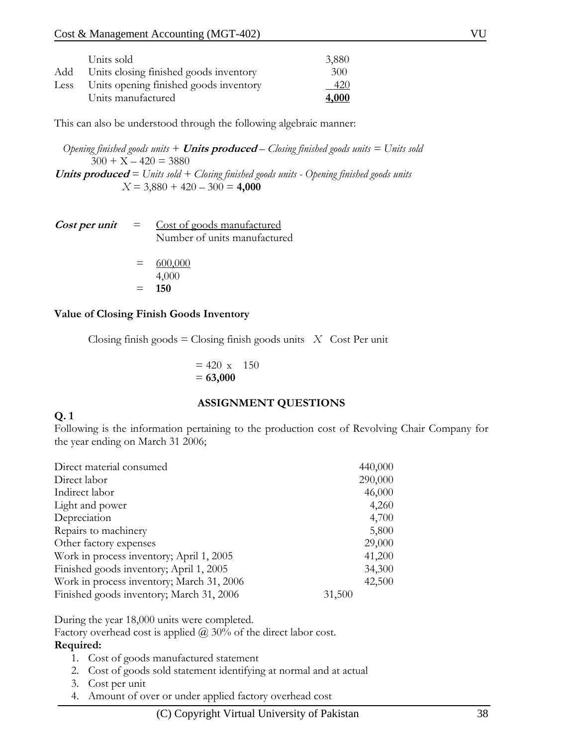| | | |
|---|---|---|
| | Units sold | 3,880 |
| Add | Units closing finished goods inventory | 300 |
| Less | Units opening finished goods inventory | 420 |
| | Units manufactured | **4,000** |

This can also be understood through the following algebraic manner:

*Opening finished goods units* + ***Units produced*** – *Closing finished goods units = Units sold*

300 + X – 420 = 3880

***Units produced*** = *Units sold + Closing finished goods units - Opening finished goods units*

*X* = 3,880 + 420 – 300 = **4,000**

***Cost per unit*** = Cost of goods manufactured / Number of units manufactured

= 600,000 / 4,000

= **150**

**Value of Closing Finish Goods Inventory**

Closing finish goods = Closing finish goods units *X* Cost Per unit

= 420 x 150

= **63,000**

**ASSIGNMENT QUESTIONS**

**Q. 1**

Following is the information pertaining to the production cost of Revolving Chair Company for the year ending on March 31 2006;

| | |
|---|---|
| Direct material consumed | 440,000 |
| Direct labor | 290,000 |
| Indirect labor | 46,000 |
| Light and power | 4,260 |
| Depreciation | 4,700 |
| Repairs to machinery | 5,800 |
| Other factory expenses | 29,000 |
| Work in process inventory; April 1, 2005 | 41,200 |
| Finished goods inventory; April 1, 2005 | 34,300 |
| Work in process inventory; March 31, 2006 | 42,500 |
| Finished goods inventory; March 31, 2006 | 31,500 |

During the year 18,000 units were completed.

Factory overhead cost is applied @ 30% of the direct labor cost.

**Required:**

1. Cost of goods manufactured statement
2. Cost of goods sold statement identifying at normal and at actual
3. Cost per unit
4. Amount of over or under applied factory overhead cost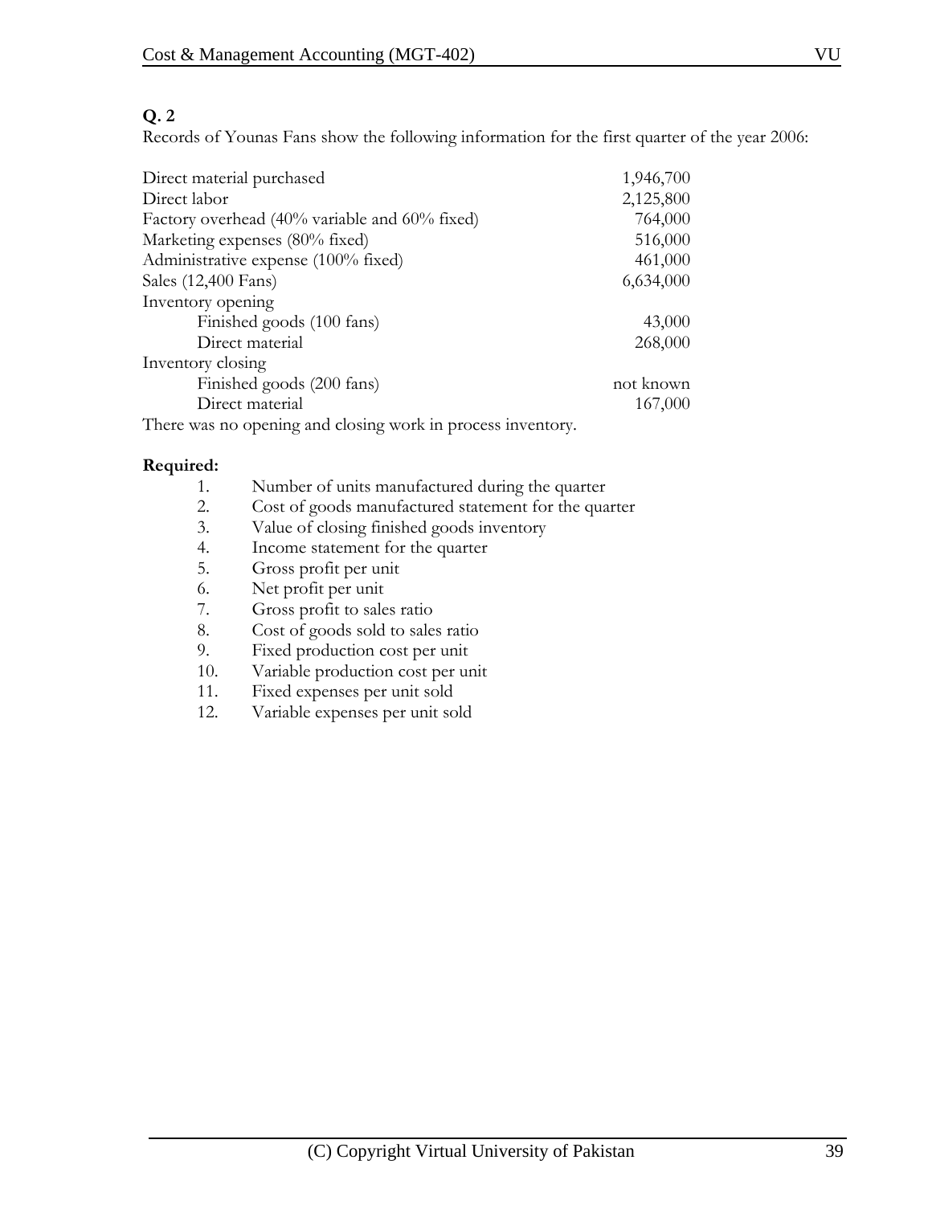**Q. 2**

Records of Younas Fans show the following information for the first quarter of the year 2006:

| | |
|---|---|
| Direct material purchased | 1,946,700 |
| Direct labor | 2,125,800 |
| Factory overhead (40% variable and 60% fixed) | 764,000 |
| Marketing expenses (80% fixed) | 516,000 |
| Administrative expense (100% fixed) | 461,000 |
| Sales (12,400 Fans) | 6,634,000 |
| Inventory opening | |
| Finished goods (100 fans) | 43,000 |
| Direct material | 268,000 |
| Inventory closing | |
| Finished goods (200 fans) | not known |
| Direct material | 167,000 |

There was no opening and closing work in process inventory.

**Required:**

1. Number of units manufactured during the quarter
2. Cost of goods manufactured statement for the quarter
3. Value of closing finished goods inventory
4. Income statement for the quarter
5. Gross profit per unit
6. Net profit per unit
7. Gross profit to sales ratio
8. Cost of goods sold to sales ratio
9. Fixed production cost per unit
10. Variable production cost per unit
11. Fixed expenses per unit sold
12. Variable expenses per unit sold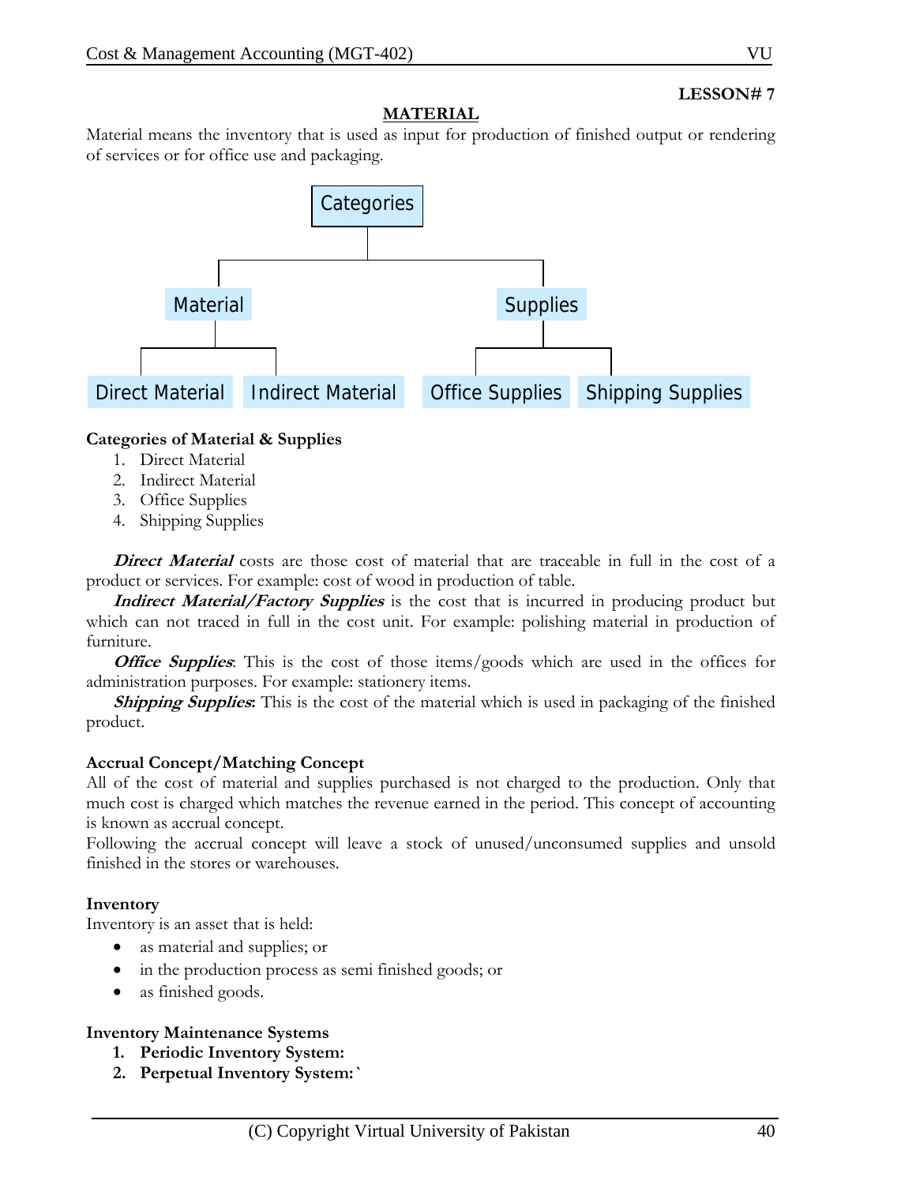**LESSON# 7**

## MATERIAL

Material means the inventory that is used as input for production of finished output or rendering of services or for office use and packaging.

- Categories
  - Material
    - Direct Material
    - Indirect Material
  - Supplies
    - Office Supplies
    - Shipping Supplies

**Categories of Material & Supplies**

1. Direct Material
2. Indirect Material
3. Office Supplies
4. Shipping Supplies

***Direct Material*** costs are those cost of material that are traceable in full in the cost of a product or services. For example: cost of wood in production of table.

***Indirect Material/Factory Supplies*** is the cost that is incurred in producing product but which can not traced in full in the cost unit. For example: polishing material in production of furniture.

***Office Supplies***: This is the cost of those items/goods which are used in the offices for administration purposes. For example: stationery items.

***Shipping Supplies*:** This is the cost of the material which is used in packaging of the finished product.

**Accrual Concept/Matching Concept**

All of the cost of material and supplies purchased is not charged to the production. Only that much cost is charged which matches the revenue earned in the period. This concept of accounting is known as accrual concept.

Following the accrual concept will leave a stock of unused/unconsumed supplies and unsold finished in the stores or warehouses.

**Inventory**

Inventory is an asset that is held:

- as material and supplies; or
- in the production process as semi finished goods; or
- as finished goods.

**Inventory Maintenance Systems**

1. **Periodic Inventory System:**
2. **Perpetual Inventory System:`**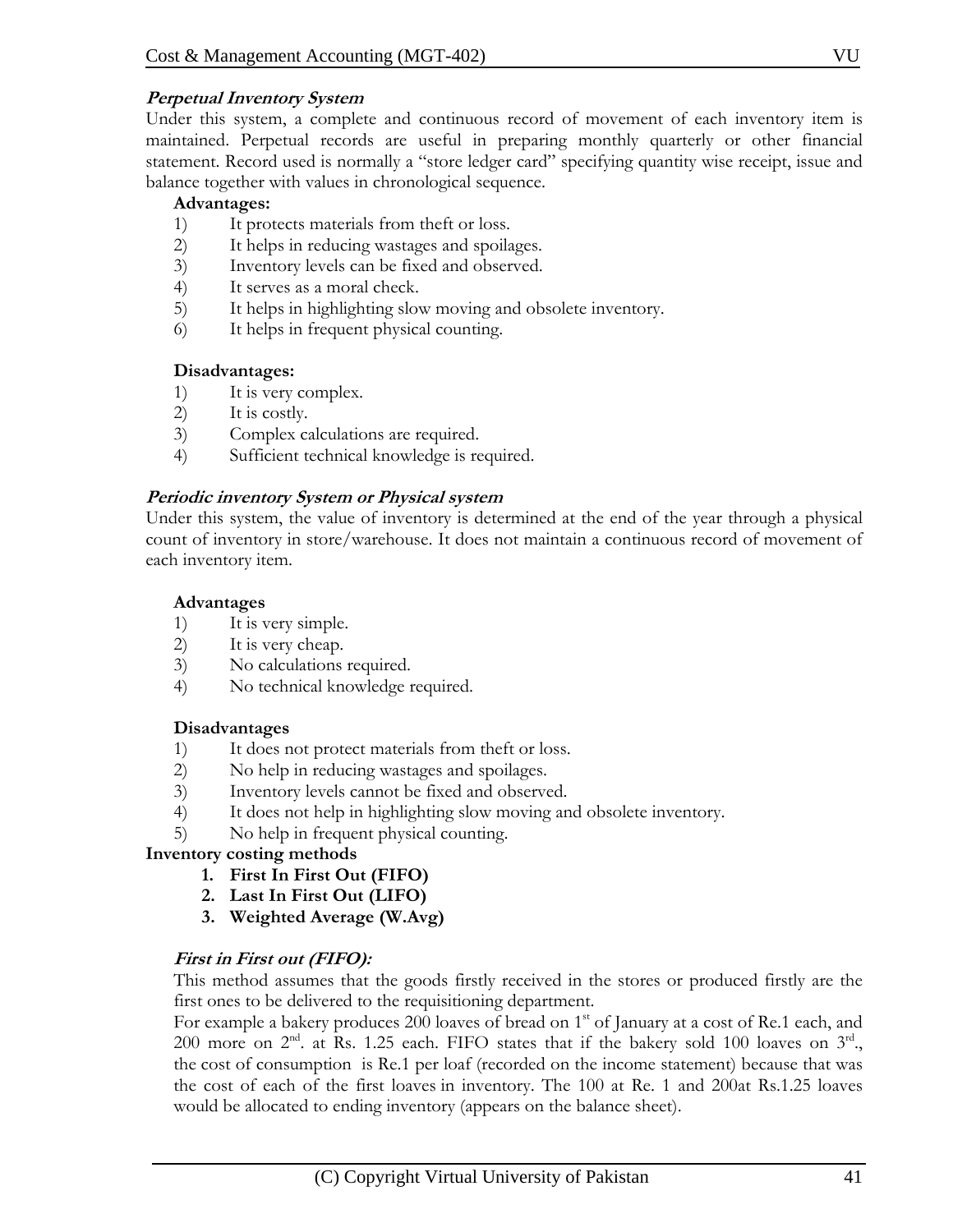***Perpetual Inventory System***

Under this system, a complete and continuous record of movement of each inventory item is maintained. Perpetual records are useful in preparing monthly quarterly or other financial statement. Record used is normally a "store ledger card" specifying quantity wise receipt, issue and balance together with values in chronological sequence.

**Advantages:**

1) It protects materials from theft or loss.
2) It helps in reducing wastages and spoilages.
3) Inventory levels can be fixed and observed.
4) It serves as a moral check.
5) It helps in highlighting slow moving and obsolete inventory.
6) It helps in frequent physical counting.

**Disadvantages:**

1) It is very complex.
2) It is costly.
3) Complex calculations are required.
4) Sufficient technical knowledge is required.

***Periodic inventory System or Physical system***

Under this system, the value of inventory is determined at the end of the year through a physical count of inventory in store/warehouse. It does not maintain a continuous record of movement of each inventory item.

**Advantages**

1) It is very simple.
2) It is very cheap.
3) No calculations required.
4) No technical knowledge required.

**Disadvantages**

1) It does not protect materials from theft or loss.
2) No help in reducing wastages and spoilages.
3) Inventory levels cannot be fixed and observed.
4) It does not help in highlighting slow moving and obsolete inventory.
5) No help in frequent physical counting.

**Inventory costing methods**

1. **First In First Out (FIFO)**
2. **Last In First Out (LIFO)**
3. **Weighted Average (W.Avg)**

***First in First out (FIFO):***

This method assumes that the goods firstly received in the stores or produced firstly are the first ones to be delivered to the requisitioning department.

For example a bakery produces 200 loaves of bread on 1st of January at a cost of Re.1 each, and 200 more on 2nd. at Rs. 1.25 each. FIFO states that if the bakery sold 100 loaves on 3rd., the cost of consumption is Re.1 per loaf (recorded on the income statement) because that was the cost of each of the first loaves in inventory. The 100 at Re. 1 and 200at Rs.1.25 loaves would be allocated to ending inventory (appears on the balance sheet).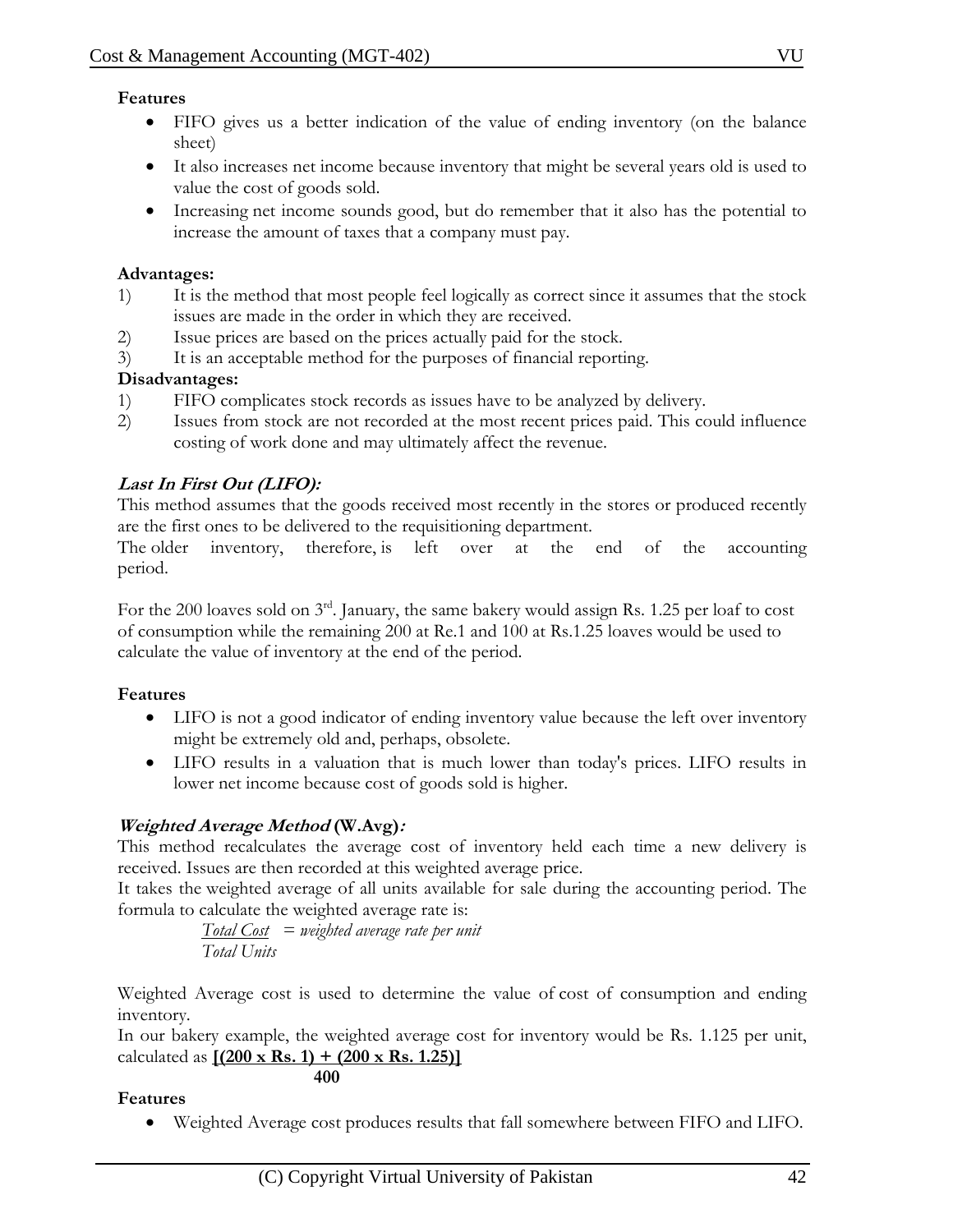**Features**

- FIFO gives us a better indication of the value of ending inventory (on the balance sheet)
- It also increases net income because inventory that might be several years old is used to value the cost of goods sold.
- Increasing net income sounds good, but do remember that it also has the potential to increase the amount of taxes that a company must pay.

**Advantages:**

1) It is the method that most people feel logically as correct since it assumes that the stock issues are made in the order in which they are received.
2) Issue prices are based on the prices actually paid for the stock.
3) It is an acceptable method for the purposes of financial reporting.

**Disadvantages:**

1) FIFO complicates stock records as issues have to be analyzed by delivery.
2) Issues from stock are not recorded at the most recent prices paid. This could influence costing of work done and may ultimately affect the revenue.

***Last In First Out (LIFO):***

This method assumes that the goods received most recently in the stores or produced recently are the first ones to be delivered to the requisitioning department.
The older inventory, therefore, is left over at the end of the accounting period.

For the 200 loaves sold on 3rd. January, the same bakery would assign Rs. 1.25 per loaf to cost of consumption while the remaining 200 at Re.1 and 100 at Rs.1.25 loaves would be used to calculate the value of inventory at the end of the period.

**Features**

- LIFO is not a good indicator of ending inventory value because the left over inventory might be extremely old and, perhaps, obsolete.
- LIFO results in a valuation that is much lower than today's prices. LIFO results in lower net income because cost of goods sold is higher.

***Weighted Average Method* (W.Avg)*:***

This method recalculates the average cost of inventory held each time a new delivery is received. Issues are then recorded at this weighted average price.
It takes the weighted average of all units available for sale during the accounting period. The formula to calculate the weighted average rate is:

$$\frac{\textit{Total Cost}}{\textit{Total Units}} = \textit{weighted average rate per unit}$$

Weighted Average cost is used to determine the value of cost of consumption and ending inventory.
In our bakery example, the weighted average cost for inventory would be Rs. 1.125 per unit, calculated as

$$\frac{[(200 \times \text{Rs. } 1) + (200 \times \text{Rs. } 1.25)]}{400}$$

**Features**

- Weighted Average cost produces results that fall somewhere between FIFO and LIFO.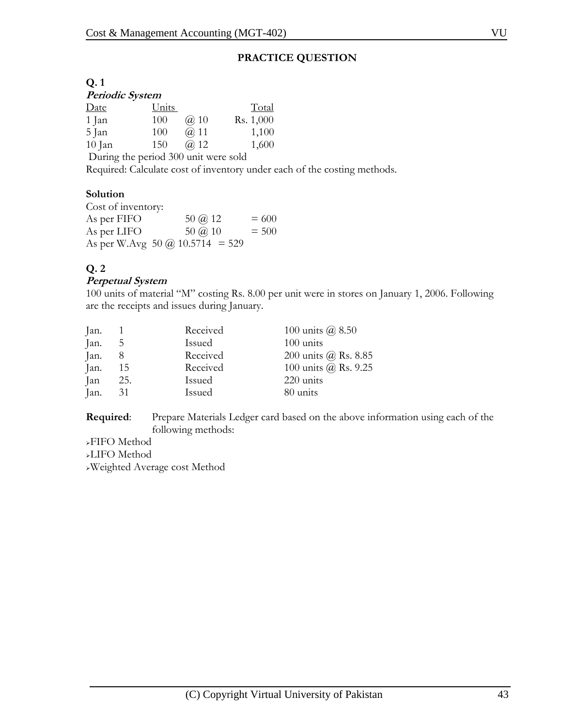## PRACTICE QUESTION

**Q. 1**

***Periodic System***

| Date | Units | | Total |
|---|---|---|---|
| 1 Jan | 100 | @ 10 | Rs. 1,000 |
| 5 Jan | 100 | @ 11 | 1,100 |
| 10 Jan | 150 | @ 12 | 1,600 |

During the period 300 unit were sold

Required: Calculate cost of inventory under each of the costing methods.

**Solution**

Cost of inventory:

| | | |
|---|---|---|
| As per FIFO | 50 @ 12 | = 600 |
| As per LIFO | 50 @ 10 | = 500 |
| As per W.Avg | 50 @ 10.5714 | = 529 |

**Q. 2**

***Perpetual System***

100 units of material "M" costing Rs. 8.00 per unit were in stores on January 1, 2006. Following are the receipts and issues during January.

| | | | |
|---|---|---|---|
| Jan. | 1 | Received | 100 units @ 8.50 |
| Jan. | 5 | Issued | 100 units |
| Jan. | 8 | Received | 200 units @ Rs. 8.85 |
| Jan. | 15 | Received | 100 units @ Rs. 9.25 |
| Jan | 25. | Issued | 220 units |
| Jan. | 31 | Issued | 80 units |

**Required**: Prepare Materials Ledger card based on the above information using each of the following methods:

- FIFO Method
- LIFO Method
- Weighted Average cost Method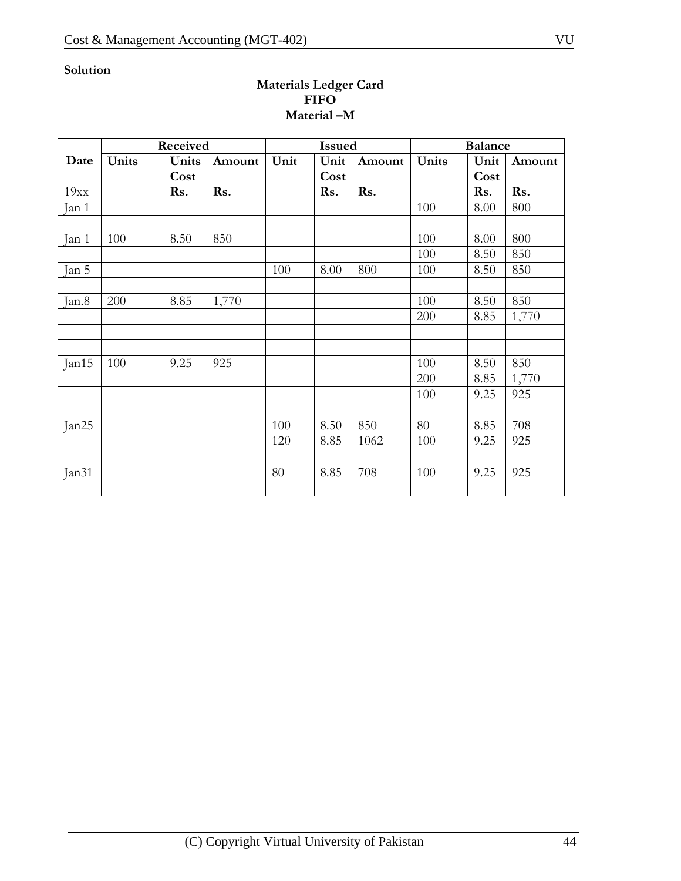**Solution**

**Materials Ledger Card**
**FIFO**
**Material –M**

| Date | Received | | | Issued | | | Balance | | |
|---|---|---|---|---|---|---|---|---|---|
| | Units | Units Cost | Amount | Unit | Unit Cost | Amount | Units | Unit Cost | Amount |
| 19xx | | Rs. | Rs. | | Rs. | Rs. | | Rs. | Rs. |
| Jan 1 | | | | | | | 100 | 8.00 | 800 |
| | | | | | | | | | |
| Jan 1 | 100 | 8.50 | 850 | | | | 100 | 8.00 | 800 |
| | | | | | | | 100 | 8.50 | 850 |
| Jan 5 | | | | 100 | 8.00 | 800 | 100 | 8.50 | 850 |
| | | | | | | | | | |
| Jan.8 | 200 | 8.85 | 1,770 | | | | 100 | 8.50 | 850 |
| | | | | | | | 200 | 8.85 | 1,770 |
| | | | | | | | | | |
| | | | | | | | | | |
| Jan15 | 100 | 9.25 | 925 | | | | 100 | 8.50 | 850 |
| | | | | | | | 200 | 8.85 | 1,770 |
| | | | | | | | 100 | 9.25 | 925 |
| | | | | | | | | | |
| Jan25 | | | | 100 | 8.50 | 850 | 80 | 8.85 | 708 |
| | | | | 120 | 8.85 | 1062 | 100 | 9.25 | 925 |
| | | | | | | | | | |
| Jan31 | | | | 80 | 8.85 | 708 | 100 | 9.25 | 925 |
| | | | | | | | | | |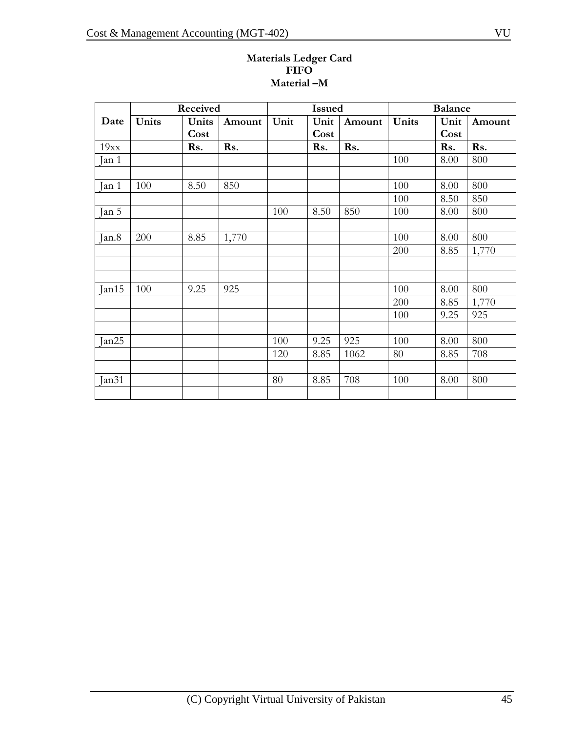**Materials Ledger Card**
**FIFO**
**Material –M**

| Date | Received | | | Issued | | | Balance | | |
|---|---|---|---|---|---|---|---|---|---|
| | **Units** | **Units Cost** | **Amount** | **Unit** | **Unit Cost** | **Amount** | **Units** | **Unit Cost** | **Amount** |
| 19xx | | **Rs.** | **Rs.** | | **Rs.** | **Rs.** | | **Rs.** | **Rs.** |
| Jan 1 | | | | | | | 100 | 8.00 | 800 |
| | | | | | | | | | |
| Jan 1 | 100 | 8.50 | 850 | | | | 100 | 8.00 | 800 |
| | | | | | | | 100 | 8.50 | 850 |
| Jan 5 | | | | 100 | 8.50 | 850 | 100 | 8.00 | 800 |
| | | | | | | | | | |
| Jan.8 | 200 | 8.85 | 1,770 | | | | 100 | 8.00 | 800 |
| | | | | | | | 200 | 8.85 | 1,770 |
| | | | | | | | | | |
| | | | | | | | | | |
| Jan15 | 100 | 9.25 | 925 | | | | 100 | 8.00 | 800 |
| | | | | | | | 200 | 8.85 | 1,770 |
| | | | | | | | 100 | 9.25 | 925 |
| | | | | | | | | | |
| Jan25 | | | | 100 | 9.25 | 925 | 100 | 8.00 | 800 |
| | | | | 120 | 8.85 | 1062 | 80 | 8.85 | 708 |
| | | | | | | | | | |
| Jan31 | | | | 80 | 8.85 | 708 | 100 | 8.00 | 800 |
| | | | | | | | | | |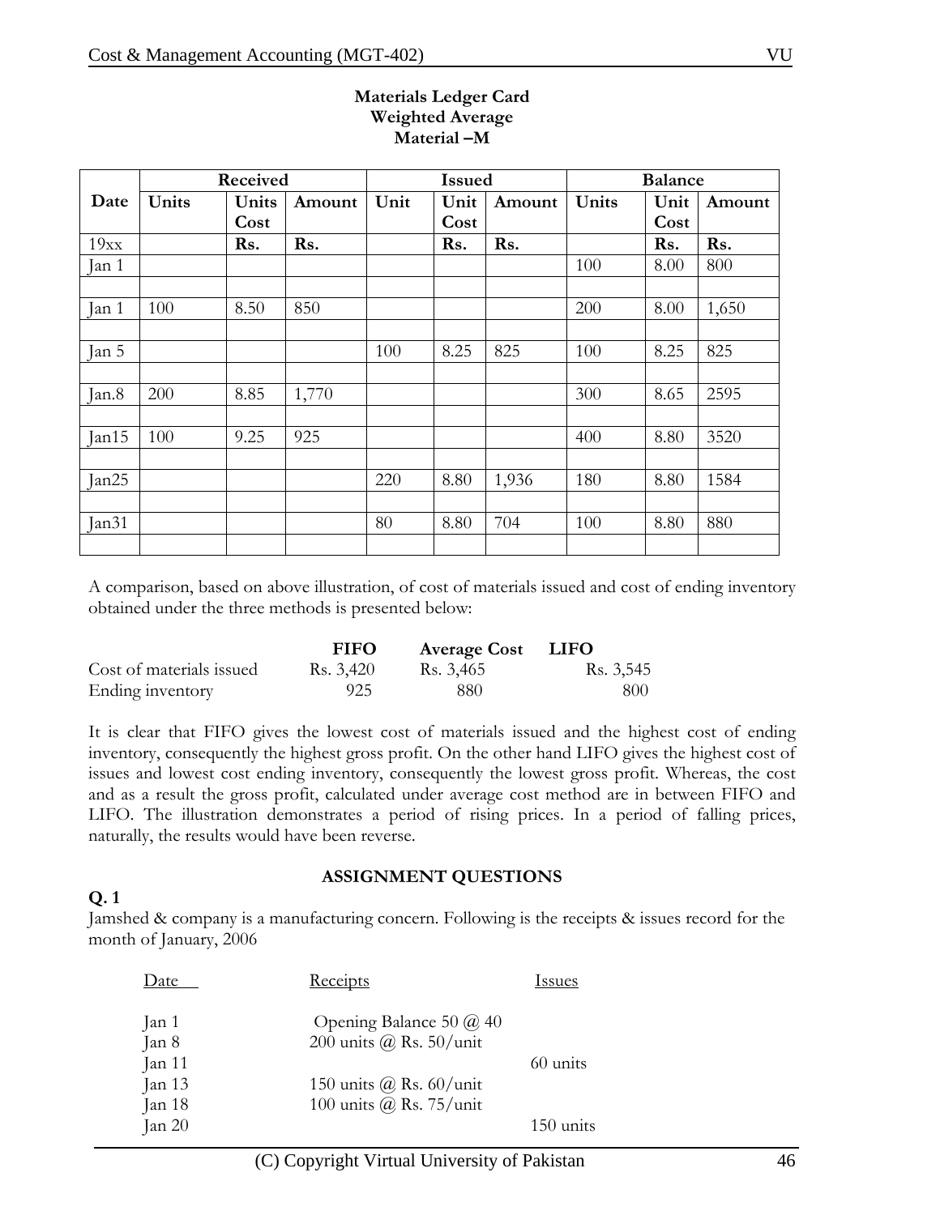**Materials Ledger Card**
**Weighted Average**
**Material –M**

| Date | Received | | | Issued | | | Balance | | |
|---|---|---|---|---|---|---|---|---|---|
| | Units | Units Cost | Amount | Unit | Unit Cost | Amount | Units | Unit Cost | Amount |
| 19xx | | Rs. | Rs. | | Rs. | Rs. | | Rs. | Rs. |
| Jan 1 | | | | | | | 100 | 8.00 | 800 |
| Jan 1 | 100 | 8.50 | 850 | | | | 200 | 8.00 | 1,650 |
| Jan 5 | | | | 100 | 8.25 | 825 | 100 | 8.25 | 825 |
| Jan.8 | 200 | 8.85 | 1,770 | | | | 300 | 8.65 | 2595 |
| Jan15 | 100 | 9.25 | 925 | | | | 400 | 8.80 | 3520 |
| Jan25 | | | | 220 | 8.80 | 1,936 | 180 | 8.80 | 1584 |
| Jan31 | | | | 80 | 8.80 | 704 | 100 | 8.80 | 880 |

A comparison, based on above illustration, of cost of materials issued and cost of ending inventory obtained under the three methods is presented below:

| | FIFO | Average Cost | LIFO |
|---|---|---|---|
| Cost of materials issued | Rs. 3,420 | Rs. 3,465 | Rs. 3,545 |
| Ending inventory | 925 | 880 | 800 |

It is clear that FIFO gives the lowest cost of materials issued and the highest cost of ending inventory, consequently the highest gross profit. On the other hand LIFO gives the highest cost of issues and lowest cost ending inventory, consequently the lowest gross profit. Whereas, the cost and as a result the gross profit, calculated under average cost method are in between FIFO and LIFO. The illustration demonstrates a period of rising prices. In a period of falling prices, naturally, the results would have been reverse.

## ASSIGNMENT QUESTIONS

**Q. 1**

Jamshed & company is a manufacturing concern. Following is the receipts & issues record for the month of January, 2006

| Date | Receipts | Issues |
|---|---|---|
| Jan 1 | Opening Balance 50 @ 40 | |
| Jan 8 | 200 units @ Rs. 50/unit | |
| Jan 11 | | 60 units |
| Jan 13 | 150 units @ Rs. 60/unit | |
| Jan 18 | 100 units @ Rs. 75/unit | |
| Jan 20 | | 150 units |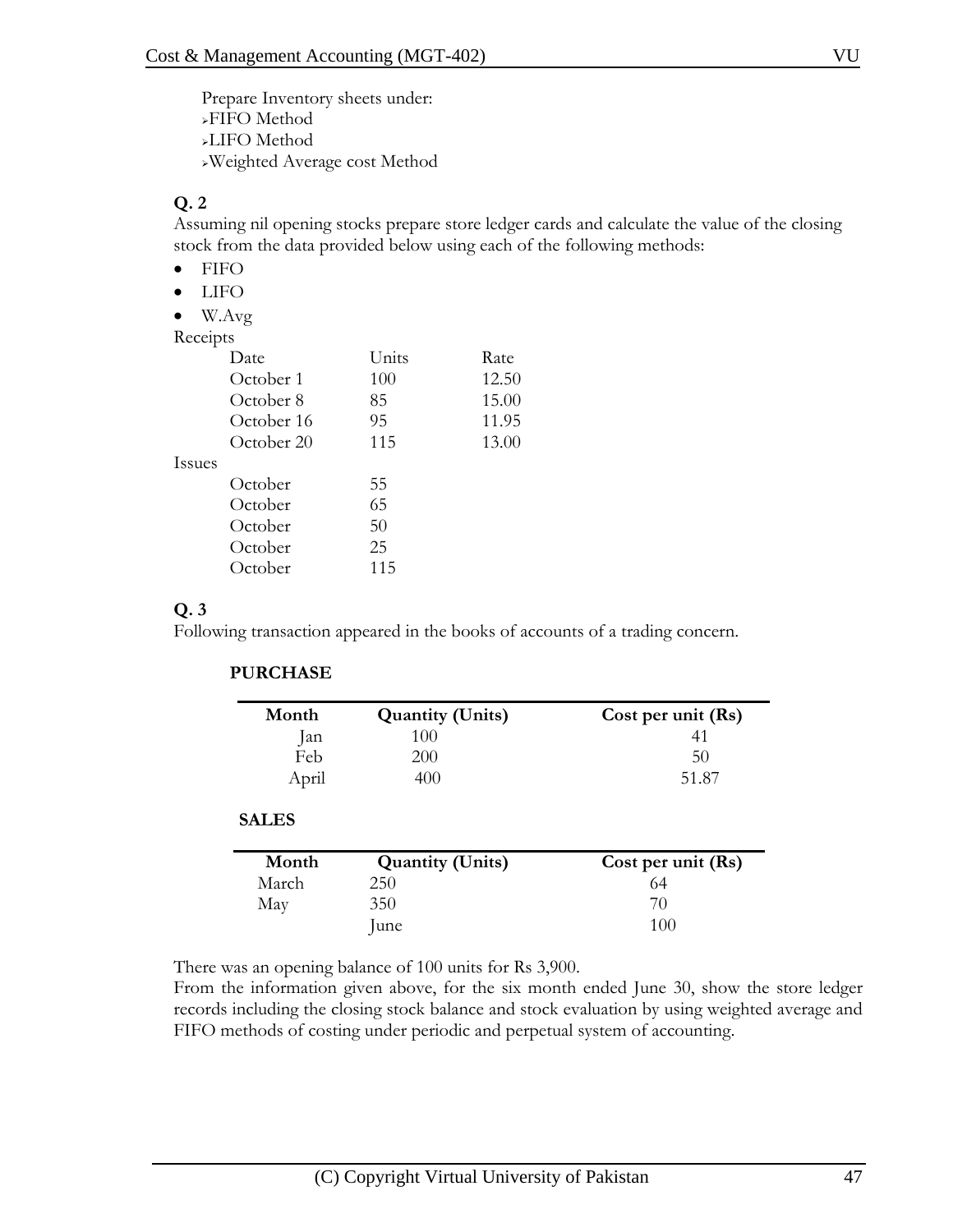Prepare Inventory sheets under:

- FIFO Method
- LIFO Method
- Weighted Average cost Method

**Q. 2**

Assuming nil opening stocks prepare store ledger cards and calculate the value of the closing stock from the data provided below using each of the following methods:

- FIFO
- LIFO
- W.Avg

Receipts

| Date | Units | Rate |
|---|---|---|
| October 1 | 100 | 12.50 |
| October 8 | 85 | 15.00 |
| October 16 | 95 | 11.95 |
| October 20 | 115 | 13.00 |

Issues

| | |
|---|---|
| October | 55 |
| October | 65 |
| October | 50 |
| October | 25 |
| October | 115 |

**Q. 3**

Following transaction appeared in the books of accounts of a trading concern.

**PURCHASE**

| Month | Quantity (Units) | Cost per unit (Rs) |
|---|---|---|
| Jan | 100 | 41 |
| Feb | 200 | 50 |
| April | 400 | 51.87 |

**SALES**

| Month | Quantity (Units) | Cost per unit (Rs) |
|---|---|---|
| March | 250 | 64 |
| May | 350 | 70 |
| | June | 100 |

There was an opening balance of 100 units for Rs 3,900.

From the information given above, for the six month ended June 30, show the store ledger records including the closing stock balance and stock evaluation by using weighted average and FIFO methods of costing under periodic and perpetual system of accounting.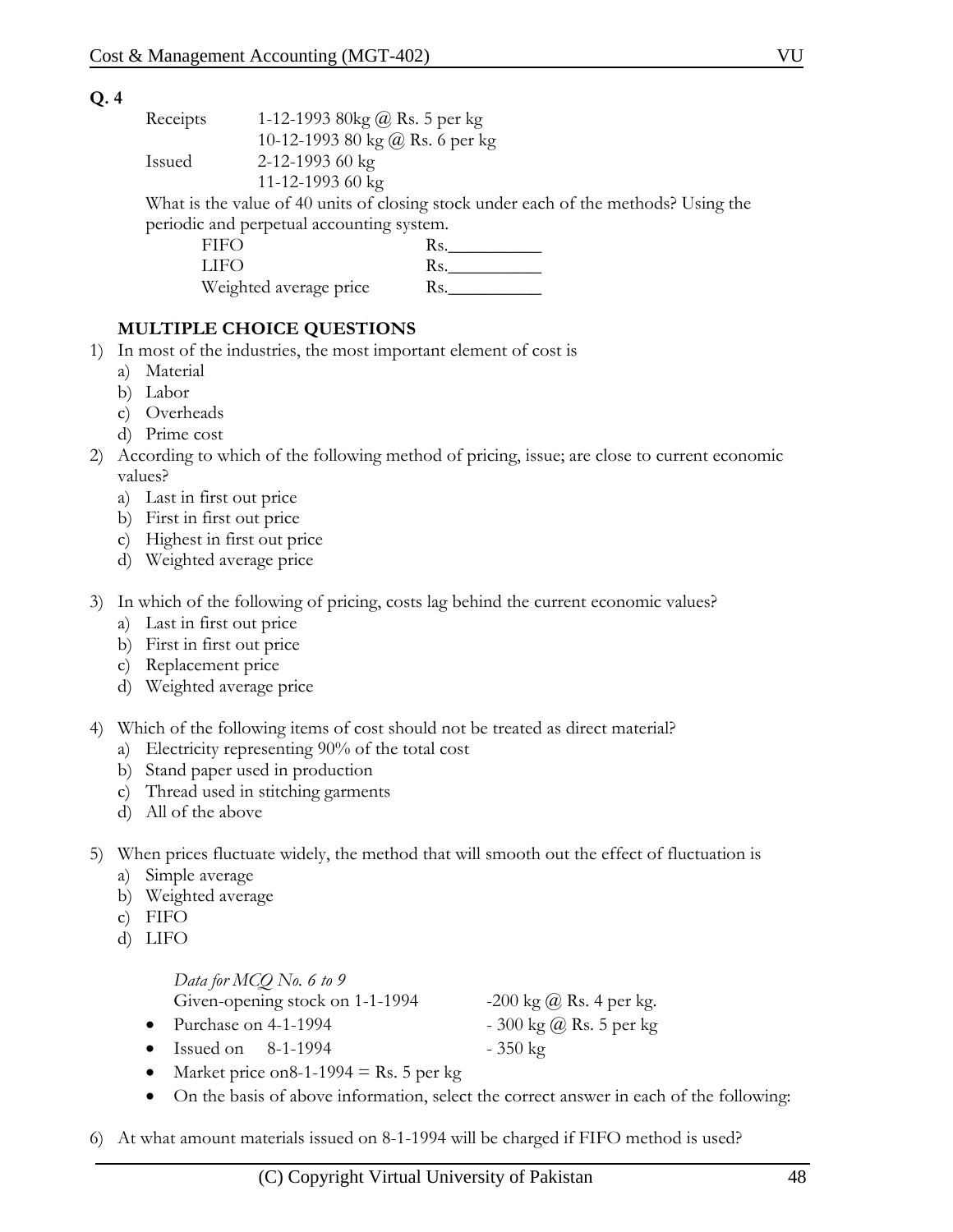**Q. 4**

Receipts 1-12-1993 80kg @ Rs. 5 per kg
10-12-1993 80 kg @ Rs. 6 per kg

Issued 2-12-1993 60 kg
11-12-1993 60 kg

What is the value of 40 units of closing stock under each of the methods? Using the periodic and perpetual accounting system.

| | |
|---|---|
| FIFO | Rs.__________ |
| LIFO | Rs.__________ |
| Weighted average price | Rs.__________ |

**MULTIPLE CHOICE QUESTIONS**

1) In most of the industries, the most important element of cost is
   a) Material
   b) Labor
   c) Overheads
   d) Prime cost

2) According to which of the following method of pricing, issue; are close to current economic values?
   a) Last in first out price
   b) First in first out price
   c) Highest in first out price
   d) Weighted average price

3) In which of the following of pricing, costs lag behind the current economic values?
   a) Last in first out price
   b) First in first out price
   c) Replacement price
   d) Weighted average price

4) Which of the following items of cost should not be treated as direct material?
   a) Electricity representing 90% of the total cost
   b) Stand paper used in production
   c) Thread used in stitching garments
   d) All of the above

5) When prices fluctuate widely, the method that will smooth out the effect of fluctuation is
   a) Simple average
   b) Weighted average
   c) FIFO
   d) LIFO

*Data for MCQ No. 6 to 9*

Given-opening stock on 1-1-1994 -200 kg @ Rs. 4 per kg.

- Purchase on 4-1-1994 - 300 kg @ Rs. 5 per kg
- Issued on 8-1-1994 - 350 kg
- Market price on8-1-1994 = Rs. 5 per kg
- On the basis of above information, select the correct answer in each of the following:

6) At what amount materials issued on 8-1-1994 will be charged if FIFO method is used?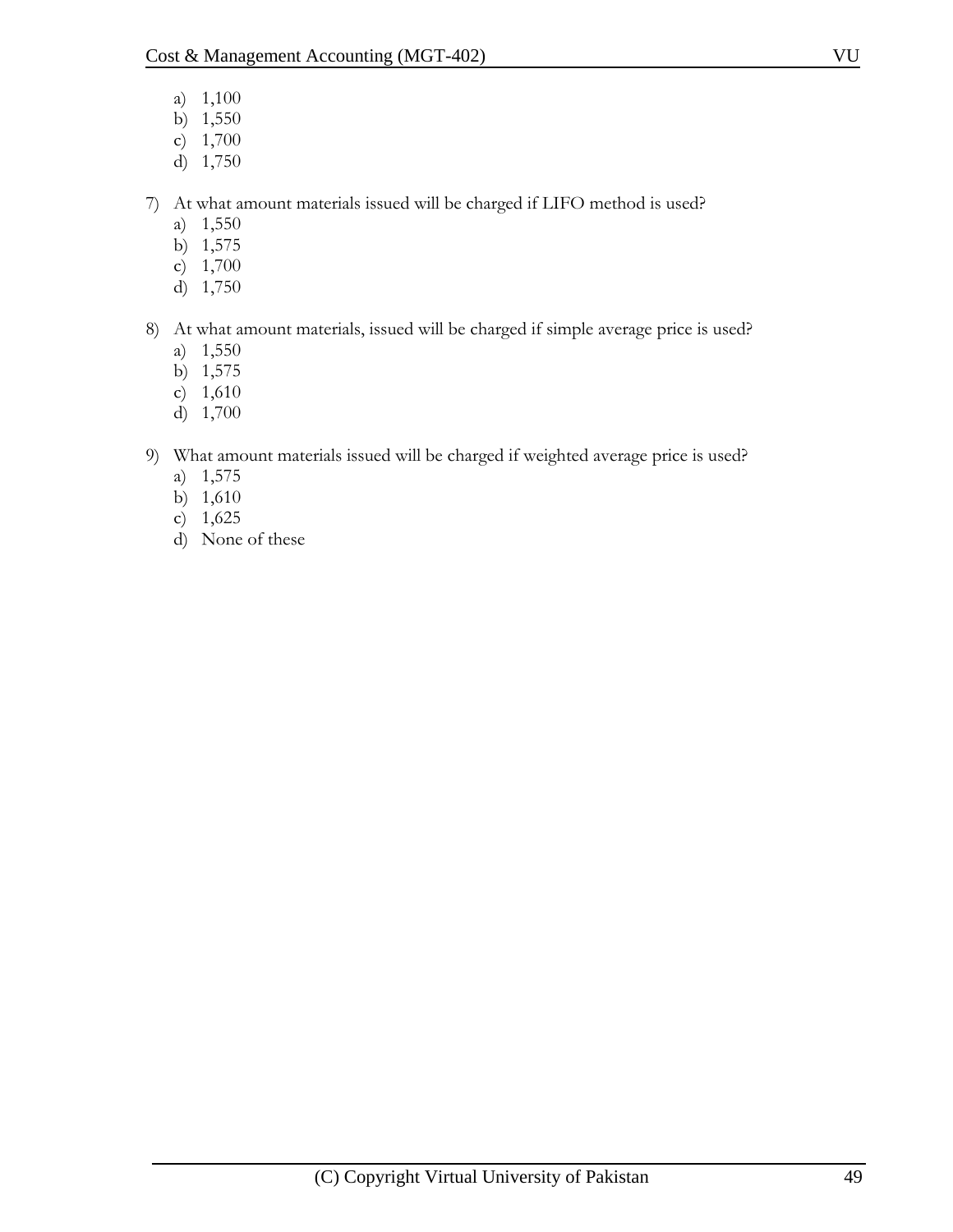a) 1,100
b) 1,550
c) 1,700
d) 1,750

7) At what amount materials issued will be charged if LIFO method is used?
   a) 1,550
   b) 1,575
   c) 1,700
   d) 1,750

8) At what amount materials, issued will be charged if simple average price is used?
   a) 1,550
   b) 1,575
   c) 1,610
   d) 1,700

9) What amount materials issued will be charged if weighted average price is used?
   a) 1,575
   b) 1,610
   c) 1,625
   d) None of these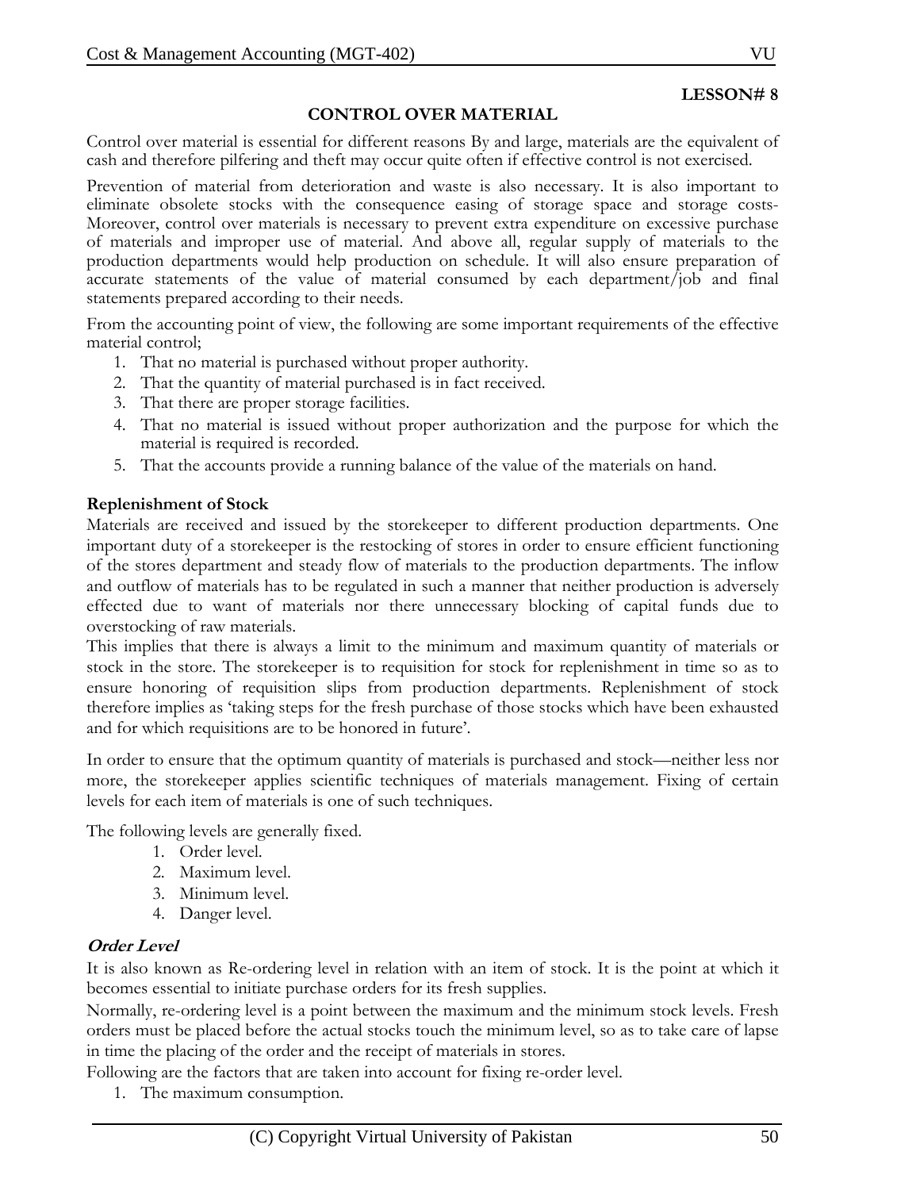LESSON# 8

## CONTROL OVER MATERIAL

Control over material is essential for different reasons By and large, materials are the equivalent of cash and therefore pilfering and theft may occur quite often if effective control is not exercised.

Prevention of material from deterioration and waste is also necessary. It is also important to eliminate obsolete stocks with the consequence easing of storage space and storage costs- Moreover, control over materials is necessary to prevent extra expenditure on excessive purchase of materials and improper use of material. And above all, regular supply of materials to the production departments would help production on schedule. It will also ensure preparation of accurate statements of the value of material consumed by each department/job and final statements prepared according to their needs.

From the accounting point of view, the following are some important requirements of the effective material control;

1. That no material is purchased without proper authority.
2. That the quantity of material purchased is in fact received.
3. That there are proper storage facilities.
4. That no material is issued without proper authorization and the purpose for which the material is required is recorded.
5. That the accounts provide a running balance of the value of the materials on hand.

### Replenishment of Stock

Materials are received and issued by the storekeeper to different production departments. One important duty of a storekeeper is the restocking of stores in order to ensure efficient functioning of the stores department and steady flow of materials to the production departments. The inflow and outflow of materials has to be regulated in such a manner that neither production is adversely effected due to want of materials nor there unnecessary blocking of capital funds due to overstocking of raw materials.

This implies that there is always a limit to the minimum and maximum quantity of materials or stock in the store. The storekeeper is to requisition for stock for replenishment in time so as to ensure honoring of requisition slips from production departments. Replenishment of stock therefore implies as 'taking steps for the fresh purchase of those stocks which have been exhausted and for which requisitions are to be honored in future'.

In order to ensure that the optimum quantity of materials is purchased and stock—neither less nor more, the storekeeper applies scientific techniques of materials management. Fixing of certain levels for each item of materials is one of such techniques.

The following levels are generally fixed.

1. Order level.
2. Maximum level.
3. Minimum level.
4. Danger level.

### *Order Level*

It is also known as Re-ordering level in relation with an item of stock. It is the point at which it becomes essential to initiate purchase orders for its fresh supplies.

Normally, re-ordering level is a point between the maximum and the minimum stock levels. Fresh orders must be placed before the actual stocks touch the minimum level, so as to take care of lapse in time the placing of the order and the receipt of materials in stores.

Following are the factors that are taken into account for fixing re-order level.

1. The maximum consumption.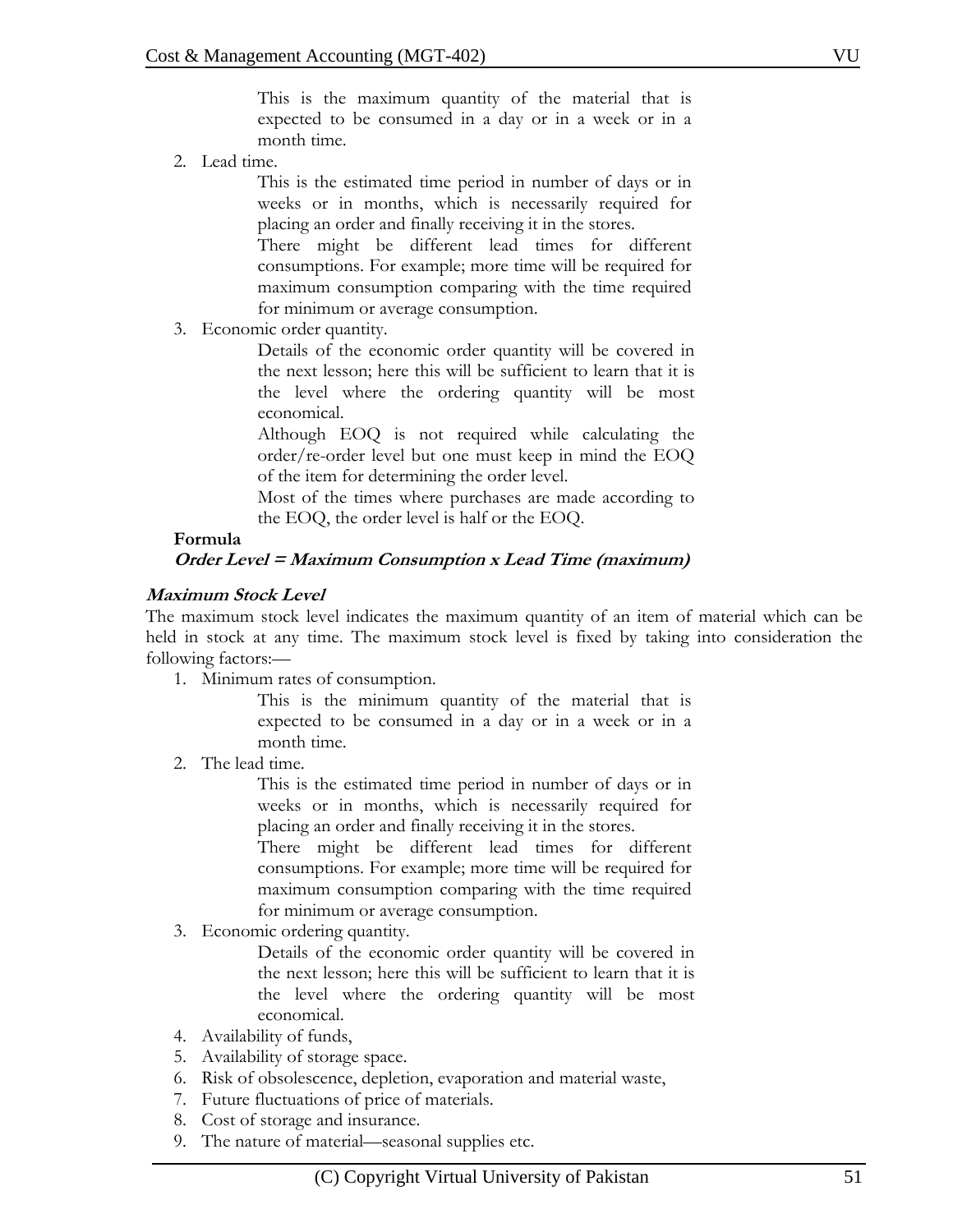This is the maximum quantity of the material that is expected to be consumed in a day or in a week or in a month time.

2. Lead time.

   This is the estimated time period in number of days or in weeks or in months, which is necessarily required for placing an order and finally receiving it in the stores.

   There might be different lead times for different consumptions. For example; more time will be required for maximum consumption comparing with the time required for minimum or average consumption.

3. Economic order quantity.

   Details of the economic order quantity will be covered in the next lesson; here this will be sufficient to learn that it is the level where the ordering quantity will be most economical.

   Although EOQ is not required while calculating the order/re-order level but one must keep in mind the EOQ of the item for determining the order level.

   Most of the times where purchases are made according to the EOQ, the order level is half or the EOQ.

**Formula**

***Order Level = Maximum Consumption x Lead Time (maximum)***

***Maximum Stock Level***

The maximum stock level indicates the maximum quantity of an item of material which can be held in stock at any time. The maximum stock level is fixed by taking into consideration the following factors:—

1. Minimum rates of consumption.

   This is the minimum quantity of the material that is expected to be consumed in a day or in a week or in a month time.

2. The lead time.

   This is the estimated time period in number of days or in weeks or in months, which is necessarily required for placing an order and finally receiving it in the stores.

   There might be different lead times for different consumptions. For example; more time will be required for maximum consumption comparing with the time required for minimum or average consumption.

3. Economic ordering quantity.

   Details of the economic order quantity will be covered in the next lesson; here this will be sufficient to learn that it is the level where the ordering quantity will be most economical.

4. Availability of funds,
5. Availability of storage space.
6. Risk of obsolescence, depletion, evaporation and material waste,
7. Future fluctuations of price of materials.
8. Cost of storage and insurance.
9. The nature of material—seasonal supplies etc.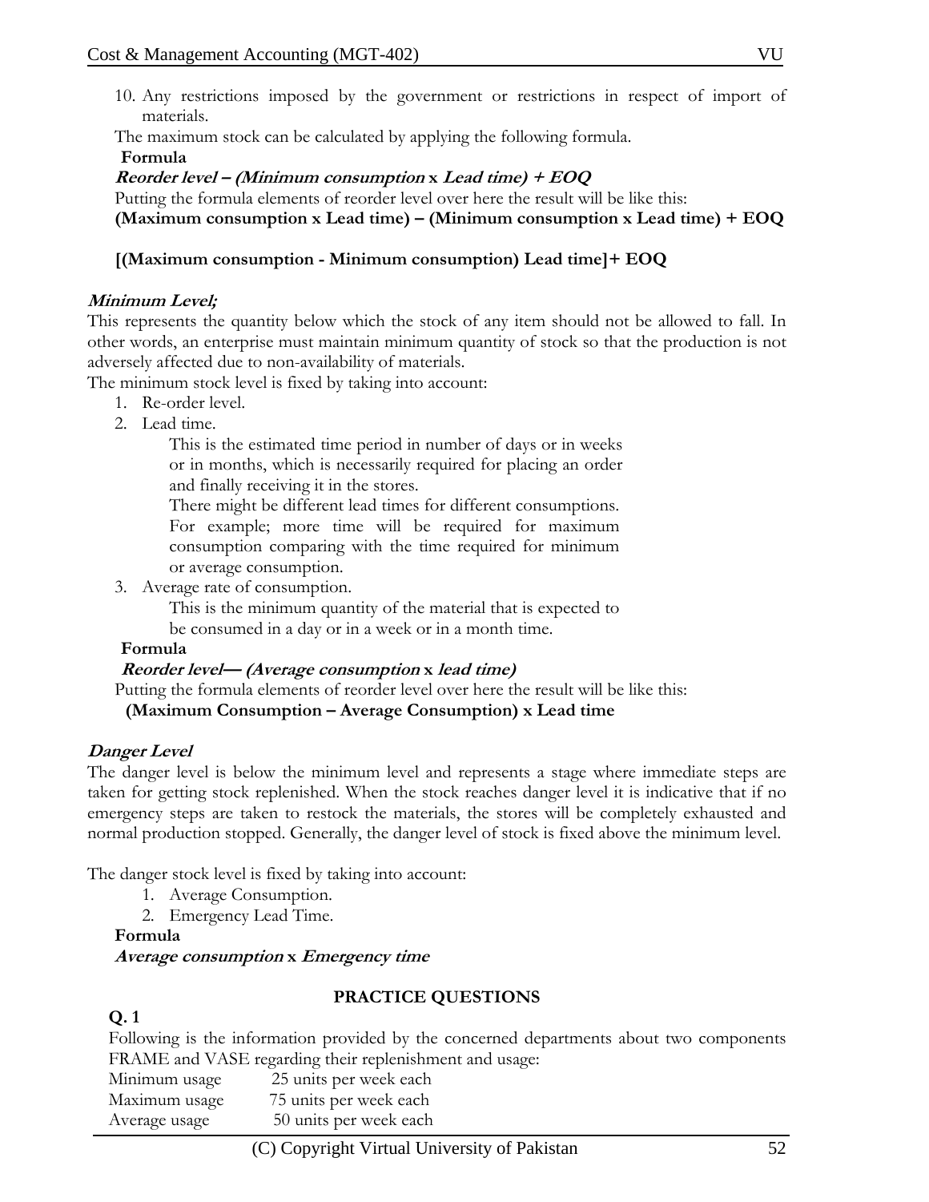10. Any restrictions imposed by the government or restrictions in respect of import of materials.

The maximum stock can be calculated by applying the following formula.

**Formula**

***Reorder level – (Minimum consumption x Lead time) + EOQ***

Putting the formula elements of reorder level over here the result will be like this:

**(Maximum consumption x Lead time) – (Minimum consumption x Lead time) + EOQ**

**[(Maximum consumption - Minimum consumption) Lead time]+ EOQ**

***Minimum Level;***

This represents the quantity below which the stock of any item should not be allowed to fall. In other words, an enterprise must maintain minimum quantity of stock so that the production is not adversely affected due to non-availability of materials.

The minimum stock level is fixed by taking into account:

1. Re-order level.
2. Lead time.

   This is the estimated time period in number of days or in weeks or in months, which is necessarily required for placing an order and finally receiving it in the stores.

   There might be different lead times for different consumptions. For example; more time will be required for maximum consumption comparing with the time required for minimum or average consumption.
3. Average rate of consumption.

   This is the minimum quantity of the material that is expected to be consumed in a day or in a week or in a month time.

**Formula**

***Reorder level— (Average consumption x lead time)***

Putting the formula elements of reorder level over here the result will be like this:

**(Maximum Consumption – Average Consumption) x Lead time**

***Danger Level***

The danger level is below the minimum level and represents a stage where immediate steps are taken for getting stock replenished. When the stock reaches danger level it is indicative that if no emergency steps are taken to restock the materials, the stores will be completely exhausted and normal production stopped. Generally, the danger level of stock is fixed above the minimum level.

The danger stock level is fixed by taking into account:

1. Average Consumption.
2. Emergency Lead Time.

**Formula**

***Average consumption x Emergency time***

**PRACTICE QUESTIONS**

**Q. 1**

Following is the information provided by the concerned departments about two components FRAME and VASE regarding their replenishment and usage:

| | |
|---|---|
| Minimum usage | 25 units per week each |
| Maximum usage | 75 units per week each |
| Average usage | 50 units per week each |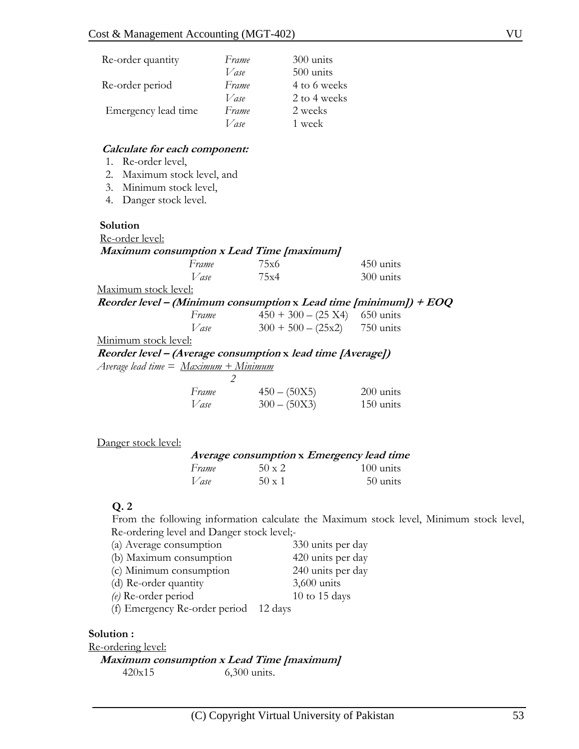| | | |
|---|---|---|
| Re-order quantity | *Frame* | 300 units |
| | *Vase* | 500 units |
| Re-order period | *Frame* | 4 to 6 weeks |
| | *Vase* | 2 to 4 weeks |
| Emergency lead time | *Frame* | 2 weeks |
| | *Vase* | 1 week |

***Calculate for each component:***

1. Re-order level,
2. Maximum stock level, and
3. Minimum stock level,
4. Danger stock level.

**Solution**

Re-order level:

***Maximum consumption x Lead Time [maximum]***

| | | |
|---|---|---|
| *Frame* | 75x6 | 450 units |
| *Vase* | 75x4 | 300 units |

Maximum stock level:

***Reorder level – (Minimum consumption x Lead time [minimum]) + EOQ***

| | | |
|---|---|---|
| *Frame* | 450 + 300 – (25 X4) | 650 units |
| *Vase* | 300 + 500 – (25x2) | 750 units |

Minimum stock level:

***Reorder level – (Average consumption x lead time [Average])***

*Average lead time =* $\frac{\text{Maximum + Minimum}}{2}$

| | | |
|---|---|---|
| *Frame* | 450 – (50X5) | 200 units |
| *Vase* | 300 – (50X3) | 150 units |

Danger stock level:

***Average consumption x Emergency lead time***

| | | |
|---|---|---|
| *Frame* | 50 x 2 | 100 units |
| *Vase* | 50 x 1 | 50 units |

**Q. 2**

From the following information calculate the Maximum stock level, Minimum stock level, Re-ordering level and Danger stock level;-

| | |
|---|---|
| (a) Average consumption | 330 units per day |
| (b) Maximum consumption | 420 units per day |
| (c) Minimum consumption | 240 units per day |
| (d) Re-order quantity | 3,600 units |
| *(e)* Re-order period | 10 to 15 days |
| (f) Emergency Re-order period | 12 days |

**Solution :**

Re-ordering level:

***Maximum consumption x Lead Time [maximum]***

420x15 6,300 units.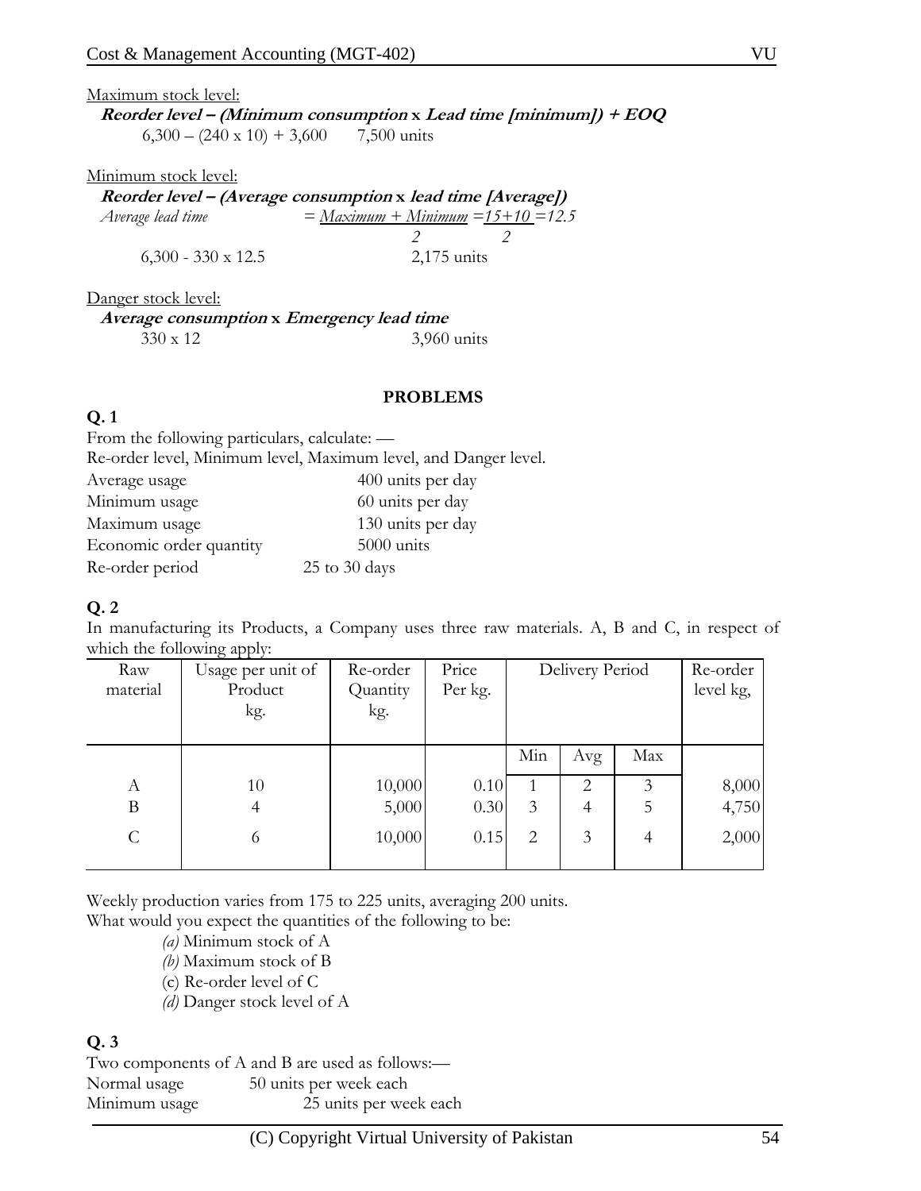Maximum stock level:

***Reorder level – (Minimum consumption* x *Lead time [minimum]) + EOQ***

6,300 – (240 x 10) + 3,600 7,500 units

Minimum stock level:

***Reorder level – (Average consumption* x *lead time [Average])***

*Average lead time* $= \frac{Maximum + Minimum}{2} = \frac{15+10}{2} = 12.5$

6,300 - 330 x 12.5 2,175 units

Danger stock level:

***Average consumption* x *Emergency lead time***

330 x 12 3,960 units

**PROBLEMS**

**Q. 1**

From the following particulars, calculate: —

Re-order level, Minimum level, Maximum level, and Danger level.

| | |
|---|---|
| Average usage | 400 units per day |
| Minimum usage | 60 units per day |
| Maximum usage | 130 units per day |
| Economic order quantity | 5000 units |
| Re-order period | 25 to 30 days |

**Q. 2**

In manufacturing its Products, a Company uses three raw materials. A, B and C, in respect of which the following apply:

| Raw material | Usage per unit of Product kg. | Re-order Quantity kg. | Price Per kg. | Delivery Period | | | Re-order level kg, |
|---|---|---|---|---|---|---|---|
| | | | | Min | Avg | Max | |
| A | 10 | 10,000 | 0.10 | 1 | 2 | 3 | 8,000 |
| B | 4 | 5,000 | 0.30 | 3 | 4 | 5 | 4,750 |
| C | 6 | 10,000 | 0.15 | 2 | 3 | 4 | 2,000 |

Weekly production varies from 175 to 225 units, averaging 200 units.

What would you expect the quantities of the following to be:

*(a)* Minimum stock of A

*(b)* Maximum stock of B

(c) Re-order level of C

*(d)* Danger stock level of A

**Q. 3**

Two components of A and B are used as follows:—

| | |
|---|---|
| Normal usage | 50 units per week each |
| Minimum usage | 25 units per week each |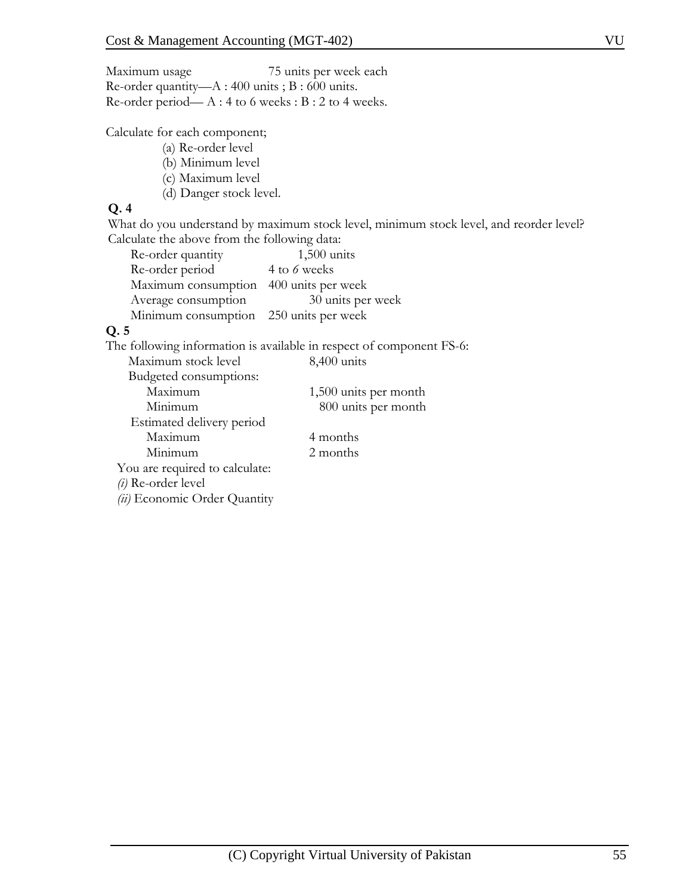Maximum usage 75 units per week each
Re-order quantity—A : 400 units ; B : 600 units.
Re-order period— A : 4 to 6 weeks : B : 2 to 4 weeks.

Calculate for each component;

(a) Re-order level
(b) Minimum level
(c) Maximum level
(d) Danger stock level.

**Q. 4**

What do you understand by maximum stock level, minimum stock level, and reorder level? Calculate the above from the following data:

| | |
|---|---|
| Re-order quantity | 1,500 units |
| Re-order period | 4 to *6* weeks |
| Maximum consumption | 400 units per week |
| Average consumption | 30 units per week |
| Minimum consumption | 250 units per week |

**Q. 5**

The following information is available in respect of component FS-6:

| | |
|---|---|
| Maximum stock level | 8,400 units |
| Budgeted consumptions: | |
| Maximum | 1,500 units per month |
| Minimum | 800 units per month |
| Estimated delivery period | |
| Maximum | 4 months |
| Minimum | 2 months |

You are required to calculate:

*(i)* Re-order level
*(ii)* Economic Order Quantity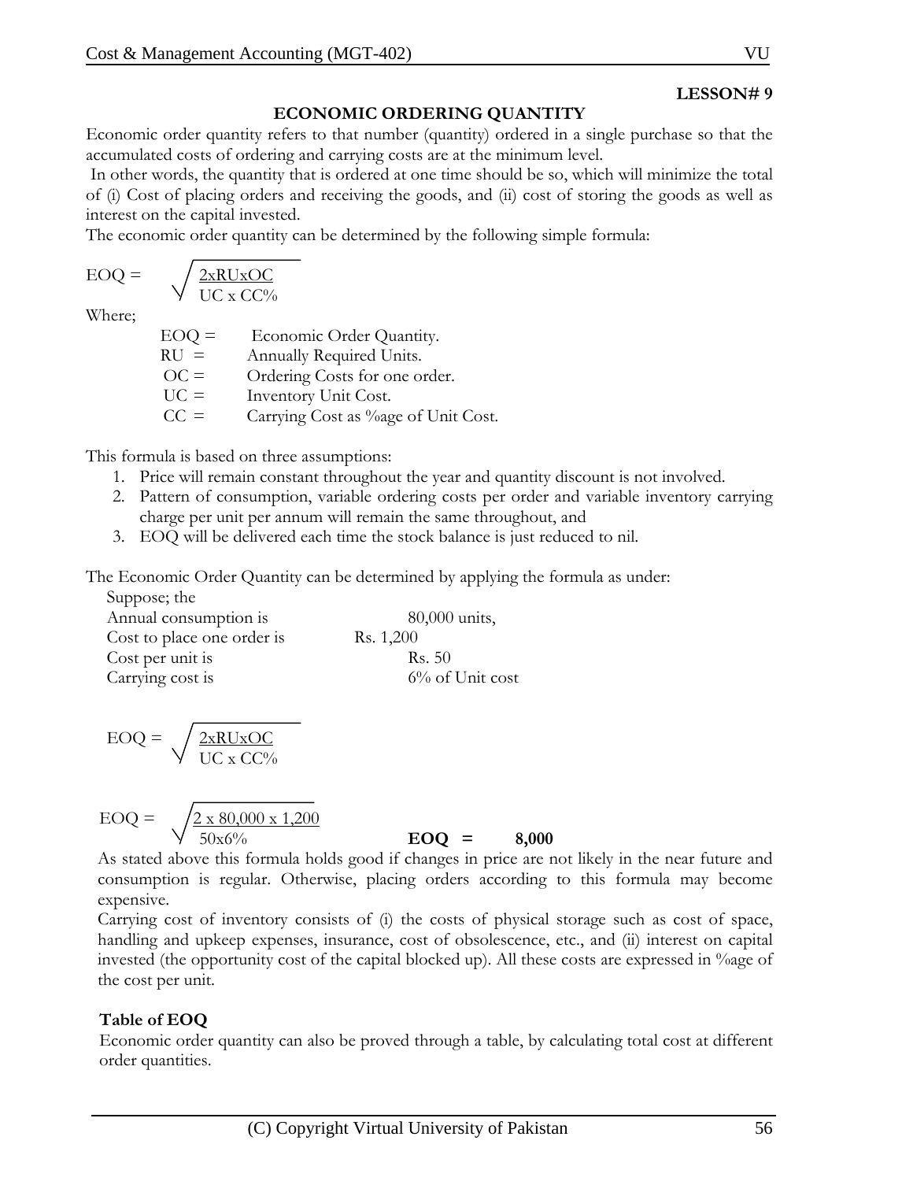**LESSON# 9**

## ECONOMIC ORDERING QUANTITY

Economic order quantity refers to that number (quantity) ordered in a single purchase so that the accumulated costs of ordering and carrying costs are at the minimum level.

In other words, the quantity that is ordered at one time should be so, which will minimize the total of (i) Cost of placing orders and receiving the goods, and (ii) cost of storing the goods as well as interest on the capital invested.

The economic order quantity can be determined by the following simple formula:

$$EOQ = \sqrt{\frac{2 x RU x OC}{UC \times CC\%}}$$

Where;

- EOQ = Economic Order Quantity.
- RU = Annually Required Units.
- OC = Ordering Costs for one order.
- UC = Inventory Unit Cost.
- CC = Carrying Cost as %age of Unit Cost.

This formula is based on three assumptions:

1. Price will remain constant throughout the year and quantity discount is not involved.
2. Pattern of consumption, variable ordering costs per order and variable inventory carrying charge per unit per annum will remain the same throughout, and
3. EOQ will be delivered each time the stock balance is just reduced to nil.

The Economic Order Quantity can be determined by applying the formula as under:

Suppose; the

| | |
|---|---|
| Annual consumption is | 80,000 units, |
| Cost to place one order is | Rs. 1,200 |
| Cost per unit is | Rs. 50 |
| Carrying cost is | 6% of Unit cost |

$$EOQ = \sqrt{\frac{2 x RU x OC}{UC \times CC\%}}$$

$$EOQ = \sqrt{\frac{2 \times 80,000 \times 1,200}{50 \times 6\%}}$$

**EOQ = 8,000**

As stated above this formula holds good if changes in price are not likely in the near future and consumption is regular. Otherwise, placing orders according to this formula may become expensive.

Carrying cost of inventory consists of (i) the costs of physical storage such as cost of space, handling and upkeep expenses, insurance, cost of obsolescence, etc., and (ii) interest on capital invested (the opportunity cost of the capital blocked up). All these costs are expressed in %age of the cost per unit.

**Table of EOQ**

Economic order quantity can also be proved through a table, by calculating total cost at different order quantities.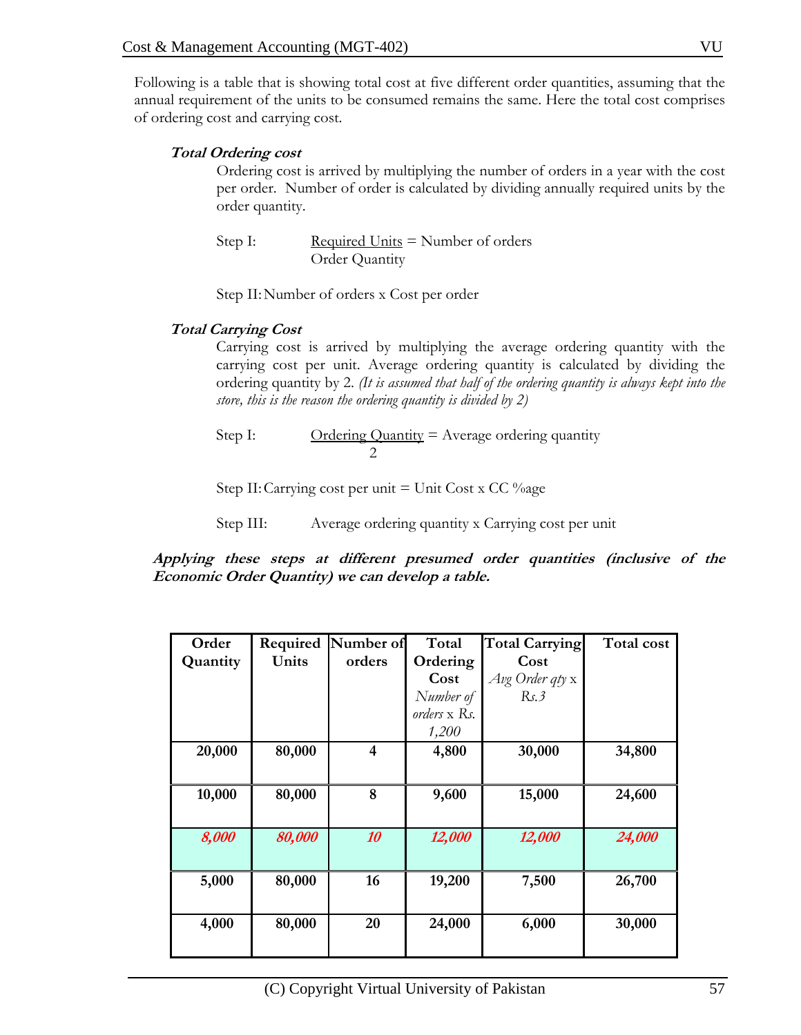Following is a table that is showing total cost at five different order quantities, assuming that the annual requirement of the units to be consumed remains the same. Here the total cost comprises of ordering cost and carrying cost.

***Total Ordering cost***

Ordering cost is arrived by multiplying the number of orders in a year with the cost per order. Number of order is calculated by dividing annually required units by the order quantity.

Step I: $\frac{\text{Required Units}}{\text{Order Quantity}}$ = Number of orders

Step II: Number of orders x Cost per order

***Total Carrying Cost***

Carrying cost is arrived by multiplying the average ordering quantity with the carrying cost per unit. Average ordering quantity is calculated by dividing the ordering quantity by 2. *(It is assumed that half of the ordering quantity is always kept into the store, this is the reason the ordering quantity is divided by 2)*

Step I: $\frac{\text{Ordering Quantity}}{2}$ = Average ordering quantity

Step II: Carrying cost per unit = Unit Cost x CC %age

Step III: Average ordering quantity x Carrying cost per unit

***Applying these steps at different presumed order quantities (inclusive of the Economic Order Quantity) we can develop a table.***

| Order Quantity | Required Units | Number of orders | Total Ordering Cost *Number of orders x Rs. 1,200* | Total Carrying Cost *Avg Order qty x Rs.3* | Total cost |
|---|---|---|---|---|---|
| **20,000** | **80,000** | **4** | **4,800** | **30,000** | **34,800** |
| **10,000** | **80,000** | **8** | **9,600** | **15,000** | **24,600** |
| ***8,000*** | ***80,000*** | ***10*** | ***12,000*** | ***12,000*** | ***24,000*** |
| **5,000** | **80,000** | **16** | **19,200** | **7,500** | **26,700** |
| **4,000** | **80,000** | **20** | **24,000** | **6,000** | **30,000** |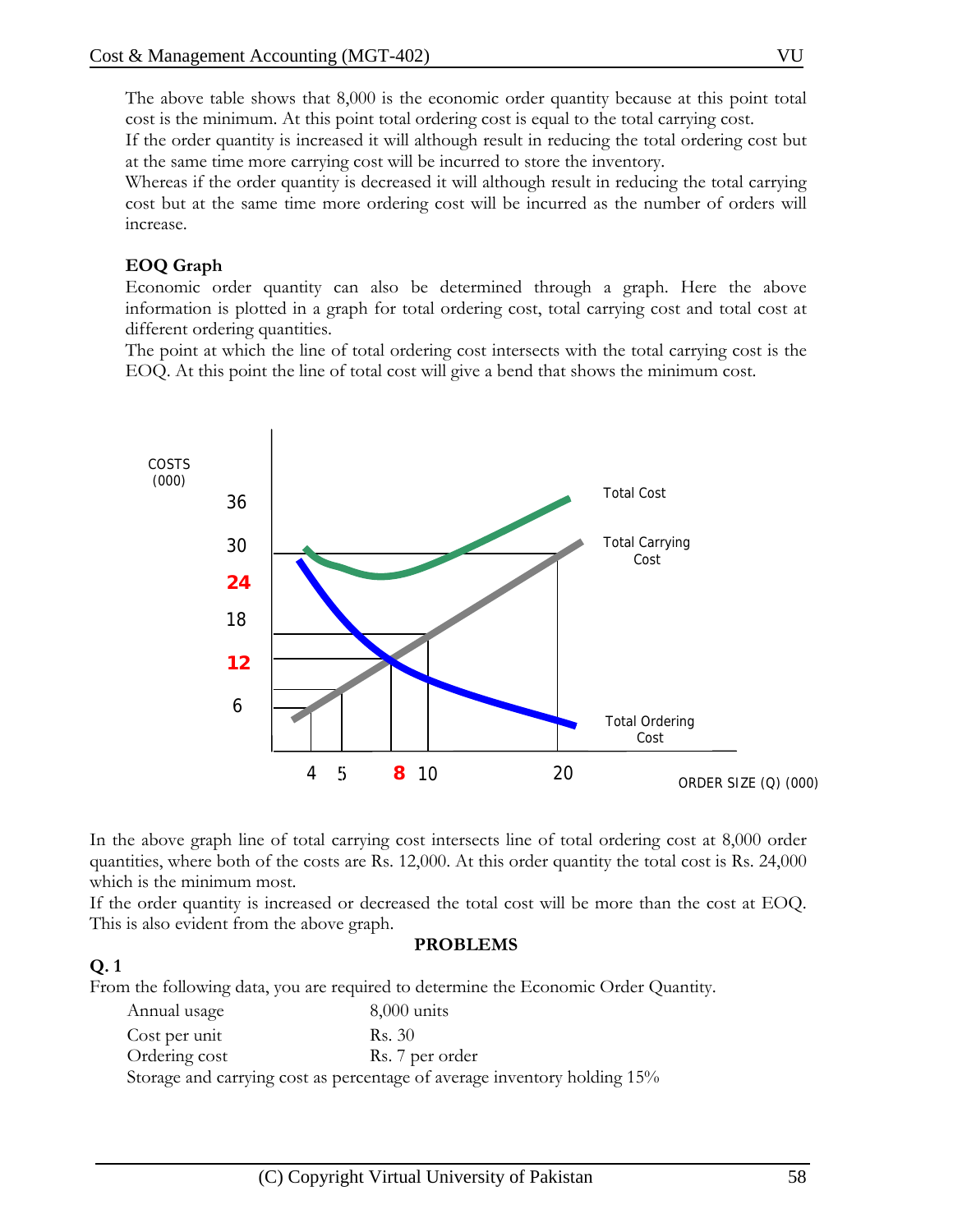The above table shows that 8,000 is the economic order quantity because at this point total cost is the minimum. At this point total ordering cost is equal to the total carrying cost.

If the order quantity is increased it will although result in reducing the total ordering cost but at the same time more carrying cost will be incurred to store the inventory.

Whereas if the order quantity is decreased it will although result in reducing the total carrying cost but at the same time more ordering cost will be incurred as the number of orders will increase.

**EOQ Graph**

Economic order quantity can also be determined through a graph. Here the above information is plotted in a graph for total ordering cost, total carrying cost and total cost at different ordering quantities.

The point at which the line of total ordering cost intersects with the total carrying cost is the EOQ. At this point the line of total cost will give a bend that shows the minimum cost.

In the above graph line of total carrying cost intersects line of total ordering cost at 8,000 order quantities, where both of the costs are Rs. 12,000. At this order quantity the total cost is Rs. 24,000 which is the minimum most.

If the order quantity is increased or decreased the total cost will be more than the cost at EOQ. This is also evident from the above graph.

**PROBLEMS**

**Q. 1**

From the following data, you are required to determine the Economic Order Quantity.

| | |
|---|---|
| Annual usage | 8,000 units |
| Cost per unit | Rs. 30 |
| Ordering cost | Rs. 7 per order |

Storage and carrying cost as percentage of average inventory holding 15%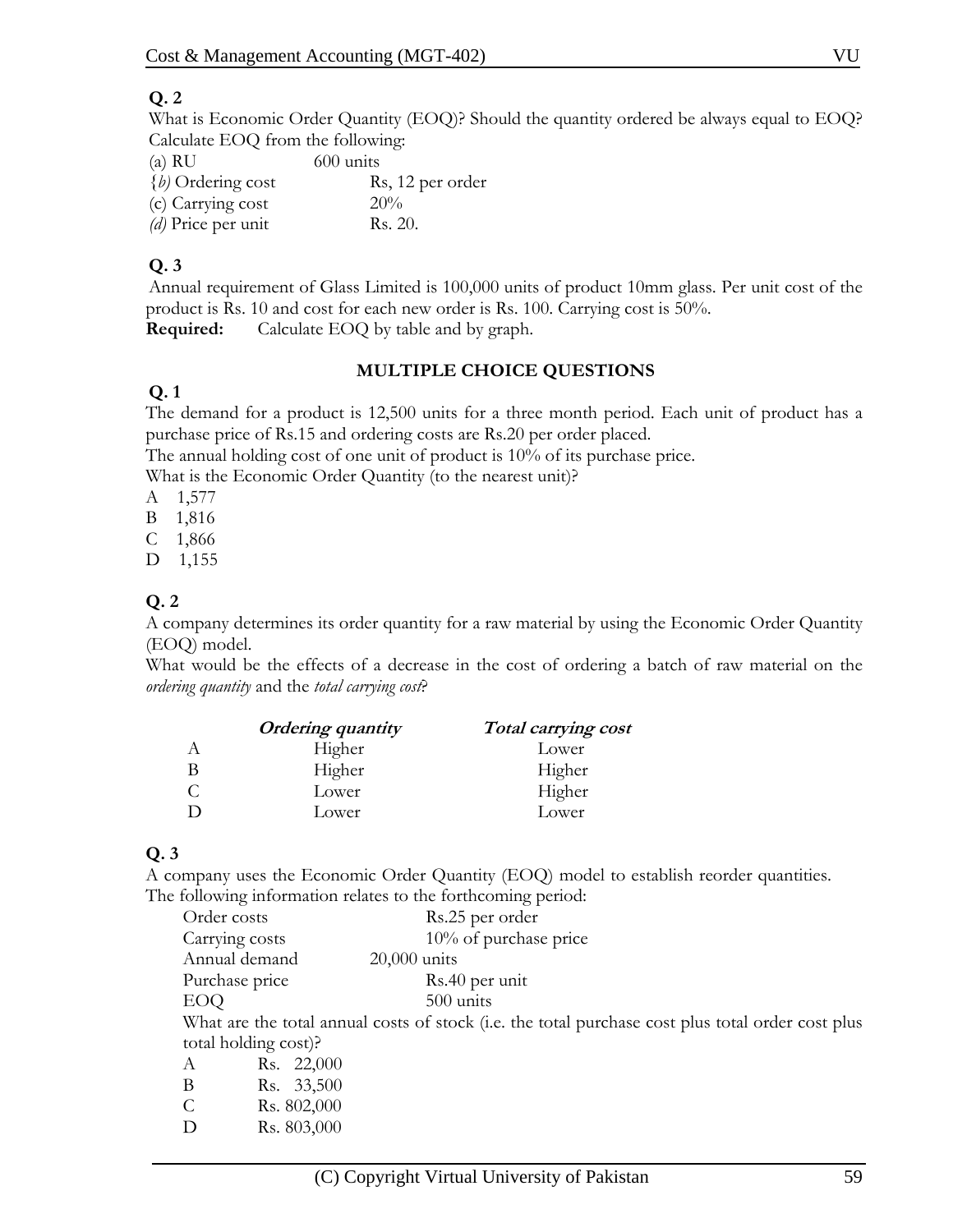**Q. 2**

What is Economic Order Quantity (EOQ)? Should the quantity ordered be always equal to EOQ? Calculate EOQ from the following:

| | |
|---|---|
| (a) RU | 600 units |
| {*b)* Ordering cost | Rs, 12 per order |
| (c) Carrying cost | 20% |
| *(d)* Price per unit | Rs. 20. |

**Q. 3**

Annual requirement of Glass Limited is 100,000 units of product 10mm glass. Per unit cost of the product is Rs. 10 and cost for each new order is Rs. 100. Carrying cost is 50%.

**Required:** Calculate EOQ by table and by graph.

## MULTIPLE CHOICE QUESTIONS

**Q. 1**

The demand for a product is 12,500 units for a three month period. Each unit of product has a purchase price of Rs.15 and ordering costs are Rs.20 per order placed.

The annual holding cost of one unit of product is 10% of its purchase price.

What is the Economic Order Quantity (to the nearest unit)?

A 1,577

B 1,816

C 1,866

D 1,155

**Q. 2**

A company determines its order quantity for a raw material by using the Economic Order Quantity (EOQ) model.

What would be the effects of a decrease in the cost of ordering a batch of raw material on the *ordering quantity* and the *total carrying cost*?

| | ***Ordering quantity*** | ***Total carrying cost*** |
|---|---|---|
| A | Higher | Lower |
| B | Higher | Higher |
| C | Lower | Higher |
| D | Lower | Lower |

**Q. 3**

A company uses the Economic Order Quantity (EOQ) model to establish reorder quantities.

The following information relates to the forthcoming period:

| | |
|---|---|
| Order costs | Rs.25 per order |
| Carrying costs | 10% of purchase price |
| Annual demand | 20,000 units |
| Purchase price | Rs.40 per unit |
| EOQ | 500 units |

What are the total annual costs of stock (i.e. the total purchase cost plus total order cost plus total holding cost)?

A Rs. 22,000

B Rs. 33,500

C Rs. 802,000

D Rs. 803,000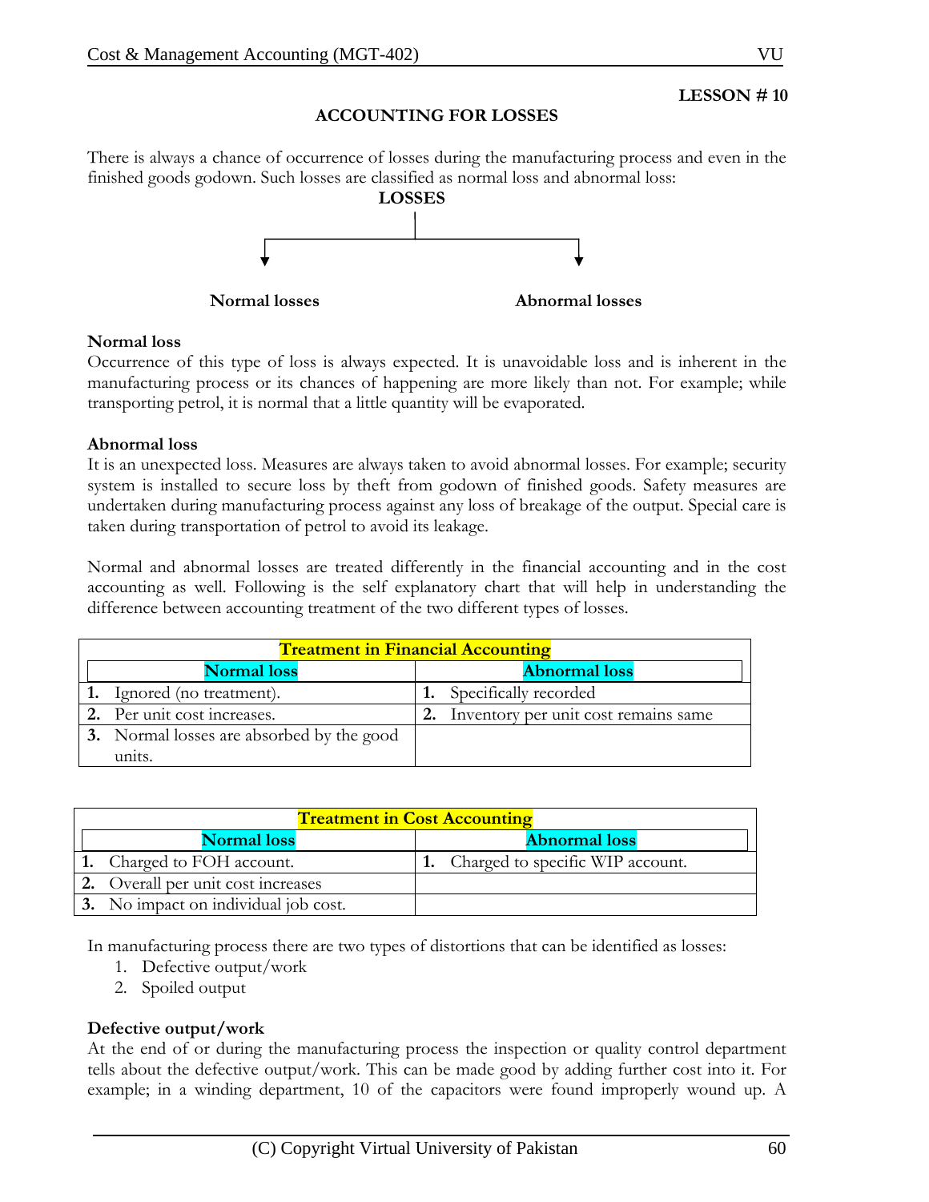**LESSON # 10**

## ACCOUNTING FOR LOSSES

There is always a chance of occurrence of losses during the manufacturing process and even in the finished goods godown. Such losses are classified as normal loss and abnormal loss:

**LOSSES**

- **Normal losses**
- **Abnormal losses**

### Normal loss

Occurrence of this type of loss is always expected. It is unavoidable loss and is inherent in the manufacturing process or its chances of happening are more likely than not. For example; while transporting petrol, it is normal that a little quantity will be evaporated.

### Abnormal loss

It is an unexpected loss. Measures are always taken to avoid abnormal losses. For example; security system is installed to secure loss by theft from godown of finished goods. Safety measures are undertaken during manufacturing process against any loss of breakage of the output. Special care is taken during transportation of petrol to avoid its leakage.

Normal and abnormal losses are treated differently in the financial accounting and in the cost accounting as well. Following is the self explanatory chart that will help in understanding the difference between accounting treatment of the two different types of losses.

| Treatment in Financial Accounting | |
|---|---|
| **Normal loss** | **Abnormal loss** |
| **1.** Ignored (no treatment). | **1.** Specifically recorded |
| **2.** Per unit cost increases. | **2.** Inventory per unit cost remains same |
| **3.** Normal losses are absorbed by the good units. | |

| Treatment in Cost Accounting | |
|---|---|
| **Normal loss** | **Abnormal loss** |
| **1.** Charged to FOH account. | **1.** Charged to specific WIP account. |
| **2.** Overall per unit cost increases | |
| **3.** No impact on individual job cost. | |

In manufacturing process there are two types of distortions that can be identified as losses:

1. Defective output/work
2. Spoiled output

### Defective output/work

At the end of or during the manufacturing process the inspection or quality control department tells about the defective output/work. This can be made good by adding further cost into it. For example; in a winding department, 10 of the capacitors were found improperly wound up. A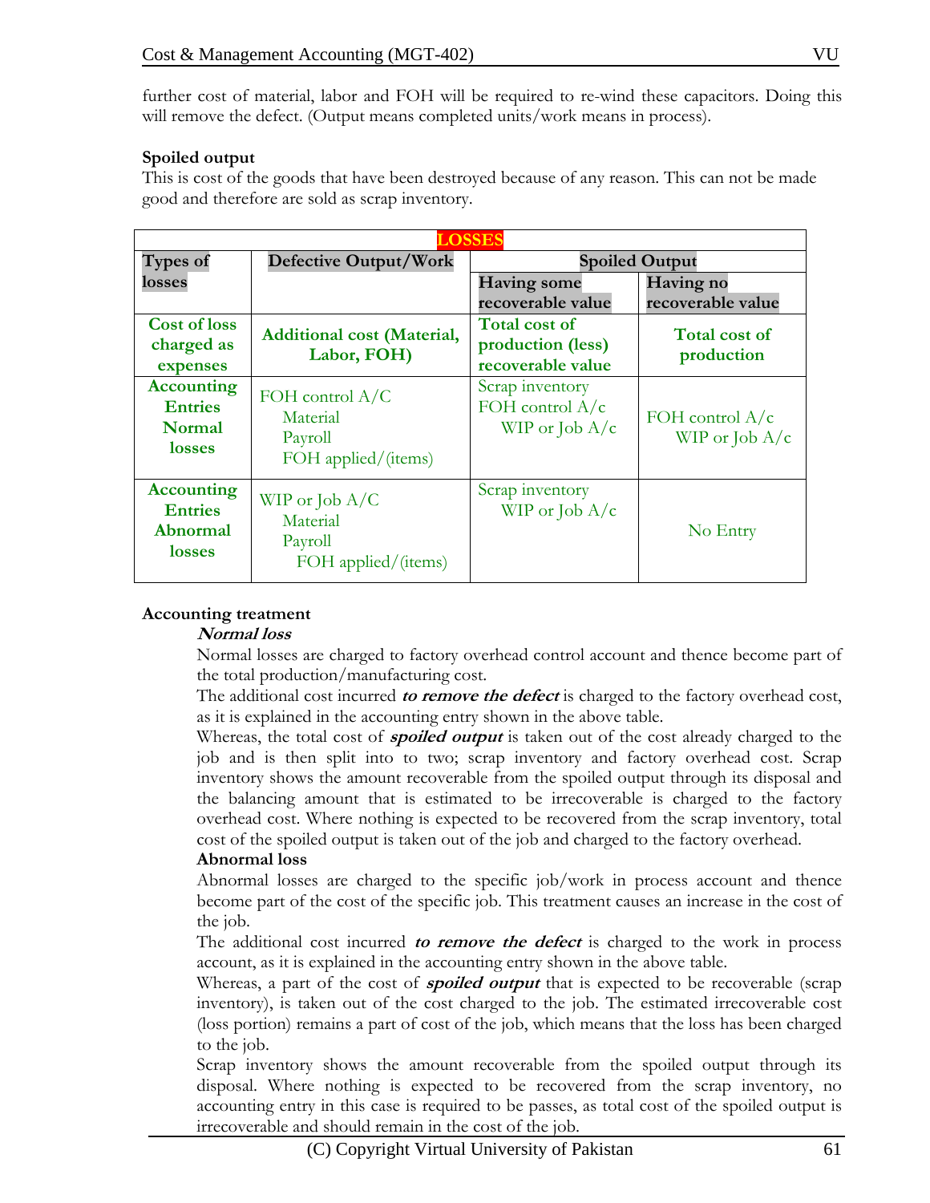further cost of material, labor and FOH will be required to re-wind these capacitors. Doing this will remove the defect. (Output means completed units/work means in process).

**Spoiled output**

This is cost of the goods that have been destroyed because of any reason. This can not be made good and therefore are sold as scrap inventory.

| LOSSES | | | |
|---|---|---|---|
| **Types of losses** | **Defective Output/Work** | **Spoiled Output** | |
| | | **Having some recoverable value** | **Having no recoverable value** |
| **Cost of loss charged as expenses** | **Additional cost (Material, Labor, FOH)** | **Total cost of production (less) recoverable value** | **Total cost of production** |
| **Accounting Entries Normal losses** | FOH control A/C<br>Material<br>Payroll<br>FOH applied/(items) | Scrap inventory<br>FOH control A/c<br>WIP or Job A/c | FOH control A/c<br>WIP or Job A/c |
| **Accounting Entries Abnormal losses** | WIP or Job A/C<br>Material<br>Payroll<br>FOH applied/(items) | Scrap inventory<br>WIP or Job A/c | No Entry |

**Accounting treatment**

***Normal loss***

Normal losses are charged to factory overhead control account and thence become part of the total production/manufacturing cost.

The additional cost incurred ***to remove the defect*** is charged to the factory overhead cost, as it is explained in the accounting entry shown in the above table.

Whereas, the total cost of ***spoiled output*** is taken out of the cost already charged to the job and is then split into to two; scrap inventory and factory overhead cost. Scrap inventory shows the amount recoverable from the spoiled output through its disposal and the balancing amount that is estimated to be irrecoverable is charged to the factory overhead cost. Where nothing is expected to be recovered from the scrap inventory, total cost of the spoiled output is taken out of the job and charged to the factory overhead.

**Abnormal loss**

Abnormal losses are charged to the specific job/work in process account and thence become part of the cost of the specific job. This treatment causes an increase in the cost of the job.

The additional cost incurred ***to remove the defect*** is charged to the work in process account, as it is explained in the accounting entry shown in the above table.

Whereas, a part of the cost of ***spoiled output*** that is expected to be recoverable (scrap inventory), is taken out of the cost charged to the job. The estimated irrecoverable cost (loss portion) remains a part of cost of the job, which means that the loss has been charged to the job.

Scrap inventory shows the amount recoverable from the spoiled output through its disposal. Where nothing is expected to be recovered from the scrap inventory, no accounting entry in this case is required to be passes, as total cost of the spoiled output is irrecoverable and should remain in the cost of the job.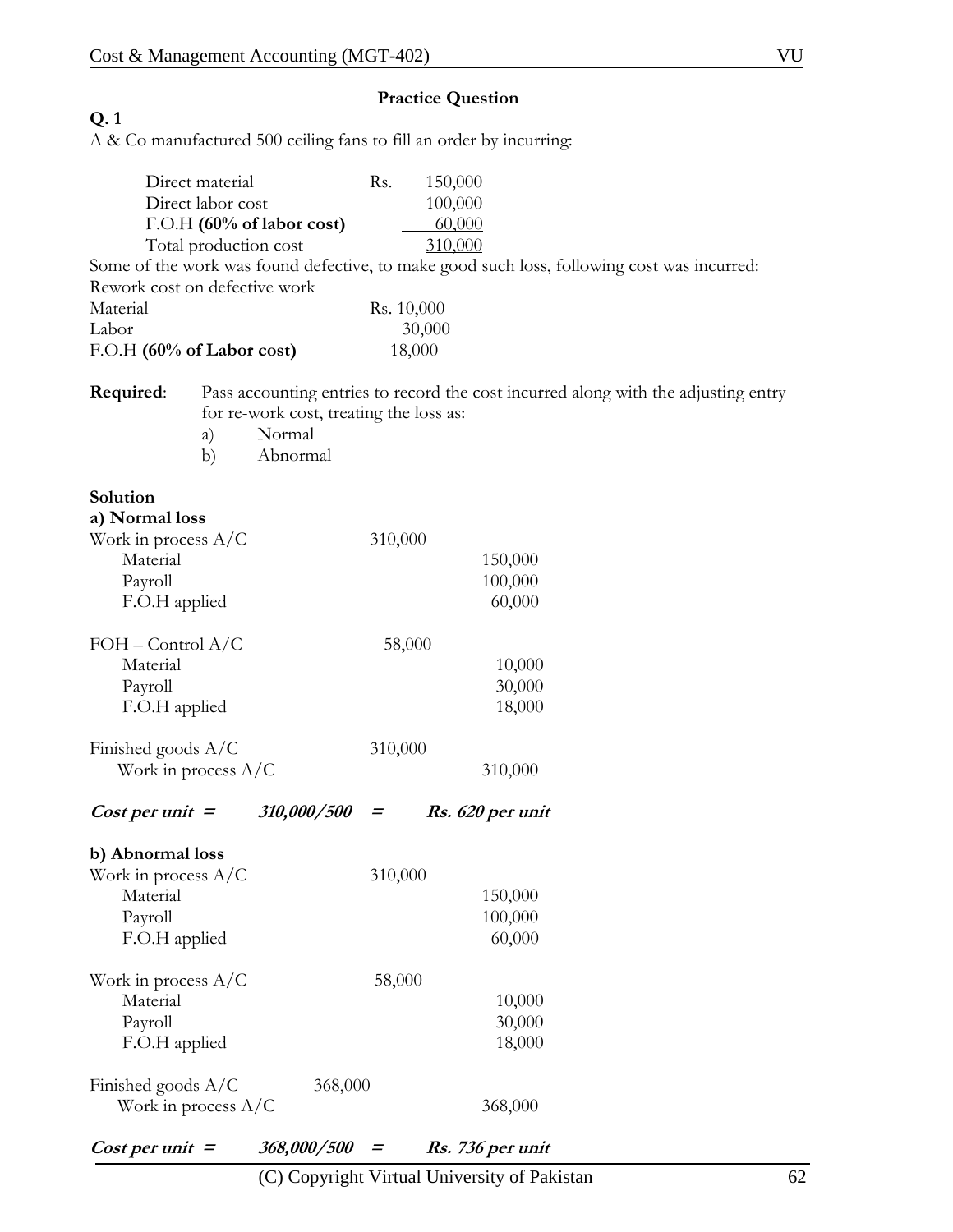## Practice Question

**Q. 1**

A & Co manufactured 500 ceiling fans to fill an order by incurring:

| | | |
|---|---|---|
| Direct material | Rs. | 150,000 |
| Direct labor cost | | 100,000 |
| F.O.H **(60% of labor cost)** | | 60,000 |
| Total production cost | | 310,000 |

Some of the work was found defective, to make good such loss, following cost was incurred:

Rework cost on defective work

| | |
|---|---|
| Material | Rs. 10,000 |
| Labor | 30,000 |
| F.O.H **(60% of Labor cost)** | 18,000 |

**Required**: Pass accounting entries to record the cost incurred along with the adjusting entry for re-work cost, treating the loss as:

a) Normal
b) Abnormal

**Solution**

**a) Normal loss**

| | | |
|---|---|---|
| Work in process A/C | 310,000 | |
| Material | | 150,000 |
| Payroll | | 100,000 |
| F.O.H applied | | 60,000 |
| | | |
| FOH – Control A/C | 58,000 | |
| Material | | 10,000 |
| Payroll | | 30,000 |
| F.O.H applied | | 18,000 |
| | | |
| Finished goods A/C | 310,000 | |
| Work in process A/C | | 310,000 |

***Cost per unit = 310,000/500 = Rs. 620 per unit***

**b) Abnormal loss**

| | | |
|---|---|---|
| Work in process A/C | 310,000 | |
| Material | | 150,000 |
| Payroll | | 100,000 |
| F.O.H applied | | 60,000 |
| | | |
| Work in process A/C | 58,000 | |
| Material | | 10,000 |
| Payroll | | 30,000 |
| F.O.H applied | | 18,000 |
| | | |
| Finished goods A/C | 368,000 | |
| Work in process A/C | | 368,000 |

***Cost per unit = 368,000/500 = Rs. 736 per unit***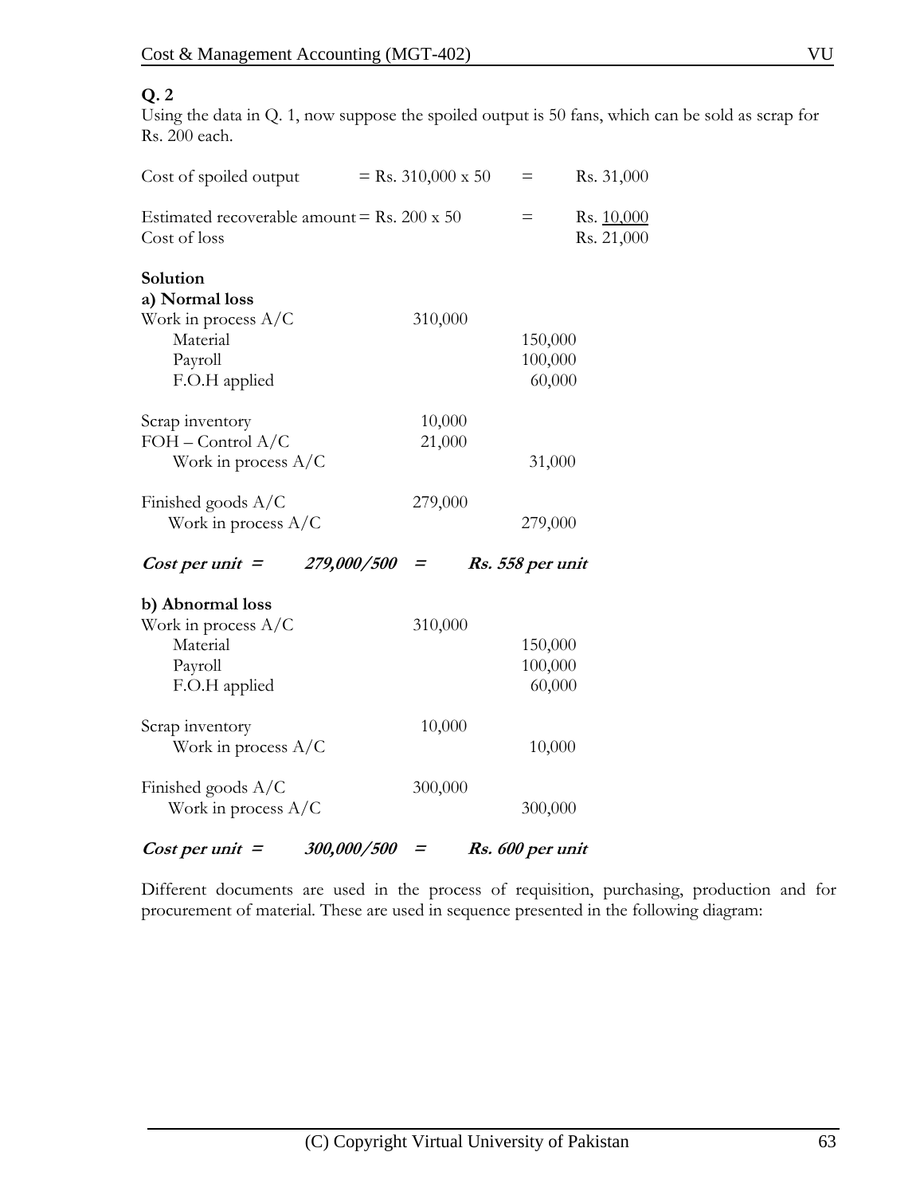**Q. 2**

Using the data in Q. 1, now suppose the spoiled output is 50 fans, which can be sold as scrap for Rs. 200 each.

| | | | |
|---|---|---|---|
| Cost of spoiled output | = Rs. 310,000 x 50 | = | Rs. 31,000 |
| Estimated recoverable amount | = Rs. 200 x 50 | = | Rs. <u>10,000</u> |
| Cost of loss | | | Rs. 21,000 |

**Solution**

**a) Normal loss**

| | Debit | Credit |
|---|---|---|
| Work in process A/C | 310,000 | |
| Material | | 150,000 |
| Payroll | | 100,000 |
| F.O.H applied | | 60,000 |
| | | |
| Scrap inventory | 10,000 | |
| FOH – Control A/C | 21,000 | |
| Work in process A/C | | 31,000 |
| | | |
| Finished goods A/C | 279,000 | |
| Work in process A/C | | 279,000 |

***Cost per unit = 279,000/500 = Rs. 558 per unit***

**b) Abnormal loss**

| | Debit | Credit |
|---|---|---|
| Work in process A/C | 310,000 | |
| Material | | 150,000 |
| Payroll | | 100,000 |
| F.O.H applied | | 60,000 |
| | | |
| Scrap inventory | 10,000 | |
| Work in process A/C | | 10,000 |
| | | |
| Finished goods A/C | 300,000 | |
| Work in process A/C | | 300,000 |

***Cost per unit = 300,000/500 = Rs. 600 per unit***

Different documents are used in the process of requisition, purchasing, production and for procurement of material. These are used in sequence presented in the following diagram: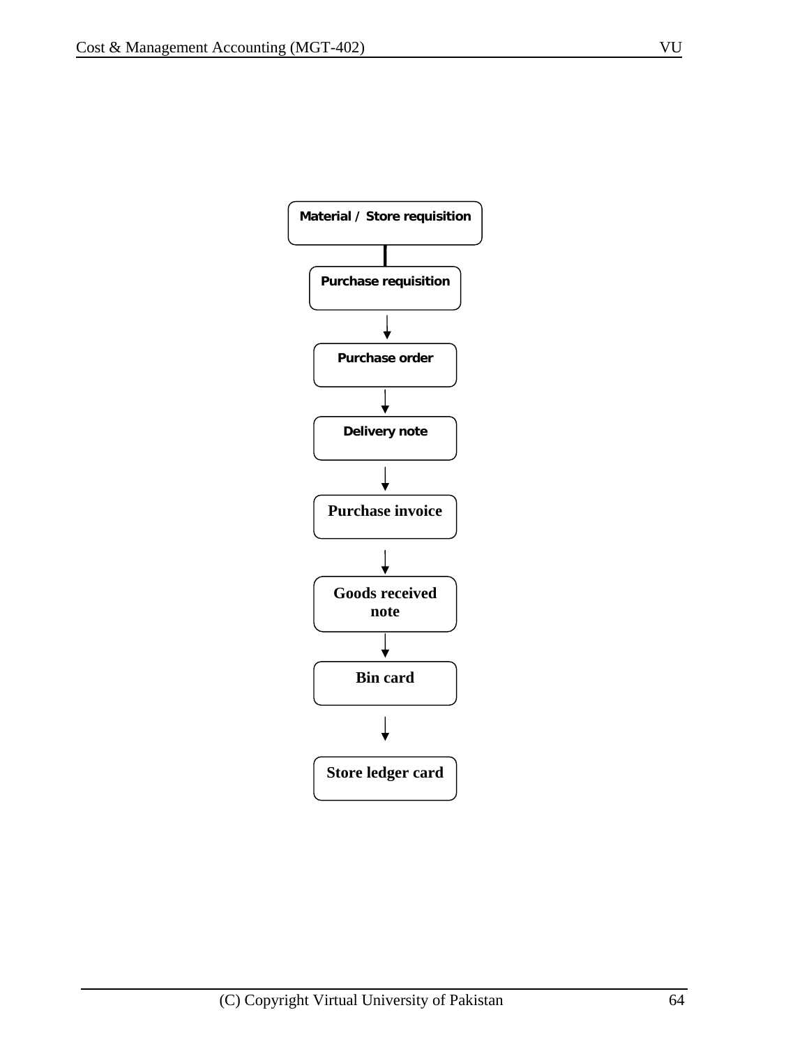Material / Store requisition

↓

Purchase requisition

↓

Purchase order

↓

Delivery note

↓

Purchase invoice

↓

Goods received note

↓

Bin card

↓

Store ledger card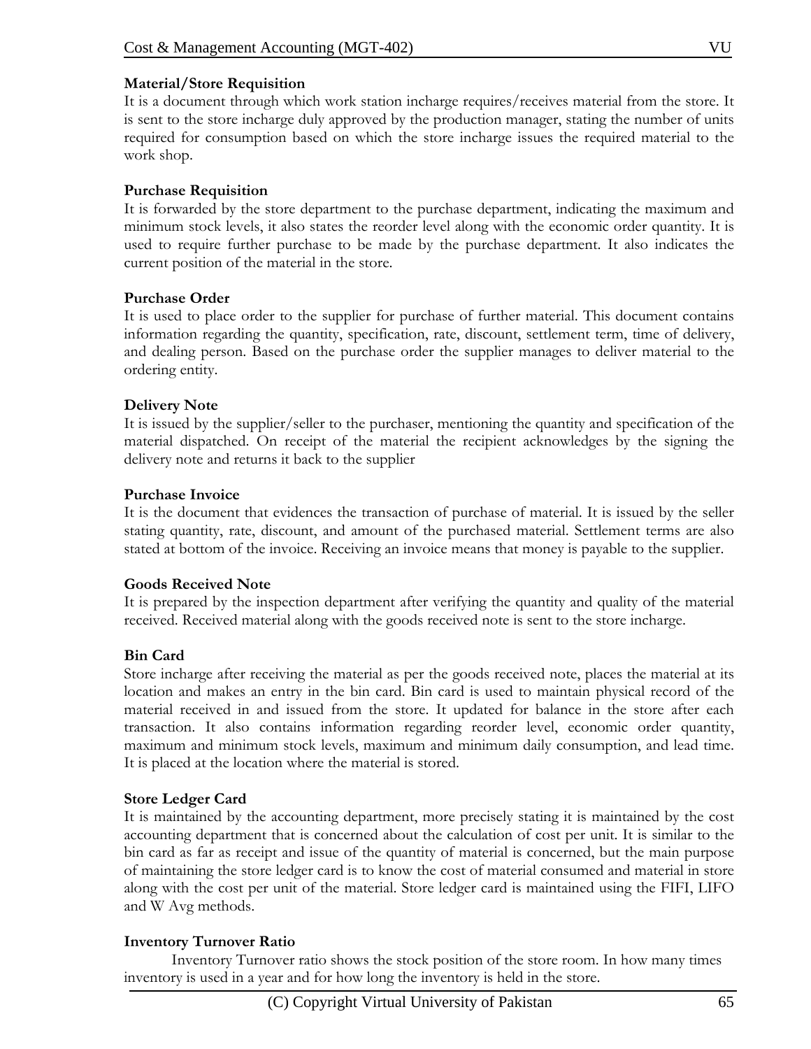**Material/Store Requisition**

It is a document through which work station incharge requires/receives material from the store. It is sent to the store incharge duly approved by the production manager, stating the number of units required for consumption based on which the store incharge issues the required material to the work shop.

**Purchase Requisition**

It is forwarded by the store department to the purchase department, indicating the maximum and minimum stock levels, it also states the reorder level along with the economic order quantity. It is used to require further purchase to be made by the purchase department. It also indicates the current position of the material in the store.

**Purchase Order**

It is used to place order to the supplier for purchase of further material. This document contains information regarding the quantity, specification, rate, discount, settlement term, time of delivery, and dealing person. Based on the purchase order the supplier manages to deliver material to the ordering entity.

**Delivery Note**

It is issued by the supplier/seller to the purchaser, mentioning the quantity and specification of the material dispatched. On receipt of the material the recipient acknowledges by the signing the delivery note and returns it back to the supplier

**Purchase Invoice**

It is the document that evidences the transaction of purchase of material. It is issued by the seller stating quantity, rate, discount, and amount of the purchased material. Settlement terms are also stated at bottom of the invoice. Receiving an invoice means that money is payable to the supplier.

**Goods Received Note**

It is prepared by the inspection department after verifying the quantity and quality of the material received. Received material along with the goods received note is sent to the store incharge.

**Bin Card**

Store incharge after receiving the material as per the goods received note, places the material at its location and makes an entry in the bin card. Bin card is used to maintain physical record of the material received in and issued from the store. It updated for balance in the store after each transaction. It also contains information regarding reorder level, economic order quantity, maximum and minimum stock levels, maximum and minimum daily consumption, and lead time. It is placed at the location where the material is stored.

**Store Ledger Card**

It is maintained by the accounting department, more precisely stating it is maintained by the cost accounting department that is concerned about the calculation of cost per unit. It is similar to the bin card as far as receipt and issue of the quantity of material is concerned, but the main purpose of maintaining the store ledger card is to know the cost of material consumed and material in store along with the cost per unit of the material. Store ledger card is maintained using the FIFI, LIFO and W Avg methods.

**Inventory Turnover Ratio**

Inventory Turnover ratio shows the stock position of the store room. In how many times inventory is used in a year and for how long the inventory is held in the store.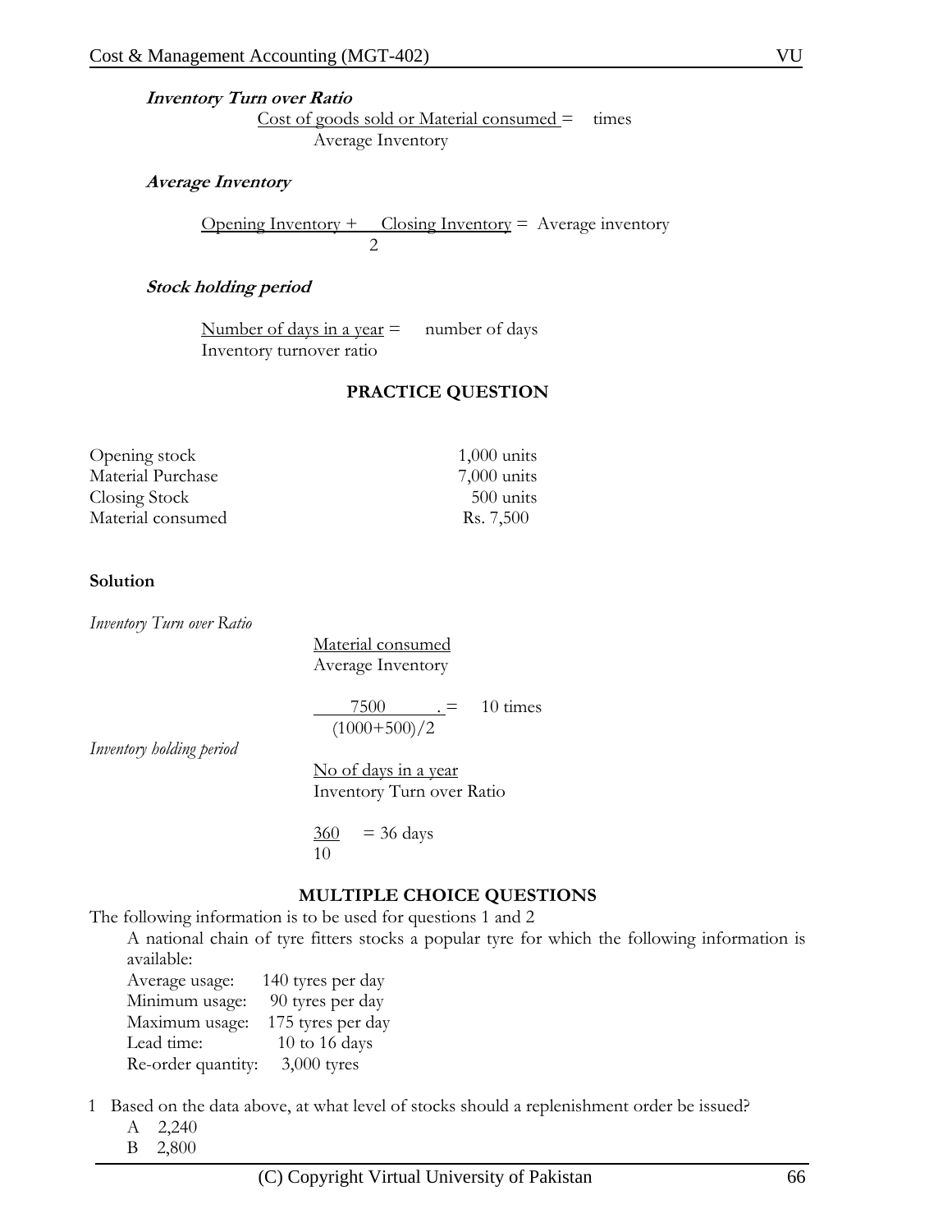***Inventory Turn over Ratio***

$$\frac{\text{Cost of goods sold or Material consumed}}{\text{Average Inventory}} = \text{times}$$

***Average Inventory***

$$\frac{\text{Opening Inventory + Closing Inventory}}{2} = \text{Average inventory}$$

***Stock holding period***

$$\frac{\text{Number of days in a year}}{\text{Inventory turnover ratio}} = \text{number of days}$$

**PRACTICE QUESTION**

| | |
|---|---|
| Opening stock | 1,000 units |
| Material Purchase | 7,000 units |
| Closing Stock | 500 units |
| Material consumed | Rs. 7,500 |

**Solution**

*Inventory Turn over Ratio*

$$\frac{\text{Material consumed}}{\text{Average Inventory}}$$

$$\frac{7500}{(1000+500)/2} = 10 \text{ times}$$

*Inventory holding period*

$$\frac{\text{No of days in a year}}{\text{Inventory Turn over Ratio}}$$

$$\frac{360}{10} = 36 \text{ days}$$

**MULTIPLE CHOICE QUESTIONS**

The following information is to be used for questions 1 and 2

A national chain of tyre fitters stocks a popular tyre for which the following information is available:

| | |
|---|---|
| Average usage: | 140 tyres per day |
| Minimum usage: | 90 tyres per day |
| Maximum usage: | 175 tyres per day |
| Lead time: | 10 to 16 days |
| Re-order quantity: | 3,000 tyres |

1 Based on the data above, at what level of stocks should a replenishment order be issued?

A 2,240

B 2,800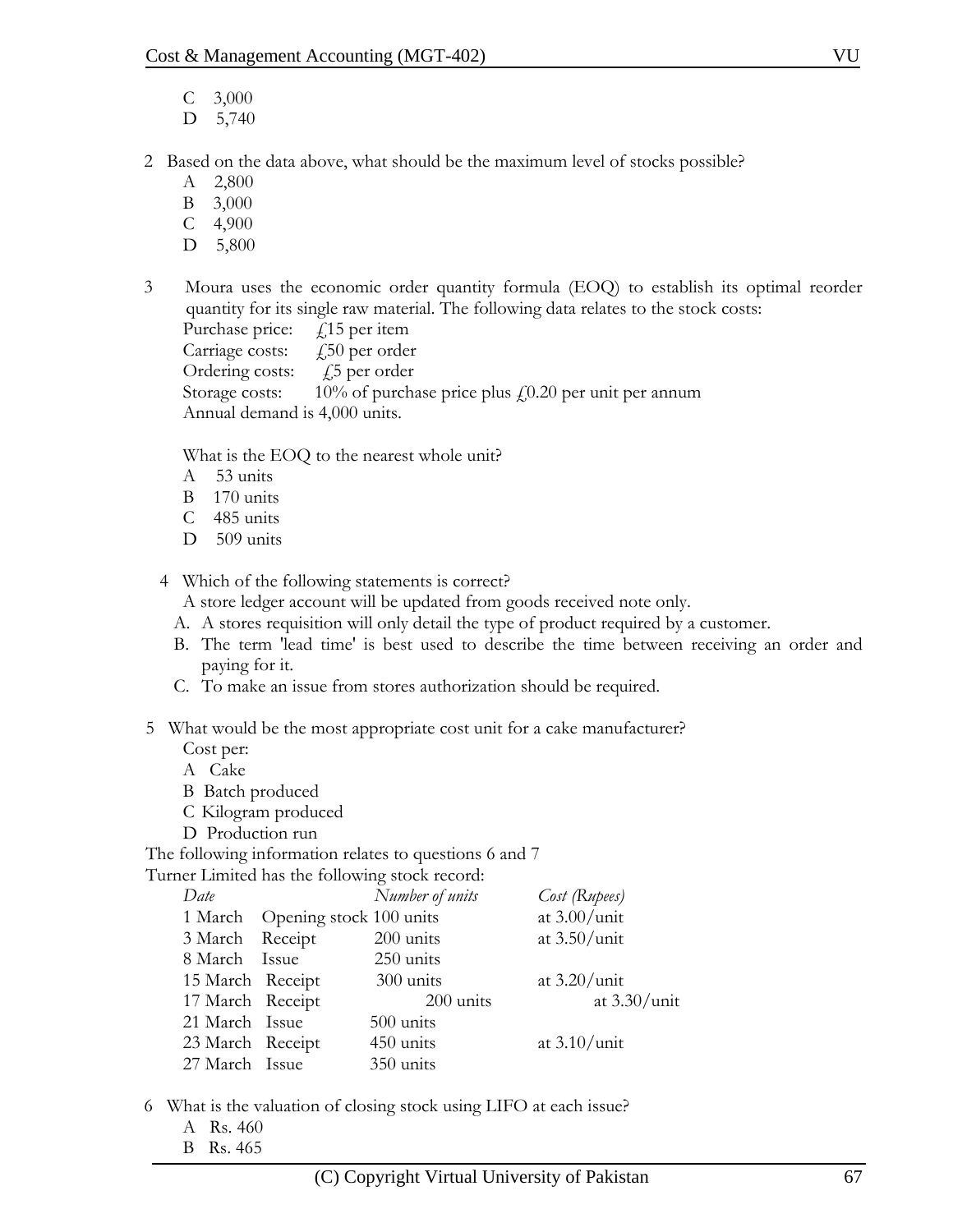C 3,000
D 5,740

2 Based on the data above, what should be the maximum level of stocks possible?
A 2,800
B 3,000
C 4,900
D 5,800

3 Moura uses the economic order quantity formula (EOQ) to establish its optimal reorder quantity for its single raw material. The following data relates to the stock costs:
Purchase price: £15 per item
Carriage costs: £50 per order
Ordering costs: £5 per order
Storage costs: 10% of purchase price plus £0.20 per unit per annum
Annual demand is 4,000 units.

What is the EOQ to the nearest whole unit?
A 53 units
B 170 units
C 485 units
D 509 units

4 Which of the following statements is correct?
A store ledger account will be updated from goods received note only.
A. A stores requisition will only detail the type of product required by a customer.
B. The term 'lead time' is best used to describe the time between receiving an order and paying for it.
C. To make an issue from stores authorization should be required.

5 What would be the most appropriate cost unit for a cake manufacturer?
Cost per:
A Cake
B Batch produced
C Kilogram produced
D Production run

The following information relates to questions 6 and 7
Turner Limited has the following stock record:

| *Date* | | *Number of units* | *Cost (Rupees)* |
|---|---|---|---|
| 1 March | Opening stock | 100 units | at 3.00/unit |
| 3 March | Receipt | 200 units | at 3.50/unit |
| 8 March | Issue | 250 units | |
| 15 March | Receipt | 300 units | at 3.20/unit |
| 17 March | Receipt | 200 units | at 3.30/unit |
| 21 March | Issue | 500 units | |
| 23 March | Receipt | 450 units | at 3.10/unit |
| 27 March | Issue | 350 units | |

6 What is the valuation of closing stock using LIFO at each issue?
A Rs. 460
B Rs. 465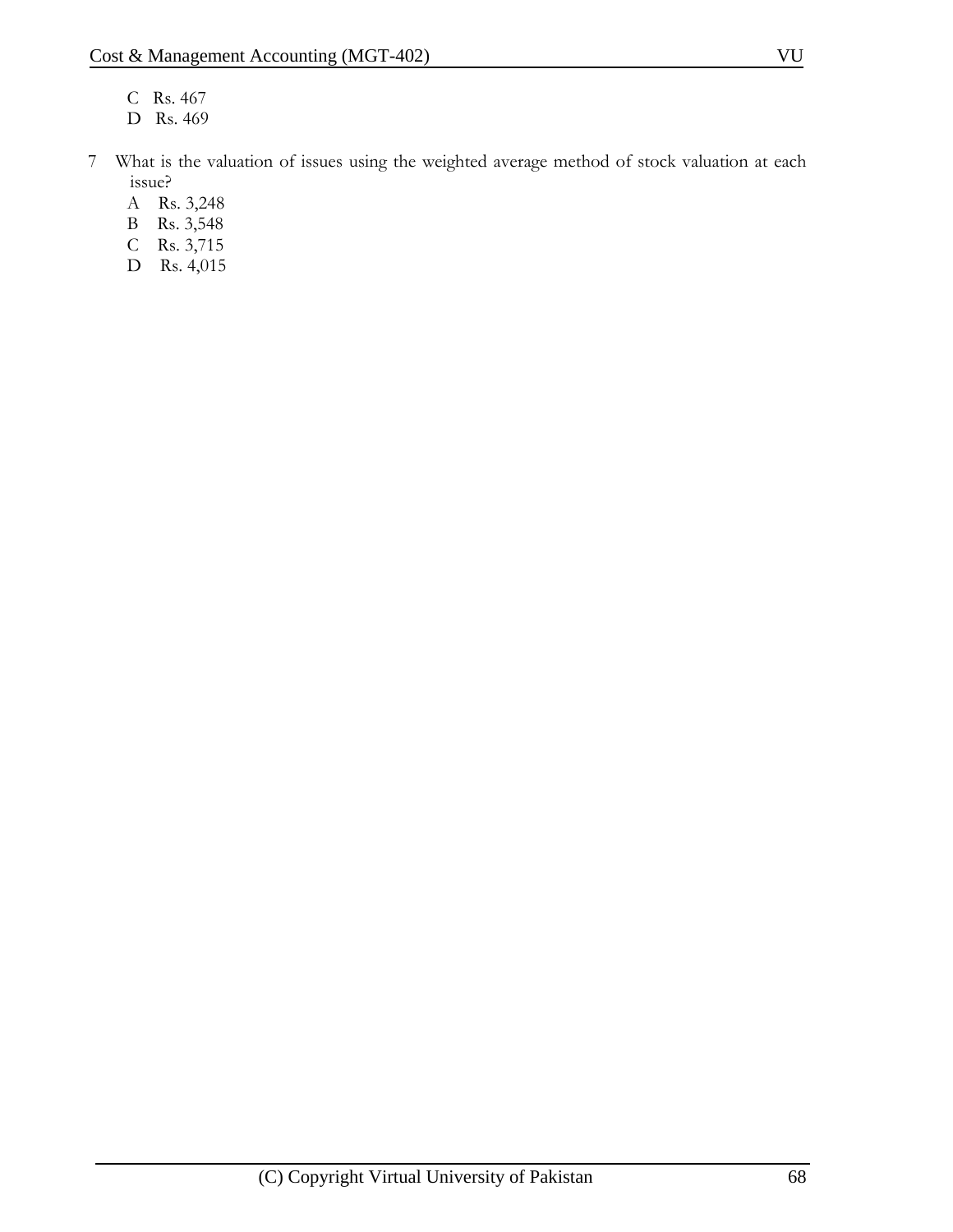C Rs. 467

D Rs. 469

7 What is the valuation of issues using the weighted average method of stock valuation at each issue?

A Rs. 3,248

B Rs. 3,548

C Rs. 3,715

D Rs. 4,015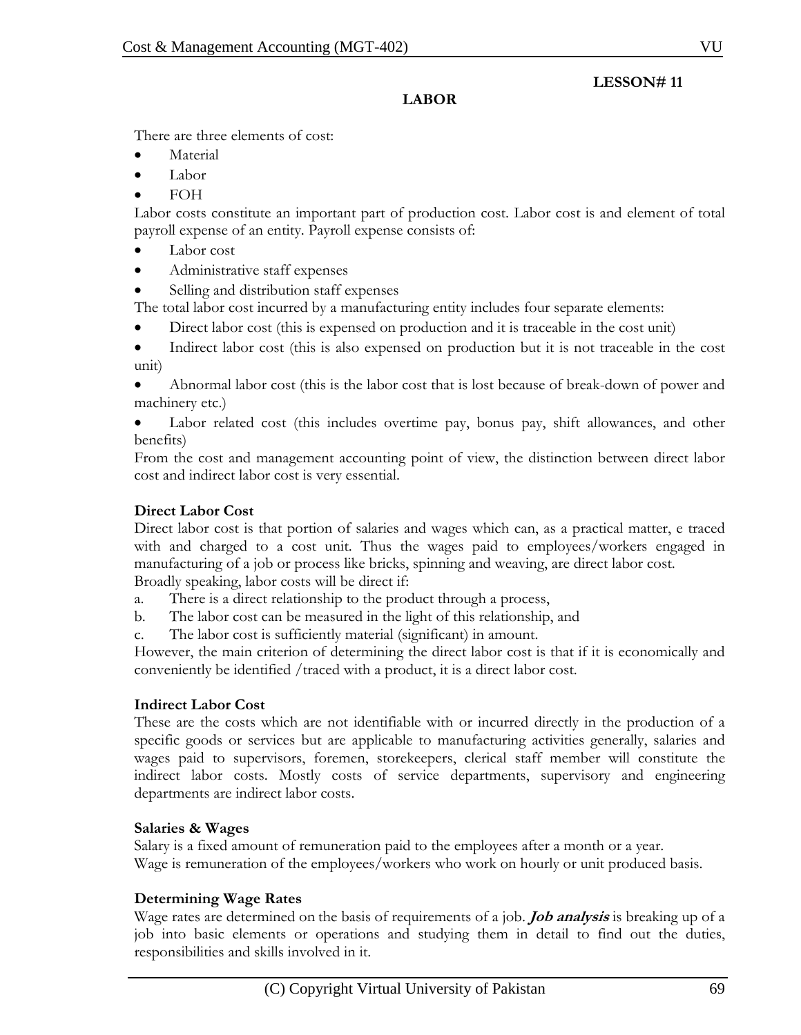**LESSON# 11**

# LABOR

There are three elements of cost:

- Material
- Labor
- FOH

Labor costs constitute an important part of production cost. Labor cost is and element of total payroll expense of an entity. Payroll expense consists of:

- Labor cost
- Administrative staff expenses
- Selling and distribution staff expenses

The total labor cost incurred by a manufacturing entity includes four separate elements:

- Direct labor cost (this is expensed on production and it is traceable in the cost unit)
- Indirect labor cost (this is also expensed on production but it is not traceable in the cost unit)
- Abnormal labor cost (this is the labor cost that is lost because of break-down of power and machinery etc.)
- Labor related cost (this includes overtime pay, bonus pay, shift allowances, and other benefits)

From the cost and management accounting point of view, the distinction between direct labor cost and indirect labor cost is very essential.

### Direct Labor Cost

Direct labor cost is that portion of salaries and wages which can, as a practical matter, e traced with and charged to a cost unit. Thus the wages paid to employees/workers engaged in manufacturing of a job or process like bricks, spinning and weaving, are direct labor cost.
Broadly speaking, labor costs will be direct if:

a. There is a direct relationship to the product through a process,
b. The labor cost can be measured in the light of this relationship, and
c. The labor cost is sufficiently material (significant) in amount.

However, the main criterion of determining the direct labor cost is that if it is economically and conveniently be identified /traced with a product, it is a direct labor cost.

### Indirect Labor Cost

These are the costs which are not identifiable with or incurred directly in the production of a specific goods or services but are applicable to manufacturing activities generally, salaries and wages paid to supervisors, foremen, storekeepers, clerical staff member will constitute the indirect labor costs. Mostly costs of service departments, supervisory and engineering departments are indirect labor costs.

### Salaries & Wages

Salary is a fixed amount of remuneration paid to the employees after a month or a year.
Wage is remuneration of the employees/workers who work on hourly or unit produced basis.

### Determining Wage Rates

Wage rates are determined on the basis of requirements of a job. ***Job analysis*** is breaking up of a job into basic elements or operations and studying them in detail to find out the duties, responsibilities and skills involved in it.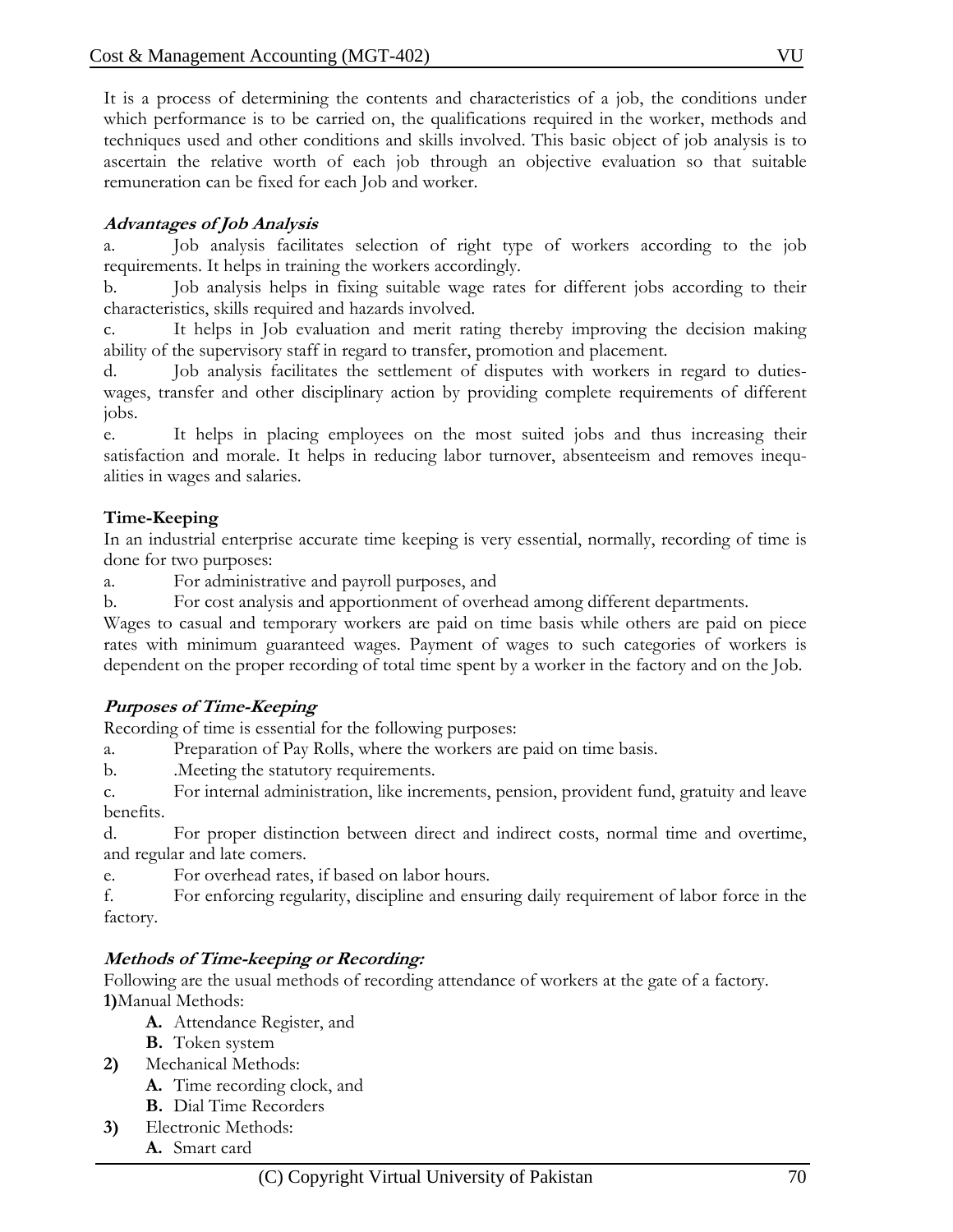It is a process of determining the contents and characteristics of a job, the conditions under which performance is to be carried on, the qualifications required in the worker, methods and techniques used and other conditions and skills involved. This basic object of job analysis is to ascertain the relative worth of each job through an objective evaluation so that suitable remuneration can be fixed for each Job and worker.

### *Advantages of Job Analysis*

a. Job analysis facilitates selection of right type of workers according to the job requirements. It helps in training the workers accordingly.

b. Job analysis helps in fixing suitable wage rates for different jobs according to their characteristics, skills required and hazards involved.

c. It helps in Job evaluation and merit rating thereby improving the decision making ability of the supervisory staff in regard to transfer, promotion and placement.

d. Job analysis facilitates the settlement of disputes with workers in regard to duties-wages, transfer and other disciplinary action by providing complete requirements of different jobs.

e. It helps in placing employees on the most suited jobs and thus increasing their satisfaction and morale. It helps in reducing labor turnover, absenteeism and removes inequalities in wages and salaries.

## Time-Keeping

In an industrial enterprise accurate time keeping is very essential, normally, recording of time is done for two purposes:

a. For administrative and payroll purposes, and

b. For cost analysis and apportionment of overhead among different departments.

Wages to casual and temporary workers are paid on time basis while others are paid on piece rates with minimum guaranteed wages. Payment of wages to such categories of workers is dependent on the proper recording of total time spent by a worker in the factory and on the Job.

### *Purposes of Time-Keeping*

Recording of time is essential for the following purposes:

a. Preparation of Pay Rolls, where the workers are paid on time basis.

b. .Meeting the statutory requirements.

c. For internal administration, like increments, pension, provident fund, gratuity and leave benefits.

d. For proper distinction between direct and indirect costs, normal time and overtime, and regular and late comers.

e. For overhead rates, if based on labor hours.

f. For enforcing regularity, discipline and ensuring daily requirement of labor force in the factory.

### *Methods of Time-keeping or Recording:*

Following are the usual methods of recording attendance of workers at the gate of a factory.

**1)** Manual Methods:

- **A.** Attendance Register, and
- **B.** Token system

**2)** Mechanical Methods:

- **A.** Time recording clock, and
- **B.** Dial Time Recorders

**3)** Electronic Methods:

- **A.** Smart card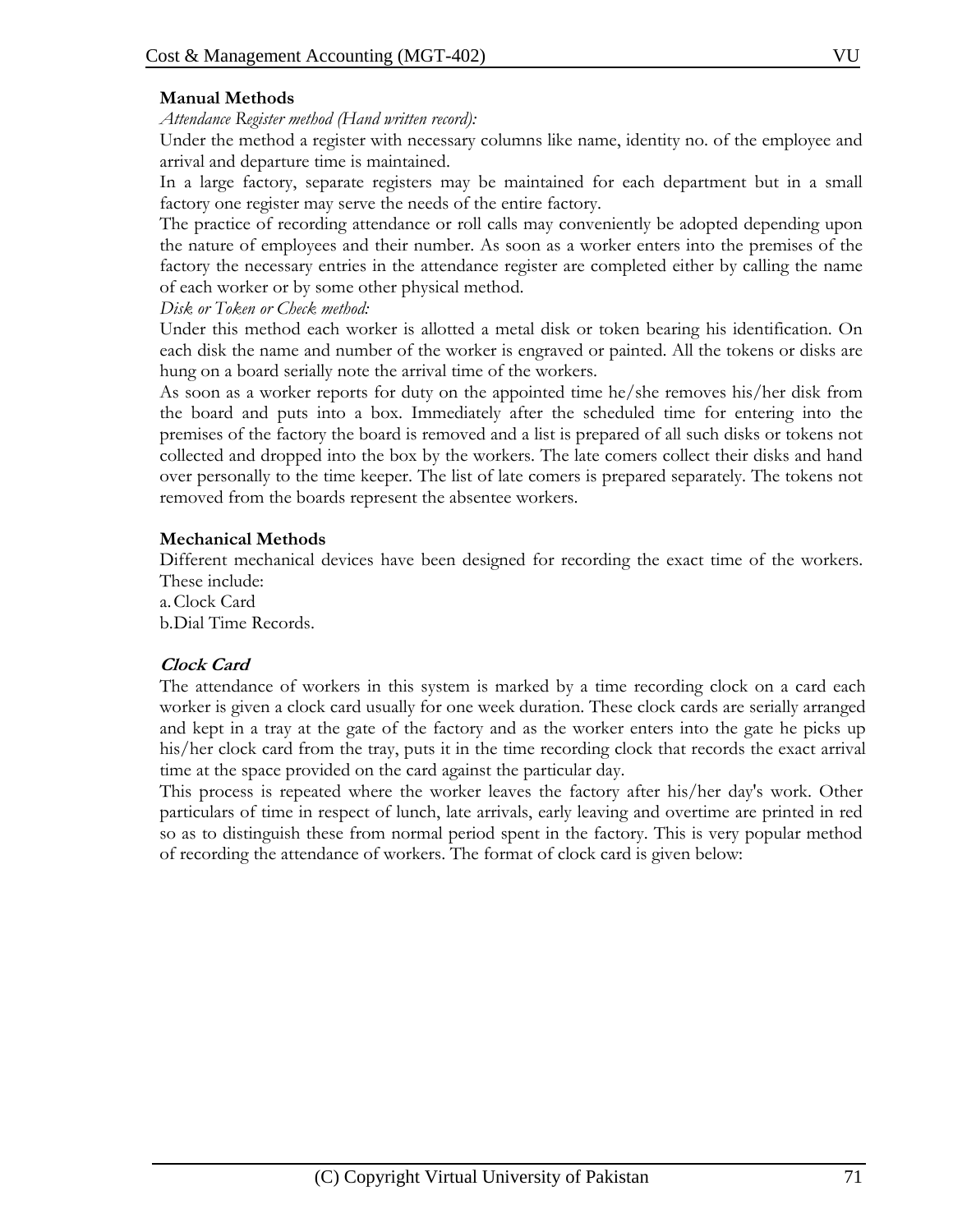**Manual Methods**

*Attendance Register method (Hand written record):*

Under the method a register with necessary columns like name, identity no. of the employee and arrival and departure time is maintained.

In a large factory, separate registers may be maintained for each department but in a small factory one register may serve the needs of the entire factory.

The practice of recording attendance or roll calls may conveniently be adopted depending upon the nature of employees and their number. As soon as a worker enters into the premises of the factory the necessary entries in the attendance register are completed either by calling the name of each worker or by some other physical method.

*Disk or Token or Check method:*

Under this method each worker is allotted a metal disk or token bearing his identification. On each disk the name and number of the worker is engraved or painted. All the tokens or disks are hung on a board serially note the arrival time of the workers.

As soon as a worker reports for duty on the appointed time he/she removes his/her disk from the board and puts into a box. Immediately after the scheduled time for entering into the premises of the factory the board is removed and a list is prepared of all such disks or tokens not collected and dropped into the box by the workers. The late comers collect their disks and hand over personally to the time keeper. The list of late comers is prepared separately. The tokens not removed from the boards represent the absentee workers.

**Mechanical Methods**

Different mechanical devices have been designed for recording the exact time of the workers. These include:

a. Clock Card

b. Dial Time Records.

***Clock Card***

The attendance of workers in this system is marked by a time recording clock on a card each worker is given a clock card usually for one week duration. These clock cards are serially arranged and kept in a tray at the gate of the factory and as the worker enters into the gate he picks up his/her clock card from the tray, puts it in the time recording clock that records the exact arrival time at the space provided on the card against the particular day.

This process is repeated where the worker leaves the factory after his/her day's work. Other particulars of time in respect of lunch, late arrivals, early leaving and overtime are printed in red so as to distinguish these from normal period spent in the factory. This is very popular method of recording the attendance of workers. The format of clock card is given below: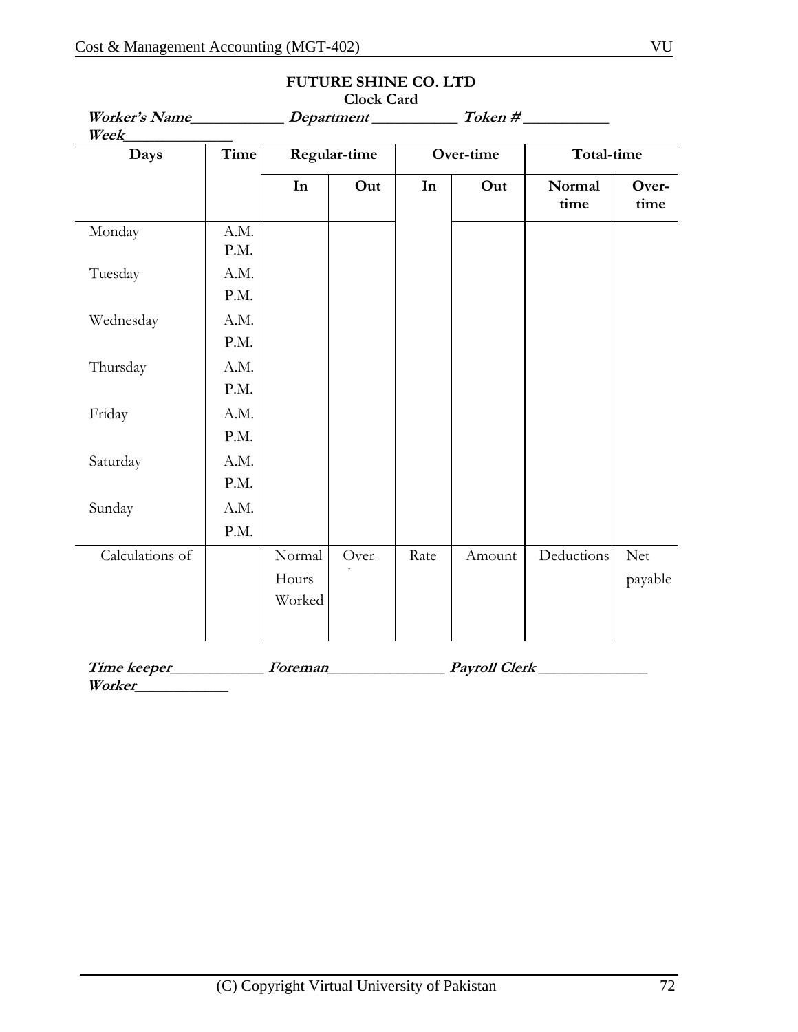**FUTURE SHINE CO. LTD**
**Clock Card**

***Worker's Name*\_\_\_\_\_\_\_\_\_\_\_\_ *Department* \_\_\_\_\_\_\_\_\_\_\_ *Token #* \_\_\_\_\_\_\_\_\_\_\_**
***Week*\_\_\_\_\_\_\_\_\_\_\_\_\_\_**

| Days | Time | Regular-time | | Over-time | | Total-time | |
|---|---|---|---|---|---|---|---|
| | | In | Out | In | Out | Normal time | Over-time |
| Monday | A.M. | | | | | | |
| | P.M. | | | | | | |
| Tuesday | A.M. | | | | | | |
| | P.M. | | | | | | |
| Wednesday | A.M. | | | | | | |
| | P.M. | | | | | | |
| Thursday | A.M. | | | | | | |
| | P.M. | | | | | | |
| Friday | A.M. | | | | | | |
| | P.M. | | | | | | |
| Saturday | A.M. | | | | | | |
| | P.M. | | | | | | |
| Sunday | A.M. | | | | | | |
| | P.M. | | | | | | |
| Calculations of | | Normal Hours Worked | Over-time | Rate | Amount | Deductions | Net payable |

***Time keeper*\_\_\_\_\_\_\_\_\_\_\_\_ *Foreman*\_\_\_\_\_\_\_\_\_\_\_\_\_\_\_ *Payroll Clerk* \_\_\_\_\_\_\_\_\_\_\_\_\_\_**
***Worker*\_\_\_\_\_\_\_\_\_\_\_\_**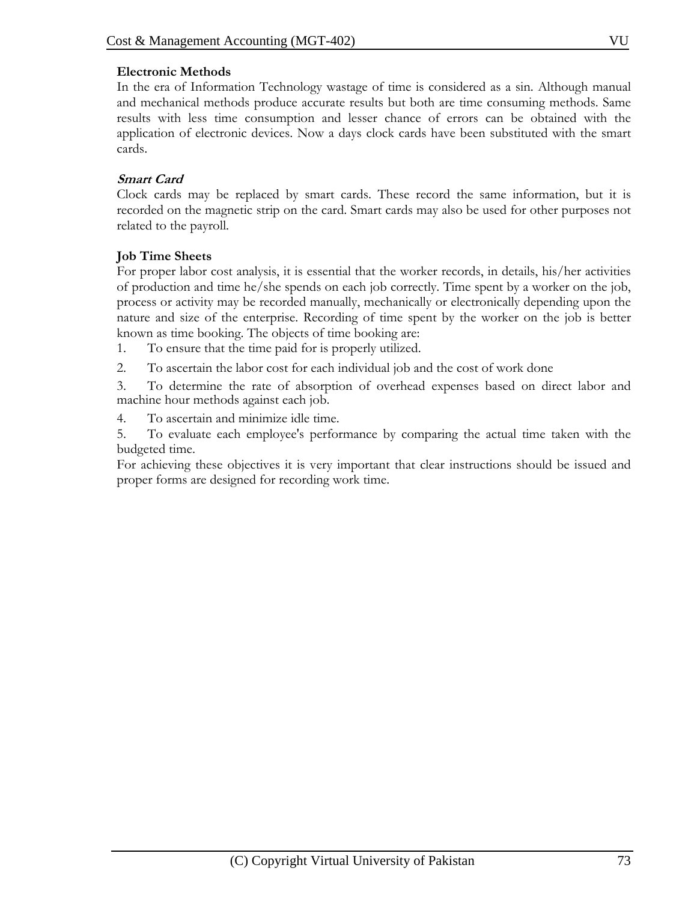**Electronic Methods**

In the era of Information Technology wastage of time is considered as a sin. Although manual and mechanical methods produce accurate results but both are time consuming methods. Same results with less time consumption and lesser chance of errors can be obtained with the application of electronic devices. Now a days clock cards have been substituted with the smart cards.

***Smart Card***

Clock cards may be replaced by smart cards. These record the same information, but it is recorded on the magnetic strip on the card. Smart cards may also be used for other purposes not related to the payroll.

**Job Time Sheets**

For proper labor cost analysis, it is essential that the worker records, in details, his/her activities of production and time he/she spends on each job correctly. Time spent by a worker on the job, process or activity may be recorded manually, mechanically or electronically depending upon the nature and size of the enterprise. Recording of time spent by the worker on the job is better known as time booking. The objects of time booking are:

1. To ensure that the time paid for is properly utilized.
2. To ascertain the labor cost for each individual job and the cost of work done
3. To determine the rate of absorption of overhead expenses based on direct labor and machine hour methods against each job.
4. To ascertain and minimize idle time.
5. To evaluate each employee's performance by comparing the actual time taken with the budgeted time.

For achieving these objectives it is very important that clear instructions should be issued and proper forms are designed for recording work time.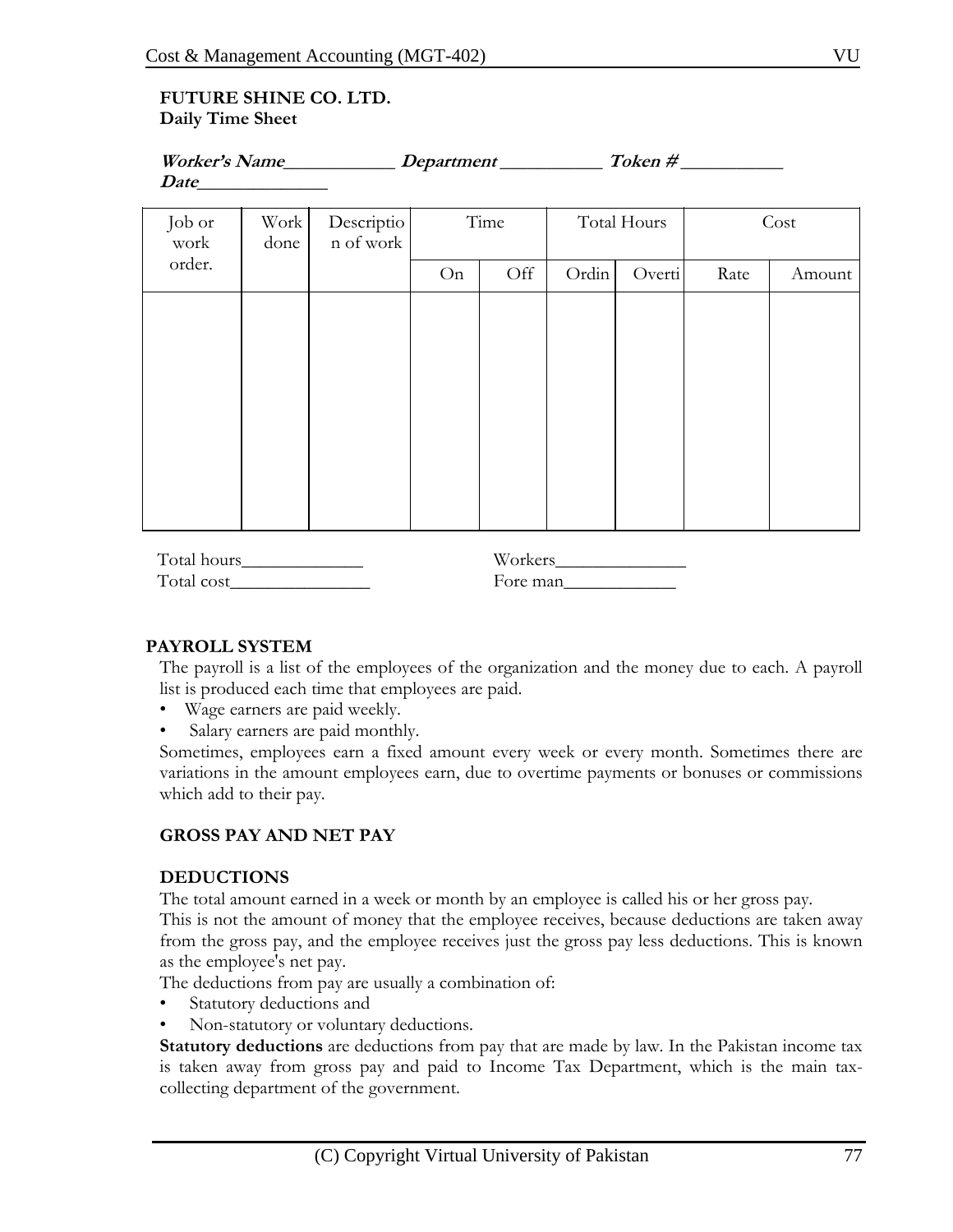**FUTURE SHINE CO. LTD.**
**Daily Time Sheet**

***Worker's Name___________ Department __________ Token # __________***
***Date_____________***

| Job or work order. | Work done | Description of work | Time | | Total Hours | | Cost | |
|---|---|---|---|---|---|---|---|---|
| | | | On | Off | Ordin | Overti | Rate | Amount |
| | | | | | | | | |

Total hours_____________ Workers______________
Total cost_______________ Fore man____________

**PAYROLL SYSTEM**

The payroll is a list of the employees of the organization and the money due to each. A payroll list is produced each time that employees are paid.

- Wage earners are paid weekly.
- Salary earners are paid monthly.

Sometimes, employees earn a fixed amount every week or every month. Sometimes there are variations in the amount employees earn, due to overtime payments or bonuses or commissions which add to their pay.

**GROSS PAY AND NET PAY**

**DEDUCTIONS**

The total amount earned in a week or month by an employee is called his or her gross pay.
This is not the amount of money that the employee receives, because deductions are taken away from the gross pay, and the employee receives just the gross pay less deductions. This is known as the employee's net pay.
The deductions from pay are usually a combination of:

- Statutory deductions and
- Non-statutory or voluntary deductions.

**Statutory deductions** are deductions from pay that are made by law. In the Pakistan income tax is taken away from gross pay and paid to Income Tax Department, which is the main tax-collecting department of the government.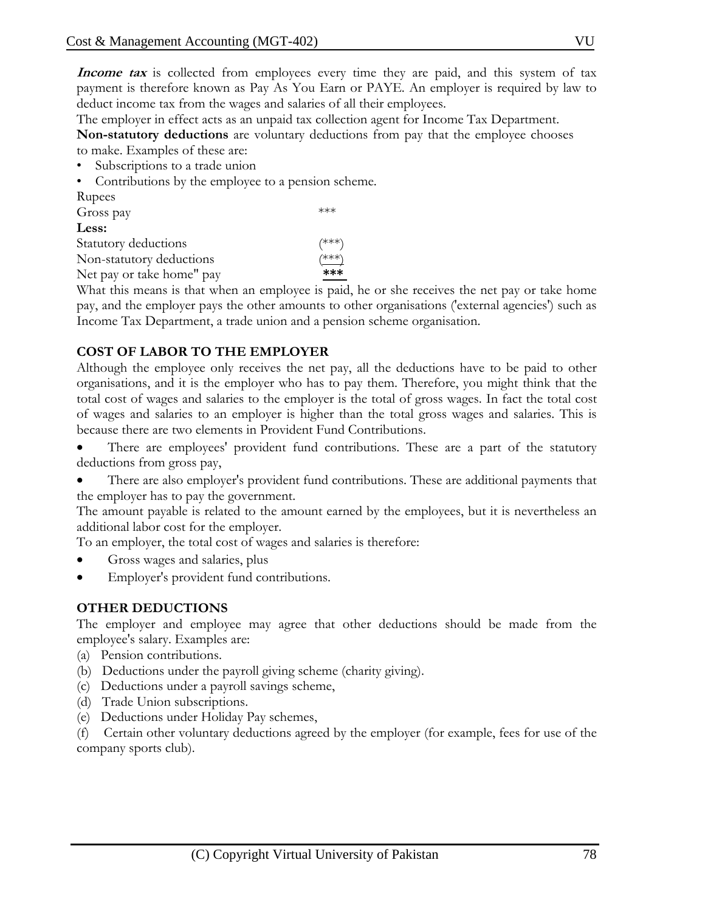***Income tax*** is collected from employees every time they are paid, and this system of tax payment is therefore known as Pay As You Earn or PAYE. An employer is required by law to deduct income tax from the wages and salaries of all their employees.

The employer in effect acts as an unpaid tax collection agent for Income Tax Department.

**Non-statutory deductions** are voluntary deductions from pay that the employee chooses to make. Examples of these are:

- Subscriptions to a trade union
- Contributions by the employee to a pension scheme.

| Rupees | |
|---|---|
| Gross pay | *** |
| **Less:** | |
| Statutory deductions | (***) |
| Non-statutory deductions | (***) |
| Net pay or take home" pay | **\*\*\*** |

What this means is that when an employee is paid, he or she receives the net pay or take home pay, and the employer pays the other amounts to other organisations ('external agencies') such as Income Tax Department, a trade union and a pension scheme organisation.

## COST OF LABOR TO THE EMPLOYER

Although the employee only receives the net pay, all the deductions have to be paid to other organisations, and it is the employer who has to pay them. Therefore, you might think that the total cost of wages and salaries to the employer is the total of gross wages. In fact the total cost of wages and salaries to an employer is higher than the total gross wages and salaries. This is because there are two elements in Provident Fund Contributions.

- There are employees' provident fund contributions. These are a part of the statutory deductions from gross pay,
- There are also employer's provident fund contributions. These are additional payments that the employer has to pay the government.

The amount payable is related to the amount earned by the employees, but it is nevertheless an additional labor cost for the employer.

To an employer, the total cost of wages and salaries is therefore:

- Gross wages and salaries, plus
- Employer's provident fund contributions.

## OTHER DEDUCTIONS

The employer and employee may agree that other deductions should be made from the employee's salary. Examples are:

(a) Pension contributions.

(b) Deductions under the payroll giving scheme (charity giving).

(c) Deductions under a payroll savings scheme,

(d) Trade Union subscriptions.

(e) Deductions under Holiday Pay schemes,

(f) Certain other voluntary deductions agreed by the employer (for example, fees for use of the company sports club).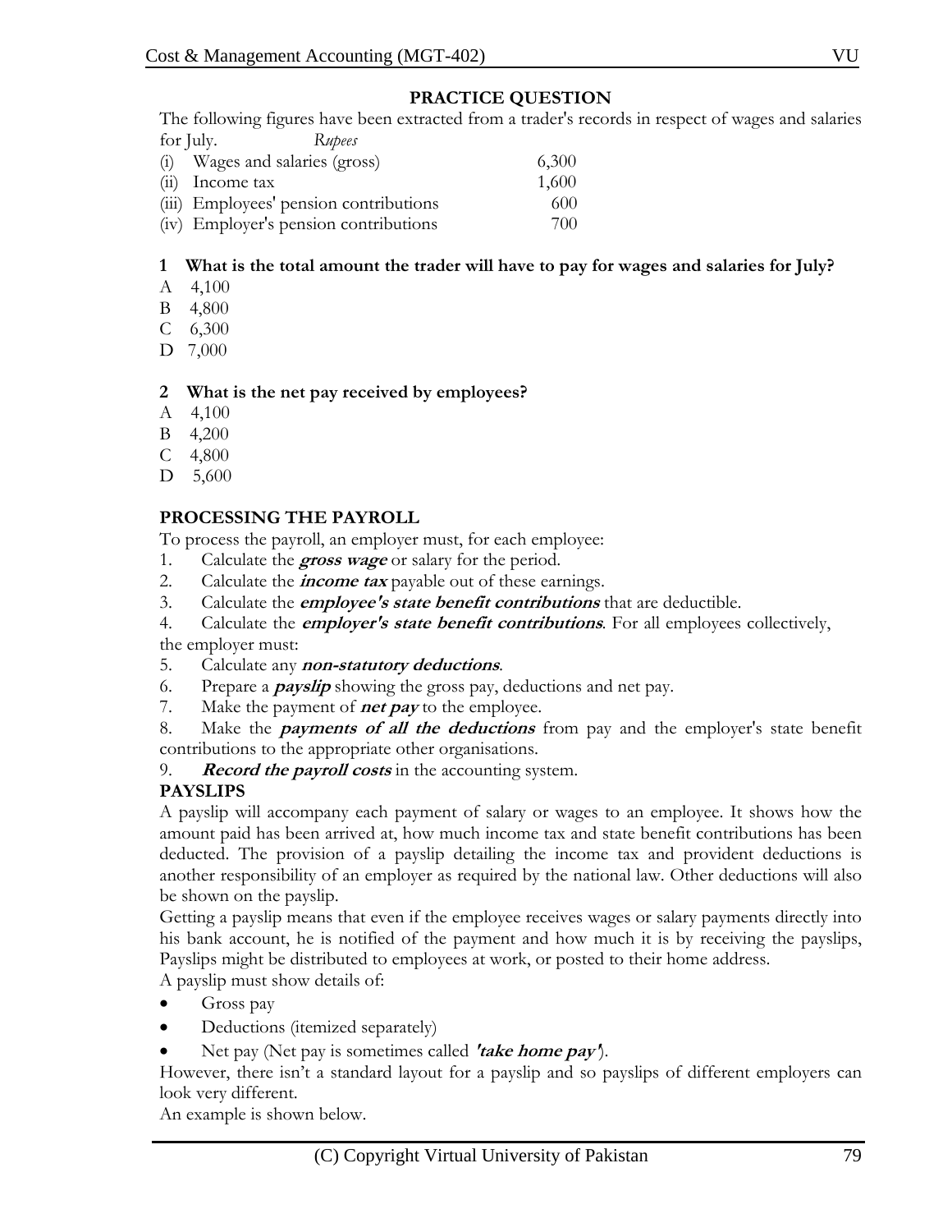### PRACTICE QUESTION

The following figures have been extracted from a trader's records in respect of wages and salaries for July. *Rupees*

| | | Rupees |
|---|---|---|
| (i) | Wages and salaries (gross) | 6,300 |
| (ii) | Income tax | 1,600 |
| (iii) | Employees' pension contributions | 600 |
| (iv) | Employer's pension contributions | 700 |

**1 What is the total amount the trader will have to pay for wages and salaries for July?**

A 4,100
B 4,800
C 6,300
D 7,000

**2 What is the net pay received by employees?**

A 4,100
B 4,200
C 4,800
D 5,600

### PROCESSING THE PAYROLL

To process the payroll, an employer must, for each employee:

1. Calculate the ***gross wage*** or salary for the period.
2. Calculate the ***income tax*** payable out of these earnings.
3. Calculate the ***employee's state benefit contributions*** that are deductible.
4. Calculate the ***employer's state benefit contributions***. For all employees collectively, the employer must:
5. Calculate any ***non-statutory deductions***.
6. Prepare a ***payslip*** showing the gross pay, deductions and net pay.
7. Make the payment of ***net pay*** to the employee.
8. Make the ***payments of all the deductions*** from pay and the employer's state benefit contributions to the appropriate other organisations.
9. ***Record the payroll costs*** in the accounting system.

### PAYSLIPS

A payslip will accompany each payment of salary or wages to an employee. It shows how the amount paid has been arrived at, how much income tax and state benefit contributions has been deducted. The provision of a payslip detailing the income tax and provident deductions is another responsibility of an employer as required by the national law. Other deductions will also be shown on the payslip.

Getting a payslip means that even if the employee receives wages or salary payments directly into his bank account, he is notified of the payment and how much it is by receiving the payslips, Payslips might be distributed to employees at work, or posted to their home address.

A payslip must show details of:

- Gross pay
- Deductions (itemized separately)
- Net pay (Net pay is sometimes called ***'take home pay'***).

However, there isn't a standard layout for a payslip and so payslips of different employers can look very different.

An example is shown below.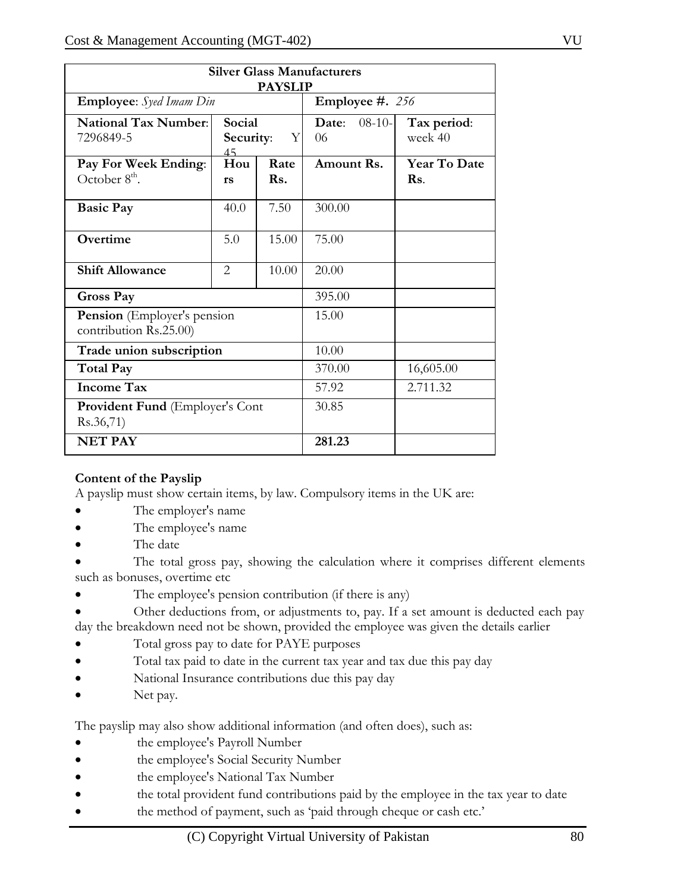| **Silver Glass Manufacturers PAYSLIP** | | | | |
|---|---|---|---|---|
| **Employee**: *Syed Imam Din* | | | **Employee #.** *256* | |
| **National Tax Number**: 7296849-5 | **Social Security**: Y 45 | | **Date**: 08-10-06 | **Tax period**: week 40 |
| **Pay For Week Ending**: October 8th. | **Hours** | **Rate Rs.** | **Amount Rs.** | **Year To Date Rs**. |
| **Basic Pay** | 40.0 | 7.50 | 300.00 | |
| **Overtime** | 5.0 | 15.00 | 75.00 | |
| **Shift Allowance** | 2 | 10.00 | 20.00 | |
| **Gross Pay** | | | 395.00 | |
| **Pension** (Employer's pension contribution Rs.25.00) | | | 15.00 | |
| **Trade union subscription** | | | 10.00 | |
| **Total Pay** | | | 370.00 | 16,605.00 |
| **Income Tax** | | | 57.92 | 2.711.32 |
| **Provident Fund** (Employer's Cont Rs.36,71) | | | 30.85 | |
| **NET PAY** | | | **281.23** | |

**Content of the Payslip**

A payslip must show certain items, by law. Compulsory items in the UK are:

- The employer's name
- The employee's name
- The date
- The total gross pay, showing the calculation where it comprises different elements such as bonuses, overtime etc
- The employee's pension contribution (if there is any)
- Other deductions from, or adjustments to, pay. If a set amount is deducted each pay day the breakdown need not be shown, provided the employee was given the details earlier
- Total gross pay to date for PAYE purposes
- Total tax paid to date in the current tax year and tax due this pay day
- National Insurance contributions due this pay day
- Net pay.

The payslip may also show additional information (and often does), such as:

- the employee's Payroll Number
- the employee's Social Security Number
- the employee's National Tax Number
- the total provident fund contributions paid by the employee in the tax year to date
- the method of payment, such as 'paid through cheque or cash etc.'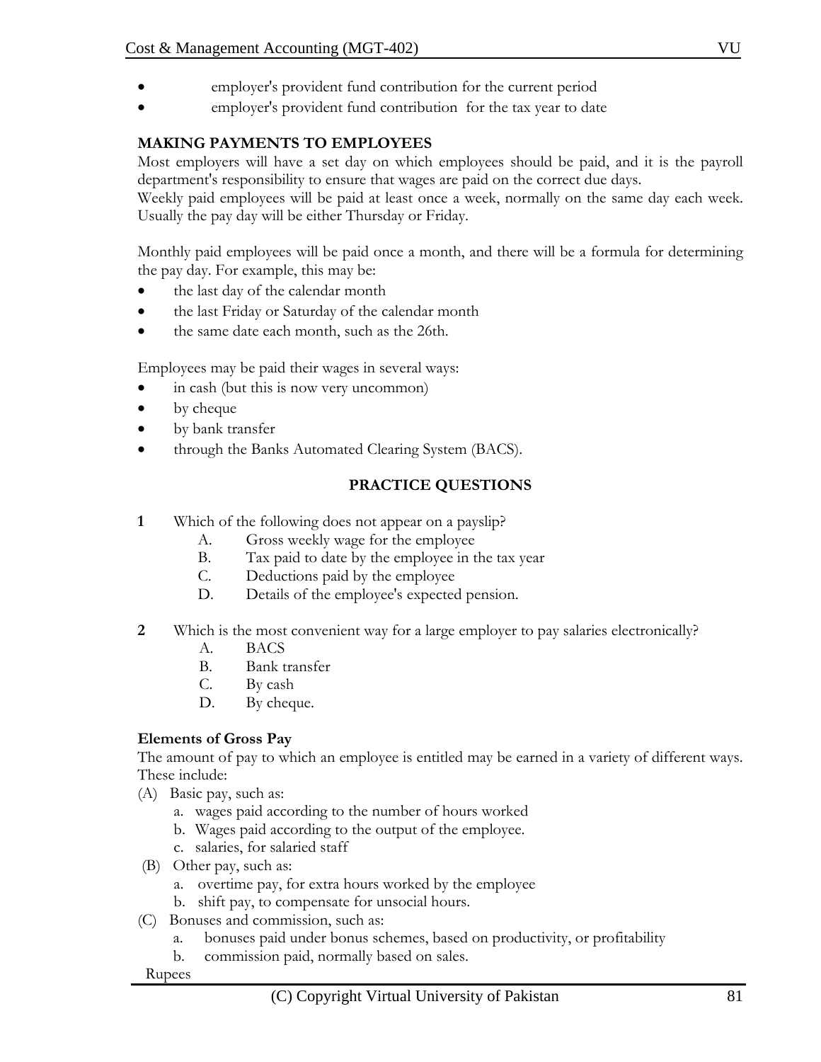- employer's provident fund contribution for the current period
- employer's provident fund contribution for the tax year to date

**MAKING PAYMENTS TO EMPLOYEES**

Most employers will have a set day on which employees should be paid, and it is the payroll department's responsibility to ensure that wages are paid on the correct due days.

Weekly paid employees will be paid at least once a week, normally on the same day each week. Usually the pay day will be either Thursday or Friday.

Monthly paid employees will be paid once a month, and there will be a formula for determining the pay day. For example, this may be:

- the last day of the calendar month
- the last Friday or Saturday of the calendar month
- the same date each month, such as the 26th.

Employees may be paid their wages in several ways:

- in cash (but this is now very uncommon)
- by cheque
- by bank transfer
- through the Banks Automated Clearing System (BACS).

**PRACTICE QUESTIONS**

**1** Which of the following does not appear on a payslip?

A. Gross weekly wage for the employee
B. Tax paid to date by the employee in the tax year
C. Deductions paid by the employee
D. Details of the employee's expected pension.

**2** Which is the most convenient way for a large employer to pay salaries electronically?

A. BACS
B. Bank transfer
C. By cash
D. By cheque.

**Elements of Gross Pay**

The amount of pay to which an employee is entitled may be earned in a variety of different ways. These include:

(A) Basic pay, such as:
  a. wages paid according to the number of hours worked
  b. Wages paid according to the output of the employee.
  c. salaries, for salaried staff

(B) Other pay, such as:
  a. overtime pay, for extra hours worked by the employee
  b. shift pay, to compensate for unsocial hours.

(C) Bonuses and commission, such as:
  a. bonuses paid under bonus schemes, based on productivity, or profitability
  b. commission paid, normally based on sales.

Rupees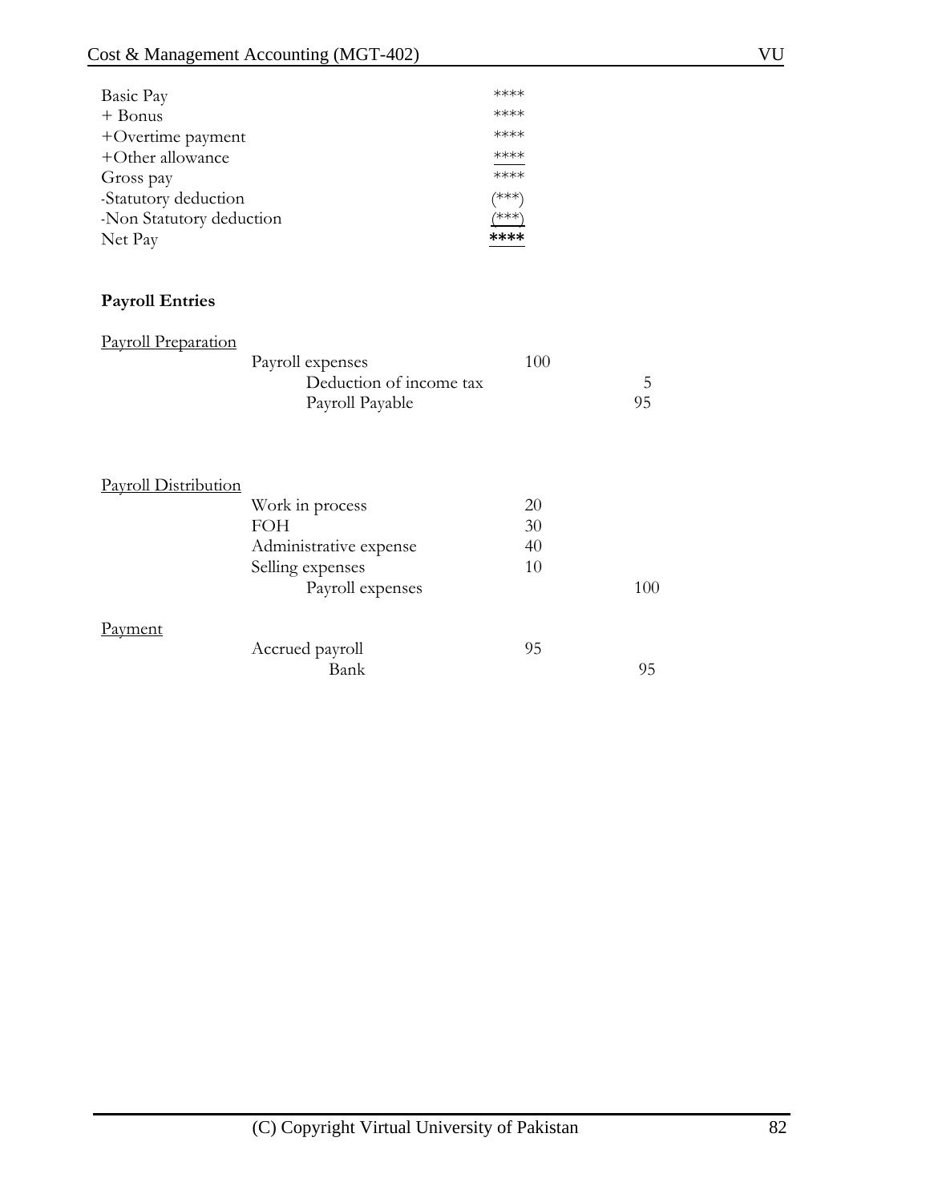| | |
|---|---|
| Basic Pay | **** |
| + Bonus | **** |
| +Overtime payment | **** |
| +Other allowance | **** |
| Gross pay | **** |
| -Statutory deduction | (***) |
| -Non Statutory deduction | (***) |
| Net Pay | **** |

**Payroll Entries**

<u>Payroll Preparation</u>

| | Debit | Credit |
|---|---|---|
| Payroll expenses | 100 | |
| Deduction of income tax | | 5 |
| Payroll Payable | | 95 |

<u>Payroll Distribution</u>

| | Debit | Credit |
|---|---|---|
| Work in process | 20 | |
| FOH | 30 | |
| Administrative expense | 40 | |
| Selling expenses | 10 | |
| Payroll expenses | | 100 |

<u>Payment</u>

| | Debit | Credit |
|---|---|---|
| Accrued payroll | 95 | |
| Bank | | 95 |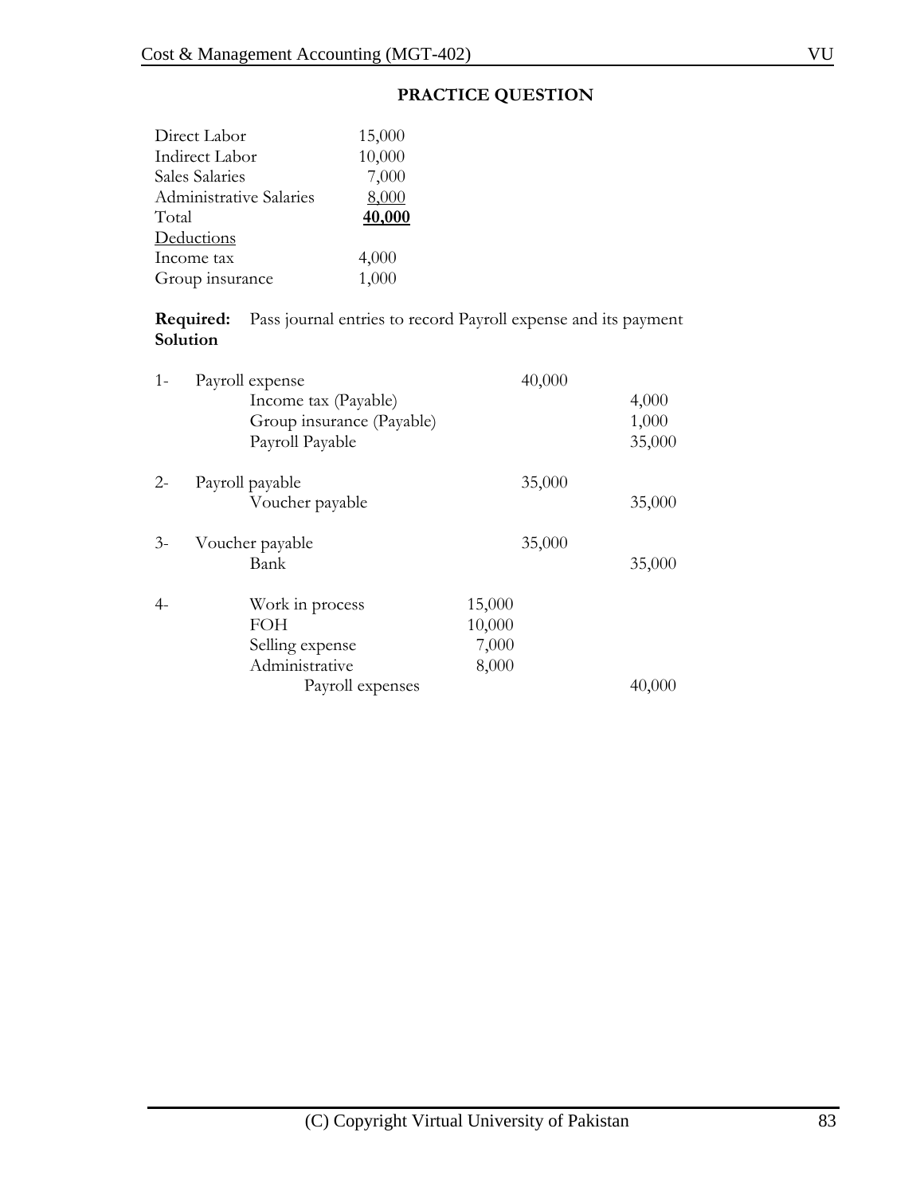## PRACTICE QUESTION

| | |
|---|---|
| Direct Labor | 15,000 |
| Indirect Labor | 10,000 |
| Sales Salaries | 7,000 |
| Administrative Salaries | 8,000 |
| Total | **40,000** |
| Deductions | |
| Income tax | 4,000 |
| Group insurance | 1,000 |

**Required:** Pass journal entries to record Payroll expense and its payment

**Solution**

| No. | Particulars | Dr | Dr | Cr |
|---|---|---|---|---|
| 1- | Payroll expense | | 40,000 | |
| | Income tax (Payable) | | | 4,000 |
| | Group insurance (Payable) | | | 1,000 |
| | Payroll Payable | | | 35,000 |
| 2- | Payroll payable | | 35,000 | |
| | Voucher payable | | | 35,000 |
| 3- | Voucher payable | | 35,000 | |
| | Bank | | | 35,000 |
| 4- | Work in process | 15,000 | | |
| | FOH | 10,000 | | |
| | Selling expense | 7,000 | | |
| | Administrative | 8,000 | | |
| | Payroll expenses | | | 40,000 |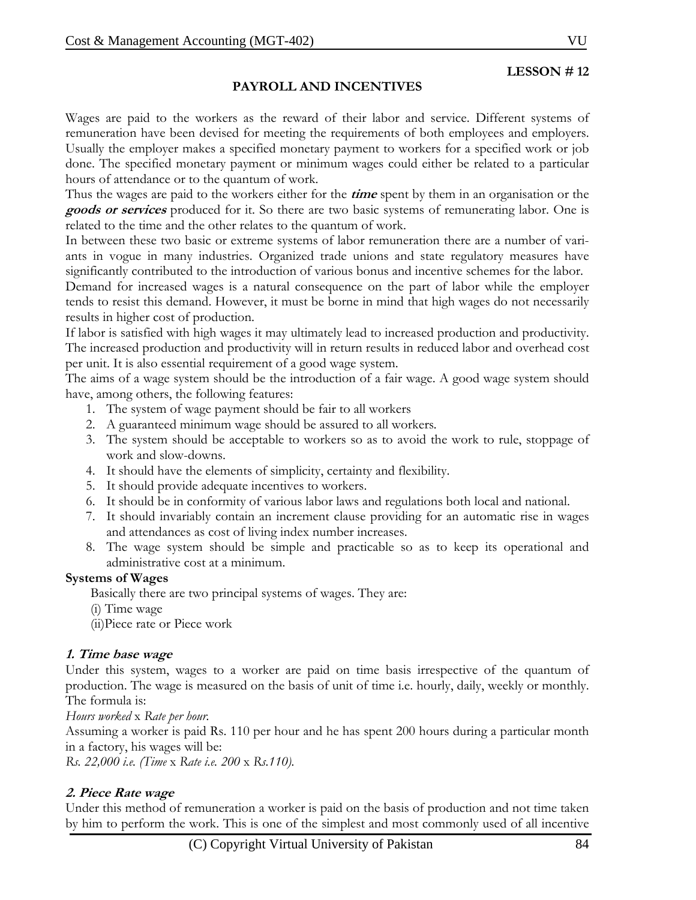**LESSON # 12**

## PAYROLL AND INCENTIVES

Wages are paid to the workers as the reward of their labor and service. Different systems of remuneration have been devised for meeting the requirements of both employees and employers. Usually the employer makes a specified monetary payment to workers for a specified work or job done. The specified monetary payment or minimum wages could either be related to a particular hours of attendance or to the quantum of work.

Thus the wages are paid to the workers either for the ***time*** spent by them in an organisation or the ***goods or services*** produced for it. So there are two basic systems of remunerating labor. One is related to the time and the other relates to the quantum of work.

In between these two basic or extreme systems of labor remuneration there are a number of variants in vogue in many industries. Organized trade unions and state regulatory measures have significantly contributed to the introduction of various bonus and incentive schemes for the labor.

Demand for increased wages is a natural consequence on the part of labor while the employer tends to resist this demand. However, it must be borne in mind that high wages do not necessarily results in higher cost of production.

If labor is satisfied with high wages it may ultimately lead to increased production and productivity. The increased production and productivity will in return results in reduced labor and overhead cost per unit. It is also essential requirement of a good wage system.

The aims of a wage system should be the introduction of a fair wage. A good wage system should have, among others, the following features:

1. The system of wage payment should be fair to all workers
2. A guaranteed minimum wage should be assured to all workers.
3. The system should be acceptable to workers so as to avoid the work to rule, stoppage of work and slow-downs.
4. It should have the elements of simplicity, certainty and flexibility.
5. It should provide adequate incentives to workers.
6. It should be in conformity of various labor laws and regulations both local and national.
7. It should invariably contain an increment clause providing for an automatic rise in wages and attendances as cost of living index number increases.
8. The wage system should be simple and practicable so as to keep its operational and administrative cost at a minimum.

**Systems of Wages**

Basically there are two principal systems of wages. They are:

(i) Time wage

(ii)Piece rate or Piece work

### *1. Time base wage*

Under this system, wages to a worker are paid on time basis irrespective of the quantum of production. The wage is measured on the basis of unit of time i.e. hourly, daily, weekly or monthly. The formula is:

*Hours worked* x *Rate per hour*.

Assuming a worker is paid Rs. 110 per hour and he has spent 200 hours during a particular month in a factory, his wages will be:

*Rs. 22,000 i.e. (Time* x *Rate i.e. 200* x *Rs.110).*

### *2. Piece Rate wage*

Under this method of remuneration a worker is paid on the basis of production and not time taken by him to perform the work. This is one of the simplest and most commonly used of all incentive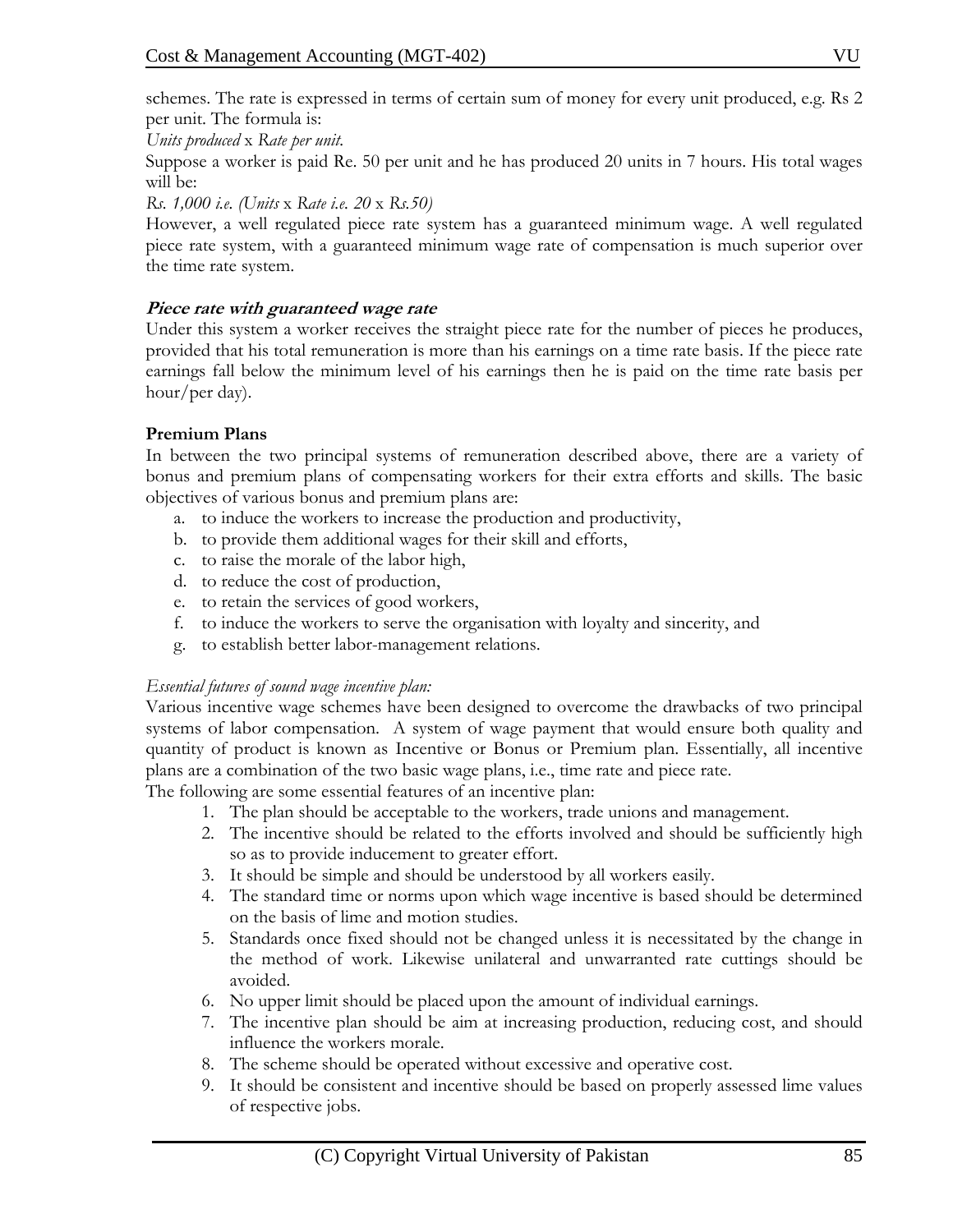schemes. The rate is expressed in terms of certain sum of money for every unit produced, e.g. Rs 2 per unit. The formula is:

*Units produced* x *Rate per unit.*

Suppose a worker is paid Re. 50 per unit and he has produced 20 units in 7 hours. His total wages will be:

*Rs. 1,000 i.e. (Units* x *Rate i.e. 20* x *Rs.50)*

However, a well regulated piece rate system has a guaranteed minimum wage. A well regulated piece rate system, with a guaranteed minimum wage rate of compensation is much superior over the time rate system.

***Piece rate with guaranteed wage rate***

Under this system a worker receives the straight piece rate for the number of pieces he produces, provided that his total remuneration is more than his earnings on a time rate basis. If the piece rate earnings fall below the minimum level of his earnings then he is paid on the time rate basis per hour/per day).

**Premium Plans**

In between the two principal systems of remuneration described above, there are a variety of bonus and premium plans of compensating workers for their extra efforts and skills. The basic objectives of various bonus and premium plans are:

a. to induce the workers to increase the production and productivity,
b. to provide them additional wages for their skill and efforts,
c. to raise the morale of the labor high,
d. to reduce the cost of production,
e. to retain the services of good workers,
f. to induce the workers to serve the organisation with loyalty and sincerity, and
g. to establish better labor-management relations.

*Essential futures of sound wage incentive plan:*

Various incentive wage schemes have been designed to overcome the drawbacks of two principal systems of labor compensation. A system of wage payment that would ensure both quality and quantity of product is known as Incentive or Bonus or Premium plan. Essentially, all incentive plans are a combination of the two basic wage plans, i.e., time rate and piece rate.

The following are some essential features of an incentive plan:

1. The plan should be acceptable to the workers, trade unions and management.
2. The incentive should be related to the efforts involved and should be sufficiently high so as to provide inducement to greater effort.
3. It should be simple and should be understood by all workers easily.
4. The standard time or norms upon which wage incentive is based should be determined on the basis of lime and motion studies.
5. Standards once fixed should not be changed unless it is necessitated by the change in the method of work. Likewise unilateral and unwarranted rate cuttings should be avoided.
6. No upper limit should be placed upon the amount of individual earnings.
7. The incentive plan should be aim at increasing production, reducing cost, and should influence the workers morale.
8. The scheme should be operated without excessive and operative cost.
9. It should be consistent and incentive should be based on properly assessed lime values of respective jobs.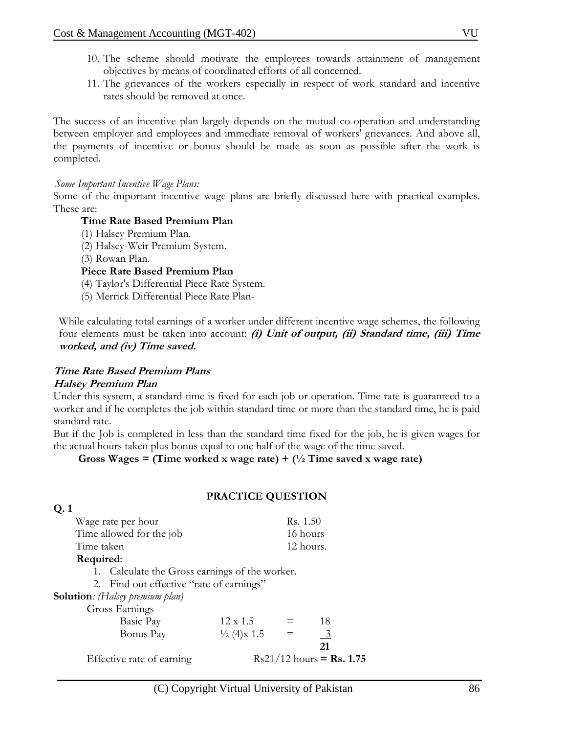10. The scheme should motivate the employees towards attainment of management objectives by means of coordinated efforts of all concerned.
11. The grievances of the workers especially in respect of work standard and incentive rates should be removed at once.

The success of an incentive plan largely depends on the mutual co-operation and understanding between employer and employees and immediate removal of workers' grievances. And above all, the payments of incentive or bonus should be made as soon as possible after the work is completed.

*Some Important Incentive Wage Plans:*

Some of the important incentive wage plans are briefly discussed here with practical examples. These are:

**Time Rate Based Premium Plan**

(1) Halsey Premium Plan.
(2) Halsey-Weir Premium System.
(3) Rowan Plan.

**Piece Rate Based Premium Plan**

(4) Taylor's Differential Piece Rate System.
(5) Merrick Differential Piece Rate Plan-

While calculating total earnings of a worker under different incentive wage schemes, the following four elements must be taken into account: ***(i) Unit of output, (ii) Standard time, (iii) Time worked, and (iv) Time saved.***

***Time Rate Based Premium Plans***

***Halsey Premium Plan***

Under this system, a standard time is fixed for each job or operation. Time rate is guaranteed to a worker and if he completes the job within standard time or more than the standard time, he is paid standard rate.

But if the Job is completed in less than the standard time fixed for the job, he is given wages for the actual hours taken plus bonus equal to one half of the wage of the time saved.

**Gross Wages = (Time worked x wage rate) + (½ Time saved x wage rate)**

**PRACTICE QUESTION**

**Q. 1**

| | |
|---|---|
| Wage rate per hour | Rs. 1.50 |
| Time allowed for the job | 16 hours |
| Time taken | 12 hours. |

**Required**:

1. Calculate the Gross earnings of the worker.
2. Find out effective "rate of earnings"

**Solution**: *(Halsey premium plan)*

Gross Earnings

| | | | |
|---|---|---|---|
| Basic Pay | 12 x 1.5 | = | 18 |
| Bonus Pay | ½ (4)x 1.5 | = | 3 |
| | | | **21** |

Effective rate of earning Rs21/12 hours **= Rs. 1.75**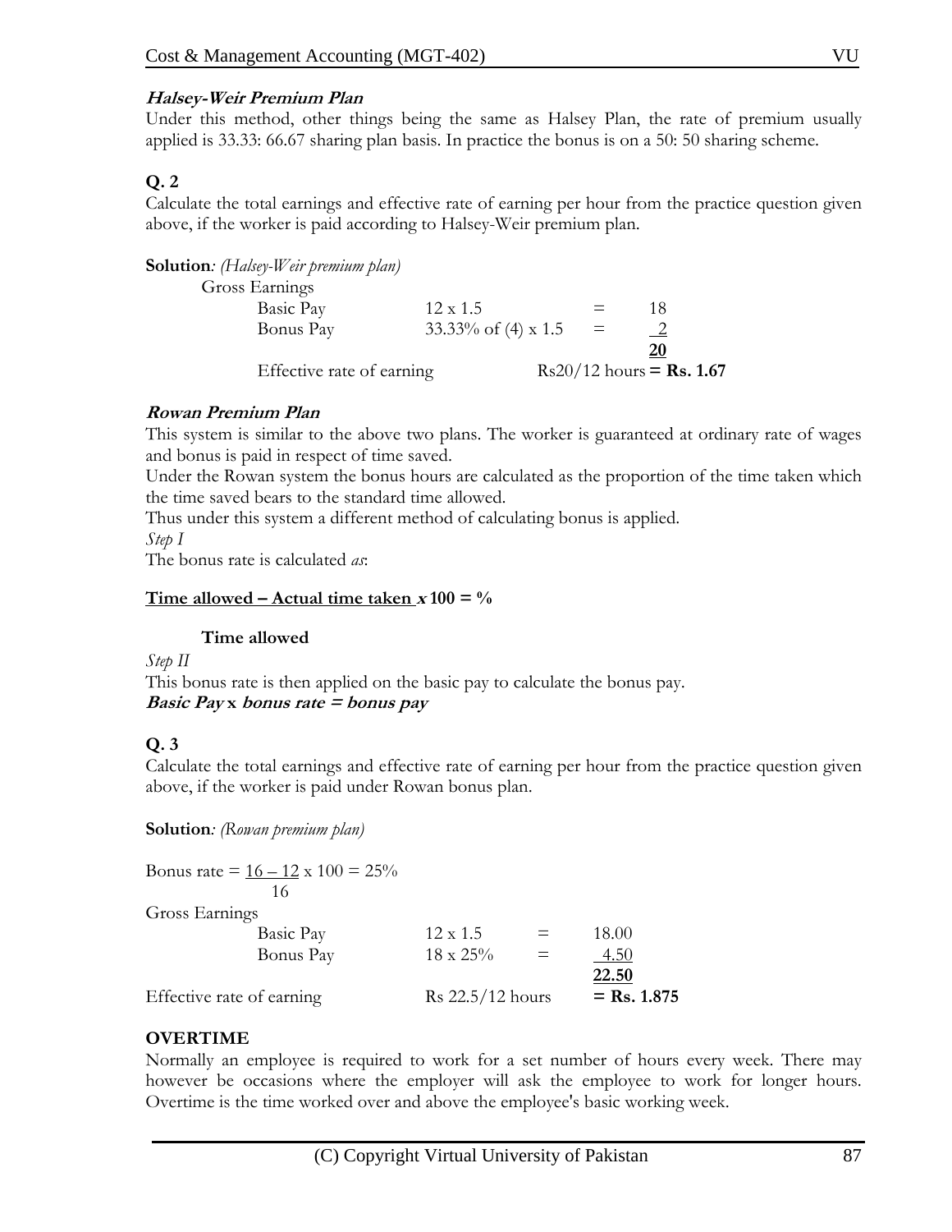### ***Halsey-Weir Premium Plan***

Under this method, other things being the same as Halsey Plan, the rate of premium usually applied is 33.33: 66.67 sharing plan basis. In practice the bonus is on a 50: 50 sharing scheme.

## Q. 2

Calculate the total earnings and effective rate of earning per hour from the practice question given above, if the worker is paid according to Halsey-Weir premium plan.

**Solution***: (Halsey-Weir premium plan)*

Gross Earnings

| | | | |
|---|---|---|---|
| Basic Pay | 12 x 1.5 | = | 18 |
| Bonus Pay | 33.33% of (4) x 1.5 | = | 2 |
| | | | **20** |
| Effective rate of earning | Rs20/12 hours | | **= Rs. 1.67** |

### ***Rowan Premium Plan***

This system is similar to the above two plans. The worker is guaranteed at ordinary rate of wages and bonus is paid in respect of time saved.

Under the Rowan system the bonus hours are calculated as the proportion of the time taken which the time saved bears to the standard time allowed.

Thus under this system a different method of calculating bonus is applied.

*Step I*

The bonus rate is calculated *as*:

$$\frac{\textbf{Time allowed – Actual time taken}}{\textbf{Time allowed}} \times 100 = \%$$

*Step II*

This bonus rate is then applied on the basic pay to calculate the bonus pay.

***Basic Pay* x *bonus rate = bonus pay***

## Q. 3

Calculate the total earnings and effective rate of earning per hour from the practice question given above, if the worker is paid under Rowan bonus plan.

**Solution***: (Rowan premium plan)*

$$\text{Bonus rate} = \frac{16 - 12}{16} \times 100 = 25\%$$

Gross Earnings

| | | | |
|---|---|---|---|
| Basic Pay | 12 x 1.5 | = | 18.00 |
| Bonus Pay | 18 x 25% | = | 4.50 |
| | | | **22.50** |
| Effective rate of earning | Rs 22.5/12 hours | | **= Rs. 1.875** |

## OVERTIME

Normally an employee is required to work for a set number of hours every week. There may however be occasions where the employer will ask the employee to work for longer hours. Overtime is the time worked over and above the employee's basic working week.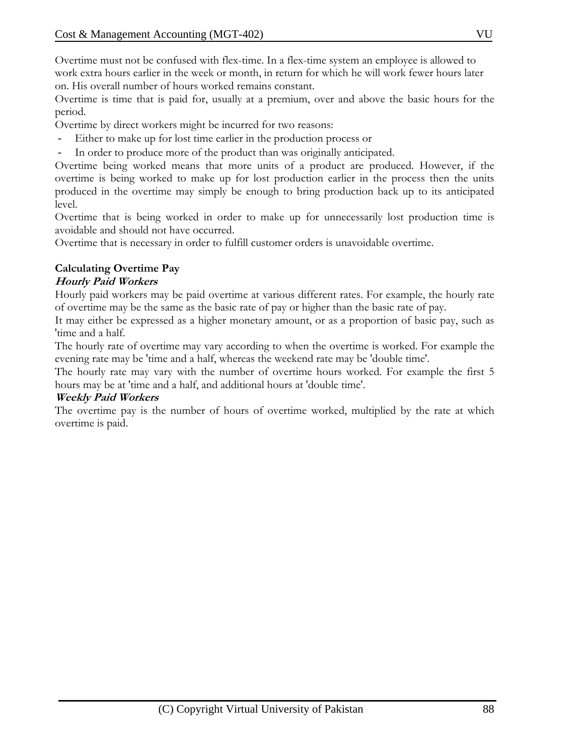Overtime must not be confused with flex-time. In a flex-time system an employee is allowed to work extra hours earlier in the week or month, in return for which he will work fewer hours later on. His overall number of hours worked remains constant.

Overtime is time that is paid for, usually at a premium, over and above the basic hours for the period.

Overtime by direct workers might be incurred for two reasons:

- Either to make up for lost time earlier in the production process or
- In order to produce more of the product than was originally anticipated.

Overtime being worked means that more units of a product are produced. However, if the overtime is being worked to make up for lost production earlier in the process then the units produced in the overtime may simply be enough to bring production back up to its anticipated level.

Overtime that is being worked in order to make up for unnecessarily lost production time is avoidable and should not have occurred.

Overtime that is necessary in order to fulfill customer orders is unavoidable overtime.

**Calculating Overtime Pay**

***Hourly Paid Workers***

Hourly paid workers may be paid overtime at various different rates. For example, the hourly rate of overtime may be the same as the basic rate of pay or higher than the basic rate of pay.

It may either be expressed as a higher monetary amount, or as a proportion of basic pay, such as 'time and a half.

The hourly rate of overtime may vary according to when the overtime is worked. For example the evening rate may be 'time and a half, whereas the weekend rate may be 'double time'.

The hourly rate may vary with the number of overtime hours worked. For example the first 5 hours may be at 'time and a half, and additional hours at 'double time'.

***Weekly Paid Workers***

The overtime pay is the number of hours of overtime worked, multiplied by the rate at which overtime is paid.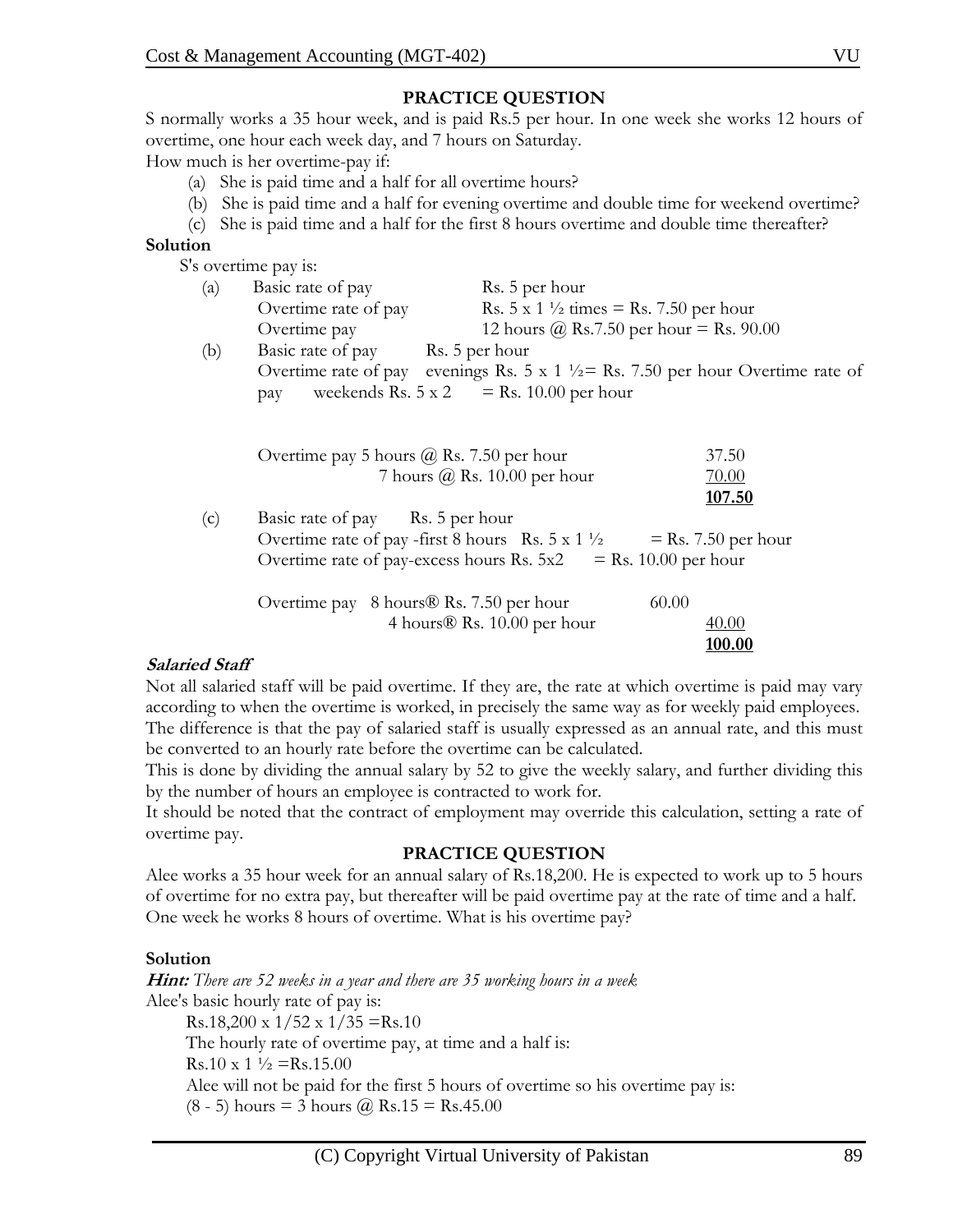**PRACTICE QUESTION**

S normally works a 35 hour week, and is paid Rs.5 per hour. In one week she works 12 hours of overtime, one hour each week day, and 7 hours on Saturday.

How much is her overtime-pay if:

(a) She is paid time and a half for all overtime hours?

(b) She is paid time and a half for evening overtime and double time for weekend overtime?

(c) She is paid time and a half for the first 8 hours overtime and double time thereafter?

**Solution**

S's overtime pay is:

(a) Basic rate of pay Rs. 5 per hour
Overtime rate of pay Rs. 5 x 1 ½ times = Rs. 7.50 per hour
Overtime pay 12 hours @ Rs.7.50 per hour = Rs. 90.00

(b) Basic rate of pay Rs. 5 per hour
Overtime rate of pay evenings Rs. 5 x 1 ½= Rs. 7.50 per hour Overtime rate of pay weekends Rs. 5 x 2 = Rs. 10.00 per hour

| | |
|---|---|
| Overtime pay 5 hours @ Rs. 7.50 per hour | 37.50 |
| 7 hours @ Rs. 10.00 per hour | 70.00 |
| | **107.50** |

(c) Basic rate of pay Rs. 5 per hour
Overtime rate of pay -first 8 hours Rs. 5 x 1 ½ = Rs. 7.50 per hour
Overtime rate of pay-excess hours Rs. 5x2 = Rs. 10.00 per hour

| | | |
|---|---|---|
| Overtime pay 8 hours® Rs. 7.50 per hour | 60.00 | |
| 4 hours® Rs. 10.00 per hour | | 40.00 |
| | | **100.00** |

***Salaried Staff***

Not all salaried staff will be paid overtime. If they are, the rate at which overtime is paid may vary according to when the overtime is worked, in precisely the same way as for weekly paid employees. The difference is that the pay of salaried staff is usually expressed as an annual rate, and this must be converted to an hourly rate before the overtime can be calculated.

This is done by dividing the annual salary by 52 to give the weekly salary, and further dividing this by the number of hours an employee is contracted to work for.

It should be noted that the contract of employment may override this calculation, setting a rate of overtime pay.

**PRACTICE QUESTION**

Alee works a 35 hour week for an annual salary of Rs.18,200. He is expected to work up to 5 hours of overtime for no extra pay, but thereafter will be paid overtime pay at the rate of time and a half. One week he works 8 hours of overtime. What is his overtime pay?

**Solution**

***Hint:*** *There are 52 weeks in a year and there are 35 working hours in a week*

Alee's basic hourly rate of pay is:

Rs.18,200 x 1/52 x 1/35 =Rs.10

The hourly rate of overtime pay, at time and a half is:

Rs.10 x 1 ½ =Rs.15.00

Alee will not be paid for the first 5 hours of overtime so his overtime pay is:

(8 - 5) hours = 3 hours @ Rs.15 = Rs.45.00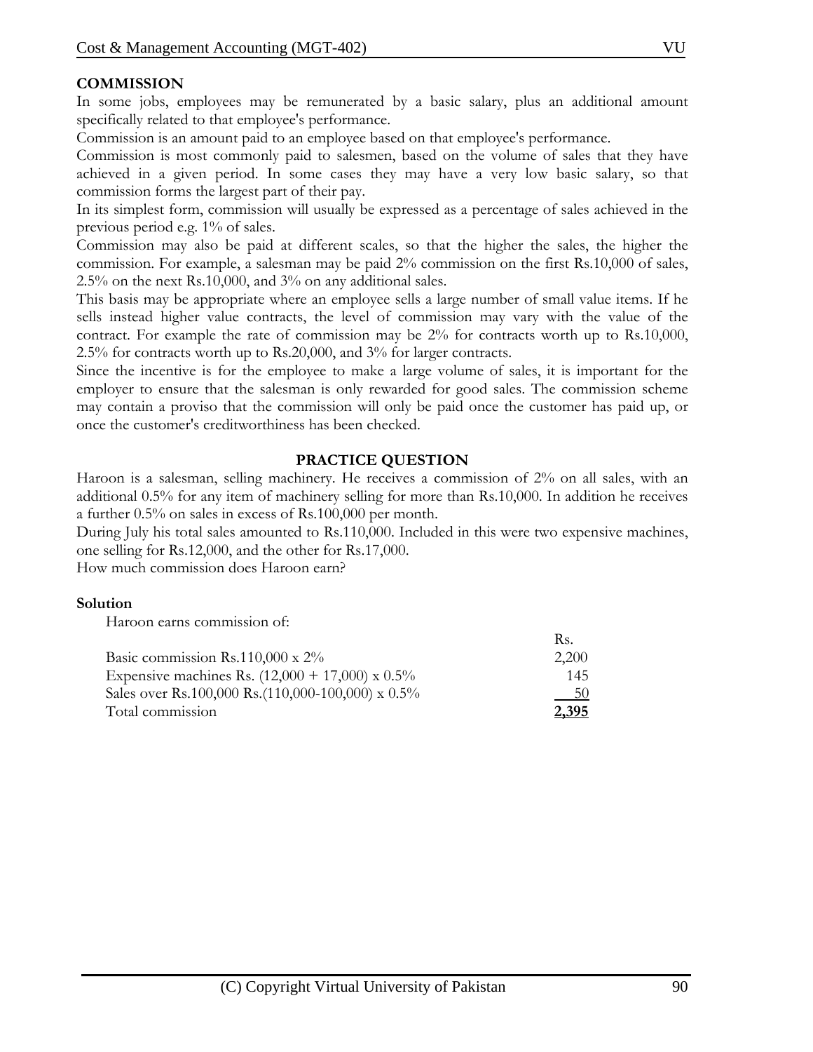**COMMISSION**

In some jobs, employees may be remunerated by a basic salary, plus an additional amount specifically related to that employee's performance.

Commission is an amount paid to an employee based on that employee's performance.

Commission is most commonly paid to salesmen, based on the volume of sales that they have achieved in a given period. In some cases they may have a very low basic salary, so that commission forms the largest part of their pay.

In its simplest form, commission will usually be expressed as a percentage of sales achieved in the previous period e.g. 1% of sales.

Commission may also be paid at different scales, so that the higher the sales, the higher the commission. For example, a salesman may be paid 2% commission on the first Rs.10,000 of sales, 2.5% on the next Rs.10,000, and 3% on any additional sales.

This basis may be appropriate where an employee sells a large number of small value items. If he sells instead higher value contracts, the level of commission may vary with the value of the contract. For example the rate of commission may be 2% for contracts worth up to Rs.10,000, 2.5% for contracts worth up to Rs.20,000, and 3% for larger contracts.

Since the incentive is for the employee to make a large volume of sales, it is important for the employer to ensure that the salesman is only rewarded for good sales. The commission scheme may contain a proviso that the commission will only be paid once the customer has paid up, or once the customer's creditworthiness has been checked.

**PRACTICE QUESTION**

Haroon is a salesman, selling machinery. He receives a commission of 2% on all sales, with an additional 0.5% for any item of machinery selling for more than Rs.10,000. In addition he receives a further 0.5% on sales in excess of Rs.100,000 per month.

During July his total sales amounted to Rs.110,000. Included in this were two expensive machines, one selling for Rs.12,000, and the other for Rs.17,000.

How much commission does Haroon earn?

**Solution**

Haroon earns commission of:

| | Rs. |
|---|---|
| Basic commission Rs.110,000 x 2% | 2,200 |
| Expensive machines Rs. (12,000 + 17,000) x 0.5% | 145 |
| Sales over Rs.100,000 Rs.(110,000-100,000) x 0.5% | 50 |
| Total commission | **2,395** |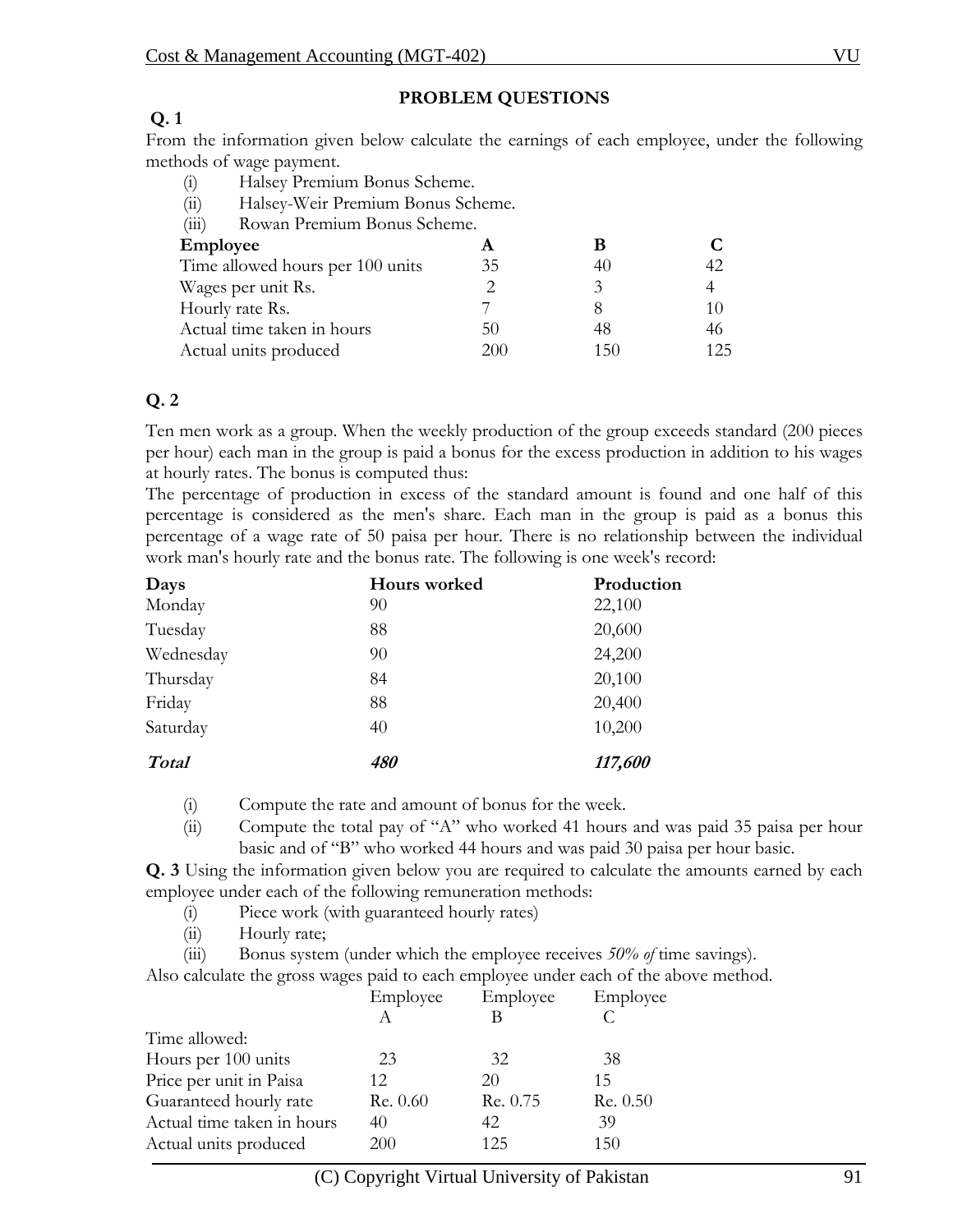## PROBLEM QUESTIONS

**Q. 1**

From the information given below calculate the earnings of each employee, under the following methods of wage payment.

(i) Halsey Premium Bonus Scheme.
(ii) Halsey-Weir Premium Bonus Scheme.
(iii) Rowan Premium Bonus Scheme.

| Employee | A | B | C |
|---|---|---|---|
| Time allowed hours per 100 units | 35 | 40 | 42 |
| Wages per unit Rs. | 2 | 3 | 4 |
| Hourly rate Rs. | 7 | 8 | 10 |
| Actual time taken in hours | 50 | 48 | 46 |
| Actual units produced | 200 | 150 | 125 |

**Q. 2**

Ten men work as a group. When the weekly production of the group exceeds standard (200 pieces per hour) each man in the group is paid a bonus for the excess production in addition to his wages at hourly rates. The bonus is computed thus:

The percentage of production in excess of the standard amount is found and one half of this percentage is considered as the men's share. Each man in the group is paid as a bonus this percentage of a wage rate of 50 paisa per hour. There is no relationship between the individual work man's hourly rate and the bonus rate. The following is one week's record:

| Days | Hours worked | Production |
|---|---|---|
| Monday | 90 | 22,100 |
| Tuesday | 88 | 20,600 |
| Wednesday | 90 | 24,200 |
| Thursday | 84 | 20,100 |
| Friday | 88 | 20,400 |
| Saturday | 40 | 10,200 |
| ***Total*** | ***480*** | ***117,600*** |

(i) Compute the rate and amount of bonus for the week.
(ii) Compute the total pay of "A" who worked 41 hours and was paid 35 paisa per hour basic and of "B" who worked 44 hours and was paid 30 paisa per hour basic.

**Q. 3** Using the information given below you are required to calculate the amounts earned by each employee under each of the following remuneration methods:

(i) Piece work (with guaranteed hourly rates)
(ii) Hourly rate;
(iii) Bonus system (under which the employee receives *50% of* time savings).

Also calculate the gross wages paid to each employee under each of the above method.

| | Employee A | Employee B | Employee C |
|---|---|---|---|
| Time allowed: | | | |
| Hours per 100 units | 23 | 32 | 38 |
| Price per unit in Paisa | 12 | 20 | 15 |
| Guaranteed hourly rate | Re. 0.60 | Re. 0.75 | Re. 0.50 |
| Actual time taken in hours | 40 | 42 | 39 |
| Actual units produced | 200 | 125 | 150 |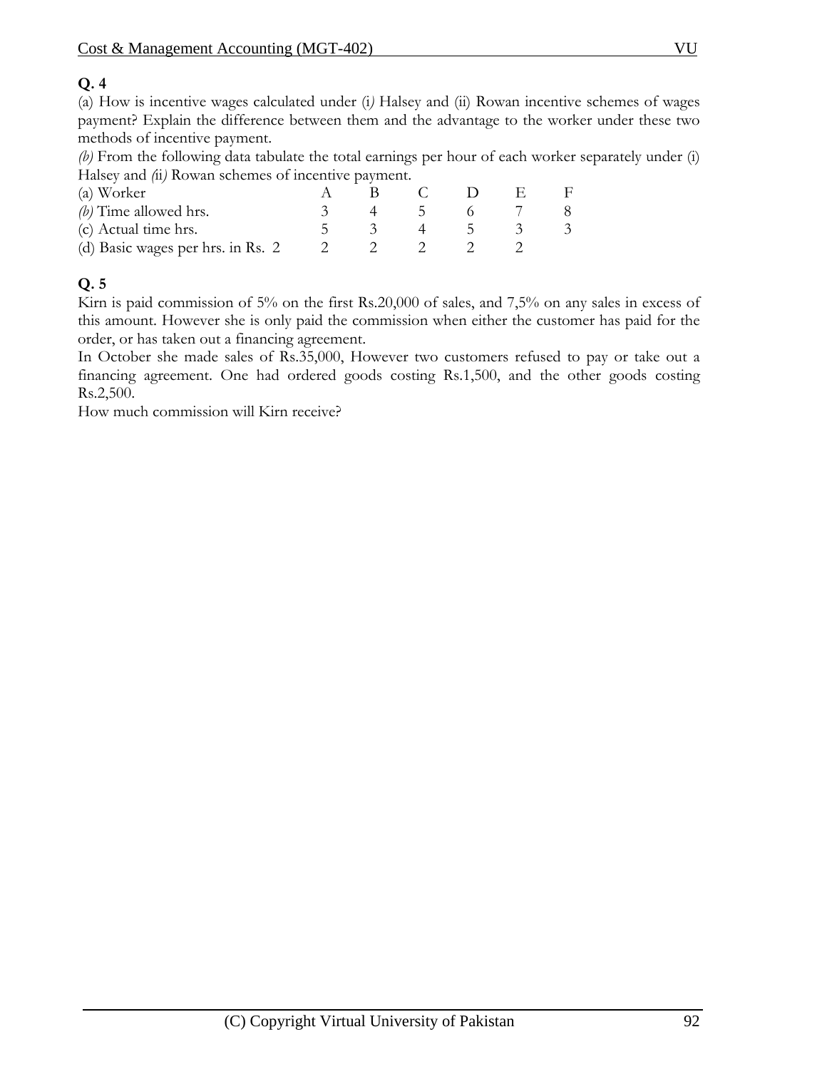**Q. 4**

(a) How is incentive wages calculated under (i*)* Halsey and (ii) Rowan incentive schemes of wages payment? Explain the difference between them and the advantage to the worker under these two methods of incentive payment.

*(b)* From the following data tabulate the total earnings per hour of each worker separately under (i) Halsey and *(*ii*)* Rowan schemes of incentive payment.

| (a) Worker | A | B | C | D | E | F |
|---|---|---|---|---|---|---|
| *(b)* Time allowed hrs. | 3 | 4 | 5 | 6 | 7 | 8 |
| (c) Actual time hrs. | 5 | 3 | 4 | 5 | 3 | 3 |
| (d) Basic wages per hrs. in Rs. 2 | 2 | 2 | 2 | 2 | 2 | |

**Q. 5**

Kirn is paid commission of 5% on the first Rs.20,000 of sales, and 7,5% on any sales in excess of this amount. However she is only paid the commission when either the customer has paid for the order, or has taken out a financing agreement.

In October she made sales of Rs.35,000, However two customers refused to pay or take out a financing agreement. One had ordered goods costing Rs.1,500, and the other goods costing Rs.2,500.

How much commission will Kirn receive?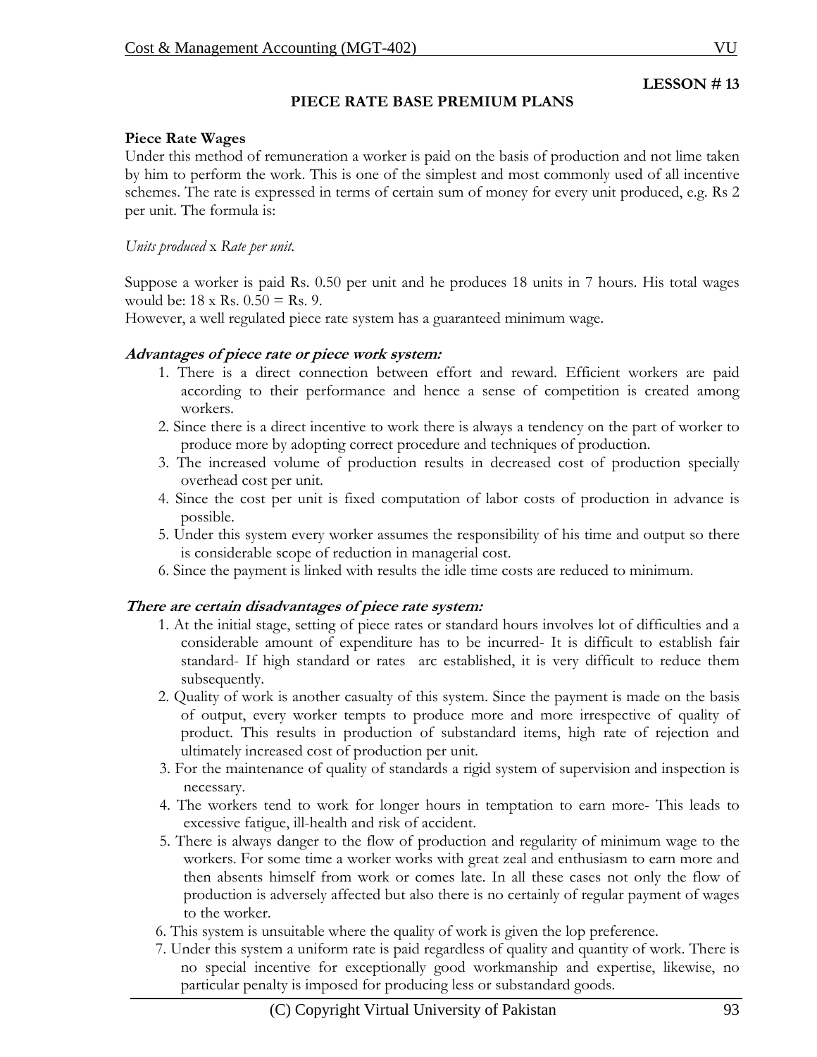**LESSON # 13**

## PIECE RATE BASE PREMIUM PLANS

### Piece Rate Wages

Under this method of remuneration a worker is paid on the basis of production and not lime taken by him to perform the work. This is one of the simplest and most commonly used of all incentive schemes. The rate is expressed in terms of certain sum of money for every unit produced, e.g. Rs 2 per unit. The formula is:

*Units produced* x *Rate per unit.*

Suppose a worker is paid Rs. 0.50 per unit and he produces 18 units in 7 hours. His total wages would be: 18 x Rs. 0.50 = Rs. 9.

However, a well regulated piece rate system has a guaranteed minimum wage.

***Advantages of piece rate or piece work system:***

1. There is a direct connection between effort and reward. Efficient workers are paid according to their performance and hence a sense of competition is created among workers.
2. Since there is a direct incentive to work there is always a tendency on the part of worker to produce more by adopting correct procedure and techniques of production.
3. The increased volume of production results in decreased cost of production specially overhead cost per unit.
4. Since the cost per unit is fixed computation of labor costs of production in advance is possible.
5. Under this system every worker assumes the responsibility of his time and output so there is considerable scope of reduction in managerial cost.
6. Since the payment is linked with results the idle time costs are reduced to minimum.

***There are certain disadvantages of piece rate system:***

1. At the initial stage, setting of piece rates or standard hours involves lot of difficulties and a considerable amount of expenditure has to be incurred- It is difficult to establish fair standard- If high standard or rates arc established, it is very difficult to reduce them subsequently.
2. Quality of work is another casualty of this system. Since the payment is made on the basis of output, every worker tempts to produce more and more irrespective of quality of product. This results in production of substandard items, high rate of rejection and ultimately increased cost of production per unit.
3. For the maintenance of quality of standards a rigid system of supervision and inspection is necessary.
4. The workers tend to work for longer hours in temptation to earn more- This leads to excessive fatigue, ill-health and risk of accident.
5. There is always danger to the flow of production and regularity of minimum wage to the workers. For some time a worker works with great zeal and enthusiasm to earn more and then absents himself from work or comes late. In all these cases not only the flow of production is adversely affected but also there is no certainly of regular payment of wages to the worker.
6. This system is unsuitable where the quality of work is given the lop preference.
7. Under this system a uniform rate is paid regardless of quality and quantity of work. There is no special incentive for exceptionally good workmanship and expertise, likewise, no particular penalty is imposed for producing less or substandard goods.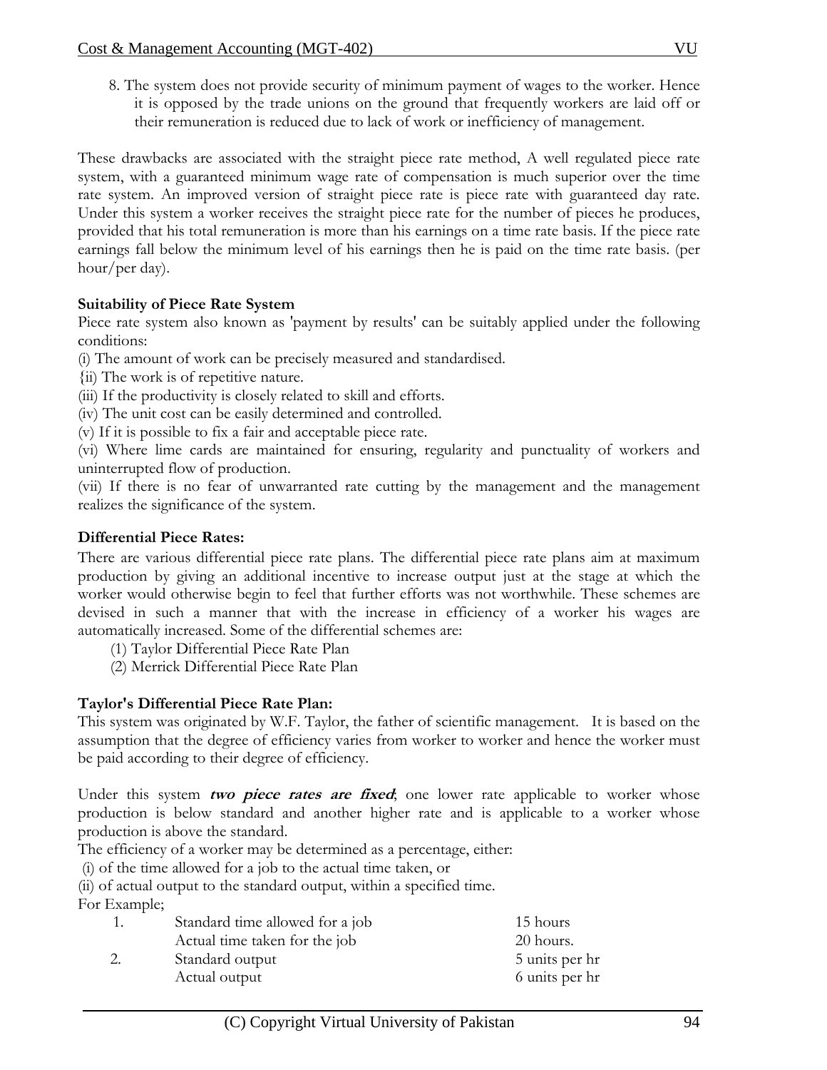8. The system does not provide security of minimum payment of wages to the worker. Hence it is opposed by the trade unions on the ground that frequently workers are laid off or their remuneration is reduced due to lack of work or inefficiency of management.

These drawbacks are associated with the straight piece rate method, A well regulated piece rate system, with a guaranteed minimum wage rate of compensation is much superior over the time rate system. An improved version of straight piece rate is piece rate with guaranteed day rate. Under this system a worker receives the straight piece rate for the number of pieces he produces, provided that his total remuneration is more than his earnings on a time rate basis. If the piece rate earnings fall below the minimum level of his earnings then he is paid on the time rate basis. (per hour/per day).

**Suitability of Piece Rate System**

Piece rate system also known as 'payment by results' can be suitably applied under the following conditions:

(i) The amount of work can be precisely measured and standardised.

{ii) The work is of repetitive nature.

(iii) If the productivity is closely related to skill and efforts.

(iv) The unit cost can be easily determined and controlled.

(v) If it is possible to fix a fair and acceptable piece rate.

(vi) Where lime cards are maintained for ensuring, regularity and punctuality of workers and uninterrupted flow of production.

(vii) If there is no fear of unwarranted rate cutting by the management and the management realizes the significance of the system.

**Differential Piece Rates:**

There are various differential piece rate plans. The differential piece rate plans aim at maximum production by giving an additional incentive to increase output just at the stage at which the worker would otherwise begin to feel that further efforts was not worthwhile. These schemes are devised in such a manner that with the increase in efficiency of a worker his wages are automatically increased. Some of the differential schemes are:

(1) Taylor Differential Piece Rate Plan

(2) Merrick Differential Piece Rate Plan

**Taylor's Differential Piece Rate Plan:**

This system was originated by W.F. Taylor, the father of scientific management. It is based on the assumption that the degree of efficiency varies from worker to worker and hence the worker must be paid according to their degree of efficiency.

Under this system ***two piece rates are fixed***; one lower rate applicable to worker whose production is below standard and another higher rate and is applicable to a worker whose production is above the standard.

The efficiency of a worker may be determined as a percentage, either:

(i) of the time allowed for a job to the actual time taken, or

(ii) of actual output to the standard output, within a specified time.

For Example;

| | | |
|---|---|---|
| 1. | Standard time allowed for a job | 15 hours |
| | Actual time taken for the job | 20 hours. |
| 2. | Standard output | 5 units per hr |
| | Actual output | 6 units per hr |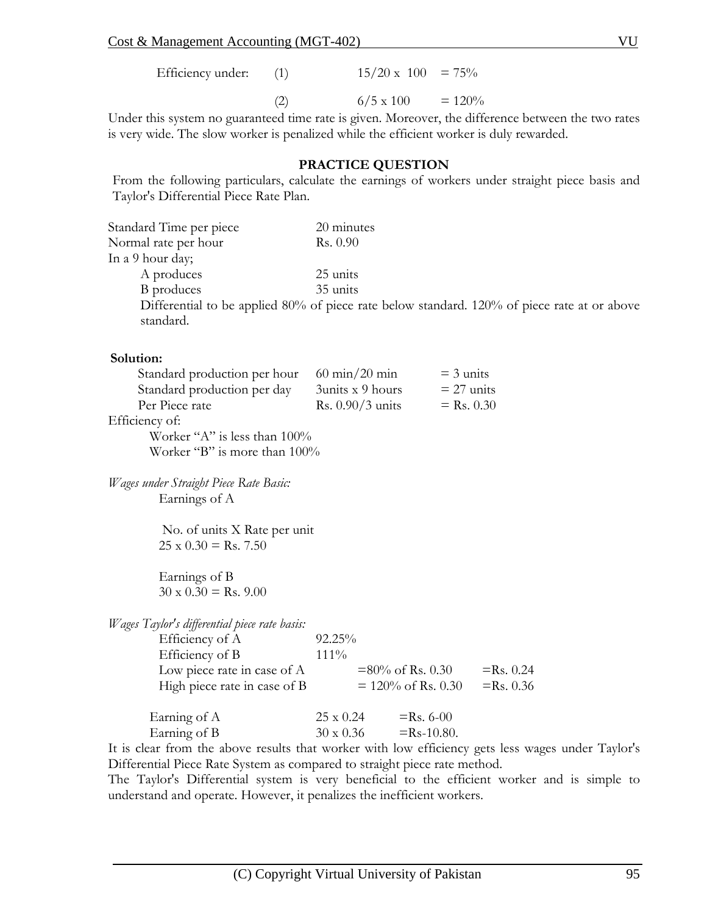Efficiency under: (1) $15/20 \times 100 = 75\%$

(2) $6/5 \times 100 = 120\%$

Under this system no guaranteed time rate is given. Moreover, the difference between the two rates is very wide. The slow worker is penalized while the efficient worker is duly rewarded.

**PRACTICE QUESTION**

From the following particulars, calculate the earnings of workers under straight piece basis and Taylor's Differential Piece Rate Plan.

| | |
|---|---|
| Standard Time per piece | 20 minutes |
| Normal rate per hour | Rs. 0.90 |
| In a 9 hour day; | |
| A produces | 25 units |
| B produces | 35 units |

Differential to be applied 80% of piece rate below standard. 120% of piece rate at or above standard.

**Solution:**

| | | |
|---|---|---|
| Standard production per hour | 60 min/20 min | = 3 units |
| Standard production per day | 3units x 9 hours | = 27 units |
| Per Piece rate | Rs. 0.90/3 units | = Rs. 0.30 |

Efficiency of:

Worker "A" is less than 100%

Worker "B" is more than 100%

*Wages under Straight Piece Rate Basic:*

Earnings of A

No. of units X Rate per unit

25 x 0.30 = Rs. 7.50

Earnings of B

30 x 0.30 = Rs. 9.00

*Wages Taylor's differential piece rate basis:*

| | | |
|---|---|---|
| Efficiency of A | 92.25% | |
| Efficiency of B | 111% | |
| Low piece rate in case of A | =80% of Rs. 0.30 | =Rs. 0.24 |
| High piece rate in case of B | = 120% of Rs. 0.30 | =Rs. 0.36 |

| | | |
|---|---|---|
| Earning of A | 25 x 0.24 | =Rs. 6-00 |
| Earning of B | 30 x 0.36 | =Rs-10.80. |

It is clear from the above results that worker with low efficiency gets less wages under Taylor's Differential Piece Rate System as compared to straight piece rate method.

The Taylor's Differential system is very beneficial to the efficient worker and is simple to understand and operate. However, it penalizes the inefficient workers.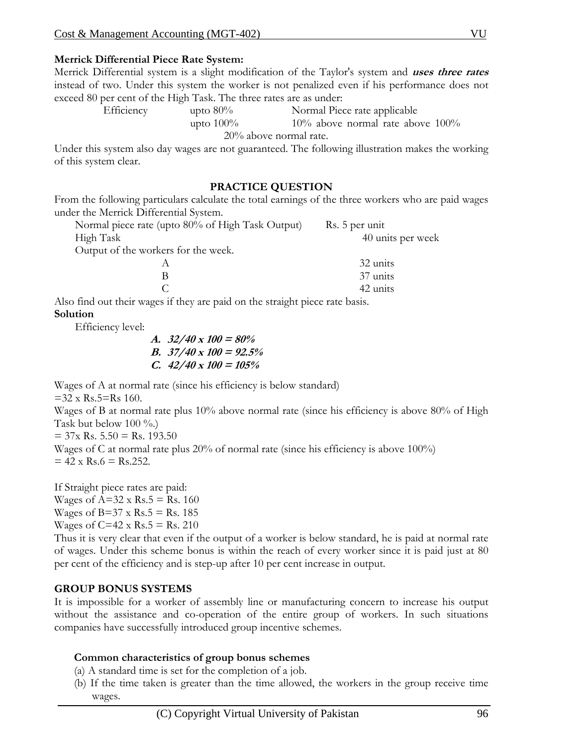**Merrick Differential Piece Rate System:**

Merrick Differential system is a slight modification of the Taylor's system and ***uses three rates*** instead of two. Under this system the worker is not penalized even if his performance does not exceed 80 per cent of the High Task. The three rates are as under:

Efficiency upto 80% Normal Piece rate applicable
upto 100% 10% above normal rate above 100%
20% above normal rate.

Under this system also day wages are not guaranteed. The following illustration makes the working of this system clear.

**PRACTICE QUESTION**

From the following particulars calculate the total earnings of the three workers who are paid wages under the Merrick Differential System.

| | |
|---|---|
| Normal piece rate (upto 80% of High Task Output) | Rs. 5 per unit |
| High Task | 40 units per week |
| Output of the workers for the week. | |
| A | 32 units |
| B | 37 units |
| C | 42 units |

Also find out their wages if they are paid on the straight piece rate basis.

**Solution**

Efficiency level:

***A. 32/40 x 100 = 80%***
***B. 37/40 x 100 = 92.5%***
***C. 42/40 x 100 = 105%***

Wages of A at normal rate (since his efficiency is below standard)
=32 x Rs.5=Rs 160.

Wages of B at normal rate plus 10% above normal rate (since his efficiency is above 80% of High Task but below 100 %.)
= 37x Rs. 5.50 = Rs. 193.50

Wages of C at normal rate plus 20% of normal rate (since his efficiency is above 100%)
= 42 x Rs.6 = Rs.252.

If Straight piece rates are paid:
Wages of A=32 x Rs.5 = Rs. 160
Wages of B=37 x Rs.5 = Rs. 185
Wages of C=42 x Rs.5 = Rs. 210

Thus it is very clear that even if the output of a worker is below standard, he is paid at normal rate of wages. Under this scheme bonus is within the reach of every worker since it is paid just at 80 per cent of the efficiency and is step-up after 10 per cent increase in output.

**GROUP BONUS SYSTEMS**

It is impossible for a worker of assembly line or manufacturing concern to increase his output without the assistance and co-operation of the entire group of workers. In such situations companies have successfully introduced group incentive schemes.

**Common characteristics of group bonus schemes**

(a) A standard time is set for the completion of a job.
(b) If the time taken is greater than the time allowed, the workers in the group receive time wages.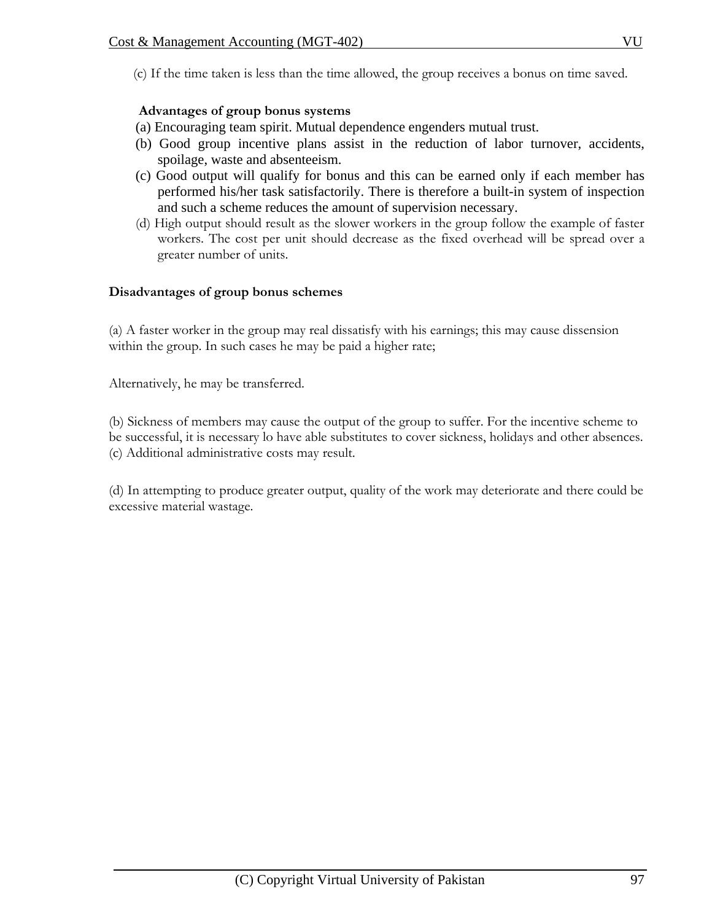(c) If the time taken is less than the time allowed, the group receives a bonus on time saved.

**Advantages of group bonus systems**

(a) Encouraging team spirit. Mutual dependence engenders mutual trust.

(b) Good group incentive plans assist in the reduction of labor turnover, accidents, spoilage, waste and absenteeism.

(c) Good output will qualify for bonus and this can be earned only if each member has performed his/her task satisfactorily. There is therefore a built-in system of inspection and such a scheme reduces the amount of supervision necessary.

(d) High output should result as the slower workers in the group follow the example of faster workers. The cost per unit should decrease as the fixed overhead will be spread over a greater number of units.

**Disadvantages of group bonus schemes**

(a) A faster worker in the group may real dissatisfy with his earnings; this may cause dissension within the group. In such cases he may be paid a higher rate;

Alternatively, he may be transferred.

(b) Sickness of members may cause the output of the group to suffer. For the incentive scheme to be successful, it is necessary lo have able substitutes to cover sickness, holidays and other absences.
(c) Additional administrative costs may result.

(d) In attempting to produce greater output, quality of the work may deteriorate and there could be excessive material wastage.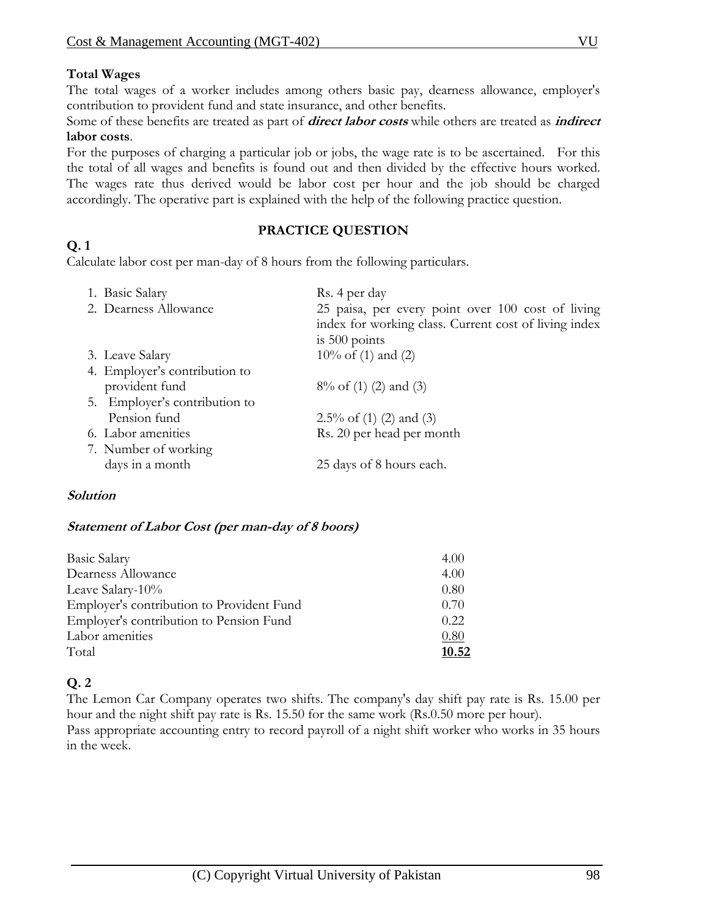**Total Wages**

The total wages of a worker includes among others basic pay, dearness allowance, employer's contribution to provident fund and state insurance, and other benefits.

Some of these benefits are treated as part of ***direct labor costs*** while others are treated as ***indirect* labor costs**.

For the purposes of charging a particular job or jobs, the wage rate is to be ascertained. For this the total of all wages and benefits is found out and then divided by the effective hours worked. The wages rate thus derived would be labor cost per hour and the job should be charged accordingly. The operative part is explained with the help of the following practice question.

**PRACTICE QUESTION**

**Q. 1**

Calculate labor cost per man-day of 8 hours from the following particulars.

| | |
|---|---|
| 1. Basic Salary | Rs. 4 per day |
| 2. Dearness Allowance | 25 paisa, per every point over 100 cost of living index for working class. Current cost of living index is 500 points |
| 3. Leave Salary | 10% of (1) and (2) |
| 4. Employer's contribution to provident fund | 8% of (1) (2) and (3) |
| 5. Employer's contribution to Pension fund | 2.5% of (1) (2) and (3) |
| 6. Labor amenities | Rs. 20 per head per month |
| 7. Number of working days in a month | 25 days of 8 hours each. |

***Solution***

***Statement of Labor Cost (per man-day of 8 boors)***

| | |
|---|---|
| Basic Salary | 4.00 |
| Dearness Allowance | 4.00 |
| Leave Salary-10% | 0.80 |
| Employer's contribution to Provident Fund | 0.70 |
| Employer's contribution to Pension Fund | 0.22 |
| Labor amenities | 0.80 |
| Total | **10.52** |

**Q. 2**

The Lemon Car Company operates two shifts. The company's day shift pay rate is Rs. 15.00 per hour and the night shift pay rate is Rs. 15.50 for the same work (Rs.0.50 more per hour).

Pass appropriate accounting entry to record payroll of a night shift worker who works in 35 hours in the week.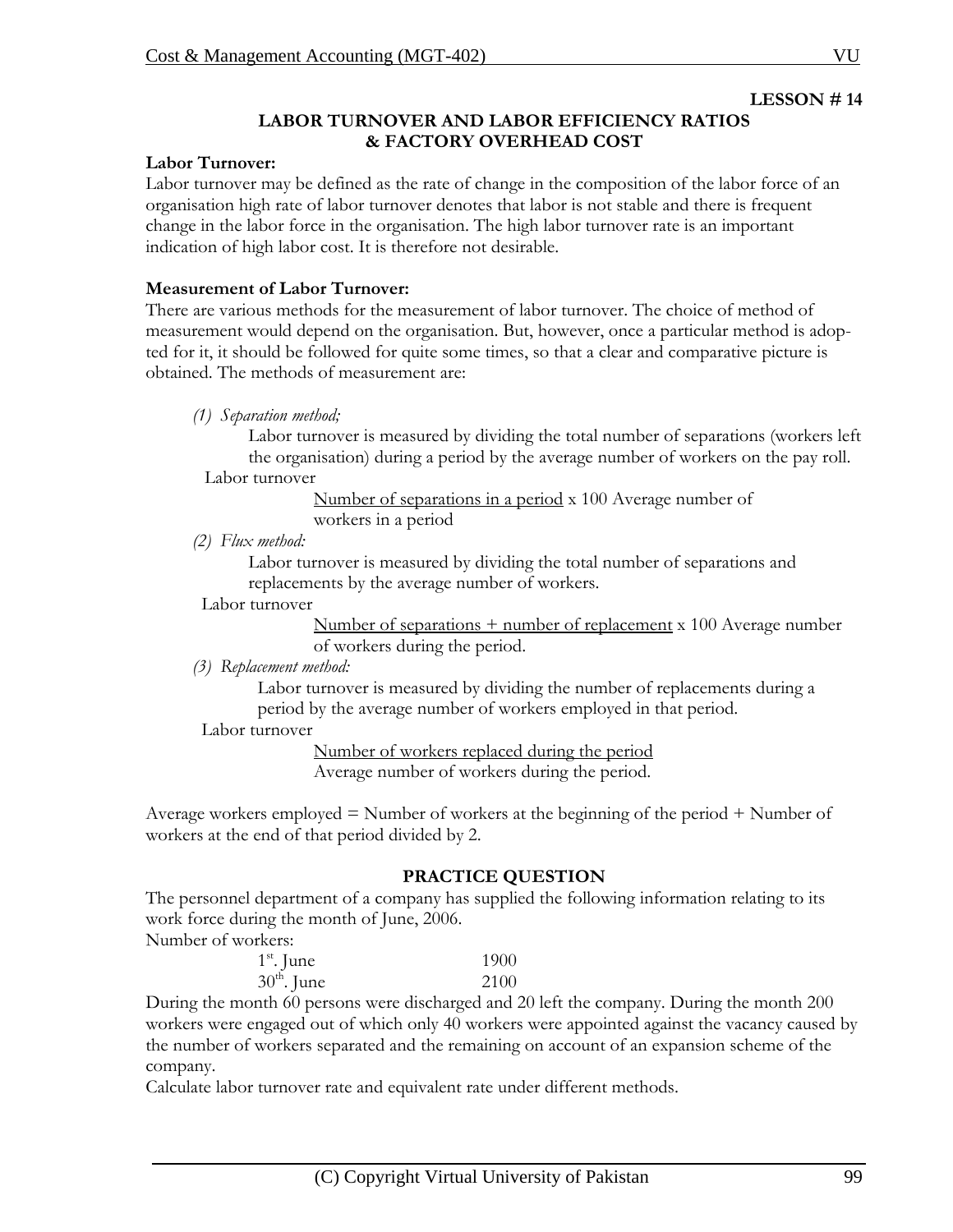**LESSON # 14**

## LABOR TURNOVER AND LABOR EFFICIENCY RATIOS & FACTORY OVERHEAD COST

**Labor Turnover:**

Labor turnover may be defined as the rate of change in the composition of the labor force of an organisation high rate of labor turnover denotes that labor is not stable and there is frequent change in the labor force in the organisation. The high labor turnover rate is an important indication of high labor cost. It is therefore not desirable.

**Measurement of Labor Turnover:**

There are various methods for the measurement of labor turnover. The choice of method of measurement would depend on the organisation. But, however, once a particular method is adopted for it, it should be followed for quite some times, so that a clear and comparative picture is obtained. The methods of measurement are:

*(1) Separation method;*

Labor turnover is measured by dividing the total number of separations (workers left the organisation) during a period by the average number of workers on the pay roll.

Labor turnover

$$\frac{\text{Number of separations in a period}}{\text{Average number of workers in a period}} \times 100$$

*(2) Flux method:*

Labor turnover is measured by dividing the total number of separations and replacements by the average number of workers.

Labor turnover

$$\frac{\text{Number of separations + number of replacement}}{\text{Average number of workers during the period.}} \times 100$$

*(3) Replacement method:*

Labor turnover is measured by dividing the number of replacements during a period by the average number of workers employed in that period.

Labor turnover

$$\frac{\text{Number of workers replaced during the period}}{\text{Average number of workers during the period.}}$$

Average workers employed = Number of workers at the beginning of the period + Number of workers at the end of that period divided by 2.

### PRACTICE QUESTION

The personnel department of a company has supplied the following information relating to its work force during the month of June, 2006.

Number of workers:

| | |
|---|---|
| 1st. June | 1900 |
| 30th. June | 2100 |

During the month 60 persons were discharged and 20 left the company. During the month 200 workers were engaged out of which only 40 workers were appointed against the vacancy caused by the number of workers separated and the remaining on account of an expansion scheme of the company.

Calculate labor turnover rate and equivalent rate under different methods.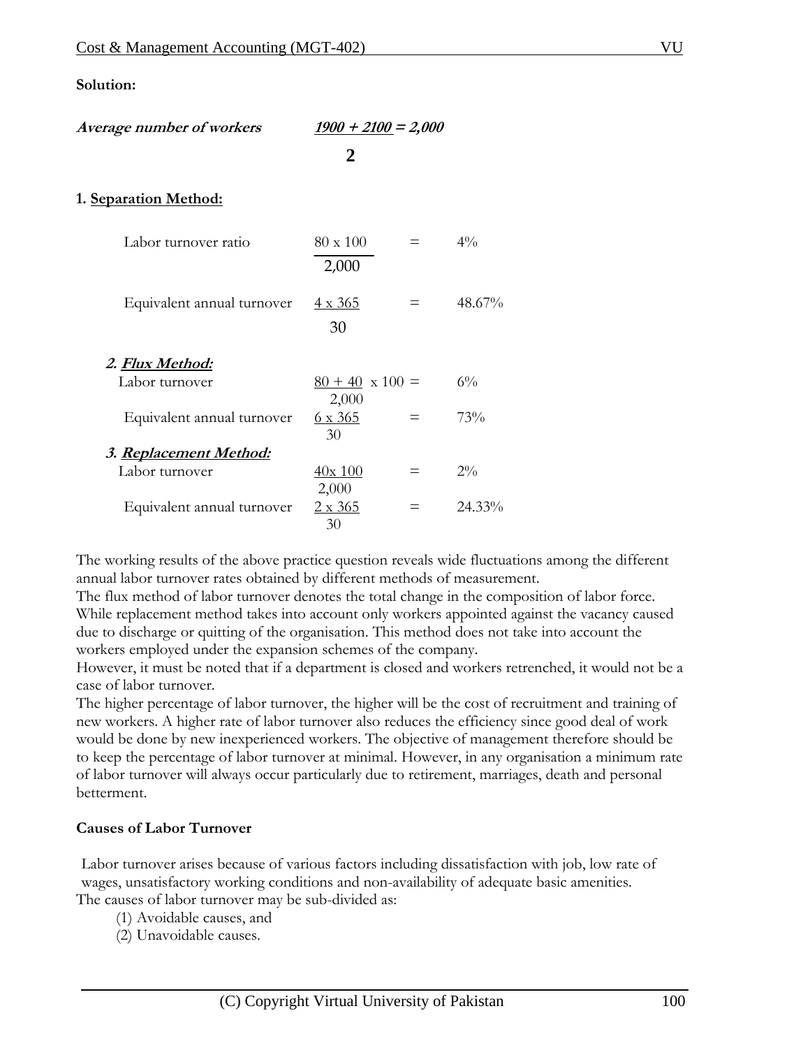**Solution:**

***Average number of workers*** $\frac{1900 + 2100}{2} = 2,000$

**1. Separation Method:**

| | | | |
|---|---|---|---|
| Labor turnover ratio | $\frac{80 \times 100}{2,000}$ | = | 4% |
| Equivalent annual turnover | $\frac{4 \times 365}{30}$ | = | 48.67% |

***2. Flux Method:***

| | | | |
|---|---|---|---|
| Labor turnover | $\frac{80 + 40}{2,000} \times 100$ | = | 6% |
| Equivalent annual turnover | $\frac{6 \times 365}{30}$ | = | 73% |

***3. Replacement Method:***

| | | | |
|---|---|---|---|
| Labor turnover | $\frac{40 \times 100}{2,000}$ | = | 2% |
| Equivalent annual turnover | $\frac{2 \times 365}{30}$ | = | 24.33% |

The working results of the above practice question reveals wide fluctuations among the different annual labor turnover rates obtained by different methods of measurement.
The flux method of labor turnover denotes the total change in the composition of labor force. While replacement method takes into account only workers appointed against the vacancy caused due to discharge or quitting of the organisation. This method does not take into account the workers employed under the expansion schemes of the company.
However, it must be noted that if a department is closed and workers retrenched, it would not be a case of labor turnover.
The higher percentage of labor turnover, the higher will be the cost of recruitment and training of new workers. A higher rate of labor turnover also reduces the efficiency since good deal of work would be done by new inexperienced workers. The objective of management therefore should be to keep the percentage of labor turnover at minimal. However, in any organisation a minimum rate of labor turnover will always occur particularly due to retirement, marriages, death and personal betterment.

**Causes of Labor Turnover**

Labor turnover arises because of various factors including dissatisfaction with job, low rate of wages, unsatisfactory working conditions and non-availability of adequate basic amenities.
The causes of labor turnover may be sub-divided as:

(1) Avoidable causes, and
(2) Unavoidable causes.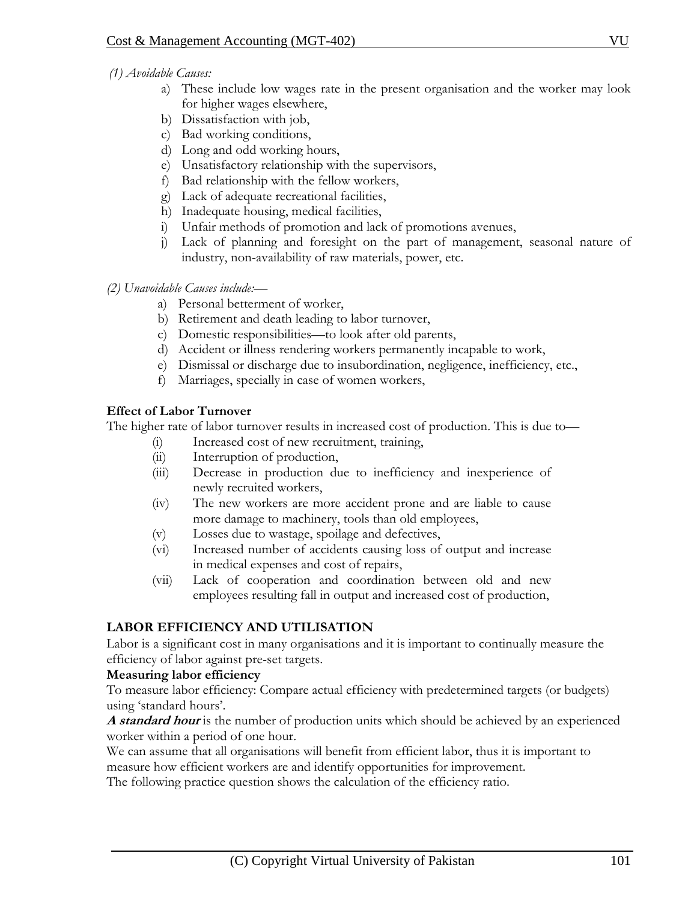*(1) Avoidable Causes:*

a) These include low wages rate in the present organisation and the worker may look for higher wages elsewhere,
b) Dissatisfaction with job,
c) Bad working conditions,
d) Long and odd working hours,
e) Unsatisfactory relationship with the supervisors,
f) Bad relationship with the fellow workers,
g) Lack of adequate recreational facilities,
h) Inadequate housing, medical facilities,
i) Unfair methods of promotion and lack of promotions avenues,
j) Lack of planning and foresight on the part of management, seasonal nature of industry, non-availability of raw materials, power, etc.

*(2) Unavoidable Causes include:—*

a) Personal betterment of worker,
b) Retirement and death leading to labor turnover,
c) Domestic responsibilities—to look after old parents,
d) Accident or illness rendering workers permanently incapable to work,
e) Dismissal or discharge due to insubordination, negligence, inefficiency, etc.,
f) Marriages, specially in case of women workers,

**Effect of Labor Turnover**

The higher rate of labor turnover results in increased cost of production. This is due to—

(i) Increased cost of new recruitment, training,
(ii) Interruption of production,
(iii) Decrease in production due to inefficiency and inexperience of newly recruited workers,
(iv) The new workers are more accident prone and are liable to cause more damage to machinery, tools than old employees,
(v) Losses due to wastage, spoilage and defectives,
(vi) Increased number of accidents causing loss of output and increase in medical expenses and cost of repairs,
(vii) Lack of cooperation and coordination between old and new employees resulting fall in output and increased cost of production,

**LABOR EFFICIENCY AND UTILISATION**

Labor is a significant cost in many organisations and it is important to continually measure the efficiency of labor against pre-set targets.

**Measuring labor efficiency**

To measure labor efficiency: Compare actual efficiency with predetermined targets (or budgets) using 'standard hours'.

***A standard hour*** is the number of production units which should be achieved by an experienced worker within a period of one hour.

We can assume that all organisations will benefit from efficient labor, thus it is important to measure how efficient workers are and identify opportunities for improvement.

The following practice question shows the calculation of the efficiency ratio.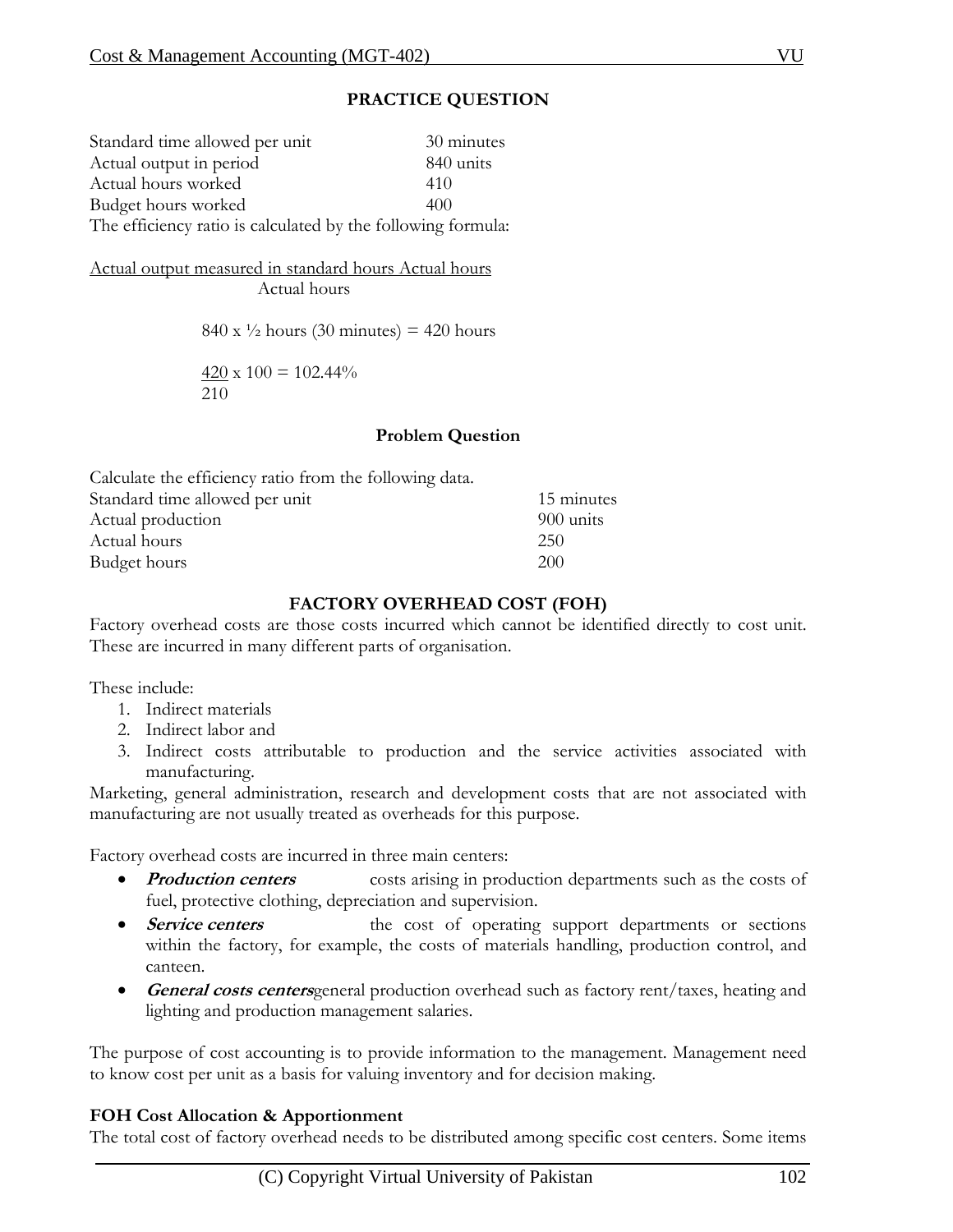### PRACTICE QUESTION

| | |
|---|---|
| Standard time allowed per unit | 30 minutes |
| Actual output in period | 840 units |
| Actual hours worked | 410 |
| Budget hours worked | 400 |

The efficiency ratio is calculated by the following formula:

$$\frac{\text{Actual output measured in standard hours Actual hours}}{\text{Actual hours}}$$

840 x ½ hours (30 minutes) = 420 hours

$$\frac{420}{210} \times 100 = 102.44\%$$

### Problem Question

Calculate the efficiency ratio from the following data.

| | |
|---|---|
| Standard time allowed per unit | 15 minutes |
| Actual production | 900 units |
| Actual hours | 250 |
| Budget hours | 200 |

### FACTORY OVERHEAD COST (FOH)

Factory overhead costs are those costs incurred which cannot be identified directly to cost unit. These are incurred in many different parts of organisation.

These include:

1. Indirect materials
2. Indirect labor and
3. Indirect costs attributable to production and the service activities associated with manufacturing.

Marketing, general administration, research and development costs that are not associated with manufacturing are not usually treated as overheads for this purpose.

Factory overhead costs are incurred in three main centers:

- ***Production centers*** costs arising in production departments such as the costs of fuel, protective clothing, depreciation and supervision.
- ***Service centers*** the cost of operating support departments or sections within the factory, for example, the costs of materials handling, production control, and canteen.
- ***General costs centers*** general production overhead such as factory rent/taxes, heating and lighting and production management salaries.

The purpose of cost accounting is to provide information to the management. Management need to know cost per unit as a basis for valuing inventory and for decision making.

**FOH Cost Allocation & Apportionment**

The total cost of factory overhead needs to be distributed among specific cost centers. Some items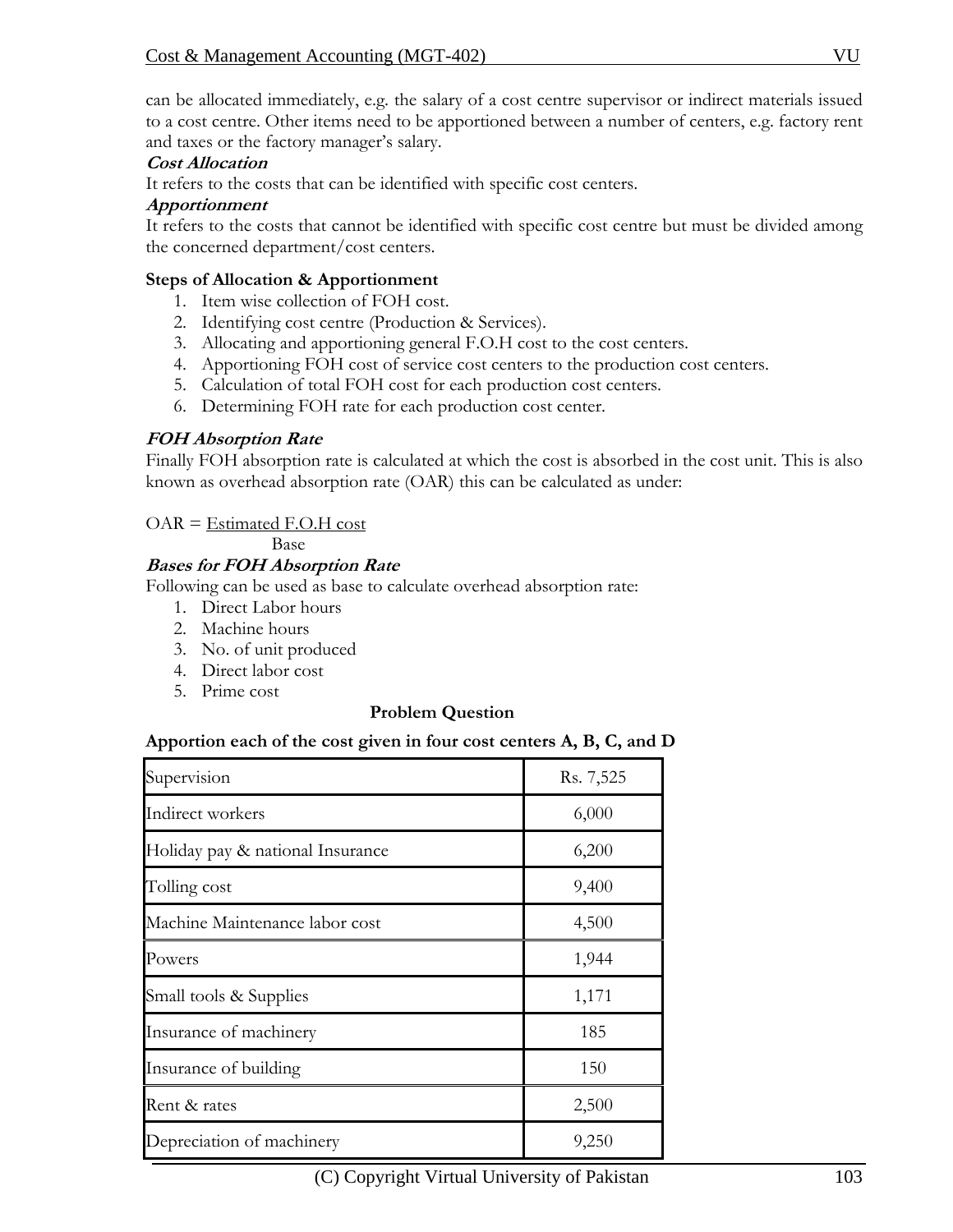can be allocated immediately, e.g. the salary of a cost centre supervisor or indirect materials issued to a cost centre. Other items need to be apportioned between a number of centers, e.g. factory rent and taxes or the factory manager's salary.

***Cost Allocation***

It refers to the costs that can be identified with specific cost centers.

***Apportionment***

It refers to the costs that cannot be identified with specific cost centre but must be divided among the concerned department/cost centers.

**Steps of Allocation & Apportionment**

1. Item wise collection of FOH cost.
2. Identifying cost centre (Production & Services).
3. Allocating and apportioning general F.O.H cost to the cost centers.
4. Apportioning FOH cost of service cost centers to the production cost centers.
5. Calculation of total FOH cost for each production cost centers.
6. Determining FOH rate for each production cost center.

***FOH Absorption Rate***

Finally FOH absorption rate is calculated at which the cost is absorbed in the cost unit. This is also known as overhead absorption rate (OAR) this can be calculated as under:

$$OAR = \frac{\text{Estimated F.O.H cost}}{\text{Base}}$$

***Bases for FOH Absorption Rate***

Following can be used as base to calculate overhead absorption rate:

1. Direct Labor hours
2. Machine hours
3. No. of unit produced
4. Direct labor cost
5. Prime cost

**Problem Question**

**Apportion each of the cost given in four cost centers A, B, C, and D**

| | |
|---|---|
| Supervision | Rs. 7,525 |
| Indirect workers | 6,000 |
| Holiday pay & national Insurance | 6,200 |
| Tolling cost | 9,400 |
| Machine Maintenance labor cost | 4,500 |
| Powers | 1,944 |
| Small tools & Supplies | 1,171 |
| Insurance of machinery | 185 |
| Insurance of building | 150 |
| Rent & rates | 2,500 |
| Depreciation of machinery | 9,250 |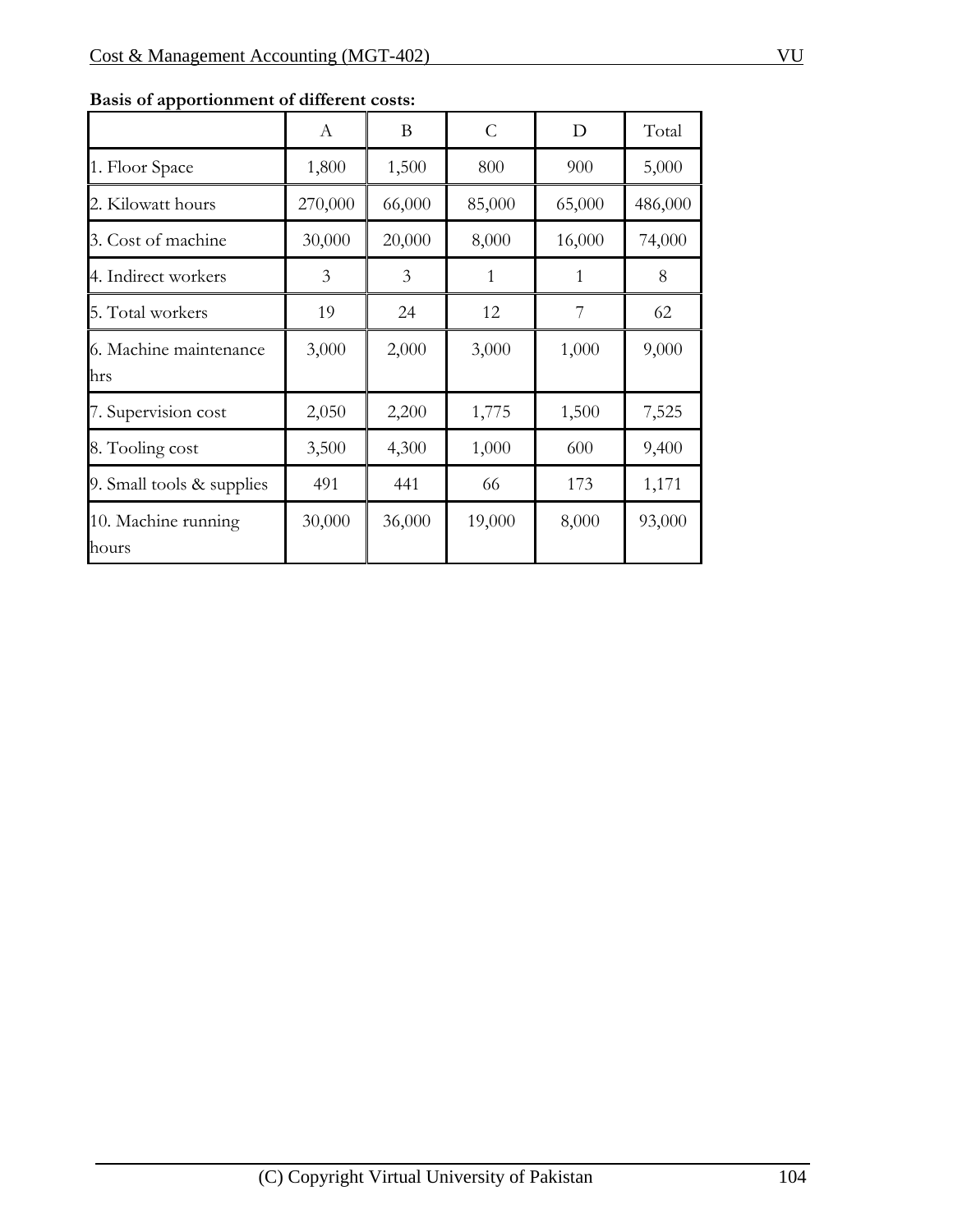**Basis of apportionment of different costs:**

| | A | B | C | D | Total |
|---|---|---|---|---|---|
| 1. Floor Space | 1,800 | 1,500 | 800 | 900 | 5,000 |
| 2. Kilowatt hours | 270,000 | 66,000 | 85,000 | 65,000 | 486,000 |
| 3. Cost of machine | 30,000 | 20,000 | 8,000 | 16,000 | 74,000 |
| 4. Indirect workers | 3 | 3 | 1 | 1 | 8 |
| 5. Total workers | 19 | 24 | 12 | 7 | 62 |
| 6. Machine maintenance hrs | 3,000 | 2,000 | 3,000 | 1,000 | 9,000 |
| 7. Supervision cost | 2,050 | 2,200 | 1,775 | 1,500 | 7,525 |
| 8. Tooling cost | 3,500 | 4,300 | 1,000 | 600 | 9,400 |
| 9. Small tools & supplies | 491 | 441 | 66 | 173 | 1,171 |
| 10. Machine running hours | 30,000 | 36,000 | 19,000 | 8,000 | 93,000 |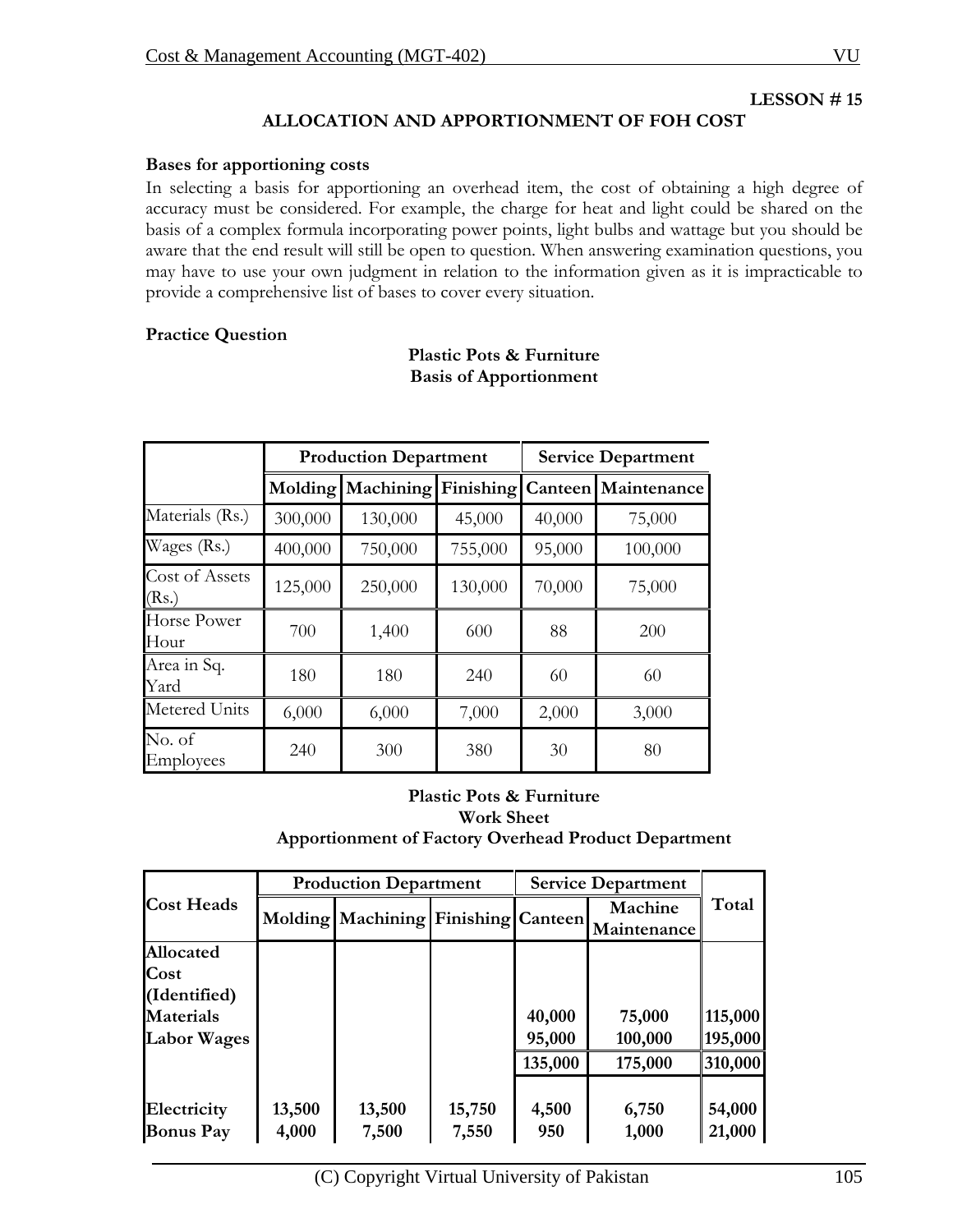**LESSON # 15**

## ALLOCATION AND APPORTIONMENT OF FOH COST

### Bases for apportioning costs

In selecting a basis for apportioning an overhead item, the cost of obtaining a high degree of accuracy must be considered. For example, the charge for heat and light could be shared on the basis of a complex formula incorporating power points, light bulbs and wattage but you should be aware that the end result will still be open to question. When answering examination questions, you may have to use your own judgment in relation to the information given as it is impracticable to provide a comprehensive list of bases to cover every situation.

### Practice Question

**Plastic Pots & Furniture**
**Basis of Apportionment**

| | Production Department | | | Service Department | |
|---|---|---|---|---|---|
| | Molding | Machining | Finishing | Canteen | Maintenance |
| Materials (Rs.) | 300,000 | 130,000 | 45,000 | 40,000 | 75,000 |
| Wages (Rs.) | 400,000 | 750,000 | 755,000 | 95,000 | 100,000 |
| Cost of Assets (Rs.) | 125,000 | 250,000 | 130,000 | 70,000 | 75,000 |
| Horse Power Hour | 700 | 1,400 | 600 | 88 | 200 |
| Area in Sq. Yard | 180 | 180 | 240 | 60 | 60 |
| Metered Units | 6,000 | 6,000 | 7,000 | 2,000 | 3,000 |
| No. of Employees | 240 | 300 | 380 | 30 | 80 |

**Plastic Pots & Furniture**
**Work Sheet**
**Apportionment of Factory Overhead Product Department**

| Cost Heads | Production Department | | | Service Department | | Total |
|---|---|---|---|---|---|---|
| | Molding | Machining | Finishing | Canteen | Machine Maintenance | |
| **Allocated Cost (Identified)** | | | | | | |
| **Materials** | | | | 40,000 | 75,000 | 115,000 |
| **Labor Wages** | | | | 95,000 | 100,000 | 195,000 |
| | | | | 135,000 | 175,000 | 310,000 |
| **Electricity** | 13,500 | 13,500 | 15,750 | 4,500 | 6,750 | 54,000 |
| **Bonus Pay** | 4,000 | 7,500 | 7,550 | 950 | 1,000 | 21,000 |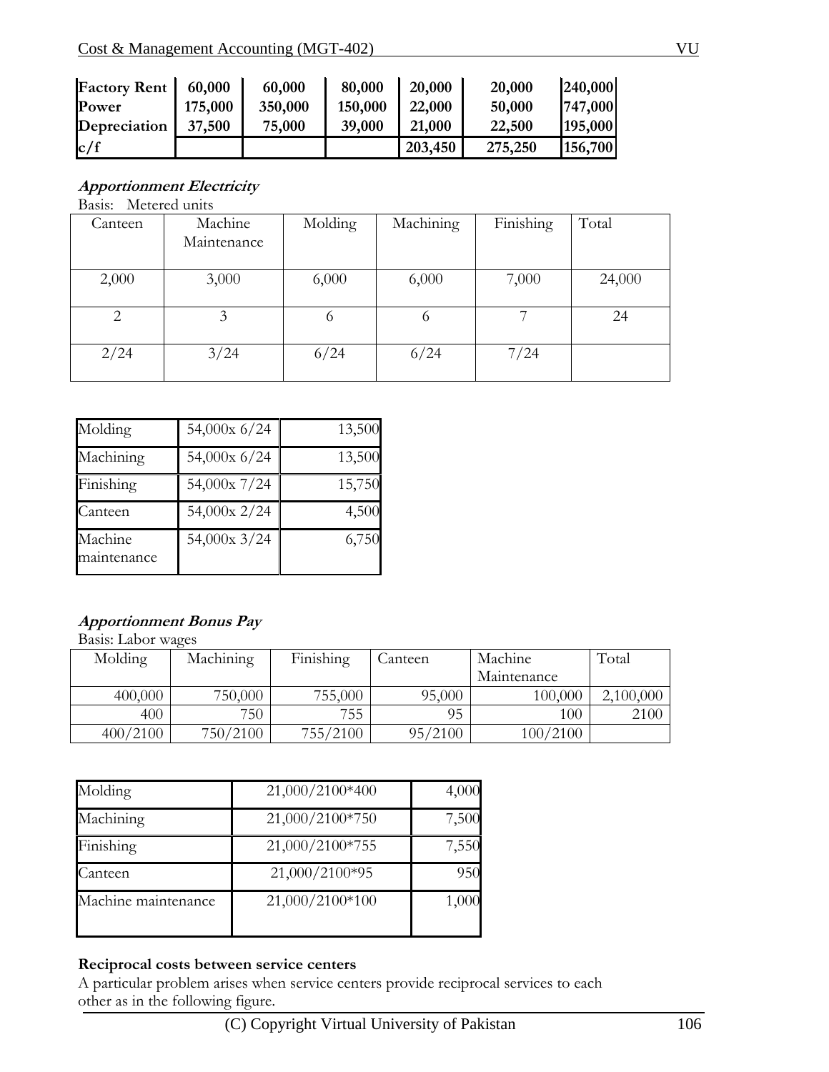| Factory Rent | 60,000 | 60,000 | 80,000 | 20,000 | 20,000 | 240,000 |
|---|---|---|---|---|---|---|
| Power | 175,000 | 350,000 | 150,000 | 22,000 | 50,000 | 747,000 |
| Depreciation | 37,500 | 75,000 | 39,000 | 21,000 | 22,500 | 195,000 |
| c/f | | | | 203,450 | 275,250 | 156,700 |

***Apportionment Electricity***

Basis: Metered units

| Canteen | Machine Maintenance | Molding | Machining | Finishing | Total |
|---|---|---|---|---|---|
| 2,000 | 3,000 | 6,000 | 6,000 | 7,000 | 24,000 |
| 2 | 3 | 6 | 6 | 7 | 24 |
| 2/24 | 3/24 | 6/24 | 6/24 | 7/24 | |

| | | |
|---|---|---|
| Molding | 54,000x 6/24 | 13,500 |
| Machining | 54,000x 6/24 | 13,500 |
| Finishing | 54,000x 7/24 | 15,750 |
| Canteen | 54,000x 2/24 | 4,500 |
| Machine maintenance | 54,000x 3/24 | 6,750 |

***Apportionment Bonus Pay***

Basis: Labor wages

| Molding | Machining | Finishing | Canteen | Machine Maintenance | Total |
|---|---|---|---|---|---|
| 400,000 | 750,000 | 755,000 | 95,000 | 100,000 | 2,100,000 |
| 400 | 750 | 755 | 95 | 100 | 2100 |
| 400/2100 | 750/2100 | 755/2100 | 95/2100 | 100/2100 | |

| | | |
|---|---|---|
| Molding | 21,000/2100*400 | 4,000 |
| Machining | 21,000/2100*750 | 7,500 |
| Finishing | 21,000/2100*755 | 7,550 |
| Canteen | 21,000/2100*95 | 950 |
| Machine maintenance | 21,000/2100*100 | 1,000 |

**Reciprocal costs between service centers**

A particular problem arises when service centers provide reciprocal services to each other as in the following figure.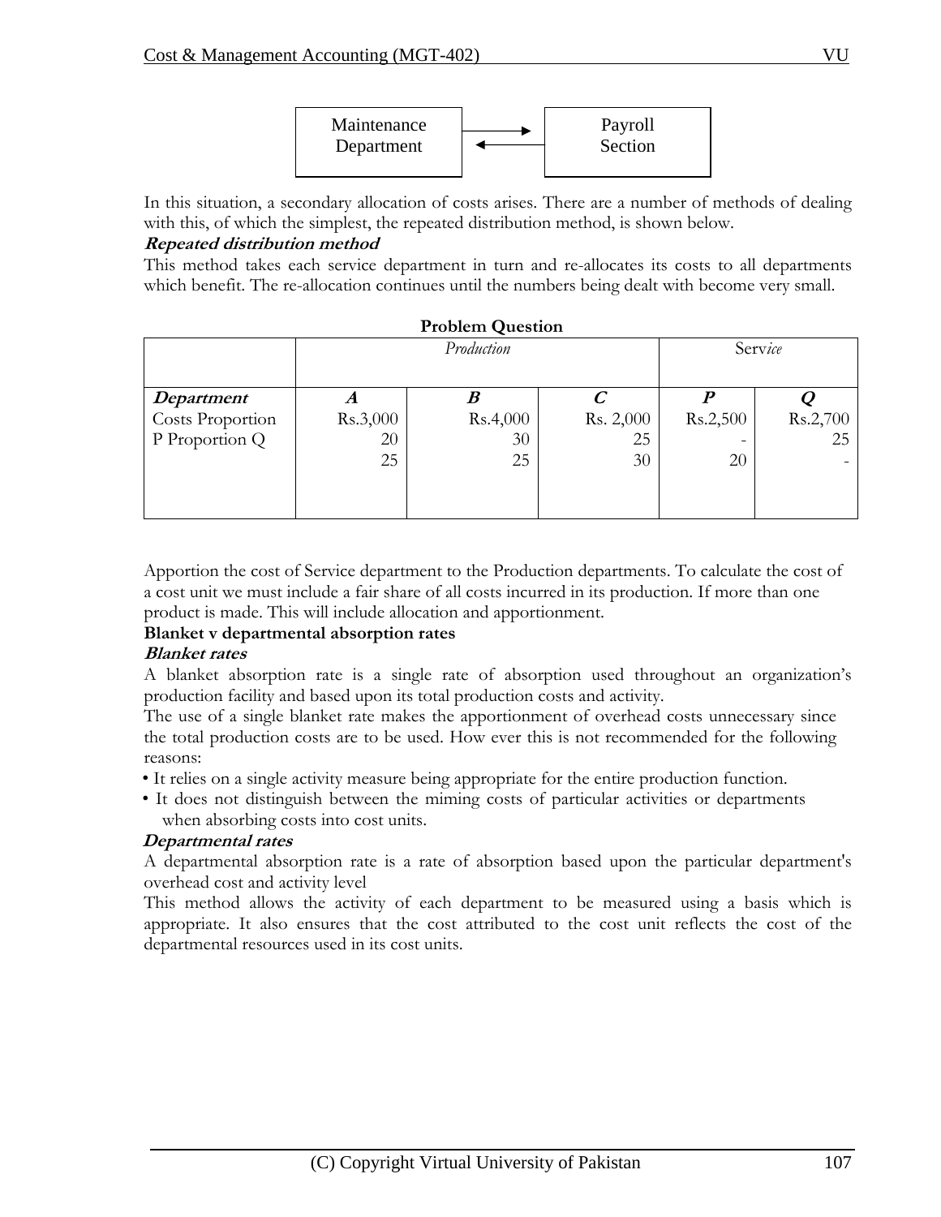Maintenance Department ⇄ Payroll Section

In this situation, a secondary allocation of costs arises. There are a number of methods of dealing with this, of which the simplest, the repeated distribution method, is shown below.

***Repeated distribution method***

This method takes each service department in turn and re-allocates its costs to all departments which benefit. The re-allocation continues until the numbers being dealt with become very small.

**Problem Question**

| | *Production* | | | Serv*ice* | |
|---|---|---|---|---|---|
| ***Department*** | ***A*** | ***B*** | ***C*** | ***P*** | ***Q*** |
| Costs Proportion | Rs.3,000 | Rs.4,000 | Rs. 2,000 | Rs.2,500 | Rs.2,700 |
| P Proportion Q | 20 | 30 | 25 | - | 25 |
| | 25 | 25 | 30 | 20 | - |

Apportion the cost of Service department to the Production departments. To calculate the cost of a cost unit we must include a fair share of all costs incurred in its production. If more than one product is made. This will include allocation and apportionment.

**Blanket v departmental absorption rates**

***Blanket rates***

A blanket absorption rate is a single rate of absorption used throughout an organization's production facility and based upon its total production costs and activity.

The use of a single blanket rate makes the apportionment of overhead costs unnecessary since the total production costs are to be used. How ever this is not recommended for the following reasons:

- It relies on a single activity measure being appropriate for the entire production function.
- It does not distinguish between the miming costs of particular activities or departments when absorbing costs into cost units.

***Departmental rates***

A departmental absorption rate is a rate of absorption based upon the particular department's overhead cost and activity level

This method allows the activity of each department to be measured using a basis which is appropriate. It also ensures that the cost attributed to the cost unit reflects the cost of the departmental resources used in its cost units.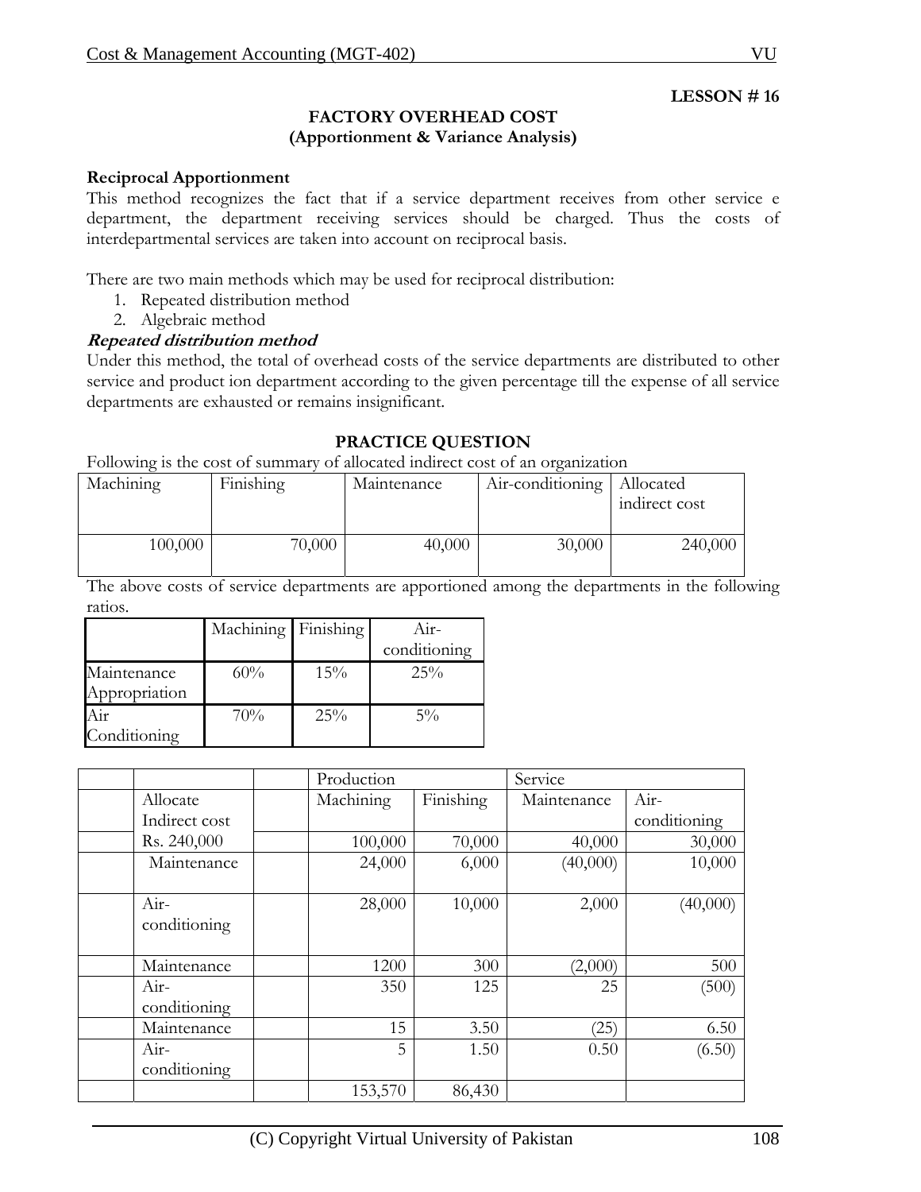**LESSON # 16**

## FACTORY OVERHEAD COST
### (Apportionment & Variance Analysis)

**Reciprocal Apportionment**

This method recognizes the fact that if a service department receives from other service e department, the department receiving services should be charged. Thus the costs of interdepartmental services are taken into account on reciprocal basis.

There are two main methods which may be used for reciprocal distribution:

1. Repeated distribution method
2. Algebraic method

***Repeated distribution method***

Under this method, the total of overhead costs of the service departments are distributed to other service and product ion department according to the given percentage till the expense of all service departments are exhausted or remains insignificant.

**PRACTICE QUESTION**

Following is the cost of summary of allocated indirect cost of an organization

| Machining | Finishing | Maintenance | Air-conditioning | Allocated indirect cost |
|---|---|---|---|---|
| 100,000 | 70,000 | 40,000 | 30,000 | 240,000 |

The above costs of service departments are apportioned among the departments in the following ratios.

| | Machining | Finishing | Air-conditioning |
|---|---|---|---|
| Maintenance Appropriation | 60% | 15% | 25% |
| Air Conditioning | 70% | 25% | 5% |

| | | | Production | | Service | |
|---|---|---|---|---|---|---|
| | Allocate Indirect cost | | Machining | Finishing | Maintenance | Air-conditioning |
| | Rs. 240,000 | | 100,000 | 70,000 | 40,000 | 30,000 |
| | Maintenance | | 24,000 | 6,000 | (40,000) | 10,000 |
| | Air-conditioning | | 28,000 | 10,000 | 2,000 | (40,000) |
| | Maintenance | | 1200 | 300 | (2,000) | 500 |
| | Air-conditioning | | 350 | 125 | 25 | (500) |
| | Maintenance | | 15 | 3.50 | (25) | 6.50 |
| | Air-conditioning | | 5 | 1.50 | 0.50 | (6.50) |
| | | | 153,570 | 86,430 | | |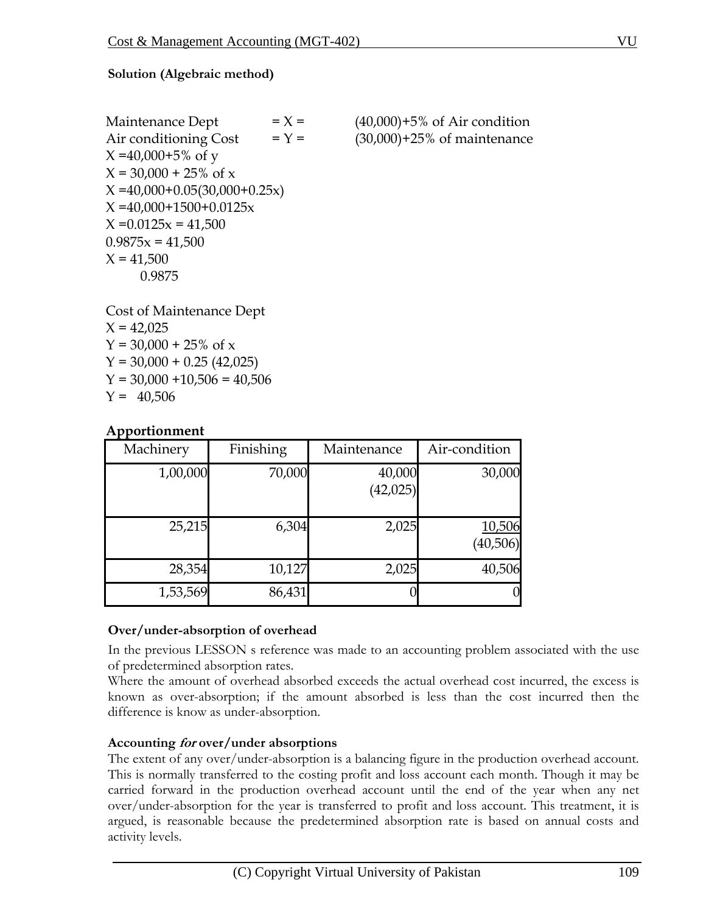**Solution (Algebraic method)**

Maintenance Dept = X = (40,000)+5% of Air condition
Air conditioning Cost = Y = (30,000)+25% of maintenance

X =40,000+5% of y
X = 30,000 + 25% of x
X =40,000+0.05(30,000+0.25x)
X =40,000+1500+0.0125x
X =0.0125x = 41,500
0.9875x = 41,500
X = 41,500
0.9875

Cost of Maintenance Dept
X = 42,025
Y = 30,000 + 25% of x
Y = 30,000 + 0.25 (42,025)
Y = 30,000 +10,506 = 40,506
Y = 40,506

**Apportionment**

| Machinery | Finishing | Maintenance | Air-condition |
|---|---|---|---|
| 1,00,000 | 70,000 | 40,000<br>(42,025) | 30,000 |
| 25,215 | 6,304 | 2,025 | 10,506<br>(40,506) |
| 28,354 | 10,127 | 2,025 | 40,506 |
| 1,53,569 | 86,431 | 0 | 0 |

**Over/under-absorption of overhead**

In the previous LESSON s reference was made to an accounting problem associated with the use of predetermined absorption rates.

Where the amount of overhead absorbed exceeds the actual overhead cost incurred, the excess is known as over-absorption; if the amount absorbed is less than the cost incurred then the difference is know as under-absorption.

**Accounting *for* over/under absorptions**

The extent of any over/under-absorption is a balancing figure in the production overhead account. This is normally transferred to the costing profit and loss account each month. Though it may be carried forward in the production overhead account until the end of the year when any net over/under-absorption for the year is transferred to profit and loss account. This treatment, it is argued, is reasonable because the predetermined absorption rate is based on annual costs and activity levels.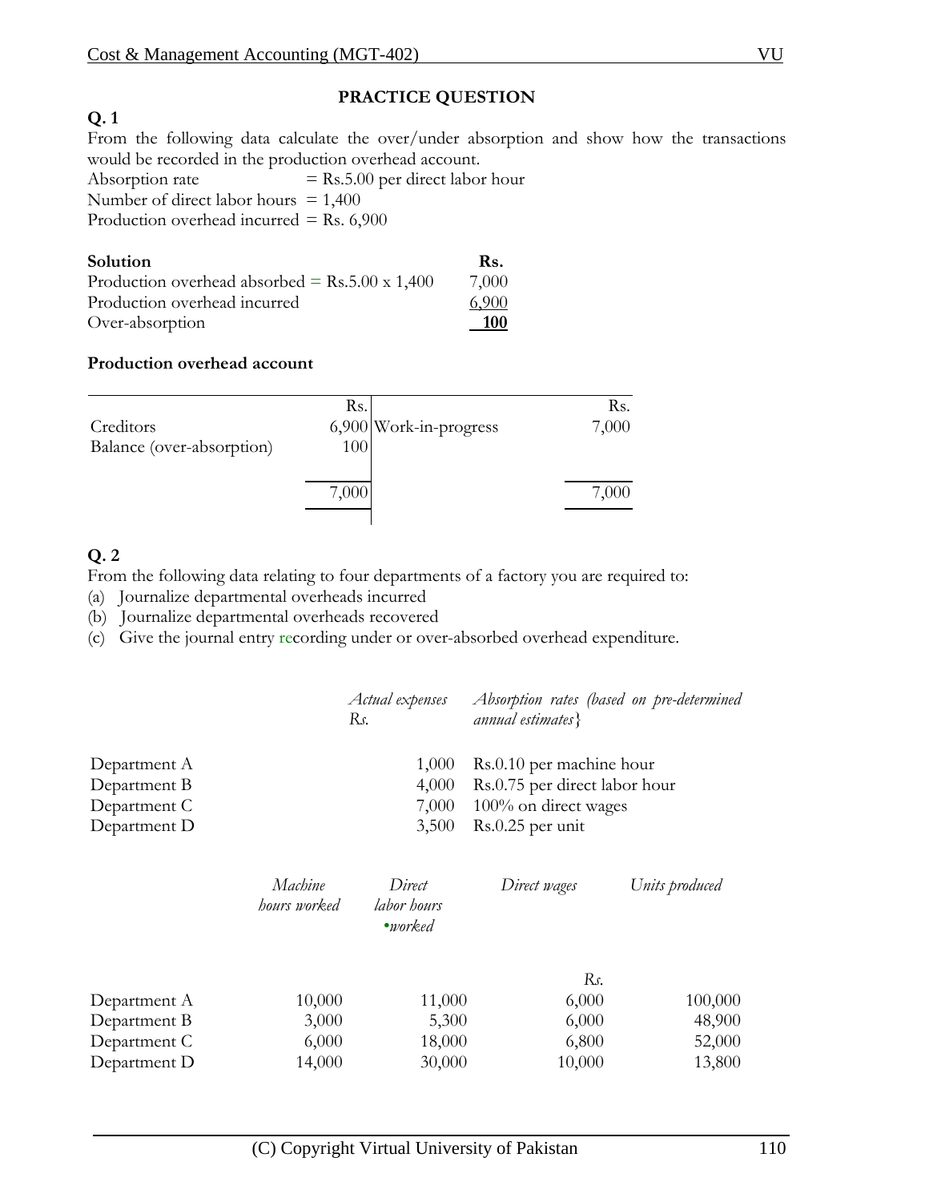## PRACTICE QUESTION

**Q. 1**

From the following data calculate the over/under absorption and show how the transactions would be recorded in the production overhead account.

Absorption rate = Rs.5.00 per direct labor hour
Number of direct labor hours = 1,400
Production overhead incurred = Rs. 6,900

| **Solution** | **Rs.** |
|---|---|
| Production overhead absorbed = Rs.5.00 x 1,400 | 7,000 |
| Production overhead incurred | 6,900 |
| Over-absorption | **100** |

**Production overhead account**

| | Rs. | | Rs. |
|---|---|---|---|
| Creditors | 6,900 | Work-in-progress | 7,000 |
| Balance (over-absorption) | 100 | | |
| | 7,000 | | 7,000 |

**Q. 2**

From the following data relating to four departments of a factory you are required to:

(a) Journalize departmental overheads incurred
(b) Journalize departmental overheads recovered
(c) Give the journal entry recording under or over-absorbed overhead expenditure.

| | *Actual expenses Rs.* | *Absorption rates (based on pre-determined annual estimates}* |
|---|---|---|
| Department A | 1,000 | Rs.0.10 per machine hour |
| Department B | 4,000 | Rs.0.75 per direct labor hour |
| Department C | 7,000 | 100% on direct wages |
| Department D | 3,500 | Rs.0.25 per unit |

| | *Machine hours worked* | *Direct labor hours •worked* | *Direct wages* | *Units produced* |
|---|---|---|---|---|
| | | | *Rs.* | |
| Department A | 10,000 | 11,000 | 6,000 | 100,000 |
| Department B | 3,000 | 5,300 | 6,000 | 48,900 |
| Department C | 6,000 | 18,000 | 6,800 | 52,000 |
| Department D | 14,000 | 30,000 | 10,000 | 13,800 |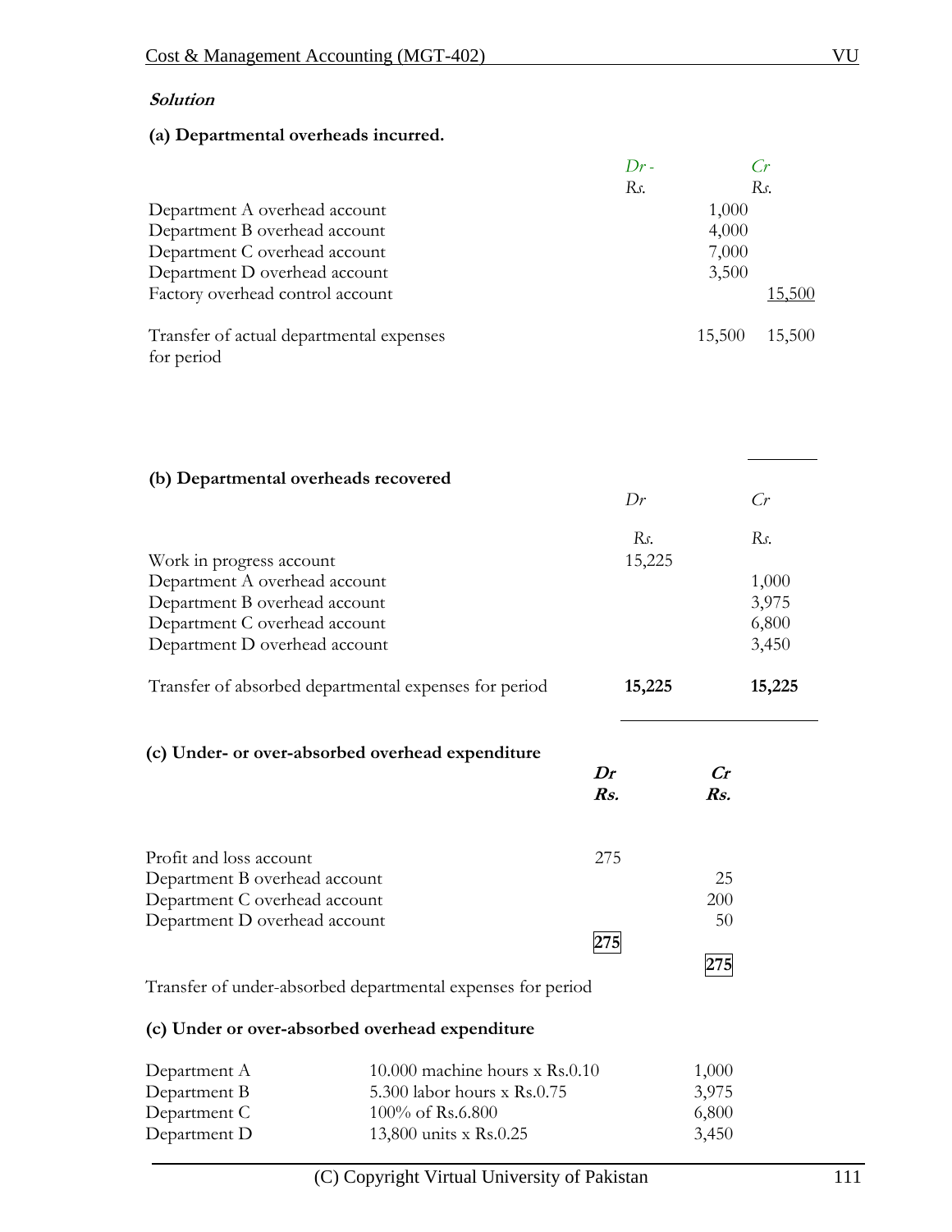***Solution***

**(a) Departmental overheads incurred.**

| | *Dr -* *Rs.* | *Cr* *Rs.* |
|---|---|---|
| Department A overhead account | 1,000 | |
| Department B overhead account | 4,000 | |
| Department C overhead account | 7,000 | |
| Department D overhead account | 3,500 | |
| Factory overhead control account | | 15,500 |
| Transfer of actual departmental expenses for period | 15,500 | 15,500 |

**(b) Departmental overheads recovered**

| | *Dr* *Rs.* | *Cr* *Rs.* |
|---|---|---|
| Work in progress account | 15,225 | |
| Department A overhead account | | 1,000 |
| Department B overhead account | | 3,975 |
| Department C overhead account | | 6,800 |
| Department D overhead account | | 3,450 |
| Transfer of absorbed departmental expenses for period | **15,225** | **15,225** |

**(c) Under- or over-absorbed overhead expenditure**

| | ***Dr*** ***Rs.*** | ***Cr*** ***Rs.*** |
|---|---|---|
| Profit and loss account | 275 | |
| Department B overhead account | | 25 |
| Department C overhead account | | 200 |
| Department D overhead account | | 50 |
| | **275** | **275** |

Transfer of under-absorbed departmental expenses for period

**(c) Under or over-absorbed overhead expenditure**

| | | |
|---|---|---|
| Department A | 10.000 machine hours x Rs.0.10 | 1,000 |
| Department B | 5.300 labor hours x Rs.0.75 | 3,975 |
| Department C | 100% of Rs.6.800 | 6,800 |
| Department D | 13,800 units x Rs.0.25 | 3,450 |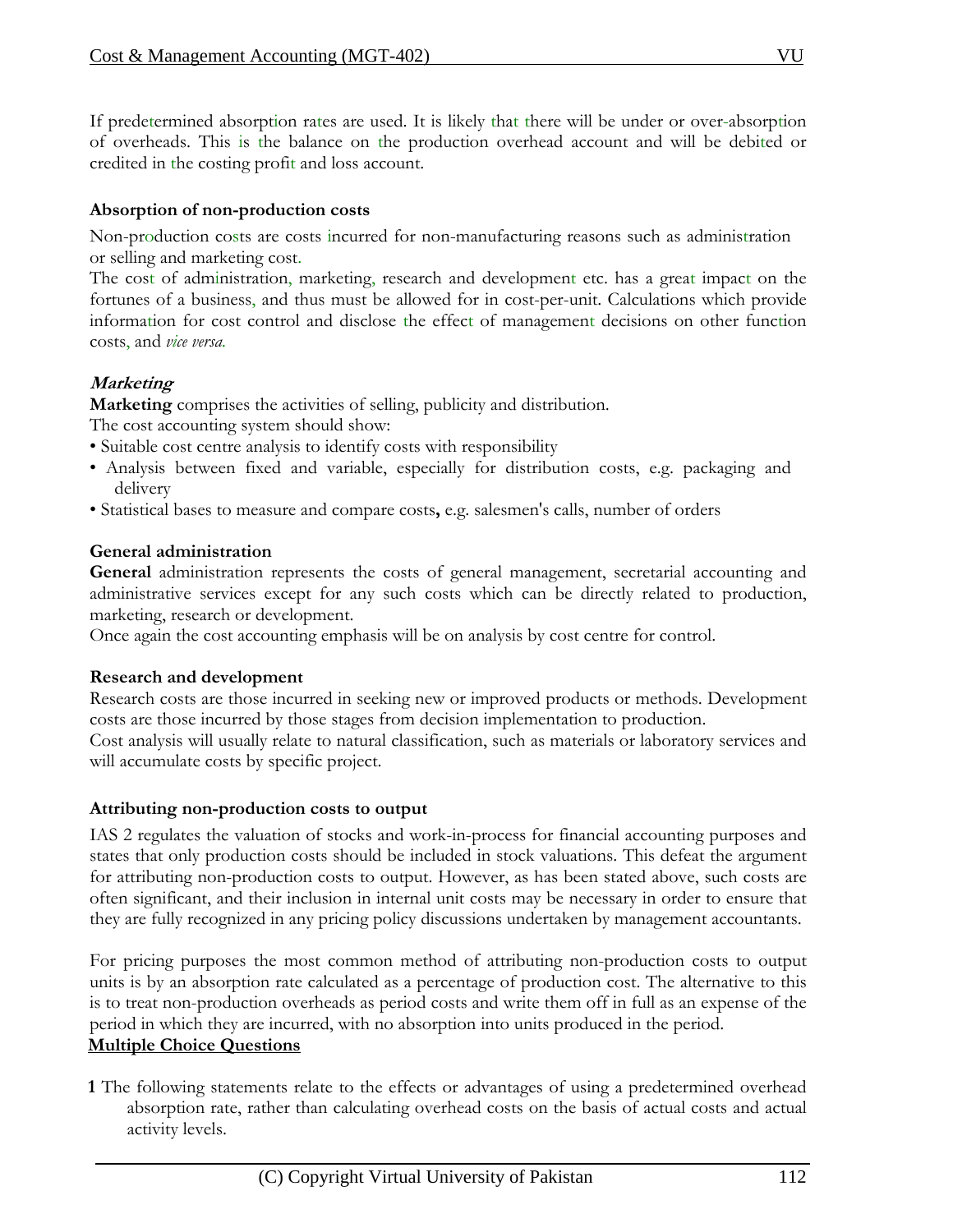If predetermined absorption rates are used. It is likely that there will be under or over-absorption of overheads. This is the balance on the production overhead account and will be debited or credited in the costing profit and loss account.

**Absorption of non-production costs**

Non-production costs are costs incurred for non-manufacturing reasons such as administration or selling and marketing cost.

The cost of administration, marketing, research and development etc. has a great impact on the fortunes of a business, and thus must be allowed for in cost-per-unit. Calculations which provide information for cost control and disclose the effect of management decisions on other function costs, and *vice versa.*

***Marketing***

**Marketing** comprises the activities of selling, publicity and distribution.

The cost accounting system should show:

- Suitable cost centre analysis to identify costs with responsibility
- Analysis between fixed and variable, especially for distribution costs, e.g. packaging and delivery
- Statistical bases to measure and compare costs**,** e.g. salesmen's calls, number of orders

**General administration**

**General** administration represents the costs of general management, secretarial accounting and administrative services except for any such costs which can be directly related to production, marketing, research or development.

Once again the cost accounting emphasis will be on analysis by cost centre for control.

**Research and development**

Research costs are those incurred in seeking new or improved products or methods. Development costs are those incurred by those stages from decision implementation to production.

Cost analysis will usually relate to natural classification, such as materials or laboratory services and will accumulate costs by specific project.

**Attributing non-production costs to output**

IAS 2 regulates the valuation of stocks and work-in-process for financial accounting purposes and states that only production costs should be included in stock valuations. This defeat the argument for attributing non-production costs to output. However, as has been stated above, such costs are often significant, and their inclusion in internal unit costs may be necessary in order to ensure that they are fully recognized in any pricing policy discussions undertaken by management accountants.

For pricing purposes the most common method of attributing non-production costs to output units is by an absorption rate calculated as a percentage of production cost. The alternative to this is to treat non-production overheads as period costs and write them off in full as an expense of the period in which they are incurred, with no absorption into units produced in the period.

**Multiple Choice Questions**

**1** The following statements relate to the effects or advantages of using a predetermined overhead absorption rate, rather than calculating overhead costs on the basis of actual costs and actual activity levels.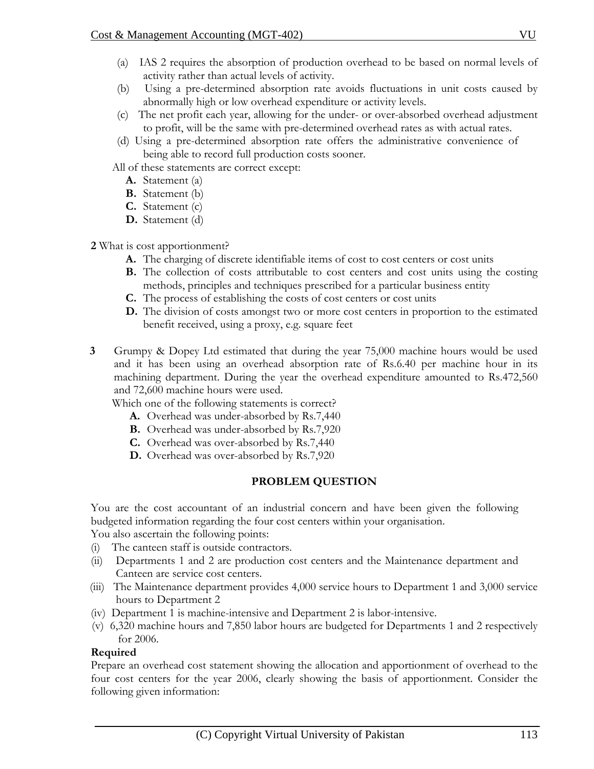(a) IAS 2 requires the absorption of production overhead to be based on normal levels of activity rather than actual levels of activity.

(b) Using a pre-determined absorption rate avoids fluctuations in unit costs caused by abnormally high or low overhead expenditure or activity levels.

(c) The net profit each year, allowing for the under- or over-absorbed overhead adjustment to profit, will be the same with pre-determined overhead rates as with actual rates.

(d) Using a pre-determined absorption rate offers the administrative convenience of being able to record full production costs sooner.

All of these statements are correct except:

- **A.** Statement (a)
- **B.** Statement (b)
- **C.** Statement (c)
- **D.** Statement (d)

**2** What is cost apportionment?

- **A.** The charging of discrete identifiable items of cost to cost centers or cost units
- **B.** The collection of costs attributable to cost centers and cost units using the costing methods, principles and techniques prescribed for a particular business entity
- **C.** The process of establishing the costs of cost centers or cost units
- **D.** The division of costs amongst two or more cost centers in proportion to the estimated benefit received, using a proxy, e.g. square feet

**3** Grumpy & Dopey Ltd estimated that during the year 75,000 machine hours would be used and it has been using an overhead absorption rate of Rs.6.40 per machine hour in its machining department. During the year the overhead expenditure amounted to Rs.472,560 and 72,600 machine hours were used.

Which one of the following statements is correct?

- **A.** Overhead was under-absorbed by Rs.7,440
- **B.** Overhead was under-absorbed by Rs.7,920
- **C.** Overhead was over-absorbed by Rs.7,440
- **D.** Overhead was over-absorbed by Rs.7,920

### PROBLEM QUESTION

You are the cost accountant of an industrial concern and have been given the following budgeted information regarding the four cost centers within your organisation.

You also ascertain the following points:

(i) The canteen staff is outside contractors.

(ii) Departments 1 and 2 are production cost centers and the Maintenance department and Canteen are service cost centers.

(iii) The Maintenance department provides 4,000 service hours to Department 1 and 3,000 service hours to Department 2

(iv) Department 1 is machine-intensive and Department 2 is labor-intensive.

(v) 6,320 machine hours and 7,850 labor hours are budgeted for Departments 1 and 2 respectively for 2006.

**Required**

Prepare an overhead cost statement showing the allocation and apportionment of overhead to the four cost centers for the year 2006, clearly showing the basis of apportionment. Consider the following given information: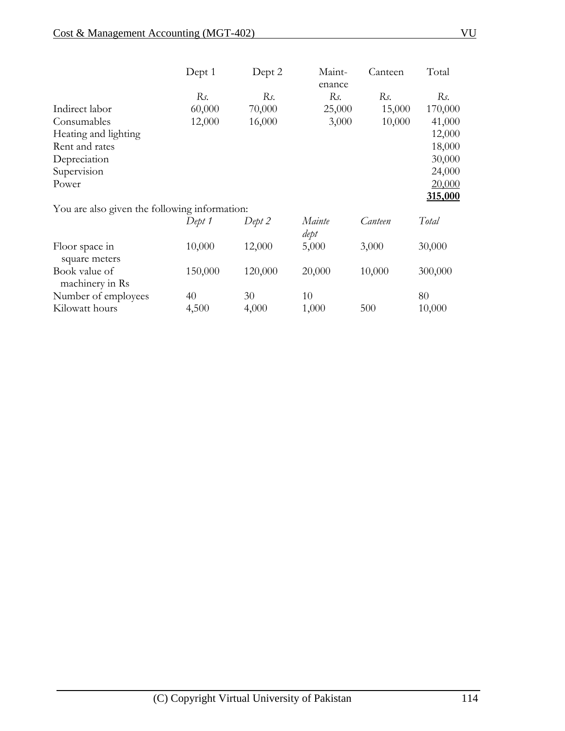| | Dept 1 | Dept 2 | Maint-enance | Canteen | Total |
|---|---|---|---|---|---|
| | *Rs.* | *Rs.* | *Rs.* | *Rs.* | *Rs.* |
| Indirect labor | 60,000 | 70,000 | 25,000 | 15,000 | 170,000 |
| Consumables | 12,000 | 16,000 | 3,000 | 10,000 | 41,000 |
| Heating and lighting | | | | | 12,000 |
| Rent and rates | | | | | 18,000 |
| Depreciation | | | | | 30,000 |
| Supervision | | | | | 24,000 |
| Power | | | | | 20,000 |
| | | | | | **315,000** |

You are also given the following information:

| | *Dept 1* | *Dept 2* | *Mainte dept* | *Canteen* | *Total* |
|---|---|---|---|---|---|
| Floor space in square meters | 10,000 | 12,000 | 5,000 | 3,000 | 30,000 |
| Book value of machinery in Rs | 150,000 | 120,000 | 20,000 | 10,000 | 300,000 |
| Number of employees | 40 | 30 | 10 | | 80 |
| Kilowatt hours | 4,500 | 4,000 | 1,000 | 500 | 10,000 |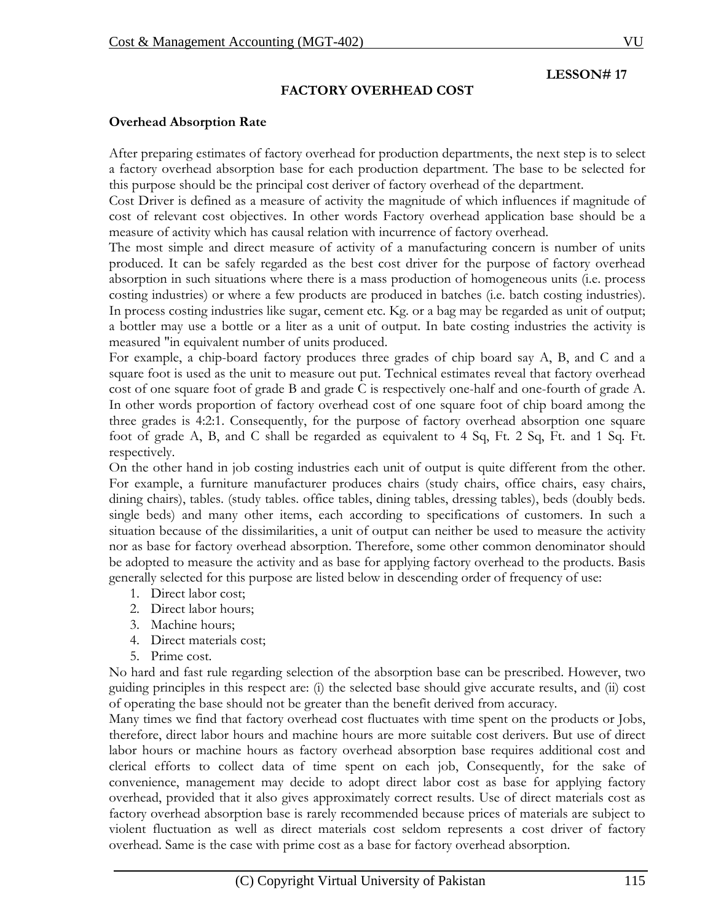**LESSON# 17**

# FACTORY OVERHEAD COST

## Overhead Absorption Rate

After preparing estimates of factory overhead for production departments, the next step is to select a factory overhead absorption base for each production department. The base to be selected for this purpose should be the principal cost deriver of factory overhead of the department.

Cost Driver is defined as a measure of activity the magnitude of which influences if magnitude of cost of relevant cost objectives. In other words Factory overhead application base should be a measure of activity which has causal relation with incurrence of factory overhead.

The most simple and direct measure of activity of a manufacturing concern is number of units produced. It can be safely regarded as the best cost driver for the purpose of factory overhead absorption in such situations where there is a mass production of homogeneous units (i.e. process costing industries) or where a few products are produced in batches (i.e. batch costing industries). In process costing industries like sugar, cement etc. Kg. or a bag may be regarded as unit of output; a bottler may use a bottle or a liter as a unit of output. In bate costing industries the activity is measured "in equivalent number of units produced.

For example, a chip-board factory produces three grades of chip board say A, B, and C and a square foot is used as the unit to measure out put. Technical estimates reveal that factory overhead cost of one square foot of grade B and grade C is respectively one-half and one-fourth of grade A. In other words proportion of factory overhead cost of one square foot of chip board among the three grades is 4:2:1. Consequently, for the purpose of factory overhead absorption one square foot of grade A, B, and C shall be regarded as equivalent to 4 Sq, Ft. 2 Sq, Ft. and 1 Sq. Ft. respectively.

On the other hand in job costing industries each unit of output is quite different from the other. For example, a furniture manufacturer produces chairs (study chairs, office chairs, easy chairs, dining chairs), tables. (study tables. office tables, dining tables, dressing tables), beds (doubly beds. single beds) and many other items, each according to specifications of customers. In such a situation because of the dissimilarities, a unit of output can neither be used to measure the activity nor as base for factory overhead absorption. Therefore, some other common denominator should be adopted to measure the activity and as base for applying factory overhead to the products. Basis generally selected for this purpose are listed below in descending order of frequency of use:

1. Direct labor cost;
2. Direct labor hours;
3. Machine hours;
4. Direct materials cost;
5. Prime cost.

No hard and fast rule regarding selection of the absorption base can be prescribed. However, two guiding principles in this respect are: (i) the selected base should give accurate results, and (ii) cost of operating the base should not be greater than the benefit derived from accuracy.

Many times we find that factory overhead cost fluctuates with time spent on the products or Jobs, therefore, direct labor hours and machine hours are more suitable cost derivers. But use of direct labor hours or machine hours as factory overhead absorption base requires additional cost and clerical efforts to collect data of time spent on each job, Consequently, for the sake of convenience, management may decide to adopt direct labor cost as base for applying factory overhead, provided that it also gives approximately correct results. Use of direct materials cost as factory overhead absorption base is rarely recommended because prices of materials are subject to violent fluctuation as well as direct materials cost seldom represents a cost driver of factory overhead. Same is the case with prime cost as a base for factory overhead absorption.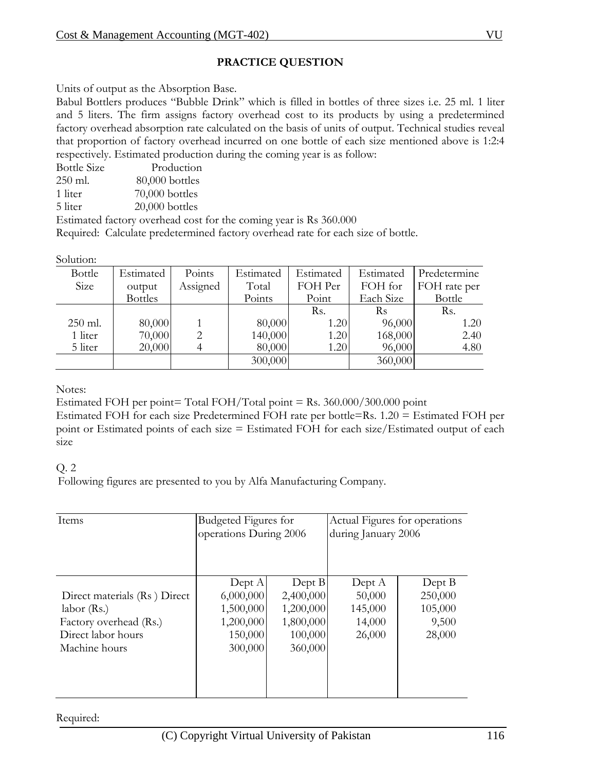## PRACTICE QUESTION

Units of output as the Absorption Base.

Babul Bottlers produces "Bubble Drink" which is filled in bottles of three sizes i.e. 25 ml. 1 liter and 5 liters. The firm assigns factory overhead cost to its products by using a predetermined factory overhead absorption rate calculated on the basis of units of output. Technical studies reveal that proportion of factory overhead incurred on one bottle of each size mentioned above is 1:2:4 respectively. Estimated production during the coming year is as follow:

| Bottle Size | Production |
|---|---|
| 250 ml. | 80,000 bottles |
| 1 liter | 70,000 bottles |
| 5 liter | 20,000 bottles |

Estimated factory overhead cost for the coming year is Rs 360.000

Required: Calculate predetermined factory overhead rate for each size of bottle.

Solution:

| Bottle Size | Estimated output Bottles | Points Assigned | Estimated Total Points | Estimated FOH Per Point | Estimated FOH for Each Size | Predetermine FOH rate per Bottle |
|---|---|---|---|---|---|---|
| | | | | Rs. | Rs | Rs. |
| 250 ml. | 80,000 | 1 | 80,000 | 1.20 | 96,000 | 1.20 |
| 1 liter | 70,000 | 2 | 140,000 | 1.20 | 168,000 | 2.40 |
| 5 liter | 20,000 | 4 | 80,000 | 1.20 | 96,000 | 4.80 |
| | | | 300,000 | | 360,000 | |

Notes:

Estimated FOH per point= Total FOH/Total point = Rs. 360.000/300.000 point

Estimated FOH for each size Predetermined FOH rate per bottle=Rs. 1.20 = Estimated FOH per point or Estimated points of each size = Estimated FOH for each size/Estimated output of each size

Q. 2

Following figures are presented to you by Alfa Manufacturing Company.

| Items | Budgeted Figures for operations During 2006 | | Actual Figures for operations during January 2006 | |
|---|---|---|---|---|
| | Dept A | Dept B | Dept A | Dept B |
| Direct materials (Rs ) | 6,000,000 | 2,400,000 | 50,000 | 250,000 |
| Direct labor (Rs.) | 1,500,000 | 1,200,000 | 145,000 | 105,000 |
| Factory overhead (Rs.) | 1,200,000 | 1,800,000 | 14,000 | 9,500 |
| Direct labor hours | 150,000 | 100,000 | 26,000 | 28,000 |
| Machine hours | 300,000 | 360,000 | | |

Required: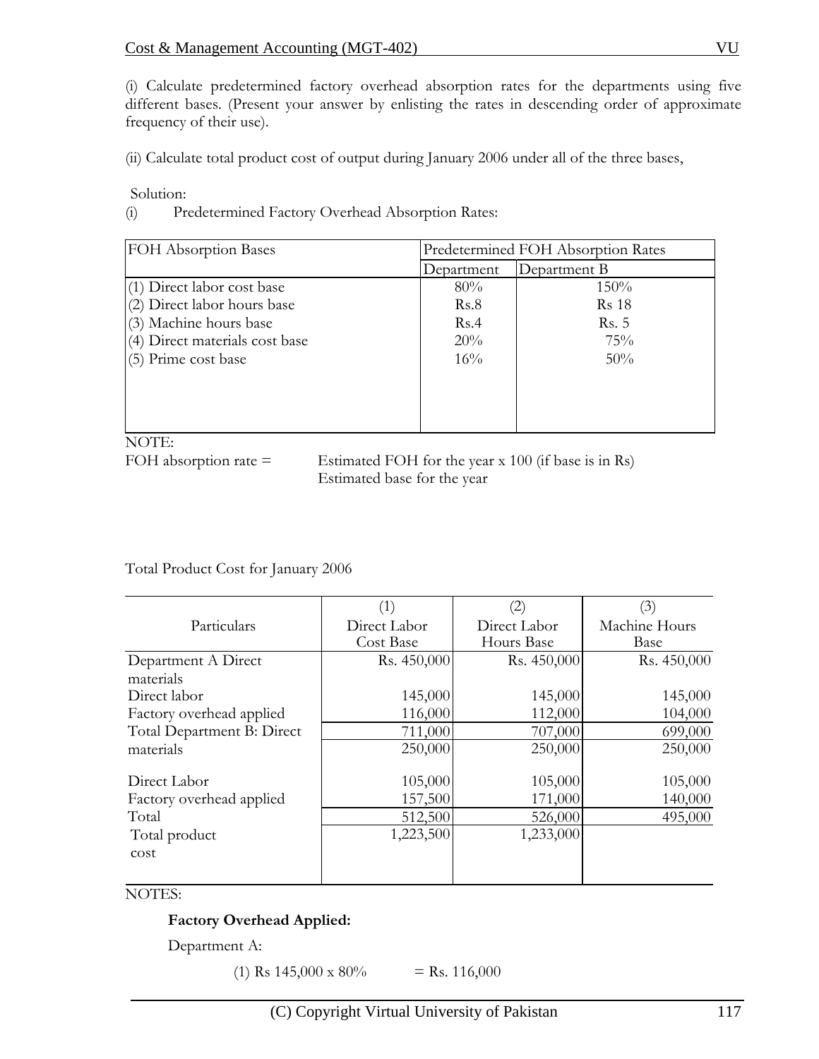(i) Calculate predetermined factory overhead absorption rates for the departments using five different bases. (Present your answer by enlisting the rates in descending order of approximate frequency of their use).

(ii) Calculate total product cost of output during January 2006 under all of the three bases,

Solution:

(i) Predetermined Factory Overhead Absorption Rates:

| FOH Absorption Bases | Predetermined FOH Absorption Rates | |
|---|---|---|
| | Department | Department B |
| (1) Direct labor cost base | 80% | 150% |
| (2) Direct labor hours base | Rs.8 | Rs 18 |
| (3) Machine hours base | Rs.4 | Rs. 5 |
| (4) Direct materials cost base | 20% | 75% |
| (5) Prime cost base | 16% | 50% |

NOTE:

FOH absorption rate = $\frac{\text{Estimated FOH for the year x 100 (if base is in Rs)}}{\text{Estimated base for the year}}$

Total Product Cost for January 2006

| Particulars | (1) Direct Labor Cost Base | (2) Direct Labor Hours Base | (3) Machine Hours Base |
|---|---|---|---|
| Department A Direct materials | Rs. 450,000 | Rs. 450,000 | Rs. 450,000 |
| Direct labor | 145,000 | 145,000 | 145,000 |
| Factory overhead applied | 116,000 | 112,000 | 104,000 |
| Total Department B: Direct materials | 711,000 | 707,000 | 699,000 |
| | 250,000 | 250,000 | 250,000 |
| Direct Labor | 105,000 | 105,000 | 105,000 |
| Factory overhead applied | 157,500 | 171,000 | 140,000 |
| Total | 512,500 | 526,000 | 495,000 |
| Total product cost | 1,223,500 | 1,233,000 | |

NOTES:

**Factory Overhead Applied:**

Department A:

(1) Rs 145,000 x 80% = Rs. 116,000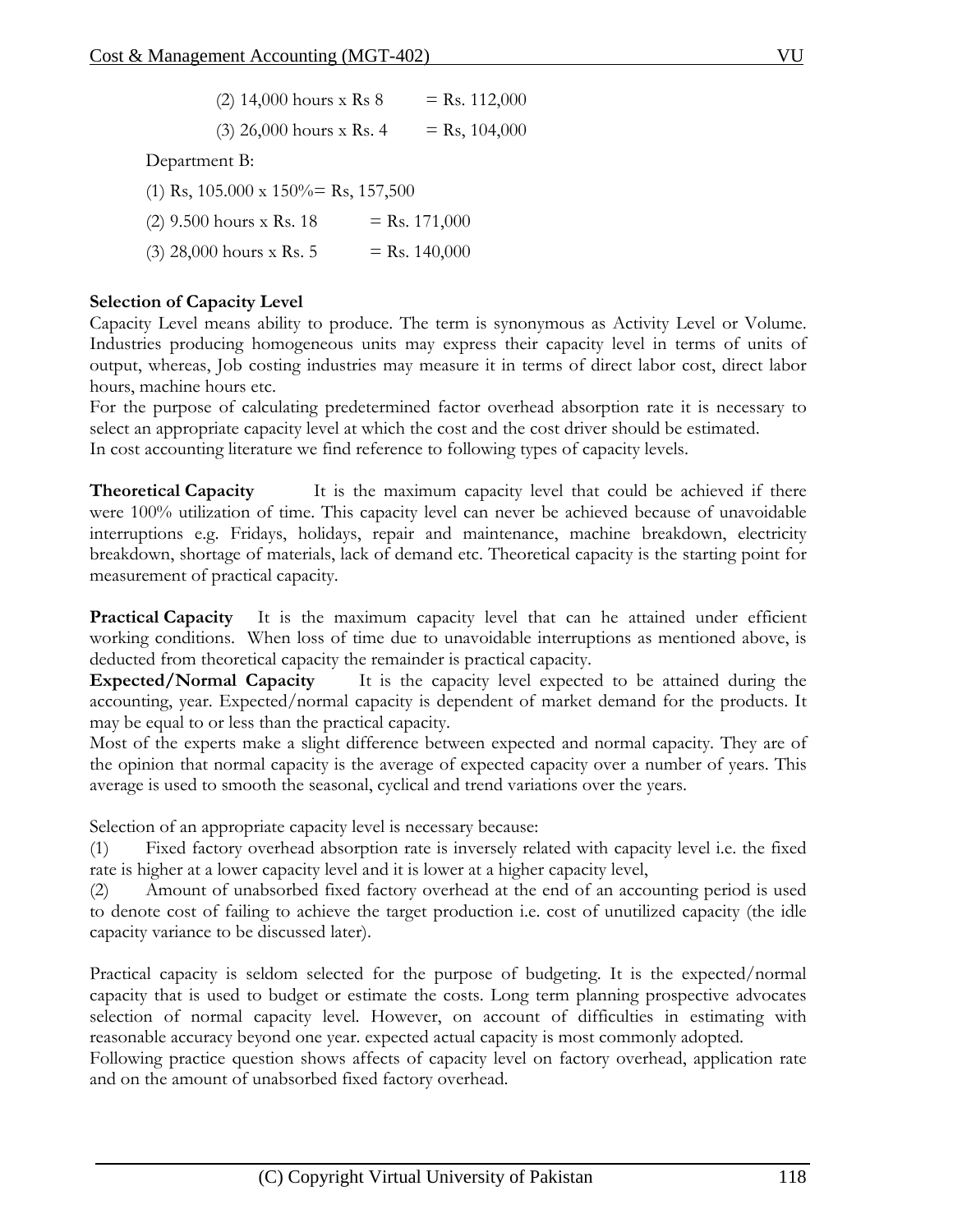(2) 14,000 hours x Rs 8 = Rs. 112,000

(3) 26,000 hours x Rs. 4 = Rs, 104,000

Department B:

(1) Rs, 105.000 x 150%= Rs, 157,500

(2) 9.500 hours x Rs. 18 = Rs. 171,000

(3) 28,000 hours x Rs. 5 = Rs. 140,000

**Selection of Capacity Level**

Capacity Level means ability to produce. The term is synonymous as Activity Level or Volume. Industries producing homogeneous units may express their capacity level in terms of units of output, whereas, Job costing industries may measure it in terms of direct labor cost, direct labor hours, machine hours etc.

For the purpose of calculating predetermined factor overhead absorption rate it is necessary to select an appropriate capacity level at which the cost and the cost driver should be estimated.

In cost accounting literature we find reference to following types of capacity levels.

**Theoretical Capacity** It is the maximum capacity level that could be achieved if there were 100% utilization of time. This capacity level can never be achieved because of unavoidable interruptions e.g. Fridays, holidays, repair and maintenance, machine breakdown, electricity breakdown, shortage of materials, lack of demand etc. Theoretical capacity is the starting point for measurement of practical capacity.

**Practical Capacity** It is the maximum capacity level that can he attained under efficient working conditions. When loss of time due to unavoidable interruptions as mentioned above, is deducted from theoretical capacity the remainder is practical capacity.

**Expected/Normal Capacity** It is the capacity level expected to be attained during the accounting, year. Expected/normal capacity is dependent of market demand for the products. It may be equal to or less than the practical capacity.

Most of the experts make a slight difference between expected and normal capacity. They are of the opinion that normal capacity is the average of expected capacity over a number of years. This average is used to smooth the seasonal, cyclical and trend variations over the years.

Selection of an appropriate capacity level is necessary because:

(1) Fixed factory overhead absorption rate is inversely related with capacity level i.e. the fixed rate is higher at a lower capacity level and it is lower at a higher capacity level,

(2) Amount of unabsorbed fixed factory overhead at the end of an accounting period is used to denote cost of failing to achieve the target production i.e. cost of unutilized capacity (the idle capacity variance to be discussed later).

Practical capacity is seldom selected for the purpose of budgeting. It is the expected/normal capacity that is used to budget or estimate the costs. Long term planning prospective advocates selection of normal capacity level. However, on account of difficulties in estimating with reasonable accuracy beyond one year. expected actual capacity is most commonly adopted.

Following practice question shows affects of capacity level on factory overhead, application rate and on the amount of unabsorbed fixed factory overhead.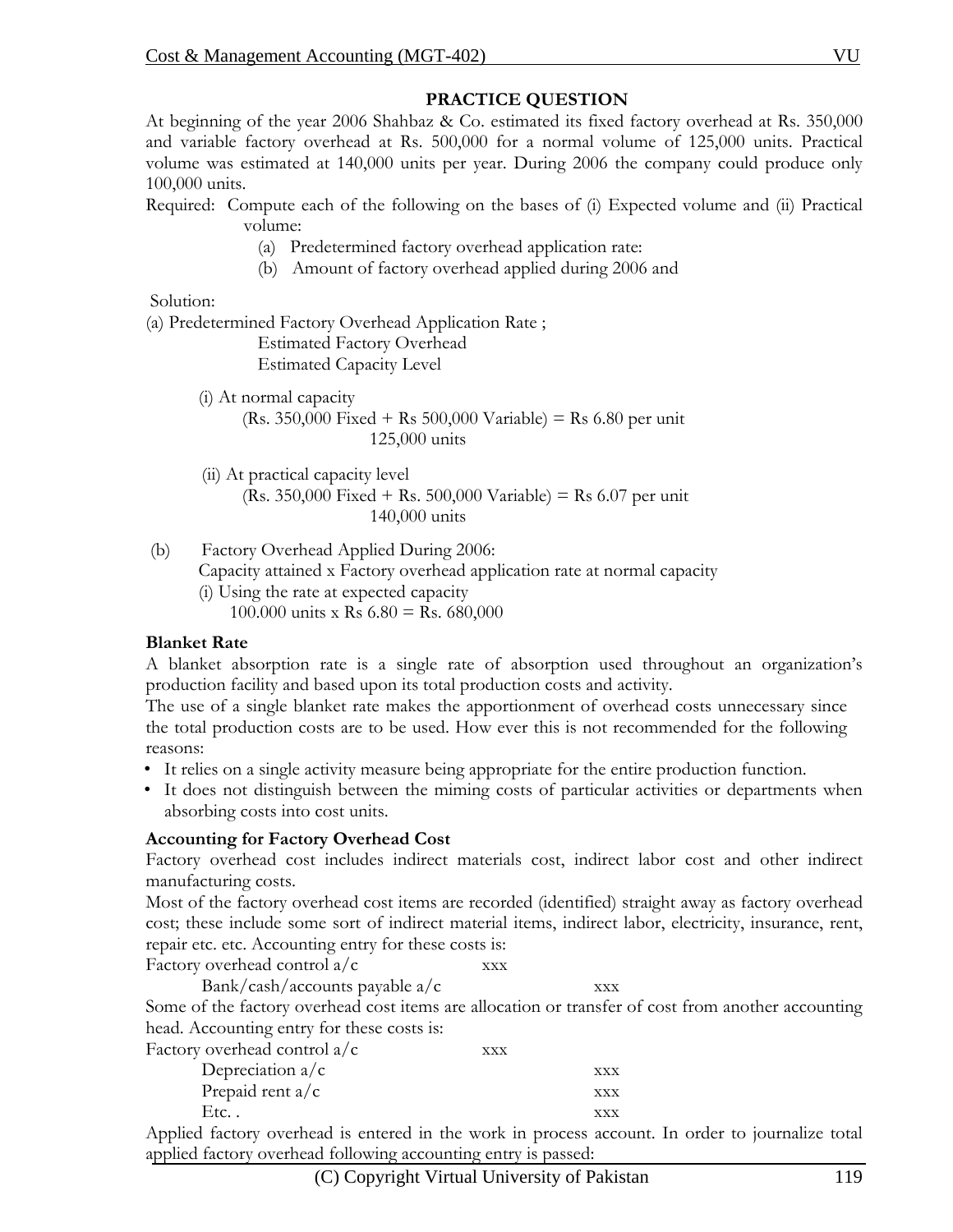**PRACTICE QUESTION**

At beginning of the year 2006 Shahbaz & Co. estimated its fixed factory overhead at Rs. 350,000 and variable factory overhead at Rs. 500,000 for a normal volume of 125,000 units. Practical volume was estimated at 140,000 units per year. During 2006 the company could produce only 100,000 units.

Required: Compute each of the following on the bases of (i) Expected volume and (ii) Practical volume:

(a) Predetermined factory overhead application rate:
(b) Amount of factory overhead applied during 2006 and

Solution:

(a) Predetermined Factory Overhead Application Rate ;

$$\frac{\text{Estimated Factory Overhead}}{\text{Estimated Capacity Level}}$$

(i) At normal capacity

$$\frac{\text{(Rs. 350,000 Fixed + Rs 500,000 Variable)}}{\text{125,000 units}} = \text{Rs 6.80 per unit}$$

(ii) At practical capacity level

$$\frac{\text{(Rs. 350,000 Fixed + Rs. 500,000 Variable)}}{\text{140,000 units}} = \text{Rs 6.07 per unit}$$

(b) Factory Overhead Applied During 2006:

Capacity attained x Factory overhead application rate at normal capacity

(i) Using the rate at expected capacity

100.000 units x Rs 6.80 = Rs. 680,000

**Blanket Rate**

A blanket absorption rate is a single rate of absorption used throughout an organization's production facility and based upon its total production costs and activity.

The use of a single blanket rate makes the apportionment of overhead costs unnecessary since the total production costs are to be used. How ever this is not recommended for the following reasons:

- It relies on a single activity measure being appropriate for the entire production function.
- It does not distinguish between the miming costs of particular activities or departments when absorbing costs into cost units.

**Accounting for Factory Overhead Cost**

Factory overhead cost includes indirect materials cost, indirect labor cost and other indirect manufacturing costs.

Most of the factory overhead cost items are recorded (identified) straight away as factory overhead cost; these include some sort of indirect material items, indirect labor, electricity, insurance, rent, repair etc. etc. Accounting entry for these costs is:

| | | |
|---|---|---|
| Factory overhead control a/c | xxx | |
| Bank/cash/accounts payable a/c | | xxx |

Some of the factory overhead cost items are allocation or transfer of cost from another accounting head. Accounting entry for these costs is:

| | | |
|---|---|---|
| Factory overhead control a/c | xxx | |
| Depreciation a/c | | xxx |
| Prepaid rent a/c | | xxx |
| Etc. . | | xxx |

Applied factory overhead is entered in the work in process account. In order to journalize total applied factory overhead following accounting entry is passed: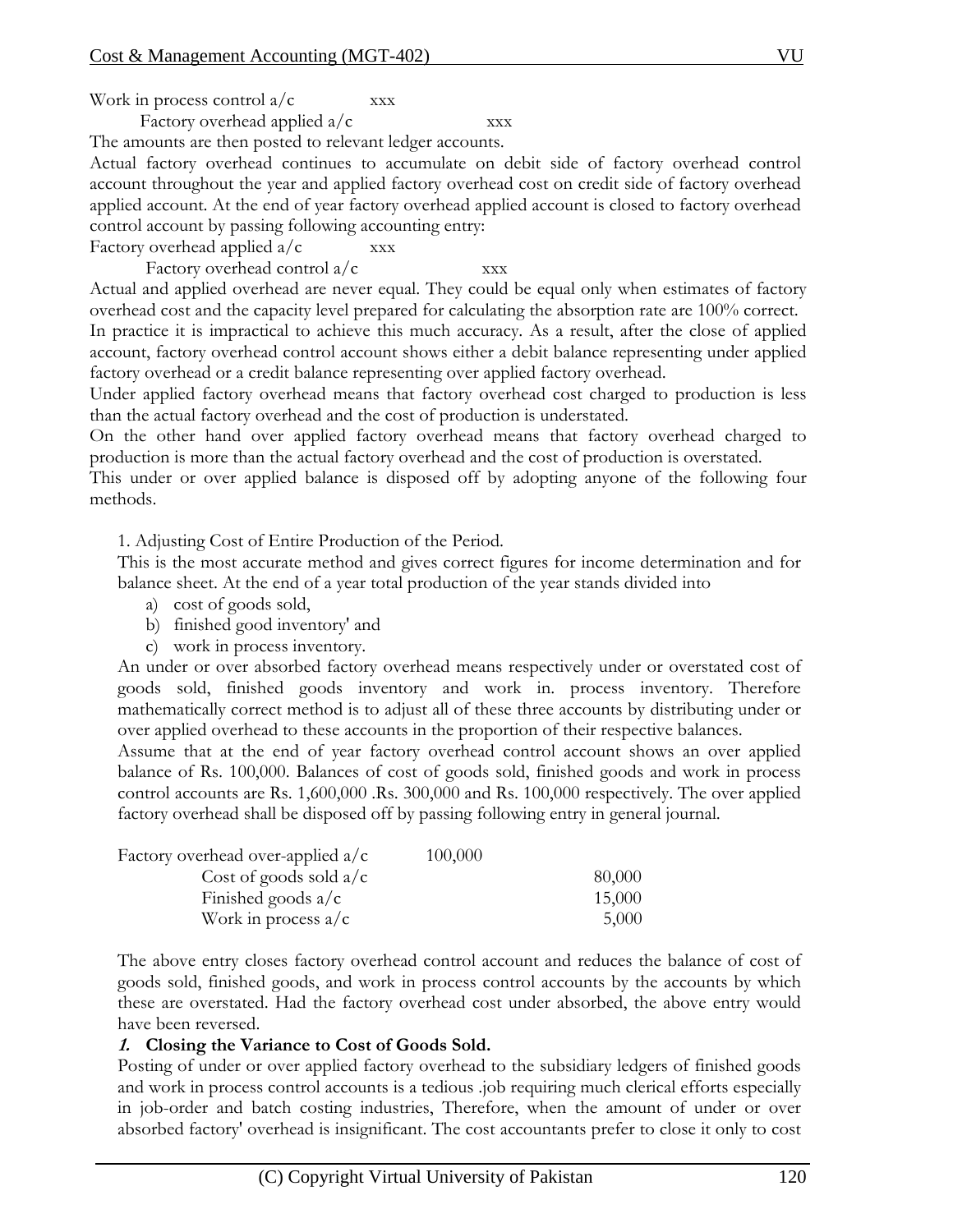Work in process control a/c		xxx
	Factory overhead applied a/c		xxx

The amounts are then posted to relevant ledger accounts.

Actual factory overhead continues to accumulate on debit side of factory overhead control account throughout the year and applied factory overhead cost on credit side of factory overhead applied account. At the end of year factory overhead applied account is closed to factory overhead control account by passing following accounting entry:

Factory overhead applied a/c		xxx
	Factory overhead control a/c		xxx

Actual and applied overhead are never equal. They could be equal only when estimates of factory overhead cost and the capacity level prepared for calculating the absorption rate are 100% correct. In practice it is impractical to achieve this much accuracy. As a result, after the close of applied account, factory overhead control account shows either a debit balance representing under applied factory overhead or a credit balance representing over applied factory overhead.

Under applied factory overhead means that factory overhead cost charged to production is less than the actual factory overhead and the cost of production is understated.

On the other hand over applied factory overhead means that factory overhead charged to production is more than the actual factory overhead and the cost of production is overstated.

This under or over applied balance is disposed off by adopting anyone of the following four methods.

1. Adjusting Cost of Entire Production of the Period.

This is the most accurate method and gives correct figures for income determination and for balance sheet. At the end of a year total production of the year stands divided into

a) cost of goods sold,
b) finished good inventory' and
c) work in process inventory.

An under or over absorbed factory overhead means respectively under or overstated cost of goods sold, finished goods inventory and work in. process inventory. Therefore mathematically correct method is to adjust all of these three accounts by distributing under or over applied overhead to these accounts in the proportion of their respective balances.

Assume that at the end of year factory overhead control account shows an over applied balance of Rs. 100,000. Balances of cost of goods sold, finished goods and work in process control accounts are Rs. 1,600,000 .Rs. 300,000 and Rs. 100,000 respectively. The over applied factory overhead shall be disposed off by passing following entry in general journal.

| | | |
|---|---|---|
| Factory overhead over-applied a/c | 100,000 | |
| Cost of goods sold a/c | | 80,000 |
| Finished goods a/c | | 15,000 |
| Work in process a/c | | 5,000 |

The above entry closes factory overhead control account and reduces the balance of cost of goods sold, finished goods, and work in process control accounts by the accounts by which these are overstated. Had the factory overhead cost under absorbed, the above entry would have been reversed.

***1.* Closing the Variance to Cost of Goods Sold.**

Posting of under or over applied factory overhead to the subsidiary ledgers of finished goods and work in process control accounts is a tedious .job requiring much clerical efforts especially in job-order and batch costing industries, Therefore, when the amount of under or over absorbed factory' overhead is insignificant. The cost accountants prefer to close it only to cost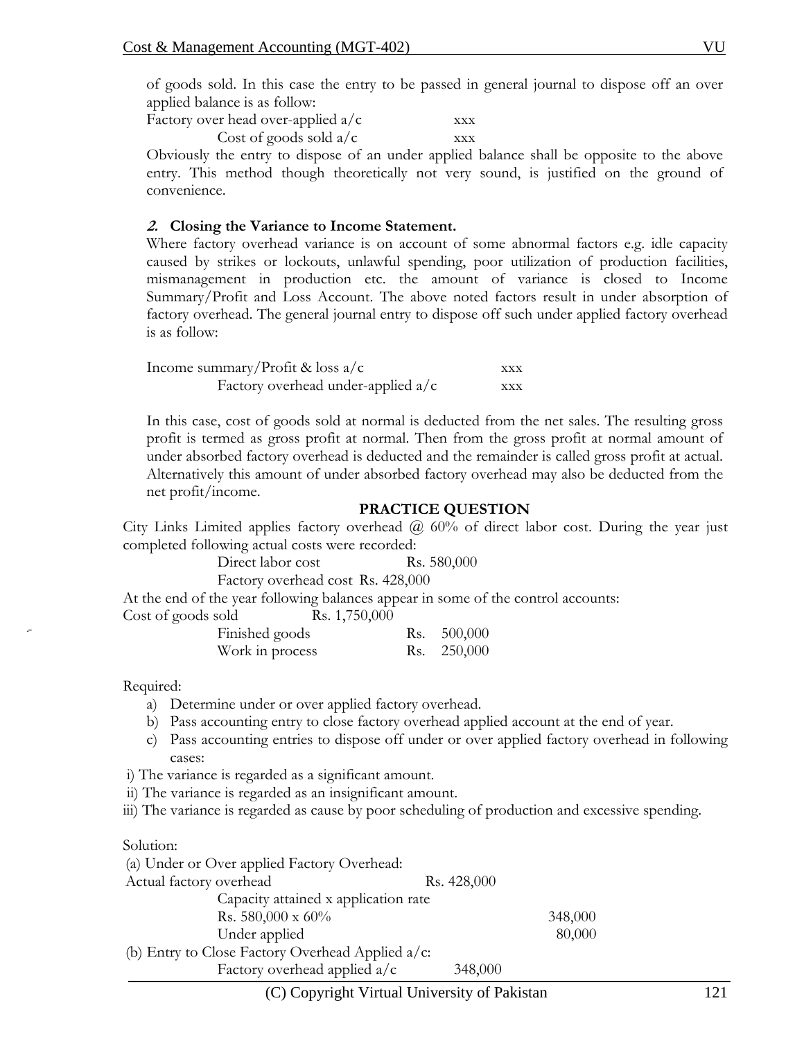of goods sold. In this case the entry to be passed in general journal to dispose off an over applied balance is as follow:

| | |
|---|---|
| Factory over head over-applied a/c | xxx |
| Cost of goods sold a/c | xxx |

Obviously the entry to dispose of an under applied balance shall be opposite to the above entry. This method though theoretically not very sound, is justified on the ground of convenience.

***2.*** **Closing the Variance to Income Statement.**

Where factory overhead variance is on account of some abnormal factors e.g. idle capacity caused by strikes or lockouts, unlawful spending, poor utilization of production facilities, mismanagement in production etc. the amount of variance is closed to Income Summary/Profit and Loss Account. The above noted factors result in under absorption of factory overhead. The general journal entry to dispose off such under applied factory overhead is as follow:

| | |
|---|---|
| Income summary/Profit & loss a/c | xxx |
| Factory overhead under-applied a/c | xxx |

In this case, cost of goods sold at normal is deducted from the net sales. The resulting gross profit is termed as gross profit at normal. Then from the gross profit at normal amount of under absorbed factory overhead is deducted and the remainder is called gross profit at actual. Alternatively this amount of under absorbed factory overhead may also be deducted from the net profit/income.

**PRACTICE QUESTION**

City Links Limited applies factory overhead @ 60% of direct labor cost. During the year just completed following actual costs were recorded:

| | |
|---|---|
| Direct labor cost | Rs. 580,000 |
| Factory overhead cost | Rs. 428,000 |

At the end of the year following balances appear in some of the control accounts:

| | |
|---|---|
| Cost of goods sold | Rs. 1,750,000 |
| Finished goods | Rs. 500,000 |
| Work in process | Rs. 250,000 |

Required:

a) Determine under or over applied factory overhead.
b) Pass accounting entry to close factory overhead applied account at the end of year.
c) Pass accounting entries to dispose off under or over applied factory overhead in following cases:

i) The variance is regarded as a significant amount.
ii) The variance is regarded as an insignificant amount.
iii) The variance is regarded as cause by poor scheduling of production and excessive spending.

Solution:

(a) Under or Over applied Factory Overhead:

| | | |
|---|---|---|
| Actual factory overhead | Rs. 428,000 | |
| Capacity attained x application rate | | |
| Rs. 580,000 x 60% | | 348,000 |
| Under applied | | 80,000 |

(b) Entry to Close Factory Overhead Applied a/c:

| | |
|---|---|
| Factory overhead applied a/c | 348,000 |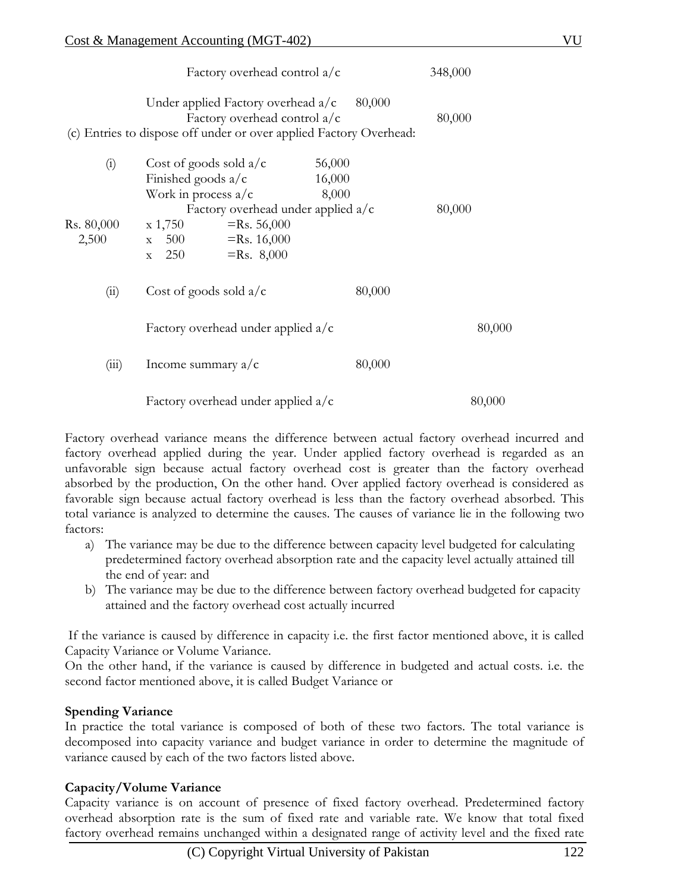| | | | |
|---|---|---|---|
| | Factory overhead control a/c | | 348,000 |
| | Under applied Factory overhead a/c | 80,000 | |
| | Factory overhead control a/c | | 80,000 |

(c) Entries to dispose off under or over applied Factory Overhead:

| | | | |
|---|---|---|---|
| (i) | Cost of goods sold a/c | 56,000 | |
| | Finished goods a/c | 16,000 | |
| | Work in process a/c | 8,000 | |
| | Factory overhead under applied a/c | | 80,000 |

$\frac{\text{Rs. } 80{,}000}{2{,}500} \times 1{,}750 = \text{Rs. } 56{,}000$

$\times 500 = \text{Rs. } 16{,}000$

$\times 250 = \text{Rs. } 8{,}000$

| | | | |
|---|---|---|---|
| (ii) | Cost of goods sold a/c | 80,000 | |
| | Factory overhead under applied a/c | | 80,000 |
| (iii) | Income summary a/c | 80,000 | |
| | Factory overhead under applied a/c | | 80,000 |

Factory overhead variance means the difference between actual factory overhead incurred and factory overhead applied during the year. Under applied factory overhead is regarded as an unfavorable sign because actual factory overhead cost is greater than the factory overhead absorbed by the production, On the other hand. Over applied factory overhead is considered as favorable sign because actual factory overhead is less than the factory overhead absorbed. This total variance is analyzed to determine the causes. The causes of variance lie in the following two factors:

a) The variance may be due to the difference between capacity level budgeted for calculating predetermined factory overhead absorption rate and the capacity level actually attained till the end of year: and
b) The variance may be due to the difference between factory overhead budgeted for capacity attained and the factory overhead cost actually incurred

If the variance is caused by difference in capacity i.e. the first factor mentioned above, it is called Capacity Variance or Volume Variance.

On the other hand, if the variance is caused by difference in budgeted and actual costs. i.e. the second factor mentioned above, it is called Budget Variance or

**Spending Variance**

In practice the total variance is composed of both of these two factors. The total variance is decomposed into capacity variance and budget variance in order to determine the magnitude of variance caused by each of the two factors listed above.

**Capacity/Volume Variance**

Capacity variance is on account of presence of fixed factory overhead. Predetermined factory overhead absorption rate is the sum of fixed rate and variable rate. We know that total fixed factory overhead remains unchanged within a designated range of activity level and the fixed rate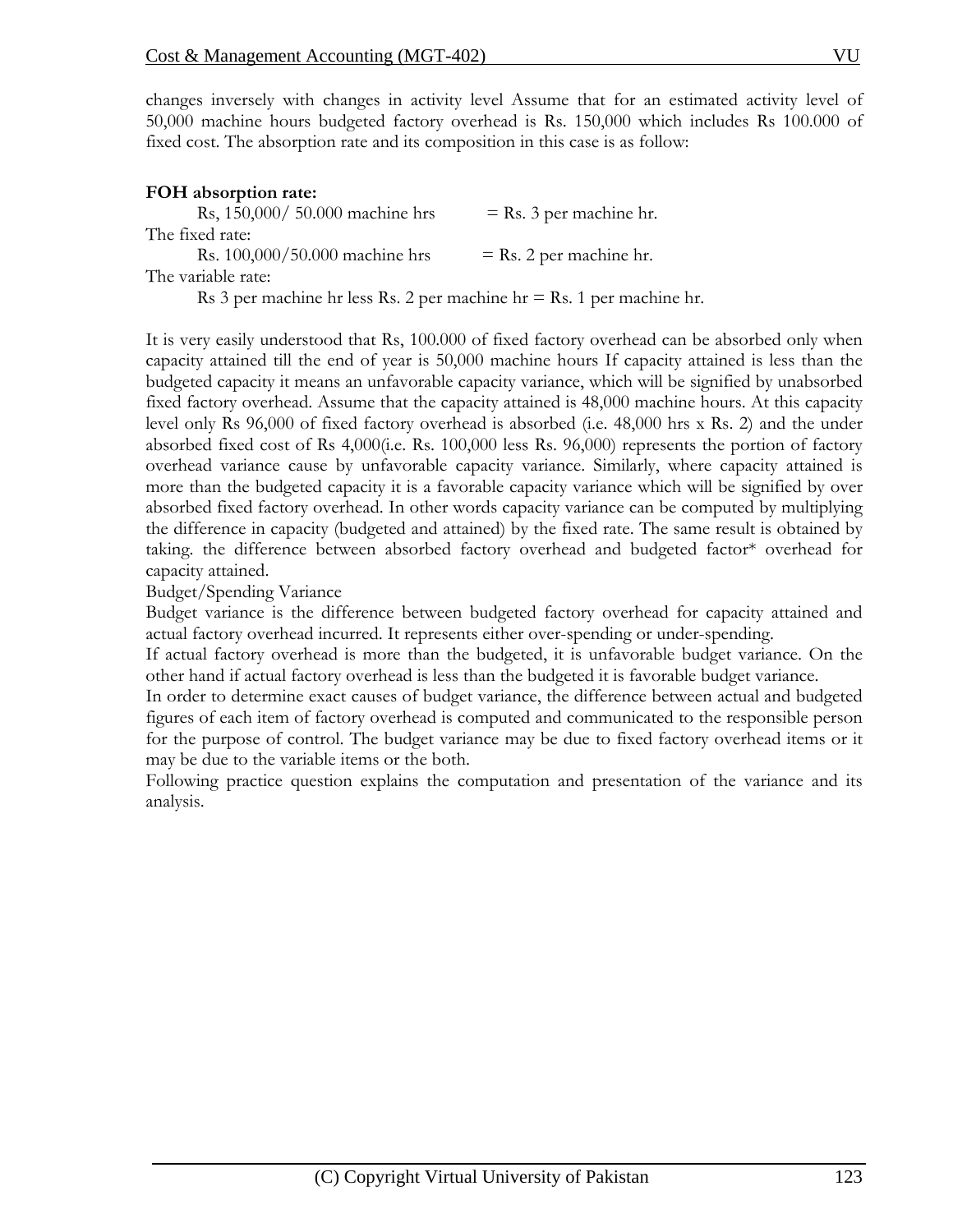changes inversely with changes in activity level Assume that for an estimated activity level of 50,000 machine hours budgeted factory overhead is Rs. 150,000 which includes Rs 100.000 of fixed cost. The absorption rate and its composition in this case is as follow:

**FOH absorption rate:**

Rs, 150,000/ 50.000 machine hrs = Rs. 3 per machine hr.

The fixed rate:

Rs. 100,000/50.000 machine hrs = Rs. 2 per machine hr.

The variable rate:

Rs 3 per machine hr less Rs. 2 per machine hr = Rs. 1 per machine hr.

It is very easily understood that Rs, 100.000 of fixed factory overhead can be absorbed only when capacity attained till the end of year is 50,000 machine hours If capacity attained is less than the budgeted capacity it means an unfavorable capacity variance, which will be signified by unabsorbed fixed factory overhead. Assume that the capacity attained is 48,000 machine hours. At this capacity level only Rs 96,000 of fixed factory overhead is absorbed (i.e. 48,000 hrs x Rs. 2) and the under absorbed fixed cost of Rs 4,000(i.e. Rs. 100,000 less Rs. 96,000) represents the portion of factory overhead variance cause by unfavorable capacity variance. Similarly, where capacity attained is more than the budgeted capacity it is a favorable capacity variance which will be signified by over absorbed fixed factory overhead. In other words capacity variance can be computed by multiplying the difference in capacity (budgeted and attained) by the fixed rate. The same result is obtained by taking. the difference between absorbed factory overhead and budgeted factor* overhead for capacity attained.

Budget/Spending Variance

Budget variance is the difference between budgeted factory overhead for capacity attained and actual factory overhead incurred. It represents either over-spending or under-spending.

If actual factory overhead is more than the budgeted, it is unfavorable budget variance. On the other hand if actual factory overhead is less than the budgeted it is favorable budget variance.

In order to determine exact causes of budget variance, the difference between actual and budgeted figures of each item of factory overhead is computed and communicated to the responsible person for the purpose of control. The budget variance may be due to fixed factory overhead items or it may be due to the variable items or the both.

Following practice question explains the computation and presentation of the variance and its analysis.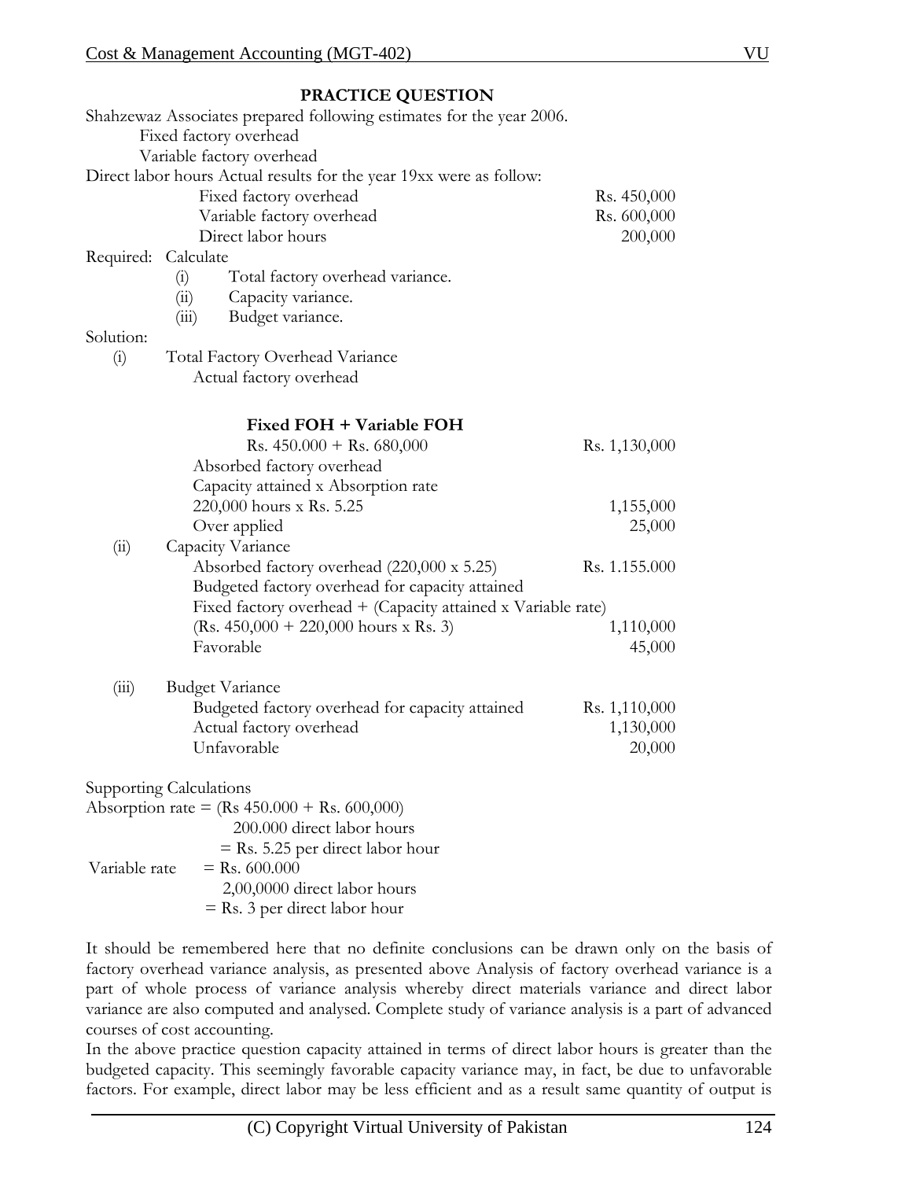## PRACTICE QUESTION

Shahzewaz Associates prepared following estimates for the year 2006.

Fixed factory overhead

Variable factory overhead

Direct labor hours Actual results for the year 19xx were as follow:

| | |
|---|---|
| Fixed factory overhead | Rs. 450,000 |
| Variable factory overhead | Rs. 600,000 |
| Direct labor hours | 200,000 |

Required: Calculate

(i) Total factory overhead variance.

(ii) Capacity variance.

(iii) Budget variance.

Solution:

(i) Total Factory Overhead Variance

| | |
|---|---|
| Actual factory overhead | |
| **Fixed FOH + Variable FOH** | |
| Rs. 450.000 + Rs. 680,000 | Rs. 1,130,000 |
| Absorbed factory overhead | |
| Capacity attained x Absorption rate | |
| 220,000 hours x Rs. 5.25 | 1,155,000 |
| Over applied | 25,000 |

(ii) Capacity Variance

| | |
|---|---|
| Absorbed factory overhead (220,000 x 5.25) | Rs. 1.155.000 |
| Budgeted factory overhead for capacity attained | |
| Fixed factory overhead + (Capacity attained x Variable rate) | |
| (Rs. 450,000 + 220,000 hours x Rs. 3) | 1,110,000 |
| Favorable | 45,000 |

(iii) Budget Variance

| | |
|---|---|
| Budgeted factory overhead for capacity attained | Rs. 1,110,000 |
| Actual factory overhead | 1,130,000 |
| Unfavorable | 20,000 |

Supporting Calculations

Absorption rate = (Rs 450.000 + Rs. 600,000) / 200.000 direct labor hours

= Rs. 5.25 per direct labor hour

Variable rate = Rs. 600.000 / 2,00,0000 direct labor hours

= Rs. 3 per direct labor hour

It should be remembered here that no definite conclusions can be drawn only on the basis of factory overhead variance analysis, as presented above Analysis of factory overhead variance is a part of whole process of variance analysis whereby direct materials variance and direct labor variance are also computed and analysed. Complete study of variance analysis is a part of advanced courses of cost accounting.

In the above practice question capacity attained in terms of direct labor hours is greater than the budgeted capacity. This seemingly favorable capacity variance may, in fact, be due to unfavorable factors. For example, direct labor may be less efficient and as a result same quantity of output is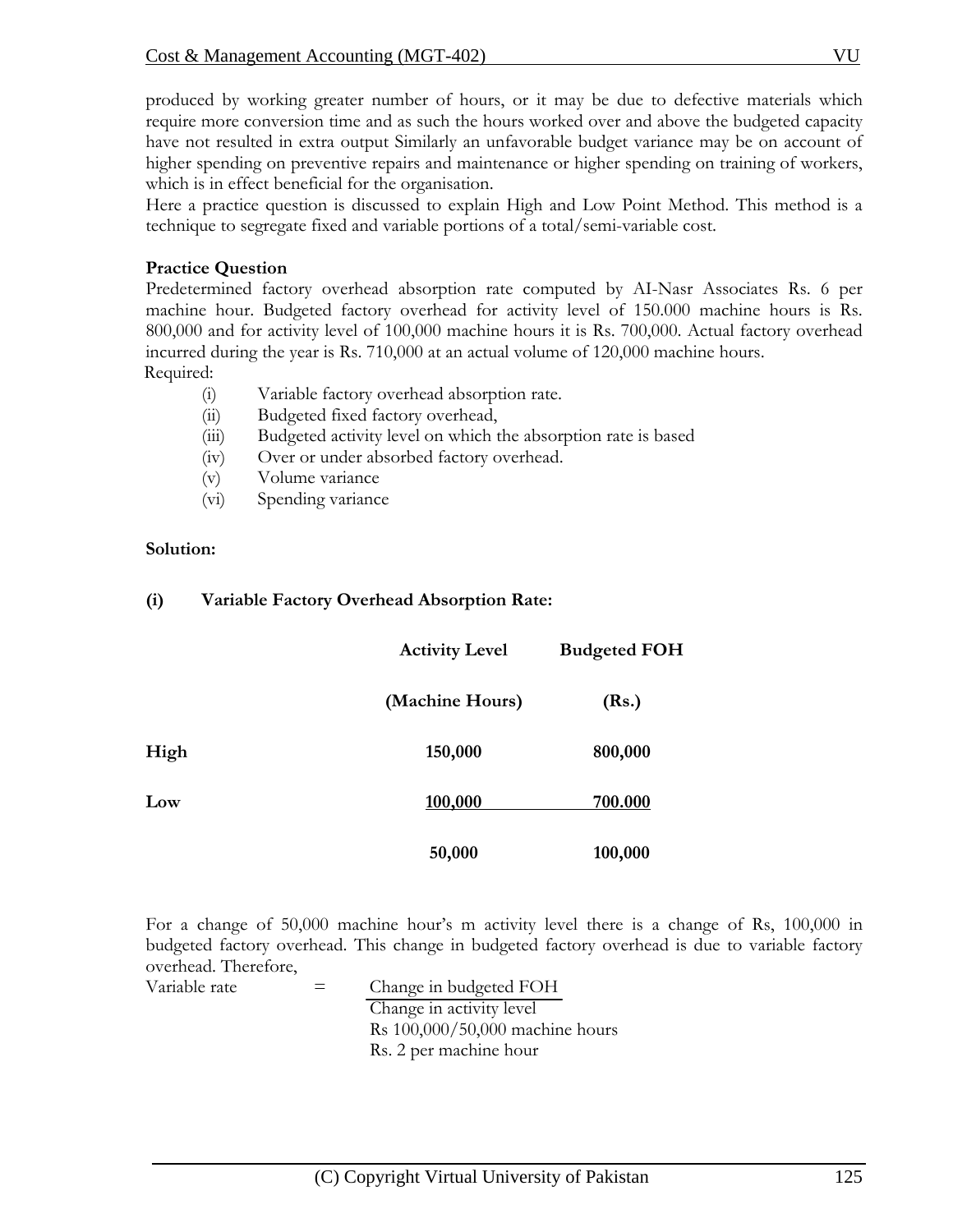produced by working greater number of hours, or it may be due to defective materials which require more conversion time and as such the hours worked over and above the budgeted capacity have not resulted in extra output Similarly an unfavorable budget variance may be on account of higher spending on preventive repairs and maintenance or higher spending on training of workers, which is in effect beneficial for the organisation.

Here a practice question is discussed to explain High and Low Point Method. This method is a technique to segregate fixed and variable portions of a total/semi-variable cost.

**Practice Question**

Predetermined factory overhead absorption rate computed by AI-Nasr Associates Rs. 6 per machine hour. Budgeted factory overhead for activity level of 150.000 machine hours is Rs. 800,000 and for activity level of 100,000 machine hours it is Rs. 700,000. Actual factory overhead incurred during the year is Rs. 710,000 at an actual volume of 120,000 machine hours.

Required:

(i) Variable factory overhead absorption rate.
(ii) Budgeted fixed factory overhead,
(iii) Budgeted activity level on which the absorption rate is based
(iv) Over or under absorbed factory overhead.
(v) Volume variance
(vi) Spending variance

**Solution:**

**(i) Variable Factory Overhead Absorption Rate:**

| | Activity Level (Machine Hours) | Budgeted FOH (Rs.) |
|---|---|---|
| **High** | **150,000** | **800,000** |
| **Low** | **100,000** | **700.000** |
| | **50,000** | **100,000** |

For a change of 50,000 machine hour's m activity level there is a change of Rs, 100,000 in budgeted factory overhead. This change in budgeted factory overhead is due to variable factory overhead. Therefore,

Variable rate = Change in budgeted FOH / Change in activity level

Rs 100,000/50,000 machine hours

Rs. 2 per machine hour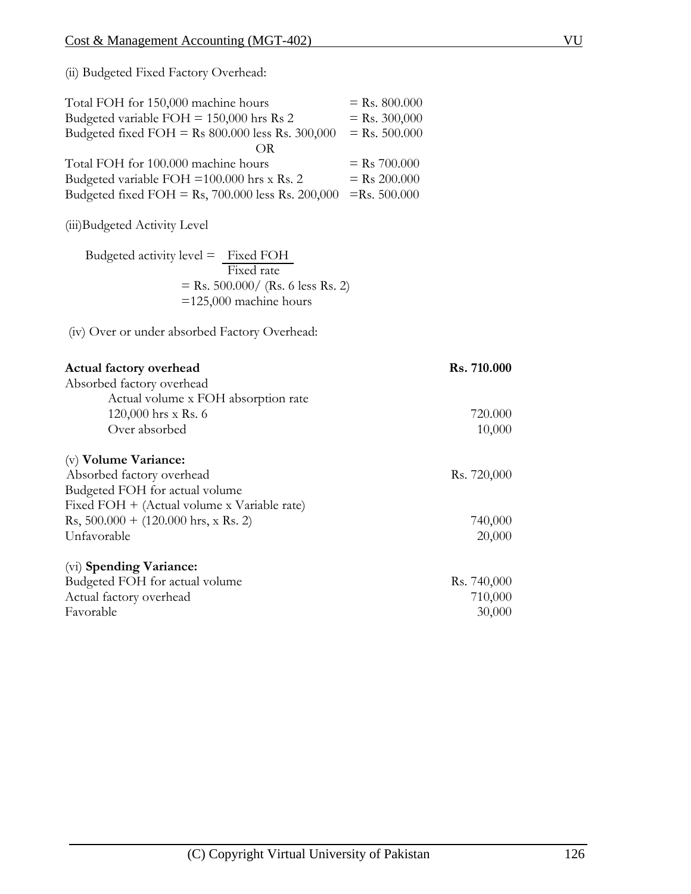(ii) Budgeted Fixed Factory Overhead:

| | |
|---|---|
| Total FOH for 150,000 machine hours | = Rs. 800.000 |
| Budgeted variable FOH = 150,000 hrs Rs 2 | = Rs. 300,000 |
| Budgeted fixed FOH = Rs 800.000 less Rs. 300,000 | = Rs. 500.000 |

OR

| | |
|---|---|
| Total FOH for 100.000 machine hours | = Rs 700.000 |
| Budgeted variable FOH =100.000 hrs x Rs. 2 | = Rs 200.000 |
| Budgeted fixed FOH = Rs, 700.000 less Rs. 200,000 | =Rs. 500.000 |

(iii)Budgeted Activity Level

$$\text{Budgeted activity level} = \frac{\text{Fixed FOH}}{\text{Fixed rate}}$$

= Rs. 500.000/ (Rs. 6 less Rs. 2)

=125,000 machine hours

(iv) Over or under absorbed Factory Overhead:

| | |
|---|---|
| **Actual factory overhead** | **Rs. 710.000** |
| Absorbed factory overhead | |
| Actual volume x FOH absorption rate | |
| 120,000 hrs x Rs. 6 | 720.000 |
| Over absorbed | 10,000 |

(v) **Volume Variance:**

| | |
|---|---|
| Absorbed factory overhead | Rs. 720,000 |
| Budgeted FOH for actual volume | |
| Fixed FOH + (Actual volume x Variable rate) | |
| Rs, 500.000 + (120.000 hrs, x Rs. 2) | 740,000 |
| Unfavorable | 20,000 |

(vi) **Spending Variance:**

| | |
|---|---|
| Budgeted FOH for actual volume | Rs. 740,000 |
| Actual factory overhead | 710,000 |
| Favorable | 30,000 |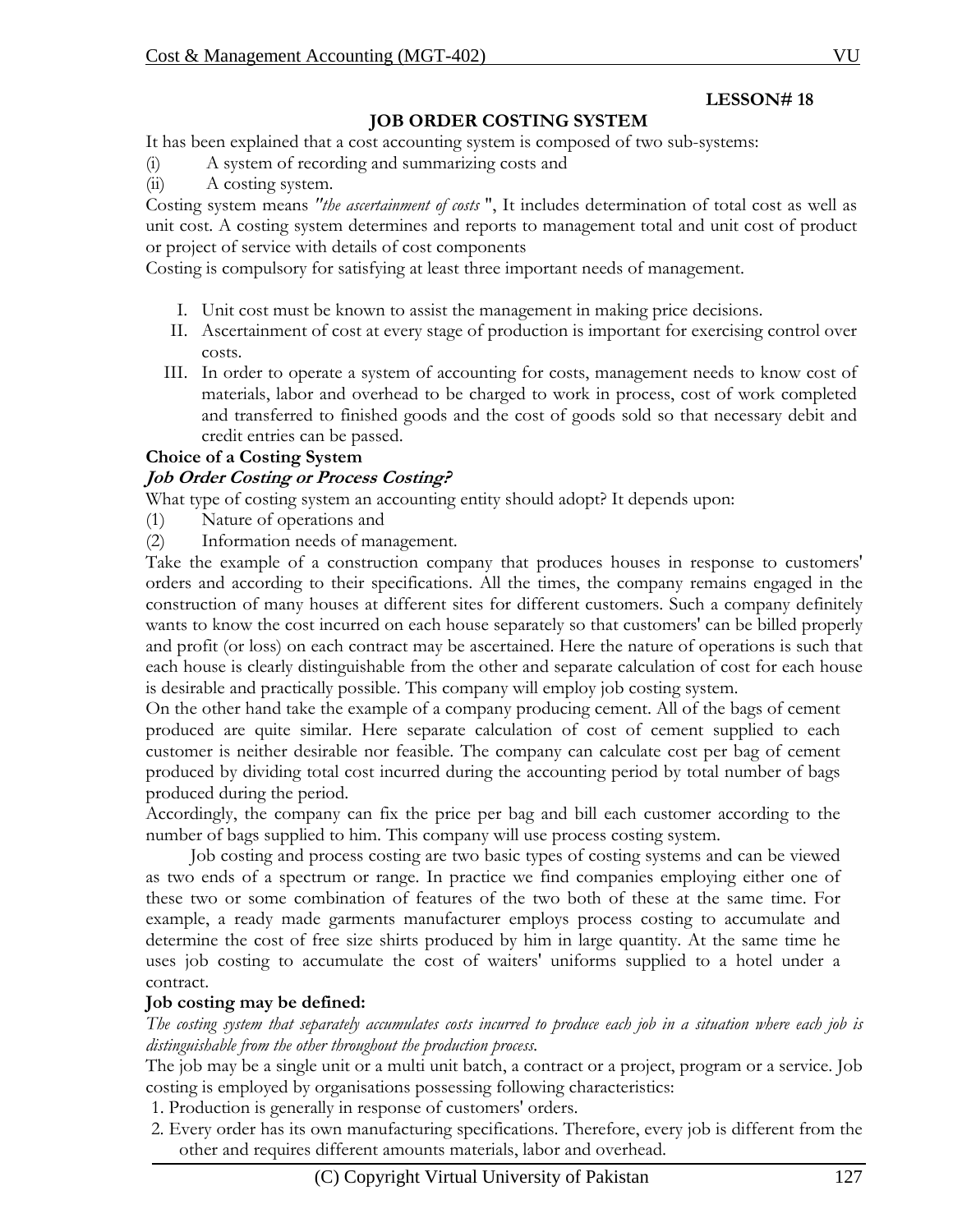**LESSON# 18**

## JOB ORDER COSTING SYSTEM

It has been explained that a cost accounting system is composed of two sub-systems:

(i) A system of recording and summarizing costs and

(ii) A costing system.

Costing system means *"the ascertainment of costs* ", It includes determination of total cost as well as unit cost. A costing system determines and reports to management total and unit cost of product or project of service with details of cost components

Costing is compulsory for satisfying at least three important needs of management.

I. Unit cost must be known to assist the management in making price decisions.
II. Ascertainment of cost at every stage of production is important for exercising control over costs.
III. In order to operate a system of accounting for costs, management needs to know cost of materials, labor and overhead to be charged to work in process, cost of work completed and transferred to finished goods and the cost of goods sold so that necessary debit and credit entries can be passed.

**Choice of a Costing System**

***Job Order Costing or Process Costing?***

What type of costing system an accounting entity should adopt? It depends upon:

(1) Nature of operations and

(2) Information needs of management.

Take the example of a construction company that produces houses in response to customers' orders and according to their specifications. All the times, the company remains engaged in the construction of many houses at different sites for different customers. Such a company definitely wants to know the cost incurred on each house separately so that customers' can be billed properly and profit (or loss) on each contract may be ascertained. Here the nature of operations is such that each house is clearly distinguishable from the other and separate calculation of cost for each house is desirable and practically possible. This company will employ job costing system.

On the other hand take the example of a company producing cement. All of the bags of cement produced are quite similar. Here separate calculation of cost of cement supplied to each customer is neither desirable nor feasible. The company can calculate cost per bag of cement produced by dividing total cost incurred during the accounting period by total number of bags produced during the period.

Accordingly, the company can fix the price per bag and bill each customer according to the number of bags supplied to him. This company will use process costing system.

Job costing and process costing are two basic types of costing systems and can be viewed as two ends of a spectrum or range. In practice we find companies employing either one of these two or some combination of features of the two both of these at the same time. For example, a ready made garments manufacturer employs process costing to accumulate and determine the cost of free size shirts produced by him in large quantity. At the same time he uses job costing to accumulate the cost of waiters' uniforms supplied to a hotel under a contract.

**Job costing may be defined:**

*The costing system that separately accumulates costs incurred to produce each job in a situation where each job is distinguishable from the other throughout the production process.*

The job may be a single unit or a multi unit batch, a contract or a project, program or a service. Job costing is employed by organisations possessing following characteristics:

1. Production is generally in response of customers' orders.
2. Every order has its own manufacturing specifications. Therefore, every job is different from the other and requires different amounts materials, labor and overhead.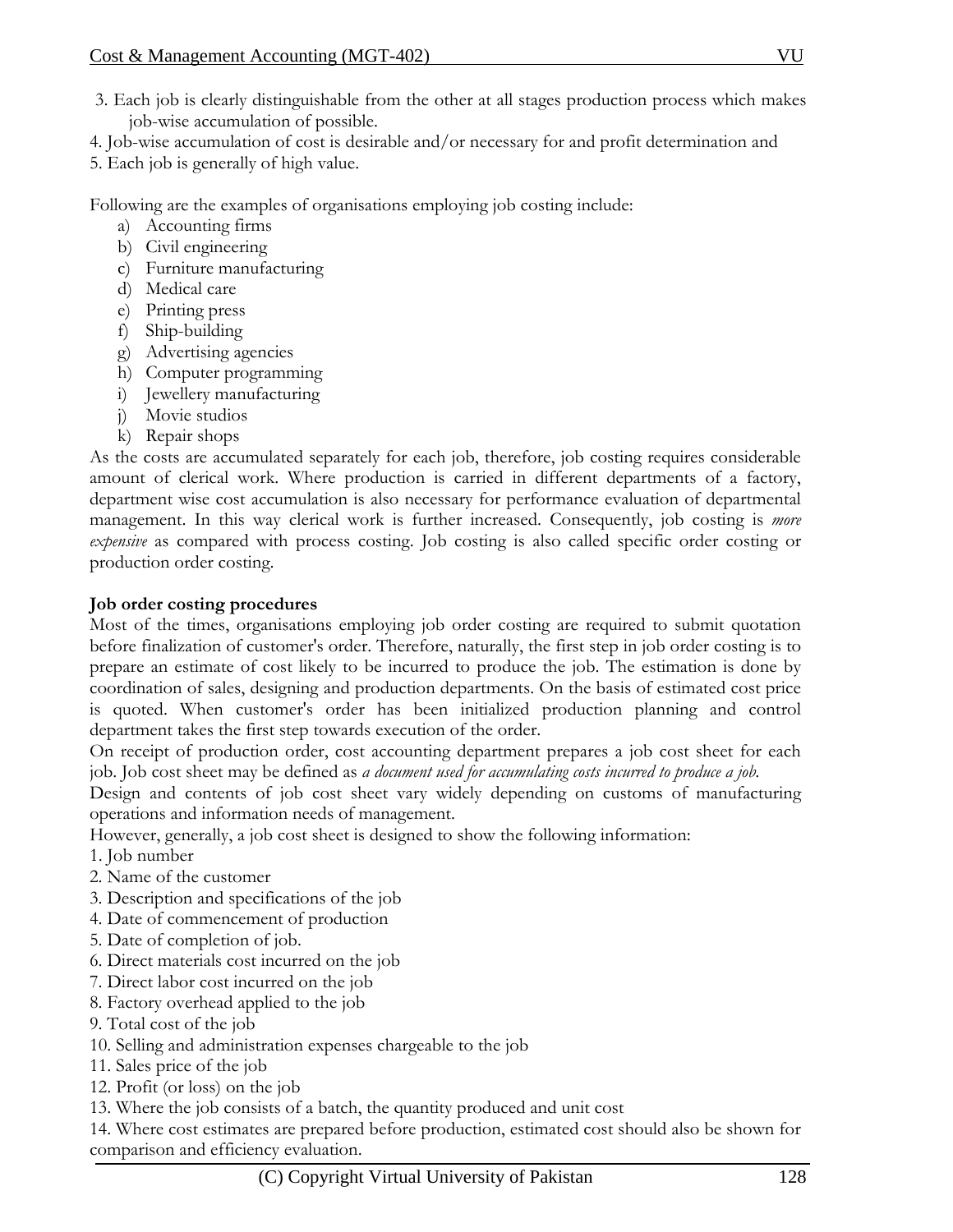3. Each job is clearly distinguishable from the other at all stages production process which makes job-wise accumulation of possible.
4. Job-wise accumulation of cost is desirable and/or necessary for and profit determination and
5. Each job is generally of high value.

Following are the examples of organisations employing job costing include:

a) Accounting firms
b) Civil engineering
c) Furniture manufacturing
d) Medical care
e) Printing press
f) Ship-building
g) Advertising agencies
h) Computer programming
i) Jewellery manufacturing
j) Movie studios
k) Repair shops

As the costs are accumulated separately for each job, therefore, job costing requires considerable amount of clerical work. Where production is carried in different departments of a factory, department wise cost accumulation is also necessary for performance evaluation of departmental management. In this way clerical work is further increased. Consequently, job costing is *more expensive* as compared with process costing. Job costing is also called specific order costing or production order costing.

**Job order costing procedures**

Most of the times, organisations employing job order costing are required to submit quotation before finalization of customer's order. Therefore, naturally, the first step in job order costing is to prepare an estimate of cost likely to be incurred to produce the job. The estimation is done by coordination of sales, designing and production departments. On the basis of estimated cost price is quoted. When customer's order has been initialized production planning and control department takes the first step towards execution of the order.

On receipt of production order, cost accounting department prepares a job cost sheet for each job. Job cost sheet may be defined as *a document used for accumulating costs incurred to produce a job.*

Design and contents of job cost sheet vary widely depending on customs of manufacturing operations and information needs of management.

However, generally, a job cost sheet is designed to show the following information:

1. Job number
2. Name of the customer
3. Description and specifications of the job
4. Date of commencement of production
5. Date of completion of job.
6. Direct materials cost incurred on the job
7. Direct labor cost incurred on the job
8. Factory overhead applied to the job
9. Total cost of the job
10. Selling and administration expenses chargeable to the job
11. Sales price of the job
12. Profit (or loss) on the job
13. Where the job consists of a batch, the quantity produced and unit cost
14. Where cost estimates are prepared before production, estimated cost should also be shown for comparison and efficiency evaluation.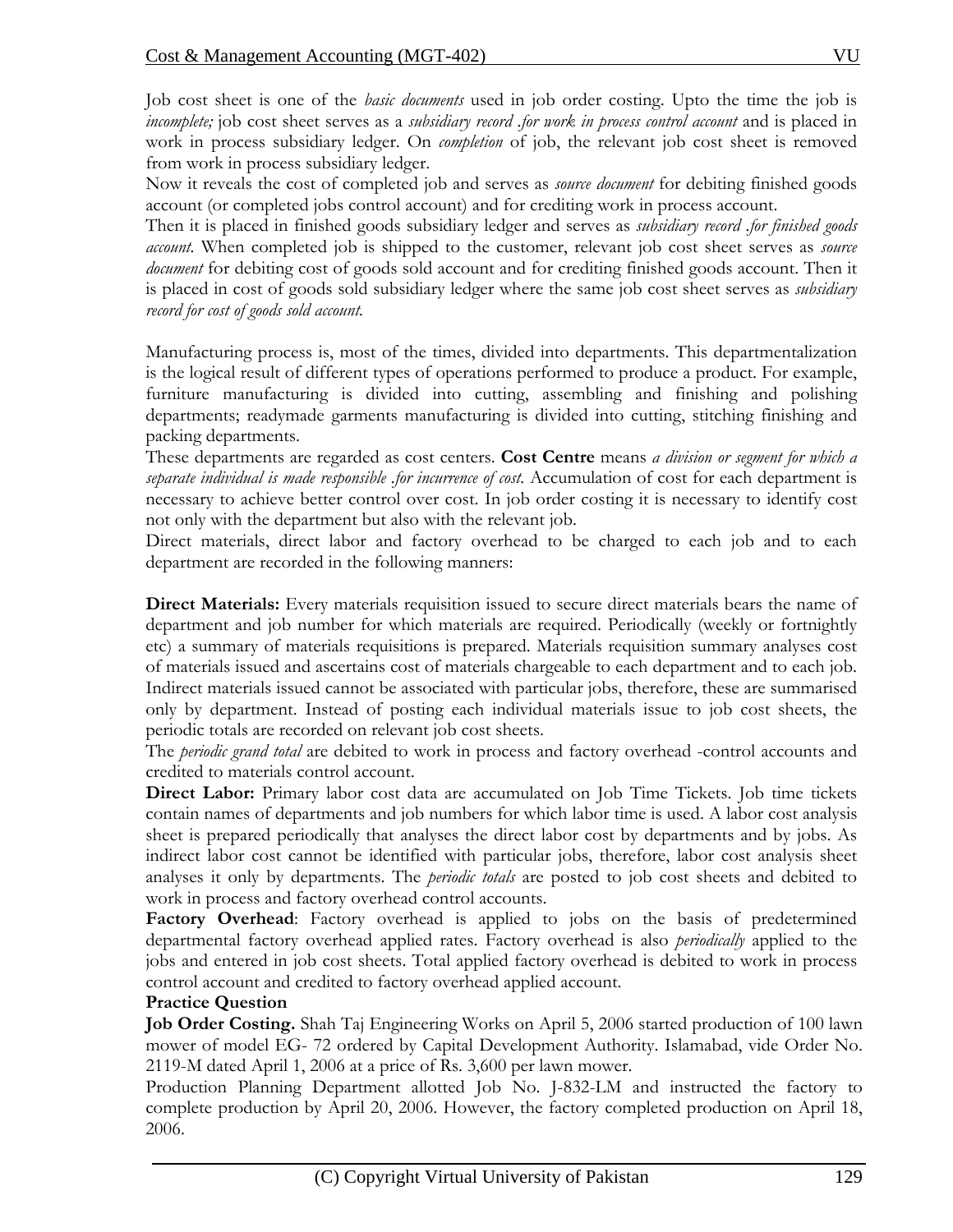Job cost sheet is one of the *basic documents* used in job order costing. Upto the time the job is *incomplete;* job cost sheet serves as a *subsidiary record .for work in process control account* and is placed in work in process subsidiary ledger. On *completion* of job, the relevant job cost sheet is removed from work in process subsidiary ledger.

Now it reveals the cost of completed job and serves as *source document* for debiting finished goods account (or completed jobs control account) and for crediting work in process account.

Then it is placed in finished goods subsidiary ledger and serves as *subsidiary record .for finished goods account.* When completed job is shipped to the customer, relevant job cost sheet serves as *source document* for debiting cost of goods sold account and for crediting finished goods account. Then it is placed in cost of goods sold subsidiary ledger where the same job cost sheet serves as *subsidiary record for cost of goods sold account.*

Manufacturing process is, most of the times, divided into departments. This departmentalization is the logical result of different types of operations performed to produce a product. For example, furniture manufacturing is divided into cutting, assembling and finishing and polishing departments; readymade garments manufacturing is divided into cutting, stitching finishing and packing departments.

These departments are regarded as cost centers. **Cost Centre** means *a division or segment for which a separate individual is made responsible .for incurrence of cost.* Accumulation of cost for each department is necessary to achieve better control over cost. In job order costing it is necessary to identify cost not only with the department but also with the relevant job.

Direct materials, direct labor and factory overhead to be charged to each job and to each department are recorded in the following manners:

**Direct Materials:** Every materials requisition issued to secure direct materials bears the name of department and job number for which materials are required. Periodically (weekly or fortnightly etc) a summary of materials requisitions is prepared. Materials requisition summary analyses cost of materials issued and ascertains cost of materials chargeable to each department and to each job. Indirect materials issued cannot be associated with particular jobs, therefore, these are summarised only by department. Instead of posting each individual materials issue to job cost sheets, the periodic totals are recorded on relevant job cost sheets.

The *periodic grand total* are debited to work in process and factory overhead -control accounts and credited to materials control account.

**Direct Labor:** Primary labor cost data are accumulated on Job Time Tickets. Job time tickets contain names of departments and job numbers for which labor time is used. A labor cost analysis sheet is prepared periodically that analyses the direct labor cost by departments and by jobs. As indirect labor cost cannot be identified with particular jobs, therefore, labor cost analysis sheet analyses it only by departments. The *periodic totals* are posted to job cost sheets and debited to work in process and factory overhead control accounts.

**Factory Overhead**: Factory overhead is applied to jobs on the basis of predetermined departmental factory overhead applied rates. Factory overhead is also *periodically* applied to the jobs and entered in job cost sheets. Total applied factory overhead is debited to work in process control account and credited to factory overhead applied account.

**Practice Question**

**Job Order Costing.** Shah Taj Engineering Works on April 5, 2006 started production of 100 lawn mower of model EG- 72 ordered by Capital Development Authority. Islamabad, vide Order No. 2119-M dated April 1, 2006 at a price of Rs. 3,600 per lawn mower.

Production Planning Department allotted Job No. J-832-LM and instructed the factory to complete production by April 20, 2006. However, the factory completed production on April 18, 2006.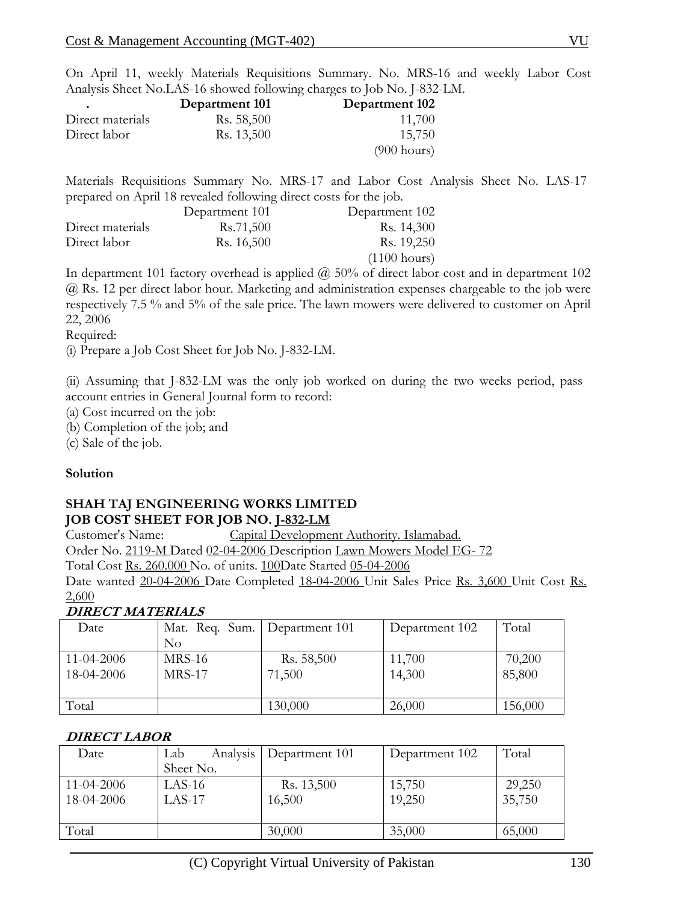On April 11, weekly Materials Requisitions Summary. No. MRS-16 and weekly Labor Cost Analysis Sheet No.LAS-16 showed following charges to Job No. J-832-LM.

| . | Department 101 | Department 102 |
|---|---|---|
| Direct materials | Rs. 58,500 | 11,700 |
| Direct labor | Rs. 13,500 | 15,750 |
| | | (900 hours) |

Materials Requisitions Summary No. MRS-17 and Labor Cost Analysis Sheet No. LAS-17 prepared on April 18 revealed following direct costs for the job.

| | Department 101 | Department 102 |
|---|---|---|
| Direct materials | Rs.71,500 | Rs. 14,300 |
| Direct labor | Rs. 16,500 | Rs. 19,250 |
| | | (1100 hours) |

In department 101 factory overhead is applied @ 50% of direct labor cost and in department 102 @ Rs. 12 per direct labor hour. Marketing and administration expenses chargeable to the job were respectively 7.5 % and 5% of the sale price. The lawn mowers were delivered to customer on April 22, 2006

Required:

(i) Prepare a Job Cost Sheet for Job No. J-832-LM.

(ii) Assuming that J-832-LM was the only job worked on during the two weeks period, pass account entries in General Journal form to record:

(a) Cost incurred on the job:

(b) Completion of the job; and

(c) Sale of the job.

**Solution**

**SHAH TAJ ENGINEERING WORKS LIMITED**
**JOB COST SHEET FOR JOB NO. J-832-LM**

Customer's Name: Capital Development Authority. Islamabad.

Order No. 2119-M Dated 02-04-2006 Description Lawn Mowers Model EG- 72

Total Cost Rs. 260.000 No. of units. 100 Date Started 05-04-2006

Date wanted 20-04-2006 Date Completed 18-04-2006 Unit Sales Price Rs. 3,600 Unit Cost Rs. 2,600

***DIRECT MATERIALS***

| Date | Mat. Req. Sum. No | Department 101 | Department 102 | Total |
|---|---|---|---|---|
| 11-04-2006 | MRS-16 | Rs. 58,500 | 11,700 | 70,200 |
| 18-04-2006 | MRS-17 | 71,500 | 14,300 | 85,800 |
| Total | | 130,000 | 26,000 | 156,000 |

***DIRECT LABOR***

| Date | Lab Analysis Sheet No. | Department 101 | Department 102 | Total |
|---|---|---|---|---|
| 11-04-2006 | LAS-16 | Rs. 13,500 | 15,750 | 29,250 |
| 18-04-2006 | LAS-17 | 16,500 | 19,250 | 35,750 |
| Total | | 30,000 | 35,000 | 65,000 |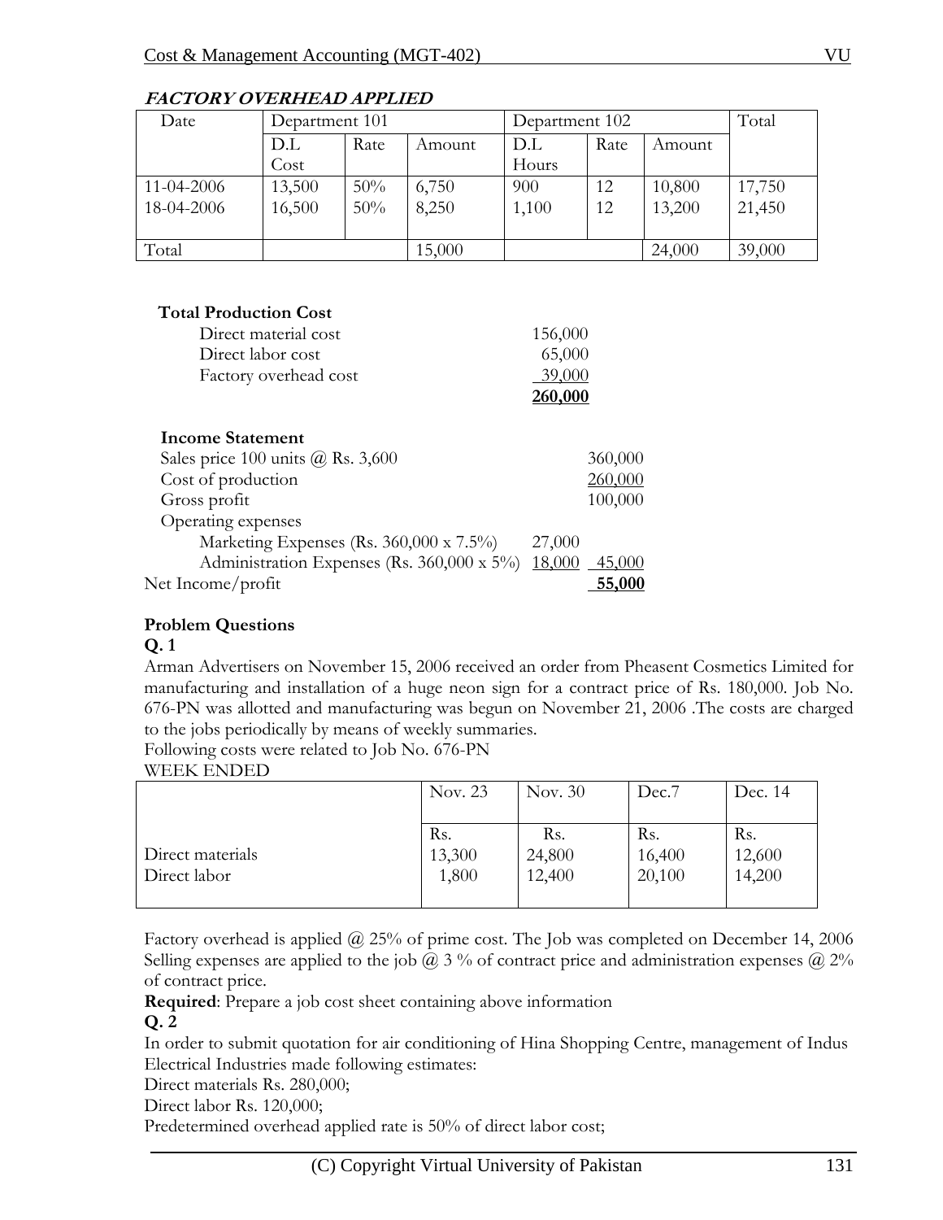***FACTORY OVERHEAD APPLIED***

| Date | Department 101 | | | Department 102 | | | Total |
|---|---|---|---|---|---|---|---|
| | D.L Cost | Rate | Amount | D.L Hours | Rate | Amount | |
| 11-04-2006 | 13,500 | 50% | 6,750 | 900 | 12 | 10,800 | 17,750 |
| 18-04-2006 | 16,500 | 50% | 8,250 | 1,100 | 12 | 13,200 | 21,450 |
| Total | | | 15,000 | | | 24,000 | 39,000 |

**Total Production Cost**

| | |
|---|---|
| Direct material cost | 156,000 |
| Direct labor cost | 65,000 |
| Factory overhead cost | 39,000 |
| | **260,000** |

**Income Statement**

| | | |
|---|---|---|
| Sales price 100 units @ Rs. 3,600 | | 360,000 |
| Cost of production | | 260,000 |
| Gross profit | | 100,000 |
| Operating expenses | | |
| Marketing Expenses (Rs. 360,000 x 7.5%) | 27,000 | |
| Administration Expenses (Rs. 360,000 x 5%) | 18,000 | 45,000 |
| Net Income/profit | | **55,000** |

**Problem Questions**

**Q. 1**

Arman Advertisers on November 15, 2006 received an order from Pheasent Cosmetics Limited for manufacturing and installation of a huge neon sign for a contract price of Rs. 180,000. Job No. 676-PN was allotted and manufacturing was begun on November 21, 2006 .The costs are charged to the jobs periodically by means of weekly summaries.

Following costs were related to Job No. 676-PN

WEEK ENDED

| | Nov. 23 | Nov. 30 | Dec.7 | Dec. 14 |
|---|---|---|---|---|
| | Rs. | Rs. | Rs. | Rs. |
| Direct materials | 13,300 | 24,800 | 16,400 | 12,600 |
| Direct labor | 1,800 | 12,400 | 20,100 | 14,200 |

Factory overhead is applied @ 25% of prime cost. The Job was completed on December 14, 2006 Selling expenses are applied to the job @ 3 % of contract price and administration expenses @ 2% of contract price.

**Required**: Prepare a job cost sheet containing above information

**Q. 2**

In order to submit quotation for air conditioning of Hina Shopping Centre, management of Indus Electrical Industries made following estimates:

Direct materials Rs. 280,000;

Direct labor Rs. 120,000;

Predetermined overhead applied rate is 50% of direct labor cost;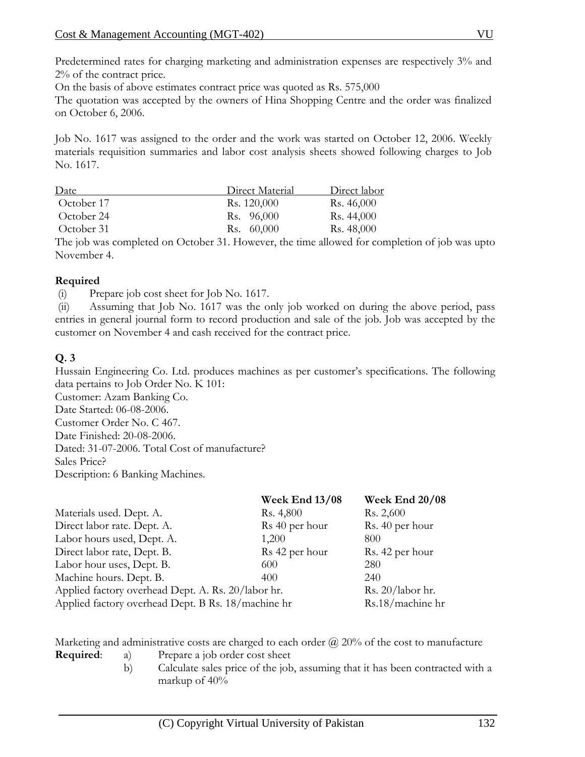Predetermined rates for charging marketing and administration expenses are respectively 3% and 2% of the contract price.

On the basis of above estimates contract price was quoted as Rs. 575,000

The quotation was accepted by the owners of Hina Shopping Centre and the order was finalized on October 6, 2006.

Job No. 1617 was assigned to the order and the work was started on October 12, 2006. Weekly materials requisition summaries and labor cost analysis sheets showed following charges to Job No. 1617.

| Date | Direct Material | Direct labor |
|---|---|---|
| October 17 | Rs. 120,000 | Rs. 46,000 |
| October 24 | Rs. 96,000 | Rs. 44,000 |
| October 31 | Rs. 60,000 | Rs. 48,000 |

The job was completed on October 31. However, the time allowed for completion of job was upto November 4.

**Required**

(i) Prepare job cost sheet for Job No. 1617.

(ii) Assuming that Job No. 1617 was the only job worked on during the above period, pass entries in general journal form to record production and sale of the job. Job was accepted by the customer on November 4 and cash received for the contract price.

**Q. 3**

Hussain Engineering Co. Ltd. produces machines as per customer's specifications. The following data pertains to Job Order No. K 101:

Customer: Azam Banking Co.

Date Started: 06-08-2006.

Customer Order No. C 467.

Date Finished: 20-08-2006.

Dated: 31-07-2006. Total Cost of manufacture?

Sales Price?

Description: 6 Banking Machines.

| | **Week End 13/08** | **Week End 20/08** |
|---|---|---|
| Materials used. Dept. A. | Rs. 4,800 | Rs. 2,600 |
| Direct labor rate. Dept. A. | Rs 40 per hour | Rs. 40 per hour |
| Labor hours used, Dept. A. | 1,200 | 800 |
| Direct labor rate, Dept. B. | Rs 42 per hour | Rs. 42 per hour |
| Labor hour uses, Dept. B. | 600 | 280 |
| Machine hours. Dept. B. | 400 | 240 |
| Applied factory overhead Dept. A. Rs. 20/labor hr. | | Rs. 20/labor hr. |
| Applied factory overhead Dept. B Rs. 18/machine hr | | Rs.18/machine hr |

Marketing and administrative costs are charged to each order @ 20% of the cost to manufacture

**Required**:
- a) Prepare a job order cost sheet
- b) Calculate sales price of the job, assuming that it has been contracted with a markup of 40%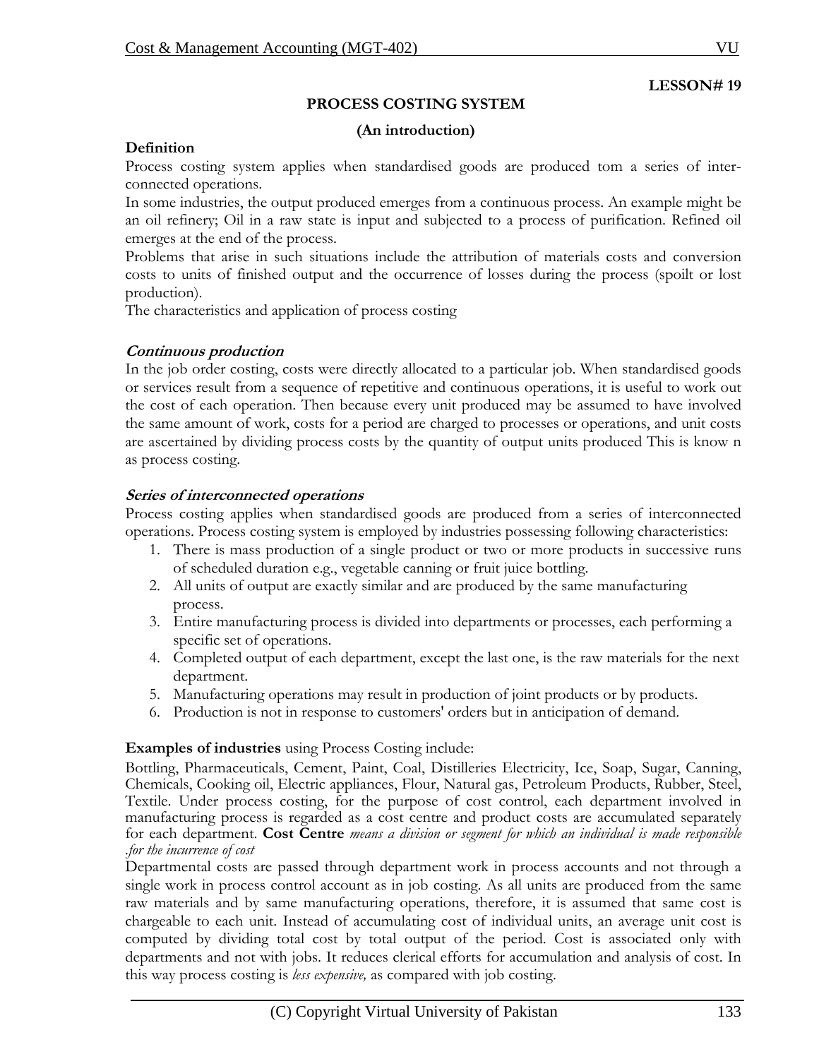**LESSON# 19**

## PROCESS COSTING SYSTEM

### (An introduction)

**Definition**

Process costing system applies when standardised goods are produced tom a series of inter-connected operations.

In some industries, the output produced emerges from a continuous process. An example might be an oil refinery; Oil in a raw state is input and subjected to a process of purification. Refined oil emerges at the end of the process.

Problems that arise in such situations include the attribution of materials costs and conversion costs to units of finished output and the occurrence of losses during the process (spoilt or lost production).

The characteristics and application of process costing

***Continuous production***

In the job order costing, costs were directly allocated to a particular job. When standardised goods or services result from a sequence of repetitive and continuous operations, it is useful to work out the cost of each operation. Then because every unit produced may be assumed to have involved the same amount of work, costs for a period are charged to processes or operations, and unit costs are ascertained by dividing process costs by the quantity of output units produced This is know n as process costing.

***Series of interconnected operations***

Process costing applies when standardised goods are produced from a series of interconnected operations. Process costing system is employed by industries possessing following characteristics:

1. There is mass production of a single product or two or more products in successive runs of scheduled duration e.g., vegetable canning or fruit juice bottling.
2. All units of output are exactly similar and are produced by the same manufacturing process.
3. Entire manufacturing process is divided into departments or processes, each performing a specific set of operations.
4. Completed output of each department, except the last one, is the raw materials for the next department.
5. Manufacturing operations may result in production of joint products or by products.
6. Production is not in response to customers' orders but in anticipation of demand.

**Examples of industries** using Process Costing include:

Bottling, Pharmaceuticals, Cement, Paint, Coal, Distilleries Electricity, Ice, Soap, Sugar, Canning, Chemicals, Cooking oil, Electric appliances, Flour, Natural gas, Petroleum Products, Rubber, Steel, Textile. Under process costing, for the purpose of cost control, each department involved in manufacturing process is regarded as a cost centre and product costs are accumulated separately for each department. **Cost Centre** *means a division or segment for which an individual is made responsible .for the incurrence of cost*

Departmental costs are passed through department work in process accounts and not through a single work in process control account as in job costing. As all units are produced from the same raw materials and by same manufacturing operations, therefore, it is assumed that same cost is chargeable to each unit. Instead of accumulating cost of individual units, an average unit cost is computed by dividing total cost by total output of the period. Cost is associated only with departments and not with jobs. It reduces clerical efforts for accumulation and analysis of cost. In this way process costing is *less expensive,* as compared with job costing.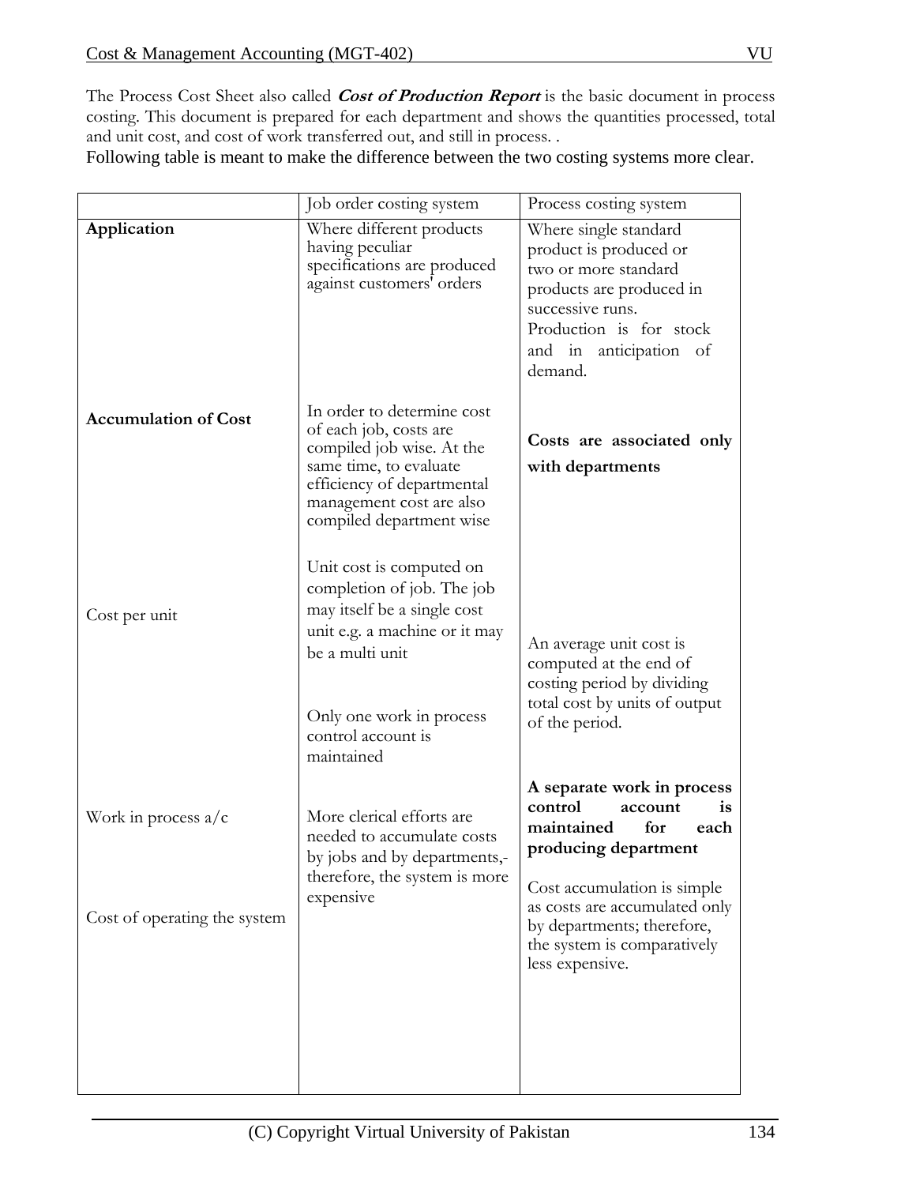The Process Cost Sheet also called ***Cost of Production Report*** is the basic document in process costing. This document is prepared for each department and shows the quantities processed, total and unit cost, and cost of work transferred out, and still in process. .

Following table is meant to make the difference between the two costing systems more clear.

| | Job order costing system | Process costing system |
|---|---|---|
| **Application** | Where different products having peculiar specifications are produced against customers' orders | Where single standard product is produced or two or more standard products are produced in successive runs. Production is for stock and in anticipation of demand. |
| **Accumulation of Cost** | In order to determine cost of each job, costs are compiled job wise. At the same time, to evaluate efficiency of departmental management cost are also compiled department wise | **Costs are associated only with departments** |
| Cost per unit | Unit cost is computed on completion of job. The job may itself be a single cost unit e.g. a machine or it may be a multi unit | An average unit cost is computed at the end of costing period by dividing total cost by units of output of the period. |
| Work in process a/c | Only one work in process control account is maintained | **A separate work in process control account is maintained for each producing department** |
| Cost of operating the system | More clerical efforts are needed to accumulate costs by jobs and by departments,- therefore, the system is more expensive | Cost accumulation is simple as costs are accumulated only by departments; therefore, the system is comparatively less expensive. |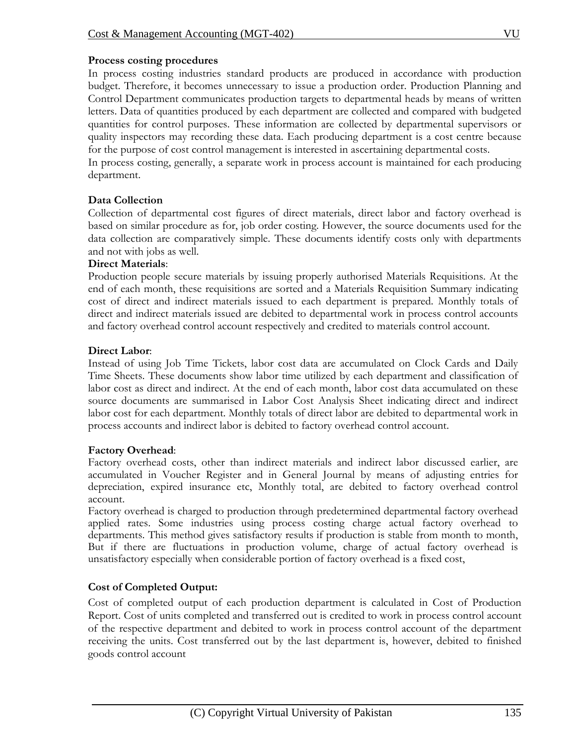**Process costing procedures**

In process costing industries standard products are produced in accordance with production budget. Therefore, it becomes unnecessary to issue a production order. Production Planning and Control Department communicates production targets to departmental heads by means of written letters. Data of quantities produced by each department are collected and compared with budgeted quantities for control purposes. These information are collected by departmental supervisors or quality inspectors may recording these data. Each producing department is a cost centre because for the purpose of cost control management is interested in ascertaining departmental costs.

In process costing, generally, a separate work in process account is maintained for each producing department.

**Data Collection**

Collection of departmental cost figures of direct materials, direct labor and factory overhead is based on similar procedure as for, job order costing. However, the source documents used for the data collection are comparatively simple. These documents identify costs only with departments and not with jobs as well.

**Direct Materials**:

Production people secure materials by issuing properly authorised Materials Requisitions. At the end of each month, these requisitions are sorted and a Materials Requisition Summary indicating cost of direct and indirect materials issued to each department is prepared. Monthly totals of direct and indirect materials issued are debited to departmental work in process control accounts and factory overhead control account respectively and credited to materials control account.

**Direct Labor**:

Instead of using Job Time Tickets, labor cost data are accumulated on Clock Cards and Daily Time Sheets. These documents show labor time utilized by each department and classification of labor cost as direct and indirect. At the end of each month, labor cost data accumulated on these source documents are summarised in Labor Cost Analysis Sheet indicating direct and indirect labor cost for each department. Monthly totals of direct labor are debited to departmental work in process accounts and indirect labor is debited to factory overhead control account.

**Factory Overhead**:

Factory overhead costs, other than indirect materials and indirect labor discussed earlier, are accumulated in Voucher Register and in General Journal by means of adjusting entries for depreciation, expired insurance etc, Monthly total, are debited to factory overhead control account.

Factory overhead is charged to production through predetermined departmental factory overhead applied rates. Some industries using process costing charge actual factory overhead to departments. This method gives satisfactory results if production is stable from month to month, But if there are fluctuations in production volume, charge of actual factory overhead is unsatisfactory especially when considerable portion of factory overhead is a fixed cost,

**Cost of Completed Output:**

Cost of completed output of each production department is calculated in Cost of Production Report. Cost of units completed and transferred out is credited to work in process control account of the respective department and debited to work in process control account of the department receiving the units. Cost transferred out by the last department is, however, debited to finished goods control account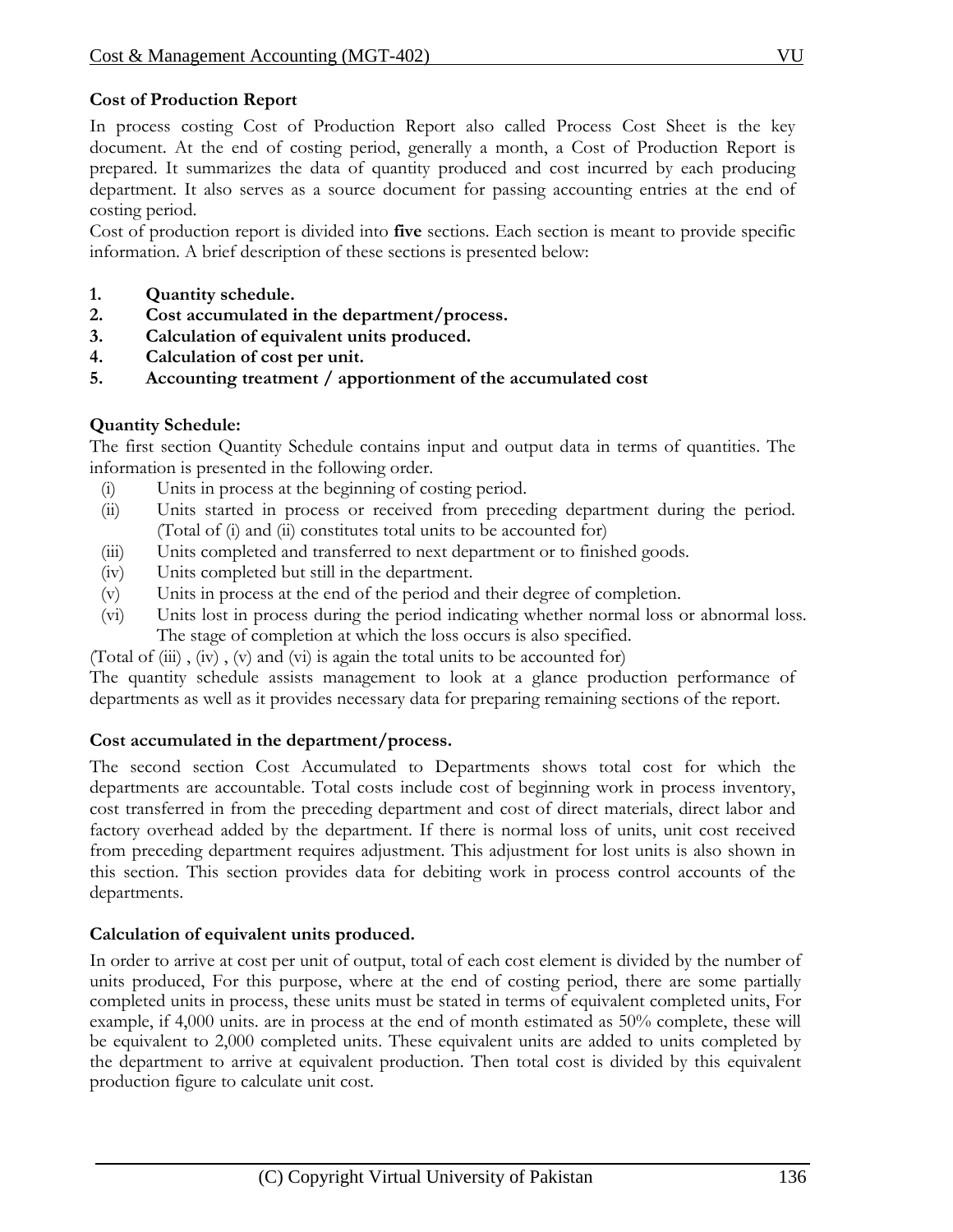**Cost of Production Report**

In process costing Cost of Production Report also called Process Cost Sheet is the key document. At the end of costing period, generally a month, a Cost of Production Report is prepared. It summarizes the data of quantity produced and cost incurred by each producing department. It also serves as a source document for passing accounting entries at the end of costing period.

Cost of production report is divided into **five** sections. Each section is meant to provide specific information. A brief description of these sections is presented below:

1. **Quantity schedule.**
2. **Cost accumulated in the department/process.**
3. **Calculation of equivalent units produced.**
4. **Calculation of cost per unit.**
5. **Accounting treatment / apportionment of the accumulated cost**

**Quantity Schedule:**

The first section Quantity Schedule contains input and output data in terms of quantities. The information is presented in the following order.

(i) Units in process at the beginning of costing period.

(ii) Units started in process or received from preceding department during the period. (Total of (i) and (ii) constitutes total units to be accounted for)

(iii) Units completed and transferred to next department or to finished goods.

(iv) Units completed but still in the department.

(v) Units in process at the end of the period and their degree of completion.

(vi) Units lost in process during the period indicating whether normal loss or abnormal loss. The stage of completion at which the loss occurs is also specified.

(Total of (iii) , (iv) , (v) and (vi) is again the total units to be accounted for)

The quantity schedule assists management to look at a glance production performance of departments as well as it provides necessary data for preparing remaining sections of the report.

**Cost accumulated in the department/process.**

The second section Cost Accumulated to Departments shows total cost for which the departments are accountable. Total costs include cost of beginning work in process inventory, cost transferred in from the preceding department and cost of direct materials, direct labor and factory overhead added by the department. If there is normal loss of units, unit cost received from preceding department requires adjustment. This adjustment for lost units is also shown in this section. This section provides data for debiting work in process control accounts of the departments.

**Calculation of equivalent units produced.**

In order to arrive at cost per unit of output, total of each cost element is divided by the number of units produced, For this purpose, where at the end of costing period, there are some partially completed units in process, these units must be stated in terms of equivalent completed units, For example, if 4,000 units. are in process at the end of month estimated as 50% complete, these will be equivalent to 2,000 completed units. These equivalent units are added to units completed by the department to arrive at equivalent production. Then total cost is divided by this equivalent production figure to calculate unit cost.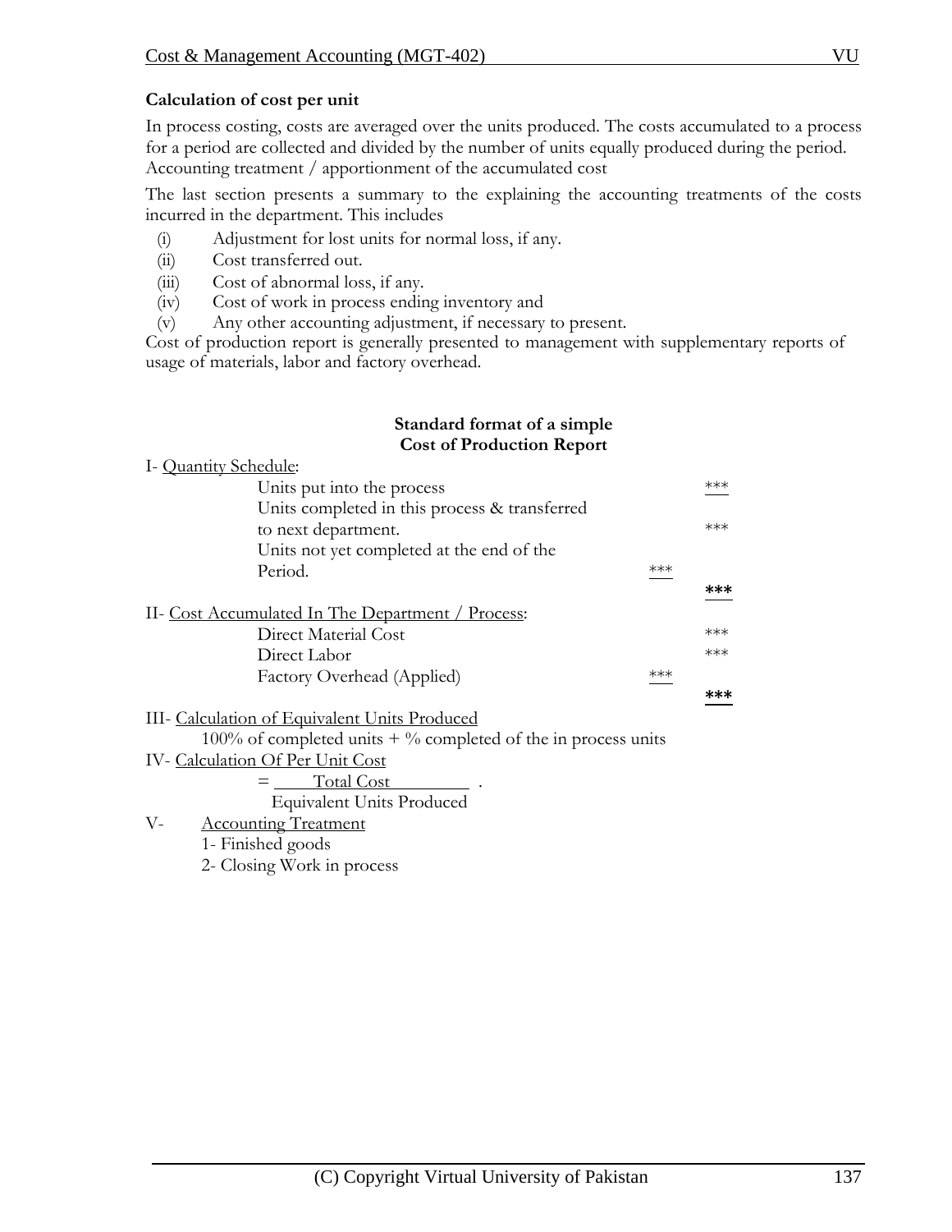**Calculation of cost per unit**

In process costing, costs are averaged over the units produced. The costs accumulated to a process for a period are collected and divided by the number of units equally produced during the period.
Accounting treatment / apportionment of the accumulated cost

The last section presents a summary to the explaining the accounting treatments of the costs incurred in the department. This includes

- (i) Adjustment for lost units for normal loss, if any.
- (ii) Cost transferred out.
- (iii) Cost of abnormal loss, if any.
- (iv) Cost of work in process ending inventory and
- (v) Any other accounting adjustment, if necessary to present.

Cost of production report is generally presented to management with supplementary reports of usage of materials, labor and factory overhead.

**Standard format of a simple**
**Cost of Production Report**

I- Quantity Schedule:

| | | |
|---|---|---|
| Units put into the process | | *** |
| Units completed in this process & transferred to next department. | | *** |
| Units not yet completed at the end of the Period. | *** | |
| | | **\*\*\*** |

II- Cost Accumulated In The Department / Process:

| | | |
|---|---|---|
| Direct Material Cost | | *** |
| Direct Labor | | *** |
| Factory Overhead (Applied) | *** | |
| | | **\*\*\*** |

III- Calculation of Equivalent Units Produced

100% of completed units + % completed of the in process units

IV- Calculation Of Per Unit Cost

$$= \frac{\text{Total Cost}}{\text{Equivalent Units Produced}}$$

V- Accounting Treatment

1- Finished goods

2- Closing Work in process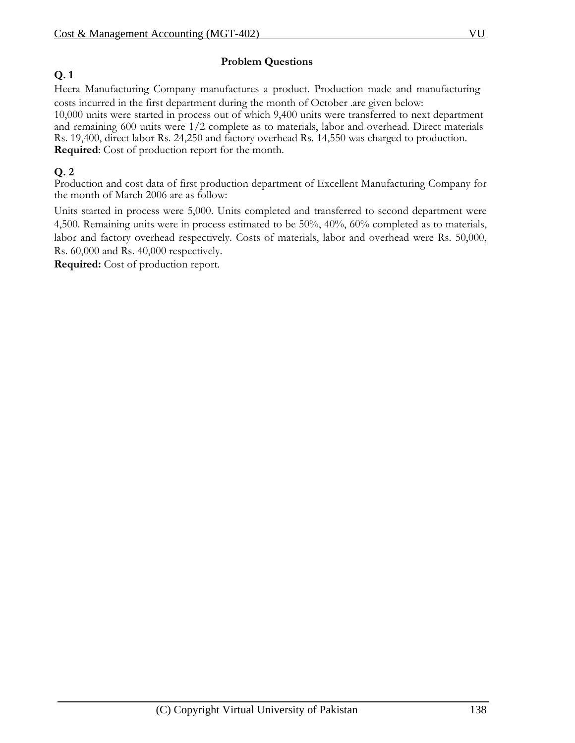## Problem Questions

**Q. 1**

Heera Manufacturing Company manufactures a product. Production made and manufacturing costs incurred in the first department during the month of October .are given below:
10,000 units were started in process out of which 9,400 units were transferred to next department and remaining 600 units were 1/2 complete as to materials, labor and overhead. Direct materials Rs. 19,400, direct labor Rs. 24,250 and factory overhead Rs. 14,550 was charged to production.
**Required**: Cost of production report for the month.

**Q. 2**

Production and cost data of first production department of Excellent Manufacturing Company for the month of March 2006 are as follow:

Units started in process were 5,000. Units completed and transferred to second department were 4,500. Remaining units were in process estimated to be 50%, 40%, 60% completed as to materials, labor and factory overhead respectively. Costs of materials, labor and overhead were Rs. 50,000, Rs. 60,000 and Rs. 40,000 respectively.
**Required:** Cost of production report.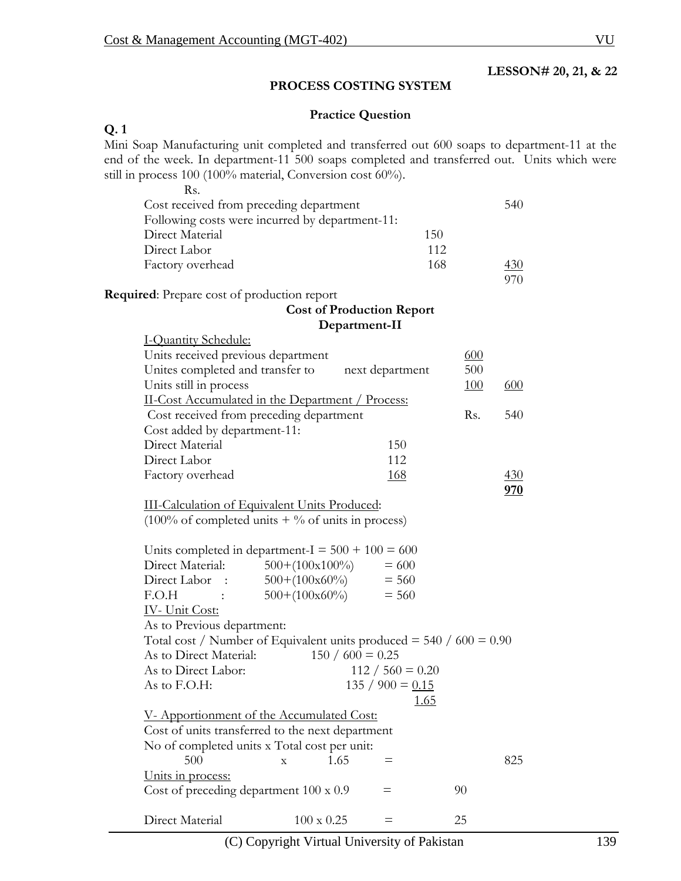**LESSON# 20, 21, & 22**

## PROCESS COSTING SYSTEM

### Practice Question

**Q. 1**

Mini Soap Manufacturing unit completed and transferred out 600 soaps to department-11 at the end of the week. In department-11 500 soaps completed and transferred out. Units which were still in process 100 (100% material, Conversion cost 60%).

| | | Rs. |
|---|---|---|
| Cost received from preceding department | | 540 |
| Following costs were incurred by department-11: | | |
| Direct Material | 150 | |
| Direct Labor | 112 | |
| Factory overhead | 168 | 430 |
| | | 970 |

**Required**: Prepare cost of production report

**Cost of Production Report**
**Department-II**

I-Quantity Schedule:

| | | | |
|---|---|---|---|
| Units received previous department | | 600 | |
| Unites completed and transfer to next department | | 500 | |
| Units still in process | | 100 | 600 |

II-Cost Accumulated in the Department / Process:

| | | | |
|---|---|---|---|
| Cost received from preceding department | | Rs. | 540 |
| Cost added by department-11: | | | |
| Direct Material | 150 | | |
| Direct Labor | 112 | | |
| Factory overhead | 168 | | 430 |
| | | | **970** |

III-Calculation of Equivalent Units Produced:
(100% of completed units + % of units in process)

Units completed in department-I = 500 + 100 = 600

| | | |
|---|---|---|
| Direct Material: | 500+(100x100%) | = 600 |
| Direct Labor : | 500+(100x60%) | = 560 |
| F.O.H : | 500+(100x60%) | = 560 |

IV- Unit Cost:

As to Previous department:
Total cost / Number of Equivalent units produced = 540 / 600 = 0.90

| | |
|---|---|
| As to Direct Material: | 150 / 600 = 0.25 |
| As to Direct Labor: | 112 / 560 = 0.20 |
| As to F.O.H: | 135 / 900 = 0.15 |
| | 1.65 |

V- Apportionment of the Accumulated Cost:

Cost of units transferred to the next department
No of completed units x Total cost per unit:

| | | | | | |
|---|---|---|---|---|---|
| 500 | x | 1.65 | = | | 825 |

Units in process:

| | | | |
|---|---|---|---|
| Cost of preceding department | 100 x 0.9 | = | 90 |
| Direct Material | 100 x 0.25 | = | 25 |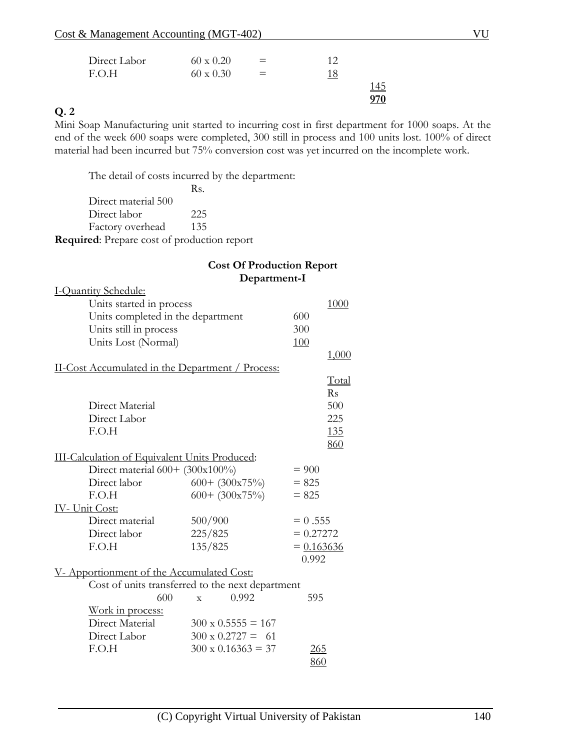| | | | | |
|---|---|---|---|---|
| Direct Labor | 60 x 0.20 | = | 12 | |
| F.O.H | 60 x 0.30 | = | 18 | |
| | | | | 145 |
| | | | | **970** |

**Q. 2**

Mini Soap Manufacturing unit started to incurring cost in first department for 1000 soaps. At the end of the week 600 soaps were completed, 300 still in process and 100 units lost. 100% of direct material had been incurred but 75% conversion cost was yet incurred on the incomplete work.

The detail of costs incurred by the department:

| | Rs. |
|---|---|
| Direct material | 500 |
| Direct labor | 225 |
| Factory overhead | 135 |

**Required**: Prepare cost of production report

**Cost Of Production Report**
**Department-I**

I-Quantity Schedule:

| | | |
|---|---|---|
| Units started in process | | 1000 |
| Units completed in the department | 600 | |
| Units still in process | 300 | |
| Units Lost (Normal) | 100 | |
| | | 1,000 |

II-Cost Accumulated in the Department / Process:

| | Total Rs |
|---|---|
| Direct Material | 500 |
| Direct Labor | 225 |
| F.O.H | 135 |
| | 860 |

III-Calculation of Equivalent Units Produced:

| | | |
|---|---|---|
| Direct material | 600+ (300x100%) | = 900 |
| Direct labor | 600+ (300x75%) | = 825 |
| F.O.H | 600+ (300x75%) | = 825 |

IV- Unit Cost:

| | | |
|---|---|---|
| Direct material | 500/900 | = 0 .555 |
| Direct labor | 225/825 | = 0.27272 |
| F.O.H | 135/825 | = 0.163636 |
| | | 0.992 |

V- Apportionment of the Accumulated Cost:

Cost of units transferred to the next department

| | | |
|---|---|---|
| 600 x 0.992 | | 595 |
| Work in process: | | |
| Direct Material | 300 x 0.5555 = 167 | |
| Direct Labor | 300 x 0.2727 = 61 | |
| F.O.H | 300 x 0.16363 = 37 | 265 |
| | | 860 |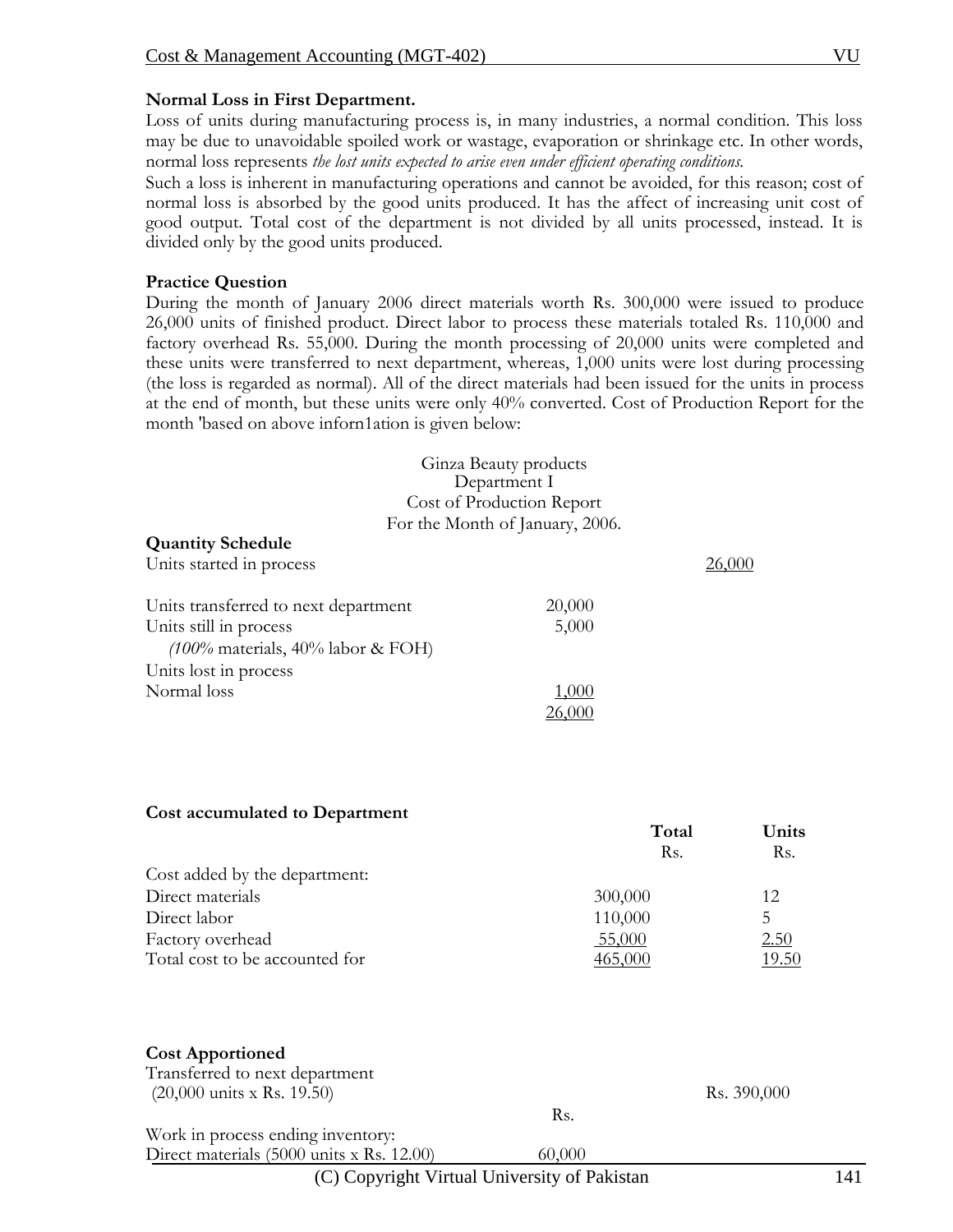**Normal Loss in First Department.**

Loss of units during manufacturing process is, in many industries, a normal condition. This loss may be due to unavoidable spoiled work or wastage, evaporation or shrinkage etc. In other words, normal loss represents *the lost units expected to arise even under efficient operating conditions.*

Such a loss is inherent in manufacturing operations and cannot be avoided, for this reason; cost of normal loss is absorbed by the good units produced. It has the affect of increasing unit cost of good output. Total cost of the department is not divided by all units processed, instead. It is divided only by the good units produced.

**Practice Question**

During the month of January 2006 direct materials worth Rs. 300,000 were issued to produce 26,000 units of finished product. Direct labor to process these materials totaled Rs. 110,000 and factory overhead Rs. 55,000. During the month processing of 20,000 units were completed and these units were transferred to next department, whereas, 1,000 units were lost during processing (the loss is regarded as normal). All of the direct materials had been issued for the units in process at the end of month, but these units were only 40% converted. Cost of Production Report for the month 'based on above inforn1ation is given below:

Ginza Beauty products
Department I
Cost of Production Report
For the Month of January, 2006.

**Quantity Schedule**

| | | |
|---|---|---|
| Units started in process | | 26,000 |
| Units transferred to next department | 20,000 | |
| Units still in process | 5,000 | |
| *(100%* materials, 40% labor & FOH) | | |
| Units lost in process | | |
| Normal loss | 1,000 | |
| | 26,000 | |

**Cost accumulated to Department**

| | **Total** Rs. | **Units** Rs. |
|---|---|---|
| Cost added by the department: | | |
| Direct materials | 300,000 | 12 |
| Direct labor | 110,000 | 5 |
| Factory overhead | 55,000 | 2.50 |
| Total cost to be accounted for | 465,000 | 19.50 |

**Cost Apportioned**

| | | |
|---|---|---|
| Transferred to next department (20,000 units x Rs. 19.50) | | Rs. 390,000 |
| | Rs. | |
| Work in process ending inventory: | | |
| Direct materials (5000 units x Rs. 12.00) | 60,000 | |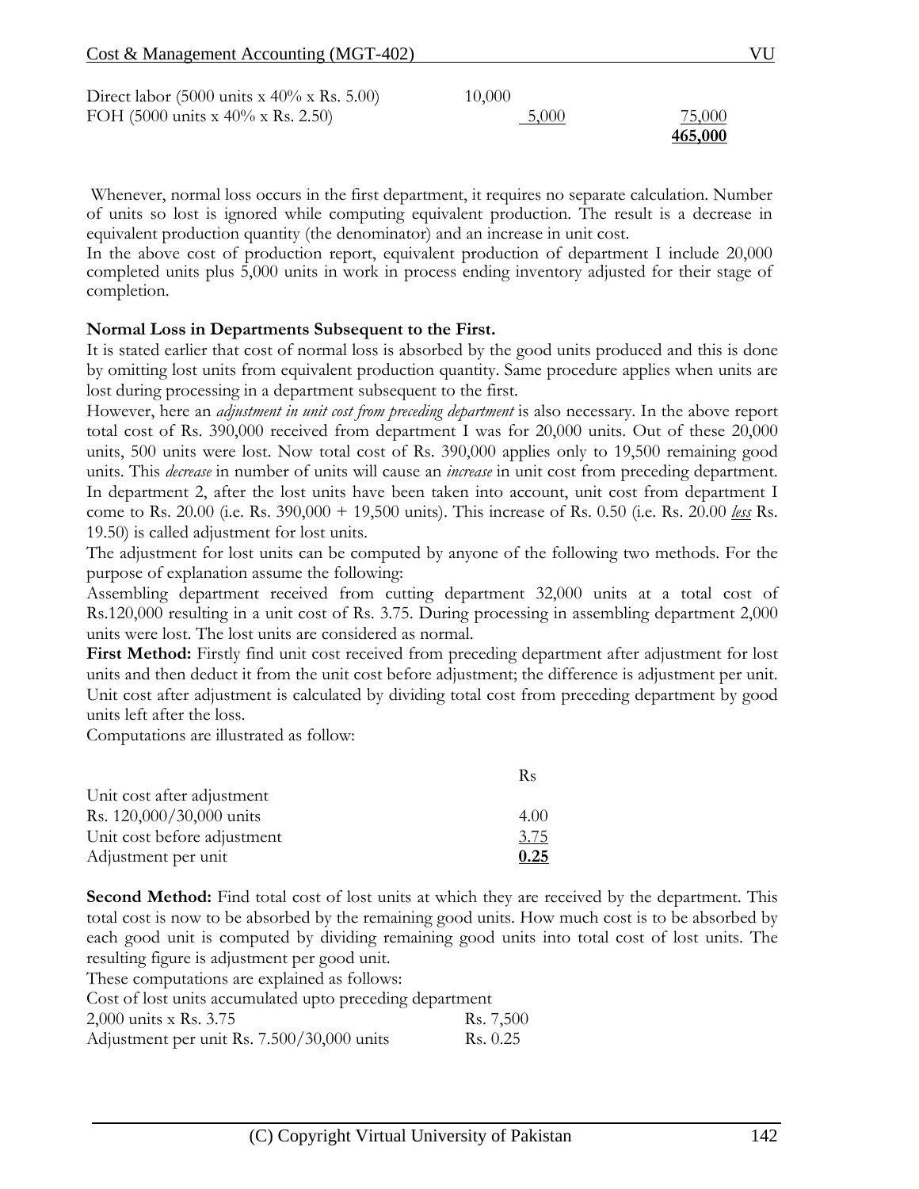| | | |
|---|---|---|
| Direct labor (5000 units x 40% x Rs. 5.00) | 10,000 | |
| FOH (5000 units x 40% x Rs. 2.50) | 5,000 | 75,000 |
| | | **465,000** |

Whenever, normal loss occurs in the first department, it requires no separate calculation. Number of units so lost is ignored while computing equivalent production. The result is a decrease in equivalent production quantity (the denominator) and an increase in unit cost.

In the above cost of production report, equivalent production of department I include 20,000 completed units plus 5,000 units in work in process ending inventory adjusted for their stage of completion.

**Normal Loss in Departments Subsequent to the First.**

It is stated earlier that cost of normal loss is absorbed by the good units produced and this is done by omitting lost units from equivalent production quantity. Same procedure applies when units are lost during processing in a department subsequent to the first.

However, here an *adjustment in unit cost from preceding department* is also necessary. In the above report total cost of Rs. 390,000 received from department I was for 20,000 units. Out of these 20,000 units, 500 units were lost. Now total cost of Rs. 390,000 applies only to 19,500 remaining good units. This *decrease* in number of units will cause an *increase* in unit cost from preceding department. In department 2, after the lost units have been taken into account, unit cost from department I come to Rs. 20.00 (i.e. Rs. 390,000 + 19,500 units). This increase of Rs. 0.50 (i.e. Rs. 20.00 *less* Rs. 19.50) is called adjustment for lost units.

The adjustment for lost units can be computed by anyone of the following two methods. For the purpose of explanation assume the following:

Assembling department received from cutting department 32,000 units at a total cost of Rs.120,000 resulting in a unit cost of Rs. 3.75. During processing in assembling department 2,000 units were lost. The lost units are considered as normal.

**First Method:** Firstly find unit cost received from preceding department after adjustment for lost units and then deduct it from the unit cost before adjustment; the difference is adjustment per unit. Unit cost after adjustment is calculated by dividing total cost from preceding department by good units left after the loss.

Computations are illustrated as follow:

| | Rs |
|---|---|
| Unit cost after adjustment | |
| Rs. 120,000/30,000 units | 4.00 |
| Unit cost before adjustment | 3.75 |
| Adjustment per unit | **0.25** |

**Second Method:** Find total cost of lost units at which they are received by the department. This total cost is now to be absorbed by the remaining good units. How much cost is to be absorbed by each good unit is computed by dividing remaining good units into total cost of lost units. The resulting figure is adjustment per good unit.

These computations are explained as follows:

| | |
|---|---|
| Cost of lost units accumulated upto preceding department | |
| 2,000 units x Rs. 3.75 | Rs. 7,500 |
| Adjustment per unit Rs. 7.500/30,000 units | Rs. 0.25 |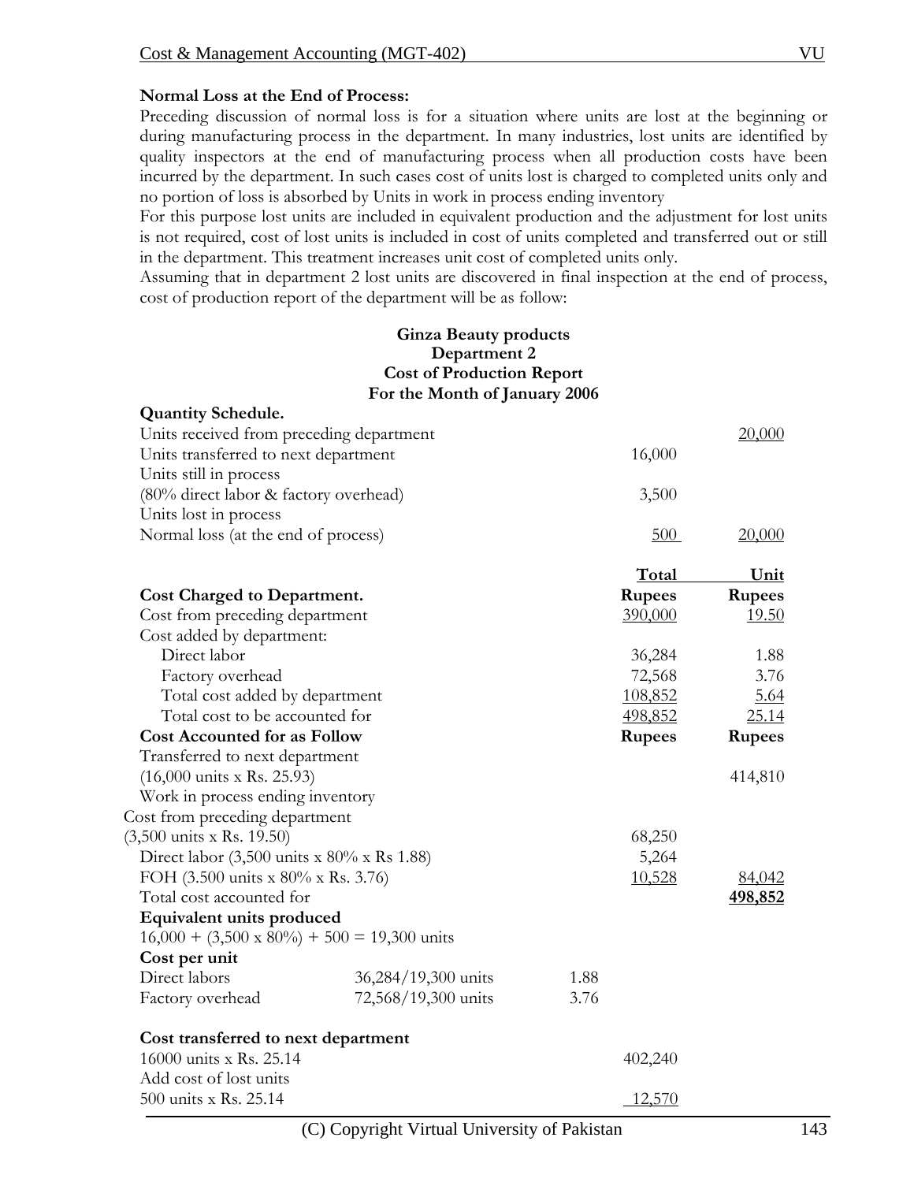**Normal Loss at the End of Process:**

Preceding discussion of normal loss is for a situation where units are lost at the beginning or during manufacturing process in the department. In many industries, lost units are identified by quality inspectors at the end of manufacturing process when all production costs have been incurred by the department. In such cases cost of units lost is charged to completed units only and no portion of loss is absorbed by Units in work in process ending inventory

For this purpose lost units are included in equivalent production and the adjustment for lost units is not required, cost of lost units is included in cost of units completed and transferred out or still in the department. This treatment increases unit cost of completed units only.

Assuming that in department 2 lost units are discovered in final inspection at the end of process, cost of production report of the department will be as follow:

**Ginza Beauty products**
**Department 2**
**Cost of Production Report**
**For the Month of January 2006**

| | | | | |
|---|---|---|---|---|
| **Quantity Schedule.** | | | | |
| Units received from preceding department | | | | 20,000 |
| Units transferred to next department | | | 16,000 | |
| Units still in process | | | | |
| (80% direct labor & factory overhead) | | | 3,500 | |
| Units lost in process | | | | |
| Normal loss (at the end of process) | | | 500 | 20,000 |
| | | | **Total** | **Unit** |
| **Cost Charged to Department.** | | | **Rupees** | **Rupees** |
| Cost from preceding department | | | 390,000 | 19.50 |
| Cost added by department: | | | | |
| Direct labor | | | 36,284 | 1.88 |
| Factory overhead | | | 72,568 | 3.76 |
| Total cost added by department | | | 108,852 | 5.64 |
| Total cost to be accounted for | | | 498,852 | 25.14 |
| **Cost Accounted for as Follow** | | | **Rupees** | **Rupees** |
| Transferred to next department | | | | |
| (16,000 units x Rs. 25.93) | | | | 414,810 |
| Work in process ending inventory | | | | |
| Cost from preceding department | | | | |
| (3,500 units x Rs. 19.50) | | | 68,250 | |
| Direct labor (3,500 units x 80% x Rs 1.88) | | | 5,264 | |
| FOH (3.500 units x 80% x Rs. 3.76) | | | 10,528 | 84,042 |
| Total cost accounted for | | | | **498,852** |
| **Equivalent units produced** | | | | |
| 16,000 + (3,500 x 80%) + 500 = 19,300 units | | | | |
| **Cost per unit** | | | | |
| Direct labors | 36,284/19,300 units | 1.88 | | |
| Factory overhead | 72,568/19,300 units | 3.76 | | |
| **Cost transferred to next department** | | | | |
| 16000 units x Rs. 25.14 | | | 402,240 | |
| Add cost of lost units | | | | |
| 500 units x Rs. 25.14 | | | 12,570 | |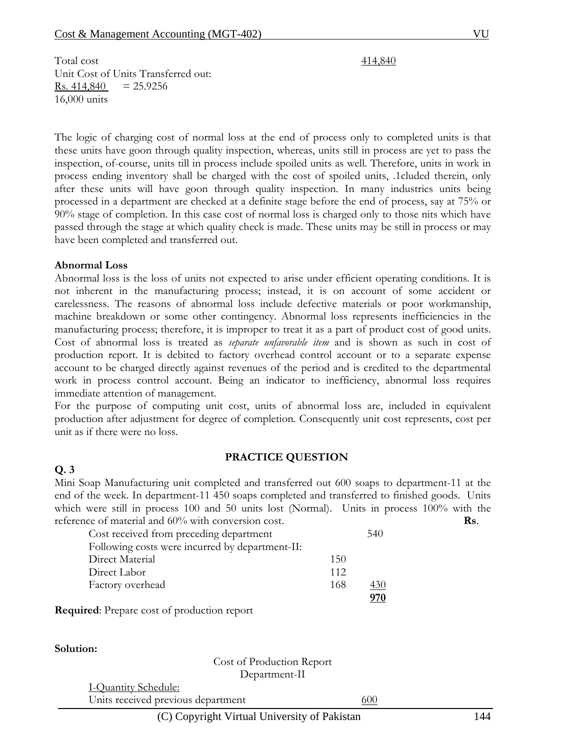| | |
|---|---|
| Total cost | 414,840 |

Unit Cost of Units Transferred out:

$$\frac{\text{Rs. } 414,840}{16,000 \text{ units}} = 25.9256$$

The logic of charging cost of normal loss at the end of process only to completed units is that these units have goon through quality inspection, whereas, units still in process are yet to pass the inspection, of-course, units till in process include spoiled units as well. Therefore, units in work in process ending inventory shall be charged with the cost of spoiled units, .1cluded therein, only after these units will have goon through quality inspection. In many industries units being processed in a department are checked at a definite stage before the end of process, say at 75% or 90% stage of completion. In this case cost of normal loss is charged only to those nits which have passed through the stage at which quality check is made. These units may be still in process or may have been completed and transferred out.

**Abnormal Loss**

Abnormal loss is the loss of units not expected to arise under efficient operating conditions. It is not inherent in the manufacturing process; instead, it is on account of some accident or carelessness. The reasons of abnormal loss include defective materials or poor workmanship, machine breakdown or some other contingency. Abnormal loss represents inefficiencies in the manufacturing process; therefore, it is improper to treat it as a part of product cost of good units. Cost of abnormal loss is treated as *separate unfavorable item* and is shown as such in cost of production report. It is debited to factory overhead control account or to a separate expense account to be charged directly against revenues of the period and is credited to the departmental work in process control account. Being an indicator to inefficiency, abnormal loss requires immediate attention of management.

For the purpose of computing unit cost, units of abnormal loss are, included in equivalent production after adjustment for degree of completion. Consequently unit cost represents, cost per unit as if there were no loss.

**PRACTICE QUESTION**

**Q. 3**

Mini Soap Manufacturing unit completed and transferred out 600 soaps to department-11 at the end of the week. In department-11 450 soaps completed and transferred to finished goods. Units which were still in process 100 and 50 units lost (Normal). Units in process 100% with the reference of material and 60% with conversion cost.

| | | **Rs**. |
|---|---|---|
| Cost received from preceding department | | 540 |
| Following costs were incurred by department-II: | | |
| Direct Material | 150 | |
| Direct Labor | 112 | |
| Factory overhead | 168 | 430 |
| | | **970** |

**Required**: Prepare cost of production report

**Solution:**

Cost of Production Report
Department-II

I-Quantity Schedule:

| | |
|---|---|
| Units received previous department | 600 |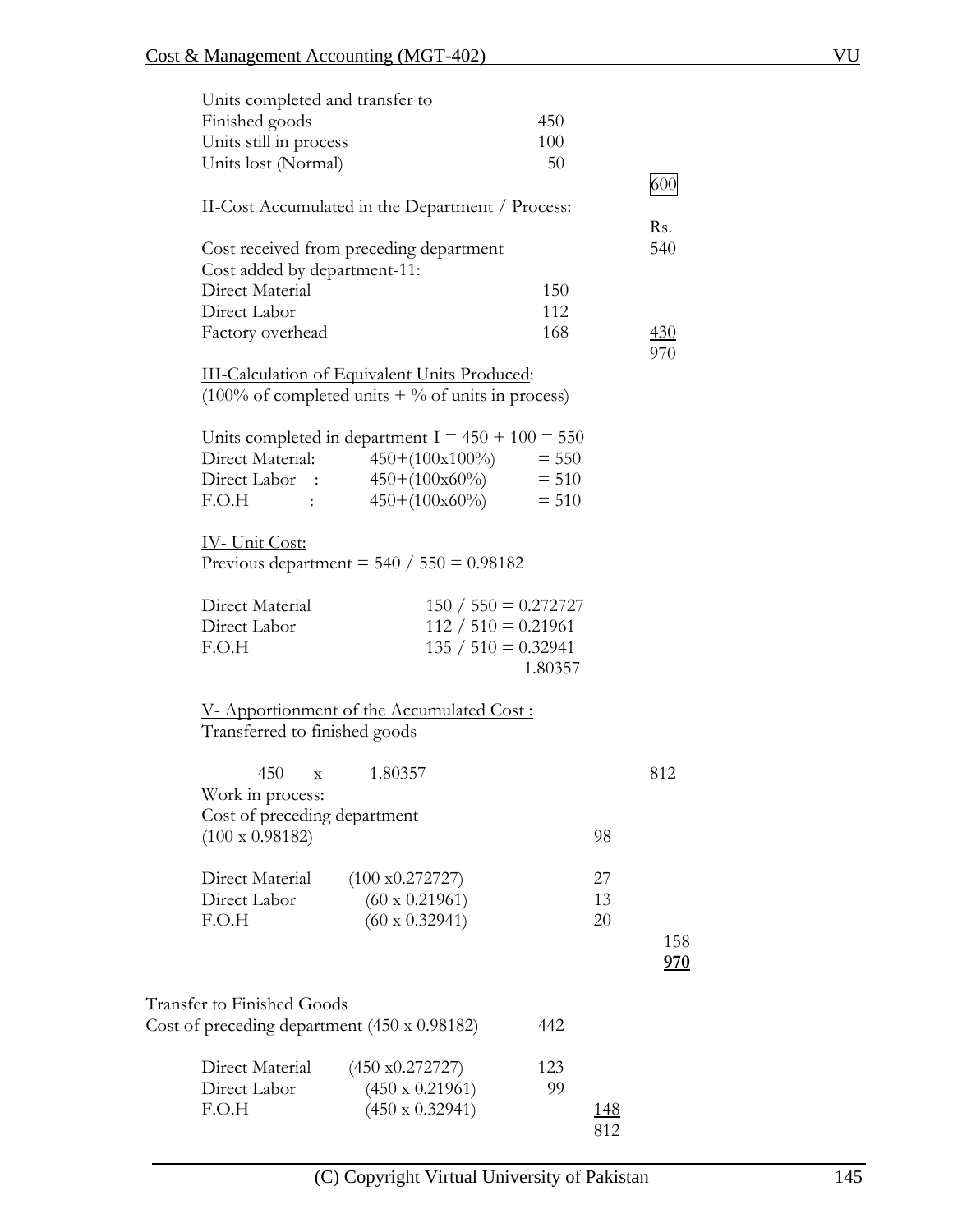| | | |
|---|---|---|
| Units completed and transfer to | | |
| Finished goods | 450 | |
| Units still in process | 100 | |
| Units lost (Normal) | 50 | |
| | | 600 |

<u>II-Cost Accumulated in the Department / Process:</u>

| | | Rs. |
|---|---|---|
| Cost received from preceding department | | 540 |
| Cost added by department-11: | | |
| Direct Material | 150 | |
| Direct Labor | 112 | |
| Factory overhead | 168 | <u>430</u> |
| | | 970 |

<u>III-Calculation of Equivalent Units Produced</u>:
(100% of completed units + % of units in process)

Units completed in department-I = 450 + 100 = 550

| | | |
|---|---|---|
| Direct Material: | 450+(100x100%) | = 550 |
| Direct Labor : | 450+(100x60%) | = 510 |
| F.O.H : | 450+(100x60%) | = 510 |

<u>IV- Unit Cost:</u>
Previous department = 540 / 550 = 0.98182

| | |
|---|---|
| Direct Material | 150 / 550 = 0.272727 |
| Direct Labor | 112 / 510 = 0.21961 |
| F.O.H | 135 / 510 = <u>0.32941</u> |
| | 1.80357 |

<u>V- Apportionment of the Accumulated Cost :</u>
Transferred to finished goods

| | | | |
|---|---|---|---|
| 450 x 1.80357 | | | 812 |
| <u>Work in process:</u> | | | |
| Cost of preceding department | | | |
| (100 x 0.98182) | | 98 | |
| Direct Material | (100 x0.272727) | 27 | |
| Direct Labor | (60 x 0.21961) | 13 | |
| F.O.H | (60 x 0.32941) | 20 | |
| | | | <u>158</u> |
| | | | **<u>970</u>** |

Transfer to Finished Goods

| | | | |
|---|---|---|---|
| Cost of preceding department (450 x 0.98182) | | 442 | |
| Direct Material | (450 x0.272727) | 123 | |
| Direct Labor | (450 x 0.21961) | 99 | |
| F.O.H | (450 x 0.32941) | | <u>148</u> |
| | | | <u>812</u> |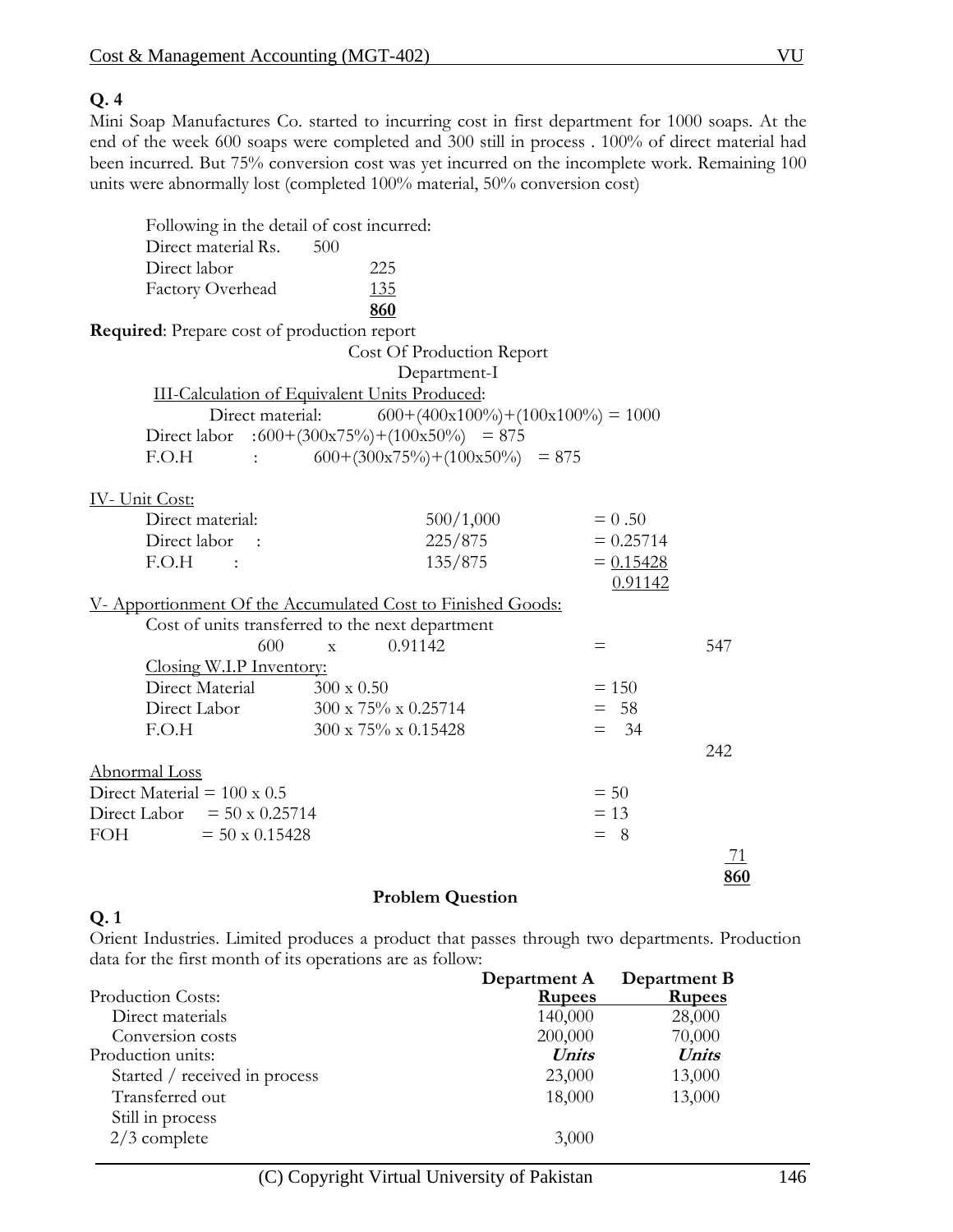**Q. 4**

Mini Soap Manufactures Co. started to incurring cost in first department for 1000 soaps. At the end of the week 600 soaps were completed and 300 still in process . 100% of direct material had been incurred. But 75% conversion cost was yet incurred on the incomplete work. Remaining 100 units were abnormally lost (completed 100% material, 50% conversion cost)

Following in the detail of cost incurred:

| | |
|---|---|
| Direct material Rs. | 500 |
| Direct labor | 225 |
| Factory Overhead | 135 |
| | **860** |

**Required**: Prepare cost of production report

Cost Of Production Report

Department-I

III-Calculation of Equivalent Units Produced:

Direct material: 600+(400x100%)+(100x100%) = 1000

Direct labor :600+(300x75%)+(100x50%) = 875

F.O.H : 600+(300x75%)+(100x50%) = 875

IV- Unit Cost:

| | | |
|---|---|---|
| Direct material: | 500/1,000 | = 0 .50 |
| Direct labor : | 225/875 | = 0.25714 |
| F.O.H : | 135/875 | = 0.15428 |
| | | 0.91142 |

V- Apportionment Of the Accumulated Cost to Finished Goods:

Cost of units transferred to the next department

| | | | |
|---|---|---|---|
| 600 x 0.91142 | | = | 547 |
| Closing W.I.P Inventory: | | | |
| Direct Material | 300 x 0.50 | = 150 | |
| Direct Labor | 300 x 75% x 0.25714 | = 58 | |
| F.O.H | 300 x 75% x 0.15428 | = 34 | |
| | | | 242 |
| Abnormal Loss | | | |
| Direct Material = 100 x 0.5 | | = 50 | |
| Direct Labor = 50 x 0.25714 | | = 13 | |
| FOH = 50 x 0.15428 | | = 8 | |
| | | | 71 |
| | | | **860** |

**Problem Question**

**Q. 1**

Orient Industries. Limited produces a product that passes through two departments. Production data for the first month of its operations are as follow:

| | **Department A** | **Department B** |
|---|---|---|
| Production Costs: | **Rupees** | **Rupees** |
| Direct materials | 140,000 | 28,000 |
| Conversion costs | 200,000 | 70,000 |
| Production units: | ***Units*** | ***Units*** |
| Started / received in process | 23,000 | 13,000 |
| Transferred out | 18,000 | 13,000 |
| Still in process | | |
| 2/3 complete | 3,000 | |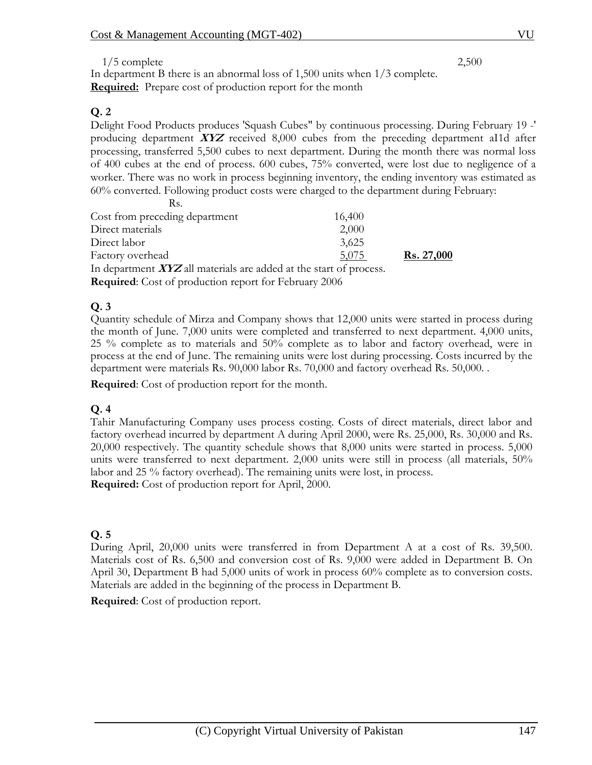1/5 complete 2,500

In department B there is an abnormal loss of 1,500 units when 1/3 complete.

**Required:** Prepare cost of production report for the month

**Q. 2**

Delight Food Products produces 'Squash Cubes" by continuous processing. During February 19 -' producing department ***XYZ*** received 8,000 cubes from the preceding department aI1d after processing, transferred 5,500 cubes to next department. During the month there was normal loss of 400 cubes at the end of process. 600 cubes, 75% converted, were lost due to negligence of a worker. There was no work in process beginning inventory, the ending inventory was estimated as 60% converted. Following product costs were charged to the department during February:

| | Rs. | |
|---|---|---|
| Cost from preceding department | 16,400 | |
| Direct materials | 2,000 | |
| Direct labor | 3,625 | |
| Factory overhead | 5,075 | **Rs. 27,000** |

In department ***XYZ*** all materials are added at the start of process.

**Required**: Cost of production report for February 2006

**Q. 3**

Quantity schedule of Mirza and Company shows that 12,000 units were started in process during the month of June. 7,000 units were completed and transferred to next department. 4,000 units, 25 % complete as to materials and 50% complete as to labor and factory overhead, were in process at the end of June. The remaining units were lost during processing. Costs incurred by the department were materials Rs. 90,000 labor Rs. 70,000 and factory overhead Rs. 50,000. .

**Required**: Cost of production report for the month.

**Q. 4**

Tahir Manufacturing Company uses process costing. Costs of direct materials, direct labor and factory overhead incurred by department A during April 2000, were Rs. 25,000, Rs. 30,000 and Rs. 20,000 respectively. The quantity schedule shows that 8,000 units were started in process. 5,000 units were transferred to next department. 2,000 units were still in process (all materials, 50% labor and 25 % factory overhead). The remaining units were lost, in process.

**Required:** Cost of production report for April, 2000.

**Q. 5**

During April, 20,000 units were transferred in from Department A at a cost of Rs. 39,500. Materials cost of Rs. 6,500 and conversion cost of Rs. 9,000 were added in Department B. On April 30, Department B had 5,000 units of work in process 60% complete as to conversion costs. Materials are added in the beginning of the process in Department B.

**Required**: Cost of production report.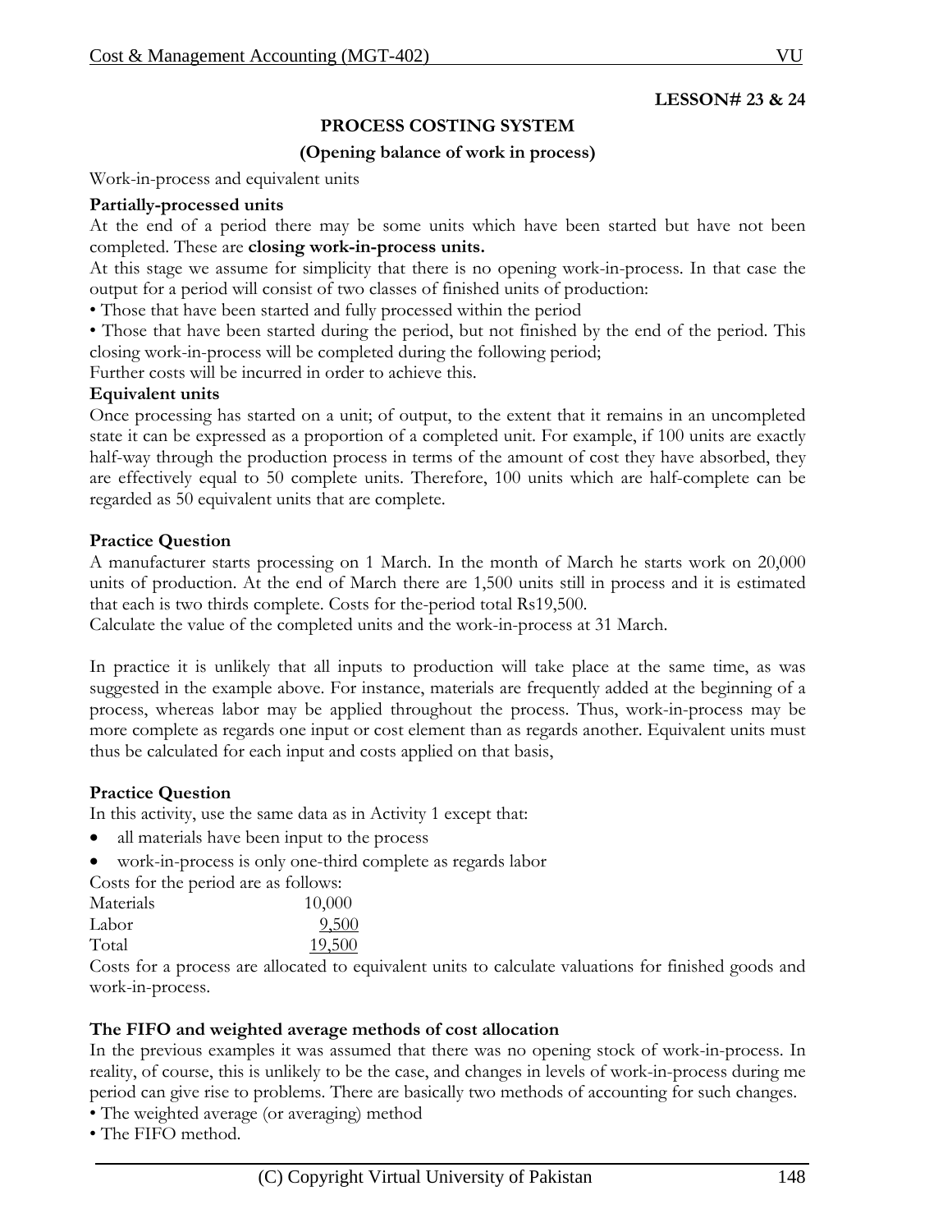**LESSON# 23 & 24**

## PROCESS COSTING SYSTEM

### (Opening balance of work in process)

Work-in-process and equivalent units

**Partially-processed units**

At the end of a period there may be some units which have been started but have not been completed. These are **closing work-in-process units.**

At this stage we assume for simplicity that there is no opening work-in-process. In that case the output for a period will consist of two classes of finished units of production:

• Those that have been started and fully processed within the period

• Those that have been started during the period, but not finished by the end of the period. This closing work-in-process will be completed during the following period;

Further costs will be incurred in order to achieve this.

**Equivalent units**

Once processing has started on a unit; of output, to the extent that it remains in an uncompleted state it can be expressed as a proportion of a completed unit. For example, if 100 units are exactly half-way through the production process in terms of the amount of cost they have absorbed, they are effectively equal to 50 complete units. Therefore, 100 units which are half-complete can be regarded as 50 equivalent units that are complete.

**Practice Question**

A manufacturer starts processing on 1 March. In the month of March he starts work on 20,000 units of production. At the end of March there are 1,500 units still in process and it is estimated that each is two thirds complete. Costs for the-period total Rs19,500.

Calculate the value of the completed units and the work-in-process at 31 March.

In practice it is unlikely that all inputs to production will take place at the same time, as was suggested in the example above. For instance, materials are frequently added at the beginning of a process, whereas labor may be applied throughout the process. Thus, work-in-process may be more complete as regards one input or cost element than as regards another. Equivalent units must thus be calculated for each input and costs applied on that basis,

**Practice Question**

In this activity, use the same data as in Activity 1 except that:

- all materials have been input to the process
- work-in-process is only one-third complete as regards labor

Costs for the period are as follows:

| | |
|---|---|
| Materials | 10,000 |
| Labor | 9,500 |
| Total | 19,500 |

Costs for a process are allocated to equivalent units to calculate valuations for finished goods and work-in-process.

**The FIFO and weighted average methods of cost allocation**

In the previous examples it was assumed that there was no opening stock of work-in-process. In reality, of course, this is unlikely to be the case, and changes in levels of work-in-process during me period can give rise to problems. There are basically two methods of accounting for such changes.

• The weighted average (or averaging) method

• The FIFO method.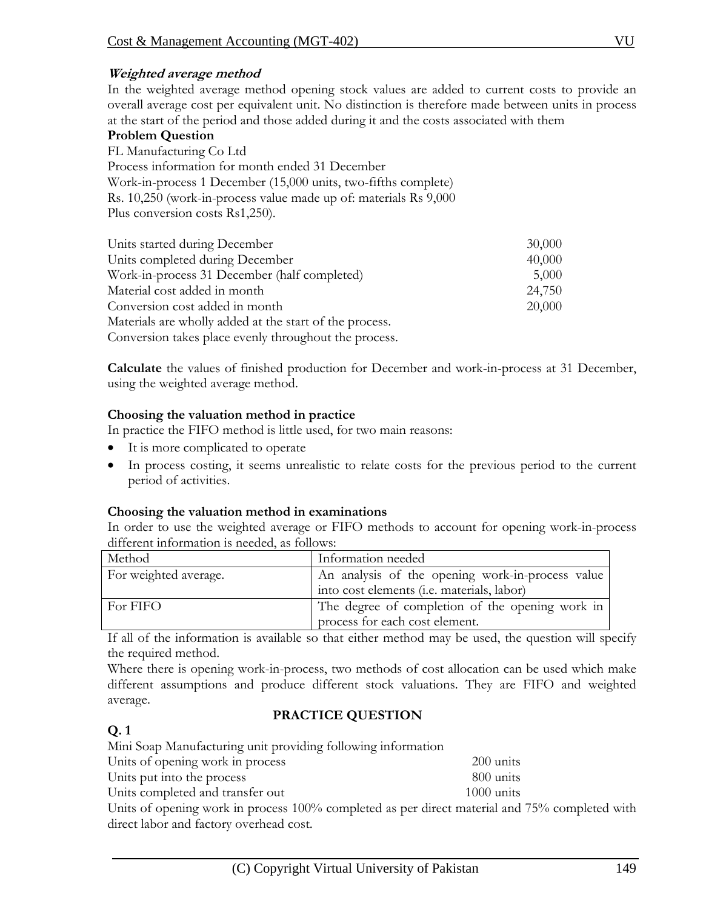***Weighted average method***

In the weighted average method opening stock values are added to current costs to provide an overall average cost per equivalent unit. No distinction is therefore made between units in process at the start of the period and those added during it and the costs associated with them

**Problem Question**

FL Manufacturing Co Ltd
Process information for month ended 31 December
Work-in-process 1 December (15,000 units, two-fifths complete)
Rs. 10,250 (work-in-process value made up of: materials Rs 9,000
Plus conversion costs Rs1,250).

| | |
|---|---|
| Units started during December | 30,000 |
| Units completed during December | 40,000 |
| Work-in-process 31 December (half completed) | 5,000 |
| Material cost added in month | 24,750 |
| Conversion cost added in month | 20,000 |

Materials are wholly added at the start of the process.
Conversion takes place evenly throughout the process.

**Calculate** the values of finished production for December and work-in-process at 31 December, using the weighted average method.

**Choosing the valuation method in practice**

In practice the FIFO method is little used, for two main reasons:

- It is more complicated to operate
- In process costing, it seems unrealistic to relate costs for the previous period to the current period of activities.

**Choosing the valuation method in examinations**

In order to use the weighted average or FIFO methods to account for opening work-in-process different information is needed, as follows:

| Method | Information needed |
|---|---|
| For weighted average. | An analysis of the opening work-in-process value into cost elements (i.e. materials, labor) |
| For FIFO | The degree of completion of the opening work in process for each cost element. |

If all of the information is available so that either method may be used, the question will specify the required method.

Where there is opening work-in-process, two methods of cost allocation can be used which make different assumptions and produce different stock valuations. They are FIFO and weighted average.

**PRACTICE QUESTION**

**Q. 1**

Mini Soap Manufacturing unit providing following information

| | |
|---|---|
| Units of opening work in process | 200 units |
| Units put into the process | 800 units |
| Units completed and transfer out | 1000 units |

Units of opening work in process 100% completed as per direct material and 75% completed with direct labor and factory overhead cost.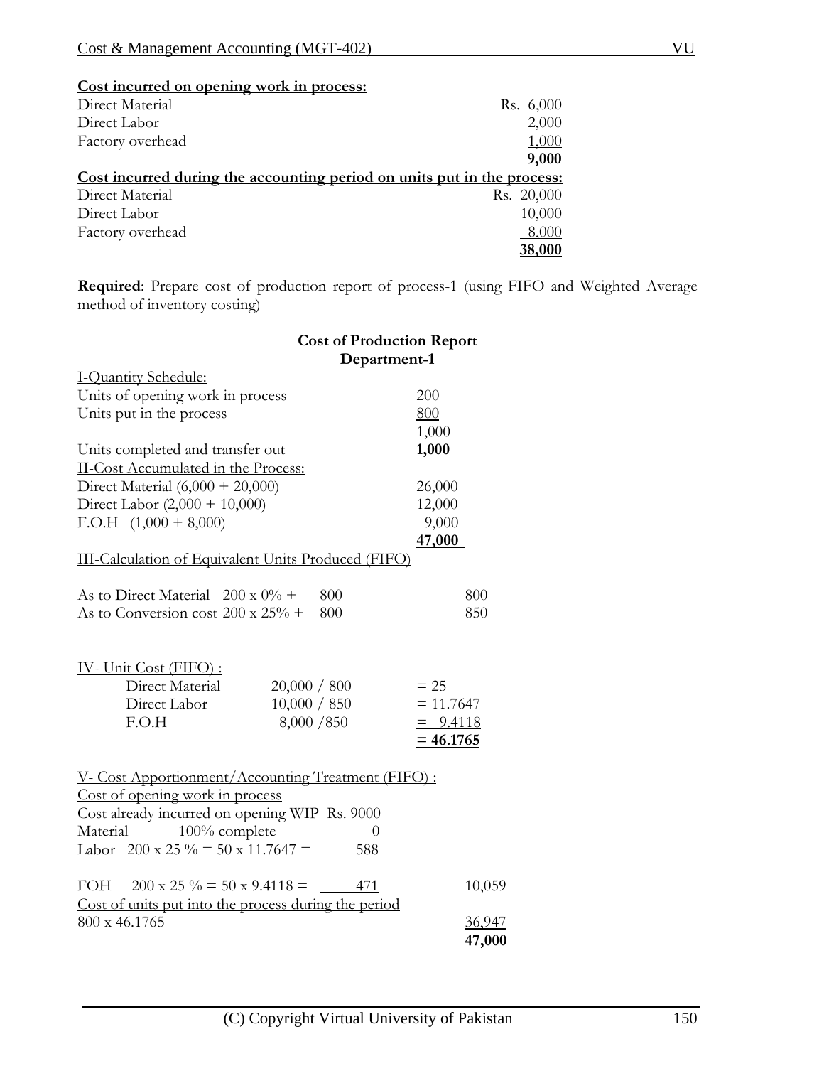**Cost incurred on opening work in process:**

| | |
|---|---|
| Direct Material | Rs. 6,000 |
| Direct Labor | 2,000 |
| Factory overhead | 1,000 |
| | **9,000** |

**Cost incurred during the accounting period on units put in the process:**

| | |
|---|---|
| Direct Material | Rs. 20,000 |
| Direct Labor | 10,000 |
| Factory overhead | 8,000 |
| | **38,000** |

**Required**: Prepare cost of production report of process-1 (using FIFO and Weighted Average method of inventory costing)

**Cost of Production Report**
**Department-1**

I-Quantity Schedule:

| | |
|---|---|
| Units of opening work in process | 200 |
| Units put in the process | 800 |
| | 1,000 |
| Units completed and transfer out | **1,000** |

II-Cost Accumulated in the Process:

| | |
|---|---|
| Direct Material (6,000 + 20,000) | 26,000 |
| Direct Labor (2,000 + 10,000) | 12,000 |
| F.O.H (1,000 + 8,000) | 9,000 |
| | **47,000** |

III-Calculation of Equivalent Units Produced (FIFO)

| | | |
|---|---|---|
| As to Direct Material 200 x 0% + | 800 | 800 |
| As to Conversion cost 200 x 25% + | 800 | 850 |

IV- Unit Cost (FIFO) :

| | | |
|---|---|---|
| Direct Material | 20,000 / 800 | = 25 |
| Direct Labor | 10,000 / 850 | = 11.7647 |
| F.O.H | 8,000 /850 | = 9.4118 |
| | | **= 46.1765** |

V- Cost Apportionment/Accounting Treatment (FIFO) :

Cost of opening work in process

| | | |
|---|---|---|
| Cost already incurred on opening WIP Rs. 9000 | | |
| Material 100% complete | 0 | |
| Labor 200 x 25 % = 50 x 11.7647 = | 588 | |
| FOH 200 x 25 % = 50 x 9.4118 = | 471 | 10,059 |
| Cost of units put into the process during the period | | |
| 800 x 46.1765 | | 36,947 |
| | | **47,000** |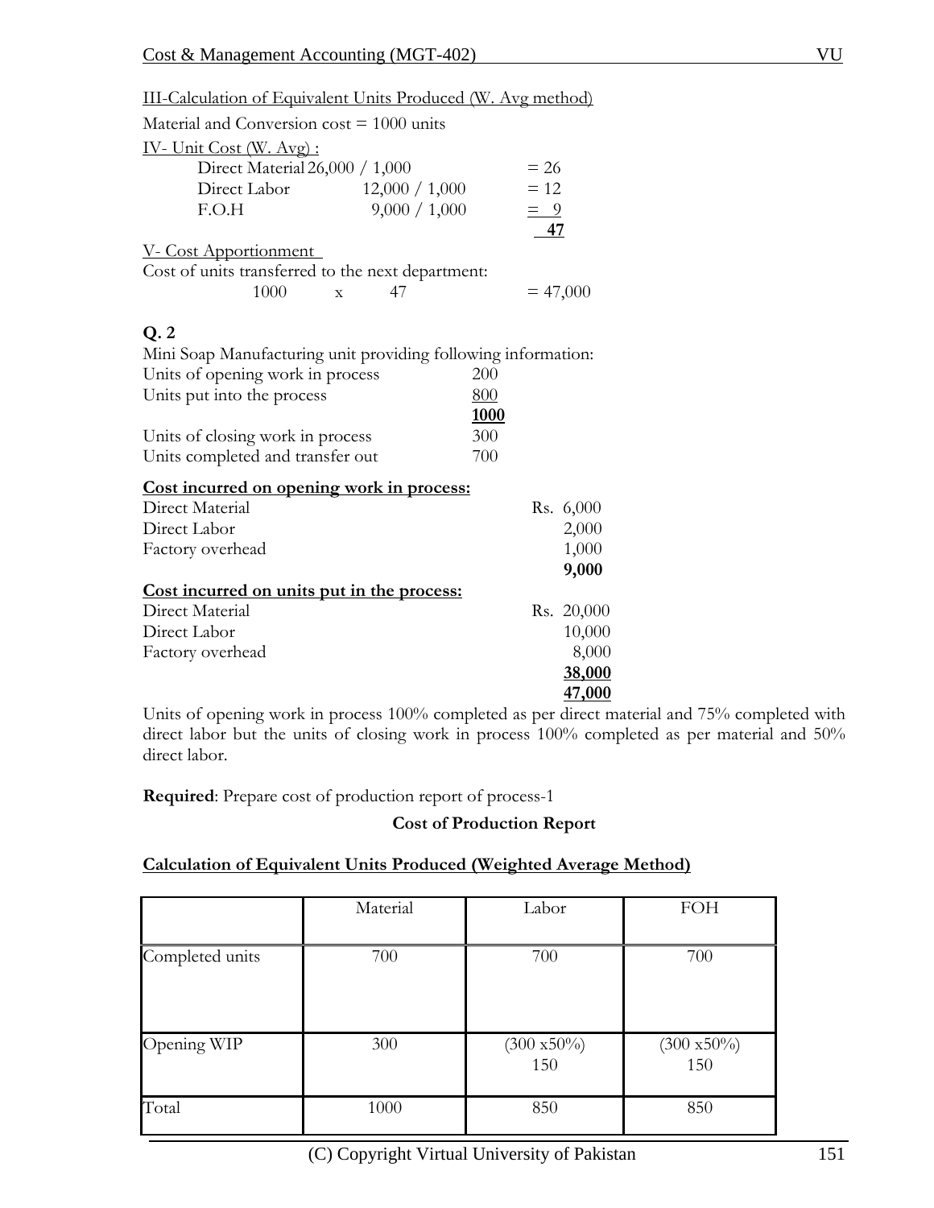III-Calculation of Equivalent Units Produced (W. Avg method)

Material and Conversion cost = 1000 units

IV- Unit Cost (W. Avg) :

| | | |
|---|---|---|
| Direct Material | 26,000 / 1,000 | = 26 |
| Direct Labor | 12,000 / 1,000 | = 12 |
| F.O.H | 9,000 / 1,000 | = 9 |
| | | **47** |

V- Cost Apportionment

Cost of units transferred to the next department:

1000 x 47 = 47,000

**Q. 2**

Mini Soap Manufacturing unit providing following information:

| | |
|---|---|
| Units of opening work in process | 200 |
| Units put into the process | 800 |
| | **1000** |
| Units of closing work in process | 300 |
| Units completed and transfer out | 700 |

**Cost incurred on opening work in process:**

| | |
|---|---|
| Direct Material | Rs. 6,000 |
| Direct Labor | 2,000 |
| Factory overhead | 1,000 |
| | **9,000** |

**Cost incurred on units put in the process:**

| | |
|---|---|
| Direct Material | Rs. 20,000 |
| Direct Labor | 10,000 |
| Factory overhead | 8,000 |
| | **38,000** |
| | **47,000** |

Units of opening work in process 100% completed as per direct material and 75% completed with direct labor but the units of closing work in process 100% completed as per material and 50% direct labor.

**Required**: Prepare cost of production report of process-1

**Cost of Production Report**

**Calculation of Equivalent Units Produced (Weighted Average Method)**

| | Material | Labor | FOH |
|---|---|---|---|
| Completed units | 700 | 700 | 700 |
| Opening WIP | 300 | (300 x50%) 150 | (300 x50%) 150 |
| Total | 1000 | 850 | 850 |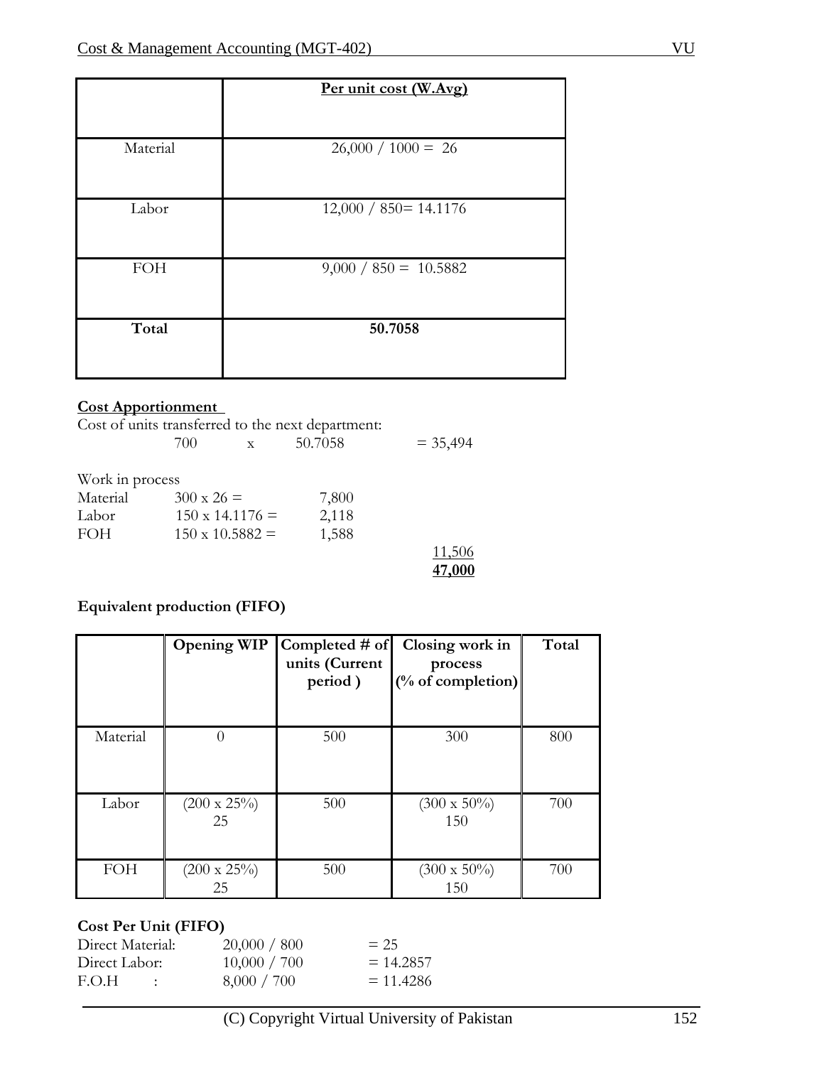| | Per unit cost (W.Avg) |
|---|---|
| Material | 26,000 / 1000 = 26 |
| Labor | 12,000 / 850= 14.1176 |
| FOH | 9,000 / 850 = 10.5882 |
| **Total** | **50.7058** |

**Cost Apportionment**

Cost of units transferred to the next department:

| | | | |
|---|---|---|---|
| 700 | x | 50.7058 | = 35,494 |

Work in process

| | | | |
|---|---|---|---|
| Material | 300 x 26 = | 7,800 | |
| Labor | 150 x 14.1176 = | 2,118 | |
| FOH | 150 x 10.5882 = | 1,588 | |
| | | | 11,506 |
| | | | **47,000** |

**Equivalent production (FIFO)**

| | Opening WIP | Completed # of units (Current period ) | Closing work in process (% of completion) | Total |
|---|---|---|---|---|
| Material | 0 | 500 | 300 | 800 |
| Labor | (200 x 25%) 25 | 500 | (300 x 50%) 150 | 700 |
| FOH | (200 x 25%) 25 | 500 | (300 x 50%) 150 | 700 |

**Cost Per Unit (FIFO)**

| | | |
|---|---|---|
| Direct Material: | 20,000 / 800 | = 25 |
| Direct Labor: | 10,000 / 700 | = 14.2857 |
| F.O.H : | 8,000 / 700 | = 11.4286 |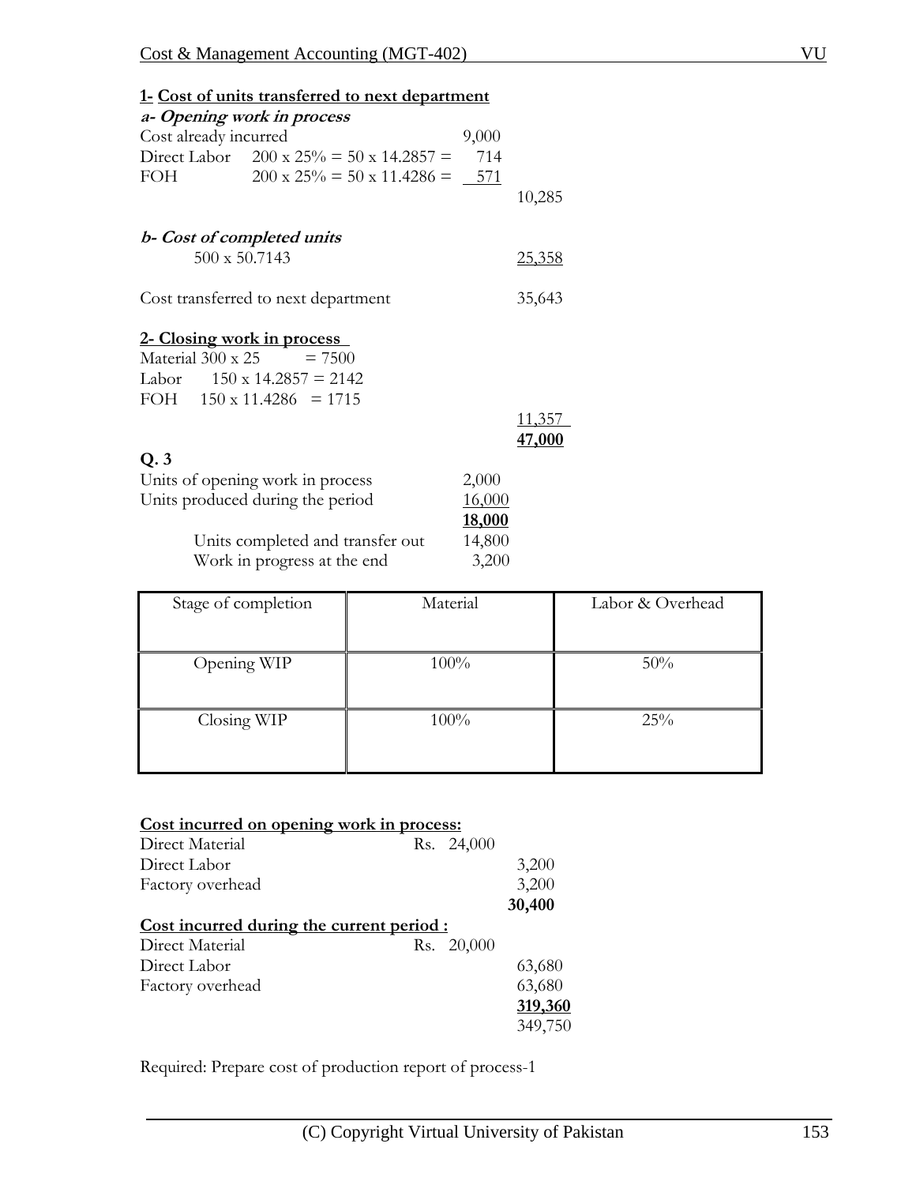**1- Cost of units transferred to next department**

***a- Opening work in process***

| | | | |
|---|---|---|---|
| Cost already incurred | | 9,000 | |
| Direct Labor | 200 x 25% = 50 x 14.2857 = | 714 | |
| FOH | 200 x 25% = 50 x 11.4286 = | 571 | |
| | | | 10,285 |

***b- Cost of completed units***

| | |
|---|---|
| 500 x 50.7143 | 25,358 |

| | |
|---|---|
| Cost transferred to next department | 35,643 |

**2- Closing work in process**

Material 300 x 25 = 7500

Labor 150 x 14.2857 = 2142

FOH 150 x 11.4286 = 1715

| | |
|---|---|
| | 11,357 |
| | **47,000** |

**Q. 3**

| | |
|---|---|
| Units of opening work in process | 2,000 |
| Units produced during the period | 16,000 |
| | **18,000** |
| Units completed and transfer out | 14,800 |
| Work in progress at the end | 3,200 |

| Stage of completion | Material | Labor & Overhead |
|---|---|---|
| Opening WIP | 100% | 50% |
| Closing WIP | 100% | 25% |

**Cost incurred on opening work in process:**

| | | |
|---|---|---|
| Direct Material | Rs. 24,000 | |
| Direct Labor | | 3,200 |
| Factory overhead | | 3,200 |
| | | **30,400** |

**Cost incurred during the current period :**

| | | |
|---|---|---|
| Direct Material | Rs. 20,000 | |
| Direct Labor | | 63,680 |
| Factory overhead | | 63,680 |
| | | **319,360** |
| | | 349,750 |

Required: Prepare cost of production report of process-1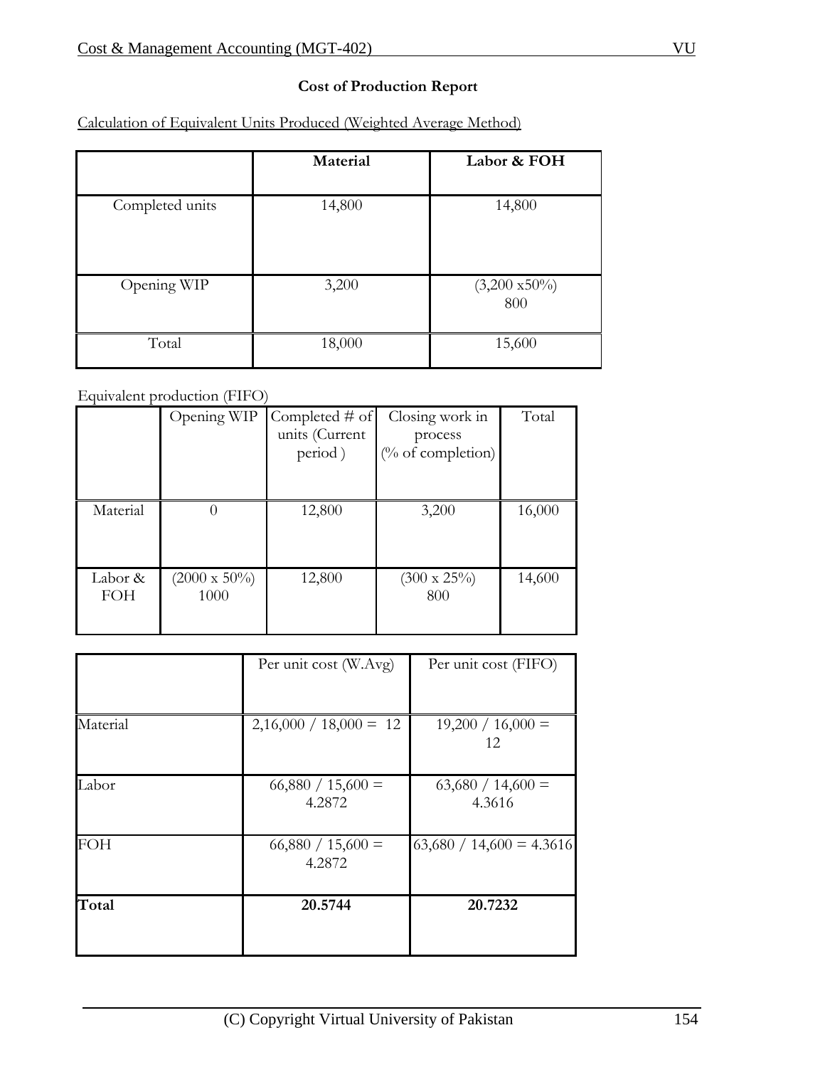**Cost of Production Report**

Calculation of Equivalent Units Produced (Weighted Average Method)

| | Material | Labor & FOH |
|---|---|---|
| Completed units | 14,800 | 14,800 |
| Opening WIP | 3,200 | (3,200 x50%) 800 |
| Total | 18,000 | 15,600 |

Equivalent production (FIFO)

| | Opening WIP | Completed # of units (Current period ) | Closing work in process (% of completion) | Total |
|---|---|---|---|---|
| Material | 0 | 12,800 | 3,200 | 16,000 |
| Labor & FOH | (2000 x 50%) 1000 | 12,800 | (300 x 25%) 800 | 14,600 |

| | Per unit cost (W.Avg) | Per unit cost (FIFO) |
|---|---|---|
| Material | 2,16,000 / 18,000 = 12 | 19,200 / 16,000 = 12 |
| Labor | 66,880 / 15,600 = 4.2872 | 63,680 / 14,600 = 4.3616 |
| FOH | 66,880 / 15,600 = 4.2872 | 63,680 / 14,600 = 4.3616 |
| **Total** | **20.5744** | **20.7232** |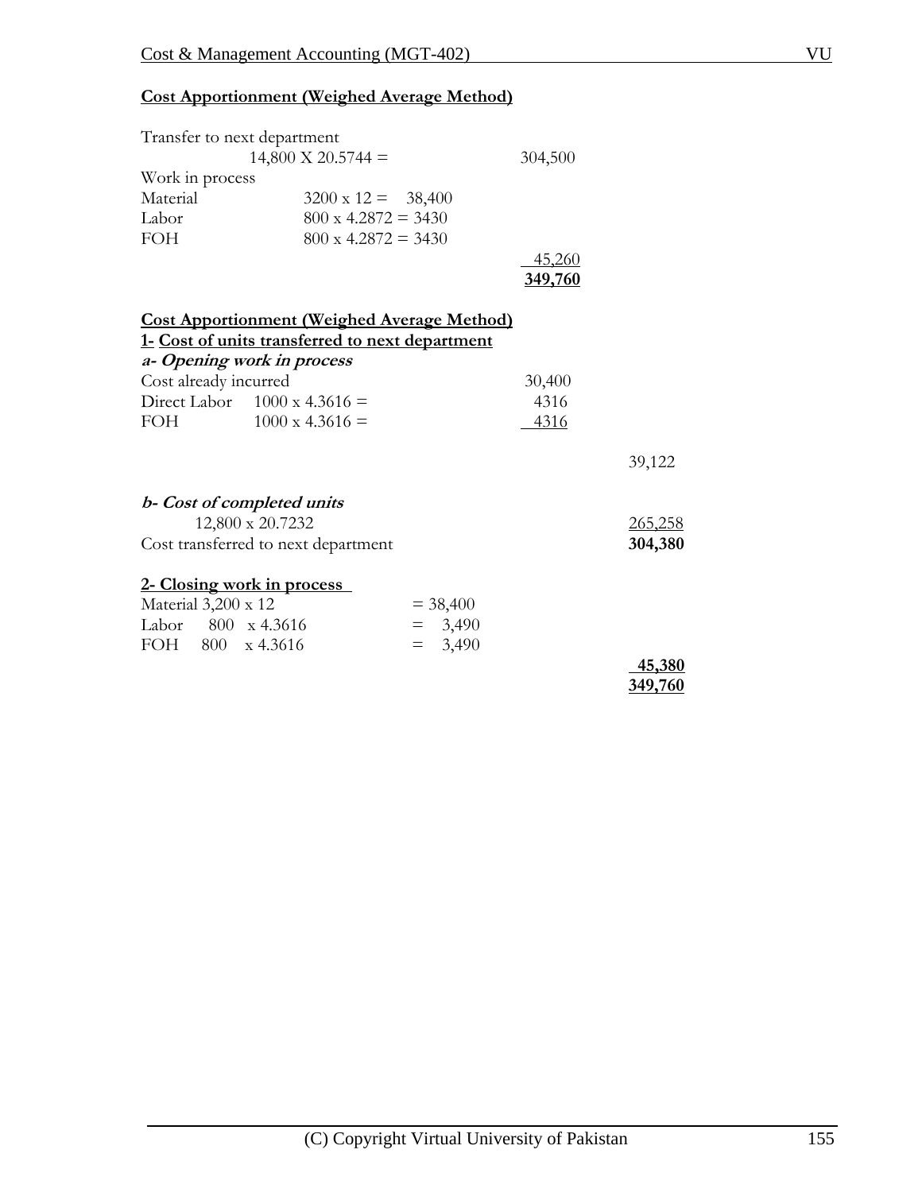**Cost Apportionment (Weighed Average Method)**

| | | | |
|---|---|---|---|
| Transfer to next department | | | |
| | 14,800 X 20.5744 = | | 304,500 |
| Work in process | | | |
| Material | 3200 x 12 = | 38,400 | |
| Labor | 800 x 4.2872 = | 3430 | |
| FOH | 800 x 4.2872 = | 3430 | |
| | | | 45,260 |
| | | | **349,760** |

**Cost Apportionment (Weighed Average Method)**

**1- Cost of units transferred to next department**

***a- Opening work in process***

| | | | |
|---|---|---|---|
| Cost already incurred | | 30,400 | |
| Direct Labor | 1000 x 4.3616 = | 4316 | |
| FOH | 1000 x 4.3616 = | 4316 | |
| | | | 39,122 |

***b- Cost of completed units***

| | | |
|---|---|---|
| 12,800 x 20.7232 | | 265,258 |
| Cost transferred to next department | | **304,380** |

**2- Closing work in process**

| | | |
|---|---|---|
| Material 3,200 x 12 | = 38,400 | |
| Labor 800 x 4.3616 | = 3,490 | |
| FOH 800 x 4.3616 | = 3,490 | |
| | | **45,380** |
| | | **349,760** |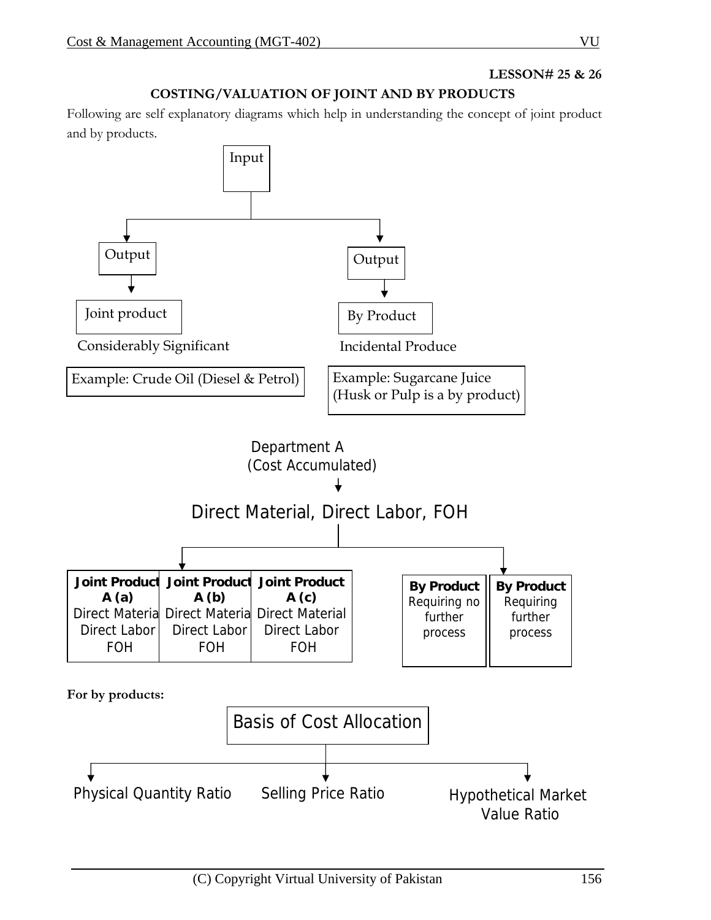**LESSON# 25 & 26**

## COSTING/VALUATION OF JOINT AND BY PRODUCTS

Following are self explanatory diagrams which help in understanding the concept of joint product and by products.

Input

Output → Joint product

Considerably Significant

Example: Crude Oil (Diesel & Petrol)

Output → By Product

Incidental Produce

Example: Sugarcane Juice (Husk or Pulp is a by product)

Department A
(Cost Accumulated)

Direct Material, Direct Labor, FOH

| **Joint Product A (a)** | **Joint Product A (b)** | **Joint Product A (c)** |
|---|---|---|
| Direct Material | Direct Material | Direct Material |
| Direct Labor | Direct Labor | Direct Labor |
| FOH | FOH | FOH |

| **By Product** | **By Product** |
|---|---|
| Requiring no further process | Requiring further process |

**For by products:**

Basis of Cost Allocation

- Physical Quantity Ratio
- Selling Price Ratio
- Hypothetical Market Value Ratio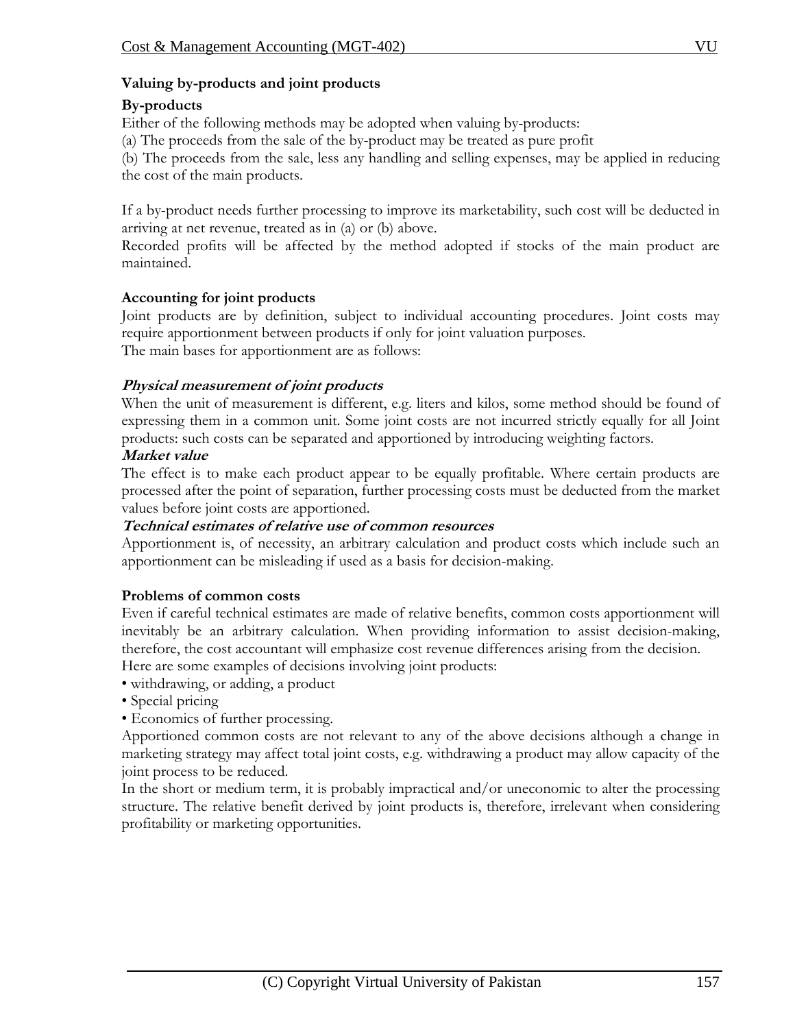### Valuing by-products and joint products

**By-products**

Either of the following methods may be adopted when valuing by-products:

(a) The proceeds from the sale of the by-product may be treated as pure profit

(b) The proceeds from the sale, less any handling and selling expenses, may be applied in reducing the cost of the main products.

If a by-product needs further processing to improve its marketability, such cost will be deducted in arriving at net revenue, treated as in (a) or (b) above.

Recorded profits will be affected by the method adopted if stocks of the main product are maintained.

**Accounting for joint products**

Joint products are by definition, subject to individual accounting procedures. Joint costs may require apportionment between products if only for joint valuation purposes.

The main bases for apportionment are as follows:

***Physical measurement of joint products***

When the unit of measurement is different, e.g. liters and kilos, some method should be found of expressing them in a common unit. Some joint costs are not incurred strictly equally for all Joint products: such costs can be separated and apportioned by introducing weighting factors.

***Market value***

The effect is to make each product appear to be equally profitable. Where certain products are processed after the point of separation, further processing costs must be deducted from the market values before joint costs are apportioned.

***Technical estimates of relative use of common resources***

Apportionment is, of necessity, an arbitrary calculation and product costs which include such an apportionment can be misleading if used as a basis for decision-making.

**Problems of common costs**

Even if careful technical estimates are made of relative benefits, common costs apportionment will inevitably be an arbitrary calculation. When providing information to assist decision-making, therefore, the cost accountant will emphasize cost revenue differences arising from the decision.

Here are some examples of decisions involving joint products:

- withdrawing, or adding, a product
- Special pricing
- Economics of further processing.

Apportioned common costs are not relevant to any of the above decisions although a change in marketing strategy may affect total joint costs, e.g. withdrawing a product may allow capacity of the joint process to be reduced.

In the short or medium term, it is probably impractical and/or uneconomic to alter the processing structure. The relative benefit derived by joint products is, therefore, irrelevant when considering profitability or marketing opportunities.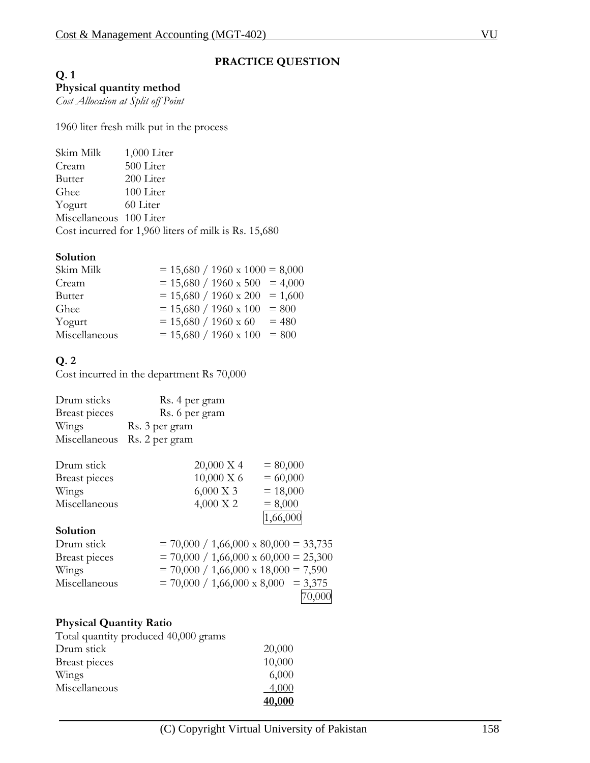## PRACTICE QUESTION

**Q. 1**

**Physical quantity method**

*Cost Allocation at Split off Point*

1960 liter fresh milk put in the process

| | |
|---|---|
| Skim Milk | 1,000 Liter |
| Cream | 500 Liter |
| Butter | 200 Liter |
| Ghee | 100 Liter |
| Yogurt | 60 Liter |
| Miscellaneous | 100 Liter |

Cost incurred for 1,960 liters of milk is Rs. 15,680

**Solution**

| | |
|---|---|
| Skim Milk | = 15,680 / 1960 x 1000 = 8,000 |
| Cream | = 15,680 / 1960 x 500 = 4,000 |
| Butter | = 15,680 / 1960 x 200 = 1,600 |
| Ghee | = 15,680 / 1960 x 100 = 800 |
| Yogurt | = 15,680 / 1960 x 60 = 480 |
| Miscellaneous | = 15,680 / 1960 x 100 = 800 |

**Q. 2**

Cost incurred in the department Rs 70,000

| | |
|---|---|
| Drum sticks | Rs. 4 per gram |
| Breast pieces | Rs. 6 per gram |
| Wings | Rs. 3 per gram |
| Miscellaneous | Rs. 2 per gram |

| | | |
|---|---|---|
| Drum stick | 20,000 X 4 | = 80,000 |
| Breast pieces | 10,000 X 6 | = 60,000 |
| Wings | 6,000 X 3 | = 18,000 |
| Miscellaneous | 4,000 X 2 | = 8,000 |
| | | 1,66,000 |

**Solution**

| | |
|---|---|
| Drum stick | = 70,000 / 1,66,000 x 80,000 = 33,735 |
| Breast pieces | = 70,000 / 1,66,000 x 60,000 = 25,300 |
| Wings | = 70,000 / 1,66,000 x 18,000 = 7,590 |
| Miscellaneous | = 70,000 / 1,66,000 x 8,000 = 3,375 |
| | 70,000 |

**Physical Quantity Ratio**

Total quantity produced 40,000 grams

| | |
|---|---|
| Drum stick | 20,000 |
| Breast pieces | 10,000 |
| Wings | 6,000 |
| Miscellaneous | 4,000 |
| | **40,000** |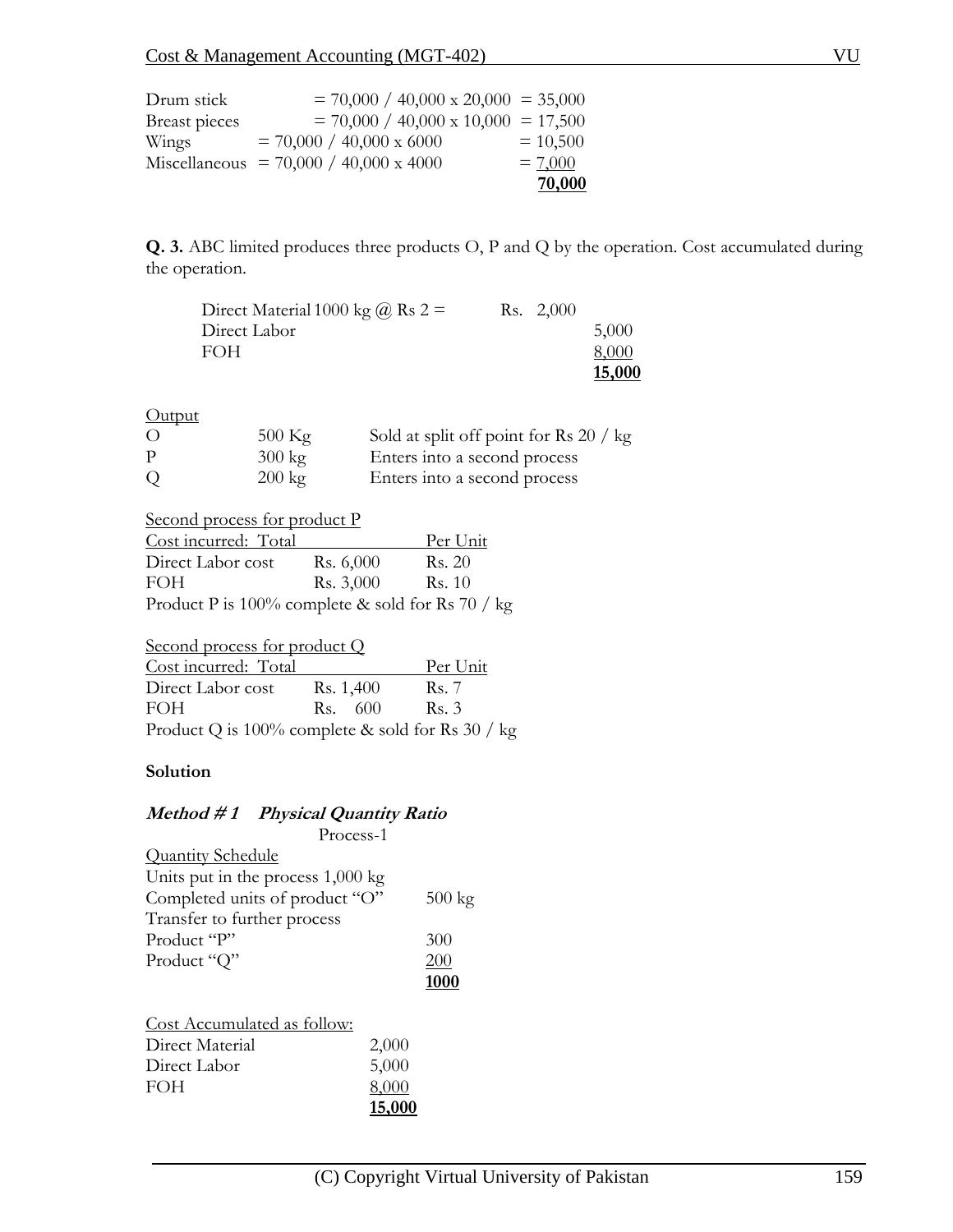| | | |
|---|---|---|
| Drum stick | = 70,000 / 40,000 x 20,000 | = 35,000 |
| Breast pieces | = 70,000 / 40,000 x 10,000 | = 17,500 |
| Wings | = 70,000 / 40,000 x 6000 | = 10,500 |
| Miscellaneous | = 70,000 / 40,000 x 4000 | = 7,000 |
| | | **70,000** |

**Q. 3.** ABC limited produces three products O, P and Q by the operation. Cost accumulated during the operation.

| | | |
|---|---|---|
| Direct Material 1000 kg @ Rs 2 = | Rs. 2,000 | |
| Direct Labor | | 5,000 |
| FOH | | 8,000 |
| | | **15,000** |

Output

| | | |
|---|---|---|
| O | 500 Kg | Sold at split off point for Rs 20 / kg |
| P | 300 kg | Enters into a second process |
| Q | 200 kg | Enters into a second process |

Second process for product P

| Cost incurred: Total | | Per Unit |
|---|---|---|
| Direct Labor cost | Rs. 6,000 | Rs. 20 |
| FOH | Rs. 3,000 | Rs. 10 |

Product P is 100% complete & sold for Rs 70 / kg

Second process for product Q

| Cost incurred: Total | | Per Unit |
|---|---|---|
| Direct Labor cost | Rs. 1,400 | Rs. 7 |
| FOH | Rs. 600 | Rs. 3 |

Product Q is 100% complete & sold for Rs 30 / kg

**Solution**

***Method # 1 Physical Quantity Ratio***

Process-1

Quantity Schedule

| | |
|---|---|
| Units put in the process 1,000 kg | |
| Completed units of product "O" | 500 kg |
| Transfer to further process | |
| Product "P" | 300 |
| Product "Q" | 200 |
| | **1000** |

Cost Accumulated as follow:

| | |
|---|---|
| Direct Material | 2,000 |
| Direct Labor | 5,000 |
| FOH | 8,000 |
| | **15,000** |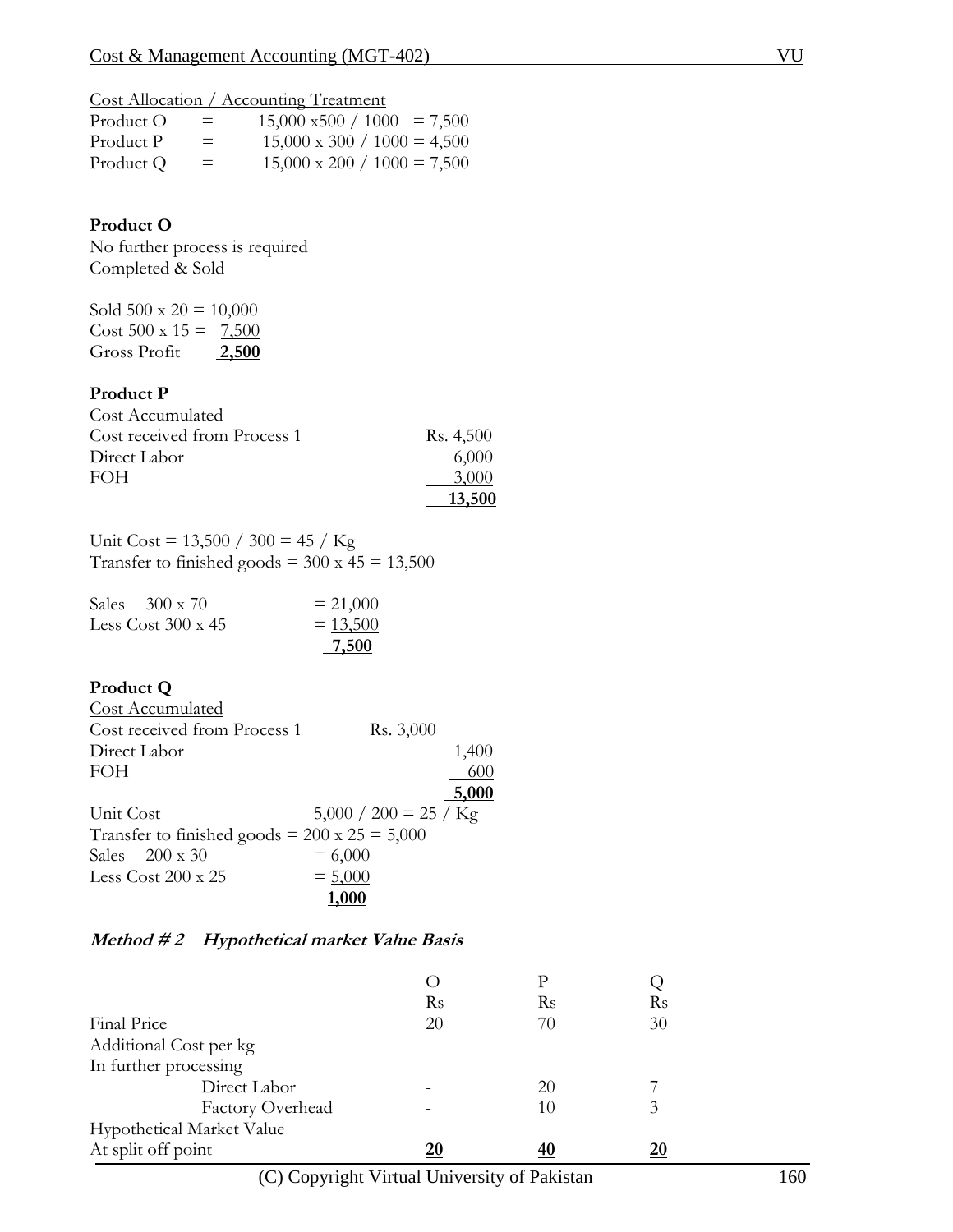<u>Cost Allocation / Accounting Treatment</u>

| | | |
|---|---|---|
| Product O | = | 15,000 x500 / 1000 = 7,500 |
| Product P | = | 15,000 x 300 / 1000 = 4,500 |
| Product Q | = | 15,000 x 200 / 1000 = 7,500 |

**Product O**

No further process is required
Completed & Sold

Sold 500 x 20 = 10,000
Cost 500 x 15 = 7,500
Gross Profit **2,500**

**Product P**

| Cost Accumulated | |
|---|---|
| Cost received from Process 1 | Rs. 4,500 |
| Direct Labor | 6,000 |
| FOH | 3,000 |
| | **13,500** |

Unit Cost = 13,500 / 300 = 45 / Kg
Transfer to finished goods = 300 x 45 = 13,500

| | |
|---|---|
| Sales 300 x 70 | = 21,000 |
| Less Cost 300 x 45 | = 13,500 |
| | **7,500** |

**Product Q**

| <u>Cost Accumulated</u> | | |
|---|---|---|
| Cost received from Process 1 | Rs. 3,000 | |
| Direct Labor | | 1,400 |
| FOH | | 600 |
| | | **5,000** |

Unit Cost 5,000 / 200 = 25 / Kg
Transfer to finished goods = 200 x 25 = 5,000

| | |
|---|---|
| Sales 200 x 30 | = 6,000 |
| Less Cost 200 x 25 | = 5,000 |
| | **1,000** |

***Method # 2 Hypothetical market Value Basis***

| | O | P | Q |
|---|---|---|---|
| | Rs | Rs | Rs |
| Final Price | 20 | 70 | 30 |
| Additional Cost per kg | | | |
| In further processing | | | |
| Direct Labor | - | 20 | 7 |
| Factory Overhead | - | 10 | 3 |
| Hypothetical Market Value | | | |
| At split off point | **20** | **40** | **20** |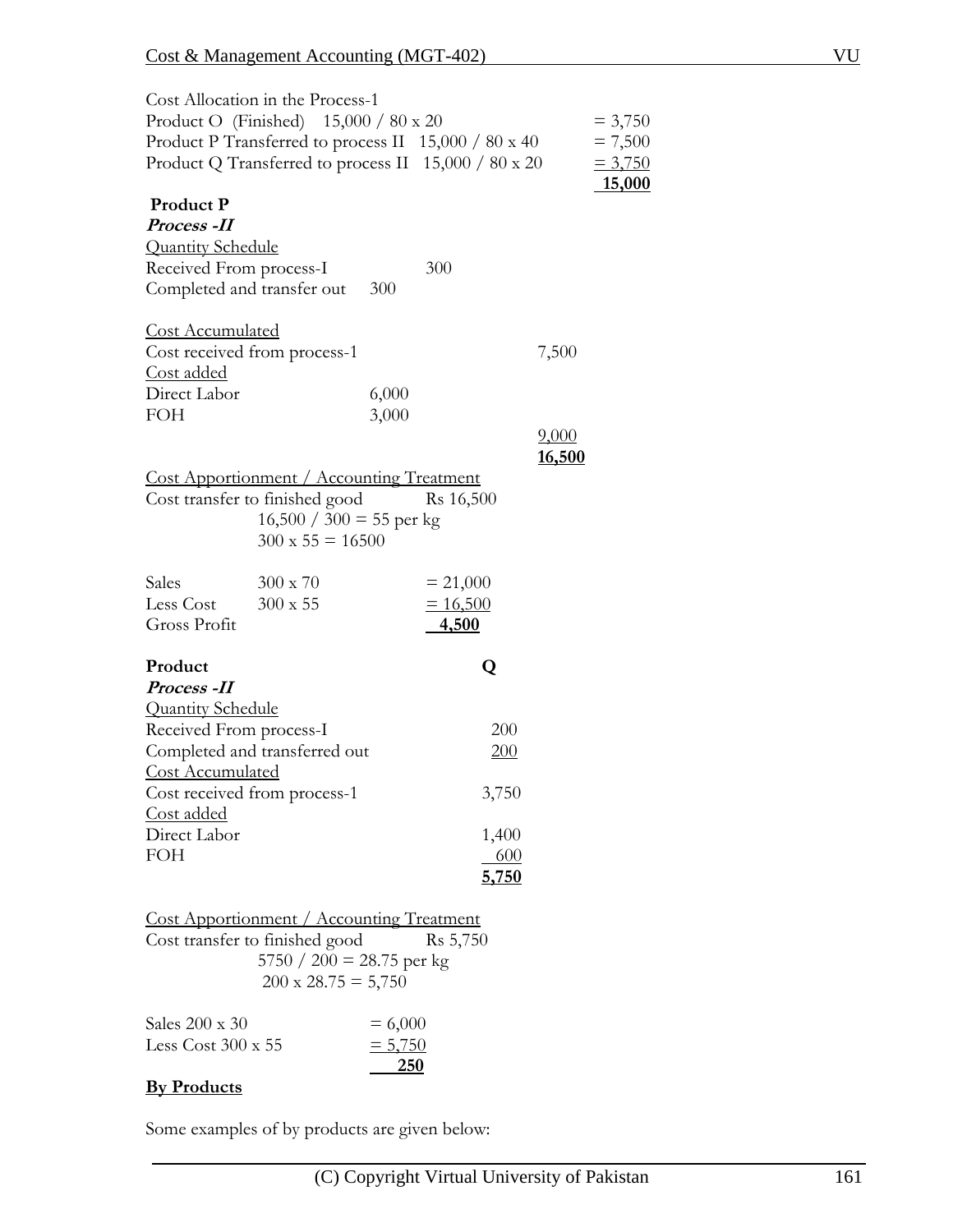Cost Allocation in the Process-1

| | | |
|---|---|---|
| Product O (Finished) | 15,000 / 80 x 20 | = 3,750 |
| Product P Transferred to process II | 15,000 / 80 x 40 | = 7,500 |
| Product Q Transferred to process II | 15,000 / 80 x 20 | = 3,750 |
| | | **15,000** |

**Product P**

***Process -II***

Quantity Schedule

| | | |
|---|---|---|
| Received From process-I | | 300 |
| Completed and transfer out | 300 | |

Cost Accumulated

| | | |
|---|---|---|
| Cost received from process-1 | | 7,500 |
| Cost added | | |
| Direct Labor | 6,000 | |
| FOH | 3,000 | |
| | | 9,000 |
| | | **16,500** |

Cost Apportionment / Accounting Treatment

Cost transfer to finished good Rs 16,500

16,500 / 300 = 55 per kg

300 x 55 = 16500

| | | |
|---|---|---|
| Sales | 300 x 70 | = 21,000 |
| Less Cost | 300 x 55 | = 16,500 |
| Gross Profit | | **4,500** |

**Product Q**

***Process -II***

Quantity Schedule

| | |
|---|---|
| Received From process-I | 200 |
| Completed and transferred out | 200 |

Cost Accumulated

| | |
|---|---|
| Cost received from process-1 | 3,750 |
| Cost added | |
| Direct Labor | 1,400 |
| FOH | 600 |
| | **5,750** |

Cost Apportionment / Accounting Treatment

Cost transfer to finished good Rs 5,750

5750 / 200 = 28.75 per kg

200 x 28.75 = 5,750

| | |
|---|---|
| Sales 200 x 30 | = 6,000 |
| Less Cost 300 x 55 | = 5,750 |
| | **250** |

**By Products**

Some examples of by products are given below: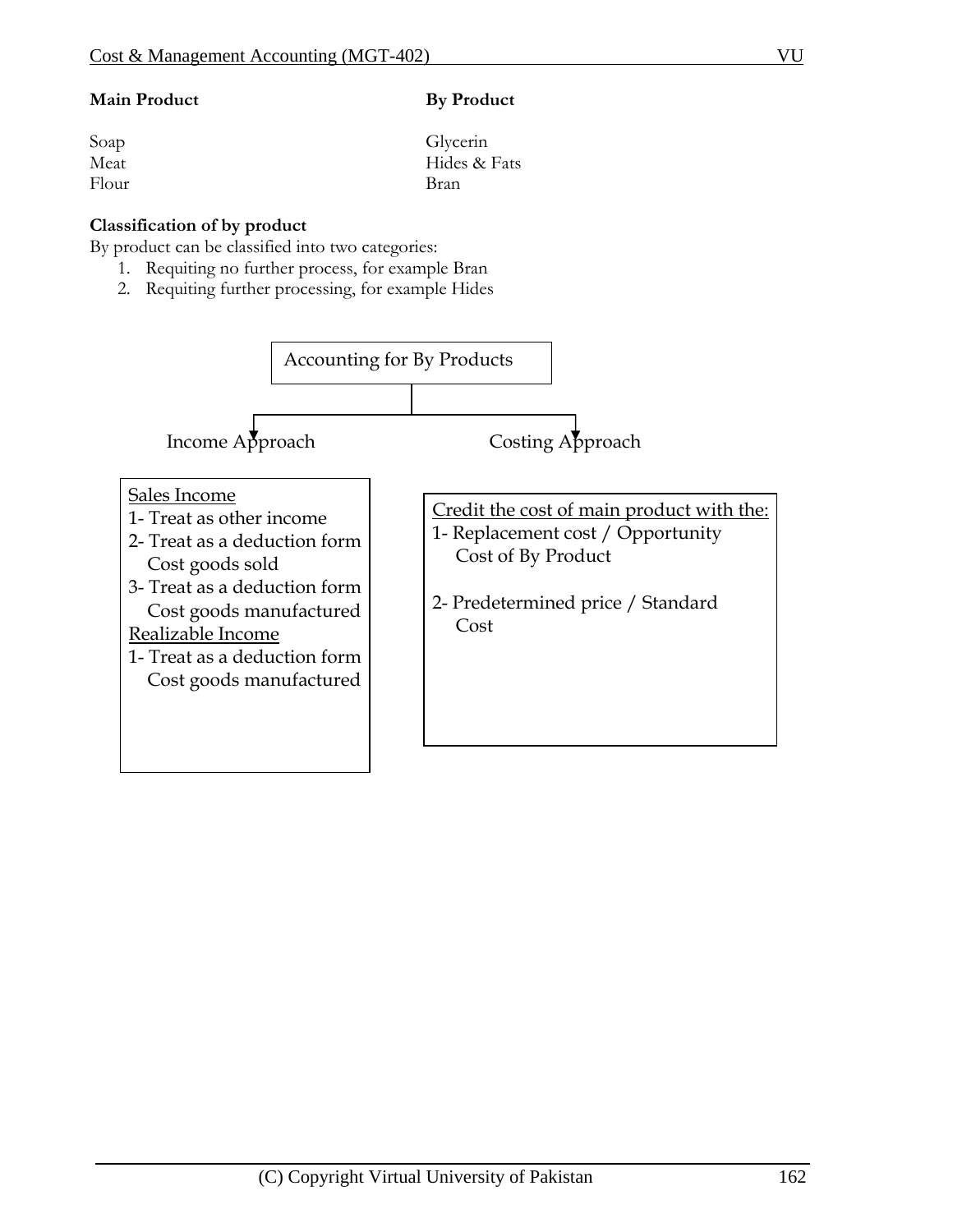| **Main Product** | **By Product** |
| --- | --- |
| Soap | Glycerin |
| Meat | Hides & Fats |
| Flour | Bran |

**Classification of by product**

By product can be classified into two categories:

1. Requiting no further process, for example Bran
2. Requiting further processing, for example Hides

**Accounting for By Products**

Income Approach

<u>Sales Income</u>

1- Treat as other income
2- Treat as a deduction form Cost goods sold
3- Treat as a deduction form Cost goods manufactured

<u>Realizable Income</u>

1- Treat as a deduction form Cost goods manufactured

Costing Approach

<u>Credit the cost of main product with the:</u>

1- Replacement cost / Opportunity Cost of By Product

2- Predetermined price / Standard Cost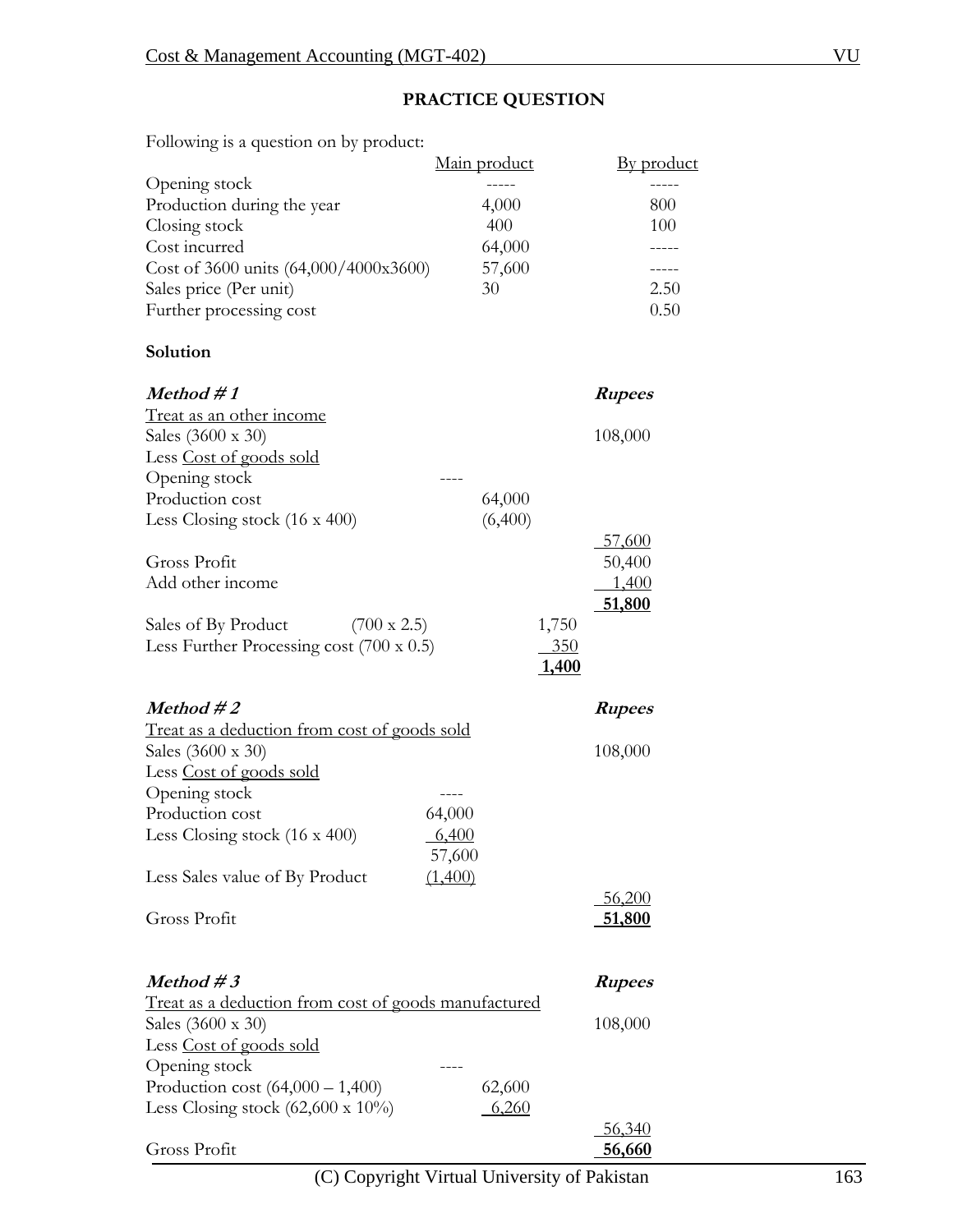## PRACTICE QUESTION

Following is a question on by product:

| | Main product | By product |
|---|---|---|
| Opening stock | ----- | ----- |
| Production during the year | 4,000 | 800 |
| Closing stock | 400 | 100 |
| Cost incurred | 64,000 | ----- |
| Cost of 3600 units (64,000/4000x3600) | 57,600 | ----- |
| Sales price (Per unit) | 30 | 2.50 |
| Further processing cost | | 0.50 |

**Solution**

***Method # 1***

| | | | ***Rupees*** |
|---|---|---|---|
| Treat as an other income | | | |
| Sales (3600 x 30) | | | 108,000 |
| Less Cost of goods sold | | | |
| Opening stock | ---- | | |
| Production cost | 64,000 | | |
| Less Closing stock (16 x 400) | (6,400) | | |
| | | | 57,600 |
| Gross Profit | | | 50,400 |
| Add other income | | | 1,400 |
| | | | **51,800** |
| Sales of By Product (700 x 2.5) | | 1,750 | |
| Less Further Processing cost (700 x 0.5) | | 350 | |
| | | **1,400** | |

***Method # 2***

| | | ***Rupees*** |
|---|---|---|
| Treat as a deduction from cost of goods sold | | |
| Sales (3600 x 30) | | 108,000 |
| Less Cost of goods sold | | |
| Opening stock | ---- | |
| Production cost | 64,000 | |
| Less Closing stock (16 x 400) | 6,400 | |
| | 57,600 | |
| Less Sales value of By Product | (1,400) | |
| | | 56,200 |
| Gross Profit | | **51,800** |

***Method # 3***

| | | ***Rupees*** |
|---|---|---|
| Treat as a deduction from cost of goods manufactured | | |
| Sales (3600 x 30) | | 108,000 |
| Less Cost of goods sold | | |
| Opening stock | ---- | |
| Production cost (64,000 – 1,400) | 62,600 | |
| Less Closing stock (62,600 x 10%) | 6,260 | |
| | | 56,340 |
| Gross Profit | | **56,660** |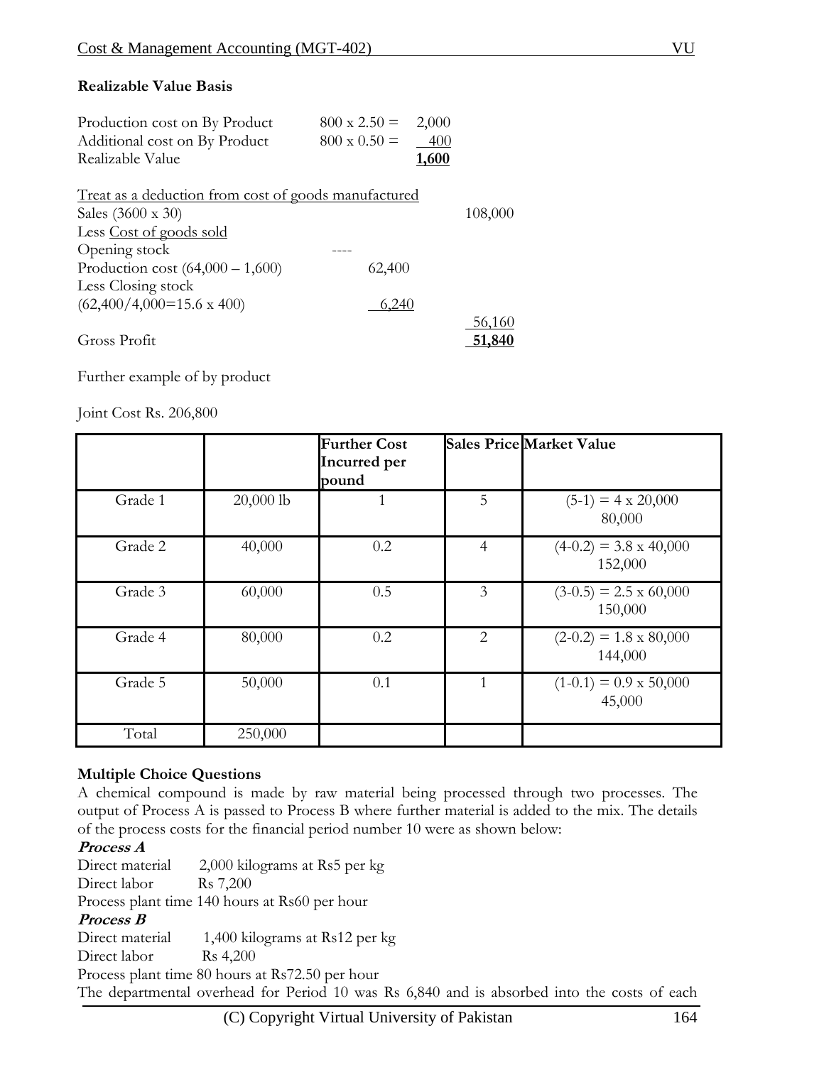**Realizable Value Basis**

| | | |
|---|---|---|
| Production cost on By Product | 800 x 2.50 = | 2,000 |
| Additional cost on By Product | 800 x 0.50 = | 400 |
| Realizable Value | | **1,600** |

Treat as a deduction from cost of goods manufactured

| | | |
|---|---|---|
| Sales (3600 x 30) | | 108,000 |
| Less Cost of goods sold | | |
| Opening stock | ---- | |
| Production cost (64,000 – 1,600) | 62,400 | |
| Less Closing stock | | |
| (62,400/4,000=15.6 x 400) | 6,240 | |
| | | 56,160 |
| Gross Profit | | **51,840** |

Further example of by product

Joint Cost Rs. 206,800

| | | Further Cost Incurred per pound | Sales Price | Market Value |
|---|---|---|---|---|
| Grade 1 | 20,000 lb | 1 | 5 | (5-1) = 4 x 20,000 80,000 |
| Grade 2 | 40,000 | 0.2 | 4 | (4-0.2) = 3.8 x 40,000 152,000 |
| Grade 3 | 60,000 | 0.5 | 3 | (3-0.5) = 2.5 x 60,000 150,000 |
| Grade 4 | 80,000 | 0.2 | 2 | (2-0.2) = 1.8 x 80,000 144,000 |
| Grade 5 | 50,000 | 0.1 | 1 | (1-0.1) = 0.9 x 50,000 45,000 |
| Total | 250,000 | | | |

**Multiple Choice Questions**

A chemical compound is made by raw material being processed through two processes. The output of Process A is passed to Process B where further material is added to the mix. The details of the process costs for the financial period number 10 were as shown below:

***Process A***

Direct material 2,000 kilograms at Rs5 per kg
Direct labor Rs 7,200
Process plant time 140 hours at Rs60 per hour

***Process B***

Direct material 1,400 kilograms at Rs12 per kg
Direct labor Rs 4,200
Process plant time 80 hours at Rs72.50 per hour

The departmental overhead for Period 10 was Rs 6,840 and is absorbed into the costs of each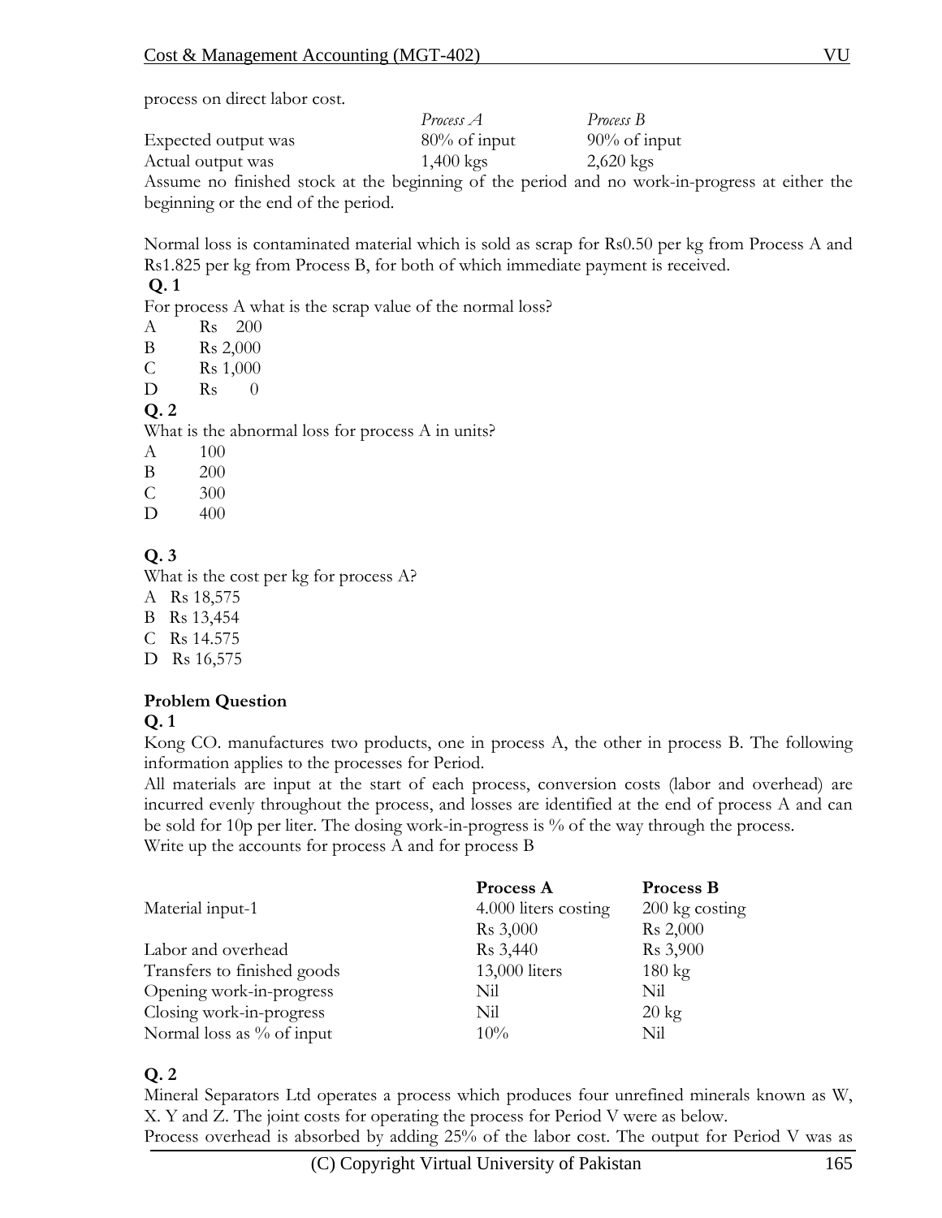process on direct labor cost.

| | *Process A* | *Process B* |
|---|---|---|
| Expected output was | 80% of input | 90% of input |
| Actual output was | 1,400 kgs | 2,620 kgs |

Assume no finished stock at the beginning of the period and no work-in-progress at either the beginning or the end of the period.

Normal loss is contaminated material which is sold as scrap for Rs0.50 per kg from Process A and Rs1.825 per kg from Process B, for both of which immediate payment is received.

**Q. 1**

For process A what is the scrap value of the normal loss?

A Rs 200
B Rs 2,000
C Rs 1,000
D Rs 0

**Q. 2**

What is the abnormal loss for process A in units?

A 100
B 200
C 300
D 400

**Q. 3**

What is the cost per kg for process A?

A Rs 18,575
B Rs 13,454
C Rs 14.575
D Rs 16,575

**Problem Question**

**Q. 1**

Kong CO. manufactures two products, one in process A, the other in process B. The following information applies to the processes for Period.

All materials are input at the start of each process, conversion costs (labor and overhead) are incurred evenly throughout the process, and losses are identified at the end of process A and can be sold for 10p per liter. The dosing work-in-progress is % of the way through the process.

Write up the accounts for process A and for process B

| | **Process A** | **Process B** |
|---|---|---|
| Material input-1 | 4.000 liters costing | 200 kg costing |
| | Rs 3,000 | Rs 2,000 |
| Labor and overhead | Rs 3,440 | Rs 3,900 |
| Transfers to finished goods | 13,000 liters | 180 kg |
| Opening work-in-progress | Nil | Nil |
| Closing work-in-progress | Nil | 20 kg |
| Normal loss as % of input | 10% | Nil |

**Q. 2**

Mineral Separators Ltd operates a process which produces four unrefined minerals known as W, X. Y and Z. The joint costs for operating the process for Period V were as below.

Process overhead is absorbed by adding 25% of the labor cost. The output for Period V was as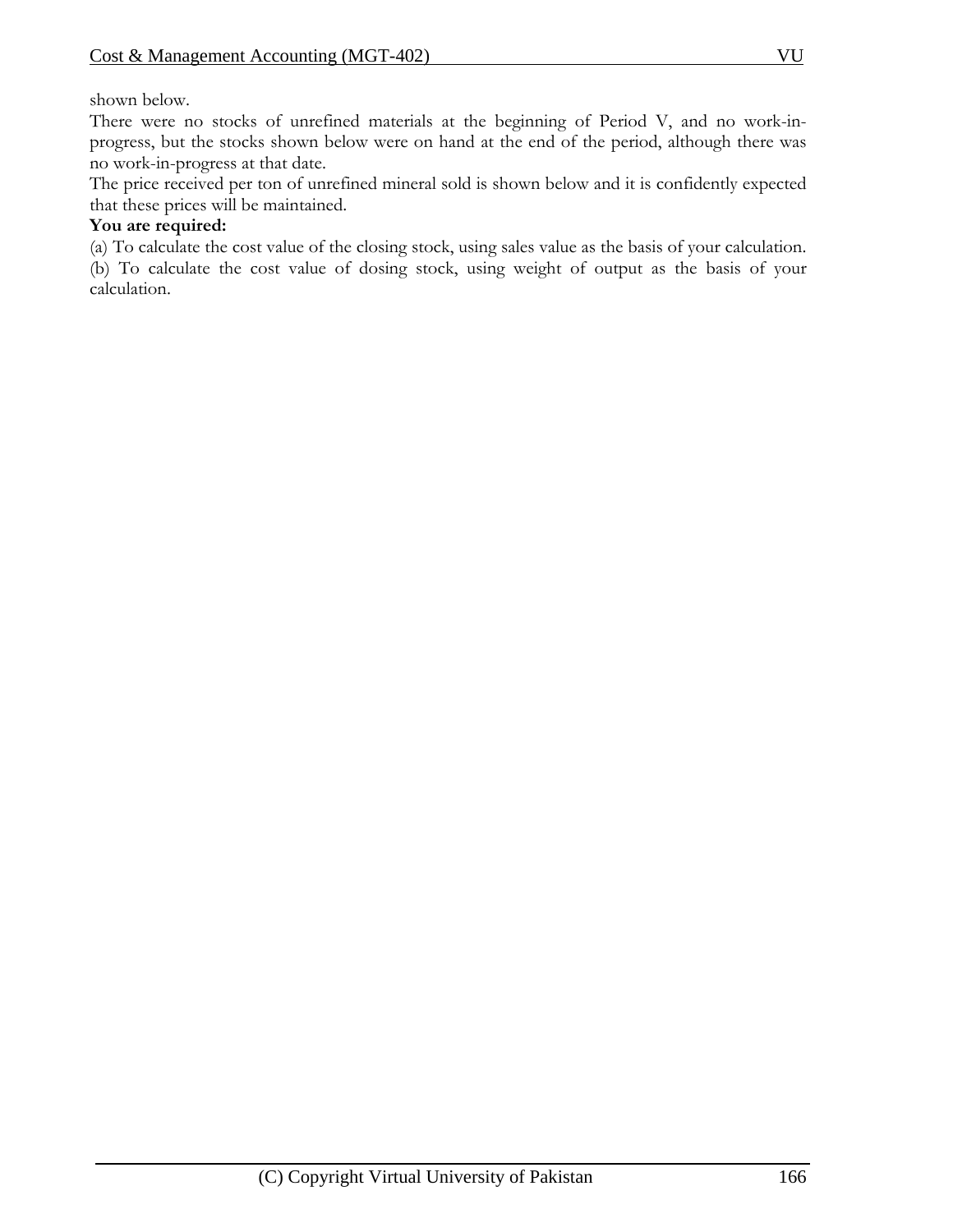shown below.

There were no stocks of unrefined materials at the beginning of Period V, and no work-in-progress, but the stocks shown below were on hand at the end of the period, although there was no work-in-progress at that date.

The price received per ton of unrefined mineral sold is shown below and it is confidently expected that these prices will be maintained.

**You are required:**

(a) To calculate the cost value of the closing stock, using sales value as the basis of your calculation.

(b) To calculate the cost value of dosing stock, using weight of output as the basis of your calculation.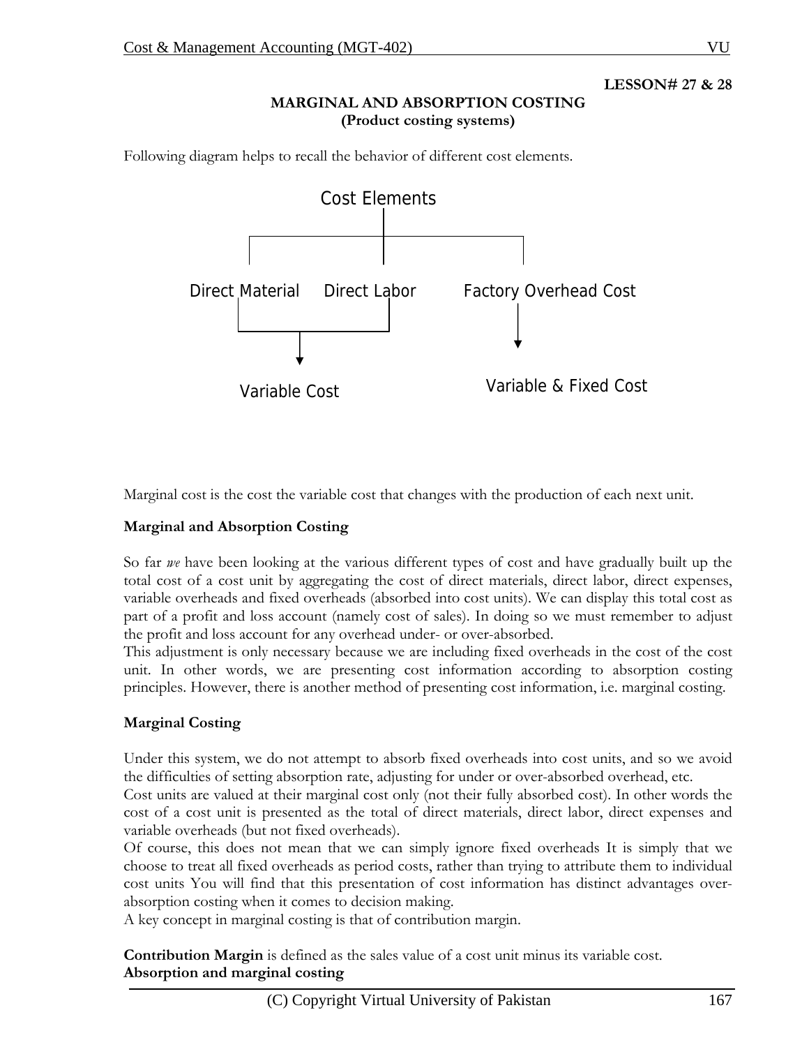**LESSON# 27 & 28**

## MARGINAL AND ABSORPTION COSTING
**(Product costing systems)**

Following diagram helps to recall the behavior of different cost elements.

Cost Elements

Direct Material — Direct Labor — Factory Overhead Cost

Direct Material, Direct Labor → Variable Cost

Factory Overhead Cost → Variable & Fixed Cost

Marginal cost is the cost the variable cost that changes with the production of each next unit.

**Marginal and Absorption Costing**

So far *we* have been looking at the various different types of cost and have gradually built up the total cost of a cost unit by aggregating the cost of direct materials, direct labor, direct expenses, variable overheads and fixed overheads (absorbed into cost units). We can display this total cost as part of a profit and loss account (namely cost of sales). In doing so we must remember to adjust the profit and loss account for any overhead under- or over-absorbed.
This adjustment is only necessary because we are including fixed overheads in the cost of the cost unit. In other words, we are presenting cost information according to absorption costing principles. However, there is another method of presenting cost information, i.e. marginal costing.

**Marginal Costing**

Under this system, we do not attempt to absorb fixed overheads into cost units, and so we avoid the difficulties of setting absorption rate, adjusting for under or over-absorbed overhead, etc.
Cost units are valued at their marginal cost only (not their fully absorbed cost). In other words the cost of a cost unit is presented as the total of direct materials, direct labor, direct expenses and variable overheads (but not fixed overheads).
Of course, this does not mean that we can simply ignore fixed overheads It is simply that we choose to treat all fixed overheads as period costs, rather than trying to attribute them to individual cost units You will find that this presentation of cost information has distinct advantages over-absorption costing when it comes to decision making.
A key concept in marginal costing is that of contribution margin.

**Contribution Margin** is defined as the sales value of a cost unit minus its variable cost.
**Absorption and marginal costing**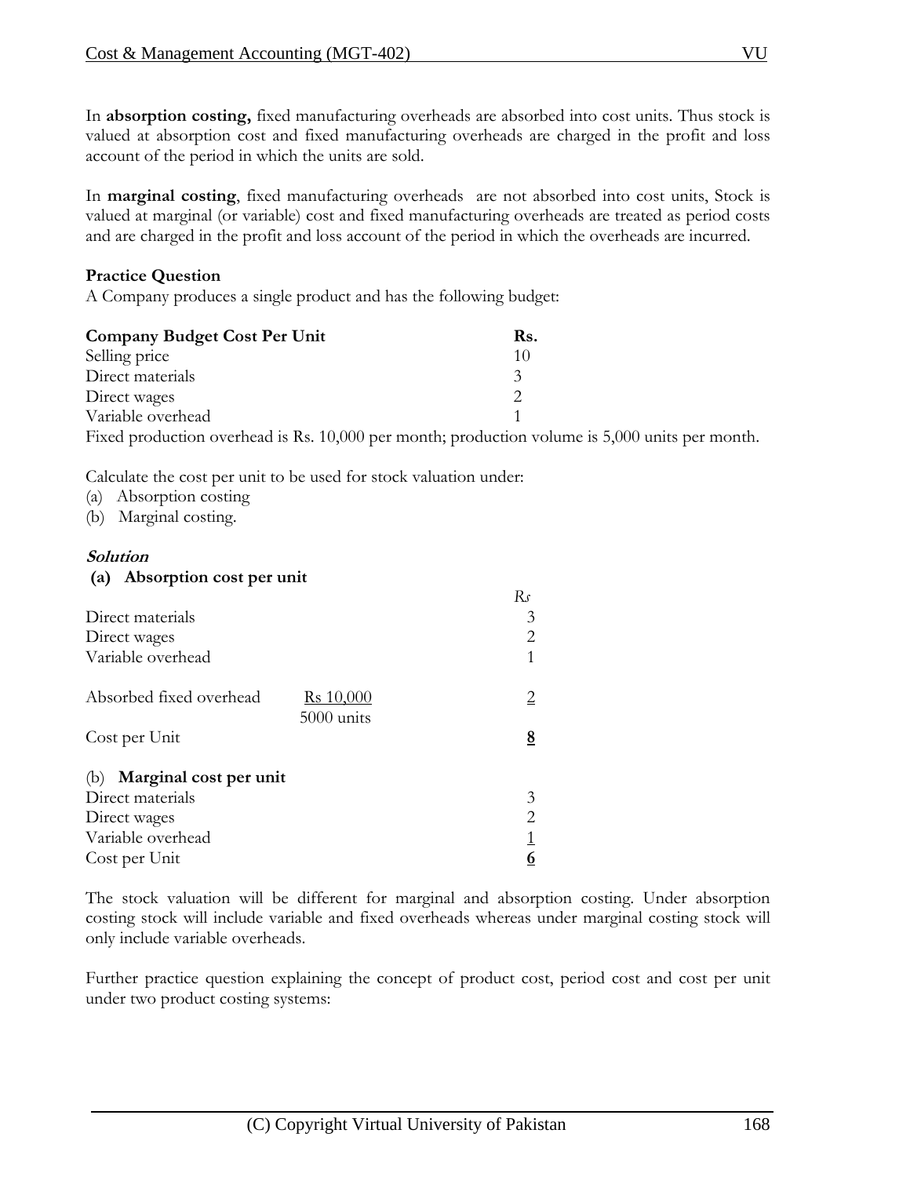In **absorption costing,** fixed manufacturing overheads are absorbed into cost units. Thus stock is valued at absorption cost and fixed manufacturing overheads are charged in the profit and loss account of the period in which the units are sold.

In **marginal costing**, fixed manufacturing overheads are not absorbed into cost units, Stock is valued at marginal (or variable) cost and fixed manufacturing overheads are treated as period costs and are charged in the profit and loss account of the period in which the overheads are incurred.

**Practice Question**

A Company produces a single product and has the following budget:

| **Company Budget Cost Per Unit** | **Rs.** |
|---|---|
| Selling price | 10 |
| Direct materials | 3 |
| Direct wages | 2 |
| Variable overhead | 1 |

Fixed production overhead is Rs. 10,000 per month; production volume is 5,000 units per month.

Calculate the cost per unit to be used for stock valuation under:

(a) Absorption costing

(b) Marginal costing.

***Solution***

**(a) Absorption cost per unit**

| | | *Rs* |
|---|---|---|
| Direct materials | | 3 |
| Direct wages | | 2 |
| Variable overhead | | 1 |
| Absorbed fixed overhead | $\frac{\text{Rs } 10{,}000}{5000 \text{ units}}$ | 2 |
| Cost per Unit | | **8** |

(b) **Marginal cost per unit**

| | |
|---|---|
| Direct materials | 3 |
| Direct wages | 2 |
| Variable overhead | 1 |
| Cost per Unit | **6** |

The stock valuation will be different for marginal and absorption costing. Under absorption costing stock will include variable and fixed overheads whereas under marginal costing stock will only include variable overheads.

Further practice question explaining the concept of product cost, period cost and cost per unit under two product costing systems: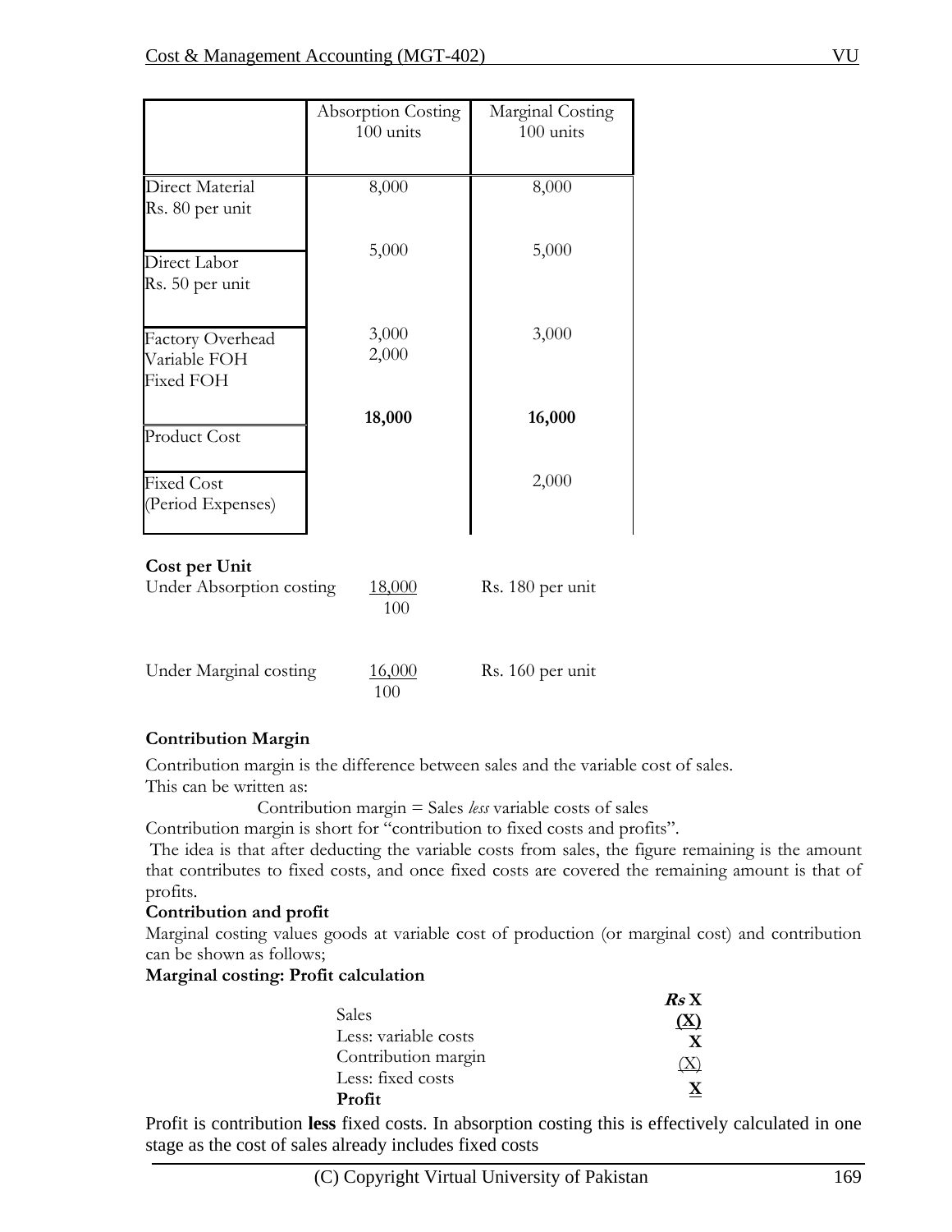| | Absorption Costing 100 units | Marginal Costing 100 units |
|---|---|---|
| Direct Material Rs. 80 per unit | 8,000 | 8,000 |
| Direct Labor Rs. 50 per unit | 5,000 | 5,000 |
| Factory Overhead Variable FOH Fixed FOH | 3,000 2,000 | 3,000 |
| Product Cost | **18,000** | **16,000** |
| Fixed Cost (Period Expenses) | | 2,000 |

**Cost per Unit**

Under Absorption costing $\frac{18,000}{100}$ Rs. 180 per unit

Under Marginal costing $\frac{16,000}{100}$ Rs. 160 per unit

**Contribution Margin**

Contribution margin is the difference between sales and the variable cost of sales.
This can be written as:

Contribution margin = Sales *less* variable costs of sales

Contribution margin is short for "contribution to fixed costs and profits".

The idea is that after deducting the variable costs from sales, the figure remaining is the amount that contributes to fixed costs, and once fixed costs are covered the remaining amount is that of profits.

**Contribution and profit**

Marginal costing values goods at variable cost of production (or marginal cost) and contribution can be shown as follows;

**Marginal costing: Profit calculation**

| | ***Rs* X** |
|---|---|
| Sales | **(X)** |
| Less: variable costs | **X** |
| Contribution margin | (X) |
| Less: fixed costs | **X** |
| **Profit** | |

Profit is contribution **less** fixed costs. In absorption costing this is effectively calculated in one stage as the cost of sales already includes fixed costs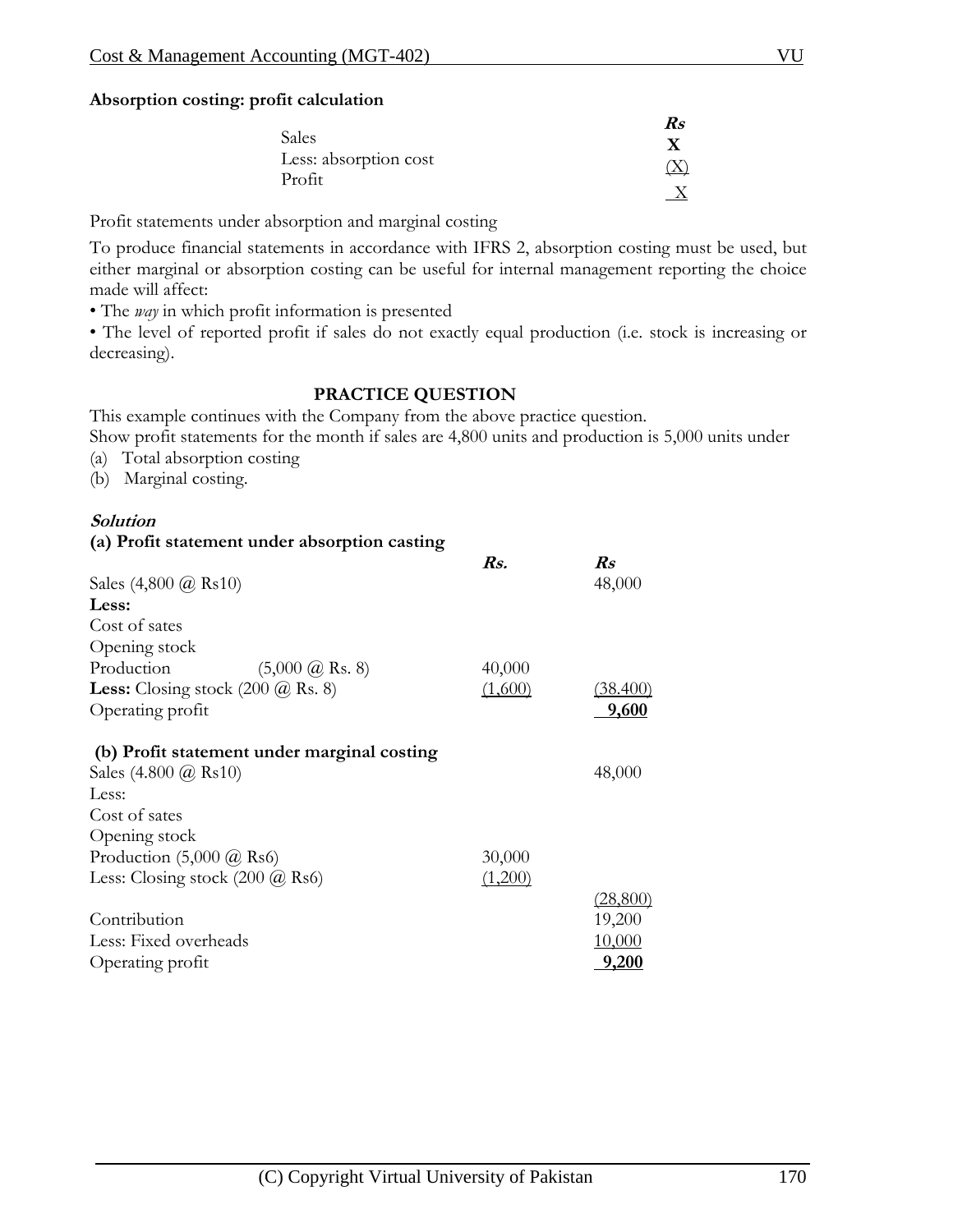**Absorption costing: profit calculation**

| | *Rs* |
|---|---|
| Sales | **X** |
| Less: absorption cost | (X) |
| Profit | X |

Profit statements under absorption and marginal costing

To produce financial statements in accordance with IFRS 2, absorption costing must be used, but either marginal or absorption costing can be useful for internal management reporting the choice made will affect:

• The *way* in which profit information is presented

• The level of reported profit if sales do not exactly equal production (i.e. stock is increasing or decreasing).

**PRACTICE QUESTION**

This example continues with the Company from the above practice question.

Show profit statements for the month if sales are 4,800 units and production is 5,000 units under

(a) Total absorption costing

(b) Marginal costing.

***Solution***

**(a) Profit statement under absorption casting**

| | *Rs.* | *Rs* |
|---|---|---|
| Sales (4,800 @ Rs10) | | 48,000 |
| **Less:** | | |
| Cost of sates | | |
| Opening stock | | |
| Production (5,000 @ Rs. 8) | 40,000 | |
| **Less:** Closing stock (200 @ Rs. 8) | (1,600) | (38.400) |
| Operating profit | | **9,600** |

**(b) Profit statement under marginal costing**

| | | |
|---|---|---|
| Sales (4.800 @ Rs10) | | 48,000 |
| Less: | | |
| Cost of sates | | |
| Opening stock | | |
| Production (5,000 @ Rs6) | 30,000 | |
| Less: Closing stock (200 @ Rs6) | (1,200) | |
| | | (28,800) |
| Contribution | | 19,200 |
| Less: Fixed overheads | | 10,000 |
| Operating profit | | **9,200** |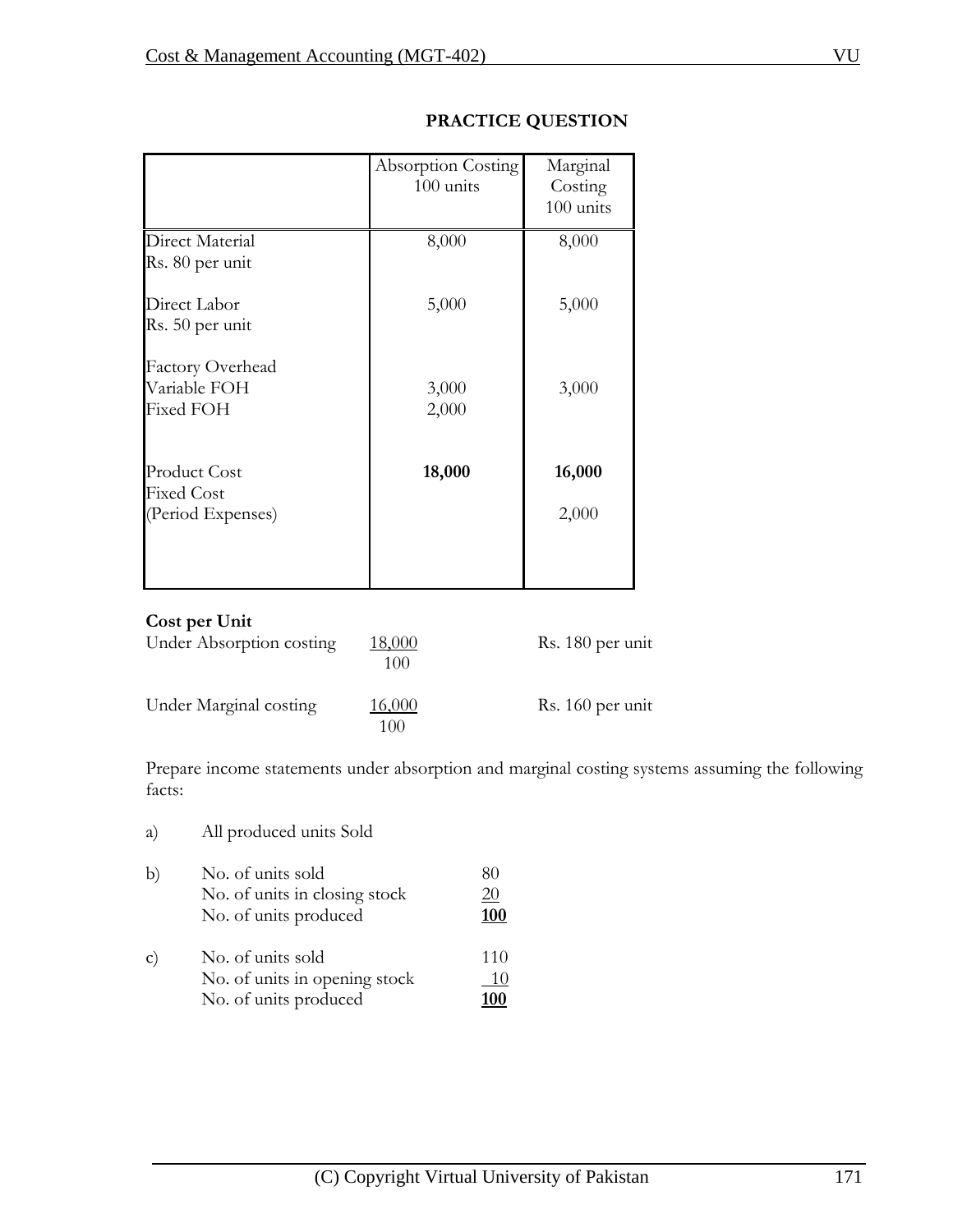## PRACTICE QUESTION

| | Absorption Costing 100 units | Marginal Costing 100 units |
|---|---|---|
| Direct Material Rs. 80 per unit | 8,000 | 8,000 |
| Direct Labor Rs. 50 per unit | 5,000 | 5,000 |
| Factory Overhead | | |
| Variable FOH | 3,000 | 3,000 |
| Fixed FOH | 2,000 | |
| **Product Cost** | **18,000** | **16,000** |
| Fixed Cost (Period Expenses) | | 2,000 |

**Cost per Unit**

| | | |
|---|---|---|
| Under Absorption costing | 18,000 / 100 | Rs. 180 per unit |
| Under Marginal costing | 16,000 / 100 | Rs. 160 per unit |

Prepare income statements under absorption and marginal costing systems assuming the following facts:

a) All produced units Sold

b)

| | |
|---|---|
| No. of units sold | 80 |
| No. of units in closing stock | 20 |
| No. of units produced | **100** |

c)

| | |
|---|---|
| No. of units sold | 110 |
| No. of units in opening stock | 10 |
| No. of units produced | **100** |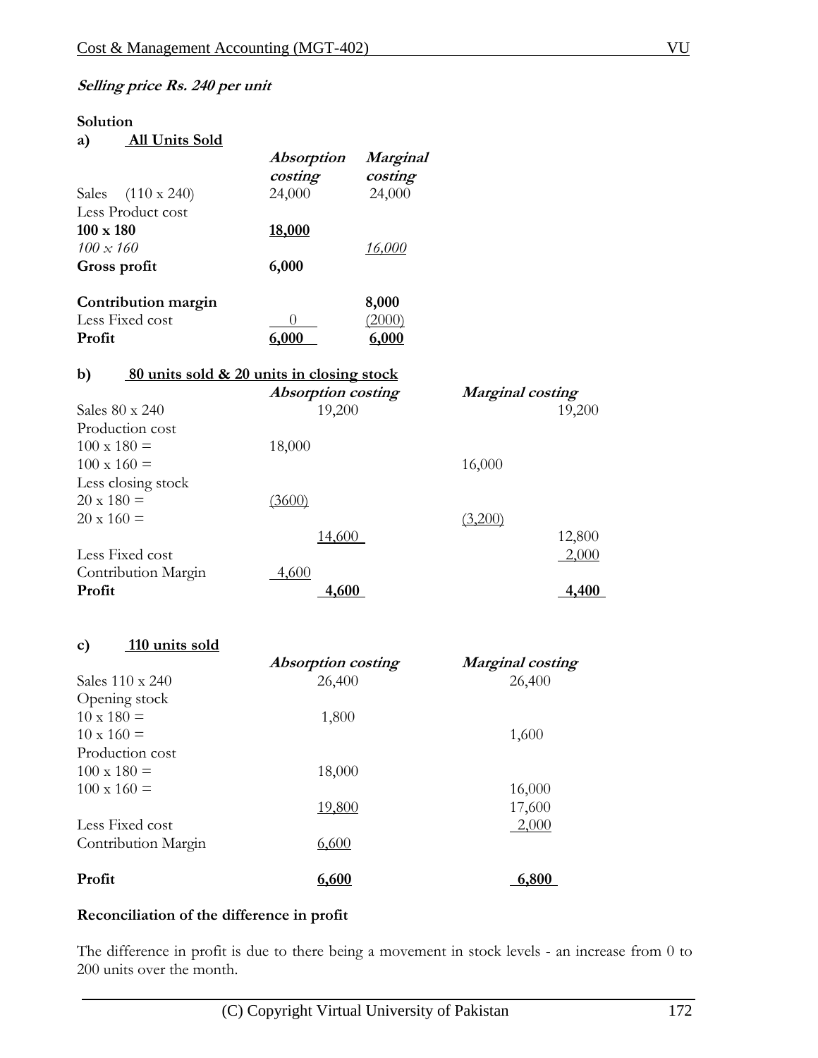***Selling price Rs. 240 per unit***

**Solution**

**a) All Units Sold**

| | ***Absorption costing*** | ***Marginal costing*** |
|---|---|---|
| Sales (110 x 240) | 24,000 | 24,000 |
| Less Product cost | | |
| **100 x 180** | **18,000** | |
| *100 x 160* | | *16,000* |
| **Gross profit** | **6,000** | |
| **Contribution margin** | | **8,000** |
| Less Fixed cost | 0 | (2000) |
| **Profit** | **6,000** | **6,000** |

**b) 80 units sold & 20 units in closing stock**

| | ***Absorption costing*** | | ***Marginal costing*** | |
|---|---|---|---|---|
| Sales 80 x 240 | | 19,200 | | 19,200 |
| Production cost | | | | |
| 100 x 180 = | 18,000 | | | |
| 100 x 160 = | | | 16,000 | |
| Less closing stock | | | | |
| 20 x 180 = | (3600) | | | |
| 20 x 160 = | | | (3,200) | |
| | | 14,600 | | 12,800 |
| Less Fixed cost | | | | 2,000 |
| Contribution Margin | 4,600 | | | |
| **Profit** | | **4,600** | | **4,400** |

**c) 110 units sold**

| | ***Absorption costing*** | ***Marginal costing*** |
|---|---|---|
| Sales 110 x 240 | 26,400 | 26,400 |
| Opening stock | | |
| 10 x 180 = | 1,800 | |
| 10 x 160 = | | 1,600 |
| Production cost | | |
| 100 x 180 = | 18,000 | |
| 100 x 160 = | | 16,000 |
| | 19,800 | 17,600 |
| Less Fixed cost | | 2,000 |
| Contribution Margin | 6,600 | |
| **Profit** | **6,600** | **6,800** |

**Reconciliation of the difference in profit**

The difference in profit is due to there being a movement in stock levels - an increase from 0 to 200 units over the month.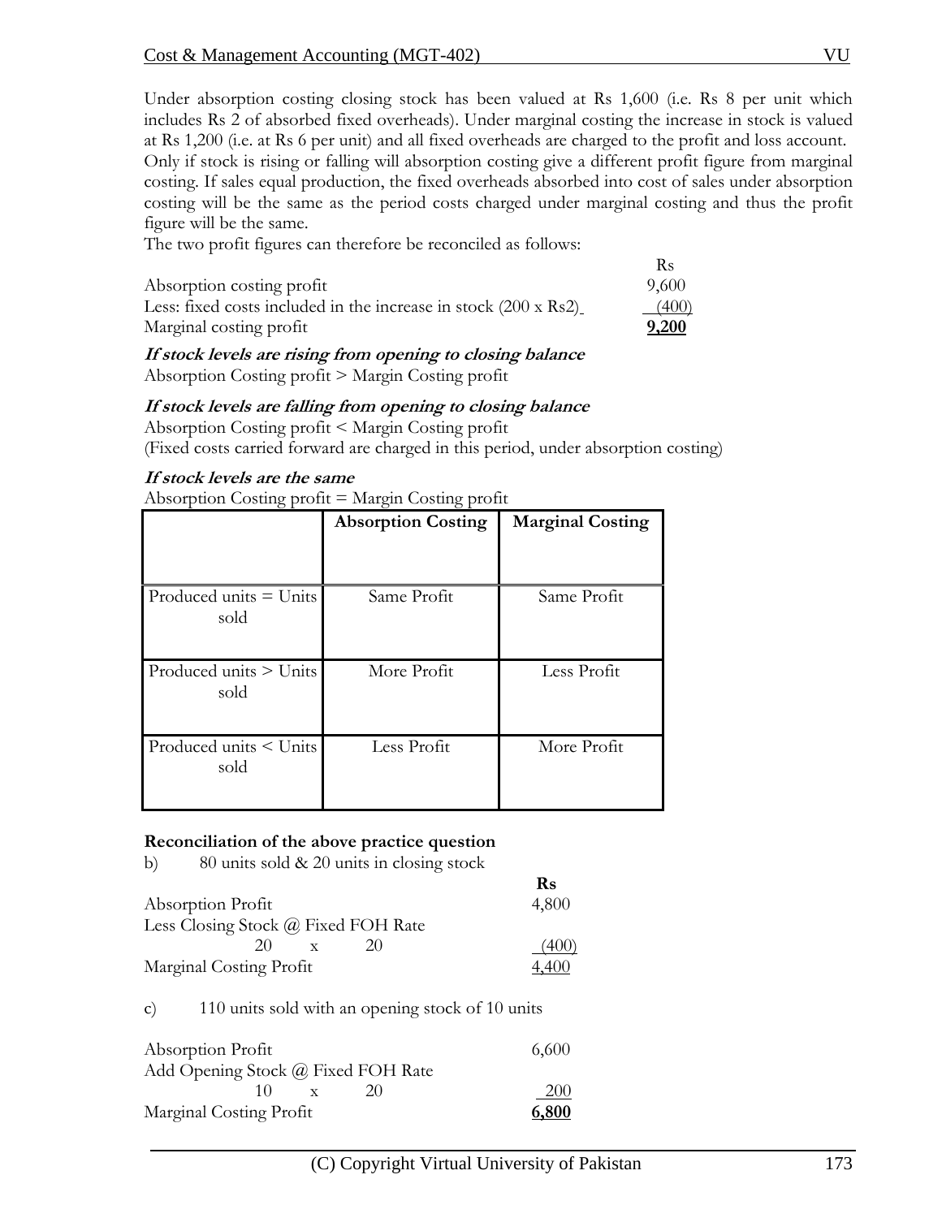Under absorption costing closing stock has been valued at Rs 1,600 (i.e. Rs 8 per unit which includes Rs 2 of absorbed fixed overheads). Under marginal costing the increase in stock is valued at Rs 1,200 (i.e. at Rs 6 per unit) and all fixed overheads are charged to the profit and loss account.
Only if stock is rising or falling will absorption costing give a different profit figure from marginal costing. If sales equal production, the fixed overheads absorbed into cost of sales under absorption costing will be the same as the period costs charged under marginal costing and thus the profit figure will be the same.
The two profit figures can therefore be reconciled as follows:

| | Rs |
|---|---|
| Absorption costing profit | 9,600 |
| Less: fixed costs included in the increase in stock (200 x Rs2) | (400) |
| Marginal costing profit | **9,200** |

***If stock levels are rising from opening to closing balance***

Absorption Costing profit > Margin Costing profit

***If stock levels are falling from opening to closing balance***

Absorption Costing profit < Margin Costing profit
(Fixed costs carried forward are charged in this period, under absorption costing)

***If stock levels are the same***

Absorption Costing profit = Margin Costing profit

| | **Absorption Costing** | **Marginal Costing** |
|---|---|---|
| Produced units = Units sold | Same Profit | Same Profit |
| Produced units > Units sold | More Profit | Less Profit |
| Produced units < Units sold | Less Profit | More Profit |

**Reconciliation of the above practice question**

b) 80 units sold & 20 units in closing stock

| | **Rs** |
|---|---|
| Absorption Profit | 4,800 |
| Less Closing Stock @ Fixed FOH Rate | |
| 20 x 20 | (400) |
| Marginal Costing Profit | 4,400 |

c) 110 units sold with an opening stock of 10 units

| | |
|---|---|
| Absorption Profit | 6,600 |
| Add Opening Stock @ Fixed FOH Rate | |
| 10 x 20 | 200 |
| Marginal Costing Profit | **6,800** |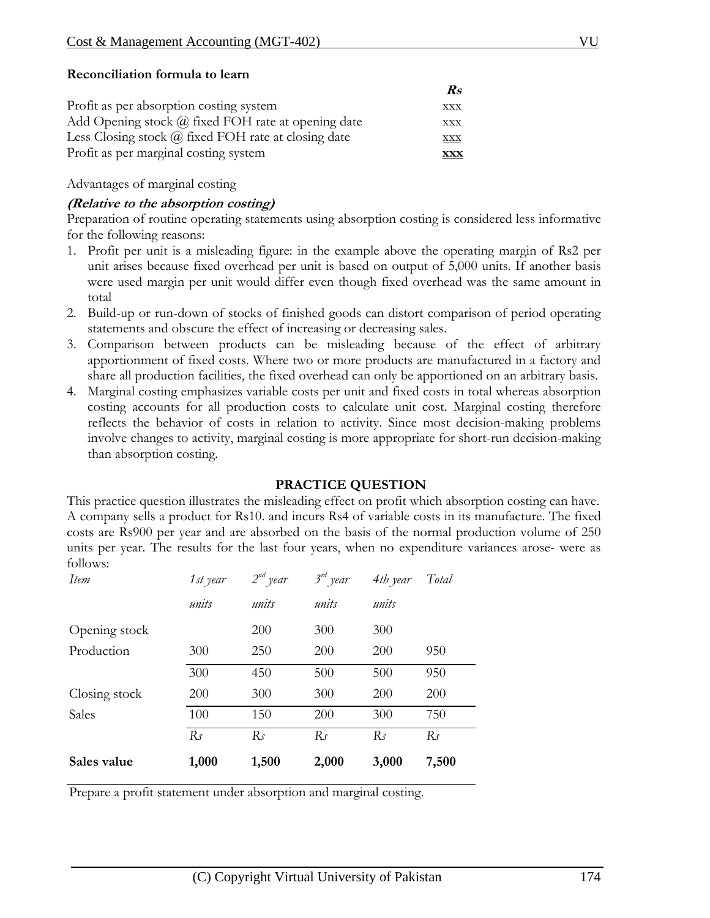**Reconciliation formula to learn**

| | ***Rs*** |
|---|---|
| Profit as per absorption costing system | xxx |
| Add Opening stock @ fixed FOH rate at opening date | xxx |
| Less Closing stock @ fixed FOH rate at closing date | xxx |
| Profit as per marginal costing system | **xxx** |

Advantages of marginal costing

***(Relative to the absorption costing)***

Preparation of routine operating statements using absorption costing is considered less informative for the following reasons:

1. Profit per unit is a misleading figure: in the example above the operating margin of Rs2 per unit arises because fixed overhead per unit is based on output of 5,000 units. If another basis were used margin per unit would differ even though fixed overhead was the same amount in total
2. Build-up or run-down of stocks of finished goods can distort comparison of period operating statements and obscure the effect of increasing or decreasing sales.
3. Comparison between products can be misleading because of the effect of arbitrary apportionment of fixed costs. Where two or more products are manufactured in a factory and share all production facilities, the fixed overhead can only be apportioned on an arbitrary basis.
4. Marginal costing emphasizes variable costs per unit and fixed costs in total whereas absorption costing accounts for all production costs to calculate unit cost. Marginal costing therefore reflects the behavior of costs in relation to activity. Since most decision-making problems involve changes to activity, marginal costing is more appropriate for short-run decision-making than absorption costing.

## PRACTICE QUESTION

This practice question illustrates the misleading effect on profit which absorption costing can have. A company sells a product for Rs10. and incurs Rs4 of variable costs in its manufacture. The fixed costs are Rs900 per year and are absorbed on the basis of the normal production volume of 250 units per year. The results for the last four years, when no expenditure variances arose- were as follows:

| *Item* | *1st year* | *2nd year* | *3rd year* | *4th year* | *Total* |
|---|---|---|---|---|---|
| | *units* | *units* | *units* | *units* | |
| Opening stock | | 200 | 300 | 300 | |
| Production | 300 | 250 | 200 | 200 | 950 |
| | 300 | 450 | 500 | 500 | 950 |
| Closing stock | 200 | 300 | 300 | 200 | 200 |
| Sales | 100 | 150 | 200 | 300 | 750 |
| | *Rs* | *Rs* | *Rs* | *Rs* | *Rs* |
| **Sales value** | **1,000** | **1,500** | **2,000** | **3,000** | **7,500** |

Prepare a profit statement under absorption and marginal costing.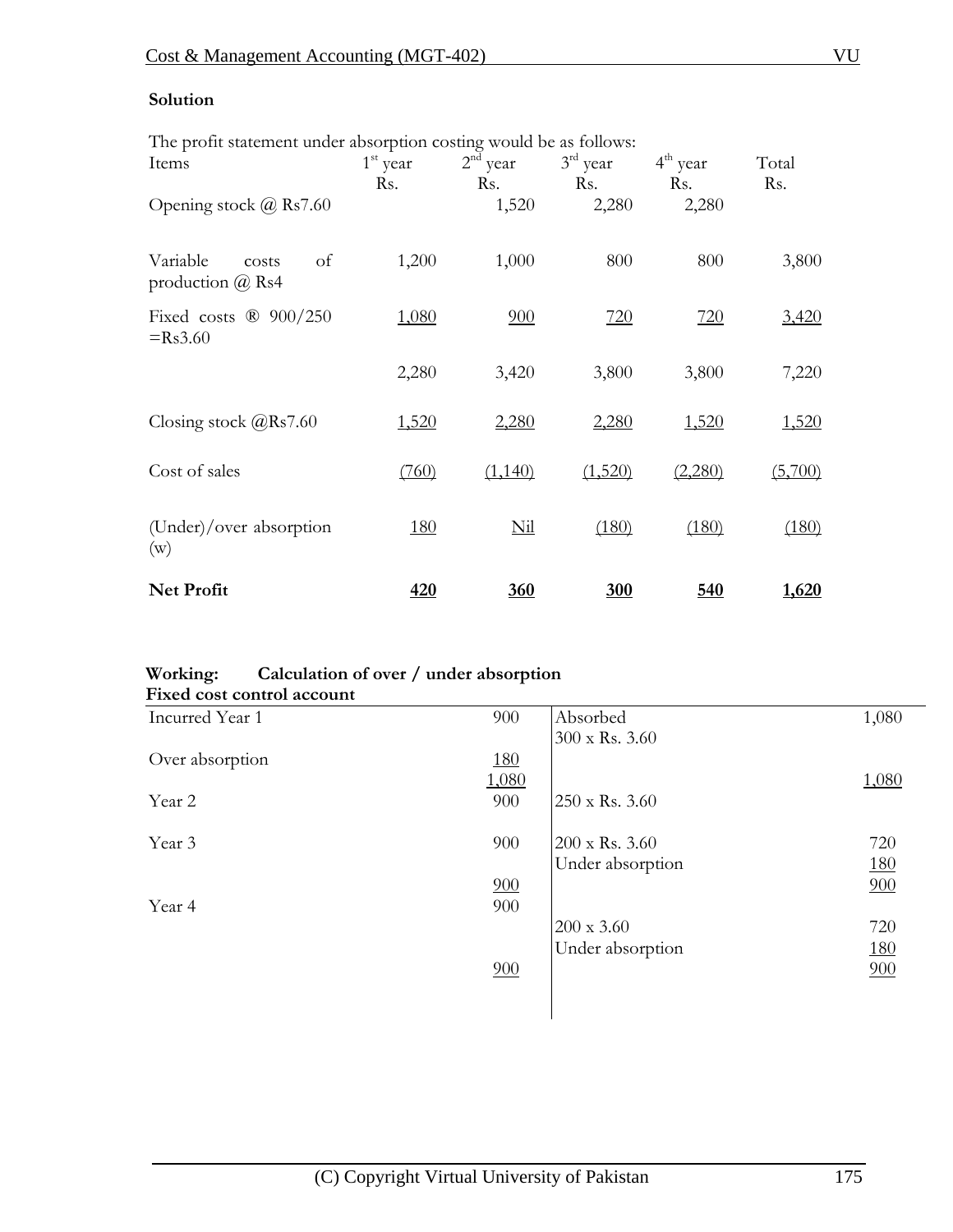**Solution**

The profit statement under absorption costing would be as follows:

| Items | 1st year Rs. | 2nd year Rs. | 3rd year Rs. | 4th year Rs. | Total Rs. |
|---|---|---|---|---|---|
| Opening stock @ Rs7.60 | | 1,520 | 2,280 | 2,280 | |
| Variable costs of production @ Rs4 | 1,200 | 1,000 | 800 | 800 | 3,800 |
| Fixed costs ® 900/250 =Rs3.60 | 1,080 | 900 | 720 | 720 | 3,420 |
| | 2,280 | 3,420 | 3,800 | 3,800 | 7,220 |
| Closing stock @Rs7.60 | 1,520 | 2,280 | 2,280 | 1,520 | 1,520 |
| Cost of sales | (760) | (1,140) | (1,520) | (2,280) | (5,700) |
| (Under)/over absorption (w) | 180 | Nil | (180) | (180) | (180) |
| **Net Profit** | **420** | **360** | **300** | **540** | **1,620** |

**Working: Calculation of over / under absorption**

**Fixed cost control account**

| | | | |
|---|---|---|---|
| Incurred Year 1 | 900 | Absorbed 300 x Rs. 3.60 | 1,080 |
| Over absorption | 180 | | |
| | 1,080 | | 1,080 |
| Year 2 | 900 | 250 x Rs. 3.60 | |
| Year 3 | 900 | 200 x Rs. 3.60 | 720 |
| | | Under absorption | 180 |
| | 900 | | 900 |
| Year 4 | 900 | | |
| | | 200 x 3.60 | 720 |
| | | Under absorption | 180 |
| | 900 | | 900 |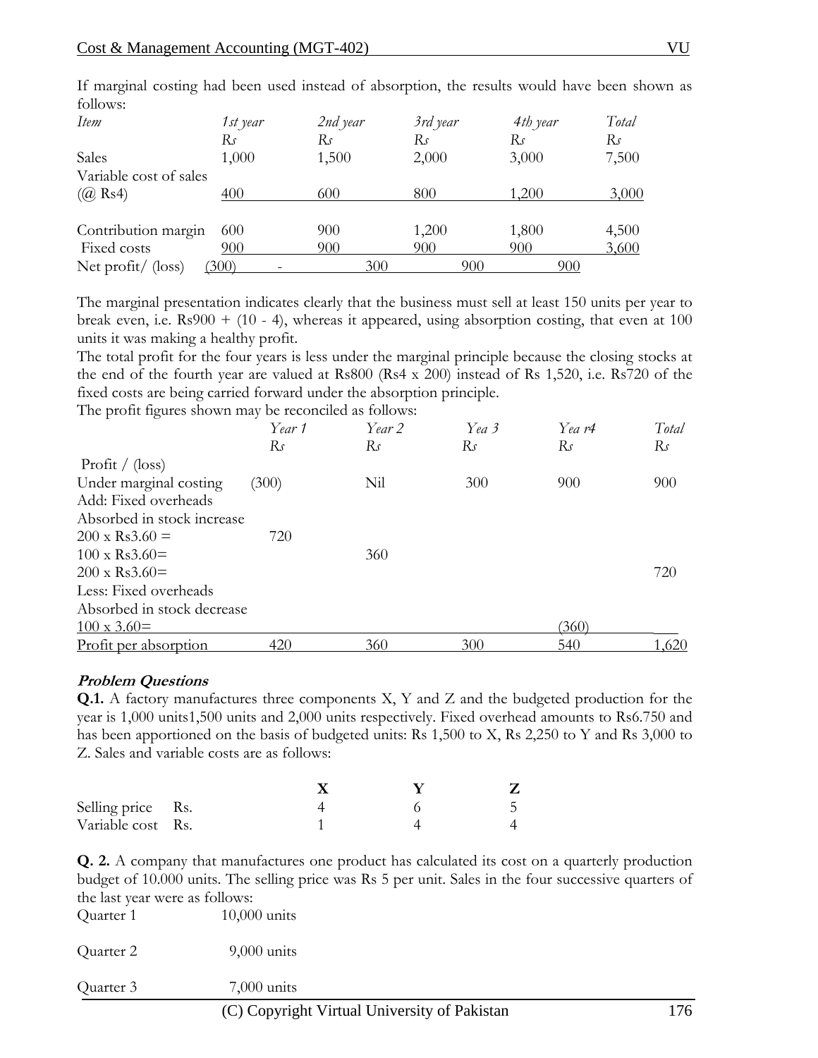If marginal costing had been used instead of absorption, the results would have been shown as follows:

| *Item* | *1st year* | *2nd year* | *3rd year* | *4th year* | *Total* |
|---|---|---|---|---|---|
| | *Rs* | *Rs* | *Rs* | *Rs* | *Rs* |
| Sales | 1,000 | 1,500 | 2,000 | 3,000 | 7,500 |
| Variable cost of sales (@ Rs4) | 400 | 600 | 800 | 1,200 | 3,000 |
| Contribution margin | 600 | 900 | 1,200 | 1,800 | 4,500 |
| Fixed costs | 900 | 900 | 900 | 900 | 3,600 |
| Net profit/ (loss) | (300) | - | 300 | 900 | 900 |

The marginal presentation indicates clearly that the business must sell at least 150 units per year to break even, i.e. Rs900 + (10 - 4), whereas it appeared, using absorption costing, that even at 100 units it was making a healthy profit.

The total profit for the four years is less under the marginal principle because the closing stocks at the end of the fourth year are valued at Rs800 (Rs4 x 200) instead of Rs 1,520, i.e. Rs720 of the fixed costs are being carried forward under the absorption principle.

The profit figures shown may be reconciled as follows:

| | *Year 1* | *Year 2* | *Yea 3* | *Yea r4* | *Total* |
|---|---|---|---|---|---|
| | *Rs* | *Rs* | *Rs* | *Rs* | *Rs* |
| Profit / (loss) | | | | | |
| Under marginal costing | (300) | Nil | 300 | 900 | 900 |
| Add: Fixed overheads | | | | | |
| Absorbed in stock increase | | | | | |
| 200 x Rs3.60 = | 720 | | | | |
| 100 x Rs3.60= | | 360 | | | |
| 200 x Rs3.60= | | | | | 720 |
| Less: Fixed overheads | | | | | |
| Absorbed in stock decrease | | | | | |
| 100 x 3.60= | | | | (360) | |
| Profit per absorption | 420 | 360 | 300 | 540 | 1,620 |

***Problem Questions***

**Q.1.** A factory manufactures three components X, Y and Z and the budgeted production for the year is 1,000 units1,500 units and 2,000 units respectively. Fixed overhead amounts to Rs6.750 and has been apportioned on the basis of budgeted units: Rs 1,500 to X, Rs 2,250 to Y and Rs 3,000 to Z. Sales and variable costs are as follows:

| | **X** | **Y** | **Z** |
|---|---|---|---|
| Selling price Rs. | 4 | 6 | 5 |
| Variable cost Rs. | 1 | 4 | 4 |

**Q. 2.** A company that manufactures one product has calculated its cost on a quarterly production budget of 10.000 units. The selling price was Rs 5 per unit. Sales in the four successive quarters of the last year were as follows:

| | |
|---|---|
| Quarter 1 | 10,000 units |
| Quarter 2 | 9,000 units |
| Quarter 3 | 7,000 units |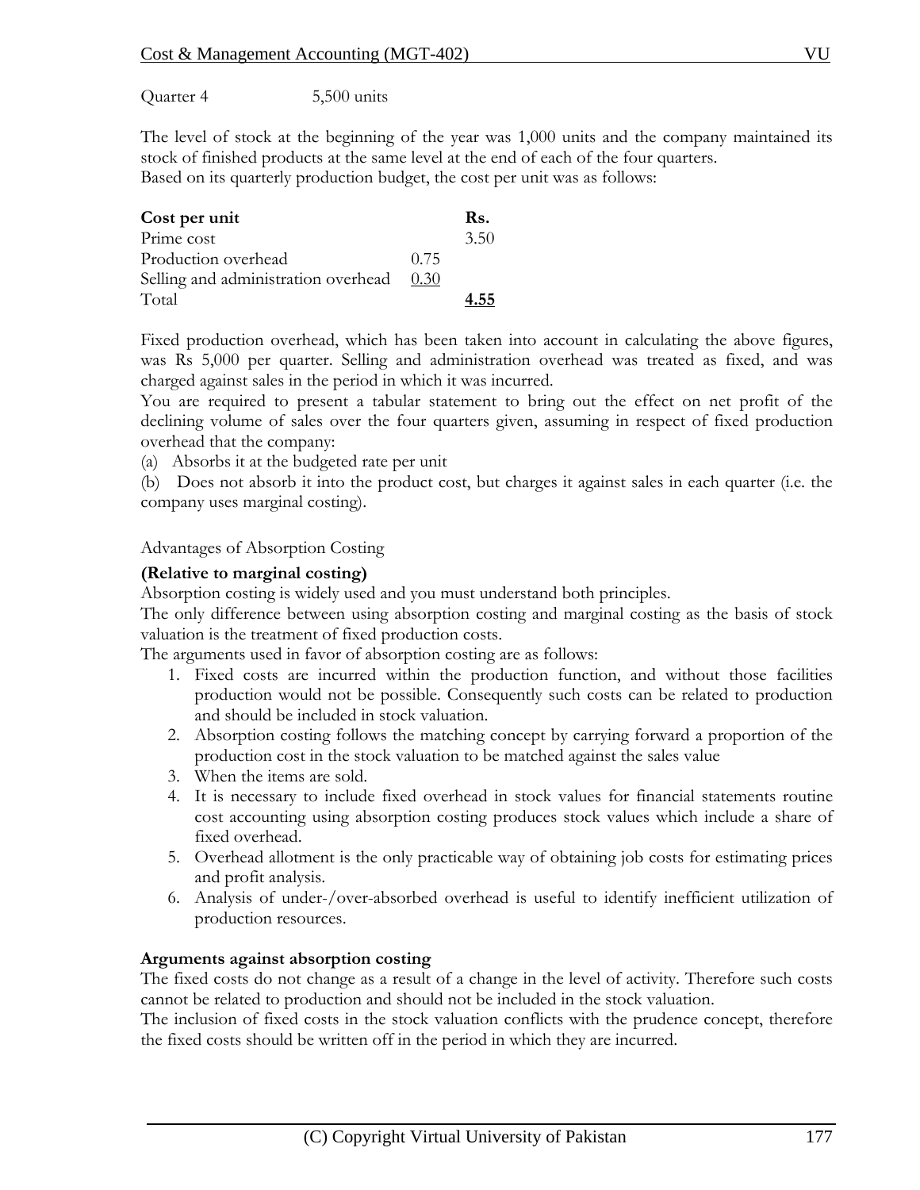Quarter 4 5,500 units

The level of stock at the beginning of the year was 1,000 units and the company maintained its stock of finished products at the same level at the end of each of the four quarters.
Based on its quarterly production budget, the cost per unit was as follows:

| **Cost per unit** | | **Rs.** |
|---|---|---|
| Prime cost | | 3.50 |
| Production overhead | 0.75 | |
| Selling and administration overhead | 0.30 | |
| Total | | **4.55** |

Fixed production overhead, which has been taken into account in calculating the above figures, was Rs 5,000 per quarter. Selling and administration overhead was treated as fixed, and was charged against sales in the period in which it was incurred.
You are required to present a tabular statement to bring out the effect on net profit of the declining volume of sales over the four quarters given, assuming in respect of fixed production overhead that the company:

(a) Absorbs it at the budgeted rate per unit
(b) Does not absorb it into the product cost, but charges it against sales in each quarter (i.e. the company uses marginal costing).

Advantages of Absorption Costing

**(Relative to marginal costing)**

Absorption costing is widely used and you must understand both principles.
The only difference between using absorption costing and marginal costing as the basis of stock valuation is the treatment of fixed production costs.
The arguments used in favor of absorption costing are as follows:

1. Fixed costs are incurred within the production function, and without those facilities production would not be possible. Consequently such costs can be related to production and should be included in stock valuation.
2. Absorption costing follows the matching concept by carrying forward a proportion of the production cost in the stock valuation to be matched against the sales value
3. When the items are sold.
4. It is necessary to include fixed overhead in stock values for financial statements routine cost accounting using absorption costing produces stock values which include a share of fixed overhead.
5. Overhead allotment is the only practicable way of obtaining job costs for estimating prices and profit analysis.
6. Analysis of under-/over-absorbed overhead is useful to identify inefficient utilization of production resources.

**Arguments against absorption costing**

The fixed costs do not change as a result of a change in the level of activity. Therefore such costs cannot be related to production and should not be included in the stock valuation.
The inclusion of fixed costs in the stock valuation conflicts with the prudence concept, therefore the fixed costs should be written off in the period in which they are incurred.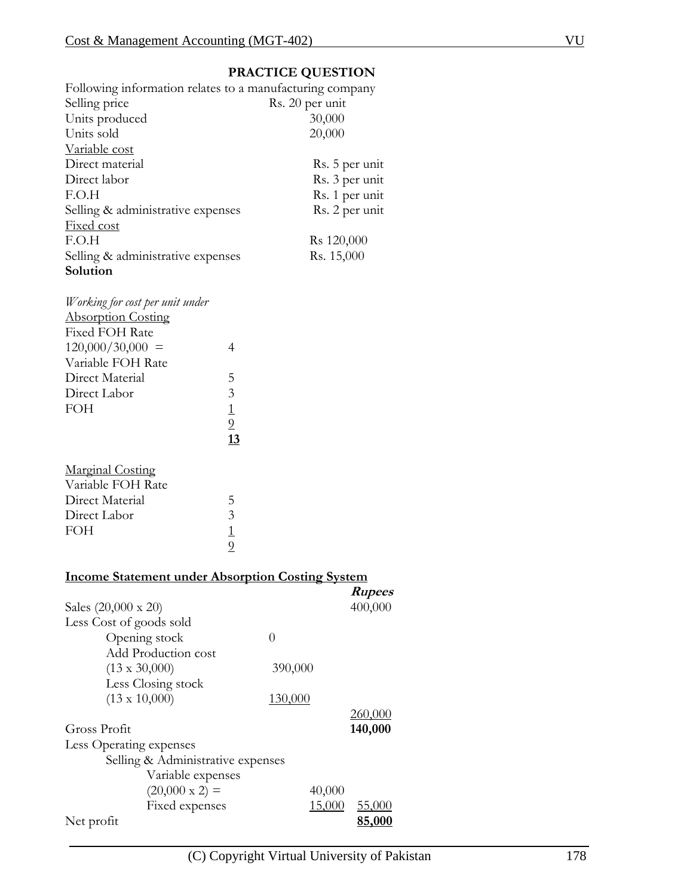## PRACTICE QUESTION

Following information relates to a manufacturing company

| | |
|---|---|
| Selling price | Rs. 20 per unit |
| Units produced | 30,000 |
| Units sold | 20,000 |
| Variable cost | |
| Direct material | Rs. 5 per unit |
| Direct labor | Rs. 3 per unit |
| F.O.H | Rs. 1 per unit |
| Selling & administrative expenses | Rs. 2 per unit |
| Fixed cost | |
| F.O.H | Rs 120,000 |
| Selling & administrative expenses | Rs. 15,000 |

**Solution**

*Working for cost per unit under*

Absorption Costing

| | |
|---|---|
| Fixed FOH Rate | |
| 120,000/30,000 = | 4 |
| Variable FOH Rate | |
| Direct Material | 5 |
| Direct Labor | 3 |
| FOH | 1 |
| | 9 |
| | **13** |

Marginal Costing

| | |
|---|---|
| Variable FOH Rate | |
| Direct Material | 5 |
| Direct Labor | 3 |
| FOH | 1 |
| | 9 |

**Income Statement under Absorption Costing System**

| | | | ***Rupees*** |
|---|---|---|---|
| Sales (20,000 x 20) | | | 400,000 |
| Less Cost of goods sold | | | |
| Opening stock | 0 | | |
| Add Production cost | | | |
| (13 x 30,000) | 390,000 | | |
| Less Closing stock | | | |
| (13 x 10,000) | 130,000 | | |
| | | | 260,000 |
| Gross Profit | | | **140,000** |
| Less Operating expenses | | | |
| Selling & Administrative expenses | | | |
| Variable expenses | | | |
| (20,000 x 2) = | | 40,000 | |
| Fixed expenses | | 15,000 | 55,000 |
| Net profit | | | **85,000** |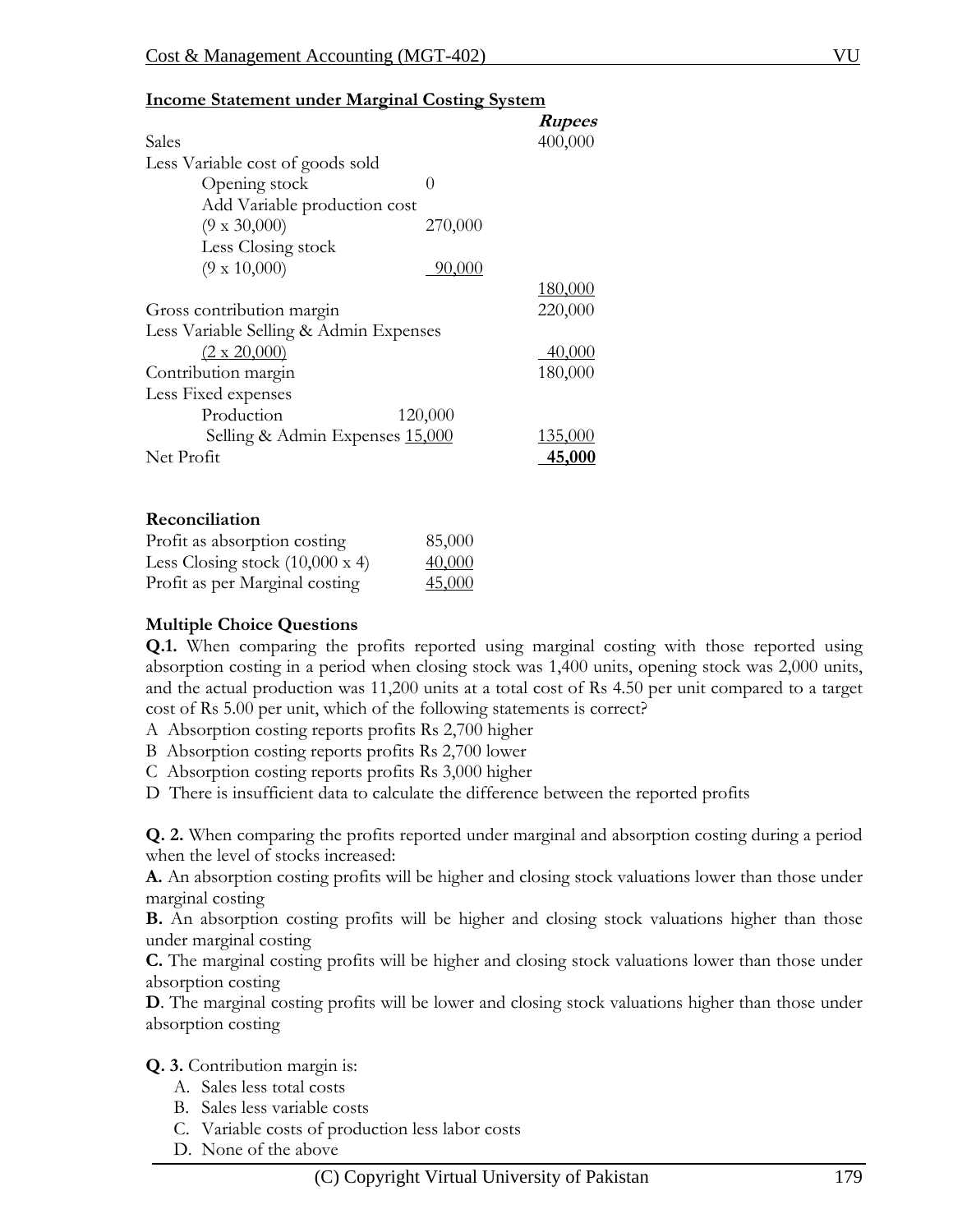**Income Statement under Marginal Costing System**

| | | Rupees |
|---|---|---|
| Sales | | 400,000 |
| Less Variable cost of goods sold | | |
| Opening stock | 0 | |
| Add Variable production cost | | |
| (9 x 30,000) | 270,000 | |
| Less Closing stock | | |
| (9 x 10,000) | 90,000 | |
| | | 180,000 |
| Gross contribution margin | | 220,000 |
| Less Variable Selling & Admin Expenses | | |
| (2 x 20,000) | | 40,000 |
| Contribution margin | | 180,000 |
| Less Fixed expenses | | |
| Production | 120,000 | |
| Selling & Admin Expenses | 15,000 | 135,000 |
| Net Profit | | **45,000** |

**Reconciliation**

| | |
|---|---|
| Profit as absorption costing | 85,000 |
| Less Closing stock (10,000 x 4) | 40,000 |
| Profit as per Marginal costing | 45,000 |

**Multiple Choice Questions**

**Q.1.** When comparing the profits reported using marginal costing with those reported using absorption costing in a period when closing stock was 1,400 units, opening stock was 2,000 units, and the actual production was 11,200 units at a total cost of Rs 4.50 per unit compared to a target cost of Rs 5.00 per unit, which of the following statements is correct?

A Absorption costing reports profits Rs 2,700 higher

B Absorption costing reports profits Rs 2,700 lower

C Absorption costing reports profits Rs 3,000 higher

D There is insufficient data to calculate the difference between the reported profits

**Q. 2.** When comparing the profits reported under marginal and absorption costing during a period when the level of stocks increased:

**A.** An absorption costing profits will be higher and closing stock valuations lower than those under marginal costing

**B.** An absorption costing profits will be higher and closing stock valuations higher than those under marginal costing

**C.** The marginal costing profits will be higher and closing stock valuations lower than those under absorption costing

**D**. The marginal costing profits will be lower and closing stock valuations higher than those under absorption costing

**Q. 3.** Contribution margin is:

A. Sales less total costs
B. Sales less variable costs
C. Variable costs of production less labor costs
D. None of the above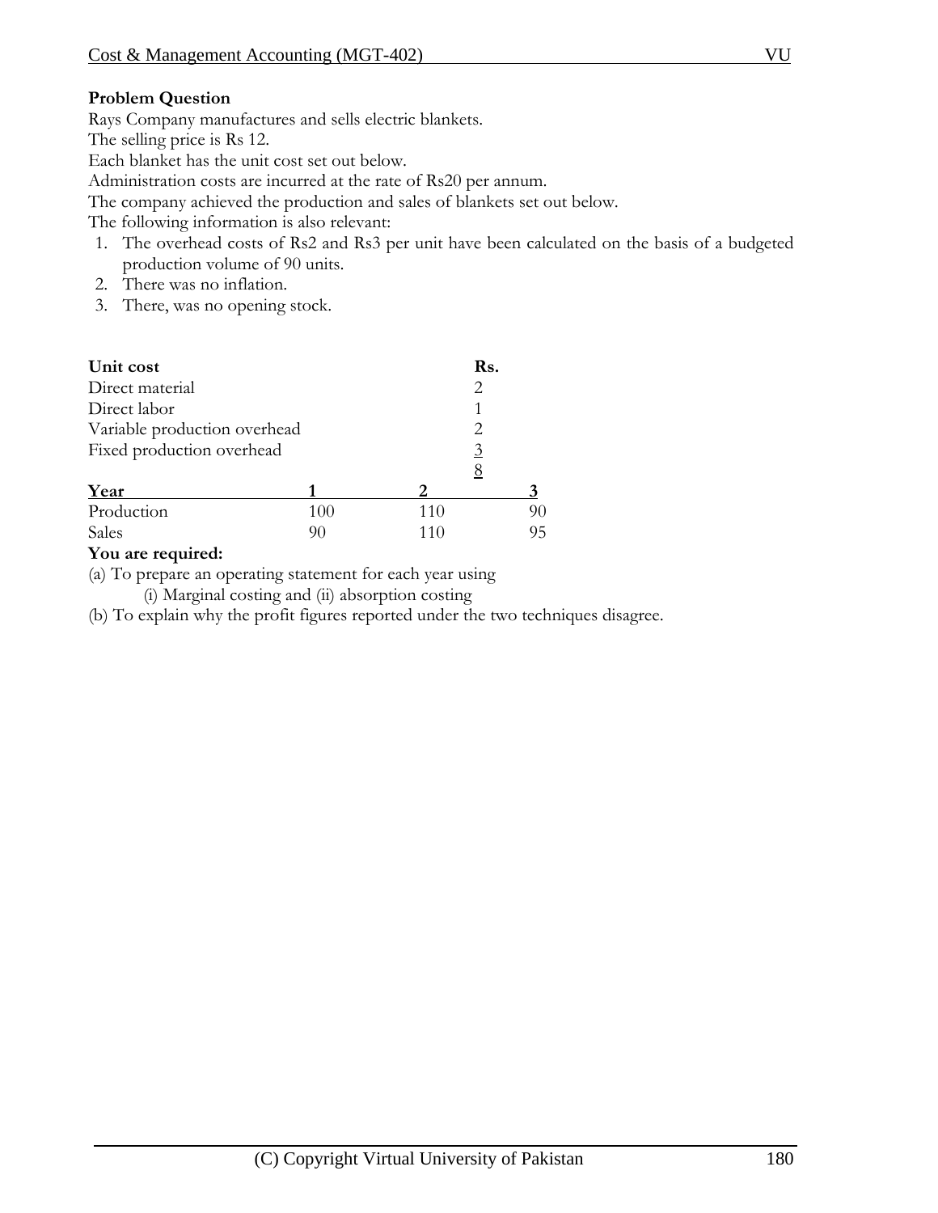**Problem Question**

Rays Company manufactures and sells electric blankets.

The selling price is Rs 12.

Each blanket has the unit cost set out below.

Administration costs are incurred at the rate of Rs20 per annum.

The company achieved the production and sales of blankets set out below.

The following information is also relevant:

1. The overhead costs of Rs2 and Rs3 per unit have been calculated on the basis of a budgeted production volume of 90 units.
2. There was no inflation.
3. There, was no opening stock.

| **Unit cost** | **Rs.** |
|---|---|
| Direct material | 2 |
| Direct labor | 1 |
| Variable production overhead | 2 |
| Fixed production overhead | 3 |
| | 8 |

| **Year** | **1** | **2** | **3** |
|---|---|---|---|
| Production | 100 | 110 | 90 |
| Sales | 90 | 110 | 95 |

**You are required:**

(a) To prepare an operating statement for each year using

(i) Marginal costing and (ii) absorption costing

(b) To explain why the profit figures reported under the two techniques disagree.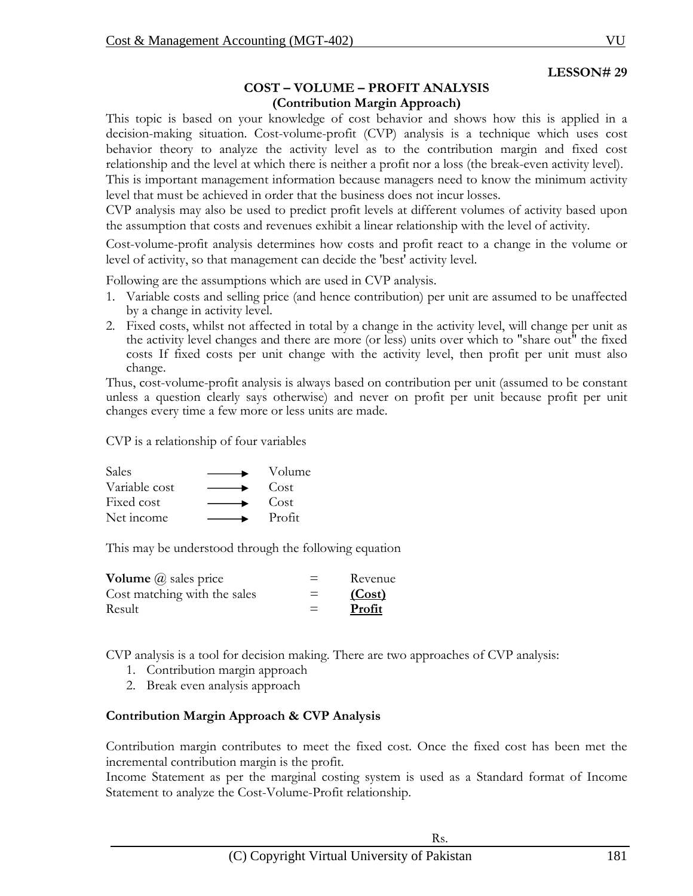**LESSON# 29**

## COST – VOLUME – PROFIT ANALYSIS
### (Contribution Margin Approach)

This topic is based on your knowledge of cost behavior and shows how this is applied in a decision-making situation. Cost-volume-profit (CVP) analysis is a technique which uses cost behavior theory to analyze the activity level as to the contribution margin and fixed cost relationship and the level at which there is neither a profit nor a loss (the break-even activity level). This is important management information because managers need to know the minimum activity level that must be achieved in order that the business does not incur losses.

CVP analysis may also be used to predict profit levels at different volumes of activity based upon the assumption that costs and revenues exhibit a linear relationship with the level of activity.

Cost-volume-profit analysis determines how costs and profit react to a change in the volume or level of activity, so that management can decide the 'best' activity level.

Following are the assumptions which are used in CVP analysis.

1. Variable costs and selling price (and hence contribution) per unit are assumed to be unaffected by a change in activity level.
2. Fixed costs, whilst not affected in total by a change in the activity level, will change per unit as the activity level changes and there are more (or less) units over which to "share out" the fixed costs If fixed costs per unit change with the activity level, then profit per unit must also change.

Thus, cost-volume-profit analysis is always based on contribution per unit (assumed to be constant unless a question clearly says otherwise) and never on profit per unit because profit per unit changes every time a few more or less units are made.

CVP is a relationship of four variables

| | | |
|---|---|---|
| Sales | ⟶ | Volume |
| Variable cost | ⟶ | Cost |
| Fixed cost | ⟶ | Cost |
| Net income | ⟶ | Profit |

This may be understood through the following equation

| | | |
|---|---|---|
| **Volume** @ sales price | = | Revenue |
| Cost matching with the sales | = | **(Cost)** |
| Result | = | **Profit** |

CVP analysis is a tool for decision making. There are two approaches of CVP analysis:

1. Contribution margin approach
2. Break even analysis approach

**Contribution Margin Approach & CVP Analysis**

Contribution margin contributes to meet the fixed cost. Once the fixed cost has been met the incremental contribution margin is the profit.

Income Statement as per the marginal costing system is used as a Standard format of Income Statement to analyze the Cost-Volume-Profit relationship.

Rs.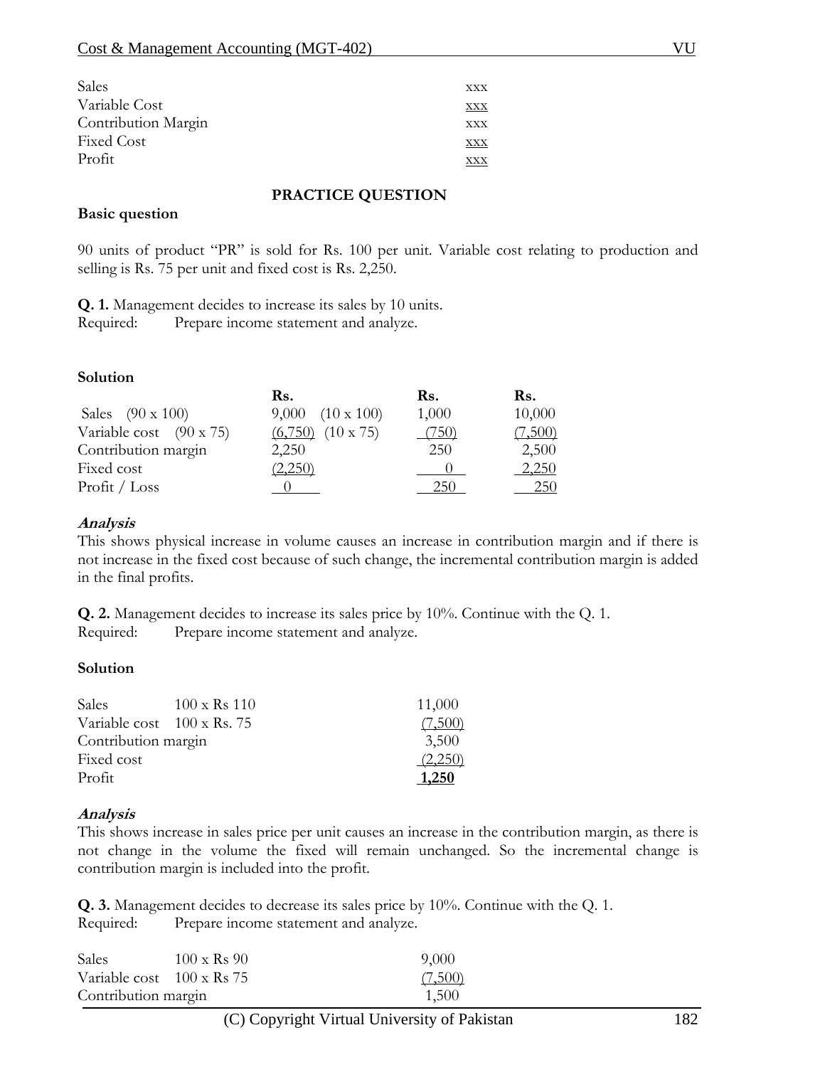| | |
|---|---|
| Sales | xxx |
| Variable Cost | xxx |
| Contribution Margin | xxx |
| Fixed Cost | xxx |
| Profit | xxx |

## PRACTICE QUESTION

**Basic question**

90 units of product "PR" is sold for Rs. 100 per unit. Variable cost relating to production and selling is Rs. 75 per unit and fixed cost is Rs. 2,250.

**Q. 1.** Management decides to increase its sales by 10 units.
Required: Prepare income statement and analyze.

**Solution**

| | Rs. | | Rs. | Rs. |
|---|---|---|---|---|
| Sales (90 x 100) | 9,000 | (10 x 100) | 1,000 | 10,000 |
| Variable cost (90 x 75) | (6,750) | (10 x 75) | (750) | (7,500) |
| Contribution margin | 2,250 | | 250 | 2,500 |
| Fixed cost | (2,250) | | 0 | 2,250 |
| Profit / Loss | 0 | | 250 | 250 |

***Analysis***
This shows physical increase in volume causes an increase in contribution margin and if there is not increase in the fixed cost because of such change, the incremental contribution margin is added in the final profits.

**Q. 2.** Management decides to increase its sales price by 10%. Continue with the Q. 1.
Required: Prepare income statement and analyze.

**Solution**

| | | |
|---|---|---|
| Sales | 100 x Rs 110 | 11,000 |
| Variable cost | 100 x Rs. 75 | (7,500) |
| Contribution margin | | 3,500 |
| Fixed cost | | (2,250) |
| Profit | | **1,250** |

***Analysis***
This shows increase in sales price per unit causes an increase in the contribution margin, as there is not change in the volume the fixed will remain unchanged. So the incremental change is contribution margin is included into the profit.

**Q. 3.** Management decides to decrease its sales price by 10%. Continue with the Q. 1.
Required: Prepare income statement and analyze.

| | | |
|---|---|---|
| Sales | 100 x Rs 90 | 9,000 |
| Variable cost | 100 x Rs 75 | (7,500) |
| Contribution margin | | 1,500 |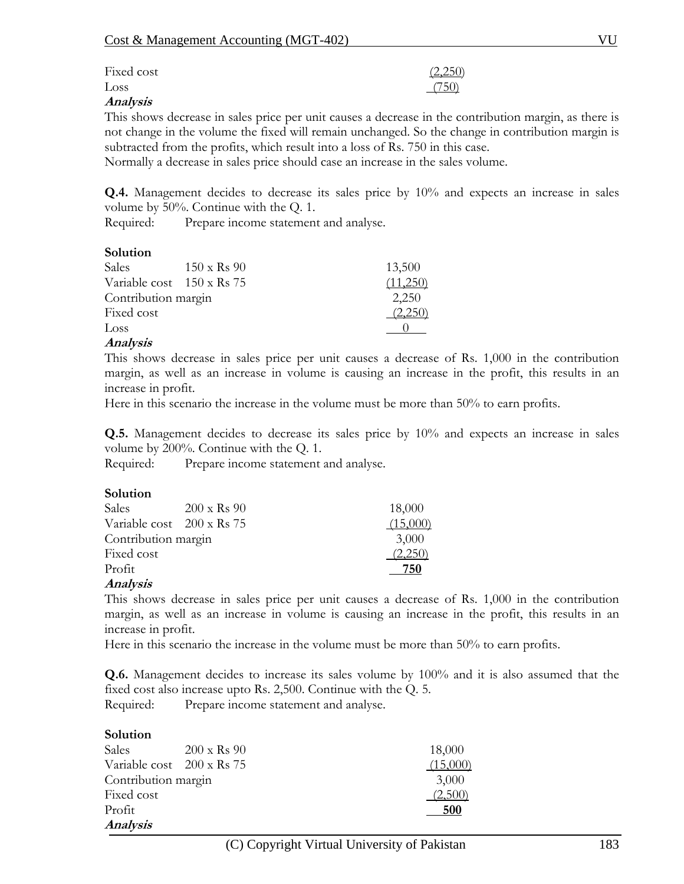| | | |
|---|---|---|
| Fixed cost | | (2,250) |
| Loss | | (750) |

***Analysis***

This shows decrease in sales price per unit causes a decrease in the contribution margin, as there is not change in the volume the fixed will remain unchanged. So the change in contribution margin is subtracted from the profits, which result into a loss of Rs. 750 in this case.

Normally a decrease in sales price should case an increase in the sales volume.

**Q.4.** Management decides to decrease its sales price by 10% and expects an increase in sales volume by 50%. Continue with the Q. 1.

Required: Prepare income statement and analyse.

**Solution**

| | | |
|---|---|---|
| Sales | 150 x Rs 90 | 13,500 |
| Variable cost | 150 x Rs 75 | (11,250) |
| Contribution margin | | 2,250 |
| Fixed cost | | (2,250) |
| Loss | | 0 |

***Analysis***

This shows decrease in sales price per unit causes a decrease of Rs. 1,000 in the contribution margin, as well as an increase in volume is causing an increase in the profit, this results in an increase in profit.

Here in this scenario the increase in the volume must be more than 50% to earn profits.

**Q.5.** Management decides to decrease its sales price by 10% and expects an increase in sales volume by 200%. Continue with the Q. 1.

Required: Prepare income statement and analyse.

**Solution**

| | | |
|---|---|---|
| Sales | 200 x Rs 90 | 18,000 |
| Variable cost | 200 x Rs 75 | (15,000) |
| Contribution margin | | 3,000 |
| Fixed cost | | (2,250) |
| Profit | | **750** |

***Analysis***

This shows decrease in sales price per unit causes a decrease of Rs. 1,000 in the contribution margin, as well as an increase in volume is causing an increase in the profit, this results in an increase in profit.

Here in this scenario the increase in the volume must be more than 50% to earn profits.

**Q.6.** Management decides to increase its sales volume by 100% and it is also assumed that the fixed cost also increase upto Rs. 2,500. Continue with the Q. 5.

Required: Prepare income statement and analyse.

**Solution**

| | | |
|---|---|---|
| Sales | 200 x Rs 90 | 18,000 |
| Variable cost | 200 x Rs 75 | (15,000) |
| Contribution margin | | 3,000 |
| Fixed cost | | (2,500) |
| Profit | | **500** |

***Analysis***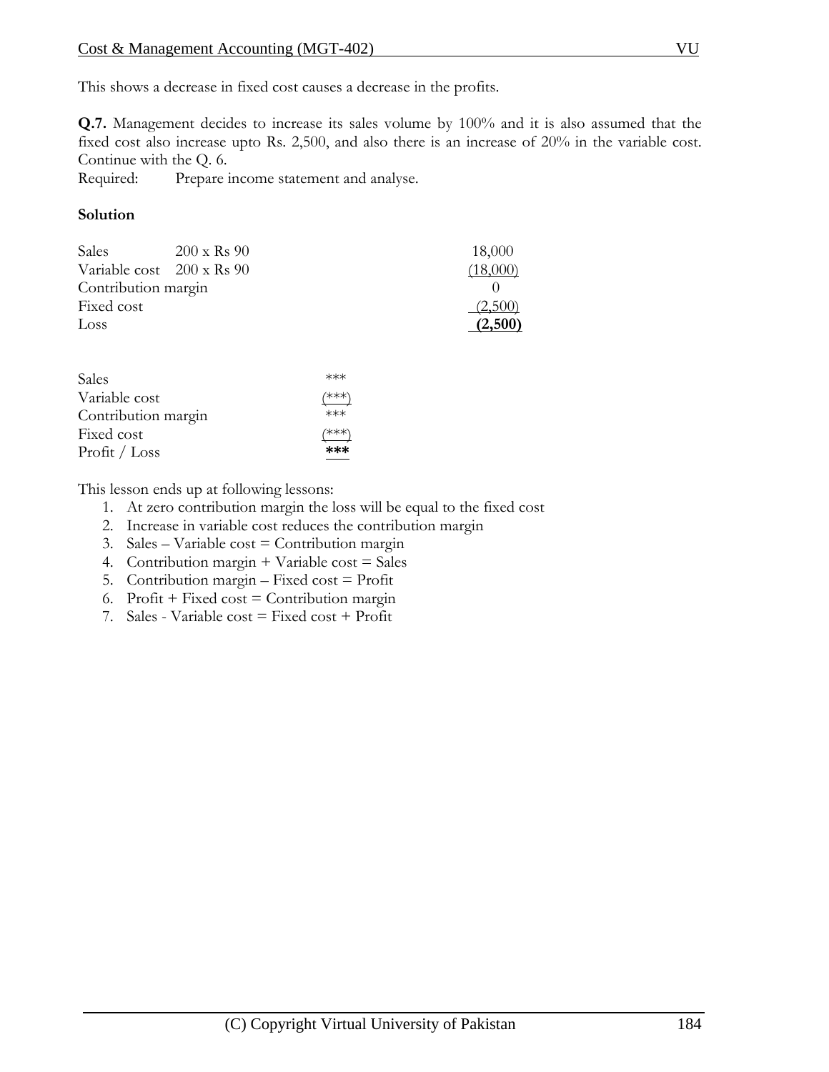This shows a decrease in fixed cost causes a decrease in the profits.

**Q.7.** Management decides to increase its sales volume by 100% and it is also assumed that the fixed cost also increase upto Rs. 2,500, and also there is an increase of 20% in the variable cost. Continue with the Q. 6.

Required: Prepare income statement and analyse.

**Solution**

| | | |
|---|---|---|
| Sales | 200 x Rs 90 | 18,000 |
| Variable cost | 200 x Rs 90 | (18,000) |
| Contribution margin | | 0 |
| Fixed cost | | (2,500) |
| Loss | | **(2,500)** |

| | |
|---|---|
| Sales | *** |
| Variable cost | (***) |
| Contribution margin | *** |
| Fixed cost | (***) |
| Profit / Loss | **\*\*\*** |

This lesson ends up at following lessons:

1. At zero contribution margin the loss will be equal to the fixed cost
2. Increase in variable cost reduces the contribution margin
3. Sales – Variable cost = Contribution margin
4. Contribution margin + Variable cost = Sales
5. Contribution margin – Fixed cost = Profit
6. Profit + Fixed cost = Contribution margin
7. Sales - Variable cost = Fixed cost + Profit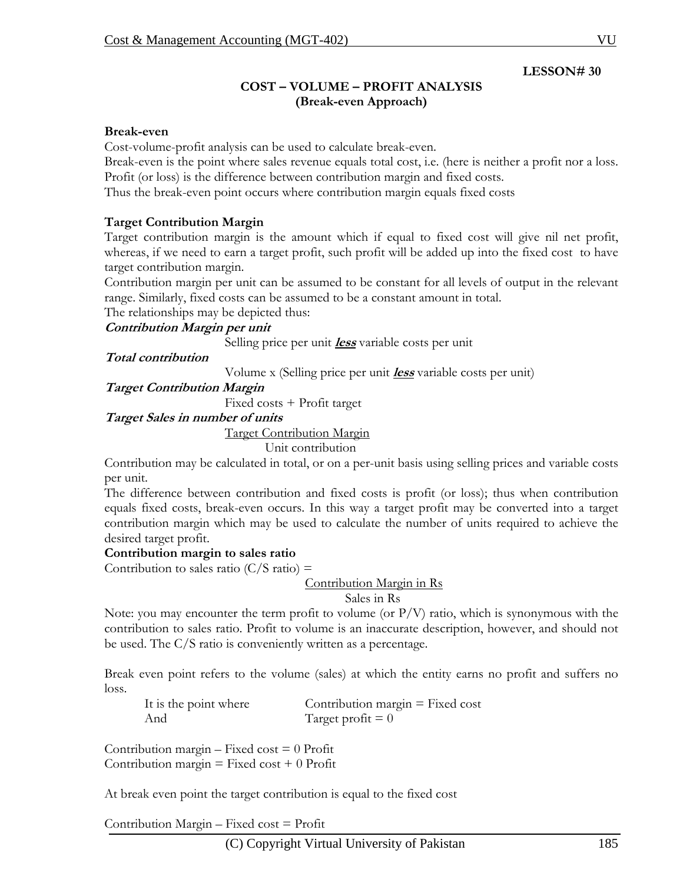**LESSON# 30**

## COST – VOLUME – PROFIT ANALYSIS
### (Break-even Approach)

**Break-even**

Cost-volume-profit analysis can be used to calculate break-even.

Break-even is the point where sales revenue equals total cost, i.e. (here is neither a profit nor a loss.

Profit (or loss) is the difference between contribution margin and fixed costs.

Thus the break-even point occurs where contribution margin equals fixed costs

**Target Contribution Margin**

Target contribution margin is the amount which if equal to fixed cost will give nil net profit, whereas, if we need to earn a target profit, such profit will be added up into the fixed cost to have target contribution margin.

Contribution margin per unit can be assumed to be constant for all levels of output in the relevant range. Similarly, fixed costs can be assumed to be a constant amount in total.

The relationships may be depicted thus:

***Contribution Margin per unit***

Selling price per unit ***less*** variable costs per unit

***Total contribution***

Volume x (Selling price per unit ***less*** variable costs per unit)

***Target Contribution Margin***

Fixed costs + Profit target

***Target Sales in number of units***

$$\frac{\text{Target Contribution Margin}}{\text{Unit contribution}}$$

Contribution may be calculated in total, or on a per-unit basis using selling prices and variable costs per unit.

The difference between contribution and fixed costs is profit (or loss); thus when contribution equals fixed costs, break-even occurs. In this way a target profit may be converted into a target contribution margin which may be used to calculate the number of units required to achieve the desired target profit.

**Contribution margin to sales ratio**

Contribution to sales ratio (C/S ratio) =

$$\frac{\text{Contribution Margin in Rs}}{\text{Sales in Rs}}$$

Note: you may encounter the term profit to volume (or P/V) ratio, which is synonymous with the contribution to sales ratio. Profit to volume is an inaccurate description, however, and should not be used. The C/S ratio is conveniently written as a percentage.

Break even point refers to the volume (sales) at which the entity earns no profit and suffers no loss.

It is the point where Contribution margin = Fixed cost

And Target profit = 0

Contribution margin – Fixed cost = 0 Profit

Contribution margin = Fixed cost + 0 Profit

At break even point the target contribution is equal to the fixed cost

Contribution Margin – Fixed cost = Profit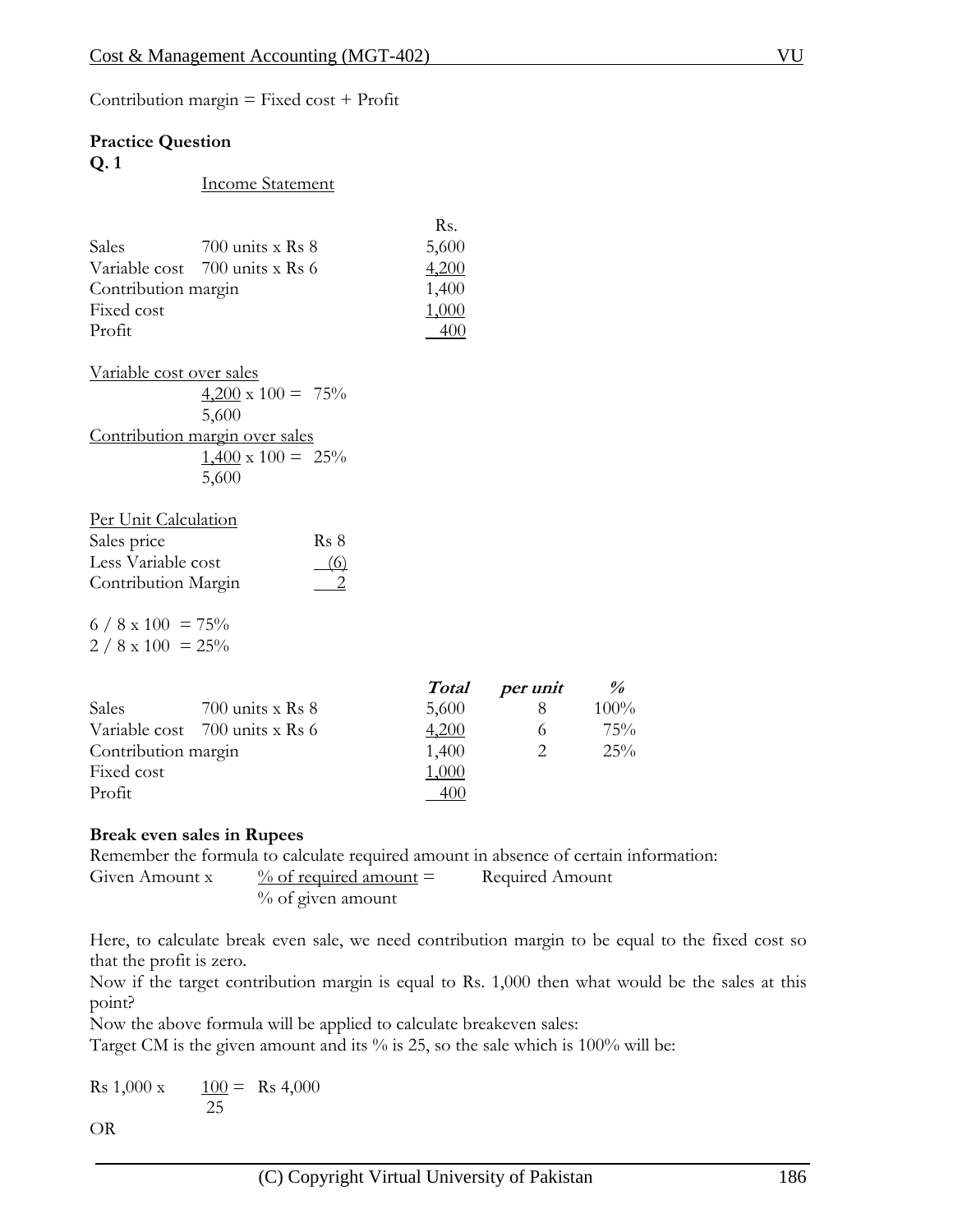Contribution margin = Fixed cost + Profit

**Practice Question**

**Q. 1**

Income Statement

| | | Rs. |
|---|---|---|
| Sales | 700 units x Rs 8 | 5,600 |
| Variable cost | 700 units x Rs 6 | 4,200 |
| Contribution margin | | 1,400 |
| Fixed cost | | 1,000 |
| Profit | | 400 |

Variable cost over sales

$$\frac{4,200}{5,600} \times 100 = 75\%$$

Contribution margin over sales

$$\frac{1,400}{5,600} \times 100 = 25\%$$

Per Unit Calculation

| | |
|---|---|
| Sales price | Rs 8 |
| Less Variable cost | (6) |
| Contribution Margin | 2 |

6 / 8 x 100 = 75%
2 / 8 x 100 = 25%

| | | *Total* | *per unit* | *%* |
|---|---|---|---|---|
| Sales | 700 units x Rs 8 | 5,600 | 8 | 100% |
| Variable cost | 700 units x Rs 6 | 4,200 | 6 | 75% |
| Contribution margin | | 1,400 | 2 | 25% |
| Fixed cost | | 1,000 | | |
| Profit | | 400 | | |

**Break even sales in Rupees**

Remember the formula to calculate required amount in absence of certain information:

$$\text{Given Amount} \times \frac{\%\text{ of required amount}}{\%\text{ of given amount}} = \text{Required Amount}$$

Here, to calculate break even sale, we need contribution margin to be equal to the fixed cost so that the profit is zero.

Now if the target contribution margin is equal to Rs. 1,000 then what would be the sales at this point?

Now the above formula will be applied to calculate breakeven sales:

Target CM is the given amount and its % is 25, so the sale which is 100% will be:

$$\text{Rs } 1,000 \times \frac{100}{25} = \text{Rs } 4,000$$

OR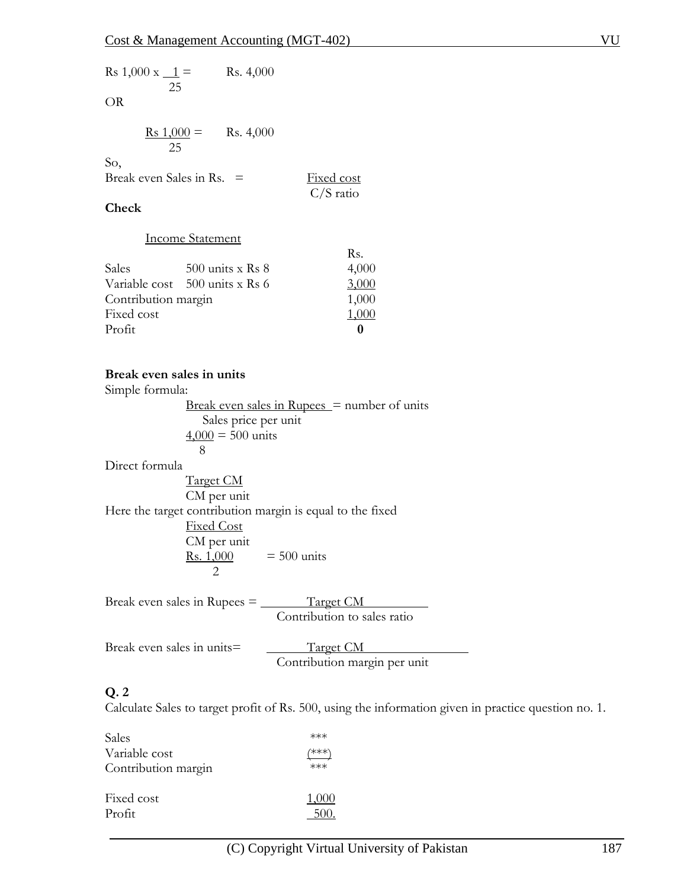$$\text{Rs } 1{,}000 \times \frac{1}{25} = \text{Rs. } 4{,}000$$

OR

$$\frac{\text{Rs } 1{,}000}{25} = \text{Rs. } 4{,}000$$

So,

$$\text{Break even Sales in Rs.} = \frac{\text{Fixed cost}}{\text{C/S ratio}}$$

**Check**

Income Statement

| | | Rs. |
|---|---|---|
| Sales | 500 units x Rs 8 | 4,000 |
| Variable cost | 500 units x Rs 6 | 3,000 |
| Contribution margin | | 1,000 |
| Fixed cost | | 1,000 |
| Profit | | **0** |

**Break even sales in units**

Simple formula:

$$\frac{\text{Break even sales in Rupees}}{\text{Sales price per unit}} = \text{number of units}$$

$$\frac{4{,}000}{8} = 500 \text{ units}$$

Direct formula

$$\frac{\text{Target CM}}{\text{CM per unit}}$$

Here the target contribution margin is equal to the fixed

$$\frac{\text{Fixed Cost}}{\text{CM per unit}}$$

$$\frac{\text{Rs. } 1{,}000}{2} = 500 \text{ units}$$

$$\text{Break even sales in Rupees} = \frac{\text{Target CM}}{\text{Contribution to sales ratio}}$$

$$\text{Break even sales in units} = \frac{\text{Target CM}}{\text{Contribution margin per unit}}$$

**Q. 2**

Calculate Sales to target profit of Rs. 500, using the information given in practice question no. 1.

| | |
|---|---|
| Sales | *** |
| Variable cost | (***) |
| Contribution margin | *** |
| | |
| Fixed cost | 1,000 |
| Profit | 500. |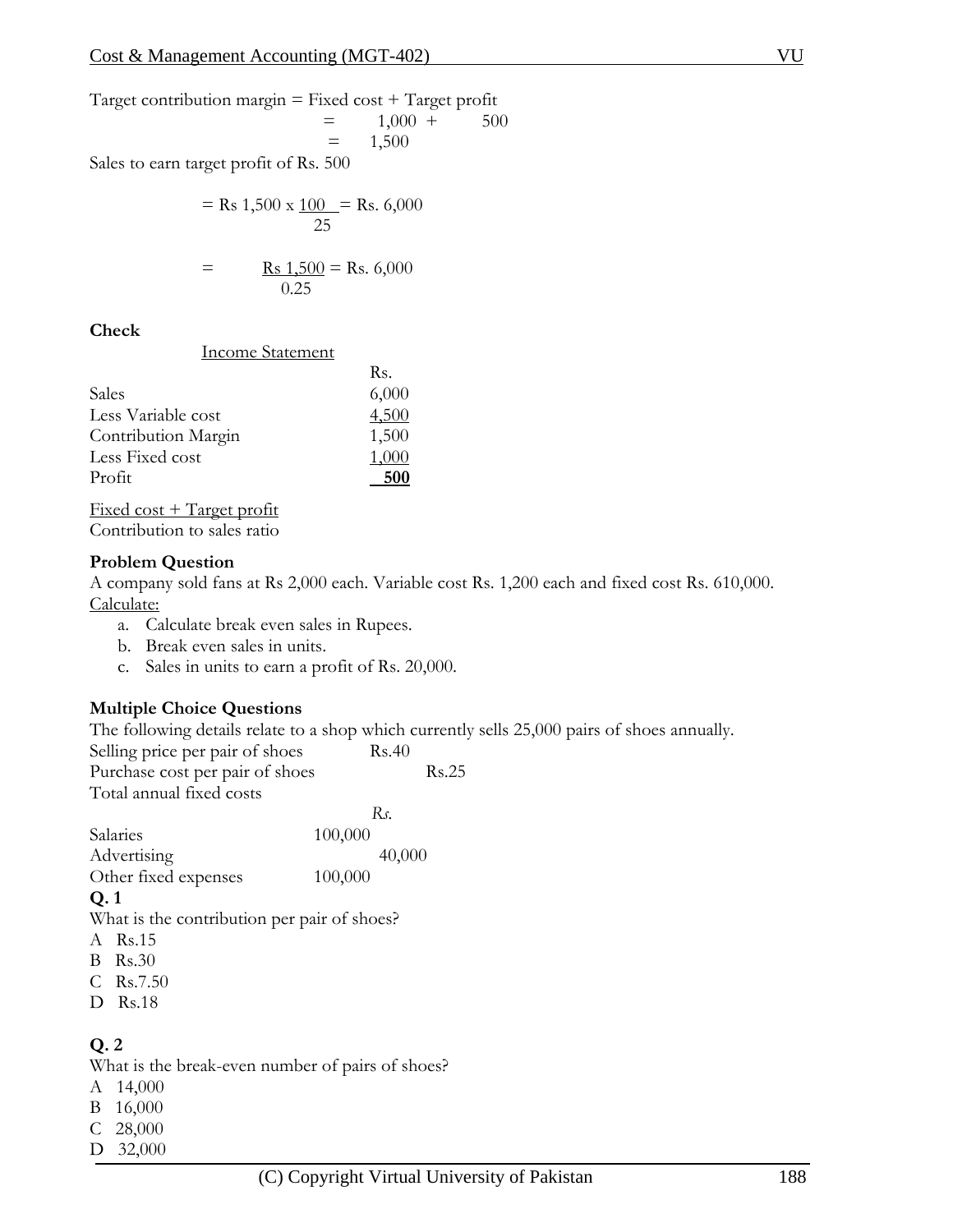Target contribution margin = Fixed cost + Target profit

$$= 1{,}000 + 500$$

$$= 1{,}500$$

Sales to earn target profit of Rs. 500

$$= \text{Rs } 1{,}500 \times \frac{100}{25} = \text{Rs. } 6{,}000$$

$$= \frac{\text{Rs } 1{,}500}{0.25} = \text{Rs. } 6{,}000$$

**Check**

Income Statement

| | Rs. |
|---|---|
| Sales | 6,000 |
| Less Variable cost | 4,500 |
| Contribution Margin | 1,500 |
| Less Fixed cost | 1,000 |
| Profit | **500** |

$$\frac{\text{Fixed cost + Target profit}}{\text{Contribution to sales ratio}}$$

**Problem Question**

A company sold fans at Rs 2,000 each. Variable cost Rs. 1,200 each and fixed cost Rs. 610,000.

Calculate:

a. Calculate break even sales in Rupees.
b. Break even sales in units.
c. Sales in units to earn a profit of Rs. 20,000.

**Multiple Choice Questions**

The following details relate to a shop which currently sells 25,000 pairs of shoes annually.

| | |
|---|---|
| Selling price per pair of shoes | Rs.40 |
| Purchase cost per pair of shoes | Rs.25 |

Total annual fixed costs

| | *Rs.* |
|---|---|
| Salaries | 100,000 |
| Advertising | 40,000 |
| Other fixed expenses | 100,000 |

**Q. 1**

What is the contribution per pair of shoes?

A Rs.15
B Rs.30
C Rs.7.50
D Rs.18

**Q. 2**

What is the break-even number of pairs of shoes?

A 14,000
B 16,000
C 28,000
D 32,000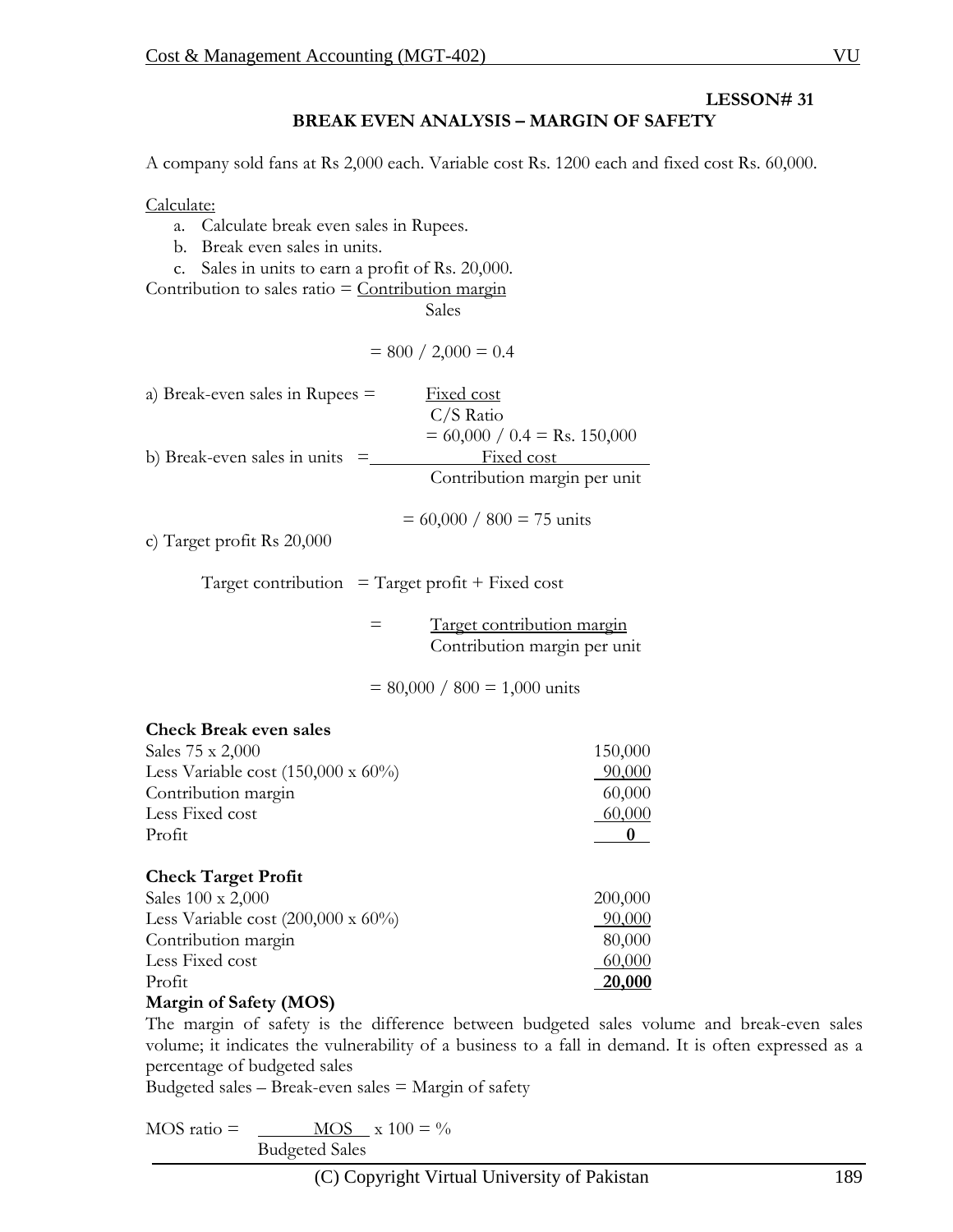# LESSON# 31

## BREAK EVEN ANALYSIS – MARGIN OF SAFETY

A company sold fans at Rs 2,000 each. Variable cost Rs. 1200 each and fixed cost Rs. 60,000.

Calculate:

a. Calculate break even sales in Rupees.
b. Break even sales in units.
c. Sales in units to earn a profit of Rs. 20,000.

$$\text{Contribution to sales ratio} = \frac{\text{Contribution margin}}{\text{Sales}}$$

$$= 800 / 2,000 = 0.4$$

a) $$\text{Break-even sales in Rupees} = \frac{\text{Fixed cost}}{\text{C/S Ratio}}$$

$$= 60,000 / 0.4 = \text{Rs. } 150,000$$

b) $$\text{Break-even sales in units} = \frac{\text{Fixed cost}}{\text{Contribution margin per unit}}$$

$$= 60,000 / 800 = 75 \text{ units}$$

c) Target profit Rs 20,000

Target contribution = Target profit + Fixed cost

$$= \frac{\text{Target contribution margin}}{\text{Contribution margin per unit}}$$

$$= 80,000 / 800 = 1,000 \text{ units}$$

**Check Break even sales**

| | |
|---|---|
| Sales 75 x 2,000 | 150,000 |
| Less Variable cost (150,000 x 60%) | 90,000 |
| Contribution margin | 60,000 |
| Less Fixed cost | 60,000 |
| Profit | **0** |

**Check Target Profit**

| | |
|---|---|
| Sales 100 x 2,000 | 200,000 |
| Less Variable cost (200,000 x 60%) | 90,000 |
| Contribution margin | 80,000 |
| Less Fixed cost | 60,000 |
| Profit | **20,000** |

**Margin of Safety (MOS)**

The margin of safety is the difference between budgeted sales volume and break-even sales volume; it indicates the vulnerability of a business to a fall in demand. It is often expressed as a percentage of budgeted sales

Budgeted sales – Break-even sales = Margin of safety

$$\text{MOS ratio} = \frac{\text{MOS}}{\text{Budgeted Sales}} \times 100 = \%$$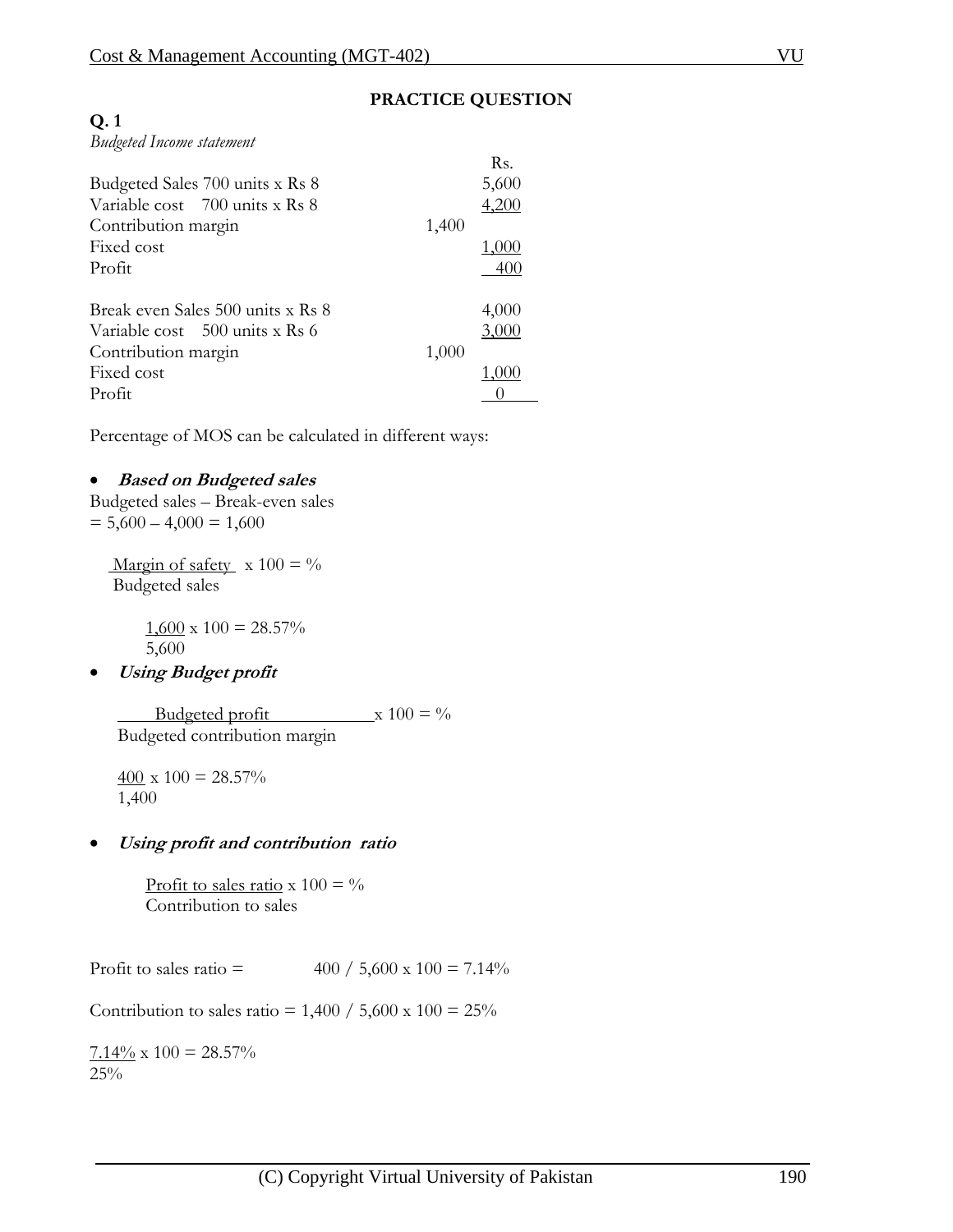## PRACTICE QUESTION

**Q. 1**

*Budgeted Income statement*

| | | Rs. |
|---|---|---|
| Budgeted Sales 700 units x Rs 8 | | 5,600 |
| Variable cost 700 units x Rs 8 | | 4,200 |
| Contribution margin | 1,400 | |
| Fixed cost | | 1,000 |
| Profit | | 400 |
| | | |
| Break even Sales 500 units x Rs 8 | | 4,000 |
| Variable cost 500 units x Rs 6 | | 3,000 |
| Contribution margin | 1,000 | |
| Fixed cost | | 1,000 |
| Profit | | 0 |

Percentage of MOS can be calculated in different ways:

- ***Based on Budgeted sales***

Budgeted sales – Break-even sales
= 5,600 – 4,000 = 1,600

$$\frac{\text{Margin of safety}}{\text{Budgeted sales}} \times 100 = \%$$

$$\frac{1,600}{5,600} \times 100 = 28.57\%$$

- ***Using Budget profit***

$$\frac{\text{Budgeted profit}}{\text{Budgeted contribution margin}} \times 100 = \%$$

$$\frac{400}{1,400} \times 100 = 28.57\%$$

- ***Using profit and contribution ratio***

$$\frac{\text{Profit to sales ratio}}{\text{Contribution to sales}} \times 100 = \%$$

Profit to sales ratio = 400 / 5,600 x 100 = 7.14%

Contribution to sales ratio = 1,400 / 5,600 x 100 = 25%

$$\frac{7.14\%}{25\%} \times 100 = 28.57\%$$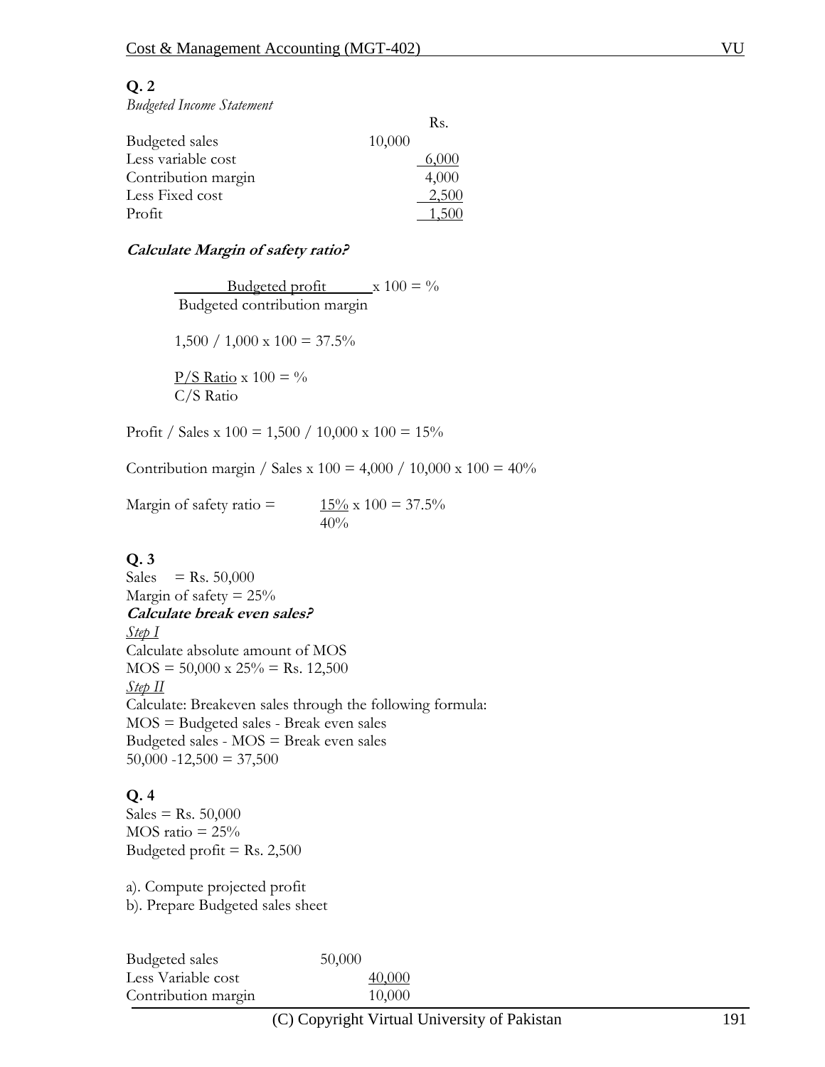**Q. 2**

*Budgeted Income Statement*

| | | Rs. |
|---|---|---|
| Budgeted sales | 10,000 | |
| Less variable cost | | 6,000 |
| Contribution margin | | 4,000 |
| Less Fixed cost | | 2,500 |
| Profit | | 1,500 |

***Calculate Margin of safety ratio?***

$$\frac{\text{Budgeted profit}}{\text{Budgeted contribution margin}} \times 100 = \%$$

1,500 / 1,000 x 100 = 37.5%

$$\frac{\text{P/S Ratio}}{\text{C/S Ratio}} \times 100 = \%$$

Profit / Sales x 100 = 1,500 / 10,000 x 100 = 15%

Contribution margin / Sales x 100 = 4,000 / 10,000 x 100 = 40%

$$\text{Margin of safety ratio} = \frac{15\%}{40\%} \times 100 = 37.5\%$$

**Q. 3**

Sales = Rs. 50,000

Margin of safety = 25%

***Calculate break even sales?***

*Step I*

Calculate absolute amount of MOS

MOS = 50,000 x 25% = Rs. 12,500

*Step II*

Calculate: Breakeven sales through the following formula:

MOS = Budgeted sales - Break even sales

Budgeted sales - MOS = Break even sales

50,000 -12,500 = 37,500

**Q. 4**

Sales = Rs. 50,000

MOS ratio = 25%

Budgeted profit = Rs. 2,500

a). Compute projected profit

b). Prepare Budgeted sales sheet

| | | |
|---|---|---|
| Budgeted sales | 50,000 | |
| Less Variable cost | | 40,000 |
| Contribution margin | | 10,000 |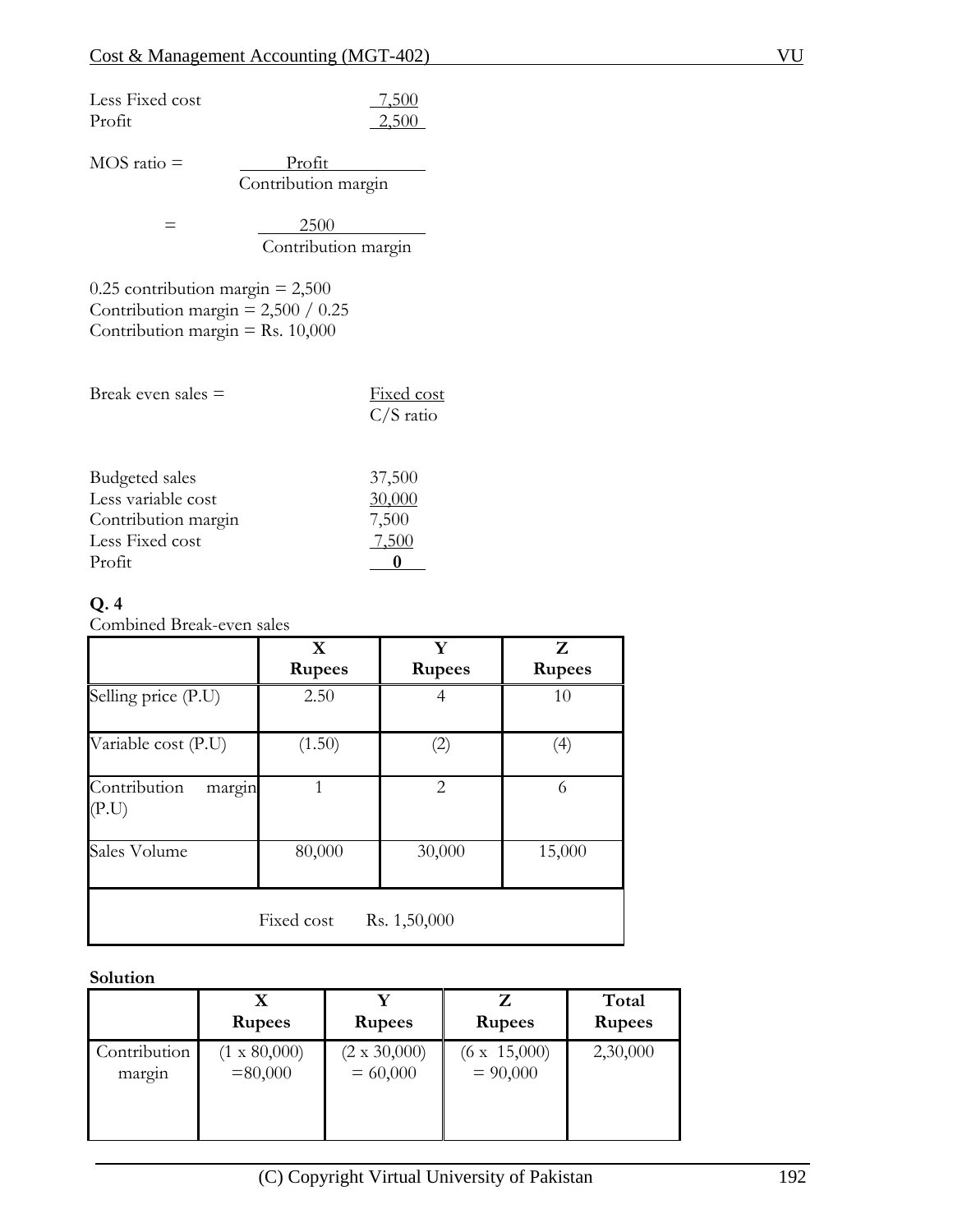| | |
|---|---|
| Less Fixed cost | 7,500 |
| Profit | 2,500 |

MOS ratio = $\frac{\text{Profit}}{\text{Contribution margin}}$

= $\frac{2500}{\text{Contribution margin}}$

0.25 contribution margin = 2,500
Contribution margin = 2,500 / 0.25
Contribution margin = Rs. 10,000

Break even sales = $\frac{\text{Fixed cost}}{\text{C/S ratio}}$

| | |
|---|---|
| Budgeted sales | 37,500 |
| Less variable cost | 30,000 |
| Contribution margin | 7,500 |
| Less Fixed cost | 7,500 |
| Profit | **0** |

**Q. 4**

Combined Break-even sales

| | X Rupees | Y Rupees | Z Rupees |
|---|---|---|---|
| Selling price (P.U) | 2.50 | 4 | 10 |
| Variable cost (P.U) | (1.50) | (2) | (4) |
| Contribution margin (P.U) | 1 | 2 | 6 |
| Sales Volume | 80,000 | 30,000 | 15,000 |
| Fixed cost Rs. 1,50,000 | | | |

**Solution**

| | X Rupees | Y Rupees | Z Rupees | Total Rupees |
|---|---|---|---|---|
| Contribution margin | (1 x 80,000) =80,000 | (2 x 30,000) = 60,000 | (6 x 15,000) = 90,000 | 2,30,000 |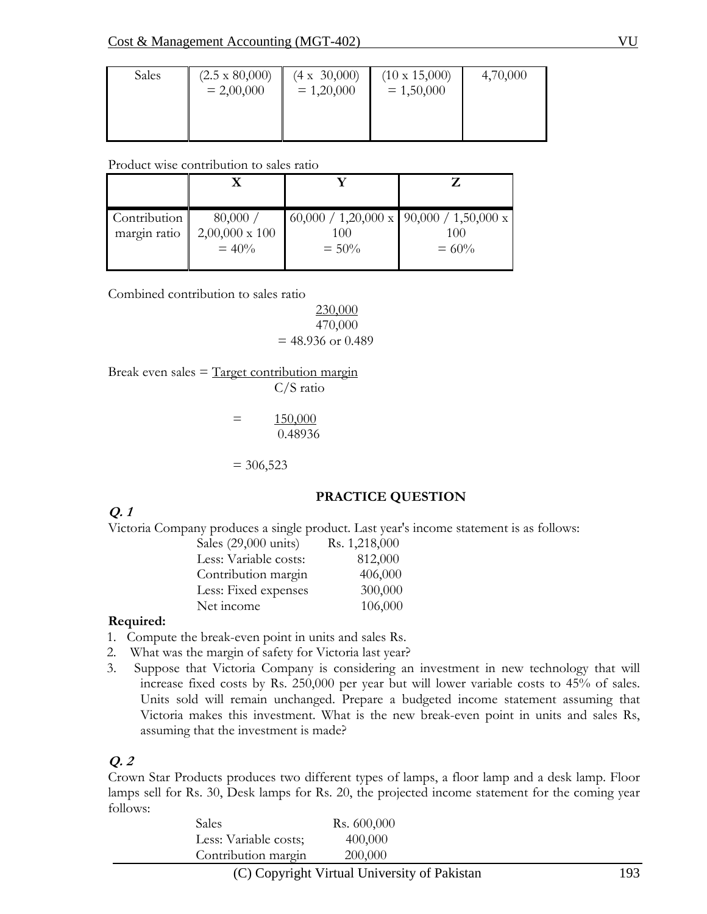| Sales | (2.5 x 80,000) = 2,00,000 | (4 x 30,000) = 1,20,000 | (10 x 15,000) = 1,50,000 | 4,70,000 |
|---|---|---|---|---|

Product wise contribution to sales ratio

| | X | Y | Z |
|---|---|---|---|
| Contribution margin ratio | 80,000 / 2,00,000 x 100 = 40% | 60,000 / 1,20,000 x 100 = 50% | 90,000 / 1,50,000 x 100 = 60% |

Combined contribution to sales ratio

$$\frac{230,000}{470,000}$$

= 48.936 or 0.489

Break even sales = $\frac{\text{Target contribution margin}}{\text{C/S ratio}}$

$$= \frac{150,000}{0.48936}$$

= 306,523

**PRACTICE QUESTION**

***Q. 1***

Victoria Company produces a single product. Last year's income statement is as follows:

| | |
|---|---|
| Sales (29,000 units) | Rs. 1,218,000 |
| Less: Variable costs: | 812,000 |
| Contribution margin | 406,000 |
| Less: Fixed expenses | 300,000 |
| Net income | 106,000 |

**Required:**

1. Compute the break-even point in units and sales Rs.
2. What was the margin of safety for Victoria last year?
3. Suppose that Victoria Company is considering an investment in new technology that will increase fixed costs by Rs. 250,000 per year but will lower variable costs to 45% of sales. Units sold will remain unchanged. Prepare a budgeted income statement assuming that Victoria makes this investment. What is the new break-even point in units and sales Rs, assuming that the investment is made?

***Q. 2***

Crown Star Products produces two different types of lamps, a floor lamp and a desk lamp. Floor lamps sell for Rs. 30, Desk lamps for Rs. 20, the projected income statement for the coming year follows:

| | |
|---|---|
| Sales | Rs. 600,000 |
| Less: Variable costs; | 400,000 |
| Contribution margin | 200,000 |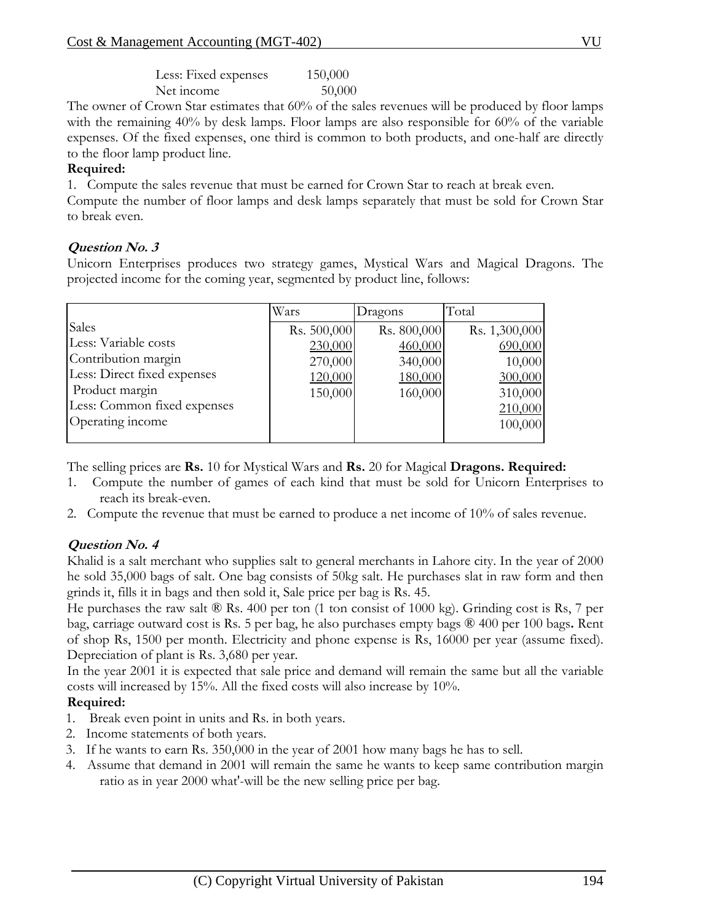Less: Fixed expenses 150,000
Net income 50,000

The owner of Crown Star estimates that 60% of the sales revenues will be produced by floor lamps with the remaining 40% by desk lamps. Floor lamps are also responsible for 60% of the variable expenses. Of the fixed expenses, one third is common to both products, and one-half are directly to the floor lamp product line.

**Required:**

1. Compute the sales revenue that must be earned for Crown Star to reach at break even.

Compute the number of floor lamps and desk lamps separately that must be sold for Crown Star to break even.

### *Question No. 3*

Unicorn Enterprises produces two strategy games, Mystical Wars and Magical Dragons. The projected income for the coming year, segmented by product line, follows:

| | Wars | Dragons | Total |
|---|---|---|---|
| Sales | Rs. 500,000 | Rs. 800,000 | Rs. 1,300,000 |
| Less: Variable costs | 230,000 | 460,000 | 690,000 |
| Contribution margin | 270,000 | 340,000 | 10,000 |
| Less: Direct fixed expenses | 120,000 | 180,000 | 300,000 |
| Product margin | 150,000 | 160,000 | 310,000 |
| Less: Common fixed expenses | | | 210,000 |
| Operating income | | | 100,000 |

The selling prices are **Rs.** 10 for Mystical Wars and **Rs.** 20 for Magical **Dragons. Required:**

1. Compute the number of games of each kind that must be sold for Unicorn Enterprises to reach its break-even.
2. Compute the revenue that must be earned to produce a net income of 10% of sales revenue.

### *Question No. 4*

Khalid is a salt merchant who supplies salt to general merchants in Lahore city. In the year of 2000 he sold 35,000 bags of salt. One bag consists of 50kg salt. He purchases slat in raw form and then grinds it, fills it in bags and then sold it, Sale price per bag is Rs. 45.

He purchases the raw salt ® Rs. 400 per ton (1 ton consist of 1000 kg). Grinding cost is Rs, 7 per bag, carriage outward cost is Rs. 5 per bag, he also purchases empty bags ® 400 per 100 bags**.** Rent of shop Rs, 1500 per month. Electricity and phone expense is Rs, 16000 per year (assume fixed). Depreciation of plant is Rs. 3,680 per year.

In the year 2001 it is expected that sale price and demand will remain the same but all the variable costs will increased by 15%. All the fixed costs will also increase by 10%.

**Required:**

1. Break even point in units and Rs. in both years.
2. Income statements of both years.
3. If he wants to earn Rs. 350,000 in the year of 2001 how many bags he has to sell.
4. Assume that demand in 2001 will remain the same he wants to keep same contribution margin ratio as in year 2000 what'-will be the new selling price per bag.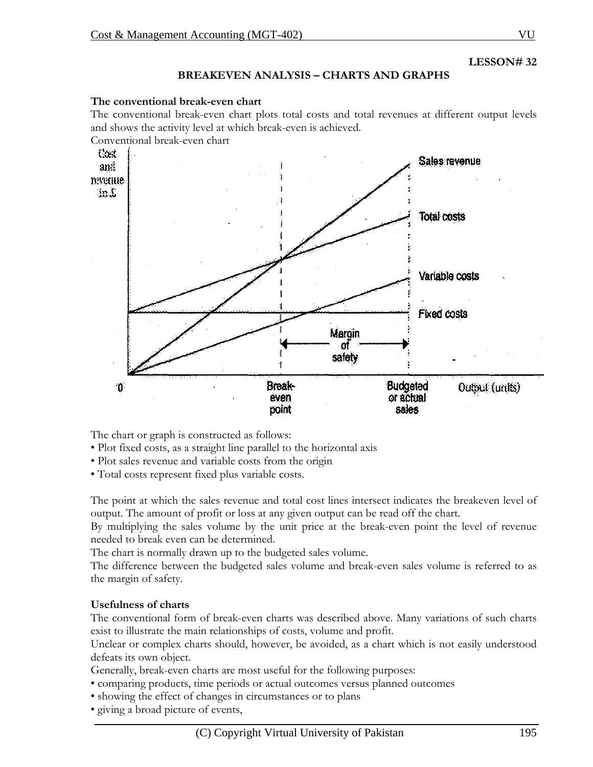**LESSON# 32**

## BREAKEVEN ANALYSIS – CHARTS AND GRAPHS

### The conventional break-even chart

The conventional break-even chart plots total costs and total revenues at different output levels and shows the activity level at which break-even is achieved.

Conventional break-even chart

The chart or graph is constructed as follows:

- Plot fixed costs, as a straight line parallel to the horizontal axis
- Plot sales revenue and variable costs from the origin
- Total costs represent fixed plus variable costs.

The point at which the sales revenue and total cost lines intersect indicates the breakeven level of output. The amount of profit or loss at any given output can be read off the chart.

By multiplying the sales volume by the unit price at the break-even point the level of revenue needed to break even can be determined.

The chart is normally drawn up to the budgeted sales volume.

The difference between the budgeted sales volume and break-even sales volume is referred to as the margin of safety.

### Usefulness of charts

The conventional form of break-even charts was described above. Many variations of such charts exist to illustrate the main relationships of costs, volume and profit.

Unclear or complex charts should, however, be avoided, as a chart which is not easily understood defeats its own object.

Generally, break-even charts are most useful for the following purposes:

- comparing products, time periods or actual outcomes versus planned outcomes
- showing the effect of changes in circumstances or to plans
- giving a broad picture of events,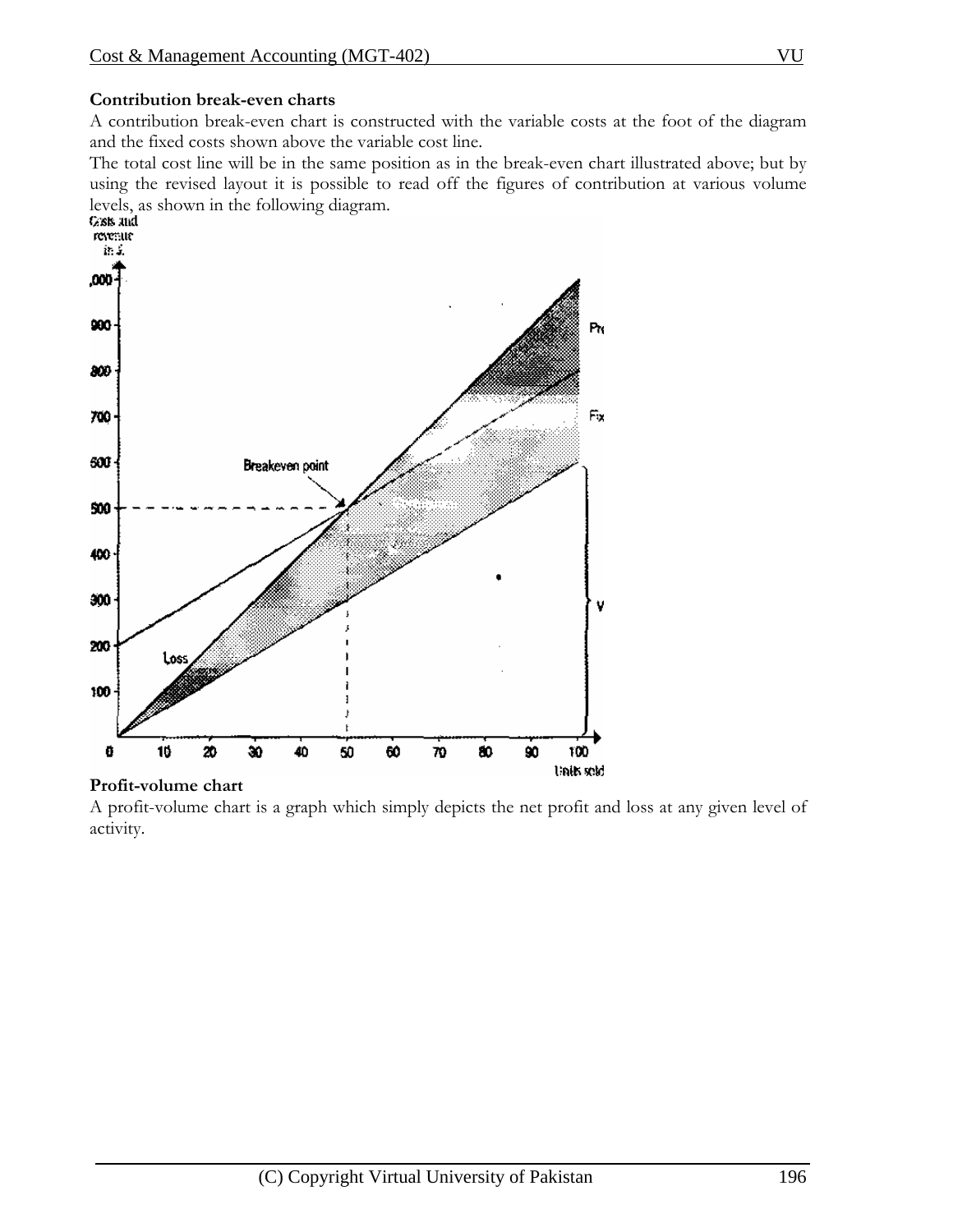**Contribution break-even charts**

A contribution break-even chart is constructed with the variable costs at the foot of the diagram and the fixed costs shown above the variable cost line.

The total cost line will be in the same position as in the break-even chart illustrated above; but by using the revised layout it is possible to read off the figures of contribution at various volume levels, as shown in the following diagram.

**Profit-volume chart**

A profit-volume chart is a graph which simply depicts the net profit and loss at any given level of activity.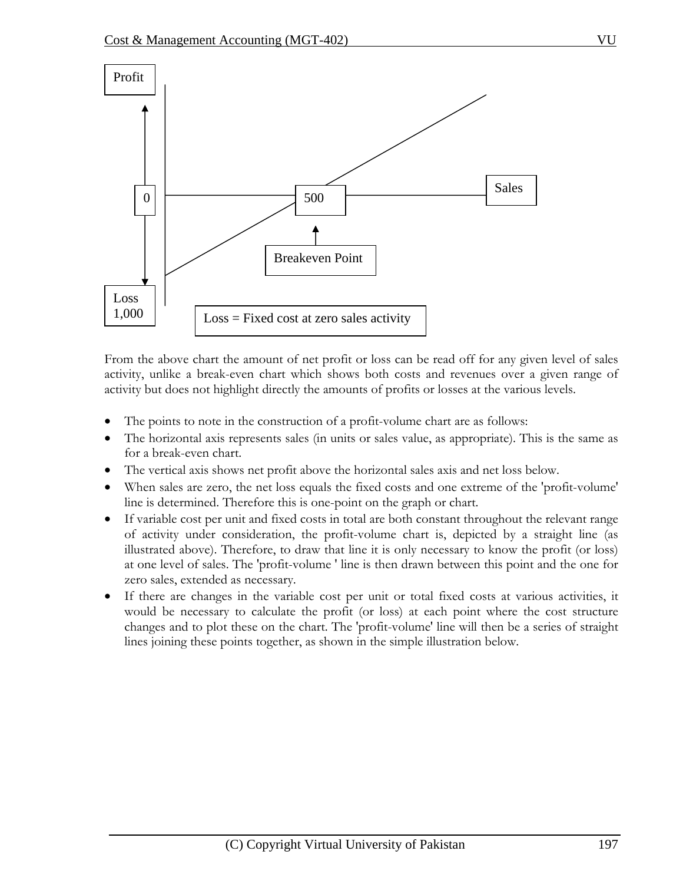Profit

0

500

Sales

Breakeven Point

Loss 1,000

Loss = Fixed cost at zero sales activity

From the above chart the amount of net profit or loss can be read off for any given level of sales activity, unlike a break-even chart which shows both costs and revenues over a given range of activity but does not highlight directly the amounts of profits or losses at the various levels.

- The points to note in the construction of a profit-volume chart are as follows:
- The horizontal axis represents sales (in units or sales value, as appropriate). This is the same as for a break-even chart.
- The vertical axis shows net profit above the horizontal sales axis and net loss below.
- When sales are zero, the net loss equals the fixed costs and one extreme of the 'profit-volume' line is determined. Therefore this is one-point on the graph or chart.
- If variable cost per unit and fixed costs in total are both constant throughout the relevant range of activity under consideration, the profit-volume chart is, depicted by a straight line (as illustrated above). Therefore, to draw that line it is only necessary to know the profit (or loss) at one level of sales. The 'profit-volume ' line is then drawn between this point and the one for zero sales, extended as necessary.
- If there are changes in the variable cost per unit or total fixed costs at various activities, it would be necessary to calculate the profit (or loss) at each point where the cost structure changes and to plot these on the chart. The 'profit-volume' line will then be a series of straight lines joining these points together, as shown in the simple illustration below.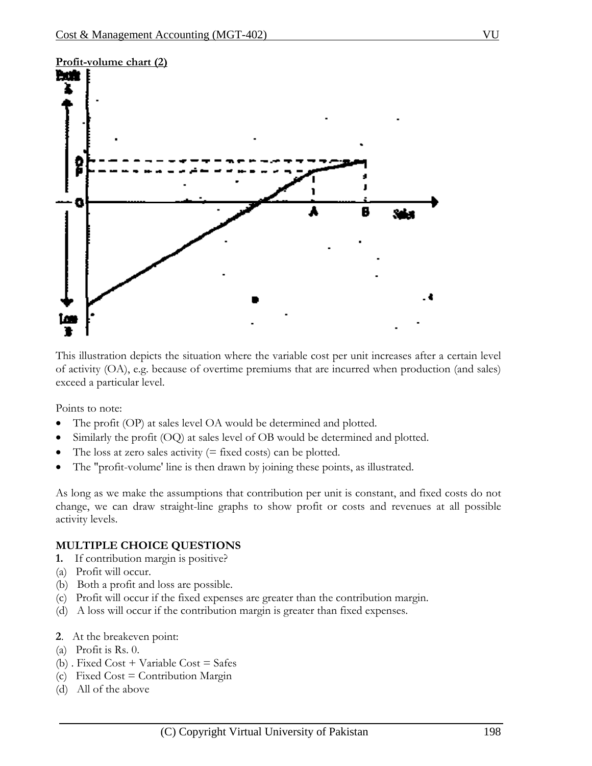**Profit-volume chart (2)**

This illustration depicts the situation where the variable cost per unit increases after a certain level of activity (OA), e.g. because of overtime premiums that are incurred when production (and sales) exceed a particular level.

Points to note:

- The profit (OP) at sales level OA would be determined and plotted.
- Similarly the profit (OQ) at sales level of OB would be determined and plotted.
- The loss at zero sales activity (= fixed costs) can be plotted.
- The "profit-volume' line is then drawn by joining these points, as illustrated.

As long as we make the assumptions that contribution per unit is constant, and fixed costs do not change, we can draw straight-line graphs to show profit or costs and revenues at all possible activity levels.

**MULTIPLE CHOICE QUESTIONS**

**1.** If contribution margin is positive?
(a) Profit will occur.
(b) Both a profit and loss are possible.
(c) Profit will occur if the fixed expenses are greater than the contribution margin.
(d) A loss will occur if the contribution margin is greater than fixed expenses.

**2**. At the breakeven point:
(a) Profit is Rs. 0.
(b) . Fixed Cost + Variable Cost = Safes
(c) Fixed Cost = Contribution Margin
(d) All of the above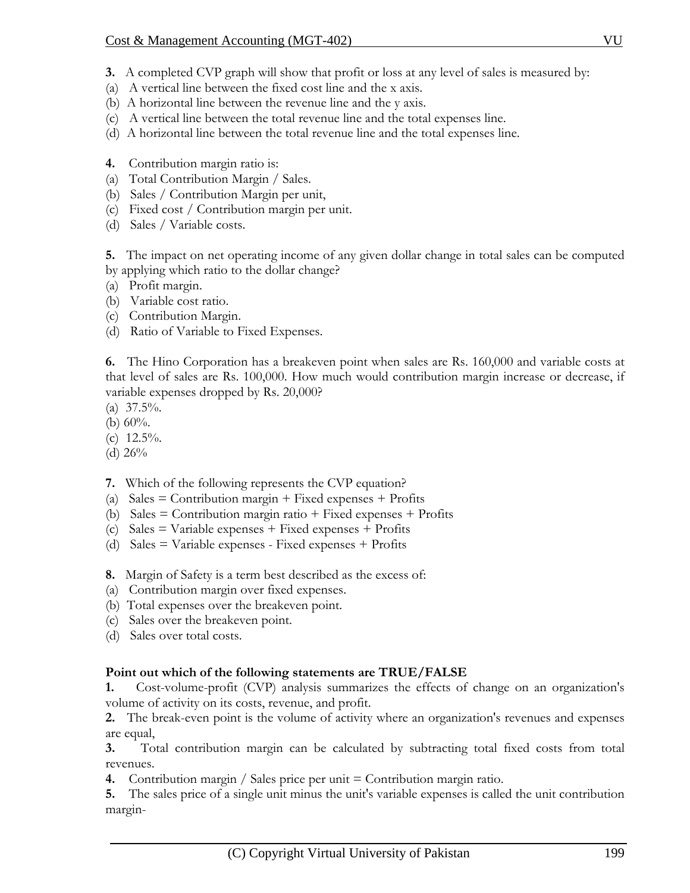**3.** A completed CVP graph will show that profit or loss at any level of sales is measured by:
(a) A vertical line between the fixed cost line and the x axis.
(b) A horizontal line between the revenue line and the y axis.
(c) A vertical line between the total revenue line and the total expenses line.
(d) A horizontal line between the total revenue line and the total expenses line.

**4.** Contribution margin ratio is:
(a) Total Contribution Margin / Sales.
(b) Sales / Contribution Margin per unit,
(c) Fixed cost / Contribution margin per unit.
(d) Sales / Variable costs.

**5.** The impact on net operating income of any given dollar change in total sales can be computed by applying which ratio to the dollar change?
(a) Profit margin.
(b) Variable cost ratio.
(c) Contribution Margin.
(d) Ratio of Variable to Fixed Expenses.

**6.** The Hino Corporation has a breakeven point when sales are Rs. 160,000 and variable costs at that level of sales are Rs. 100,000. How much would contribution margin increase or decrease, if variable expenses dropped by Rs. 20,000?
(a) 37.5%.
(b) 60%.
(c) 12.5%.
(d) 26%

**7.** Which of the following represents the CVP equation?
(a) Sales = Contribution margin + Fixed expenses + Profits
(b) Sales = Contribution margin ratio + Fixed expenses + Profits
(c) Sales = Variable expenses + Fixed expenses + Profits
(d) Sales = Variable expenses - Fixed expenses + Profits

**8.** Margin of Safety is a term best described as the excess of:
(a) Contribution margin over fixed expenses.
(b) Total expenses over the breakeven point.
(c) Sales over the breakeven point.
(d) Sales over total costs.

**Point out which of the following statements are TRUE/FALSE**

**1.** Cost-volume-profit (CVP) analysis summarizes the effects of change on an organization's volume of activity on its costs, revenue, and profit.
**2.** The break-even point is the volume of activity where an organization's revenues and expenses are equal,
**3.** Total contribution margin can be calculated by subtracting total fixed costs from total revenues.
**4.** Contribution margin / Sales price per unit = Contribution margin ratio.
**5.** The sales price of a single unit minus the unit's variable expenses is called the unit contribution margin-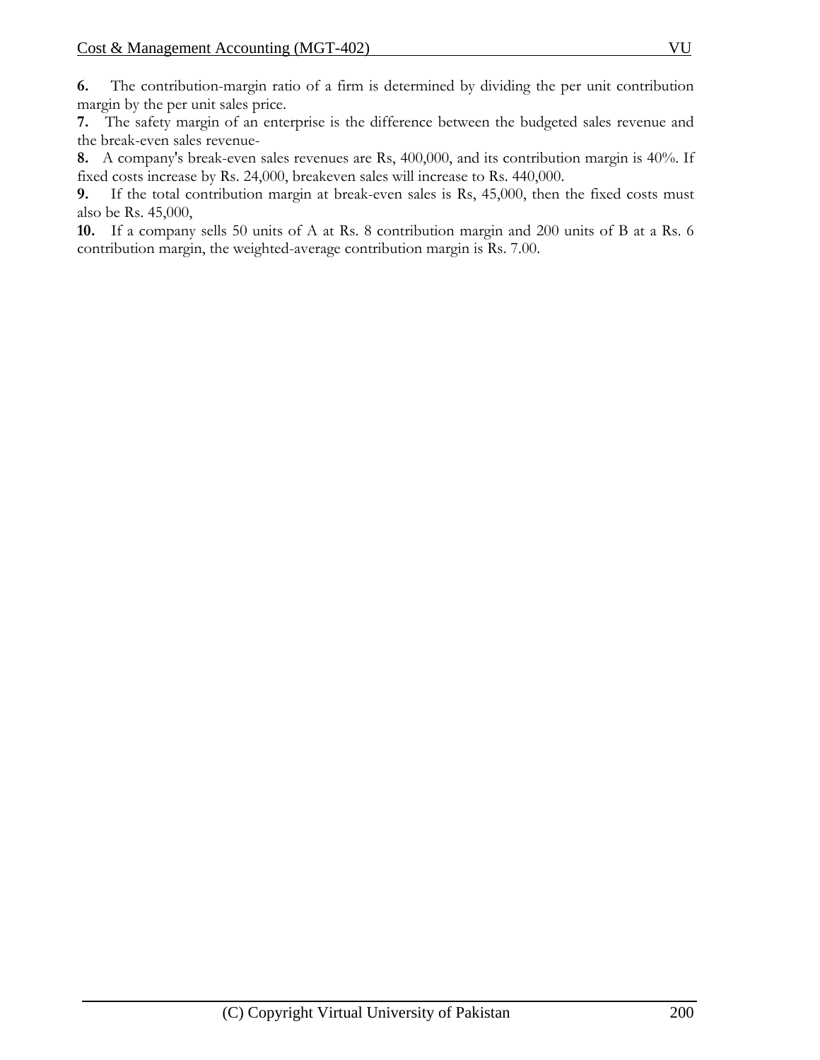**6.** The contribution-margin ratio of a firm is determined by dividing the per unit contribution margin by the per unit sales price.

**7.** The safety margin of an enterprise is the difference between the budgeted sales revenue and the break-even sales revenue-

**8.** A company's break-even sales revenues are Rs, 400,000, and its contribution margin is 40%. If fixed costs increase by Rs. 24,000, breakeven sales will increase to Rs. 440,000.

**9.** If the total contribution margin at break-even sales is Rs, 45,000, then the fixed costs must also be Rs. 45,000,

**10.** If a company sells 50 units of A at Rs. 8 contribution margin and 200 units of B at a Rs. 6 contribution margin, the weighted-average contribution margin is Rs. 7.00.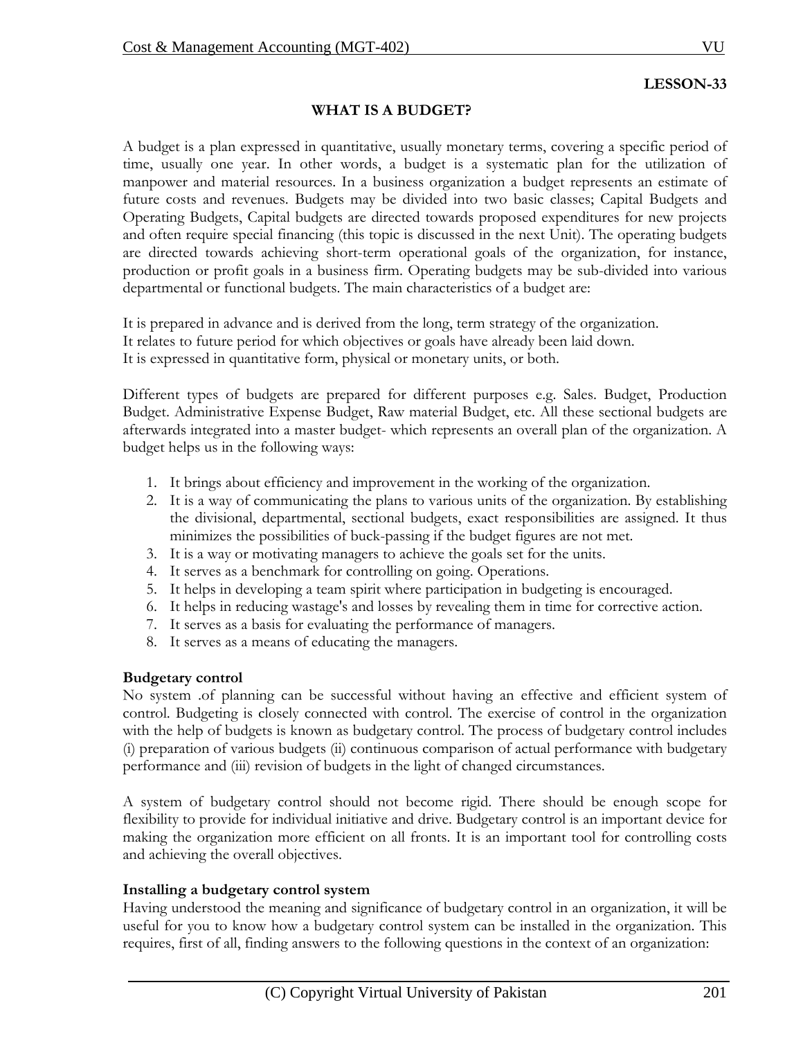**LESSON-33**

## WHAT IS A BUDGET?

A budget is a plan expressed in quantitative, usually monetary terms, covering a specific period of time, usually one year. In other words, a budget is a systematic plan for the utilization of manpower and material resources. In a business organization a budget represents an estimate of future costs and revenues. Budgets may be divided into two basic classes; Capital Budgets and Operating Budgets, Capital budgets are directed towards proposed expenditures for new projects and often require special financing (this topic is discussed in the next Unit). The operating budgets are directed towards achieving short-term operational goals of the organization, for instance, production or profit goals in a business firm. Operating budgets may be sub-divided into various departmental or functional budgets. The main characteristics of a budget are:

It is prepared in advance and is derived from the long, term strategy of the organization.
It relates to future period for which objectives or goals have already been laid down.
It is expressed in quantitative form, physical or monetary units, or both.

Different types of budgets are prepared for different purposes e.g. Sales. Budget, Production Budget. Administrative Expense Budget, Raw material Budget, etc. All these sectional budgets are afterwards integrated into a master budget- which represents an overall plan of the organization. A budget helps us in the following ways:

1. It brings about efficiency and improvement in the working of the organization.
2. It is a way of communicating the plans to various units of the organization. By establishing the divisional, departmental, sectional budgets, exact responsibilities are assigned. It thus minimizes the possibilities of buck-passing if the budget figures are not met.
3. It is a way or motivating managers to achieve the goals set for the units.
4. It serves as a benchmark for controlling on going. Operations.
5. It helps in developing a team spirit where participation in budgeting is encouraged.
6. It helps in reducing wastage's and losses by revealing them in time for corrective action.
7. It serves as a basis for evaluating the performance of managers.
8. It serves as a means of educating the managers.

### Budgetary control

No system .of planning can be successful without having an effective and efficient system of control. Budgeting is closely connected with control. The exercise of control in the organization with the help of budgets is known as budgetary control. The process of budgetary control includes (i) preparation of various budgets (ii) continuous comparison of actual performance with budgetary performance and (iii) revision of budgets in the light of changed circumstances.

A system of budgetary control should not become rigid. There should be enough scope for flexibility to provide for individual initiative and drive. Budgetary control is an important device for making the organization more efficient on all fronts. It is an important tool for controlling costs and achieving the overall objectives.

### Installing a budgetary control system

Having understood the meaning and significance of budgetary control in an organization, it will be useful for you to know how a budgetary control system can be installed in the organization. This requires, first of all, finding answers to the following questions in the context of an organization: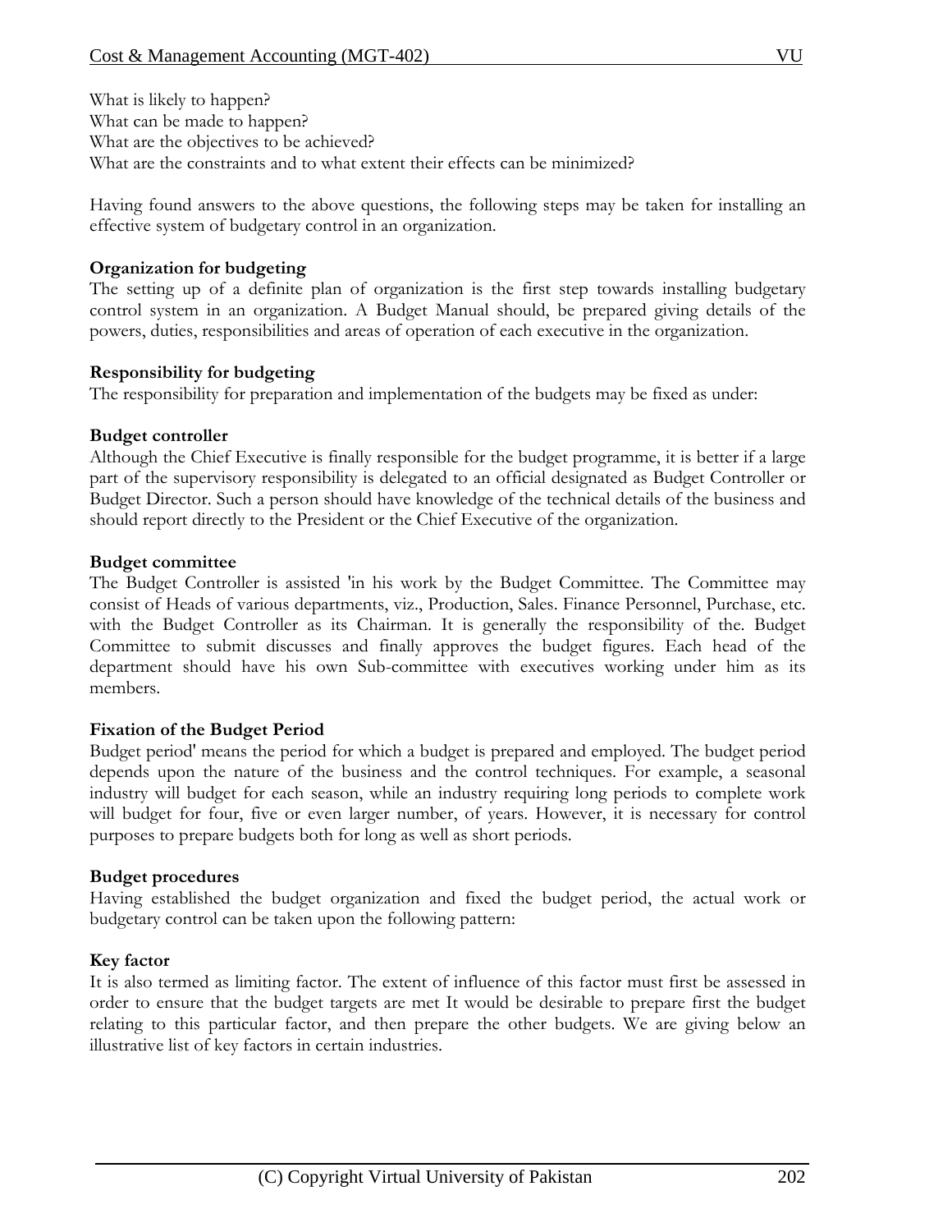What is likely to happen?
What can be made to happen?
What are the objectives to be achieved?
What are the constraints and to what extent their effects can be minimized?

Having found answers to the above questions, the following steps may be taken for installing an effective system of budgetary control in an organization.

**Organization for budgeting**
The setting up of a definite plan of organization is the first step towards installing budgetary control system in an organization. A Budget Manual should, be prepared giving details of the powers, duties, responsibilities and areas of operation of each executive in the organization.

**Responsibility for budgeting**
The responsibility for preparation and implementation of the budgets may be fixed as under:

**Budget controller**
Although the Chief Executive is finally responsible for the budget programme, it is better if a large part of the supervisory responsibility is delegated to an official designated as Budget Controller or Budget Director. Such a person should have knowledge of the technical details of the business and should report directly to the President or the Chief Executive of the organization.

**Budget committee**
The Budget Controller is assisted 'in his work by the Budget Committee. The Committee may consist of Heads of various departments, viz., Production, Sales. Finance Personnel, Purchase, etc. with the Budget Controller as its Chairman. It is generally the responsibility of the. Budget Committee to submit discusses and finally approves the budget figures. Each head of the department should have his own Sub-committee with executives working under him as its members.

**Fixation of the Budget Period**
Budget period' means the period for which a budget is prepared and employed. The budget period depends upon the nature of the business and the control techniques. For example, a seasonal industry will budget for each season, while an industry requiring long periods to complete work will budget for four, five or even larger number, of years. However, it is necessary for control purposes to prepare budgets both for long as well as short periods.

**Budget procedures**
Having established the budget organization and fixed the budget period, the actual work or budgetary control can be taken upon the following pattern:

**Key factor**
It is also termed as limiting factor. The extent of influence of this factor must first be assessed in order to ensure that the budget targets are met It would be desirable to prepare first the budget relating to this particular factor, and then prepare the other budgets. We are giving below an illustrative list of key factors in certain industries.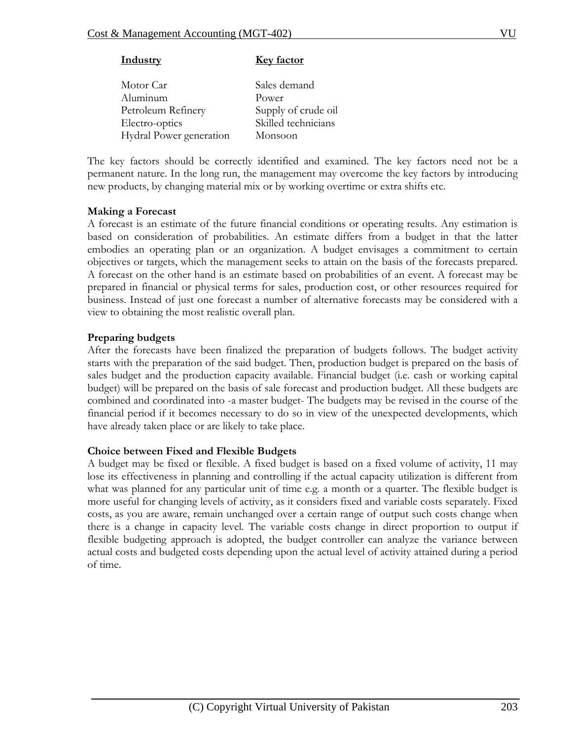| Industry | Key factor |
|---|---|
| Motor Car | Sales demand |
| Aluminum | Power |
| Petroleum Refinery | Supply of crude oil |
| Electro-optics | Skilled technicians |
| Hydral Power generation | Monsoon |

The key factors should be correctly identified and examined. The key factors need not be a permanent nature. In the long run, the management may overcome the key factors by introducing new products, by changing material mix or by working overtime or extra shifts etc.

**Making a Forecast**

A forecast is an estimate of the future financial conditions or operating results. Any estimation is based on consideration of probabilities. An estimate differs from a budget in that the latter embodies an operating plan or an organization. A budget envisages a commitment to certain objectives or targets, which the management seeks to attain on the basis of the forecasts prepared. A forecast on the other hand is an estimate based on probabilities of an event. A forecast may be prepared in financial or physical terms for sales, production cost, or other resources required for business. Instead of just one forecast a number of alternative forecasts may be considered with a view to obtaining the most realistic overall plan.

**Preparing budgets**

After the forecasts have been finalized the preparation of budgets follows. The budget activity starts with the preparation of the said budget. Then, production budget is prepared on the basis of sales budget and the production capacity available. Financial budget (i.e. cash or working capital budget) will be prepared on the basis of sale forecast and production budget. All these budgets are combined and coordinated into -a master budget- The budgets may be revised in the course of the financial period if it becomes necessary to do so in view of the unexpected developments, which have already taken place or are likely to take place.

**Choice between Fixed and Flexible Budgets**

A budget may be fixed or flexible. A fixed budget is based on a fixed volume of activity, 11 may lose its effectiveness in planning and controlling if the actual capacity utilization is different from what was planned for any particular unit of time e.g. a month or a quarter. The flexible budget is more useful for changing levels of activity, as it considers fixed and variable costs separately. Fixed costs, as you are aware, remain unchanged over a certain range of output such costs change when there is a change in capacity level. The variable costs change in direct proportion to output if flexible budgeting approach is adopted, the budget controller can analyze the variance between actual costs and budgeted costs depending upon the actual level of activity attained during a period of time.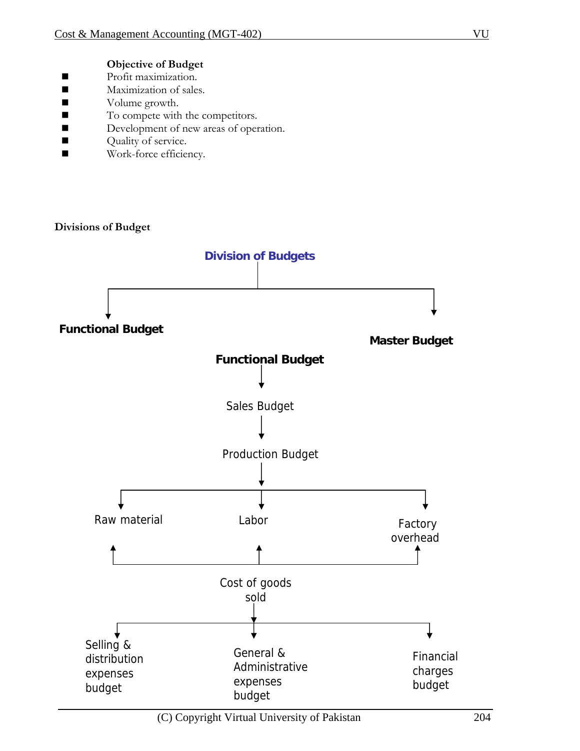**Objective of Budget**

- Profit maximization.
- Maximization of sales.
- Volume growth.
- To compete with the competitors.
- Development of new areas of operation.
- Quality of service.
- Work-force efficiency.

**Divisions of Budget**

**Division of Budgets**

**Functional Budget**

**Master Budget**

**Functional Budget**

Sales Budget

Production Budget

Raw material

Labor

Factory overhead

Cost of goods sold

Selling & distribution expenses budget

General & Administrative expenses budget

Financial charges budget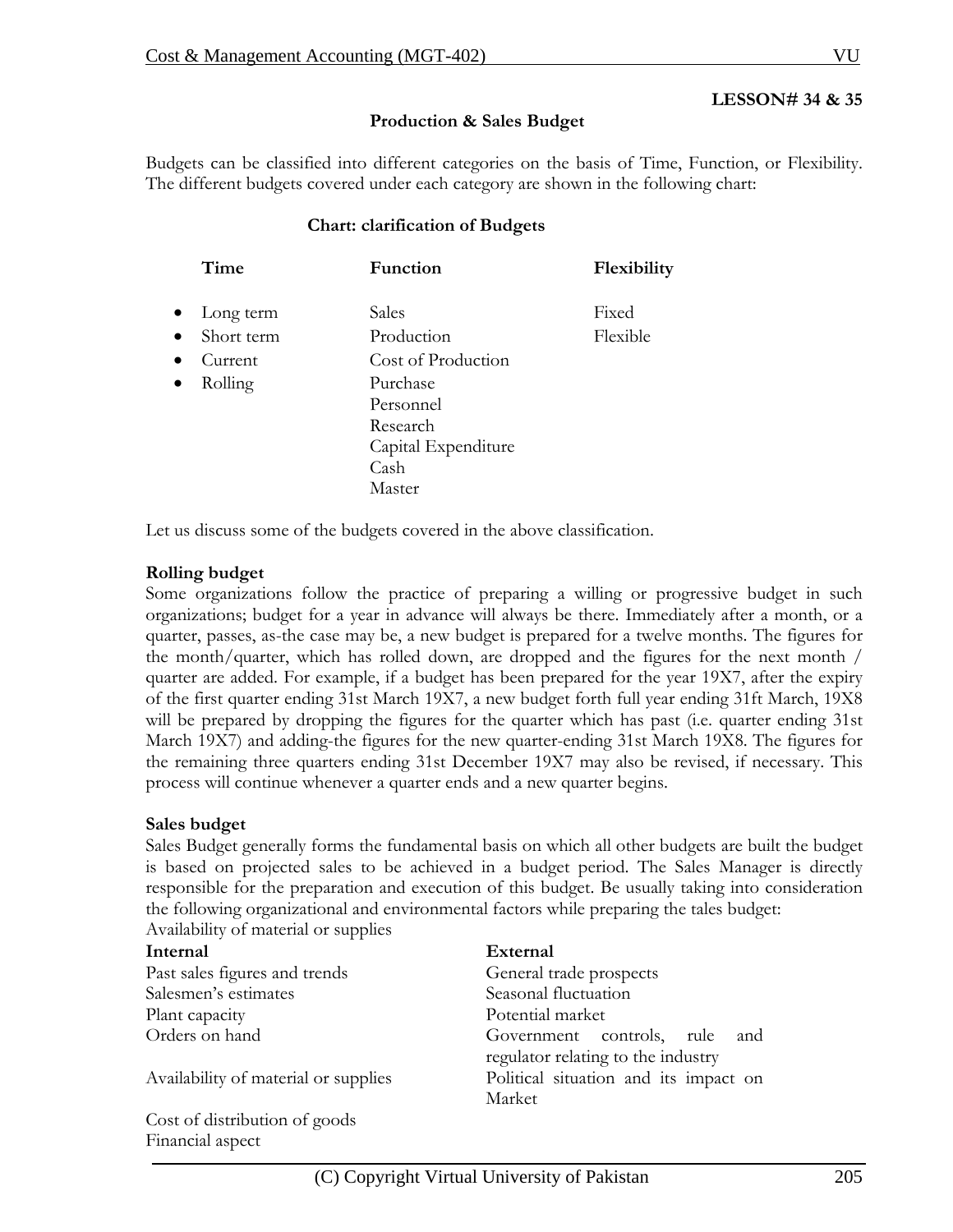**LESSON# 34 & 35**

## Production & Sales Budget

Budgets can be classified into different categories on the basis of Time, Function, or Flexibility. The different budgets covered under each category are shown in the following chart:

**Chart: clarification of Budgets**

| Time | Function | Flexibility |
|---|---|---|
| • Long term | Sales | Fixed |
| • Short term | Production | Flexible |
| • Current | Cost of Production | |
| • Rolling | Purchase | |
| | Personnel | |
| | Research | |
| | Capital Expenditure | |
| | Cash | |
| | Master | |

Let us discuss some of the budgets covered in the above classification.

### Rolling budget

Some organizations follow the practice of preparing a willing or progressive budget in such organizations; budget for a year in advance will always be there. Immediately after a month, or a quarter, passes, as-the case may be, a new budget is prepared for a twelve months. The figures for the month/quarter, which has rolled down, are dropped and the figures for the next month / quarter are added. For example, if a budget has been prepared for the year 19X7, after the expiry of the first quarter ending 31st March 19X7, a new budget forth full year ending 31ft March, 19X8 will be prepared by dropping the figures for the quarter which has past (i.e. quarter ending 31st March 19X7) and adding-the figures for the new quarter-ending 31st March 19X8. The figures for the remaining three quarters ending 31st December 19X7 may also be revised, if necessary. This process will continue whenever a quarter ends and a new quarter begins.

### Sales budget

Sales Budget generally forms the fundamental basis on which all other budgets are built the budget is based on projected sales to be achieved in a budget period. The Sales Manager is directly responsible for the preparation and execution of this budget. Be usually taking into consideration the following organizational and environmental factors while preparing the tales budget:
Availability of material or supplies

| Internal | External |
|---|---|
| Past sales figures and trends | General trade prospects |
| Salesmen's estimates | Seasonal fluctuation |
| Plant capacity | Potential market |
| Orders on hand | Government controls, rule and regulator relating to the industry |
| Availability of material or supplies | Political situation and its impact on Market |
| Cost of distribution of goods | |
| Financial aspect | |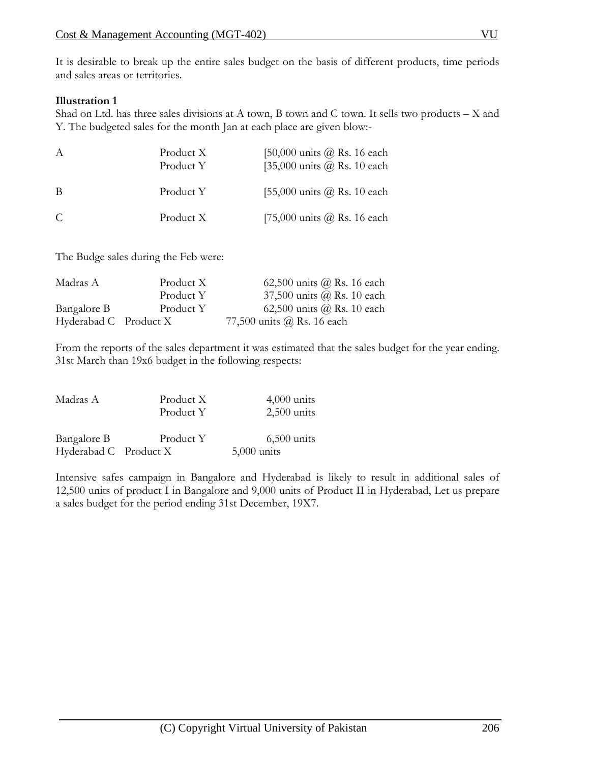It is desirable to break up the entire sales budget on the basis of different products, time periods and sales areas or territories.

**Illustration 1**

Shad on Ltd. has three sales divisions at A town, B town and C town. It sells two products – X and Y. The budgeted sales for the month Jan at each place are given blow:-

| | | |
|---|---|---|
| A | Product X | [50,000 units @ Rs. 16 each |
| | Product Y | [35,000 units @ Rs. 10 each |
| B | Product Y | [55,000 units @ Rs. 10 each |
| C | Product X | [75,000 units @ Rs. 16 each |

The Budge sales during the Feb were:

| | | |
|---|---|---|
| Madras A | Product X | 62,500 units @ Rs. 16 each |
| | Product Y | 37,500 units @ Rs. 10 each |
| Bangalore B | Product Y | 62,500 units @ Rs. 10 each |
| Hyderabad C | Product X | 77,500 units @ Rs. 16 each |

From the reports of the sales department it was estimated that the sales budget for the year ending. 31st March than 19x6 budget in the following respects:

| | | |
|---|---|---|
| Madras A | Product X | 4,000 units |
| | Product Y | 2,500 units |
| Bangalore B | Product Y | 6,500 units |
| Hyderabad C | Product X | 5,000 units |

Intensive safes campaign in Bangalore and Hyderabad is likely to result in additional sales of 12,500 units of product I in Bangalore and 9,000 units of Product II in Hyderabad, Let us prepare a sales budget for the period ending 31st December, 19X7.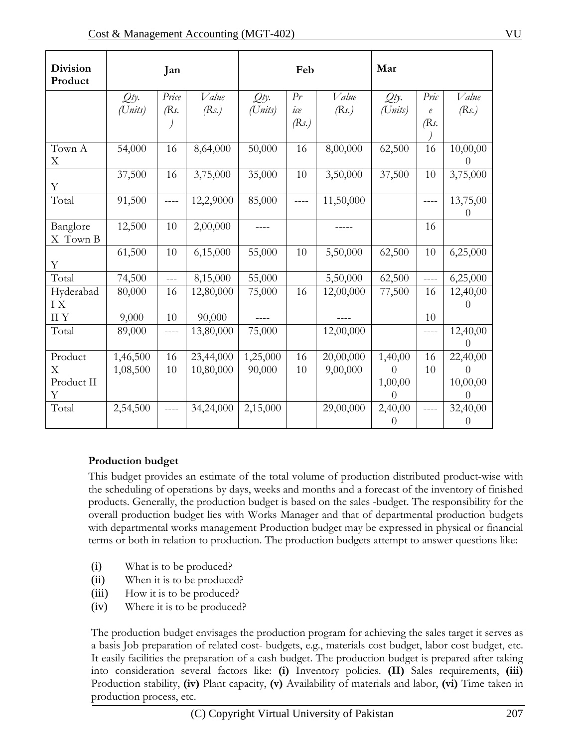| Division Product | Jan | | | Feb | | | Mar | | |
|---|---|---|---|---|---|---|---|---|---|
| | *Qty. (Units)* | *Price (Rs. )* | *Value (Rs.)* | *Qty. (Units)* | *Pr ice (Rs.)* | *Value (Rs.)* | *Qty. (Units)* | *Pric e (Rs. )* | *Value (Rs.)* |
| Town A X | 54,000 | 16 | 8,64,000 | 50,000 | 16 | 8,00,000 | 62,500 | 16 | 10,00,000 |
| Y | 37,500 | 16 | 3,75,000 | 35,000 | 10 | 3,50,000 | 37,500 | 10 | 3,75,000 |
| Total | 91,500 | ---- | 12,2,9000 | 85,000 | ---- | 11,50,000 | | ---- | 13,75,000 |
| Banglore X Town B | 12,500 | 10 | 2,00,000 | ---- | | ----- | | 16 | |
| Y | 61,500 | 10 | 6,15,000 | 55,000 | 10 | 5,50,000 | 62,500 | 10 | 6,25,000 |
| Total | 74,500 | --- | 8,15,000 | 55,000 | | 5,50,000 | 62,500 | ---- | 6,25,000 |
| Hyderabad I X | 80,000 | 16 | 12,80,000 | 75,000 | 16 | 12,00,000 | 77,500 | 16 | 12,40,000 |
| II Y | 9,000 | 10 | 90,000 | ---- | | ---- | | 10 | |
| Total | 89,000 | ---- | 13,80,000 | 75,000 | | 12,00,000 | | ---- | 12,40,000 |
| Product X Product II Y | 1,46,500 1,08,500 | 16 10 | 23,44,000 10,80,000 | 1,25,000 90,000 | 16 10 | 20,00,000 9,00,000 | 1,40,000 1,00,000 | 16 10 | 22,40,000 10,00,000 |
| Total | 2,54,500 | ---- | 34,24,000 | 2,15,000 | | 29,00,000 | 2,40,000 | ---- | 32,40,000 |

**Production budget**

This budget provides an estimate of the total volume of production distributed product-wise with the scheduling of operations by days, weeks and months and a forecast of the inventory of finished products. Generally, the production budget is based on the sales -budget. The responsibility for the overall production budget lies with Works Manager and that of departmental production budgets with departmental works management Production budget may be expressed in physical or financial terms or both in relation to production. The production budgets attempt to answer questions like:

(i) What is to be produced?
(ii) When it is to be produced?
(iii) How it is to be produced?
(iv) Where it is to be produced?

The production budget envisages the production program for achieving the sales target it serves as a basis Job preparation of related cost- budgets, e.g., materials cost budget, labor cost budget, etc. It easily facilities the preparation of a cash budget. The production budget is prepared after taking into consideration several factors like: **(i)** Inventory policies. **(II)** Sales requirements, **(iii)** Production stability, **(iv)** Plant capacity, **(v)** Availability of materials and labor, **(vi)** Time taken in production process, etc.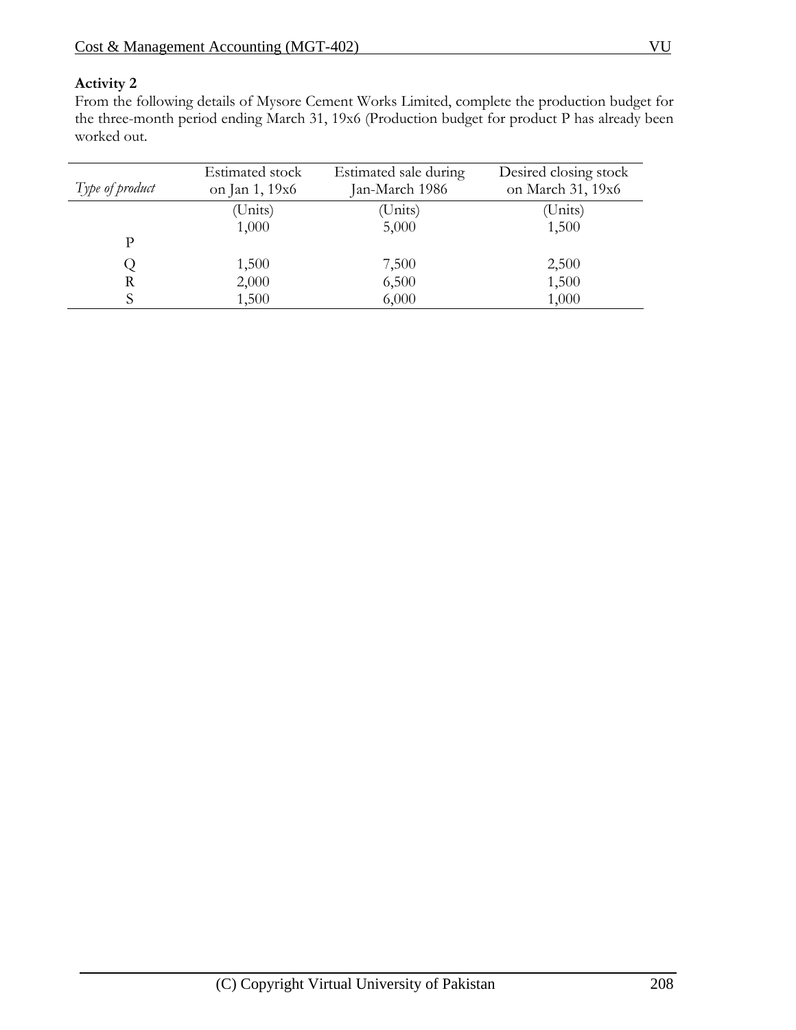**Activity 2**

From the following details of Mysore Cement Works Limited, complete the production budget for the three-month period ending March 31, 19x6 (Production budget for product P has already been worked out.

| *Type of product* | Estimated stock on Jan 1, 19x6 | Estimated sale during Jan-March 1986 | Desired closing stock on March 31, 19x6 |
|---|---|---|---|
| | (Units) | (Units) | (Units) |
| P | 1,000 | 5,000 | 1,500 |
| Q | 1,500 | 7,500 | 2,500 |
| R | 2,000 | 6,500 | 1,500 |
| S | 1,500 | 6,000 | 1,000 |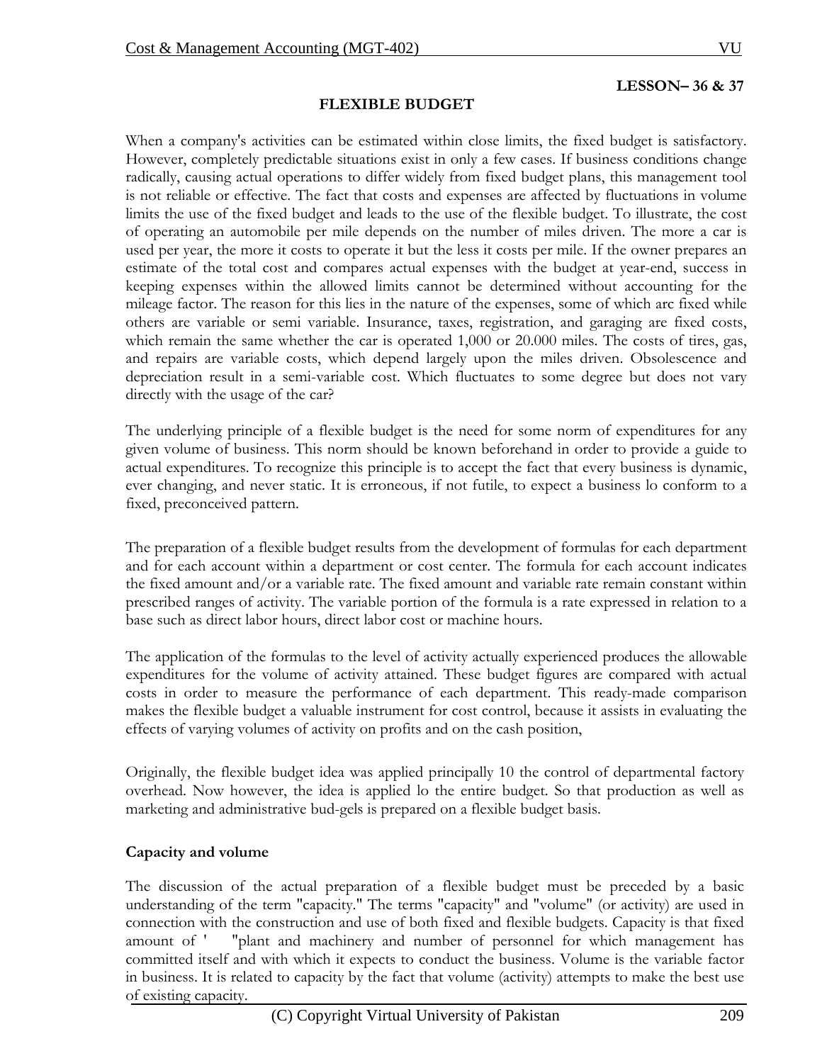**LESSON– 36 & 37**

## FLEXIBLE BUDGET

When a company's activities can be estimated within close limits, the fixed budget is satisfactory. However, completely predictable situations exist in only a few cases. If business conditions change radically, causing actual operations to differ widely from fixed budget plans, this management tool is not reliable or effective. The fact that costs and expenses are affected by fluctuations in volume limits the use of the fixed budget and leads to the use of the flexible budget. To illustrate, the cost of operating an automobile per mile depends on the number of miles driven. The more a car is used per year, the more it costs to operate it but the less it costs per mile. If the owner prepares an estimate of the total cost and compares actual expenses with the budget at year-end, success in keeping expenses within the allowed limits cannot be determined without accounting for the mileage factor. The reason for this lies in the nature of the expenses, some of which arc fixed while others are variable or semi variable. Insurance, taxes, registration, and garaging are fixed costs, which remain the same whether the car is operated 1,000 or 20.000 miles. The costs of tires, gas, and repairs are variable costs, which depend largely upon the miles driven. Obsolescence and depreciation result in a semi-variable cost. Which fluctuates to some degree but does not vary directly with the usage of the car?

The underlying principle of a flexible budget is the need for some norm of expenditures for any given volume of business. This norm should be known beforehand in order to provide a guide to actual expenditures. To recognize this principle is to accept the fact that every business is dynamic, ever changing, and never static. It is erroneous, if not futile, to expect a business lo conform to a fixed, preconceived pattern.

The preparation of a flexible budget results from the development of formulas for each department and for each account within a department or cost center. The formula for each account indicates the fixed amount and/or a variable rate. The fixed amount and variable rate remain constant within prescribed ranges of activity. The variable portion of the formula is a rate expressed in relation to a base such as direct labor hours, direct labor cost or machine hours.

The application of the formulas to the level of activity actually experienced produces the allowable expenditures for the volume of activity attained. These budget figures are compared with actual costs in order to measure the performance of each department. This ready-made comparison makes the flexible budget a valuable instrument for cost control, because it assists in evaluating the effects of varying volumes of activity on profits and on the cash position,

Originally, the flexible budget idea was applied principally 10 the control of departmental factory overhead. Now however, the idea is applied lo the entire budget. So that production as well as marketing and administrative bud-gels is prepared on a flexible budget basis.

### Capacity and volume

The discussion of the actual preparation of a flexible budget must be preceded by a basic understanding of the term "capacity." The terms "capacity" and "volume" (or activity) are used in connection with the construction and use of both fixed and flexible budgets. Capacity is that fixed amount of ' "plant and machinery and number of personnel for which management has committed itself and with which it expects to conduct the business. Volume is the variable factor in business. It is related to capacity by the fact that volume (activity) attempts to make the best use of existing capacity.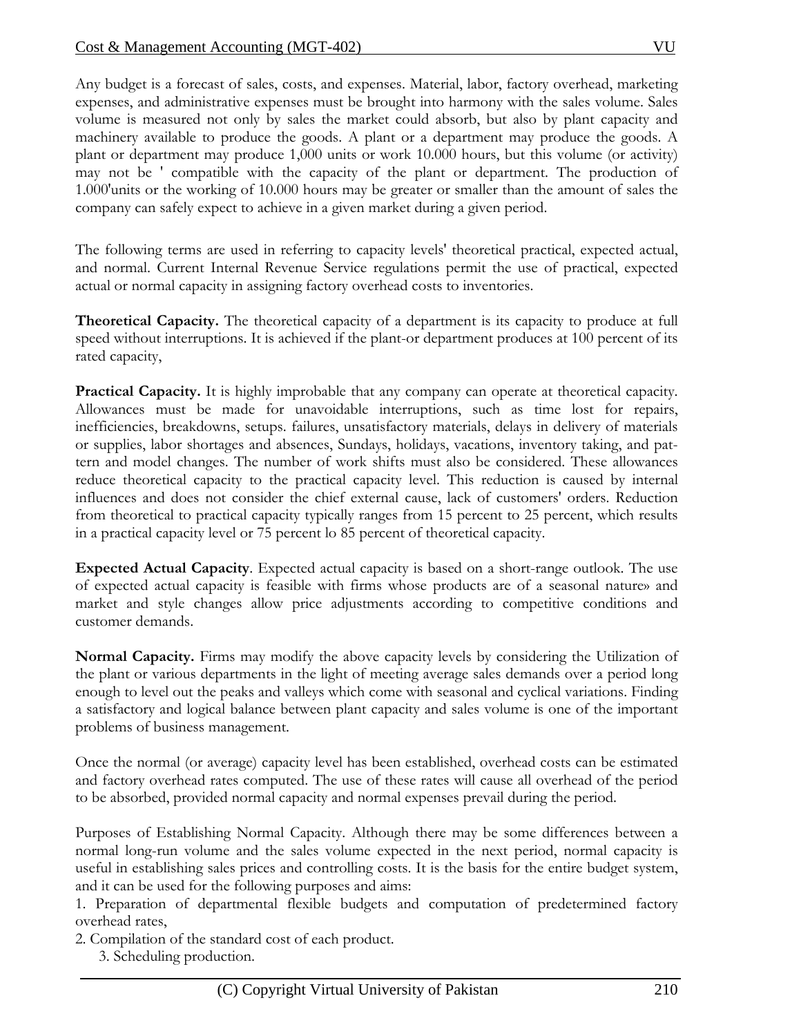Any budget is a forecast of sales, costs, and expenses. Material, labor, factory overhead, marketing expenses, and administrative expenses must be brought into harmony with the sales volume. Sales volume is measured not only by sales the market could absorb, but also by plant capacity and machinery available to produce the goods. A plant or a department may produce the goods. A plant or department may produce 1,000 units or work 10.000 hours, but this volume (or activity) may not be ' compatible with the capacity of the plant or department. The production of 1.000'units or the working of 10.000 hours may be greater or smaller than the amount of sales the company can safely expect to achieve in a given market during a given period.

The following terms are used in referring to capacity levels' theoretical practical, expected actual, and normal. Current Internal Revenue Service regulations permit the use of practical, expected actual or normal capacity in assigning factory overhead costs to inventories.

**Theoretical Capacity.** The theoretical capacity of a department is its capacity to produce at full speed without interruptions. It is achieved if the plant-or department produces at 100 percent of its rated capacity,

**Practical Capacity.** It is highly improbable that any company can operate at theoretical capacity. Allowances must be made for unavoidable interruptions, such as time lost for repairs, inefficiencies, breakdowns, setups. failures, unsatisfactory materials, delays in delivery of materials or supplies, labor shortages and absences, Sundays, holidays, vacations, inventory taking, and pat-tern and model changes. The number of work shifts must also be considered. These allowances reduce theoretical capacity to the practical capacity level. This reduction is caused by internal influences and does not consider the chief external cause, lack of customers' orders. Reduction from theoretical to practical capacity typically ranges from 15 percent to 25 percent, which results in a practical capacity level or 75 percent lo 85 percent of theoretical capacity.

**Expected Actual Capacity**. Expected actual capacity is based on a short-range outlook. The use of expected actual capacity is feasible with firms whose products are of a seasonal nature» and market and style changes allow price adjustments according to competitive conditions and customer demands.

**Normal Capacity.** Firms may modify the above capacity levels by considering the Utilization of the plant or various departments in the light of meeting average sales demands over a period long enough to level out the peaks and valleys which come with seasonal and cyclical variations. Finding a satisfactory and logical balance between plant capacity and sales volume is one of the important problems of business management.

Once the normal (or average) capacity level has been established, overhead costs can be estimated and factory overhead rates computed. The use of these rates will cause all overhead of the period to be absorbed, provided normal capacity and normal expenses prevail during the period.

Purposes of Establishing Normal Capacity. Although there may be some differences between a normal long-run volume and the sales volume expected in the next period, normal capacity is useful in establishing sales prices and controlling costs. It is the basis for the entire budget system, and it can be used for the following purposes and aims:

1. Preparation of departmental flexible budgets and computation of predetermined factory overhead rates,
2. Compilation of the standard cost of each product.
3. Scheduling production.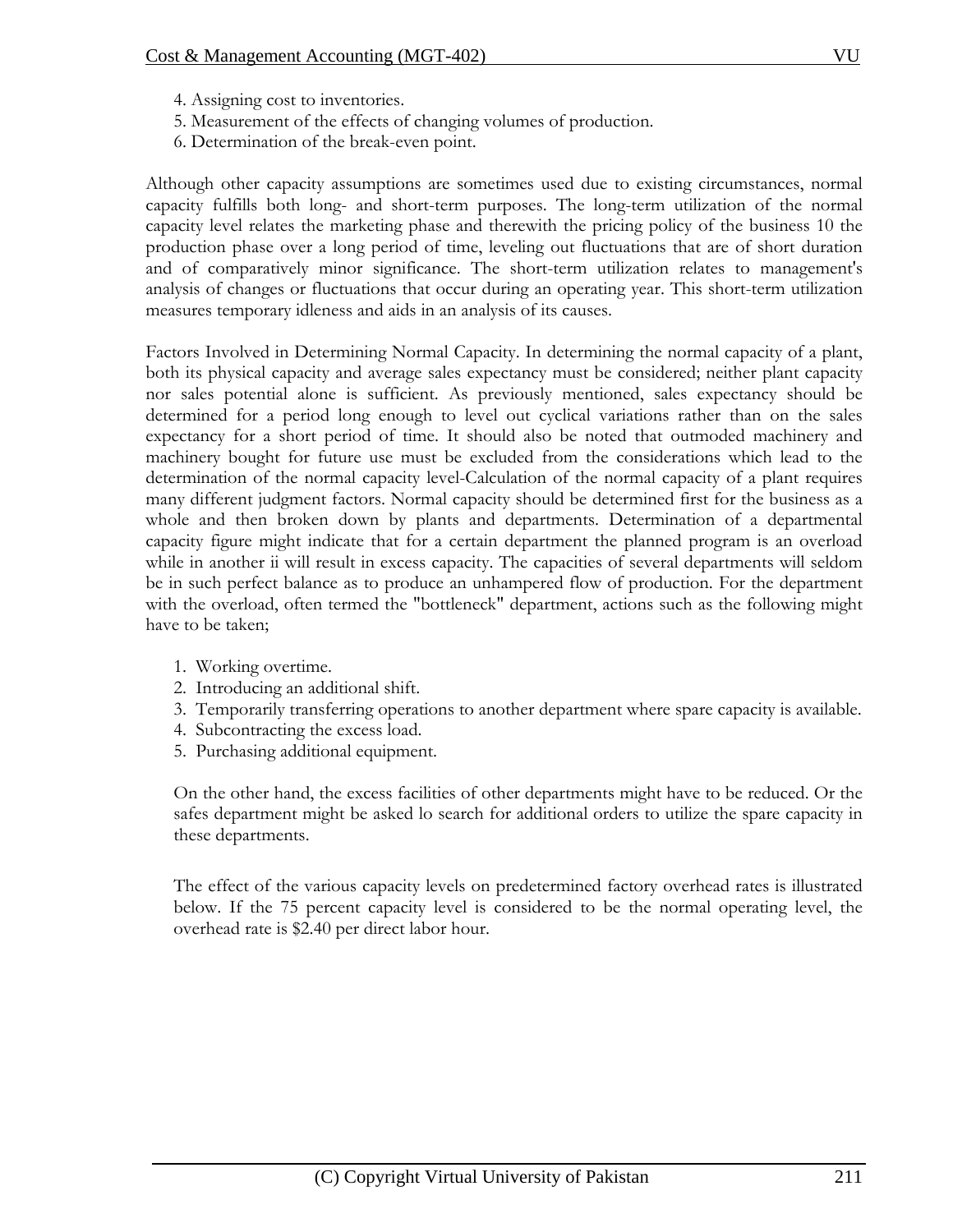4. Assigning cost to inventories.
5. Measurement of the effects of changing volumes of production.
6. Determination of the break-even point.

Although other capacity assumptions are sometimes used due to existing circumstances, normal capacity fulfills both long- and short-term purposes. The long-term utilization of the normal capacity level relates the marketing phase and therewith the pricing policy of the business 10 the production phase over a long period of time, leveling out fluctuations that are of short duration and of comparatively minor significance. The short-term utilization relates to management's analysis of changes or fluctuations that occur during an operating year. This short-term utilization measures temporary idleness and aids in an analysis of its causes.

Factors Involved in Determining Normal Capacity. In determining the normal capacity of a plant, both its physical capacity and average sales expectancy must be considered; neither plant capacity nor sales potential alone is sufficient. As previously mentioned, sales expectancy should be determined for a period long enough to level out cyclical variations rather than on the sales expectancy for a short period of time. It should also be noted that outmoded machinery and machinery bought for future use must be excluded from the considerations which lead to the determination of the normal capacity level-Calculation of the normal capacity of a plant requires many different judgment factors. Normal capacity should be determined first for the business as a whole and then broken down by plants and departments. Determination of a departmental capacity figure might indicate that for a certain department the planned program is an overload while in another ii will result in excess capacity. The capacities of several departments will seldom be in such perfect balance as to produce an unhampered flow of production. For the department with the overload, often termed the "bottleneck" department, actions such as the following might have to be taken;

1. Working overtime.
2. Introducing an additional shift.
3. Temporarily transferring operations to another department where spare capacity is available.
4. Subcontracting the excess load.
5. Purchasing additional equipment.

On the other hand, the excess facilities of other departments might have to be reduced. Or the safes department might be asked lo search for additional orders to utilize the spare capacity in these departments.

The effect of the various capacity levels on predetermined factory overhead rates is illustrated below. If the 75 percent capacity level is considered to be the normal operating level, the overhead rate is $2.40 per direct labor hour.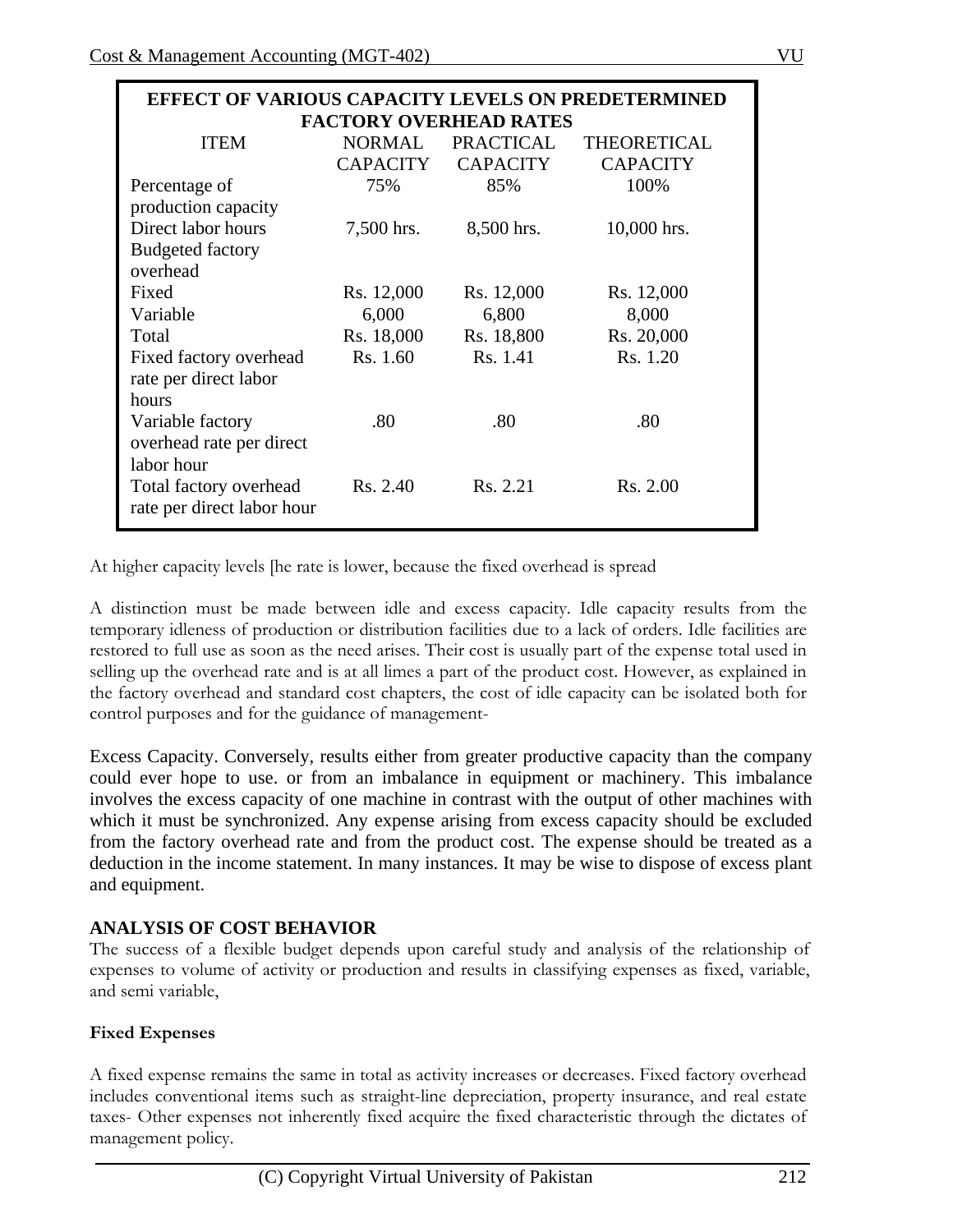| EFFECT OF VARIOUS CAPACITY LEVELS ON PREDETERMINED FACTORY OVERHEAD RATES | | | |
|---|---|---|---|
| ITEM | NORMAL CAPACITY | PRACTICAL CAPACITY | THEORETICAL CAPACITY |
| Percentage of production capacity | 75% | 85% | 100% |
| Direct labor hours | 7,500 hrs. | 8,500 hrs. | 10,000 hrs. |
| Budgeted factory overhead | | | |
| Fixed | Rs. 12,000 | Rs. 12,000 | Rs. 12,000 |
| Variable | 6,000 | 6,800 | 8,000 |
| Total | Rs. 18,000 | Rs. 18,800 | Rs. 20,000 |
| Fixed factory overhead rate per direct labor hours | Rs. 1.60 | Rs. 1.41 | Rs. 1.20 |
| Variable factory overhead rate per direct labor hour | .80 | .80 | .80 |
| Total factory overhead rate per direct labor hour | Rs. 2.40 | Rs. 2.21 | Rs. 2.00 |

At higher capacity levels [he rate is lower, because the fixed overhead is spread

A distinction must be made between idle and excess capacity. Idle capacity results from the temporary idleness of production or distribution facilities due to a lack of orders. Idle facilities are restored to full use as soon as the need arises. Their cost is usually part of the expense total used in selling up the overhead rate and is at all limes a part of the product cost. However, as explained in the factory overhead and standard cost chapters, the cost of idle capacity can be isolated both for control purposes and for the guidance of management-

Excess Capacity. Conversely, results either from greater productive capacity than the company could ever hope to use. or from an imbalance in equipment or machinery. This imbalance involves the excess capacity of one machine in contrast with the output of other machines with which it must be synchronized. Any expense arising from excess capacity should be excluded from the factory overhead rate and from the product cost. The expense should be treated as a deduction in the income statement. In many instances. It may be wise to dispose of excess plant and equipment.

## ANALYSIS OF COST BEHAVIOR

The success of a flexible budget depends upon careful study and analysis of the relationship of expenses to volume of activity or production and results in classifying expenses as fixed, variable, and semi variable,

### Fixed Expenses

A fixed expense remains the same in total as activity increases or decreases. Fixed factory overhead includes conventional items such as straight-line depreciation, property insurance, and real estate taxes- Other expenses not inherently fixed acquire the fixed characteristic through the dictates of management policy.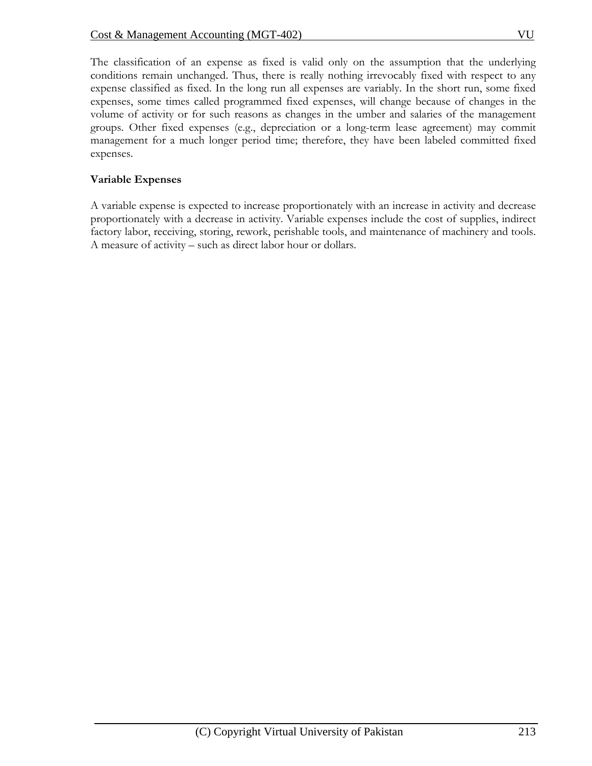The classification of an expense as fixed is valid only on the assumption that the underlying conditions remain unchanged. Thus, there is really nothing irrevocably fixed with respect to any expense classified as fixed. In the long run all expenses are variably. In the short run, some fixed expenses, some times called programmed fixed expenses, will change because of changes in the volume of activity or for such reasons as changes in the umber and salaries of the management groups. Other fixed expenses (e.g., depreciation or a long-term lease agreement) may commit management for a much longer period time; therefore, they have been labeled committed fixed expenses.

**Variable Expenses**

A variable expense is expected to increase proportionately with an increase in activity and decrease proportionately with a decrease in activity. Variable expenses include the cost of supplies, indirect factory labor, receiving, storing, rework, perishable tools, and maintenance of machinery and tools. A measure of activity – such as direct labor hour or dollars.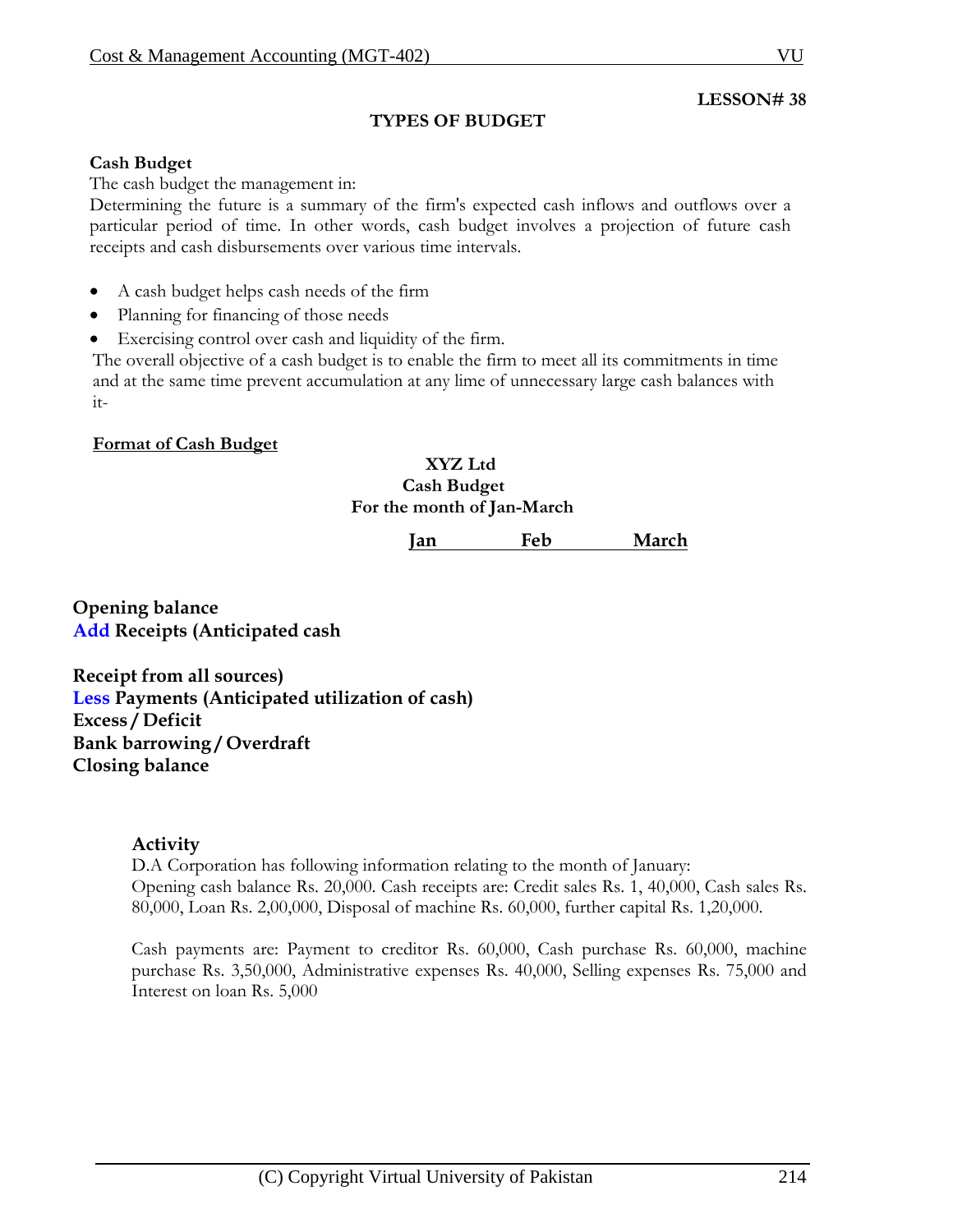**LESSON# 38**

## TYPES OF BUDGET

### Cash Budget

The cash budget the management in:

Determining the future is a summary of the firm's expected cash inflows and outflows over a particular period of time. In other words, cash budget involves a projection of future cash receipts and cash disbursements over various time intervals.

- A cash budget helps cash needs of the firm
- Planning for financing of those needs
- Exercising control over cash and liquidity of the firm.

The overall objective of a cash budget is to enable the firm to meet all its commitments in time and at the same time prevent accumulation at any lime of unnecessary large cash balances with it-

**Format of Cash Budget**

**XYZ Ltd**
**Cash Budget**
**For the month of Jan-March**

| | Jan | Feb | March |
|---|---|---|---|
| **Opening balance** | | | |
| Add **Receipts (Anticipated cash** | | | |
| **Receipt from all sources)** | | | |
| Less **Payments (Anticipated utilization of cash)** | | | |
| **Excess / Deficit** | | | |
| **Bank barrowing / Overdraft** | | | |
| **Closing balance** | | | |

**Activity**

D.A Corporation has following information relating to the month of January:
Opening cash balance Rs. 20,000. Cash receipts are: Credit sales Rs. 1, 40,000, Cash sales Rs. 80,000, Loan Rs. 2,00,000, Disposal of machine Rs. 60,000, further capital Rs. 1,20,000.

Cash payments are: Payment to creditor Rs. 60,000, Cash purchase Rs. 60,000, machine purchase Rs. 3,50,000, Administrative expenses Rs. 40,000, Selling expenses Rs. 75,000 and Interest on loan Rs. 5,000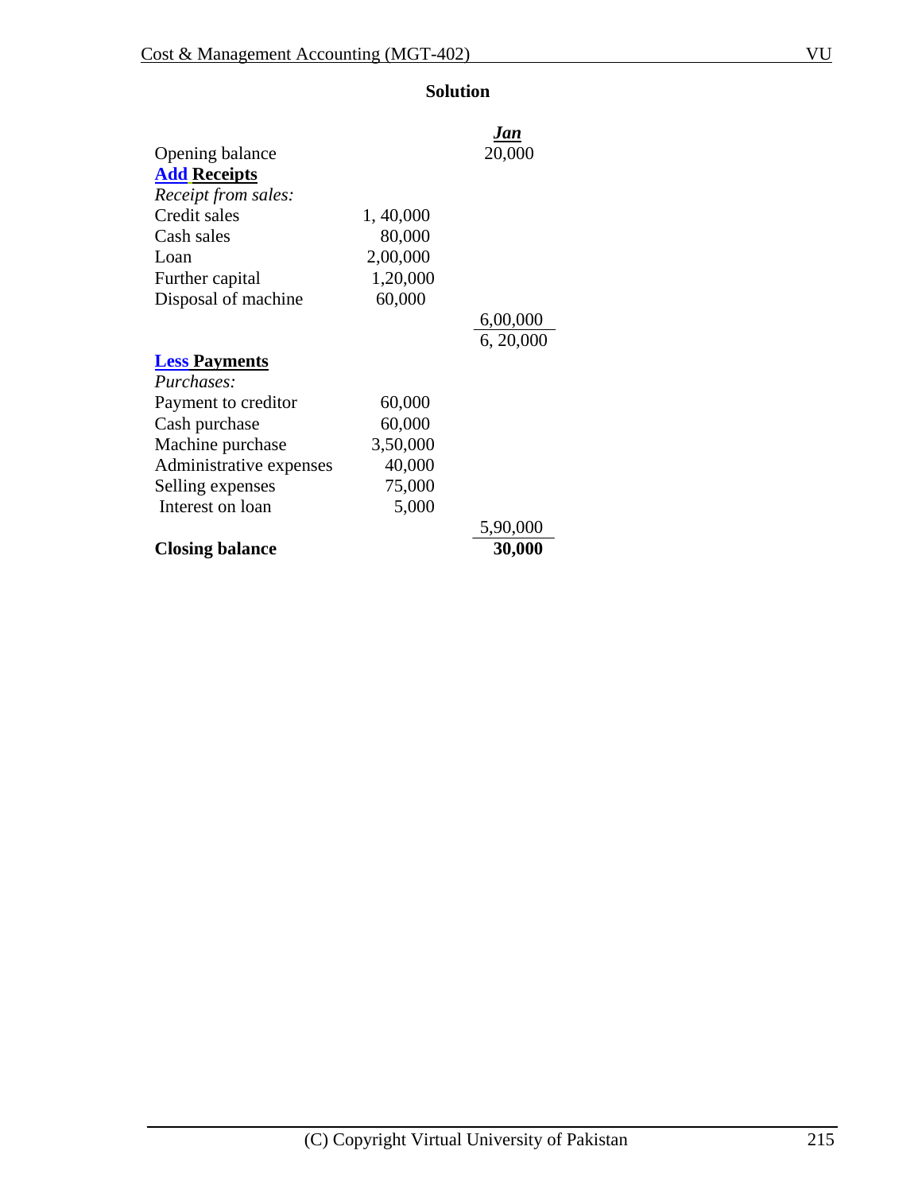**Solution**

| | | *Jan* |
|---|---|---|
| Opening balance | | 20,000 |
| **Add Receipts** | | |
| *Receipt from sales:* | | |
| Credit sales | 1, 40,000 | |
| Cash sales | 80,000 | |
| Loan | 2,00,000 | |
| Further capital | 1,20,000 | |
| Disposal of machine | 60,000 | |
| | | 6,00,000 |
| | | 6, 20,000 |
| **Less Payments** | | |
| *Purchases:* | | |
| Payment to creditor | 60,000 | |
| Cash purchase | 60,000 | |
| Machine purchase | 3,50,000 | |
| Administrative expenses | 40,000 | |
| Selling expenses | 75,000 | |
| Interest on loan | 5,000 | |
| | | 5,90,000 |
| **Closing balance** | | **30,000** |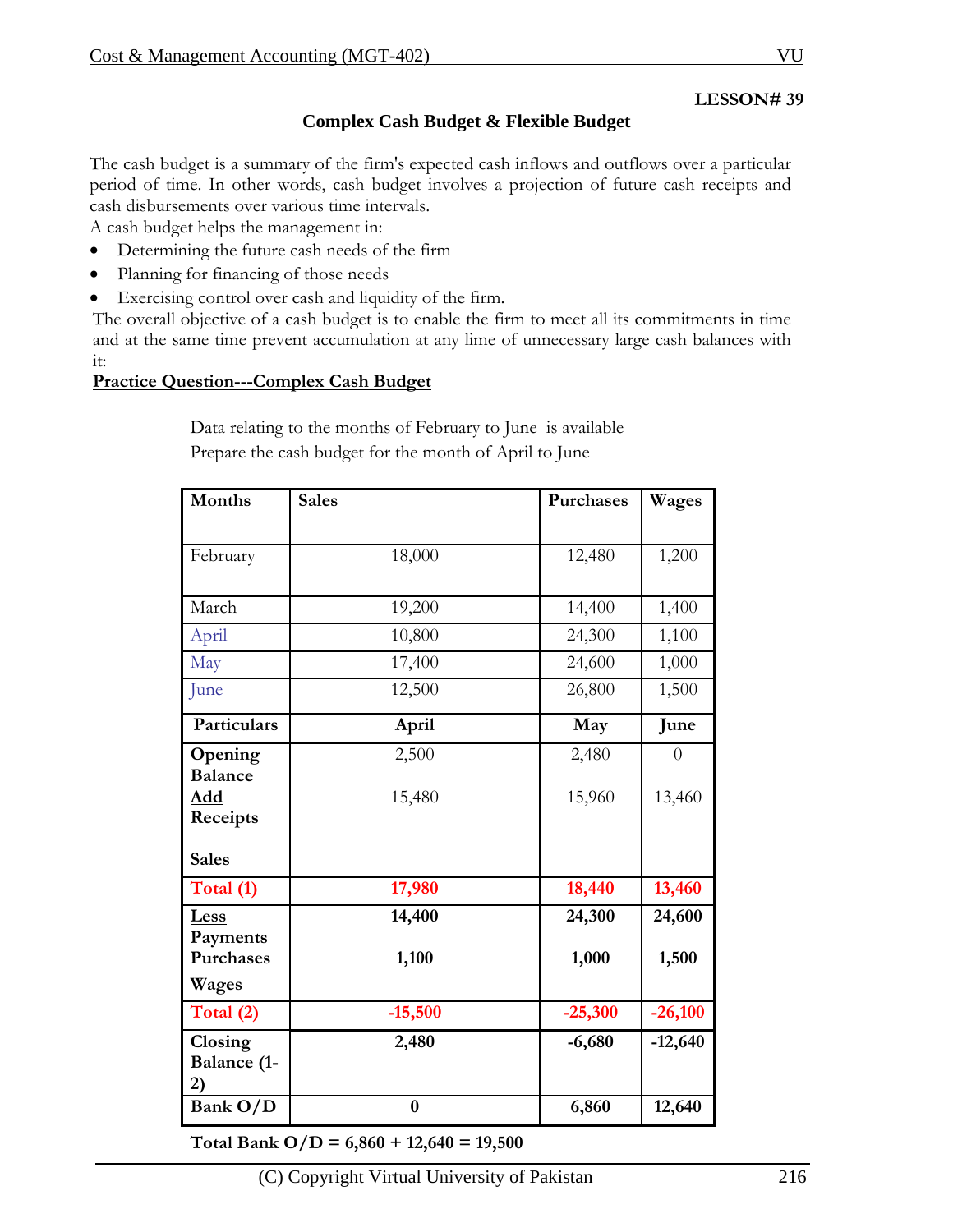**LESSON# 39**

## Complex Cash Budget & Flexible Budget

The cash budget is a summary of the firm's expected cash inflows and outflows over a particular period of time. In other words, cash budget involves a projection of future cash receipts and cash disbursements over various time intervals.
A cash budget helps the management in:

- Determining the future cash needs of the firm
- Planning for financing of those needs
- Exercising control over cash and liquidity of the firm.

The overall objective of a cash budget is to enable the firm to meet all its commitments in time and at the same time prevent accumulation at any lime of unnecessary large cash balances with it:

**<u>Practice Question---Complex Cash Budget</u>**

Data relating to the months of February to June is available
Prepare the cash budget for the month of April to June

| Months | Sales | Purchases | Wages |
|---|---|---|---|
| February | 18,000 | 12,480 | 1,200 |
| March | 19,200 | 14,400 | 1,400 |
| April | 10,800 | 24,300 | 1,100 |
| May | 17,400 | 24,600 | 1,000 |
| June | 12,500 | 26,800 | 1,500 |
| **Particulars** | **April** | **May** | **June** |
| **Opening Balance** | 2,500 | 2,480 | 0 |
| **Add Receipts** Sales | 15,480 | 15,960 | 13,460 |
| **Total (1)** | **17,980** | **18,440** | **13,460** |
| **Less Payments** Purchases | **14,400** | **24,300** | **24,600** |
| **Wages** | **1,100** | **1,000** | **1,500** |
| **Total (2)** | **-15,500** | **-25,300** | **-26,100** |
| **Closing Balance (1-2)** | **2,480** | **-6,680** | **-12,640** |
| **Bank O/D** | **0** | **6,860** | **12,640** |

**Total Bank O/D = 6,860 + 12,640 = 19,500**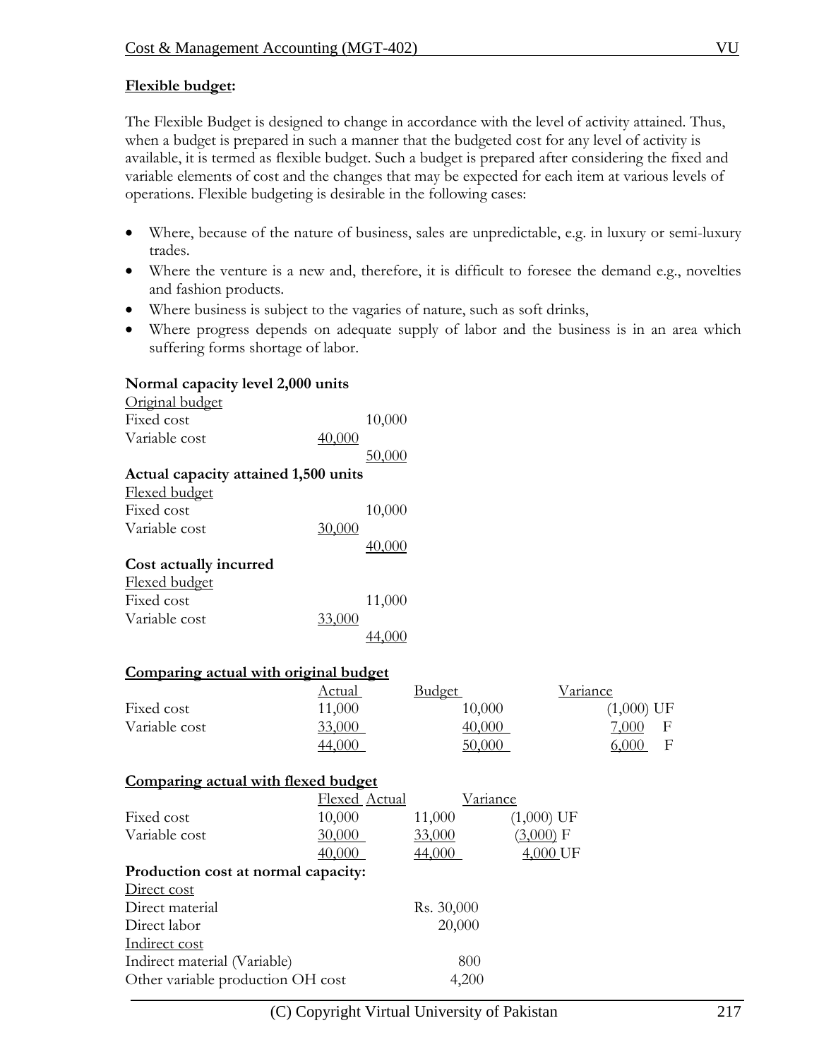**Flexible budget:**

The Flexible Budget is designed to change in accordance with the level of activity attained. Thus, when a budget is prepared in such a manner that the budgeted cost for any level of activity is available, it is termed as flexible budget. Such a budget is prepared after considering the fixed and variable elements of cost and the changes that may be expected for each item at various levels of operations. Flexible budgeting is desirable in the following cases:

- Where, because of the nature of business, sales are unpredictable, e.g. in luxury or semi-luxury trades.
- Where the venture is a new and, therefore, it is difficult to foresee the demand e.g., novelties and fashion products.
- Where business is subject to the vagaries of nature, such as soft drinks,
- Where progress depends on adequate supply of labor and the business is in an area which suffering forms shortage of labor.

**Normal capacity level 2,000 units**

| Original budget | | |
|---|---|---|
| Fixed cost | | 10,000 |
| Variable cost | 40,000 | |
| | | 50,000 |

**Actual capacity attained 1,500 units**

| Flexed budget | | |
|---|---|---|
| Fixed cost | | 10,000 |
| Variable cost | 30,000 | |
| | | 40,000 |

**Cost actually incurred**

| Flexed budget | | |
|---|---|---|
| Fixed cost | | 11,000 |
| Variable cost | 33,000 | |
| | | 44,000 |

**Comparing actual with original budget**

| | Actual | Budget | Variance |
|---|---|---|---|
| Fixed cost | 11,000 | 10,000 | (1,000) UF |
| Variable cost | 33,000 | 40,000 | 7,000 F |
| | 44,000 | 50,000 | 6,000 F |

**Comparing actual with flexed budget**

| | Flexed | Actual | Variance |
|---|---|---|---|
| Fixed cost | 10,000 | 11,000 | (1,000) UF |
| Variable cost | 30,000 | 33,000 | (3,000) F |
| | 40,000 | 44,000 | 4,000 UF |

**Production cost at normal capacity:**

| | |
|---|---|
| Direct cost | |
| Direct material | Rs. 30,000 |
| Direct labor | 20,000 |
| Indirect cost | |
| Indirect material (Variable) | 800 |
| Other variable production OH cost | 4,200 |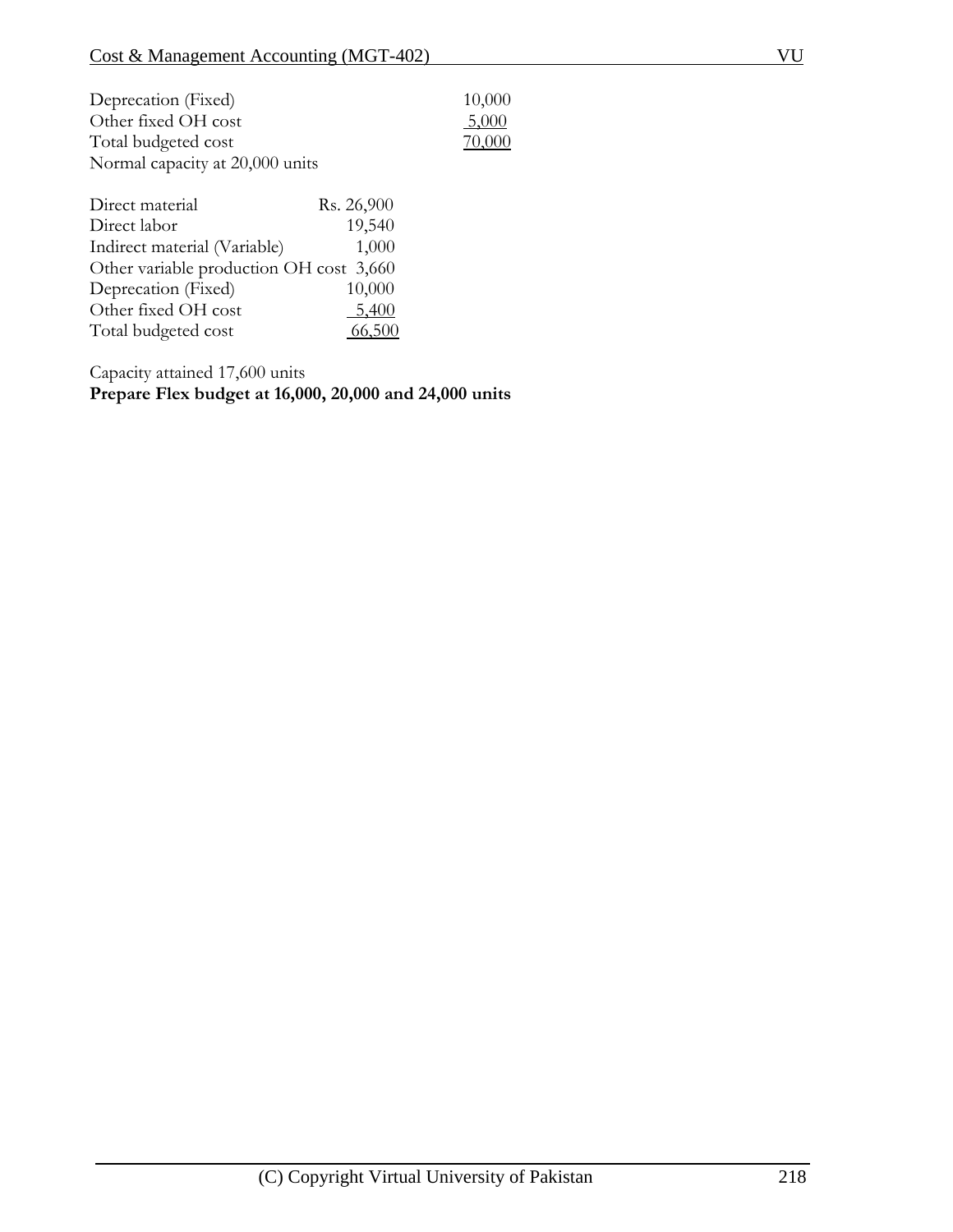| | |
|---|---|
| Deprecation (Fixed) | 10,000 |
| Other fixed OH cost | 5,000 |
| Total budgeted cost | 70,000 |

Normal capacity at 20,000 units

| | |
|---|---|
| Direct material | Rs. 26,900 |
| Direct labor | 19,540 |
| Indirect material (Variable) | 1,000 |
| Other variable production OH cost | 3,660 |
| Deprecation (Fixed) | 10,000 |
| Other fixed OH cost | 5,400 |
| Total budgeted cost | 66,500 |

Capacity attained 17,600 units

**Prepare Flex budget at 16,000, 20,000 and 24,000 units**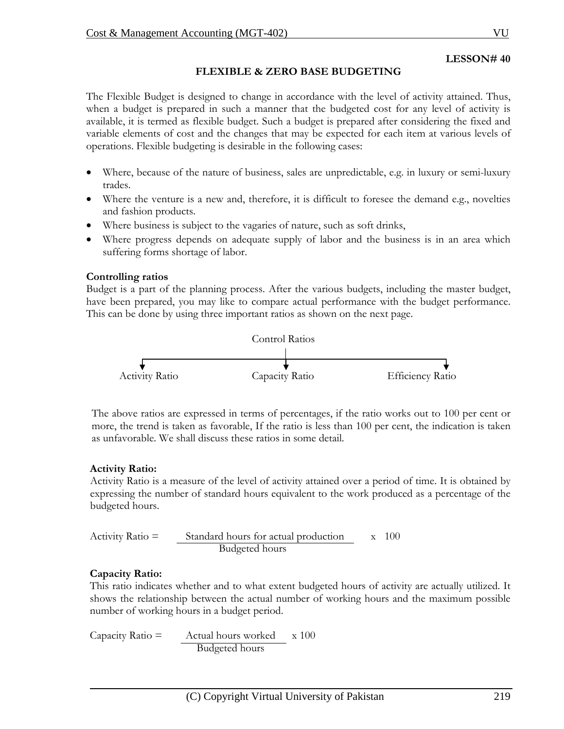**LESSON# 40**

## FLEXIBLE & ZERO BASE BUDGETING

The Flexible Budget is designed to change in accordance with the level of activity attained. Thus, when a budget is prepared in such a manner that the budgeted cost for any level of activity is available, it is termed as flexible budget. Such a budget is prepared after considering the fixed and variable elements of cost and the changes that may be expected for each item at various levels of operations. Flexible budgeting is desirable in the following cases:

- Where, because of the nature of business, sales are unpredictable, e.g. in luxury or semi-luxury trades.
- Where the venture is a new and, therefore, it is difficult to foresee the demand e.g., novelties and fashion products.
- Where business is subject to the vagaries of nature, such as soft drinks,
- Where progress depends on adequate supply of labor and the business is in an area which suffering forms shortage of labor.

**Controlling ratios**

Budget is a part of the planning process. After the various budgets, including the master budget, have been prepared, you may like to compare actual performance with the budget performance. This can be done by using three important ratios as shown on the next page.

Control Ratios

- Activity Ratio
- Capacity Ratio
- Efficiency Ratio

The above ratios are expressed in terms of percentages, if the ratio works out to 100 per cent or more, the trend is taken as favorable, If the ratio is less than 100 per cent, the indication is taken as unfavorable. We shall discuss these ratios in some detail.

**Activity Ratio:**

Activity Ratio is a measure of the level of activity attained over a period of time. It is obtained by expressing the number of standard hours equivalent to the work produced as a percentage of the budgeted hours.

$$\text{Activity Ratio} = \frac{\text{Standard hours for actual production}}{\text{Budgeted hours}} \times 100$$

**Capacity Ratio:**

This ratio indicates whether and to what extent budgeted hours of activity are actually utilized. It shows the relationship between the actual number of working hours and the maximum possible number of working hours in a budget period.

$$\text{Capacity Ratio} = \frac{\text{Actual hours worked}}{\text{Budgeted hours}} \times 100$$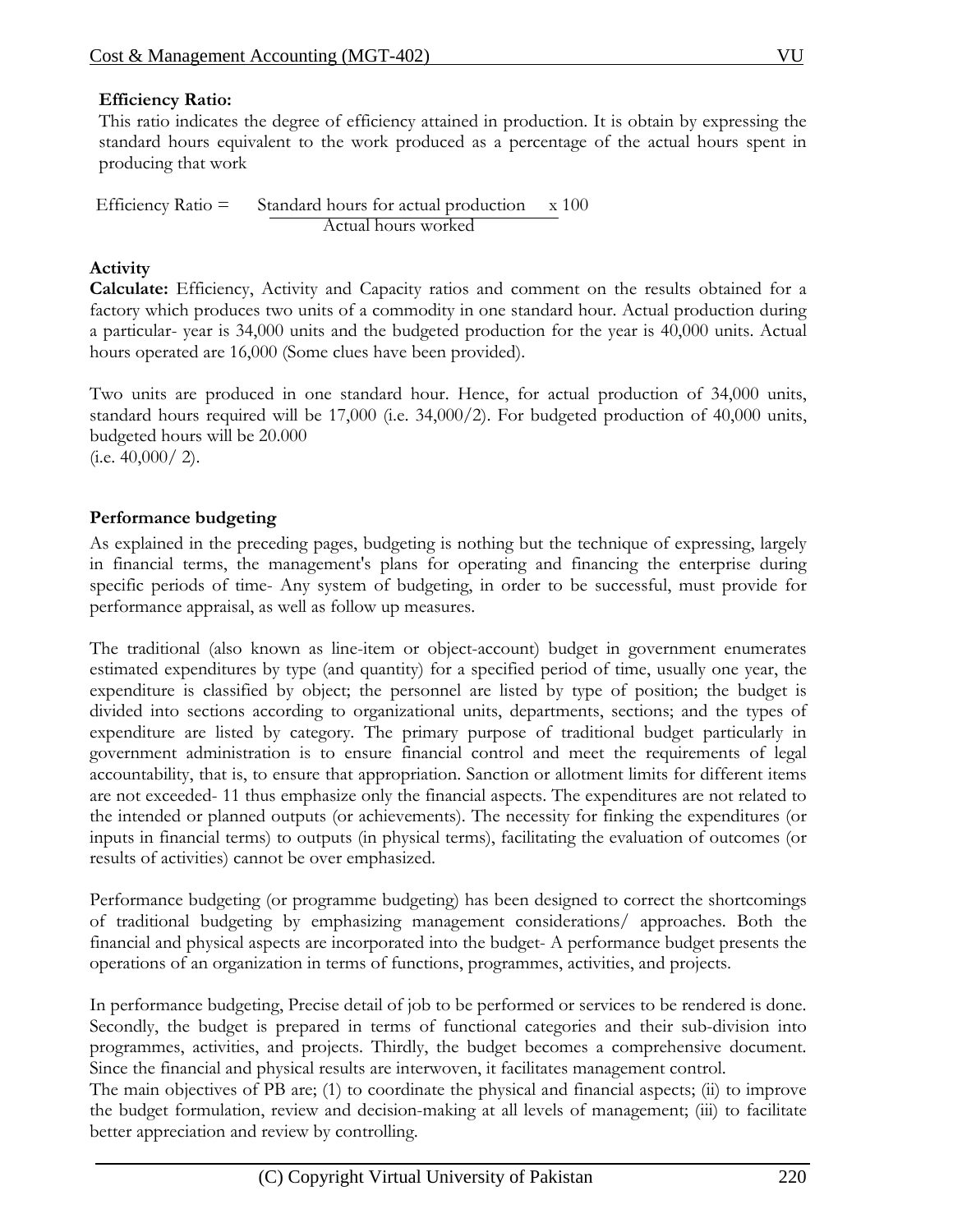**Efficiency Ratio:**

This ratio indicates the degree of efficiency attained in production. It is obtain by expressing the standard hours equivalent to the work produced as a percentage of the actual hours spent in producing that work

$$\text{Efficiency Ratio} = \frac{\text{Standard hours for actual production}}{\text{Actual hours worked}} \times 100$$

**Activity**

**Calculate:** Efficiency, Activity and Capacity ratios and comment on the results obtained for a factory which produces two units of a commodity in one standard hour. Actual production during a particular- year is 34,000 units and the budgeted production for the year is 40,000 units. Actual hours operated are 16,000 (Some clues have been provided).

Two units are produced in one standard hour. Hence, for actual production of 34,000 units, standard hours required will be 17,000 (i.e. 34,000/2). For budgeted production of 40,000 units, budgeted hours will be 20.000
(i.e. 40,000/ 2).

**Performance budgeting**

As explained in the preceding pages, budgeting is nothing but the technique of expressing, largely in financial terms, the management's plans for operating and financing the enterprise during specific periods of time- Any system of budgeting, in order to be successful, must provide for performance appraisal, as well as follow up measures.

The traditional (also known as line-item or object-account) budget in government enumerates estimated expenditures by type (and quantity) for a specified period of time, usually one year, the expenditure is classified by object; the personnel are listed by type of position; the budget is divided into sections according to organizational units, departments, sections; and the types of expenditure are listed by category. The primary purpose of traditional budget particularly in government administration is to ensure financial control and meet the requirements of legal accountability, that is, to ensure that appropriation. Sanction or allotment limits for different items are not exceeded- 11 thus emphasize only the financial aspects. The expenditures are not related to the intended or planned outputs (or achievements). The necessity for finking the expenditures (or inputs in financial terms) to outputs (in physical terms), facilitating the evaluation of outcomes (or results of activities) cannot be over emphasized.

Performance budgeting (or programme budgeting) has been designed to correct the shortcomings of traditional budgeting by emphasizing management considerations/ approaches. Both the financial and physical aspects are incorporated into the budget- A performance budget presents the operations of an organization in terms of functions, programmes, activities, and projects.

In performance budgeting, Precise detail of job to be performed or services to be rendered is done. Secondly, the budget is prepared in terms of functional categories and their sub-division into programmes, activities, and projects. Thirdly, the budget becomes a comprehensive document. Since the financial and physical results are interwoven, it facilitates management control.
The main objectives of PB are; (1) to coordinate the physical and financial aspects; (ii) to improve the budget formulation, review and decision-making at all levels of management; (iii) to facilitate better appreciation and review by controlling.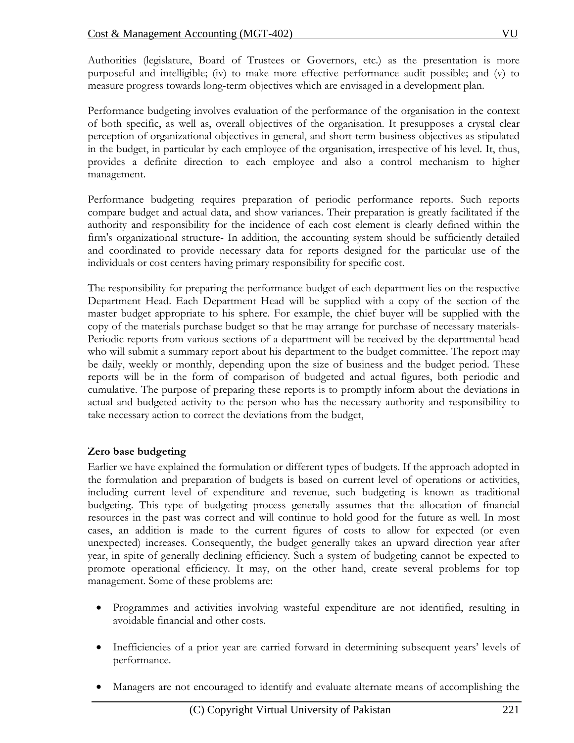Authorities (legislature, Board of Trustees or Governors, etc.) as the presentation is more purposeful and intelligible; (iv) to make more effective performance audit possible; and (v) to measure progress towards long-term objectives which are envisaged in a development plan.

Performance budgeting involves evaluation of the performance of the organisation in the context of both specific, as well as, overall objectives of the organisation. It presupposes a crystal clear perception of organizational objectives in general, and short-term business objectives as stipulated in the budget, in particular by each employee of the organisation, irrespective of his level. It, thus, provides a definite direction to each employee and also a control mechanism to higher management.

Performance budgeting requires preparation of periodic performance reports. Such reports compare budget and actual data, and show variances. Their preparation is greatly facilitated if the authority and responsibility for the incidence of each cost element is clearly defined within the firm's organizational structure- In addition, the accounting system should be sufficiently detailed and coordinated to provide necessary data for reports designed for the particular use of the individuals or cost centers having primary responsibility for specific cost.

The responsibility for preparing the performance budget of each department lies on the respective Department Head. Each Department Head will be supplied with a copy of the section of the master budget appropriate to his sphere. For example, the chief buyer will be supplied with the copy of the materials purchase budget so that he may arrange for purchase of necessary materials-Periodic reports from various sections of a department will be received by the departmental head who will submit a summary report about his department to the budget committee. The report may be daily, weekly or monthly, depending upon the size of business and the budget period. These reports will be in the form of comparison of budgeted and actual figures, both periodic and cumulative. The purpose of preparing these reports is to promptly inform about the deviations in actual and budgeted activity to the person who has the necessary authority and responsibility to take necessary action to correct the deviations from the budget,

**Zero base budgeting**

Earlier we have explained the formulation or different types of budgets. If the approach adopted in the formulation and preparation of budgets is based on current level of operations or activities, including current level of expenditure and revenue, such budgeting is known as traditional budgeting. This type of budgeting process generally assumes that the allocation of financial resources in the past was correct and will continue to hold good for the future as well. In most cases, an addition is made to the current figures of costs to allow for expected (or even unexpected) increases. Consequently, the budget generally takes an upward direction year after year, in spite of generally declining efficiency. Such a system of budgeting cannot be expected to promote operational efficiency. It may, on the other hand, create several problems for top management. Some of these problems are:

- Programmes and activities involving wasteful expenditure are not identified, resulting in avoidable financial and other costs.
- Inefficiencies of a prior year are carried forward in determining subsequent years' levels of performance.
- Managers are not encouraged to identify and evaluate alternate means of accomplishing the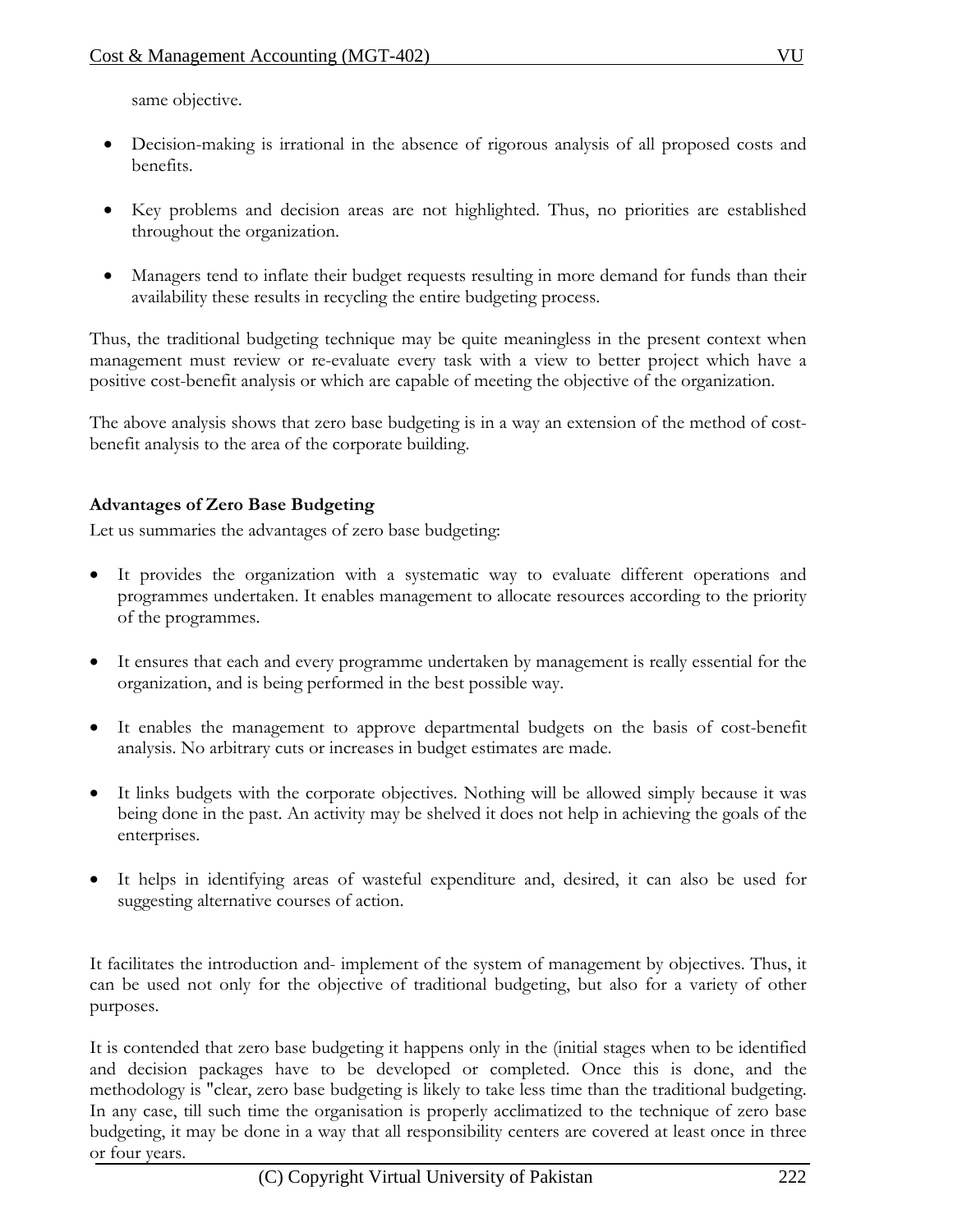same objective.

- Decision-making is irrational in the absence of rigorous analysis of all proposed costs and benefits.
- Key problems and decision areas are not highlighted. Thus, no priorities are established throughout the organization.
- Managers tend to inflate their budget requests resulting in more demand for funds than their availability these results in recycling the entire budgeting process.

Thus, the traditional budgeting technique may be quite meaningless in the present context when management must review or re-evaluate every task with a view to better project which have a positive cost-benefit analysis or which are capable of meeting the objective of the organization.

The above analysis shows that zero base budgeting is in a way an extension of the method of cost-benefit analysis to the area of the corporate building.

**Advantages of Zero Base Budgeting**

Let us summaries the advantages of zero base budgeting:

- It provides the organization with a systematic way to evaluate different operations and programmes undertaken. It enables management to allocate resources according to the priority of the programmes.
- It ensures that each and every programme undertaken by management is really essential for the organization, and is being performed in the best possible way.
- It enables the management to approve departmental budgets on the basis of cost-benefit analysis. No arbitrary cuts or increases in budget estimates are made.
- It links budgets with the corporate objectives. Nothing will be allowed simply because it was being done in the past. An activity may be shelved it does not help in achieving the goals of the enterprises.
- It helps in identifying areas of wasteful expenditure and, desired, it can also be used for suggesting alternative courses of action.

It facilitates the introduction and- implement of the system of management by objectives. Thus, it can be used not only for the objective of traditional budgeting, but also for a variety of other purposes.

It is contended that zero base budgeting it happens only in the (initial stages when to be identified and decision packages have to be developed or completed. Once this is done, and the methodology is "clear, zero base budgeting is likely to take less time than the traditional budgeting. In any case, till such time the organisation is properly acclimatized to the technique of zero base budgeting, it may be done in a way that all responsibility centers are covered at least once in three or four years.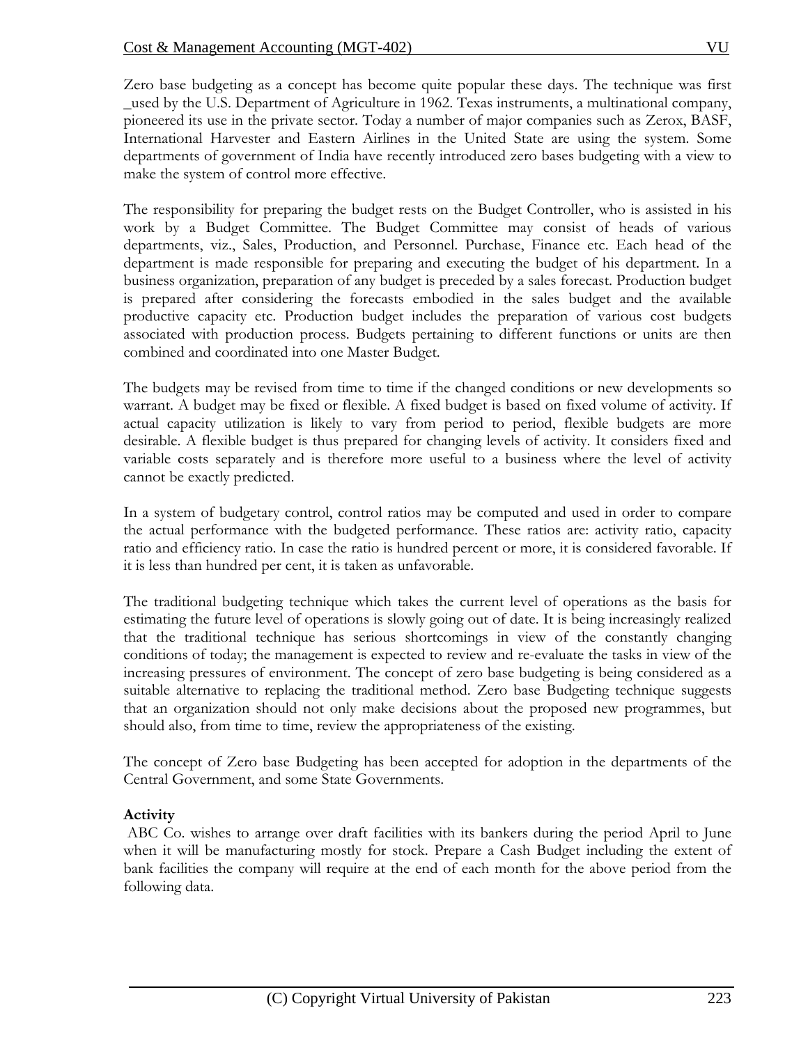Zero base budgeting as a concept has become quite popular these days. The technique was first _used by the U.S. Department of Agriculture in 1962. Texas instruments, a multinational company, pioneered its use in the private sector. Today a number of major companies such as Zerox, BASF, International Harvester and Eastern Airlines in the United State are using the system. Some departments of government of India have recently introduced zero bases budgeting with a view to make the system of control more effective.

The responsibility for preparing the budget rests on the Budget Controller, who is assisted in his work by a Budget Committee. The Budget Committee may consist of heads of various departments, viz., Sales, Production, and Personnel. Purchase, Finance etc. Each head of the department is made responsible for preparing and executing the budget of his department. In a business organization, preparation of any budget is preceded by a sales forecast. Production budget is prepared after considering the forecasts embodied in the sales budget and the available productive capacity etc. Production budget includes the preparation of various cost budgets associated with production process. Budgets pertaining to different functions or units are then combined and coordinated into one Master Budget.

The budgets may be revised from time to time if the changed conditions or new developments so warrant. A budget may be fixed or flexible. A fixed budget is based on fixed volume of activity. If actual capacity utilization is likely to vary from period to period, flexible budgets are more desirable. A flexible budget is thus prepared for changing levels of activity. It considers fixed and variable costs separately and is therefore more useful to a business where the level of activity cannot be exactly predicted.

In a system of budgetary control, control ratios may be computed and used in order to compare the actual performance with the budgeted performance. These ratios are: activity ratio, capacity ratio and efficiency ratio. In case the ratio is hundred percent or more, it is considered favorable. If it is less than hundred per cent, it is taken as unfavorable.

The traditional budgeting technique which takes the current level of operations as the basis for estimating the future level of operations is slowly going out of date. It is being increasingly realized that the traditional technique has serious shortcomings in view of the constantly changing conditions of today; the management is expected to review and re-evaluate the tasks in view of the increasing pressures of environment. The concept of zero base budgeting is being considered as a suitable alternative to replacing the traditional method. Zero base Budgeting technique suggests that an organization should not only make decisions about the proposed new programmes, but should also, from time to time, review the appropriateness of the existing.

The concept of Zero base Budgeting has been accepted for adoption in the departments of the Central Government, and some State Governments.

**Activity**

ABC Co. wishes to arrange over draft facilities with its bankers during the period April to June when it will be manufacturing mostly for stock. Prepare a Cash Budget including the extent of bank facilities the company will require at the end of each month for the above period from the following data.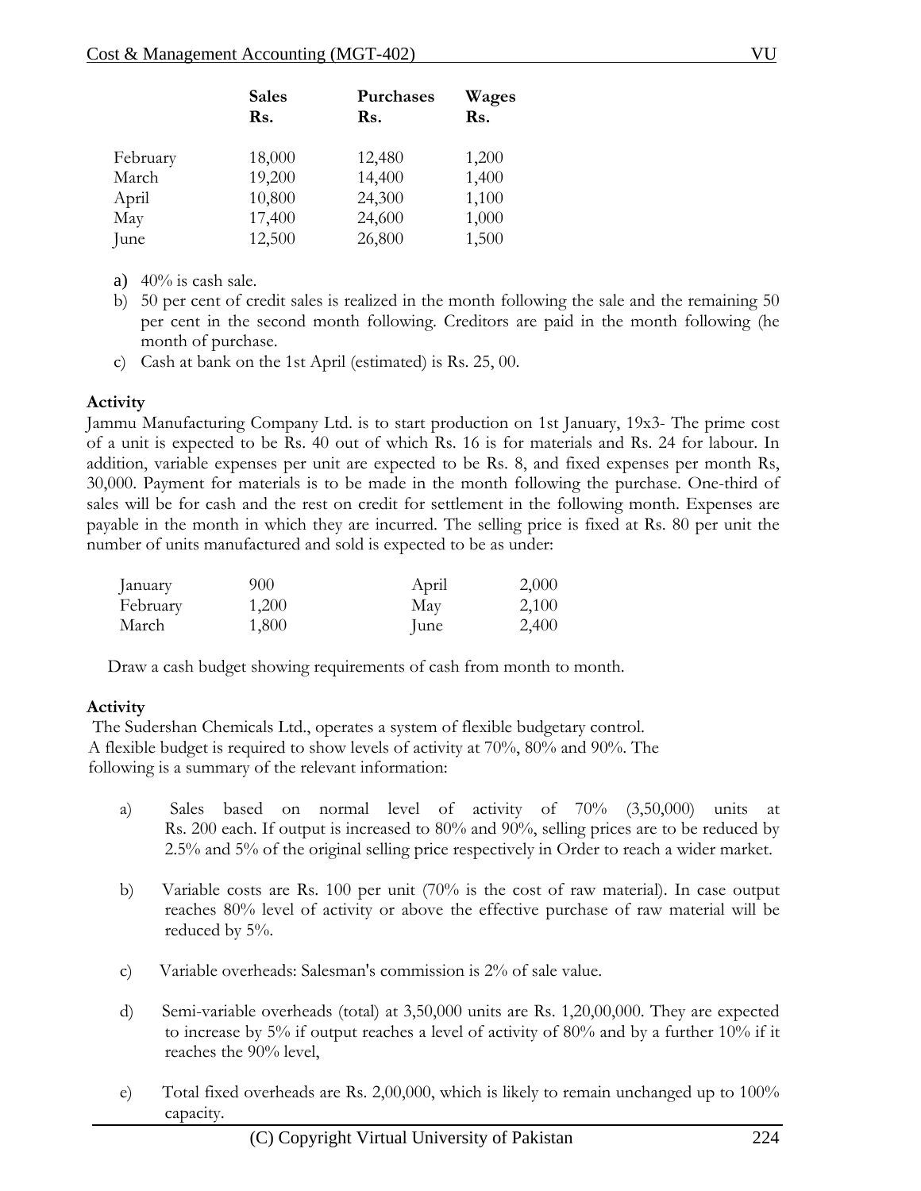| | Sales Rs. | Purchases Rs. | Wages Rs. |
|---|---|---|---|
| February | 18,000 | 12,480 | 1,200 |
| March | 19,200 | 14,400 | 1,400 |
| April | 10,800 | 24,300 | 1,100 |
| May | 17,400 | 24,600 | 1,000 |
| June | 12,500 | 26,800 | 1,500 |

a) 40% is cash sale.

b) 50 per cent of credit sales is realized in the month following the sale and the remaining 50 per cent in the second month following. Creditors are paid in the month following (he month of purchase.

c) Cash at bank on the 1st April (estimated) is Rs. 25, 00.

**Activity**

Jammu Manufacturing Company Ltd. is to start production on 1st January, 19x3- The prime cost of a unit is expected to be Rs. 40 out of which Rs. 16 is for materials and Rs. 24 for labour. In addition, variable expenses per unit are expected to be Rs. 8, and fixed expenses per month Rs, 30,000. Payment for materials is to be made in the month following the purchase. One-third of sales will be for cash and the rest on credit for settlement in the following month. Expenses are payable in the month in which they are incurred. The selling price is fixed at Rs. 80 per unit the number of units manufactured and sold is expected to be as under:

| | | | |
|---|---|---|---|
| January | 900 | April | 2,000 |
| February | 1,200 | May | 2,100 |
| March | 1,800 | June | 2,400 |

Draw a cash budget showing requirements of cash from month to month.

**Activity**

The Sudershan Chemicals Ltd., operates a system of flexible budgetary control. A flexible budget is required to show levels of activity at 70%, 80% and 90%. The following is a summary of the relevant information:

a) Sales based on normal level of activity of 70% (3,50,000) units at Rs. 200 each. If output is increased to 80% and 90%, selling prices are to be reduced by 2.5% and 5% of the original selling price respectively in Order to reach a wider market.

b) Variable costs are Rs. 100 per unit (70% is the cost of raw material). In case output reaches 80% level of activity or above the effective purchase of raw material will be reduced by 5%.

c) Variable overheads: Salesman's commission is 2% of sale value.

d) Semi-variable overheads (total) at 3,50,000 units are Rs. 1,20,00,000. They are expected to increase by 5% if output reaches a level of activity of 80% and by a further 10% if it reaches the 90% level,

e) Total fixed overheads are Rs. 2,00,000, which is likely to remain unchanged up to 100% capacity.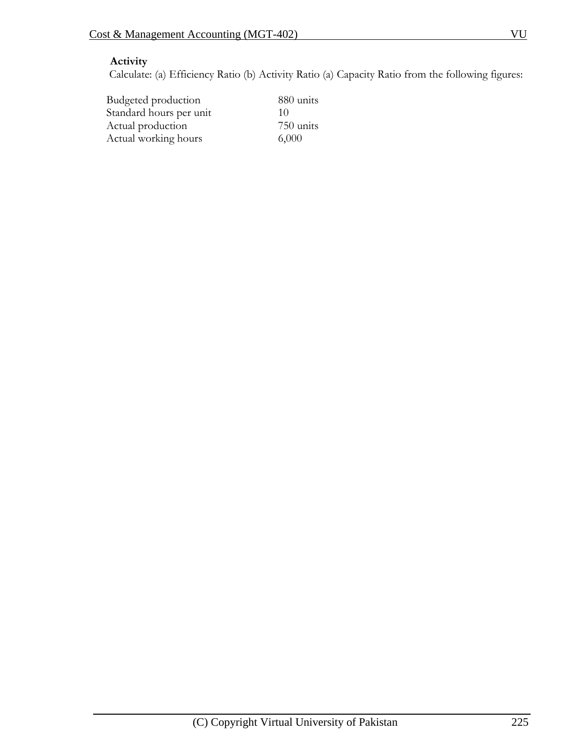**Activity**

Calculate: (a) Efficiency Ratio (b) Activity Ratio (a) Capacity Ratio from the following figures:

| | |
|---|---|
| Budgeted production | 880 units |
| Standard hours per unit | 10 |
| Actual production | 750 units |
| Actual working hours | 6,000 |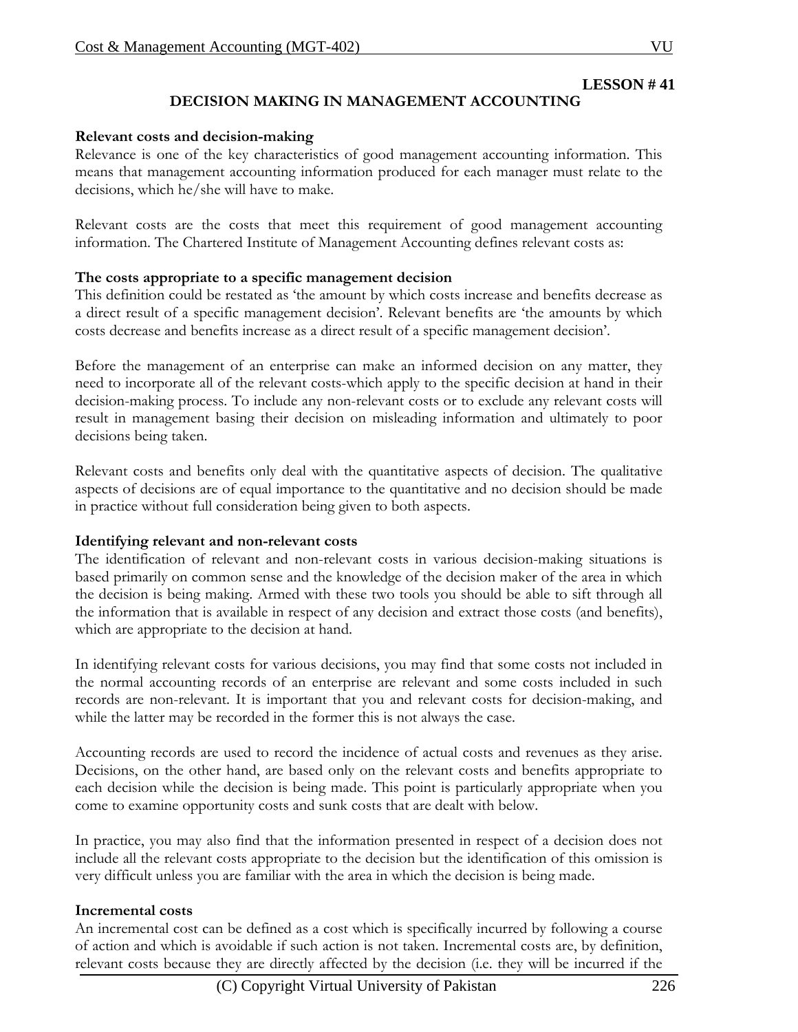**LESSON # 41**

# DECISION MAKING IN MANAGEMENT ACCOUNTING

**Relevant costs and decision-making**

Relevance is one of the key characteristics of good management accounting information. This means that management accounting information produced for each manager must relate to the decisions, which he/she will have to make.

Relevant costs are the costs that meet this requirement of good management accounting information. The Chartered Institute of Management Accounting defines relevant costs as:

**The costs appropriate to a specific management decision**

This definition could be restated as 'the amount by which costs increase and benefits decrease as a direct result of a specific management decision'. Relevant benefits are 'the amounts by which costs decrease and benefits increase as a direct result of a specific management decision'.

Before the management of an enterprise can make an informed decision on any matter, they need to incorporate all of the relevant costs-which apply to the specific decision at hand in their decision-making process. To include any non-relevant costs or to exclude any relevant costs will result in management basing their decision on misleading information and ultimately to poor decisions being taken.

Relevant costs and benefits only deal with the quantitative aspects of decision. The qualitative aspects of decisions are of equal importance to the quantitative and no decision should be made in practice without full consideration being given to both aspects.

**Identifying relevant and non-relevant costs**

The identification of relevant and non-relevant costs in various decision-making situations is based primarily on common sense and the knowledge of the decision maker of the area in which the decision is being making. Armed with these two tools you should be able to sift through all the information that is available in respect of any decision and extract those costs (and benefits), which are appropriate to the decision at hand.

In identifying relevant costs for various decisions, you may find that some costs not included in the normal accounting records of an enterprise are relevant and some costs included in such records are non-relevant. It is important that you and relevant costs for decision-making, and while the latter may be recorded in the former this is not always the case.

Accounting records are used to record the incidence of actual costs and revenues as they arise. Decisions, on the other hand, are based only on the relevant costs and benefits appropriate to each decision while the decision is being made. This point is particularly appropriate when you come to examine opportunity costs and sunk costs that are dealt with below.

In practice, you may also find that the information presented in respect of a decision does not include all the relevant costs appropriate to the decision but the identification of this omission is very difficult unless you are familiar with the area in which the decision is being made.

**Incremental costs**

An incremental cost can be defined as a cost which is specifically incurred by following a course of action and which is avoidable if such action is not taken. Incremental costs are, by definition, relevant costs because they are directly affected by the decision (i.e. they will be incurred if the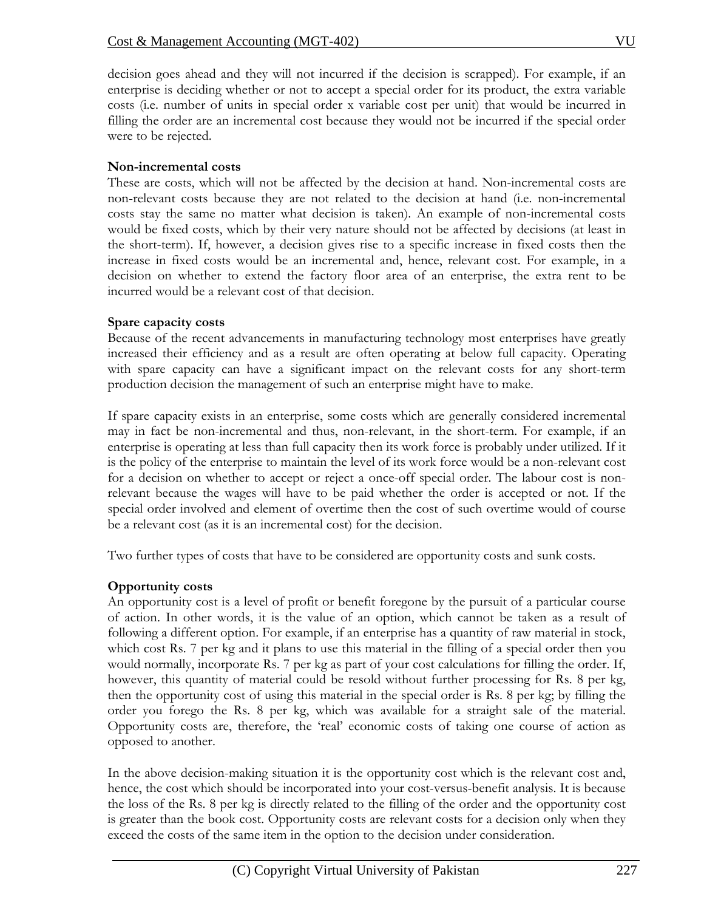decision goes ahead and they will not incurred if the decision is scrapped). For example, if an enterprise is deciding whether or not to accept a special order for its product, the extra variable costs (i.e. number of units in special order x variable cost per unit) that would be incurred in filling the order are an incremental cost because they would not be incurred if the special order were to be rejected.

**Non-incremental costs**

These are costs, which will not be affected by the decision at hand. Non-incremental costs are non-relevant costs because they are not related to the decision at hand (i.e. non-incremental costs stay the same no matter what decision is taken). An example of non-incremental costs would be fixed costs, which by their very nature should not be affected by decisions (at least in the short-term). If, however, a decision gives rise to a specific increase in fixed costs then the increase in fixed costs would be an incremental and, hence, relevant cost. For example, in a decision on whether to extend the factory floor area of an enterprise, the extra rent to be incurred would be a relevant cost of that decision.

**Spare capacity costs**

Because of the recent advancements in manufacturing technology most enterprises have greatly increased their efficiency and as a result are often operating at below full capacity. Operating with spare capacity can have a significant impact on the relevant costs for any short-term production decision the management of such an enterprise might have to make.

If spare capacity exists in an enterprise, some costs which are generally considered incremental may in fact be non-incremental and thus, non-relevant, in the short-term. For example, if an enterprise is operating at less than full capacity then its work force is probably under utilized. If it is the policy of the enterprise to maintain the level of its work force would be a non-relevant cost for a decision on whether to accept or reject a once-off special order. The labour cost is non-relevant because the wages will have to be paid whether the order is accepted or not. If the special order involved and element of overtime then the cost of such overtime would of course be a relevant cost (as it is an incremental cost) for the decision.

Two further types of costs that have to be considered are opportunity costs and sunk costs.

**Opportunity costs**

An opportunity cost is a level of profit or benefit foregone by the pursuit of a particular course of action. In other words, it is the value of an option, which cannot be taken as a result of following a different option. For example, if an enterprise has a quantity of raw material in stock, which cost Rs. 7 per kg and it plans to use this material in the filling of a special order then you would normally, incorporate Rs. 7 per kg as part of your cost calculations for filling the order. If, however, this quantity of material could be resold without further processing for Rs. 8 per kg, then the opportunity cost of using this material in the special order is Rs. 8 per kg; by filling the order you forego the Rs. 8 per kg, which was available for a straight sale of the material. Opportunity costs are, therefore, the 'real' economic costs of taking one course of action as opposed to another.

In the above decision-making situation it is the opportunity cost which is the relevant cost and, hence, the cost which should be incorporated into your cost-versus-benefit analysis. It is because the loss of the Rs. 8 per kg is directly related to the filling of the order and the opportunity cost is greater than the book cost. Opportunity costs are relevant costs for a decision only when they exceed the costs of the same item in the option to the decision under consideration.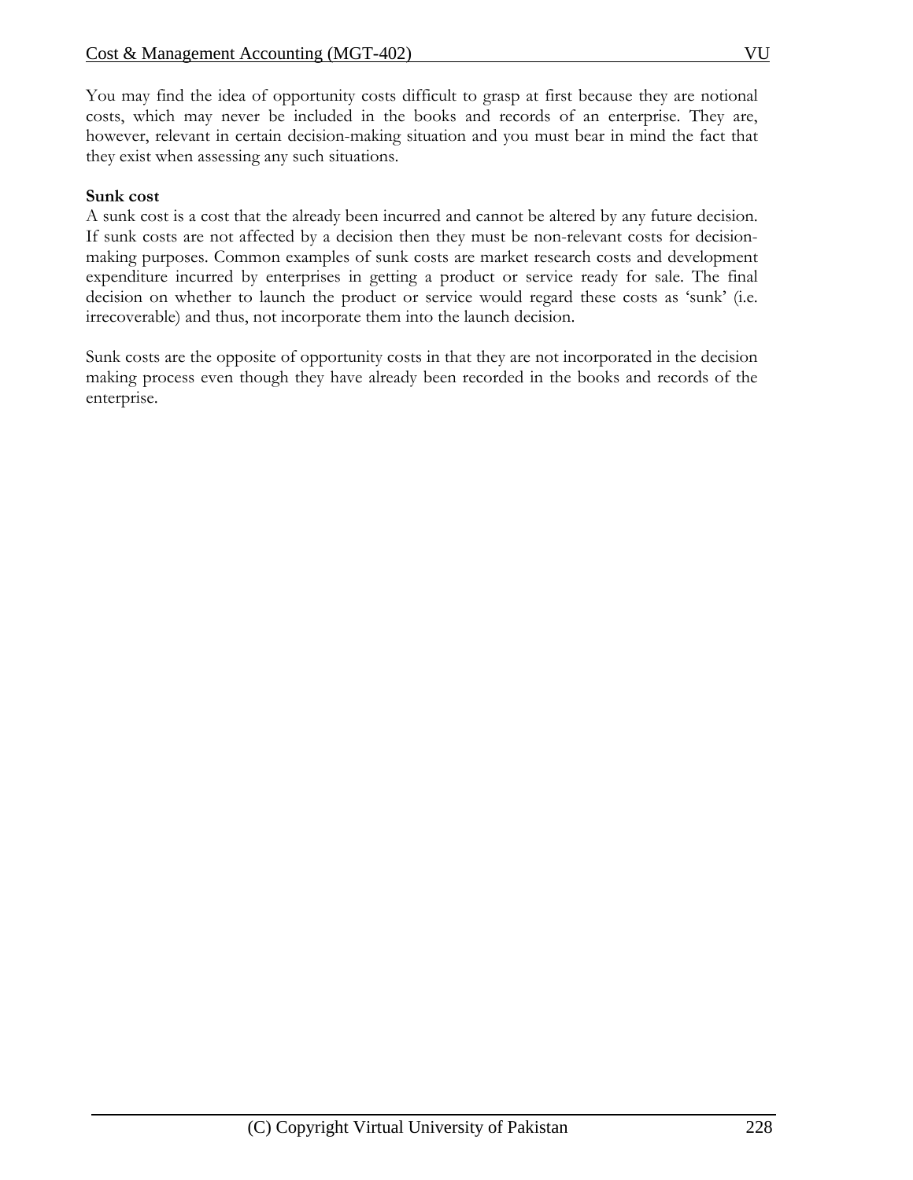You may find the idea of opportunity costs difficult to grasp at first because they are notional costs, which may never be included in the books and records of an enterprise. They are, however, relevant in certain decision-making situation and you must bear in mind the fact that they exist when assessing any such situations.

**Sunk cost**

A sunk cost is a cost that the already been incurred and cannot be altered by any future decision. If sunk costs are not affected by a decision then they must be non-relevant costs for decision-making purposes. Common examples of sunk costs are market research costs and development expenditure incurred by enterprises in getting a product or service ready for sale. The final decision on whether to launch the product or service would regard these costs as 'sunk' (i.e. irrecoverable) and thus, not incorporate them into the launch decision.

Sunk costs are the opposite of opportunity costs in that they are not incorporated in the decision making process even though they have already been recorded in the books and records of the enterprise.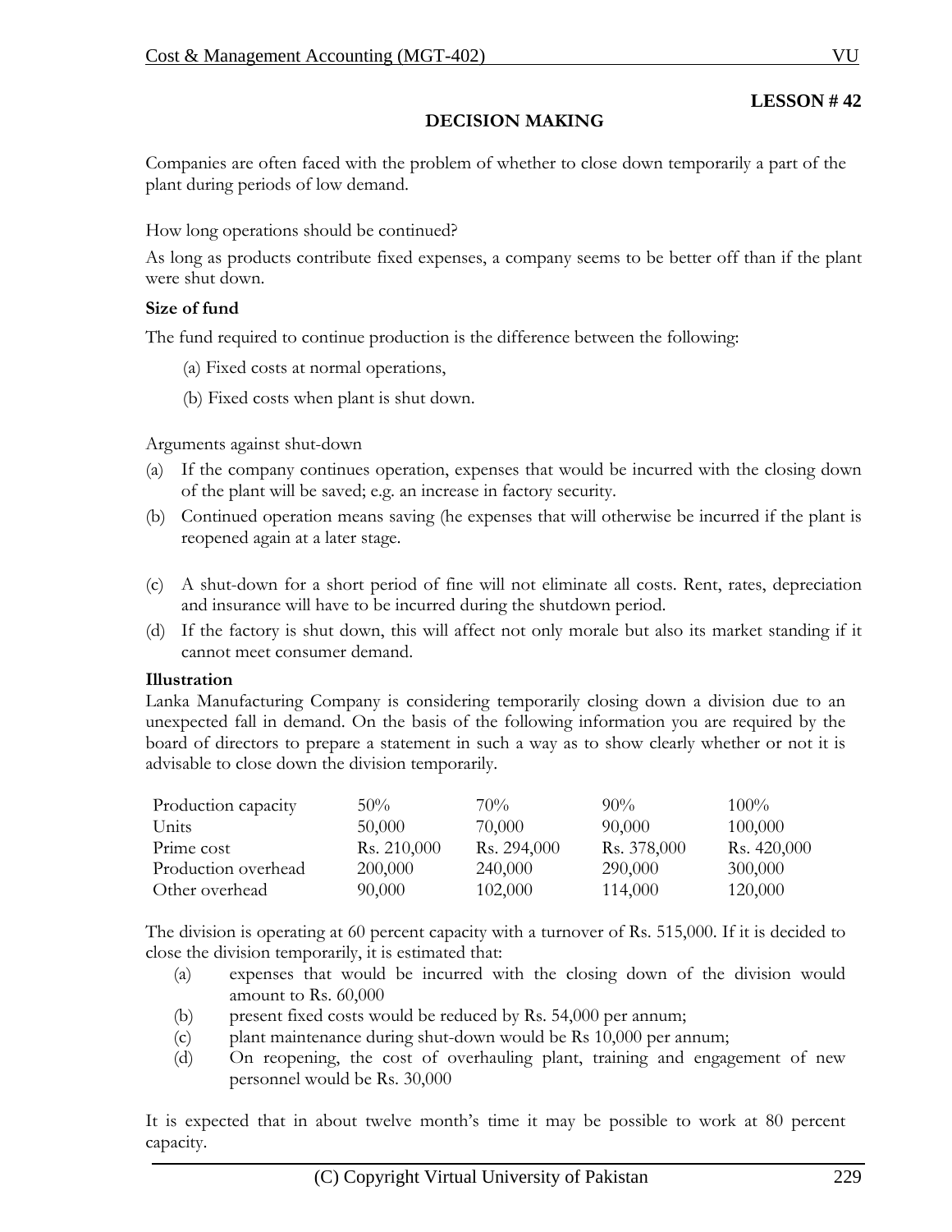**LESSON # 42**

## DECISION MAKING

Companies are often faced with the problem of whether to close down temporarily a part of the plant during periods of low demand.

How long operations should be continued?

As long as products contribute fixed expenses, a company seems to be better off than if the plant were shut down.

**Size of fund**

The fund required to continue production is the difference between the following:

(a) Fixed costs at normal operations,

(b) Fixed costs when plant is shut down.

Arguments against shut-down

(a) If the company continues operation, expenses that would be incurred with the closing down of the plant will be saved; e.g. an increase in factory security.

(b) Continued operation means saving (he expenses that will otherwise be incurred if the plant is reopened again at a later stage.

(c) A shut-down for a short period of fine will not eliminate all costs. Rent, rates, depreciation and insurance will have to be incurred during the shutdown period.

(d) If the factory is shut down, this will affect not only morale but also its market standing if it cannot meet consumer demand.

**Illustration**

Lanka Manufacturing Company is considering temporarily closing down a division due to an unexpected fall in demand. On the basis of the following information you are required by the board of directors to prepare a statement in such a way as to show clearly whether or not it is advisable to close down the division temporarily.

| Production capacity | 50% | 70% | 90% | 100% |
|---|---|---|---|---|
| Units | 50,000 | 70,000 | 90,000 | 100,000 |
| Prime cost | Rs. 210,000 | Rs. 294,000 | Rs. 378,000 | Rs. 420,000 |
| Production overhead | 200,000 | 240,000 | 290,000 | 300,000 |
| Other overhead | 90,000 | 102,000 | 114,000 | 120,000 |

The division is operating at 60 percent capacity with a turnover of Rs. 515,000. If it is decided to close the division temporarily, it is estimated that:

(a) expenses that would be incurred with the closing down of the division would amount to Rs. 60,000

(b) present fixed costs would be reduced by Rs. 54,000 per annum;

(c) plant maintenance during shut-down would be Rs 10,000 per annum;

(d) On reopening, the cost of overhauling plant, training and engagement of new personnel would be Rs. 30,000

It is expected that in about twelve month's time it may be possible to work at 80 percent capacity.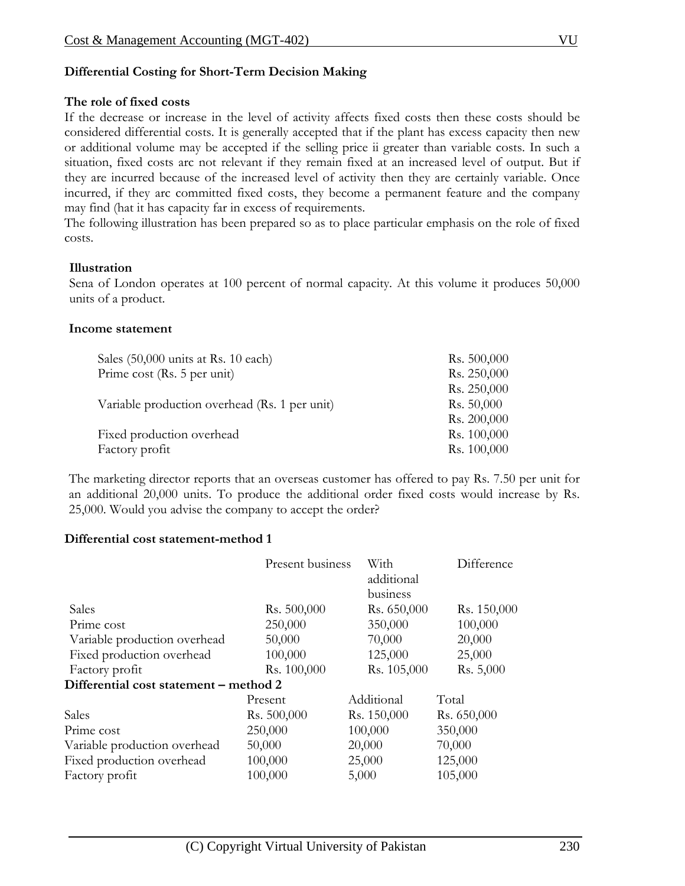**Differential Costing for Short-Term Decision Making**

**The role of fixed costs**

If the decrease or increase in the level of activity affects fixed costs then these costs should be considered differential costs. It is generally accepted that if the plant has excess capacity then new or additional volume may be accepted if the selling price ii greater than variable costs. In such a situation, fixed costs arc not relevant if they remain fixed at an increased level of output. But if they are incurred because of the increased level of activity then they are certainly variable. Once incurred, if they arc committed fixed costs, they become a permanent feature and the company may find (hat it has capacity far in excess of requirements.

The following illustration has been prepared so as to place particular emphasis on the role of fixed costs.

**Illustration**

Sena of London operates at 100 percent of normal capacity. At this volume it produces 50,000 units of a product.

**Income statement**

| | |
|---|---|
| Sales (50,000 units at Rs. 10 each) | Rs. 500,000 |
| Prime cost (Rs. 5 per unit) | Rs. 250,000 |
| | Rs. 250,000 |
| Variable production overhead (Rs. 1 per unit) | Rs. 50,000 |
| | Rs. 200,000 |
| Fixed production overhead | Rs. 100,000 |
| Factory profit | Rs. 100,000 |

The marketing director reports that an overseas customer has offered to pay Rs. 7.50 per unit for an additional 20,000 units. To produce the additional order fixed costs would increase by Rs. 25,000. Would you advise the company to accept the order?

**Differential cost statement-method 1**

| | Present business | With additional business | Difference |
|---|---|---|---|
| Sales | Rs. 500,000 | Rs. 650,000 | Rs. 150,000 |
| Prime cost | 250,000 | 350,000 | 100,000 |
| Variable production overhead | 50,000 | 70,000 | 20,000 |
| Fixed production overhead | 100,000 | 125,000 | 25,000 |
| Factory profit | Rs. 100,000 | Rs. 105,000 | Rs. 5,000 |

**Differential cost statement – method 2**

| | Present | Additional | Total |
|---|---|---|---|
| Sales | Rs. 500,000 | Rs. 150,000 | Rs. 650,000 |
| Prime cost | 250,000 | 100,000 | 350,000 |
| Variable production overhead | 50,000 | 20,000 | 70,000 |
| Fixed production overhead | 100,000 | 25,000 | 125,000 |
| Factory profit | 100,000 | 5,000 | 105,000 |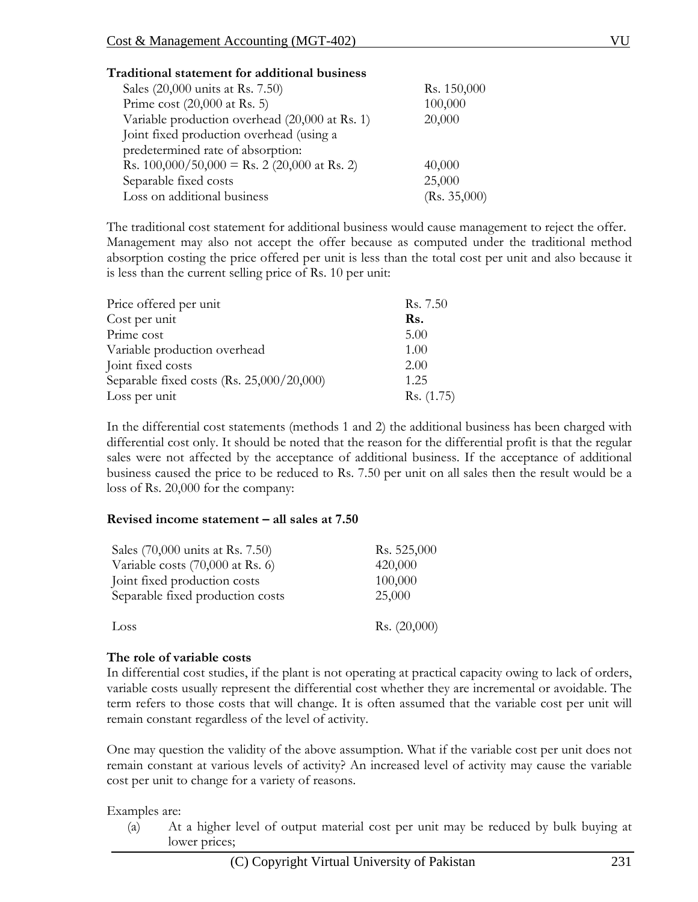**Traditional statement for additional business**

| | |
|---|---|
| Sales (20,000 units at Rs. 7.50) | Rs. 150,000 |
| Prime cost (20,000 at Rs. 5) | 100,000 |
| Variable production overhead (20,000 at Rs. 1) | 20,000 |
| Joint fixed production overhead (using a predetermined rate of absorption: Rs. 100,000/50,000 = Rs. 2 (20,000 at Rs. 2) | 40,000 |
| Separable fixed costs | 25,000 |
| Loss on additional business | (Rs. 35,000) |

The traditional cost statement for additional business would cause management to reject the offer. Management may also not accept the offer because as computed under the traditional method absorption costing the price offered per unit is less than the total cost per unit and also because it is less than the current selling price of Rs. 10 per unit:

| | |
|---|---|
| Price offered per unit | Rs. 7.50 |
| Cost per unit | **Rs.** |
| Prime cost | 5.00 |
| Variable production overhead | 1.00 |
| Joint fixed costs | 2.00 |
| Separable fixed costs (Rs. 25,000/20,000) | 1.25 |
| Loss per unit | Rs. (1.75) |

In the differential cost statements (methods 1 and 2) the additional business has been charged with differential cost only. It should be noted that the reason for the differential profit is that the regular sales were not affected by the acceptance of additional business. If the acceptance of additional business caused the price to be reduced to Rs. 7.50 per unit on all sales then the result would be a loss of Rs. 20,000 for the company:

**Revised income statement – all sales at 7.50**

| | |
|---|---|
| Sales (70,000 units at Rs. 7.50) | Rs. 525,000 |
| Variable costs (70,000 at Rs. 6) | 420,000 |
| Joint fixed production costs | 100,000 |
| Separable fixed production costs | 25,000 |
| Loss | Rs. (20,000) |

**The role of variable costs**

In differential cost studies, if the plant is not operating at practical capacity owing to lack of orders, variable costs usually represent the differential cost whether they are incremental or avoidable. The term refers to those costs that will change. It is often assumed that the variable cost per unit will remain constant regardless of the level of activity.

One may question the validity of the above assumption. What if the variable cost per unit does not remain constant at various levels of activity? An increased level of activity may cause the variable cost per unit to change for a variety of reasons.

Examples are:

(a) At a higher level of output material cost per unit may be reduced by bulk buying at lower prices;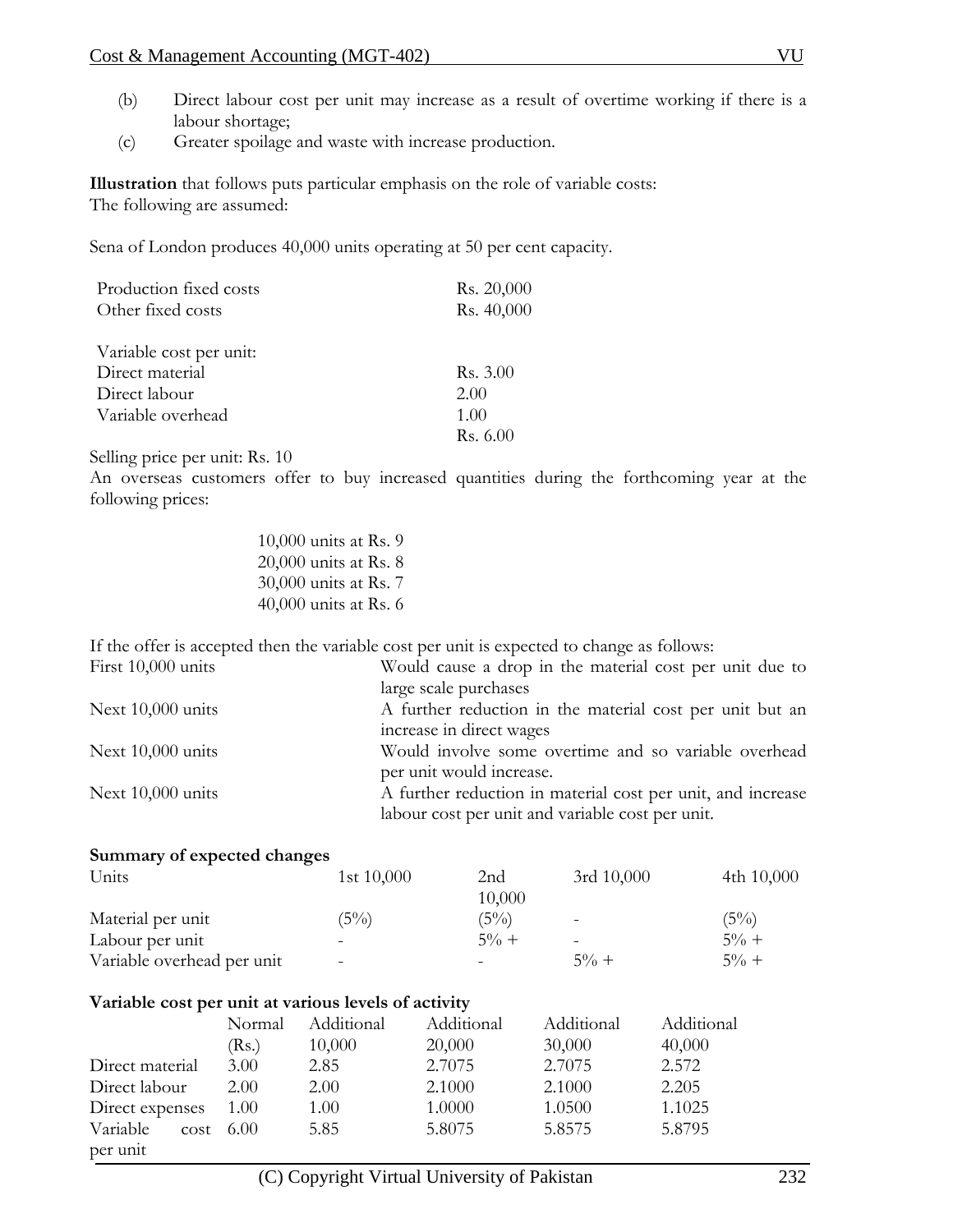(b) Direct labour cost per unit may increase as a result of overtime working if there is a labour shortage;

(c) Greater spoilage and waste with increase production.

**Illustration** that follows puts particular emphasis on the role of variable costs:
The following are assumed:

Sena of London produces 40,000 units operating at 50 per cent capacity.

| | |
|---|---|
| Production fixed costs | Rs. 20,000 |
| Other fixed costs | Rs. 40,000 |
| | |
| Variable cost per unit: | |
| Direct material | Rs. 3.00 |
| Direct labour | 2.00 |
| Variable overhead | 1.00 |
| | Rs. 6.00 |

Selling price per unit: Rs. 10

An overseas customers offer to buy increased quantities during the forthcoming year at the following prices:

10,000 units at Rs. 9
20,000 units at Rs. 8
30,000 units at Rs. 7
40,000 units at Rs. 6

If the offer is accepted then the variable cost per unit is expected to change as follows:

| | |
|---|---|
| First 10,000 units | Would cause a drop in the material cost per unit due to large scale purchases |
| Next 10,000 units | A further reduction in the material cost per unit but an increase in direct wages |
| Next 10,000 units | Would involve some overtime and so variable overhead per unit would increase. |
| Next 10,000 units | A further reduction in material cost per unit, and increase labour cost per unit and variable cost per unit. |

**Summary of expected changes**

| Units | 1st 10,000 | 2nd 10,000 | 3rd 10,000 | 4th 10,000 |
|---|---|---|---|---|
| Material per unit | (5%) | (5%) | - | (5%) |
| Labour per unit | - | 5% + | - | 5% + |
| Variable overhead per unit | - | - | 5% + | 5% + |

**Variable cost per unit at various levels of activity**

| | Normal (Rs.) | Additional 10,000 | Additional 20,000 | Additional 30,000 | Additional 40,000 |
|---|---|---|---|---|---|
| Direct material | 3.00 | 2.85 | 2.7075 | 2.7075 | 2.572 |
| Direct labour | 2.00 | 2.00 | 2.1000 | 2.1000 | 2.205 |
| Direct expenses | 1.00 | 1.00 | 1.0000 | 1.0500 | 1.1025 |
| Variable cost per unit | 6.00 | 5.85 | 5.8075 | 5.8575 | 5.8795 |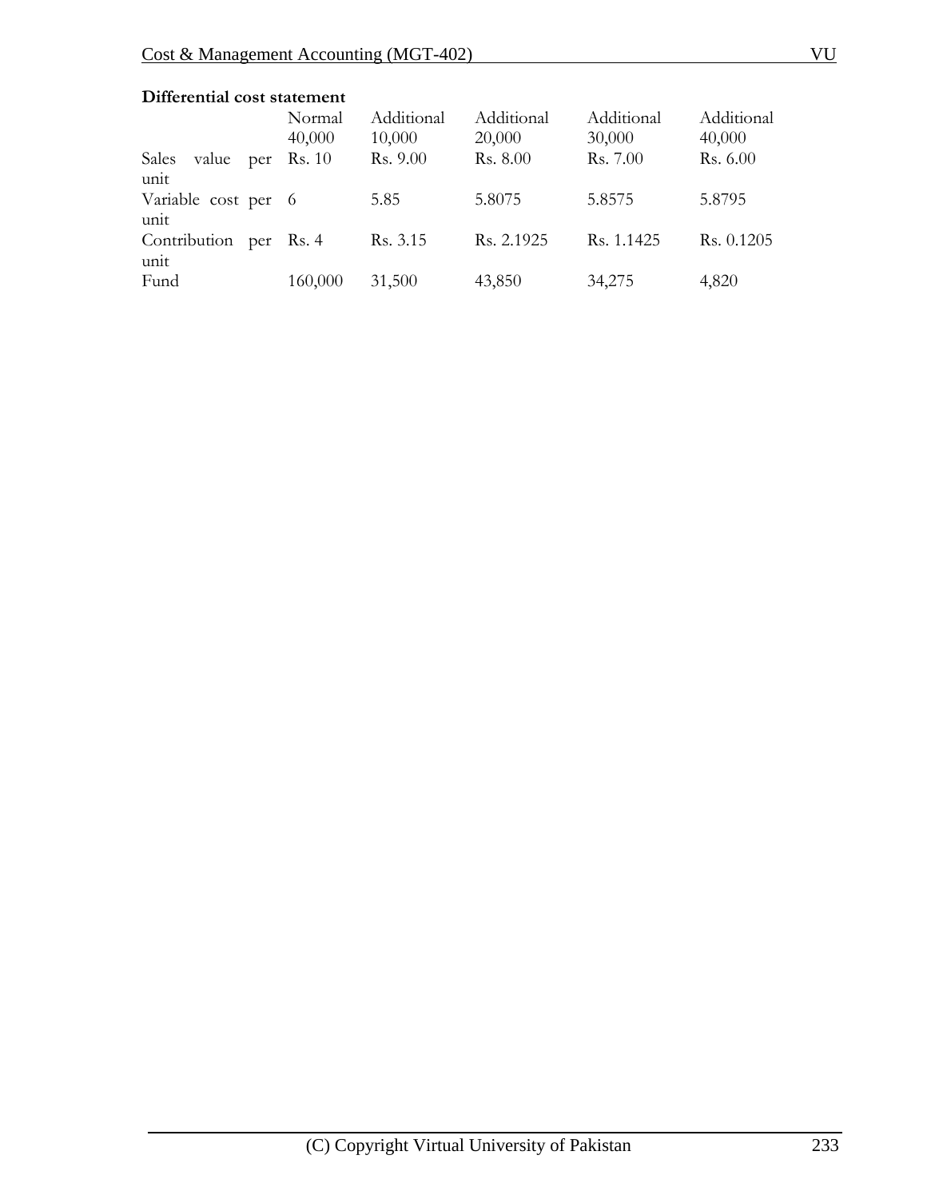**Differential cost statement**

| | Normal 40,000 | Additional 10,000 | Additional 20,000 | Additional 30,000 | Additional 40,000 |
|---|---|---|---|---|---|
| Sales value per unit | Rs. 10 | Rs. 9.00 | Rs. 8.00 | Rs. 7.00 | Rs. 6.00 |
| Variable cost per unit | 6 | 5.85 | 5.8075 | 5.8575 | 5.8795 |
| Contribution per unit | Rs. 4 | Rs. 3.15 | Rs. 2.1925 | Rs. 1.1425 | Rs. 0.1205 |
| Fund | 160,000 | 31,500 | 43,850 | 34,275 | 4,820 |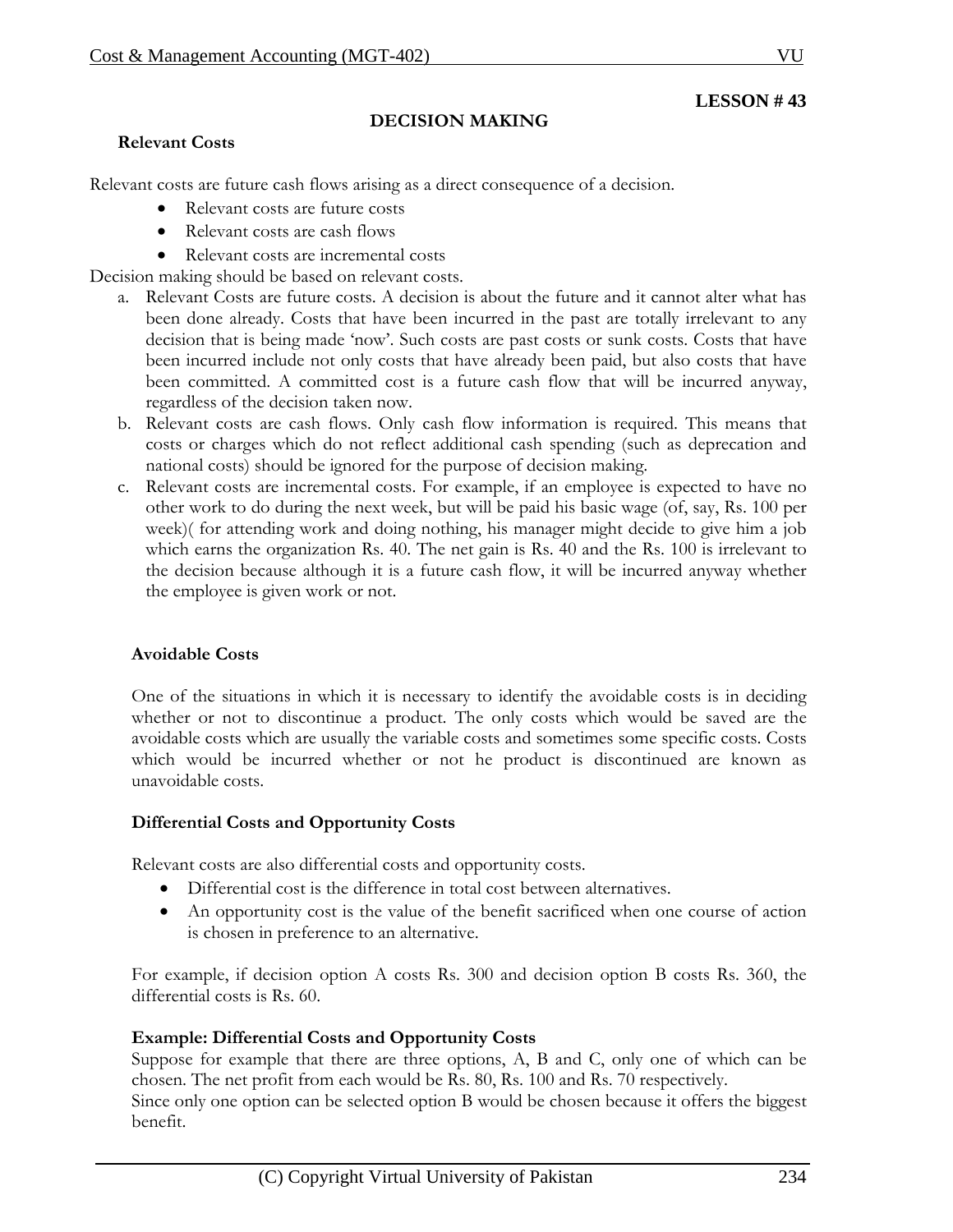**LESSON # 43**

## DECISION MAKING

### Relevant Costs

Relevant costs are future cash flows arising as a direct consequence of a decision.

- Relevant costs are future costs
- Relevant costs are cash flows
- Relevant costs are incremental costs

Decision making should be based on relevant costs.

a. Relevant Costs are future costs. A decision is about the future and it cannot alter what has been done already. Costs that have been incurred in the past are totally irrelevant to any decision that is being made 'now'. Such costs are past costs or sunk costs. Costs that have been incurred include not only costs that have already been paid, but also costs that have been committed. A committed cost is a future cash flow that will be incurred anyway, regardless of the decision taken now.
b. Relevant costs are cash flows. Only cash flow information is required. This means that costs or charges which do not reflect additional cash spending (such as deprecation and national costs) should be ignored for the purpose of decision making.
c. Relevant costs are incremental costs. For example, if an employee is expected to have no other work to do during the next week, but will be paid his basic wage (of, say, Rs. 100 per week)( for attending work and doing nothing, his manager might decide to give him a job which earns the organization Rs. 40. The net gain is Rs. 40 and the Rs. 100 is irrelevant to the decision because although it is a future cash flow, it will be incurred anyway whether the employee is given work or not.

### Avoidable Costs

One of the situations in which it is necessary to identify the avoidable costs is in deciding whether or not to discontinue a product. The only costs which would be saved are the avoidable costs which are usually the variable costs and sometimes some specific costs. Costs which would be incurred whether or not he product is discontinued are known as unavoidable costs.

### Differential Costs and Opportunity Costs

Relevant costs are also differential costs and opportunity costs.

- Differential cost is the difference in total cost between alternatives.
- An opportunity cost is the value of the benefit sacrificed when one course of action is chosen in preference to an alternative.

For example, if decision option A costs Rs. 300 and decision option B costs Rs. 360, the differential costs is Rs. 60.

**Example: Differential Costs and Opportunity Costs**

Suppose for example that there are three options, A, B and C, only one of which can be chosen. The net profit from each would be Rs. 80, Rs. 100 and Rs. 70 respectively.

Since only one option can be selected option B would be chosen because it offers the biggest benefit.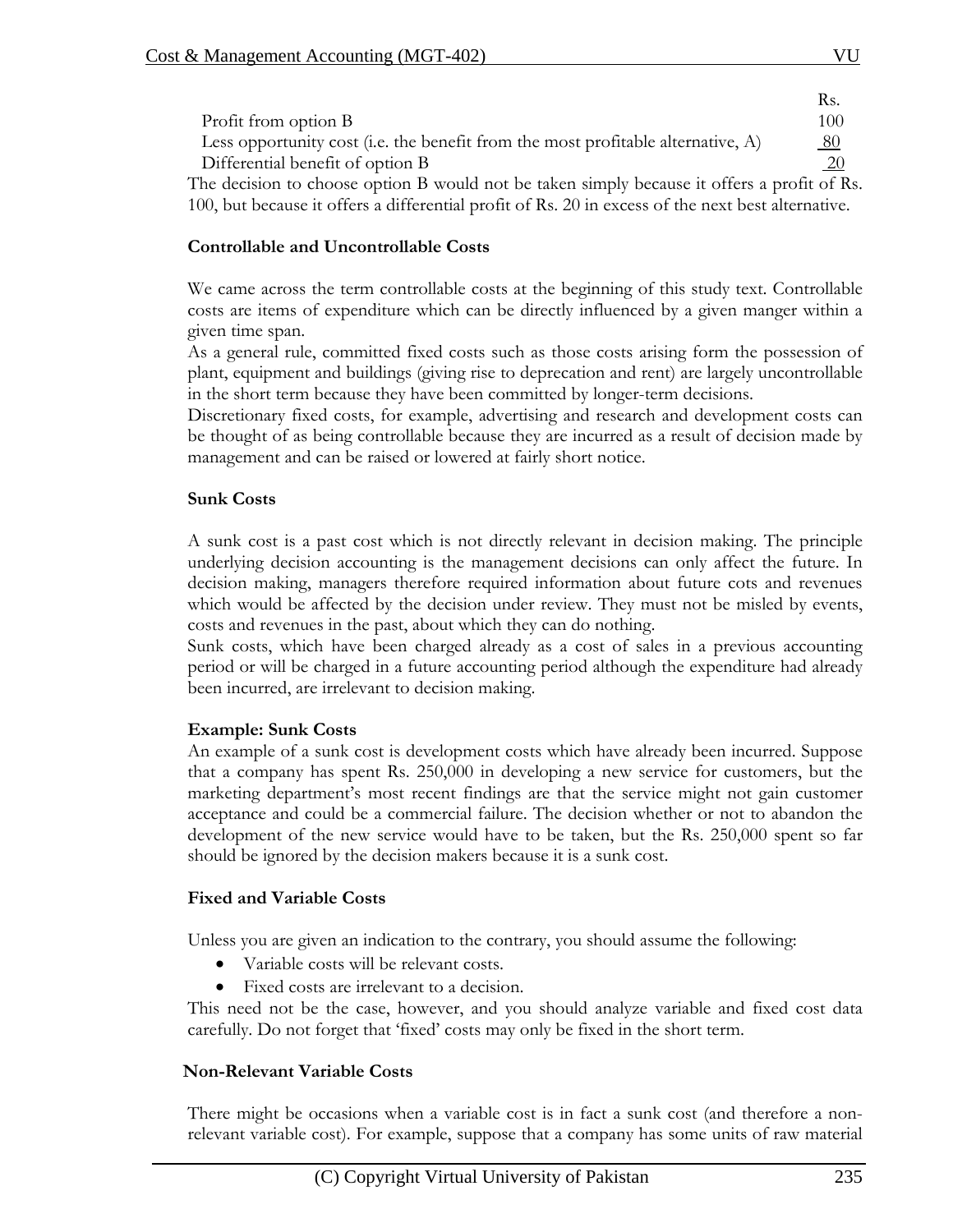| | Rs. |
|---|---|
| Profit from option B | 100 |
| Less opportunity cost (i.e. the benefit from the most profitable alternative, A) | 80 |
| Differential benefit of option B | 20 |

The decision to choose option B would not be taken simply because it offers a profit of Rs. 100, but because it offers a differential profit of Rs. 20 in excess of the next best alternative.

### Controllable and Uncontrollable Costs

We came across the term controllable costs at the beginning of this study text. Controllable costs are items of expenditure which can be directly influenced by a given manger within a given time span.

As a general rule, committed fixed costs such as those costs arising form the possession of plant, equipment and buildings (giving rise to deprecation and rent) are largely uncontrollable in the short term because they have been committed by longer-term decisions.

Discretionary fixed costs, for example, advertising and research and development costs can be thought of as being controllable because they are incurred as a result of decision made by management and can be raised or lowered at fairly short notice.

### Sunk Costs

A sunk cost is a past cost which is not directly relevant in decision making. The principle underlying decision accounting is the management decisions can only affect the future. In decision making, managers therefore required information about future cots and revenues which would be affected by the decision under review. They must not be misled by events, costs and revenues in the past, about which they can do nothing.

Sunk costs, which have been charged already as a cost of sales in a previous accounting period or will be charged in a future accounting period although the expenditure had already been incurred, are irrelevant to decision making.

**Example: Sunk Costs**

An example of a sunk cost is development costs which have already been incurred. Suppose that a company has spent Rs. 250,000 in developing a new service for customers, but the marketing department's most recent findings are that the service might not gain customer acceptance and could be a commercial failure. The decision whether or not to abandon the development of the new service would have to be taken, but the Rs. 250,000 spent so far should be ignored by the decision makers because it is a sunk cost.

### Fixed and Variable Costs

Unless you are given an indication to the contrary, you should assume the following:

- Variable costs will be relevant costs.
- Fixed costs are irrelevant to a decision.

This need not be the case, however, and you should analyze variable and fixed cost data carefully. Do not forget that 'fixed' costs may only be fixed in the short term.

### Non-Relevant Variable Costs

There might be occasions when a variable cost is in fact a sunk cost (and therefore a non-relevant variable cost). For example, suppose that a company has some units of raw material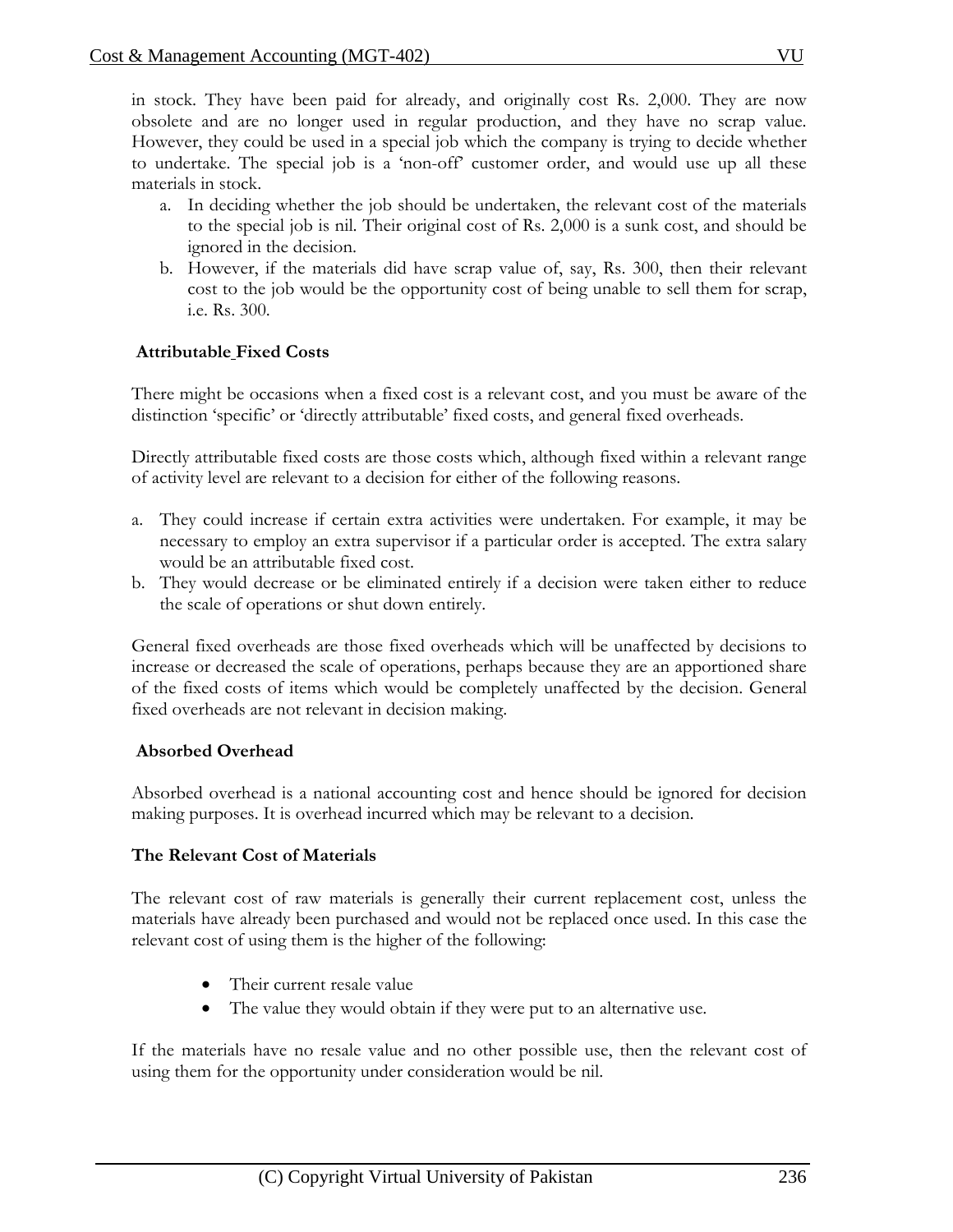in stock. They have been paid for already, and originally cost Rs. 2,000. They are now obsolete and are no longer used in regular production, and they have no scrap value. However, they could be used in a special job which the company is trying to decide whether to undertake. The special job is a 'non-off' customer order, and would use up all these materials in stock.

a. In deciding whether the job should be undertaken, the relevant cost of the materials to the special job is nil. Their original cost of Rs. 2,000 is a sunk cost, and should be ignored in the decision.
b. However, if the materials did have scrap value of, say, Rs. 300, then their relevant cost to the job would be the opportunity cost of being unable to sell them for scrap, i.e. Rs. 300.

**Attributable Fixed Costs**

There might be occasions when a fixed cost is a relevant cost, and you must be aware of the distinction 'specific' or 'directly attributable' fixed costs, and general fixed overheads.

Directly attributable fixed costs are those costs which, although fixed within a relevant range of activity level are relevant to a decision for either of the following reasons.

a. They could increase if certain extra activities were undertaken. For example, it may be necessary to employ an extra supervisor if a particular order is accepted. The extra salary would be an attributable fixed cost.
b. They would decrease or be eliminated entirely if a decision were taken either to reduce the scale of operations or shut down entirely.

General fixed overheads are those fixed overheads which will be unaffected by decisions to increase or decreased the scale of operations, perhaps because they are an apportioned share of the fixed costs of items which would be completely unaffected by the decision. General fixed overheads are not relevant in decision making.

**Absorbed Overhead**

Absorbed overhead is a national accounting cost and hence should be ignored for decision making purposes. It is overhead incurred which may be relevant to a decision.

**The Relevant Cost of Materials**

The relevant cost of raw materials is generally their current replacement cost, unless the materials have already been purchased and would not be replaced once used. In this case the relevant cost of using them is the higher of the following:

- Their current resale value
- The value they would obtain if they were put to an alternative use.

If the materials have no resale value and no other possible use, then the relevant cost of using them for the opportunity under consideration would be nil.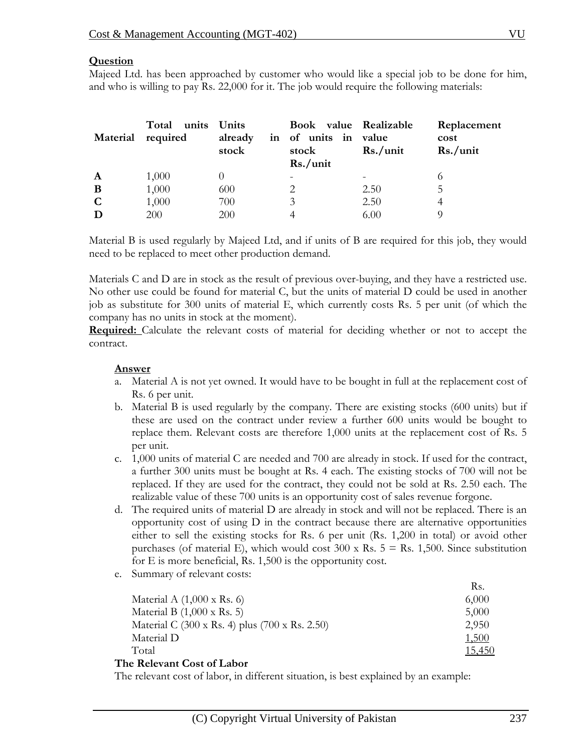**Question**

Majeed Ltd. has been approached by customer who would like a special job to be done for him, and who is willing to pay Rs. 22,000 for it. The job would require the following materials:

| Material | Total units required | Units already in stock | Book value of units in stock Rs./unit | Realizable value Rs./unit | Replacement cost Rs./unit |
|---|---|---|---|---|---|
| **A** | 1,000 | 0 | - | - | 6 |
| **B** | 1,000 | 600 | 2 | 2.50 | 5 |
| **C** | 1,000 | 700 | 3 | 2.50 | 4 |
| **D** | 200 | 200 | 4 | 6.00 | 9 |

Material B is used regularly by Majeed Ltd, and if units of B are required for this job, they would need to be replaced to meet other production demand.

Materials C and D are in stock as the result of previous over-buying, and they have a restricted use. No other use could be found for material C, but the units of material D could be used in another job as substitute for 300 units of material E, which currently costs Rs. 5 per unit (of which the company has no units in stock at the moment).

**Required:** Calculate the relevant costs of material for deciding whether or not to accept the contract.

**Answer**

a. Material A is not yet owned. It would have to be bought in full at the replacement cost of Rs. 6 per unit.

b. Material B is used regularly by the company. There are existing stocks (600 units) but if these are used on the contract under review a further 600 units would be bought to replace them. Relevant costs are therefore 1,000 units at the replacement cost of Rs. 5 per unit.

c. 1,000 units of material C are needed and 700 are already in stock. If used for the contract, a further 300 units must be bought at Rs. 4 each. The existing stocks of 700 will not be replaced. If they are used for the contract, they could not be sold at Rs. 2.50 each. The realizable value of these 700 units is an opportunity cost of sales revenue forgone.

d. The required units of material D are already in stock and will not be replaced. There is an opportunity cost of using D in the contract because there are alternative opportunities either to sell the existing stocks for Rs. 6 per unit (Rs. 1,200 in total) or avoid other purchases (of material E), which would cost 300 x Rs. 5 = Rs. 1,500. Since substitution for E is more beneficial, Rs. 1,500 is the opportunity cost.

e. Summary of relevant costs:

| | Rs. |
|---|---|
| Material A (1,000 x Rs. 6) | 6,000 |
| Material B (1,000 x Rs. 5) | 5,000 |
| Material C (300 x Rs. 4) plus (700 x Rs. 2.50) | 2,950 |
| Material D | 1,500 |
| Total | 15,450 |

**The Relevant Cost of Labor**

The relevant cost of labor, in different situation, is best explained by an example: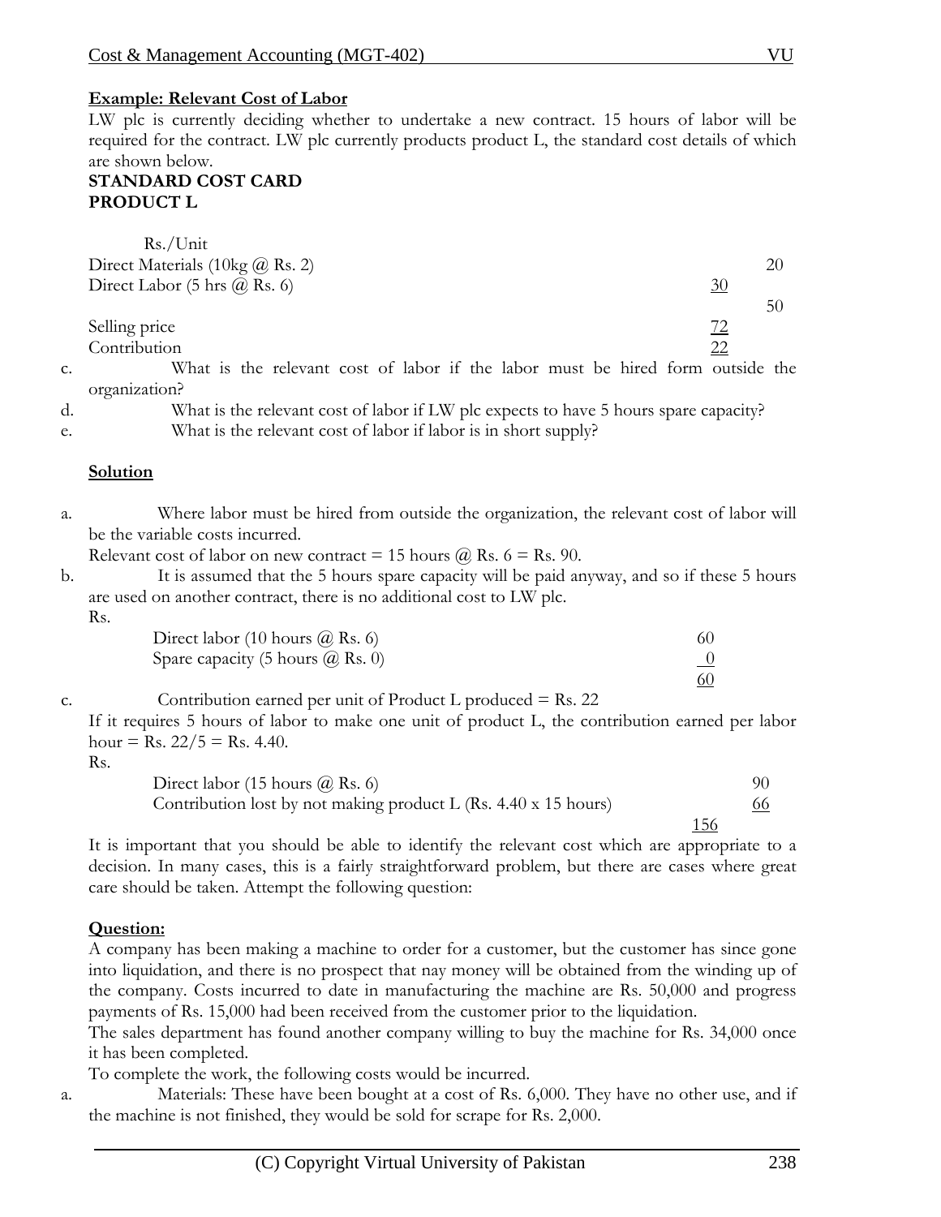**Example: Relevant Cost of Labor**

LW plc is currently deciding whether to undertake a new contract. 15 hours of labor will be required for the contract. LW plc currently products product L, the standard cost details of which are shown below.

**STANDARD COST CARD**
**PRODUCT L**

| | Rs./Unit | |
|---|---|---|
| Direct Materials (10kg @ Rs. 2) | | 20 |
| Direct Labor (5 hrs @ Rs. 6) | 30 | |
| | | 50 |
| Selling price | 72 | |
| Contribution | 22 | |

c. What is the relevant cost of labor if the labor must be hired form outside the organization?

d. What is the relevant cost of labor if LW plc expects to have 5 hours spare capacity?

e. What is the relevant cost of labor if labor is in short supply?

**Solution**

a. Where labor must be hired from outside the organization, the relevant cost of labor will be the variable costs incurred.

Relevant cost of labor on new contract = 15 hours @ Rs. 6 = Rs. 90.

b. It is assumed that the 5 hours spare capacity will be paid anyway, and so if these 5 hours are used on another contract, there is no additional cost to LW plc.

| | Rs. |
|---|---|
| Direct labor (10 hours @ Rs. 6) | 60 |
| Spare capacity (5 hours @ Rs. 0) | 0 |
| | 60 |

c. Contribution earned per unit of Product L produced = Rs. 22

If it requires 5 hours of labor to make one unit of product L, the contribution earned per labor hour = Rs. 22/5 = Rs. 4.40.

| | Rs. |
|---|---|
| Direct labor (15 hours @ Rs. 6) | 90 |
| Contribution lost by not making product L (Rs. 4.40 x 15 hours) | 66 |
| | 156 |

It is important that you should be able to identify the relevant cost which are appropriate to a decision. In many cases, this is a fairly straightforward problem, but there are cases where great care should be taken. Attempt the following question:

**Question:**

A company has been making a machine to order for a customer, but the customer has since gone into liquidation, and there is no prospect that nay money will be obtained from the winding up of the company. Costs incurred to date in manufacturing the machine are Rs. 50,000 and progress payments of Rs. 15,000 had been received from the customer prior to the liquidation.

The sales department has found another company willing to buy the machine for Rs. 34,000 once it has been completed.

To complete the work, the following costs would be incurred.

a. Materials: These have been bought at a cost of Rs. 6,000. They have no other use, and if the machine is not finished, they would be sold for scrape for Rs. 2,000.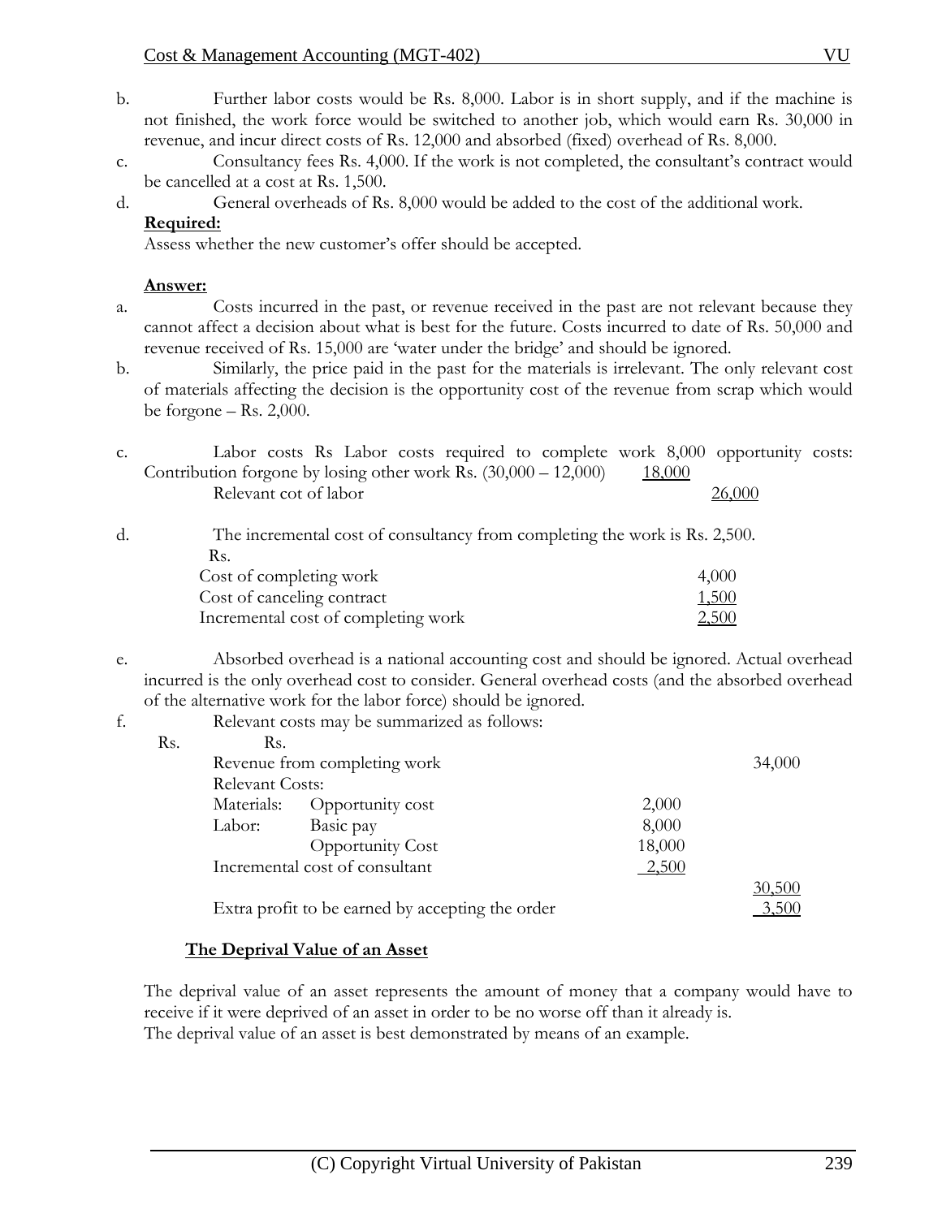b. Further labor costs would be Rs. 8,000. Labor is in short supply, and if the machine is not finished, the work force would be switched to another job, which would earn Rs. 30,000 in revenue, and incur direct costs of Rs. 12,000 and absorbed (fixed) overhead of Rs. 8,000.

c. Consultancy fees Rs. 4,000. If the work is not completed, the consultant's contract would be cancelled at a cost at Rs. 1,500.

d. General overheads of Rs. 8,000 would be added to the cost of the additional work.

**Required:**

Assess whether the new customer's offer should be accepted.

**Answer:**

a. Costs incurred in the past, or revenue received in the past are not relevant because they cannot affect a decision about what is best for the future. Costs incurred to date of Rs. 50,000 and revenue received of Rs. 15,000 are 'water under the bridge' and should be ignored.

b. Similarly, the price paid in the past for the materials is irrelevant. The only relevant cost of materials affecting the decision is the opportunity cost of the revenue from scrap which would be forgone – Rs. 2,000.

c. Labor costs Rs Labor costs required to complete work 8,000 opportunity costs: Contribution forgone by losing other work Rs. (30,000 – 12,000) 18,000

| | | |
|---|---|---|
| Relevant cot of labor | | 26,000 |

d. The incremental cost of consultancy from completing the work is Rs. 2,500.

| | Rs. |
|---|---|
| Cost of completing work | 4,000 |
| Cost of canceling contract | 1,500 |
| Incremental cost of completing work | 2,500 |

e. Absorbed overhead is a national accounting cost and should be ignored. Actual overhead incurred is the only overhead cost to consider. General overhead costs (and the absorbed overhead of the alternative work for the labor force) should be ignored.

f. Relevant costs may be summarized as follows:

| | | Rs. | Rs. |
|---|---|---|---|
| Revenue from completing work | | | 34,000 |
| Relevant Costs: | | | |
| Materials: | Opportunity cost | 2,000 | |
| Labor: | Basic pay | 8,000 | |
| | Opportunity Cost | 18,000 | |
| Incremental cost of consultant | | 2,500 | |
| | | | 30,500 |
| Extra profit to be earned by accepting the order | | | 3,500 |

**The Deprival Value of an Asset**

The deprival value of an asset represents the amount of money that a company would have to receive if it were deprived of an asset in order to be no worse off than it already is.

The deprival value of an asset is best demonstrated by means of an example.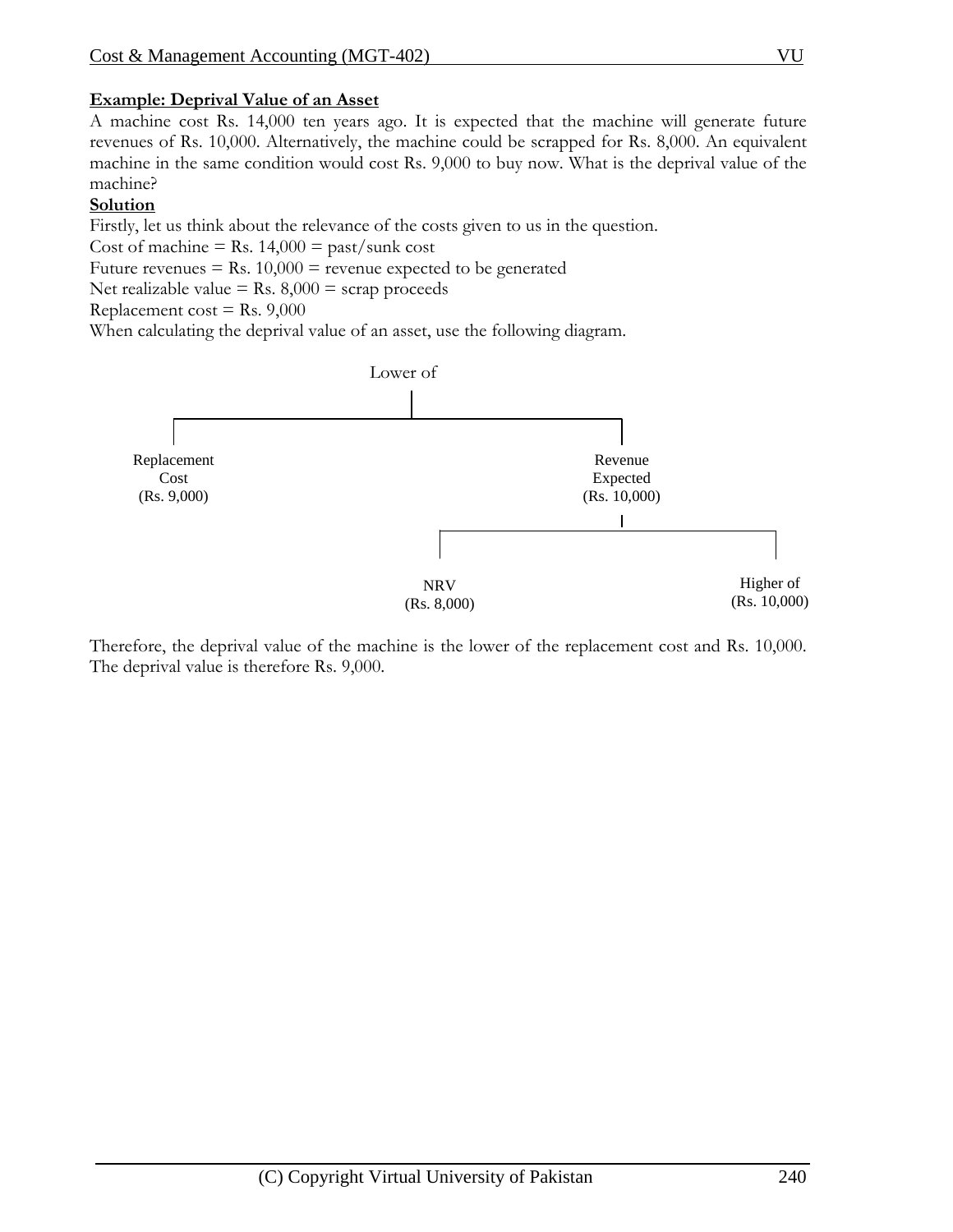**Example: Deprival Value of an Asset**

A machine cost Rs. 14,000 ten years ago. It is expected that the machine will generate future revenues of Rs. 10,000. Alternatively, the machine could be scrapped for Rs. 8,000. An equivalent machine in the same condition would cost Rs. 9,000 to buy now. What is the deprival value of the machine?

**Solution**

Firstly, let us think about the relevance of the costs given to us in the question.

Cost of machine = Rs. 14,000 = past/sunk cost

Future revenues = Rs. 10,000 = revenue expected to be generated

Net realizable value = Rs. 8,000 = scrap proceeds

Replacement cost = Rs. 9,000

When calculating the deprival value of an asset, use the following diagram.

```
                         Lower of
                            |
        +-------------------+-------------------+
        |                                       |
   Replacement                               Revenue
      Cost                                   Expected
   (Rs. 9,000)                             (Rs. 10,000)
                                                |
                                  +-------------+-------------+
                                  |                           |
                                 NRV                      Higher of
                             (Rs. 8,000)                 (Rs. 10,000)
```

Therefore, the deprival value of the machine is the lower of the replacement cost and Rs. 10,000. The deprival value is therefore Rs. 9,000.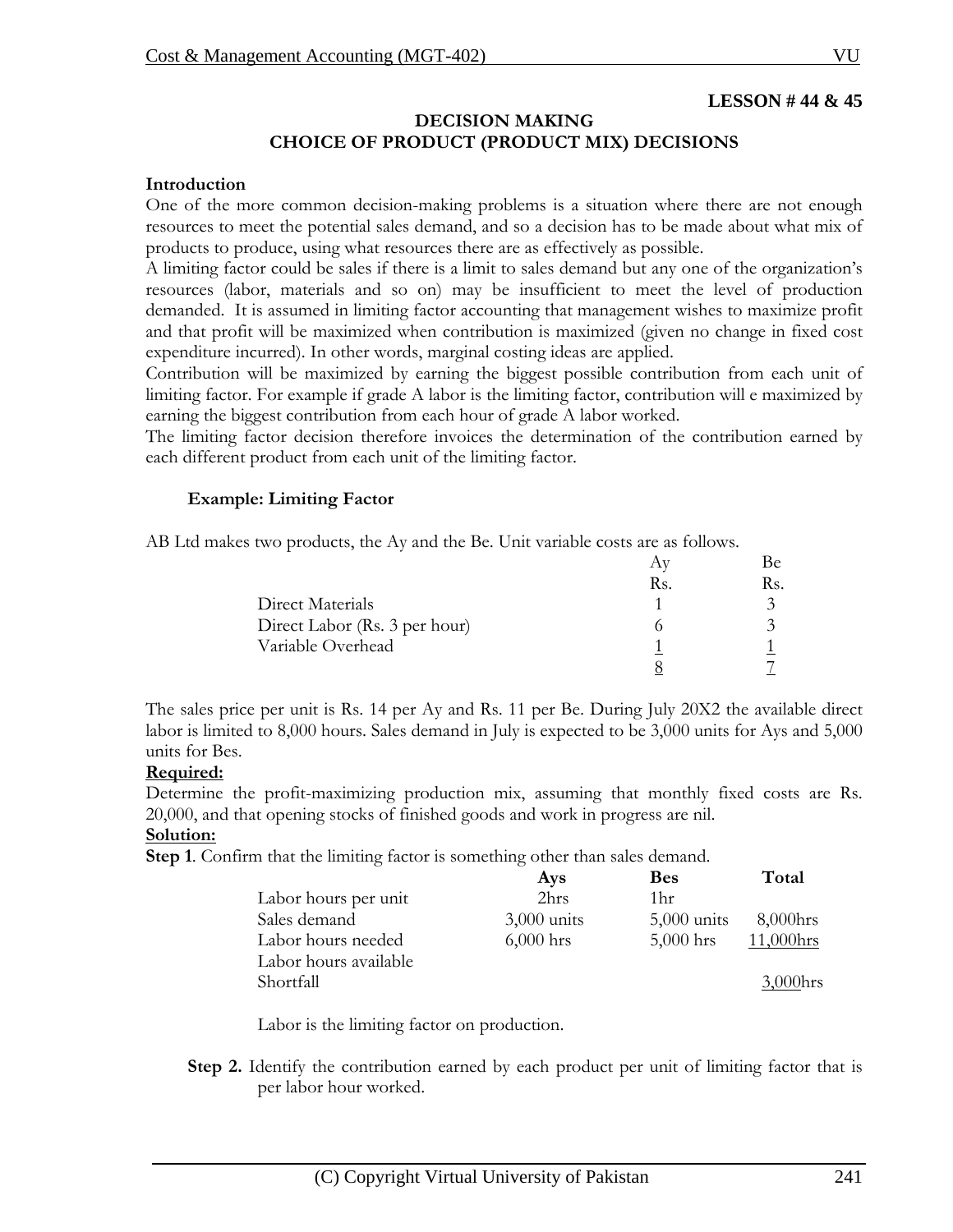**LESSON # 44 & 45**

## DECISION MAKING
## CHOICE OF PRODUCT (PRODUCT MIX) DECISIONS

### Introduction

One of the more common decision-making problems is a situation where there are not enough resources to meet the potential sales demand, and so a decision has to be made about what mix of products to produce, using what resources there are as effectively as possible.

A limiting factor could be sales if there is a limit to sales demand but any one of the organization's resources (labor, materials and so on) may be insufficient to meet the level of production demanded. It is assumed in limiting factor accounting that management wishes to maximize profit and that profit will be maximized when contribution is maximized (given no change in fixed cost expenditure incurred). In other words, marginal costing ideas are applied.

Contribution will be maximized by earning the biggest possible contribution from each unit of limiting factor. For example if grade A labor is the limiting factor, contribution will e maximized by earning the biggest contribution from each hour of grade A labor worked.

The limiting factor decision therefore invoices the determination of the contribution earned by each different product from each unit of the limiting factor.

**Example: Limiting Factor**

AB Ltd makes two products, the Ay and the Be. Unit variable costs are as follows.

| | Ay | Be |
|---|---|---|
| | Rs. | Rs. |
| Direct Materials | 1 | 3 |
| Direct Labor (Rs. 3 per hour) | 6 | 3 |
| Variable Overhead | 1 | 1 |
| | 8 | 7 |

The sales price per unit is Rs. 14 per Ay and Rs. 11 per Be. During July 20X2 the available direct labor is limited to 8,000 hours. Sales demand in July is expected to be 3,000 units for Ays and 5,000 units for Bes.

**Required:**

Determine the profit-maximizing production mix, assuming that monthly fixed costs are Rs. 20,000, and that opening stocks of finished goods and work in progress are nil.

**Solution:**

**Step 1**. Confirm that the limiting factor is something other than sales demand.

| | **Ays** | **Bes** | **Total** |
|---|---|---|---|
| Labor hours per unit | 2hrs | 1hr | |
| Sales demand | 3,000 units | 5,000 units | 8,000hrs |
| Labor hours needed | 6,000 hrs | 5,000 hrs | 11,000hrs |
| Labor hours available | | | |
| Shortfall | | | 3,000hrs |

Labor is the limiting factor on production.

**Step 2.** Identify the contribution earned by each product per unit of limiting factor that is per labor hour worked.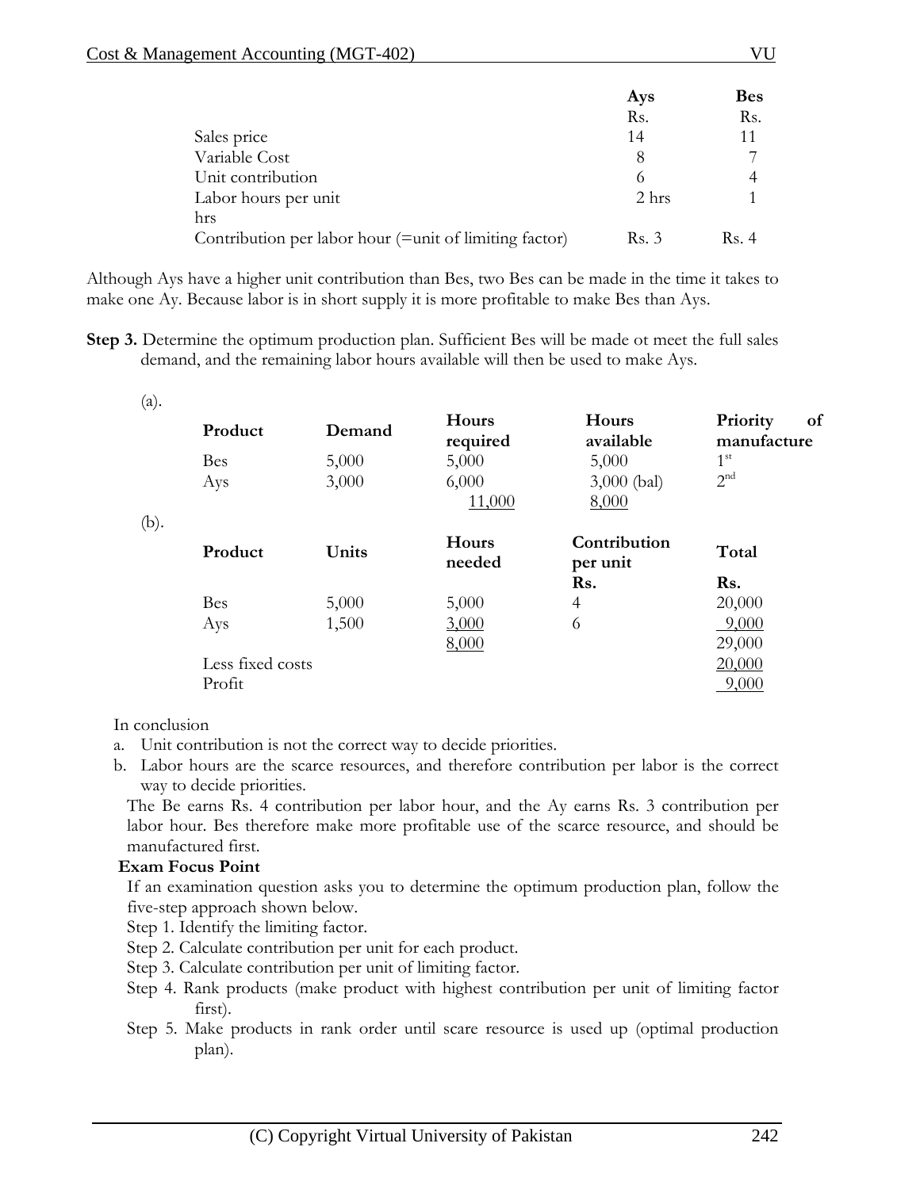| | Ays | Bes |
|---|---|---|
| | Rs. | Rs. |
| Sales price | 14 | 11 |
| Variable Cost | 8 | 7 |
| Unit contribution | 6 | 4 |
| Labor hours per unit | 2 hrs | 1 |
| hrs | | |
| Contribution per labor hour (=unit of limiting factor) | Rs. 3 | Rs. 4 |

Although Ays have a higher unit contribution than Bes, two Bes can be made in the time it takes to make one Ay. Because labor is in short supply it is more profitable to make Bes than Ays.

**Step 3.** Determine the optimum production plan. Sufficient Bes will be made ot meet the full sales demand, and the remaining labor hours available will then be used to make Ays.

(a).

| Product | Demand | Hours required | Hours available | Priority of manufacture |
|---|---|---|---|---|
| Bes | 5,000 | 5,000 | 5,000 | 1st |
| Ays | 3,000 | 6,000 | 3,000 (bal) | 2nd |
| | | 11,000 | 8,000 | |

(b).

| Product | Units | Hours needed | Contribution per unit | Total |
|---|---|---|---|---|
| | | | Rs. | Rs. |
| Bes | 5,000 | 5,000 | 4 | 20,000 |
| Ays | 1,500 | 3,000 | 6 | 9,000 |
| | | 8,000 | | 29,000 |
| Less fixed costs | | | | 20,000 |
| Profit | | | | 9,000 |

In conclusion

a. Unit contribution is not the correct way to decide priorities.
b. Labor hours are the scarce resources, and therefore contribution per labor is the correct way to decide priorities.

The Be earns Rs. 4 contribution per labor hour, and the Ay earns Rs. 3 contribution per labor hour. Bes therefore make more profitable use of the scarce resource, and should be manufactured first.

**Exam Focus Point**

If an examination question asks you to determine the optimum production plan, follow the five-step approach shown below.

Step 1. Identify the limiting factor.

Step 2. Calculate contribution per unit for each product.

Step 3. Calculate contribution per unit of limiting factor.

Step 4. Rank products (make product with highest contribution per unit of limiting factor first).

Step 5. Make products in rank order until scare resource is used up (optimal production plan).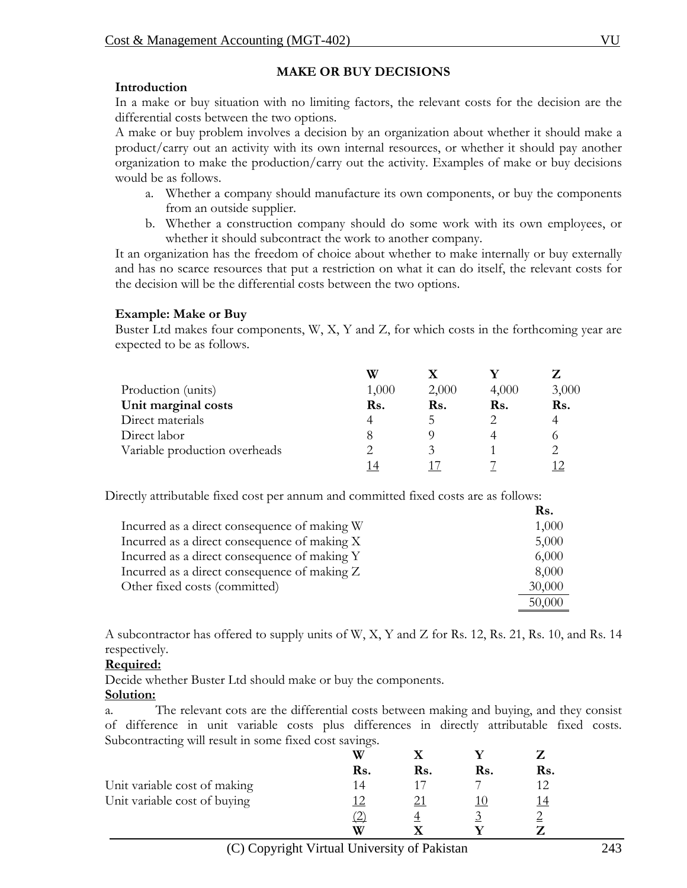## MAKE OR BUY DECISIONS

### Introduction

In a make or buy situation with no limiting factors, the relevant costs for the decision are the differential costs between the two options.

A make or buy problem involves a decision by an organization about whether it should make a product/carry out an activity with its own internal resources, or whether it should pay another organization to make the production/carry out the activity. Examples of make or buy decisions would be as follows.

a. Whether a company should manufacture its own components, or buy the components from an outside supplier.
b. Whether a construction company should do some work with its own employees, or whether it should subcontract the work to another company.

It an organization has the freedom of choice about whether to make internally or buy externally and has no scarce resources that put a restriction on what it can do itself, the relevant costs for the decision will be the differential costs between the two options.

### Example: Make or Buy

Buster Ltd makes four components, W, X, Y and Z, for which costs in the forthcoming year are expected to be as follows.

| | W | X | Y | Z |
|---|---|---|---|---|
| Production (units) | 1,000 | 2,000 | 4,000 | 3,000 |
| **Unit marginal costs** | **Rs.** | **Rs.** | **Rs.** | **Rs.** |
| Direct materials | 4 | 5 | 2 | 4 |
| Direct labor | 8 | 9 | 4 | 6 |
| Variable production overheads | 2 | 3 | 1 | 2 |
| | 14 | 17 | 7 | 12 |

Directly attributable fixed cost per annum and committed fixed costs are as follows:

| | Rs. |
|---|---|
| Incurred as a direct consequence of making W | 1,000 |
| Incurred as a direct consequence of making X | 5,000 |
| Incurred as a direct consequence of making Y | 6,000 |
| Incurred as a direct consequence of making Z | 8,000 |
| Other fixed costs (committed) | 30,000 |
| | 50,000 |

A subcontractor has offered to supply units of W, X, Y and Z for Rs. 12, Rs. 21, Rs. 10, and Rs. 14 respectively.

**Required:**

Decide whether Buster Ltd should make or buy the components.

**Solution:**

a. The relevant cots are the differential costs between making and buying, and they consist of difference in unit variable costs plus differences in directly attributable fixed costs. Subcontracting will result in some fixed cost savings.

| | W | X | Y | Z |
|---|---|---|---|---|
| | **Rs.** | **Rs.** | **Rs.** | **Rs.** |
| Unit variable cost of making | 14 | 17 | 7 | 12 |
| Unit variable cost of buying | 12 | 21 | 10 | 14 |
| | (2) | 4 | 3 | 2 |
| | **W** | **X** | **Y** | **Z** |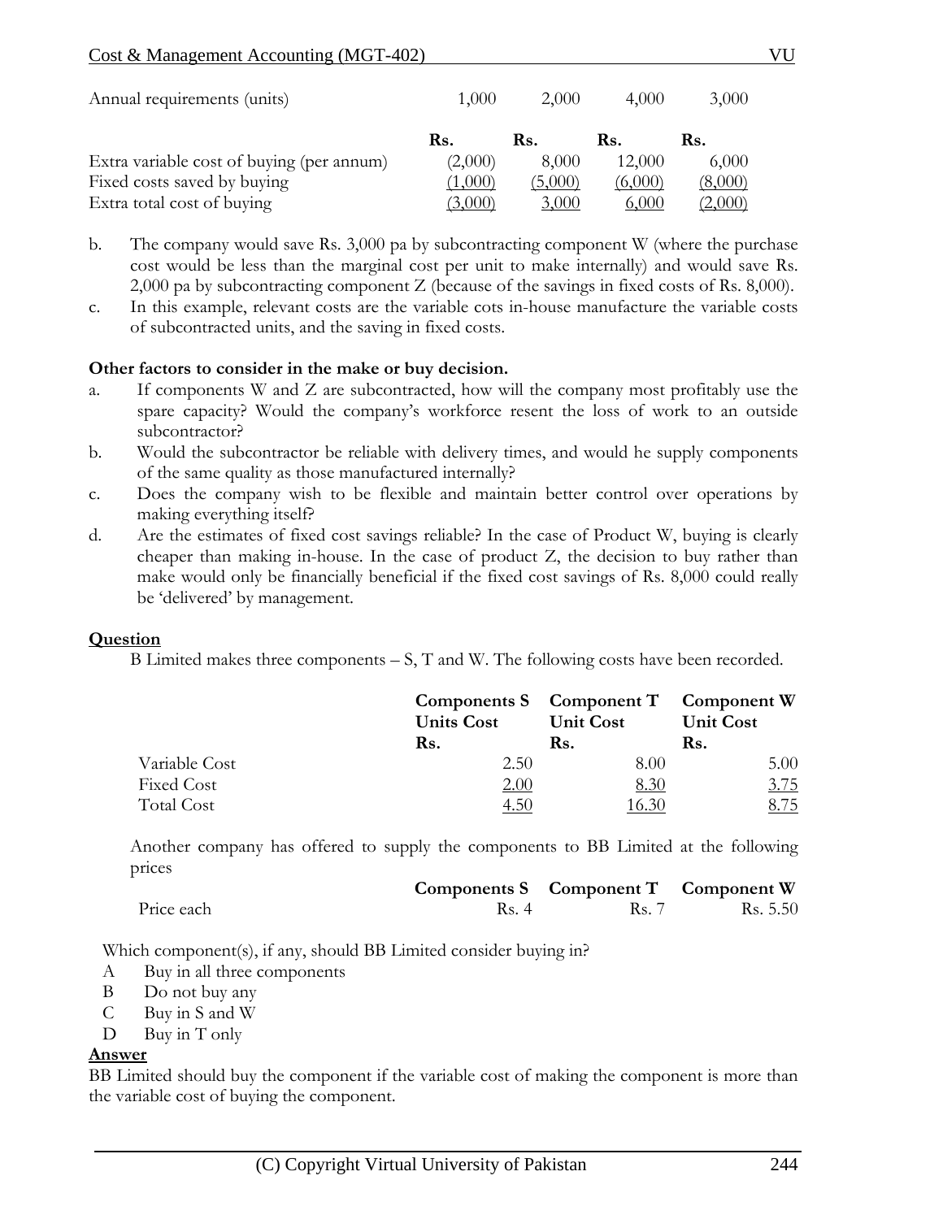| Annual requirements (units) | 1,000 | 2,000 | 4,000 | 3,000 |
|---|---|---|---|---|
| | **Rs.** | **Rs.** | **Rs.** | **Rs.** |
| Extra variable cost of buying (per annum) | (2,000) | 8,000 | 12,000 | 6,000 |
| Fixed costs saved by buying | (1,000) | (5,000) | (6,000) | (8,000) |
| Extra total cost of buying | (3,000) | 3,000 | 6,000 | (2,000) |

b. The company would save Rs. 3,000 pa by subcontracting component W (where the purchase cost would be less than the marginal cost per unit to make internally) and would save Rs. 2,000 pa by subcontracting component Z (because of the savings in fixed costs of Rs. 8,000).

c. In this example, relevant costs are the variable cots in-house manufacture the variable costs of subcontracted units, and the saving in fixed costs.

**Other factors to consider in the make or buy decision.**

a. If components W and Z are subcontracted, how will the company most profitably use the spare capacity? Would the company's workforce resent the loss of work to an outside subcontractor?

b. Would the subcontractor be reliable with delivery times, and would he supply components of the same quality as those manufactured internally?

c. Does the company wish to be flexible and maintain better control over operations by making everything itself?

d. Are the estimates of fixed cost savings reliable? In the case of Product W, buying is clearly cheaper than making in-house. In the case of product Z, the decision to buy rather than make would only be financially beneficial if the fixed cost savings of Rs. 8,000 could really be 'delivered' by management.

**Question**

B Limited makes three components – S, T and W. The following costs have been recorded.

| | **Components S Units Cost Rs.** | **Component T Unit Cost Rs.** | **Component W Unit Cost Rs.** |
|---|---|---|---|
| Variable Cost | 2.50 | 8.00 | 5.00 |
| Fixed Cost | 2.00 | 8.30 | 3.75 |
| Total Cost | 4.50 | 16.30 | 8.75 |

Another company has offered to supply the components to BB Limited at the following prices

| | **Components S** | **Component T** | **Component W** |
|---|---|---|---|
| Price each | Rs. 4 | Rs. 7 | Rs. 5.50 |

Which component(s), if any, should BB Limited consider buying in?

A Buy in all three components
B Do not buy any
C Buy in S and W
D Buy in T only

**Answer**

BB Limited should buy the component if the variable cost of making the component is more than the variable cost of buying the component.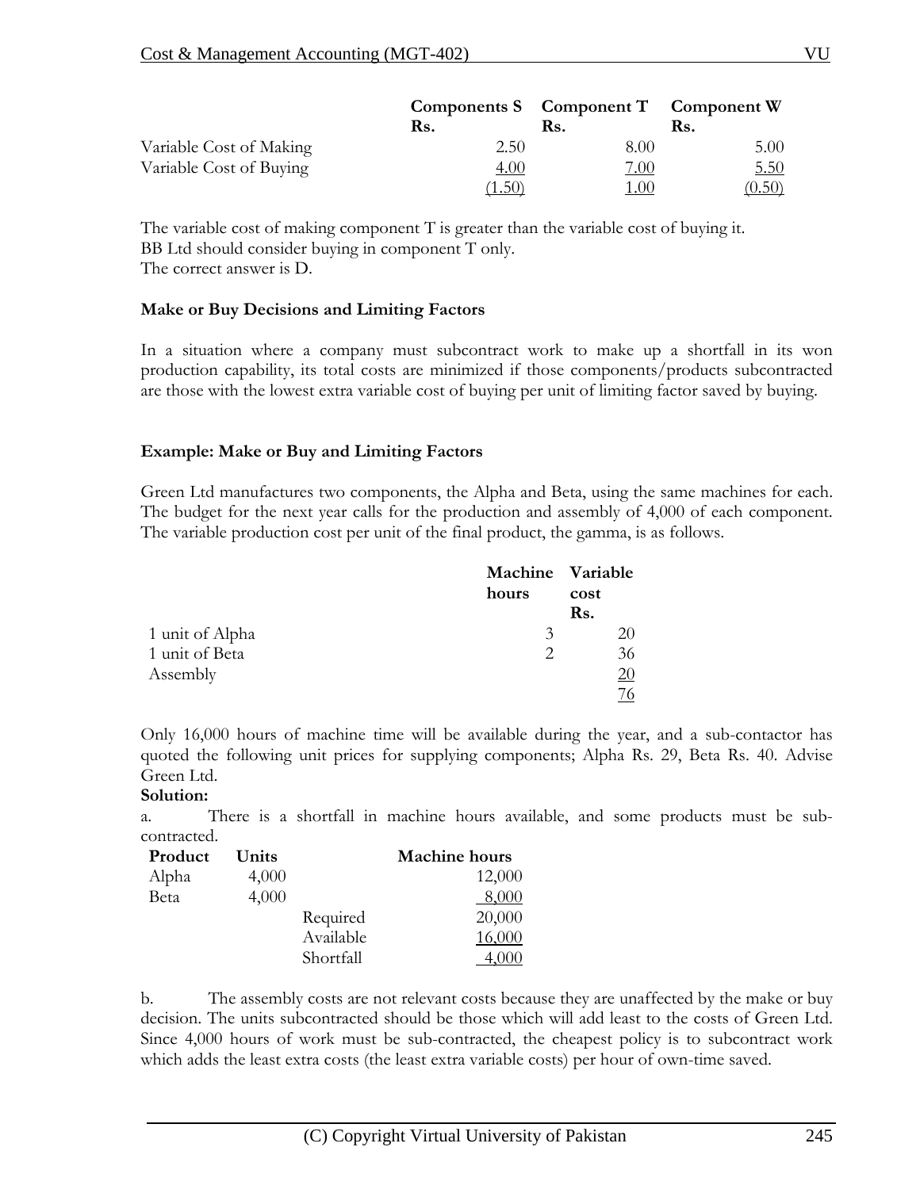| | Components S | Component T | Component W |
|---|---|---|---|
| | Rs. | Rs. | Rs. |
| Variable Cost of Making | 2.50 | 8.00 | 5.00 |
| Variable Cost of Buying | 4.00 | 7.00 | 5.50 |
| | (1.50) | 1.00 | (0.50) |

The variable cost of making component T is greater than the variable cost of buying it.
BB Ltd should consider buying in component T only.
The correct answer is D.

**Make or Buy Decisions and Limiting Factors**

In a situation where a company must subcontract work to make up a shortfall in its won production capability, its total costs are minimized if those components/products subcontracted are those with the lowest extra variable cost of buying per unit of limiting factor saved by buying.

**Example: Make or Buy and Limiting Factors**

Green Ltd manufactures two components, the Alpha and Beta, using the same machines for each. The budget for the next year calls for the production and assembly of 4,000 of each component. The variable production cost per unit of the final product, the gamma, is as follows.

| | Machine hours | Variable cost |
|---|---|---|
| | | Rs. |
| 1 unit of Alpha | 3 | 20 |
| 1 unit of Beta | 2 | 36 |
| Assembly | | 20 |
| | | 76 |

Only 16,000 hours of machine time will be available during the year, and a sub-contactor has quoted the following unit prices for supplying components; Alpha Rs. 29, Beta Rs. 40. Advise Green Ltd.

**Solution:**

a. There is a shortfall in machine hours available, and some products must be sub-contracted.

| Product | Units | | Machine hours |
|---|---|---|---|
| Alpha | 4,000 | | 12,000 |
| Beta | 4,000 | | 8,000 |
| | | Required | 20,000 |
| | | Available | 16,000 |
| | | Shortfall | 4,000 |

b. The assembly costs are not relevant costs because they are unaffected by the make or buy decision. The units subcontracted should be those which will add least to the costs of Green Ltd. Since 4,000 hours of work must be sub-contracted, the cheapest policy is to subcontract work which adds the least extra costs (the least extra variable costs) per hour of own-time saved.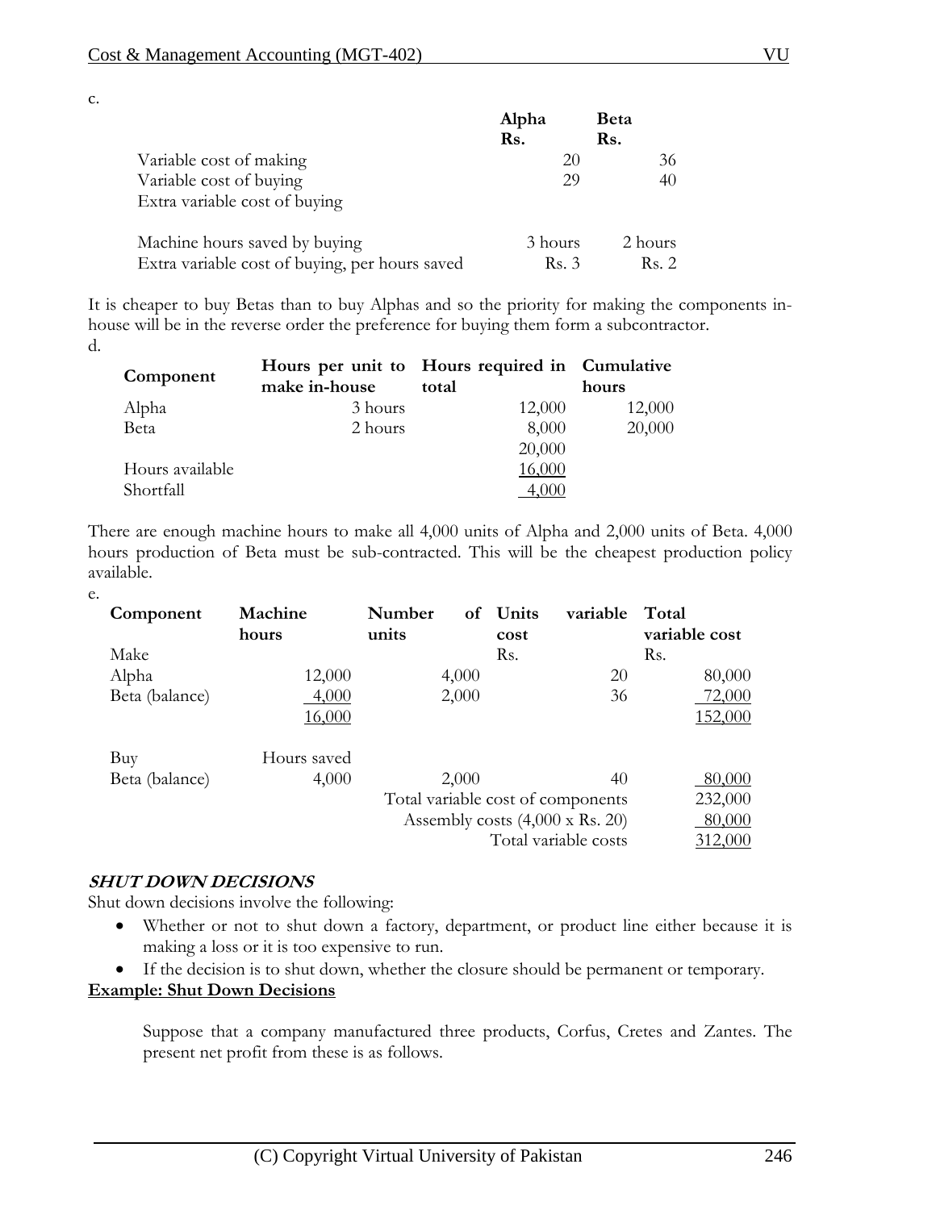c.

| | Alpha Rs. | Beta Rs. |
|---|---|---|
| Variable cost of making | 20 | 36 |
| Variable cost of buying | 29 | 40 |
| Extra variable cost of buying | | |
| | | |
| Machine hours saved by buying | 3 hours | 2 hours |
| Extra variable cost of buying, per hours saved | Rs. 3 | Rs. 2 |

It is cheaper to buy Betas than to buy Alphas and so the priority for making the components in-house will be in the reverse order the preference for buying them form a subcontractor.

d.

| Component | Hours per unit to make in-house | Hours required in total | Cumulative hours |
|---|---|---|---|
| Alpha | 3 hours | 12,000 | 12,000 |
| Beta | 2 hours | 8,000 | 20,000 |
| | | 20,000 | |
| Hours available | | 16,000 | |
| Shortfall | | 4,000 | |

There are enough machine hours to make all 4,000 units of Alpha and 2,000 units of Beta. 4,000 hours production of Beta must be sub-contracted. This will be the cheapest production policy available.

e.

| Component | Machine hours | Number of units | Units variable cost | Total variable cost |
|---|---|---|---|---|
| Make | | | Rs. | Rs. |
| Alpha | 12,000 | 4,000 | 20 | 80,000 |
| Beta (balance) | 4,000 | 2,000 | 36 | 72,000 |
| | 16,000 | | | 152,000 |
| | | | | |
| Buy | Hours saved | | | |
| Beta (balance) | 4,000 | 2,000 | 40 | 80,000 |
| | | Total variable cost of components | | 232,000 |
| | | Assembly costs (4,000 x Rs. 20) | | 80,000 |
| | | Total variable costs | | 312,000 |

## ***SHUT DOWN DECISIONS***

Shut down decisions involve the following:

- Whether or not to shut down a factory, department, or product line either because it is making a loss or it is too expensive to run.
- If the decision is to shut down, whether the closure should be permanent or temporary.

**Example: Shut Down Decisions**

Suppose that a company manufactured three products, Corfus, Cretes and Zantes. The present net profit from these is as follows.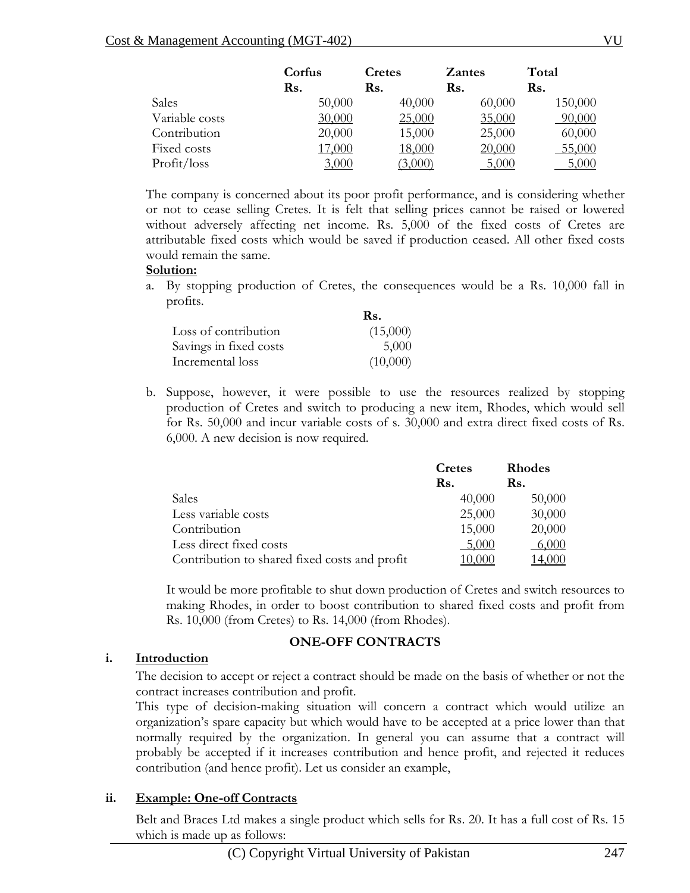| | Corfus | Cretes | Zantes | Total |
|---|---|---|---|---|
| | Rs. | Rs. | Rs. | Rs. |
| Sales | 50,000 | 40,000 | 60,000 | 150,000 |
| Variable costs | 30,000 | 25,000 | 35,000 | 90,000 |
| Contribution | 20,000 | 15,000 | 25,000 | 60,000 |
| Fixed costs | 17,000 | 18,000 | 20,000 | 55,000 |
| Profit/loss | 3,000 | (3,000) | 5,000 | 5,000 |

The company is concerned about its poor profit performance, and is considering whether or not to cease selling Cretes. It is felt that selling prices cannot be raised or lowered without adversely affecting net income. Rs. 5,000 of the fixed costs of Cretes are attributable fixed costs which would be saved if production ceased. All other fixed costs would remain the same.

**Solution:**

a. By stopping production of Cretes, the consequences would be a Rs. 10,000 fall in profits.

| | Rs. |
|---|---|
| Loss of contribution | (15,000) |
| Savings in fixed costs | 5,000 |
| Incremental loss | (10,000) |

b. Suppose, however, it were possible to use the resources realized by stopping production of Cretes and switch to producing a new item, Rhodes, which would sell for Rs. 50,000 and incur variable costs of s. 30,000 and extra direct fixed costs of Rs. 6,000. A new decision is now required.

| | Cretes | Rhodes |
|---|---|---|
| | Rs. | Rs. |
| Sales | 40,000 | 50,000 |
| Less variable costs | 25,000 | 30,000 |
| Contribution | 15,000 | 20,000 |
| Less direct fixed costs | 5,000 | 6,000 |
| Contribution to shared fixed costs and profit | 10,000 | 14,000 |

It would be more profitable to shut down production of Cretes and switch resources to making Rhodes, in order to boost contribution to shared fixed costs and profit from Rs. 10,000 (from Cretes) to Rs. 14,000 (from Rhodes).

## ONE-OFF CONTRACTS

### i. Introduction

The decision to accept or reject a contract should be made on the basis of whether or not the contract increases contribution and profit.

This type of decision-making situation will concern a contract which would utilize an organization's spare capacity but which would have to be accepted at a price lower than that normally required by the organization. In general you can assume that a contract will probably be accepted if it increases contribution and hence profit, and rejected it reduces contribution (and hence profit). Let us consider an example,

### ii. Example: One-off Contracts

Belt and Braces Ltd makes a single product which sells for Rs. 20. It has a full cost of Rs. 15 which is made up as follows: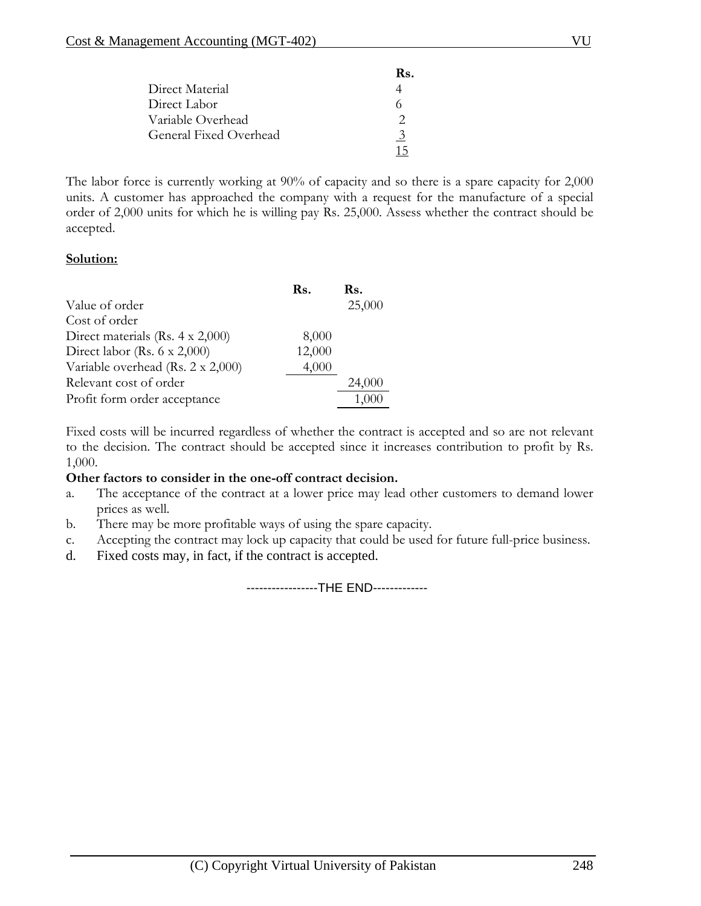| | Rs. |
|---|---|
| Direct Material | 4 |
| Direct Labor | 6 |
| Variable Overhead | 2 |
| General Fixed Overhead | 3 |
| | 15 |

The labor force is currently working at 90% of capacity and so there is a spare capacity for 2,000 units. A customer has approached the company with a request for the manufacture of a special order of 2,000 units for which he is willing pay Rs. 25,000. Assess whether the contract should be accepted.

**Solution:**

| | Rs. | Rs. |
|---|---|---|
| Value of order | | 25,000 |
| Cost of order | | |
| Direct materials (Rs. 4 x 2,000) | 8,000 | |
| Direct labor (Rs. 6 x 2,000) | 12,000 | |
| Variable overhead (Rs. 2 x 2,000) | 4,000 | |
| Relevant cost of order | | 24,000 |
| Profit form order acceptance | | 1,000 |

Fixed costs will be incurred regardless of whether the contract is accepted and so are not relevant to the decision. The contract should be accepted since it increases contribution to profit by Rs. 1,000.

**Other factors to consider in the one-off contract decision.**

a. The acceptance of the contract at a lower price may lead other customers to demand lower prices as well.
b. There may be more profitable ways of using the spare capacity.
c. Accepting the contract may lock up capacity that could be used for future full-price business.
d. Fixed costs may, in fact, if the contract is accepted.

-----------------THE END-------------